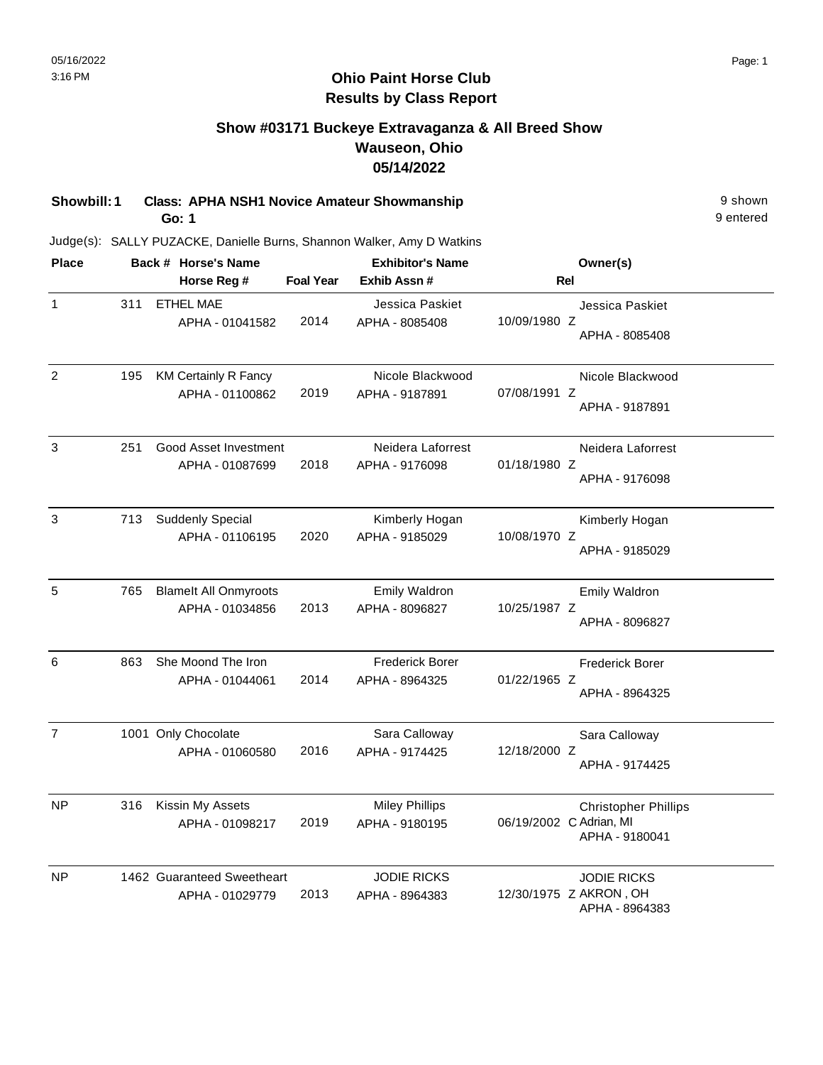# Ohio Paint Horse Club
## Results by Class Report

### Show #03171 Buckeye Extravaganza & All Breed Show
### Wauseon, Ohio
### 05/14/2022

**Showbill: 1 Class: APHA NSH1 Novice Amateur Showmanship** — 9 shown
**Go: 1** — 9 entered

Judge(s): SALLY PUZACKE, Danielle Burns, Shannon Walker, Amy D Watkins

| Place | Back # | Horse's Name / Horse Reg # | Foal Year | Exhibitor's Name / Exhib Assn # | Rel | Owner(s) |
|---|---|---|---|---|---|---|
| 1 | 311 | ETHEL MAE<br>APHA - 01041582 | 2014 | Jessica Paskiet<br>APHA - 8085408 | 10/09/1980 Z | Jessica Paskiet<br>APHA - 8085408 |
| 2 | 195 | KM Certainly R Fancy<br>APHA - 01100862 | 2019 | Nicole Blackwood<br>APHA - 9187891 | 07/08/1991 Z | Nicole Blackwood<br>APHA - 9187891 |
| 3 | 251 | Good Asset Investment<br>APHA - 01087699 | 2018 | Neidera Laforrest<br>APHA - 9176098 | 01/18/1980 Z | Neidera Laforrest<br>APHA - 9176098 |
| 3 | 713 | Suddenly Special<br>APHA - 01106195 | 2020 | Kimberly Hogan<br>APHA - 9185029 | 10/08/1970 Z | Kimberly Hogan<br>APHA - 9185029 |
| 5 | 765 | BlameIt All Onmyroots<br>APHA - 01034856 | 2013 | Emily Waldron<br>APHA - 8096827 | 10/25/1987 Z | Emily Waldron<br>APHA - 8096827 |
| 6 | 863 | She Moond The Iron<br>APHA - 01044061 | 2014 | Frederick Borer<br>APHA - 8964325 | 01/22/1965 Z | Frederick Borer<br>APHA - 8964325 |
| 7 | 1001 | Only Chocolate<br>APHA - 01060580 | 2016 | Sara Calloway<br>APHA - 9174425 | 12/18/2000 Z | Sara Calloway<br>APHA - 9174425 |
| NP | 316 | Kissin My Assets<br>APHA - 01098217 | 2019 | Miley Phillips<br>APHA - 9180195 | 06/19/2002 C | Christopher Phillips<br>Adrian, MI<br>APHA - 9180041 |
| NP | 1462 | Guaranteed Sweetheart<br>APHA - 01029779 | 2013 | JODIE RICKS<br>APHA - 8964383 | 12/30/1975 Z | JODIE RICKS<br>AKRON , OH<br>APHA - 8964383 |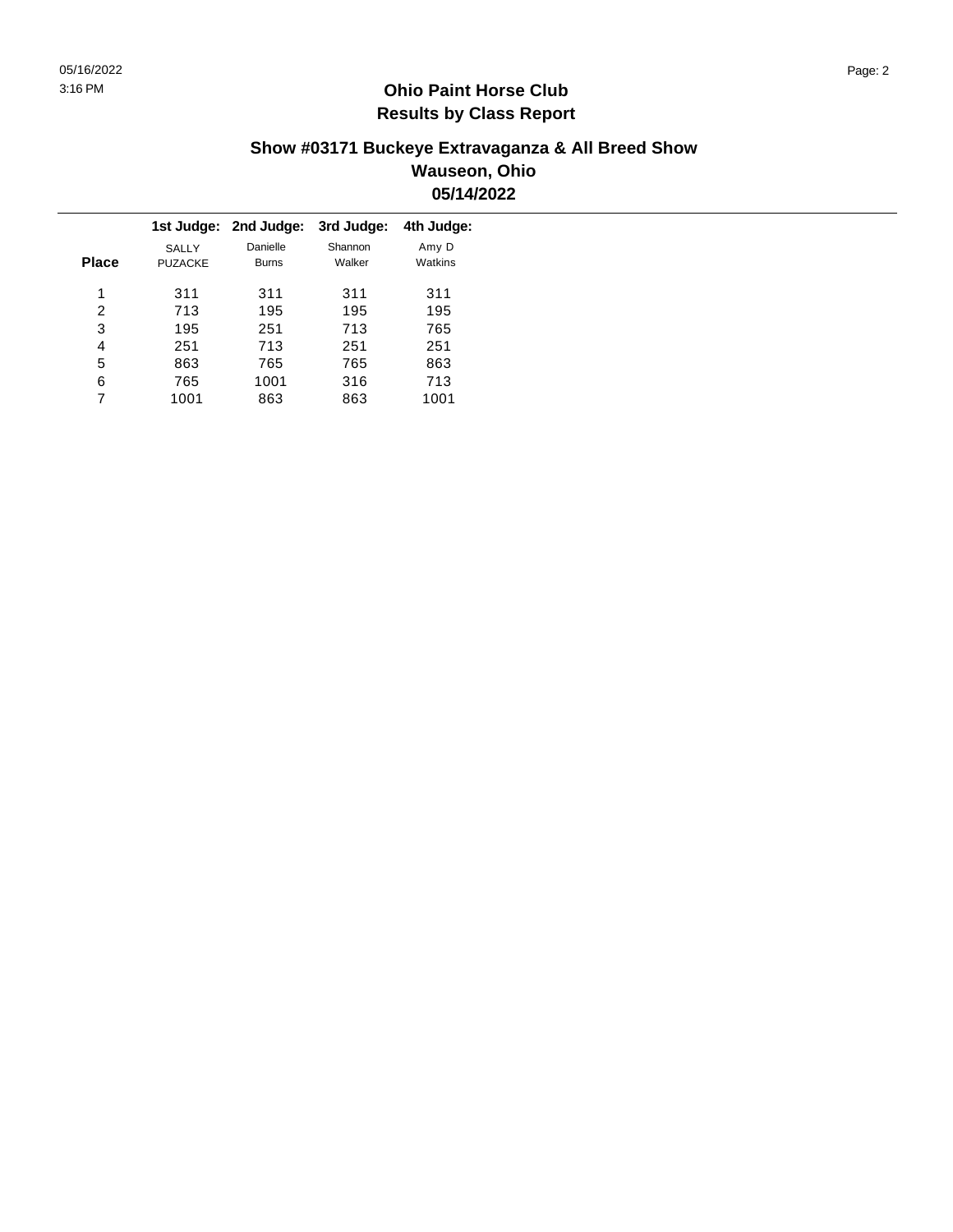# Ohio Paint Horse Club
# Results by Class Report

## Show #03171 Buckeye Extravaganza & All Breed Show
## Wauseon, Ohio
## 05/14/2022

| Place | 1st Judge: SALLY PUZACKE | 2nd Judge: Danielle Burns | 3rd Judge: Shannon Walker | 4th Judge: Amy D Watkins |
|---|---|---|---|---|
| 1 | 311 | 311 | 311 | 311 |
| 2 | 713 | 195 | 195 | 195 |
| 3 | 195 | 251 | 713 | 765 |
| 4 | 251 | 713 | 251 | 251 |
| 5 | 863 | 765 | 765 | 863 |
| 6 | 765 | 1001 | 316 | 713 |
| 7 | 1001 | 863 | 863 | 1001 |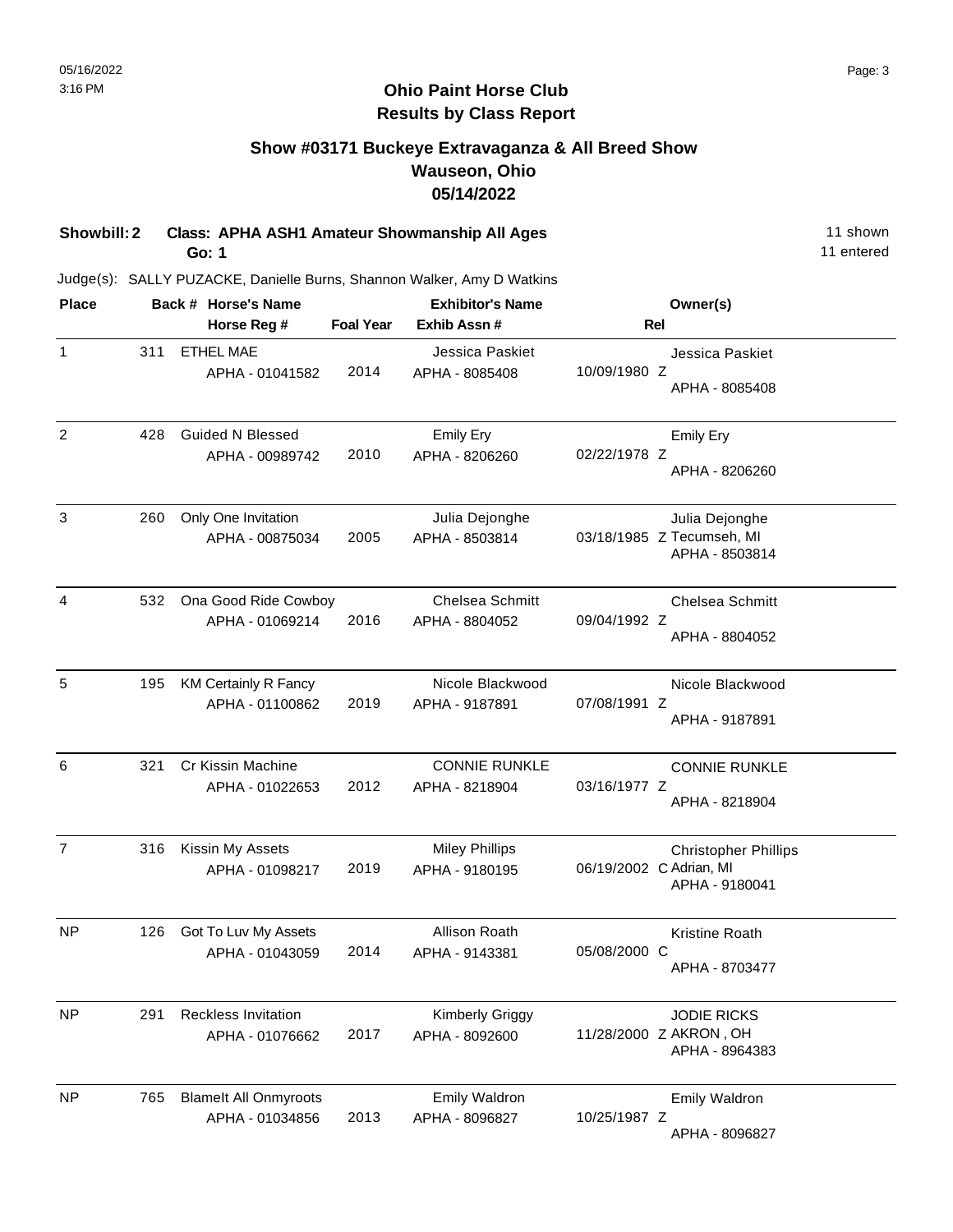# Ohio Paint Horse Club
## Results by Class Report

### Show #03171 Buckeye Extravaganza & All Breed Show
### Wauseon, Ohio
### 05/14/2022

**Showbill: 2 Class: APHA ASH1 Amateur Showmanship All Ages** — 11 shown, 11 entered
**Go: 1**

Judge(s): SALLY PUZACKE, Danielle Burns, Shannon Walker, Amy D Watkins

| Place | Back # | Horse's Name / Horse Reg # | Foal Year | Exhibitor's Name / Exhib Assn # | Rel | Owner(s) |
|---|---|---|---|---|---|---|
| 1 | 311 | ETHEL MAE<br>APHA - 01041582 | 2014 | Jessica Paskiet<br>APHA - 8085408 | 10/09/1980 Z | Jessica Paskiet<br>APHA - 8085408 |
| 2 | 428 | Guided N Blessed<br>APHA - 00989742 | 2010 | Emily Ery<br>APHA - 8206260 | 02/22/1978 Z | Emily Ery<br>APHA - 8206260 |
| 3 | 260 | Only One Invitation<br>APHA - 00875034 | 2005 | Julia Dejonghe<br>APHA - 8503814 | 03/18/1985 Z | Julia Dejonghe<br>Tecumseh, MI<br>APHA - 8503814 |
| 4 | 532 | Ona Good Ride Cowboy<br>APHA - 01069214 | 2016 | Chelsea Schmitt<br>APHA - 8804052 | 09/04/1992 Z | Chelsea Schmitt<br>APHA - 8804052 |
| 5 | 195 | KM Certainly R Fancy<br>APHA - 01100862 | 2019 | Nicole Blackwood<br>APHA - 9187891 | 07/08/1991 Z | Nicole Blackwood<br>APHA - 9187891 |
| 6 | 321 | Cr Kissin Machine<br>APHA - 01022653 | 2012 | CONNIE RUNKLE<br>APHA - 8218904 | 03/16/1977 Z | CONNIE RUNKLE<br>APHA - 8218904 |
| 7 | 316 | Kissin My Assets<br>APHA - 01098217 | 2019 | Miley Phillips<br>APHA - 9180195 | 06/19/2002 C | Christopher Phillips<br>Adrian, MI<br>APHA - 9180041 |
| NP | 126 | Got To Luv My Assets<br>APHA - 01043059 | 2014 | Allison Roath<br>APHA - 9143381 | 05/08/2000 C | Kristine Roath<br>APHA - 8703477 |
| NP | 291 | Reckless Invitation<br>APHA - 01076662 | 2017 | Kimberly Griggy<br>APHA - 8092600 | 11/28/2000 Z | JODIE RICKS<br>AKRON , OH<br>APHA - 8964383 |
| NP | 765 | BlameIt All Onmyroots<br>APHA - 01034856 | 2013 | Emily Waldron<br>APHA - 8096827 | 10/25/1987 Z | Emily Waldron<br>APHA - 8096827 |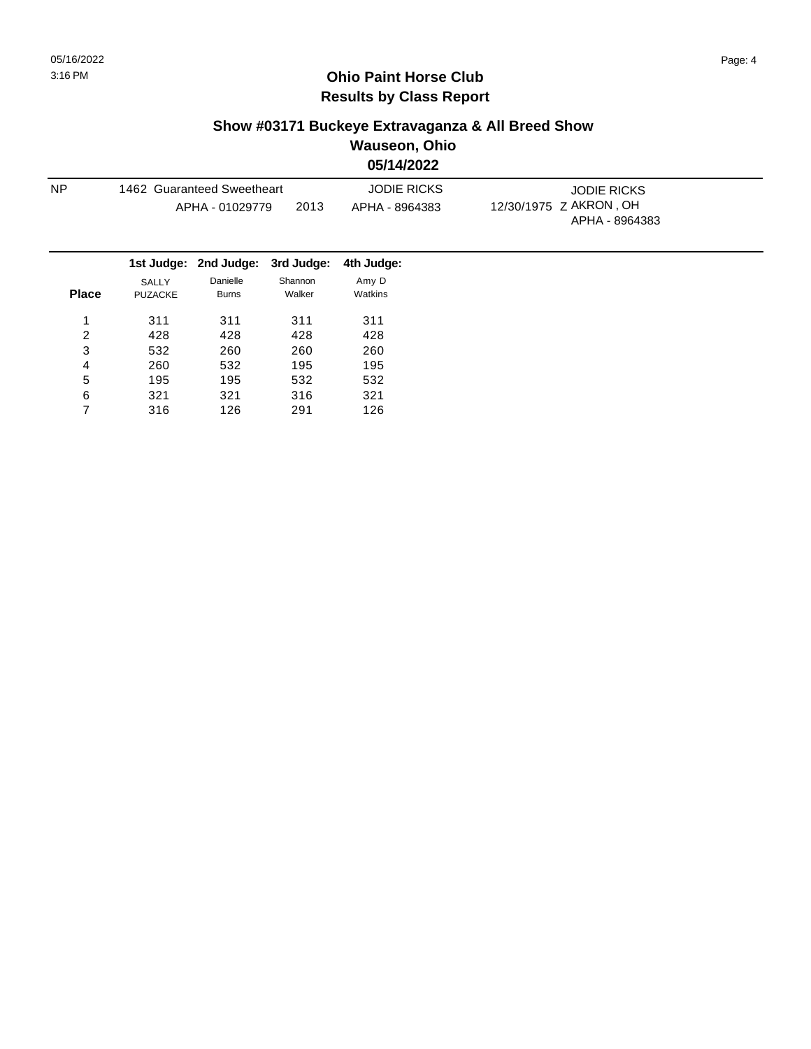# Ohio Paint Horse Club
## Results by Class Report

### Show #03171 Buckeye Extravaganza & All Breed Show
### Wauseon, Ohio
### 05/14/2022

| NP | 1462 Guaranteed Sweetheart | | JODIE RICKS | | JODIE RICKS |
|---|---|---|---|---|---|
| | APHA - 01029779 | 2013 | APHA - 8964383 | 12/30/1975 Z | AKRON , OH |
| | | | | | APHA - 8964383 |

| Place | 1st Judge: SALLY PUZACKE | 2nd Judge: Danielle Burns | 3rd Judge: Shannon Walker | 4th Judge: Amy D Watkins |
|---|---|---|---|---|
| 1 | 311 | 311 | 311 | 311 |
| 2 | 428 | 428 | 428 | 428 |
| 3 | 532 | 260 | 260 | 260 |
| 4 | 260 | 532 | 195 | 195 |
| 5 | 195 | 195 | 532 | 532 |
| 6 | 321 | 321 | 316 | 321 |
| 7 | 316 | 126 | 291 | 126 |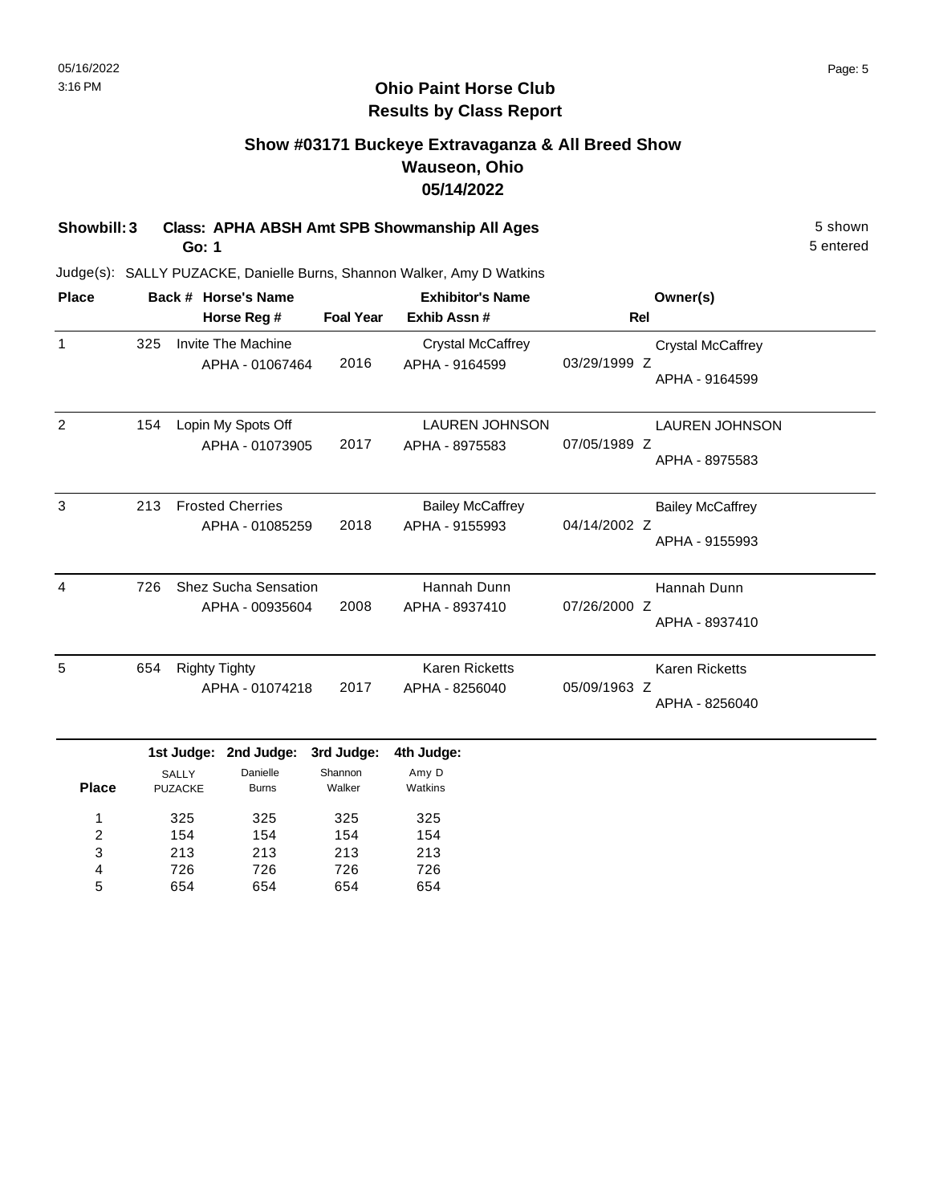# Ohio Paint Horse Club
## Results by Class Report

### Show #03171 Buckeye Extravaganza & All Breed Show
### Wauseon, Ohio
### 05/14/2022

**Showbill: 3** **Class: APHA ABSH Amt SPB Showmanship All Ages** 5 shown
**Go: 1** 5 entered

Judge(s): SALLY PUZACKE, Danielle Burns, Shannon Walker, Amy D Watkins

| Place | Back # | Horse's Name / Horse Reg # | Foal Year | Exhibitor's Name / Exhib Assn # | Rel | Owner(s) |
|---|---|---|---|---|---|---|
| 1 | 325 | Invite The Machine<br>APHA - 01067464 | 2016 | Crystal McCaffrey<br>APHA - 9164599 | 03/29/1999 Z | Crystal McCaffrey<br>APHA - 9164599 |
| 2 | 154 | Lopin My Spots Off<br>APHA - 01073905 | 2017 | LAUREN JOHNSON<br>APHA - 8975583 | 07/05/1989 Z | LAUREN JOHNSON<br>APHA - 8975583 |
| 3 | 213 | Frosted Cherries<br>APHA - 01085259 | 2018 | Bailey McCaffrey<br>APHA - 9155993 | 04/14/2002 Z | Bailey McCaffrey<br>APHA - 9155993 |
| 4 | 726 | Shez Sucha Sensation<br>APHA - 00935604 | 2008 | Hannah Dunn<br>APHA - 8937410 | 07/26/2000 Z | Hannah Dunn<br>APHA - 8937410 |
| 5 | 654 | Righty Tighty<br>APHA - 01074218 | 2017 | Karen Ricketts<br>APHA - 8256040 | 05/09/1963 Z | Karen Ricketts<br>APHA - 8256040 |

| Place | 1st Judge: SALLY PUZACKE | 2nd Judge: Danielle Burns | 3rd Judge: Shannon Walker | 4th Judge: Amy D Watkins |
|---|---|---|---|---|
| 1 | 325 | 325 | 325 | 325 |
| 2 | 154 | 154 | 154 | 154 |
| 3 | 213 | 213 | 213 | 213 |
| 4 | 726 | 726 | 726 | 726 |
| 5 | 654 | 654 | 654 | 654 |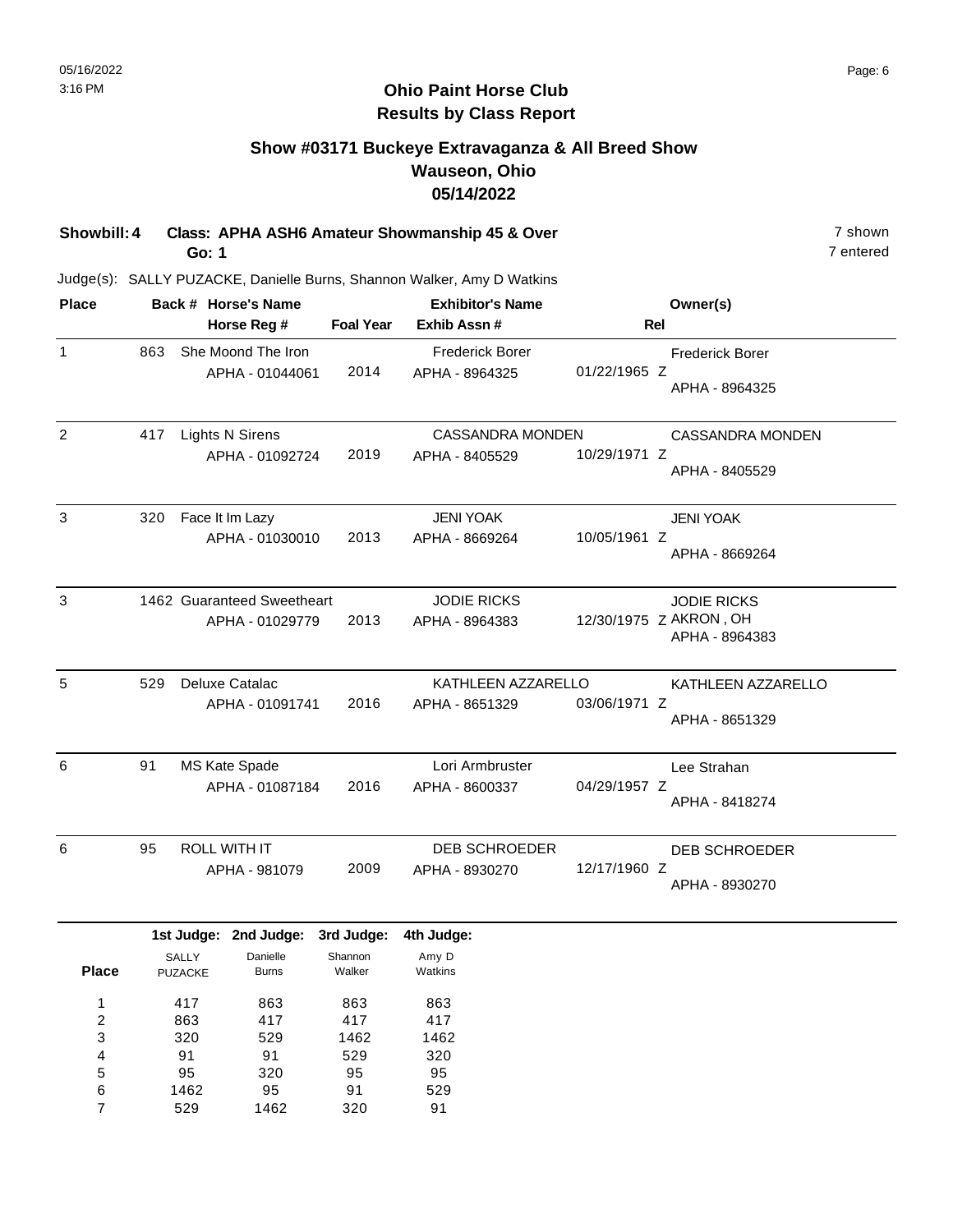05/16/2022
3:16 PM

# Ohio Paint Horse Club
## Results by Class Report

## Show #03171 Buckeye Extravaganza & All Breed Show
## Wauseon, Ohio
## 05/14/2022

**Showbill: 4** **Class: APHA ASH6 Amateur Showmanship 45 & Over** — 7 shown, 7 entered
**Go: 1**

Judge(s): SALLY PUZACKE, Danielle Burns, Shannon Walker, Amy D Watkins

| Place | Back # | Horse's Name / Horse Reg # | Foal Year | Exhibitor's Name / Exhib Assn # | Rel | Owner(s) |
|---|---|---|---|---|---|---|
| 1 | 863 | She Moond The Iron / APHA - 01044061 | 2014 | Frederick Borer / APHA - 8964325 | 01/22/1965 Z | Frederick Borer / APHA - 8964325 |
| 2 | 417 | Lights N Sirens / APHA - 01092724 | 2019 | CASSANDRA MONDEN / APHA - 8405529 | 10/29/1971 Z | CASSANDRA MONDEN / APHA - 8405529 |
| 3 | 320 | Face It Im Lazy / APHA - 01030010 | 2013 | JENI YOAK / APHA - 8669264 | 10/05/1961 Z | JENI YOAK / APHA - 8669264 |
| 3 | 1462 | Guaranteed Sweetheart / APHA - 01029779 | 2013 | JODIE RICKS / APHA - 8964383 | 12/30/1975 Z | JODIE RICKS / AKRON , OH / APHA - 8964383 |
| 5 | 529 | Deluxe Catalac / APHA - 01091741 | 2016 | KATHLEEN AZZARELLO / APHA - 8651329 | 03/06/1971 Z | KATHLEEN AZZARELLO / APHA - 8651329 |
| 6 | 91 | MS Kate Spade / APHA - 01087184 | 2016 | Lori Armbruster / APHA - 8600337 | 04/29/1957 Z | Lee Strahan / APHA - 8418274 |
| 6 | 95 | ROLL WITH IT / APHA - 981079 | 2009 | DEB SCHROEDER / APHA - 8930270 | 12/17/1960 Z | DEB SCHROEDER / APHA - 8930270 |

| Place | 1st Judge: SALLY PUZACKE | 2nd Judge: Danielle Burns | 3rd Judge: Shannon Walker | 4th Judge: Amy D Watkins |
|---|---|---|---|---|
| 1 | 417 | 863 | 863 | 863 |
| 2 | 863 | 417 | 417 | 417 |
| 3 | 320 | 529 | 1462 | 1462 |
| 4 | 91 | 91 | 529 | 320 |
| 5 | 95 | 320 | 95 | 95 |
| 6 | 1462 | 95 | 91 | 529 |
| 7 | 529 | 1462 | 320 | 91 |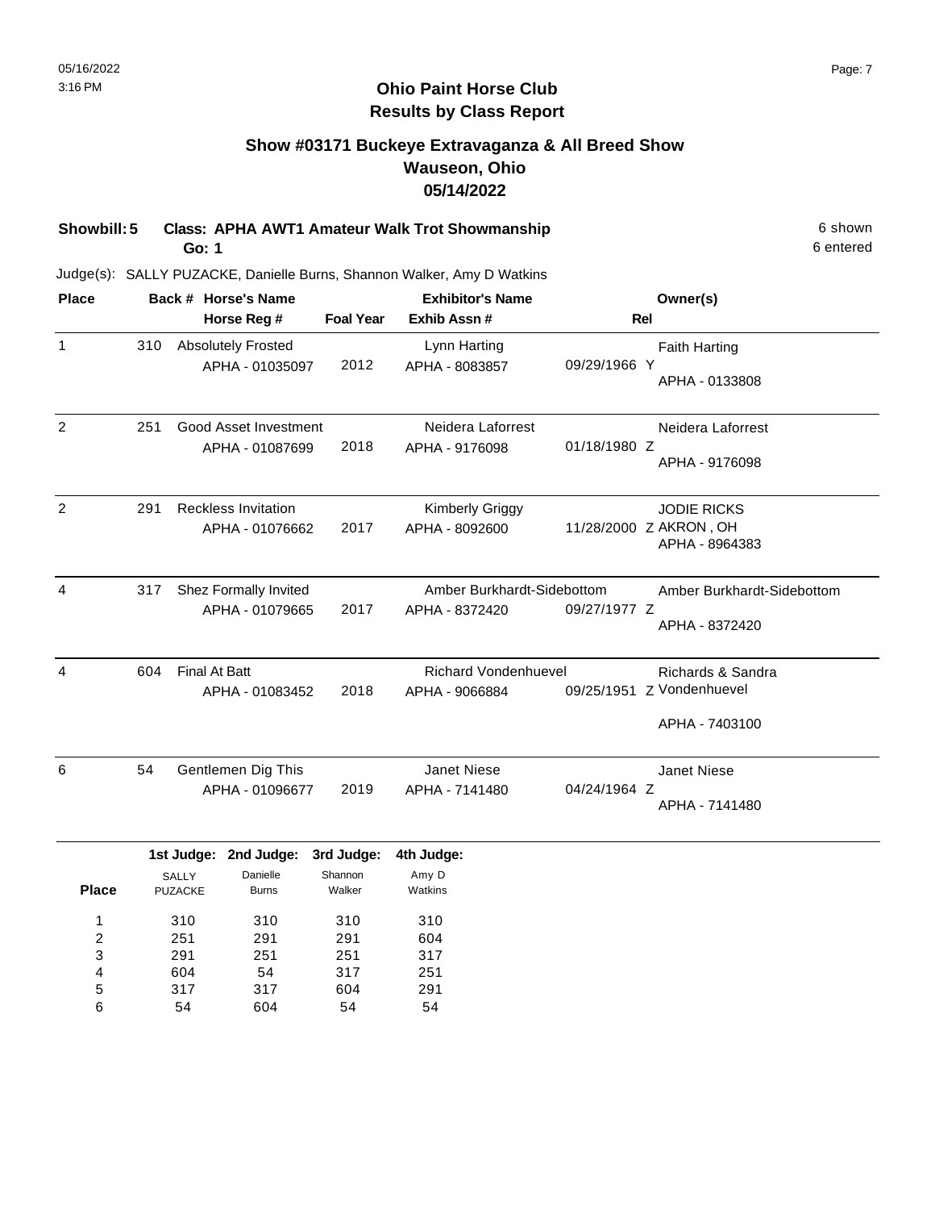# Ohio Paint Horse Club
## Results by Class Report

### Show #03171 Buckeye Extravaganza & All Breed Show
### Wauseon, Ohio
### 05/14/2022

**Showbill: 5 Class: APHA AWT1 Amateur Walk Trot Showmanship** 6 shown

**Go: 1** 6 entered

Judge(s): SALLY PUZACKE, Danielle Burns, Shannon Walker, Amy D Watkins

| Place | Back # | Horse's Name / Horse Reg # | Foal Year | Exhibitor's Name / Exhib Assn # | Rel | Owner(s) |
|---|---|---|---|---|---|---|
| 1 | 310 | Absolutely Frosted<br>APHA - 01035097 | 2012 | Lynn Harting<br>APHA - 8083857 | 09/29/1966 Y | Faith Harting<br>APHA - 0133808 |
| 2 | 251 | Good Asset Investment<br>APHA - 01087699 | 2018 | Neidera Laforrest<br>APHA - 9176098 | 01/18/1980 Z | Neidera Laforrest<br>APHA - 9176098 |
| 2 | 291 | Reckless Invitation<br>APHA - 01076662 | 2017 | Kimberly Griggy<br>APHA - 8092600 | 11/28/2000 Z | JODIE RICKS<br>AKRON , OH<br>APHA - 8964383 |
| 4 | 317 | Shez Formally Invited<br>APHA - 01079665 | 2017 | Amber Burkhardt-Sidebottom<br>APHA - 8372420 | 09/27/1977 Z | Amber Burkhardt-Sidebottom<br>APHA - 8372420 |
| 4 | 604 | Final At Batt<br>APHA - 01083452 | 2018 | Richard Vondenhuevel<br>APHA - 9066884 | 09/25/1951 Z | Richards & Sandra Vondenhuevel<br>APHA - 7403100 |
| 6 | 54 | Gentlemen Dig This<br>APHA - 01096677 | 2019 | Janet Niese<br>APHA - 7141480 | 04/24/1964 Z | Janet Niese<br>APHA - 7141480 |

| Place | 1st Judge: SALLY PUZACKE | 2nd Judge: Danielle Burns | 3rd Judge: Shannon Walker | 4th Judge: Amy D Watkins |
|---|---|---|---|---|
| 1 | 310 | 310 | 310 | 310 |
| 2 | 251 | 291 | 291 | 604 |
| 3 | 291 | 251 | 251 | 317 |
| 4 | 604 | 54 | 317 | 251 |
| 5 | 317 | 317 | 604 | 291 |
| 6 | 54 | 604 | 54 | 54 |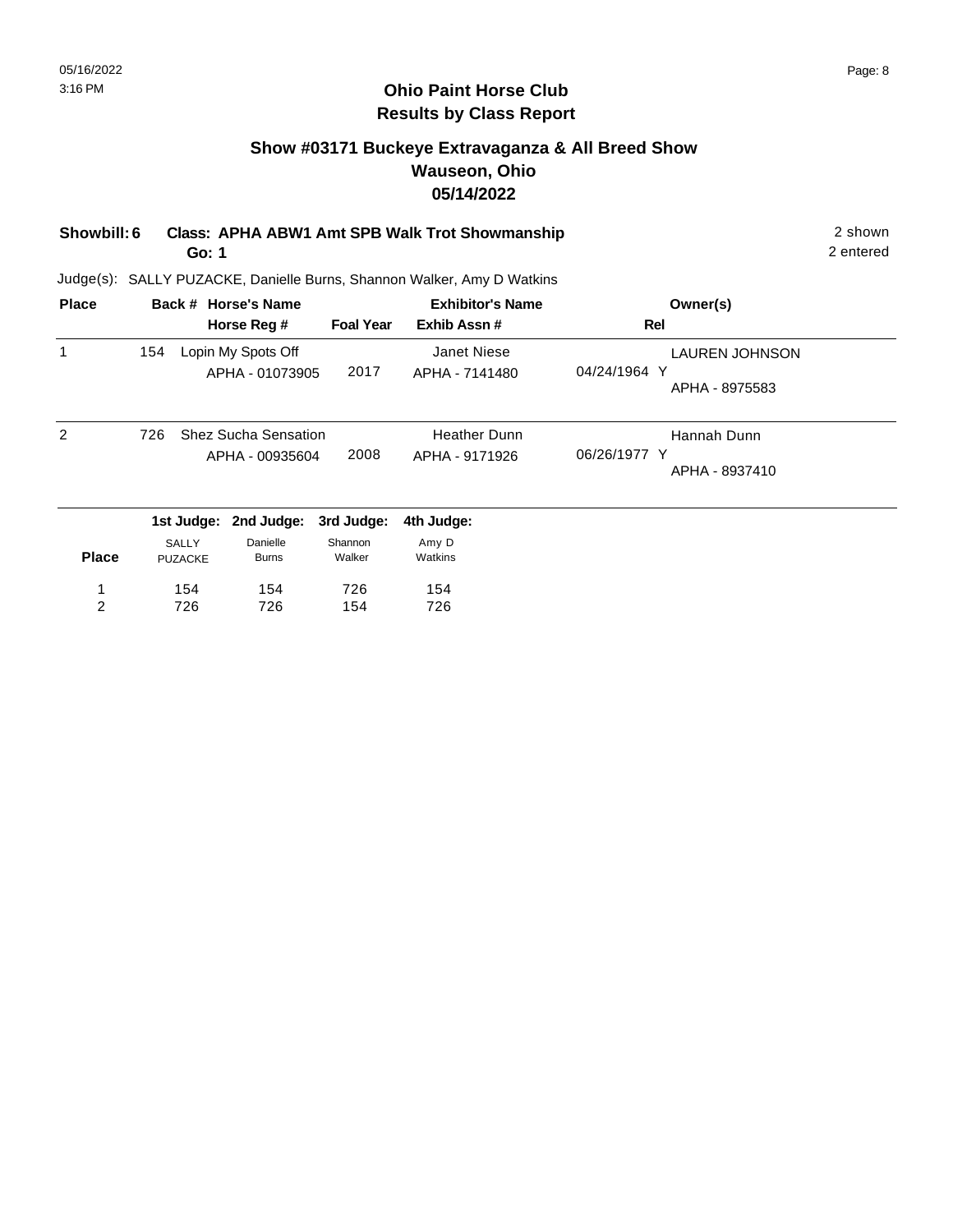# Ohio Paint Horse Club
## Results by Class Report

### Show #03171 Buckeye Extravaganza & All Breed Show
### Wauseon, Ohio
### 05/14/2022

**Showbill: 6** **Class: APHA ABW1 Amt SPB Walk Trot Showmanship** 2 shown
**Go: 1** 2 entered

Judge(s): SALLY PUZACKE, Danielle Burns, Shannon Walker, Amy D Watkins

| Place | Back # | Horse's Name / Horse Reg # | Foal Year | Exhibitor's Name / Exhib Assn # | Rel | Owner(s) |
|---|---|---|---|---|---|---|
| 1 | 154 | Lopin My Spots Off<br>APHA - 01073905 | 2017 | Janet Niese<br>APHA - 7141480 | 04/24/1964 Y | LAUREN JOHNSON<br>APHA - 8975583 |
| 2 | 726 | Shez Sucha Sensation<br>APHA - 00935604 | 2008 | Heather Dunn<br>APHA - 9171926 | 06/26/1977 Y | Hannah Dunn<br>APHA - 8937410 |

| Place | 1st Judge: SALLY PUZACKE | 2nd Judge: Danielle Burns | 3rd Judge: Shannon Walker | 4th Judge: Amy D Watkins |
|---|---|---|---|---|
| 1 | 154 | 154 | 726 | 154 |
| 2 | 726 | 726 | 154 | 726 |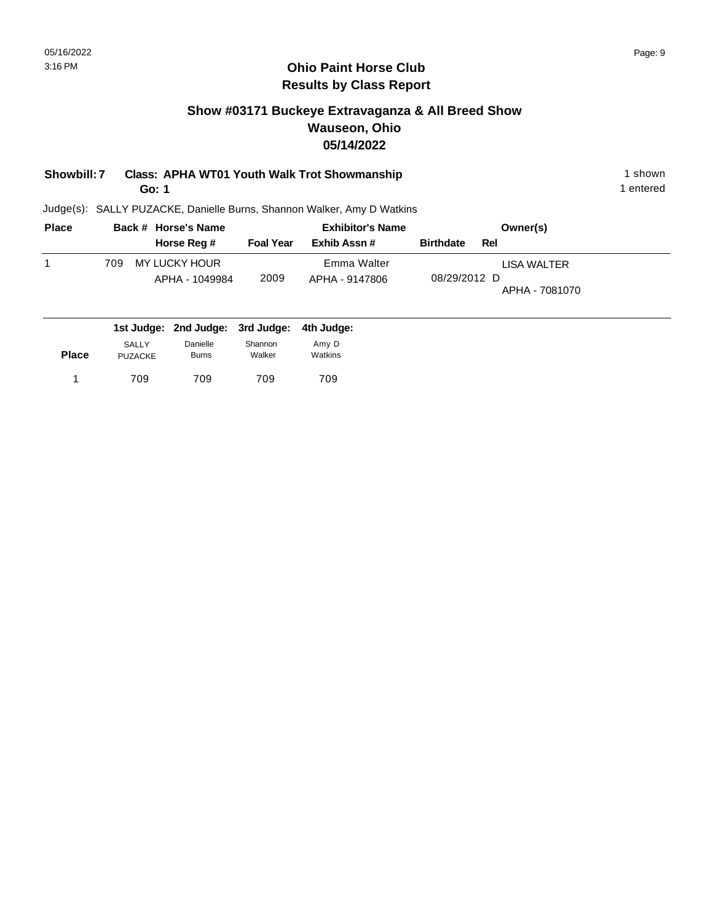# Ohio Paint Horse Club
## Results by Class Report

### Show #03171 Buckeye Extravaganza & All Breed Show
### Wauseon, Ohio
### 05/14/2022

**Showbill: 7** **Class: APHA WT01 Youth Walk Trot Showmanship** 1 shown
**Go: 1** 1 entered

Judge(s): SALLY PUZACKE, Danielle Burns, Shannon Walker, Amy D Watkins

| Place | Back # | Horse's Name / Horse Reg # | Foal Year | Exhibitor's Name / Exhib Assn # | Birthdate | Rel | Owner(s) |
|---|---|---|---|---|---|---|---|
| 1 | 709 | MY LUCKY HOUR<br>APHA - 1049984 | 2009 | Emma Walter<br>APHA - 9147806 | 08/29/2012 | D | LISA WALTER<br>APHA - 7081070 |

| Place | 1st Judge: SALLY PUZACKE | 2nd Judge: Danielle Burns | 3rd Judge: Shannon Walker | 4th Judge: Amy D Watkins |
|---|---|---|---|---|
| 1 | 709 | 709 | 709 | 709 |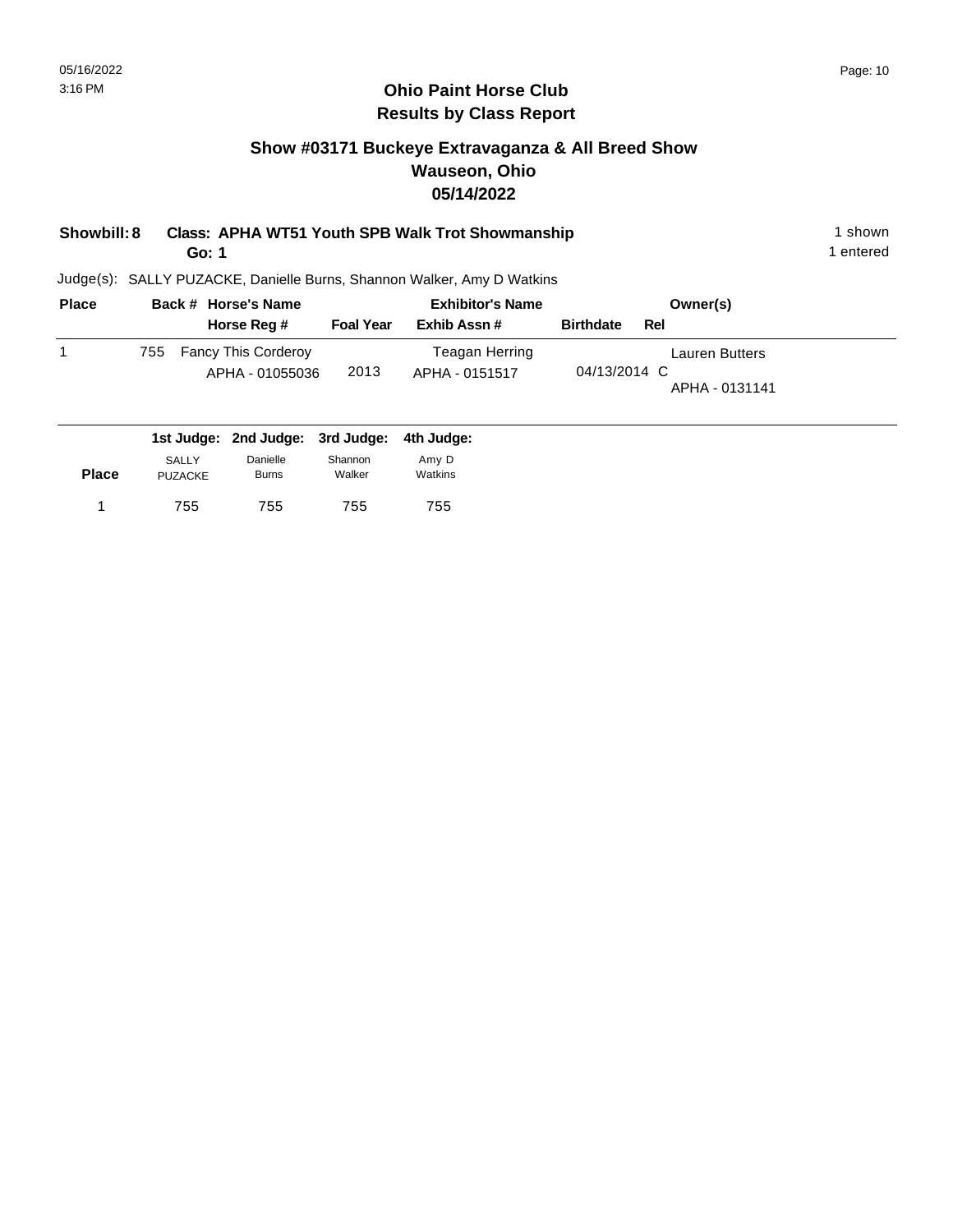## Ohio Paint Horse Club
## Results by Class Report

### Show #03171 Buckeye Extravaganza & All Breed Show
### Wauseon, Ohio
### 05/14/2022

**Showbill: 8** **Class: APHA WT51 Youth SPB Walk Trot Showmanship** 1 shown
**Go: 1** 1 entered

Judge(s): SALLY PUZACKE, Danielle Burns, Shannon Walker, Amy D Watkins

| Place | Back # | Horse's Name / Horse Reg # | Foal Year | Exhibitor's Name / Exhib Assn # | Birthdate | Rel | Owner(s) |
|---|---|---|---|---|---|---|---|
| 1 | 755 | Fancy This Corderoy / APHA - 01055036 | 2013 | Teagan Herring / APHA - 0151517 | 04/13/2014 | C | Lauren Butters / APHA - 0131141 |

| Place | 1st Judge: SALLY PUZACKE | 2nd Judge: Danielle Burns | 3rd Judge: Shannon Walker | 4th Judge: Amy D Watkins |
|---|---|---|---|---|
| 1 | 755 | 755 | 755 | 755 |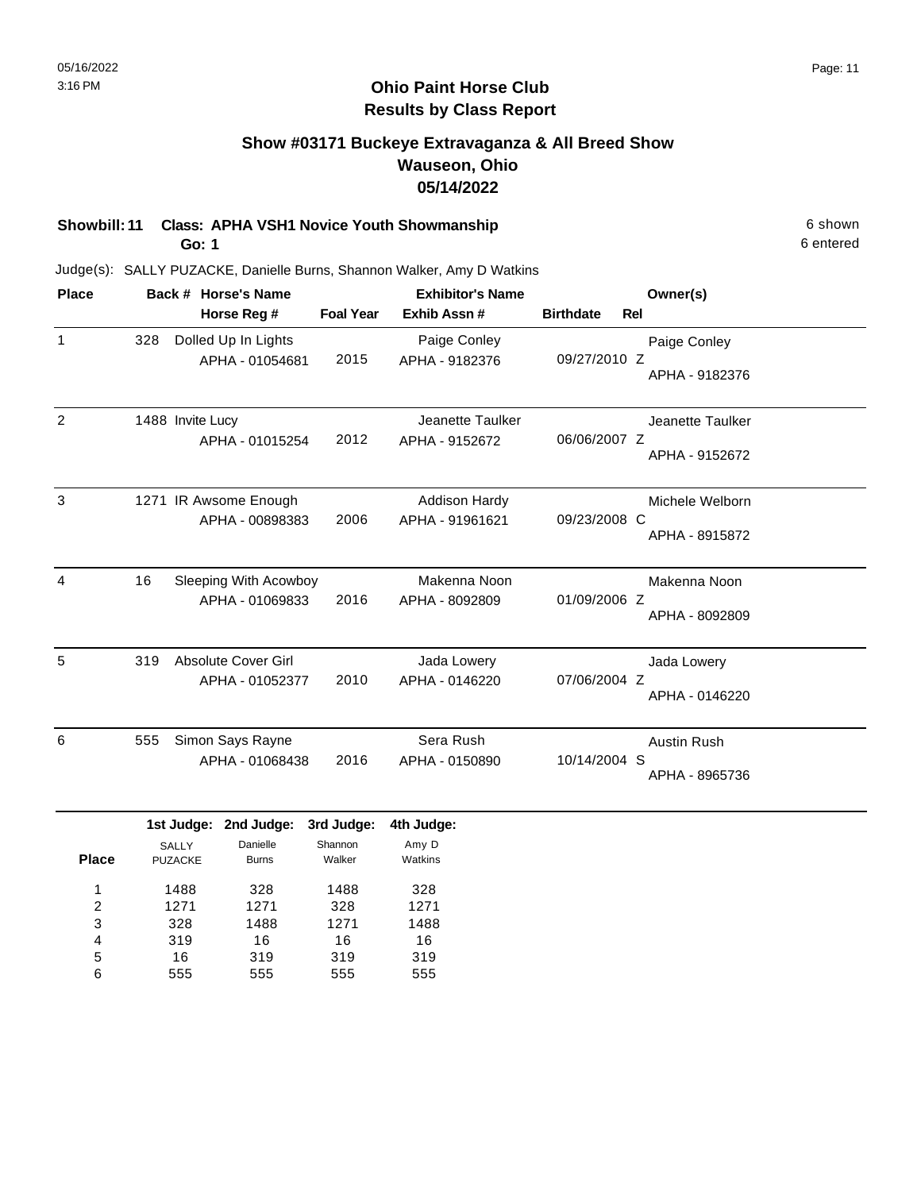# Ohio Paint Horse Club
## Results by Class Report

### Show #03171 Buckeye Extravaganza & All Breed Show
### Wauseon, Ohio
### 05/14/2022

**Showbill: 11 Class: APHA VSH1 Novice Youth Showmanship** 6 shown
**Go: 1** 6 entered

Judge(s): SALLY PUZACKE, Danielle Burns, Shannon Walker, Amy D Watkins

| Place | Back # | Horse's Name / Horse Reg # | Foal Year | Exhibitor's Name / Exhib Assn # | Birthdate | Rel | Owner(s) |
|---|---|---|---|---|---|---|---|
| 1 | 328 | Dolled Up In Lights<br>APHA - 01054681 | 2015 | Paige Conley<br>APHA - 9182376 | 09/27/2010 | Z | Paige Conley<br>APHA - 9182376 |
| 2 | 1488 | Invite Lucy<br>APHA - 01015254 | 2012 | Jeanette Taulker<br>APHA - 9152672 | 06/06/2007 | Z | Jeanette Taulker<br>APHA - 9152672 |
| 3 | 1271 | IR Awsome Enough<br>APHA - 00898383 | 2006 | Addison Hardy<br>APHA - 91961621 | 09/23/2008 | C | Michele Welborn<br>APHA - 8915872 |
| 4 | 16 | Sleeping With Acowboy<br>APHA - 01069833 | 2016 | Makenna Noon<br>APHA - 8092809 | 01/09/2006 | Z | Makenna Noon<br>APHA - 8092809 |
| 5 | 319 | Absolute Cover Girl<br>APHA - 01052377 | 2010 | Jada Lowery<br>APHA - 0146220 | 07/06/2004 | Z | Jada Lowery<br>APHA - 0146220 |
| 6 | 555 | Simon Says Rayne<br>APHA - 01068438 | 2016 | Sera Rush<br>APHA - 0150890 | 10/14/2004 | S | Austin Rush<br>APHA - 8965736 |

| Place | 1st Judge: SALLY PUZACKE | 2nd Judge: Danielle Burns | 3rd Judge: Shannon Walker | 4th Judge: Amy D Watkins |
|---|---|---|---|---|
| 1 | 1488 | 328 | 1488 | 328 |
| 2 | 1271 | 1271 | 328 | 1271 |
| 3 | 328 | 1488 | 1271 | 1488 |
| 4 | 319 | 16 | 16 | 16 |
| 5 | 16 | 319 | 319 | 319 |
| 6 | 555 | 555 | 555 | 555 |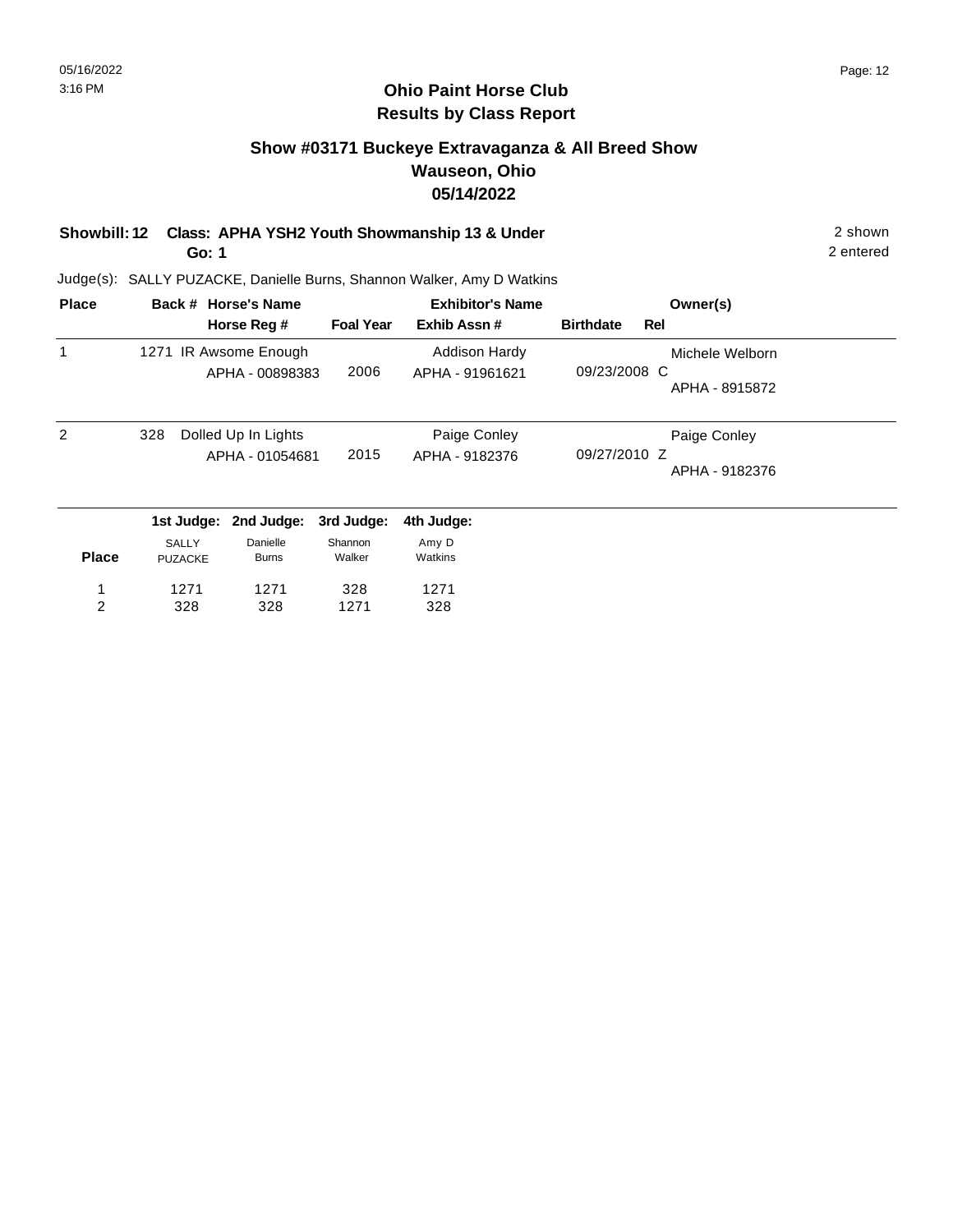# Ohio Paint Horse Club
## Results by Class Report

### Show #03171 Buckeye Extravaganza & All Breed Show
### Wauseon, Ohio
### 05/14/2022

**Showbill: 12 Class: APHA YSH2 Youth Showmanship 13 & Under** 2 shown
**Go: 1** 2 entered

Judge(s): SALLY PUZACKE, Danielle Burns, Shannon Walker, Amy D Watkins

| Place | Back # | Horse's Name / Horse Reg # | Foal Year | Exhibitor's Name / Exhib Assn # | Birthdate | Rel | Owner(s) |
|---|---|---|---|---|---|---|---|
| 1 | 1271 | IR Awsome Enough<br>APHA - 00898383 | 2006 | Addison Hardy<br>APHA - 91961621 | 09/23/2008 | C | Michele Welborn<br>APHA - 8915872 |
| 2 | 328 | Dolled Up In Lights<br>APHA - 01054681 | 2015 | Paige Conley<br>APHA - 9182376 | 09/27/2010 | Z | Paige Conley<br>APHA - 9182376 |

| Place | 1st Judge: SALLY PUZACKE | 2nd Judge: Danielle Burns | 3rd Judge: Shannon Walker | 4th Judge: Amy D Watkins |
|---|---|---|---|---|
| 1 | 1271 | 1271 | 328 | 1271 |
| 2 | 328 | 328 | 1271 | 328 |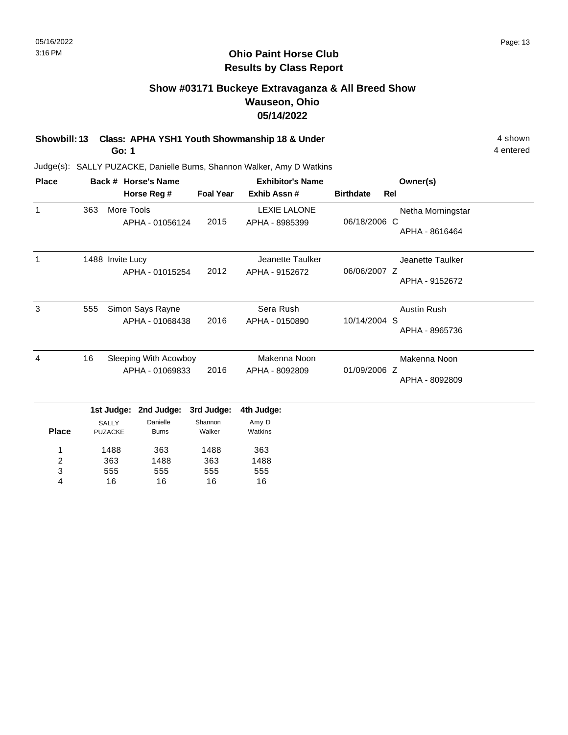# Ohio Paint Horse Club
## Results by Class Report

### Show #03171 Buckeye Extravaganza & All Breed Show
### Wauseon, Ohio
### 05/14/2022

**Showbill: 13 Class: APHA YSH1 Youth Showmanship 18 & Under** — 4 shown, 4 entered

**Go: 1**

Judge(s): SALLY PUZACKE, Danielle Burns, Shannon Walker, Amy D Watkins

| Place | Back # | Horse's Name / Horse Reg # | Foal Year | Exhibitor's Name / Exhib Assn # | Birthdate | Rel | Owner(s) |
|---|---|---|---|---|---|---|---|
| 1 | 363 | More Tools / APHA - 01056124 | 2015 | LEXIE LALONE / APHA - 8985399 | 06/18/2006 | C | Netha Morningstar / APHA - 8616464 |
| 1 | 1488 | Invite Lucy / APHA - 01015254 | 2012 | Jeanette Taulker / APHA - 9152672 | 06/06/2007 | Z | Jeanette Taulker / APHA - 9152672 |
| 3 | 555 | Simon Says Rayne / APHA - 01068438 | 2016 | Sera Rush / APHA - 0150890 | 10/14/2004 | S | Austin Rush / APHA - 8965736 |
| 4 | 16 | Sleeping With Acowboy / APHA - 01069833 | 2016 | Makenna Noon / APHA - 8092809 | 01/09/2006 | Z | Makenna Noon / APHA - 8092809 |

| Place | 1st Judge: SALLY PUZACKE | 2nd Judge: Danielle Burns | 3rd Judge: Shannon Walker | 4th Judge: Amy D Watkins |
|---|---|---|---|---|
| 1 | 1488 | 363 | 1488 | 363 |
| 2 | 363 | 1488 | 363 | 1488 |
| 3 | 555 | 555 | 555 | 555 |
| 4 | 16 | 16 | 16 | 16 |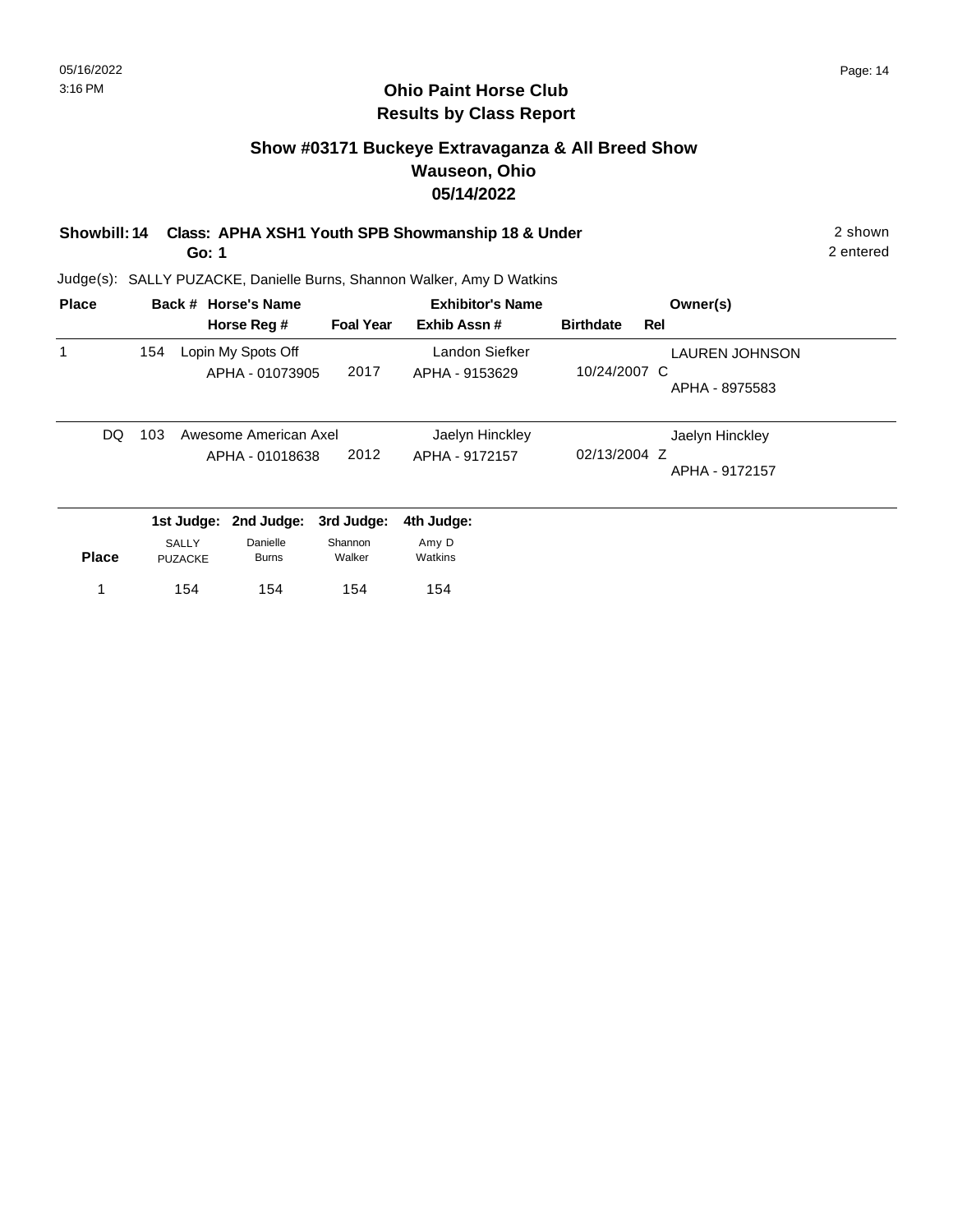# Ohio Paint Horse Club
## Results by Class Report

### Show #03171 Buckeye Extravaganza & All Breed Show
### Wauseon, Ohio
### 05/14/2022

**Showbill: 14 Class: APHA XSH1 Youth SPB Showmanship 18 & Under** 2 shown
**Go: 1** 2 entered

Judge(s): SALLY PUZACKE, Danielle Burns, Shannon Walker, Amy D Watkins

| Place | Back # | Horse's Name / Horse Reg # | Foal Year | Exhibitor's Name / Exhib Assn # | Birthdate | Rel | Owner(s) |
|---|---|---|---|---|---|---|---|
| 1 | 154 | Lopin My Spots Off<br>APHA - 01073905 | 2017 | Landon Siefker<br>APHA - 9153629 | 10/24/2007 | C | LAUREN JOHNSON<br>APHA - 8975583 |
| DQ | 103 | Awesome American Axel<br>APHA - 01018638 | 2012 | Jaelyn Hinckley<br>APHA - 9172157 | 02/13/2004 | Z | Jaelyn Hinckley<br>APHA - 9172157 |

| Place | 1st Judge: SALLY PUZACKE | 2nd Judge: Danielle Burns | 3rd Judge: Shannon Walker | 4th Judge: Amy D Watkins |
|---|---|---|---|---|
| 1 | 154 | 154 | 154 | 154 |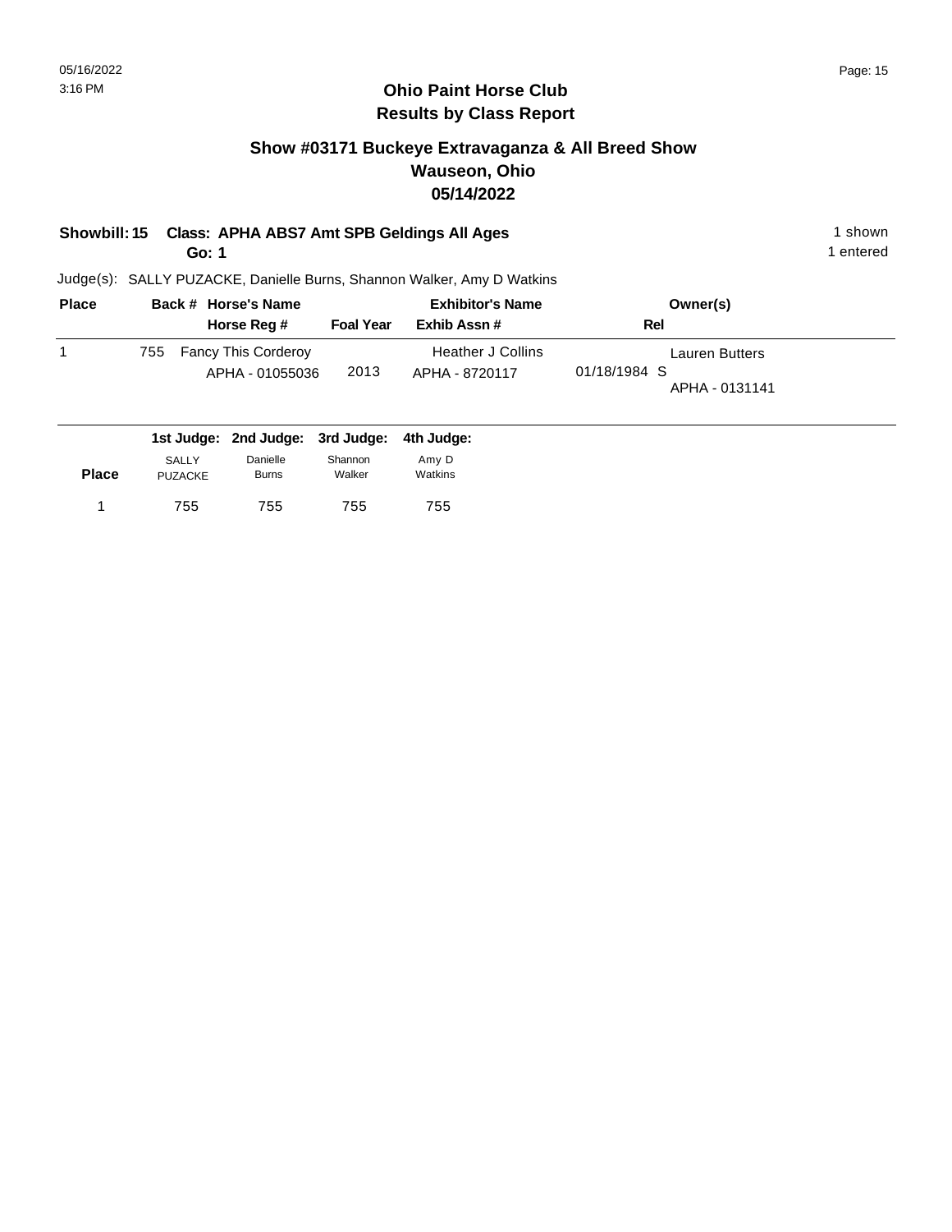# Ohio Paint Horse Club
## Results by Class Report

### Show #03171 Buckeye Extravaganza & All Breed Show
### Wauseon, Ohio
### 05/14/2022

**Showbill: 15 Class: APHA ABS7 Amt SPB Geldings All Ages** — 1 shown
**Go: 1** — 1 entered

Judge(s): SALLY PUZACKE, Danielle Burns, Shannon Walker, Amy D Watkins

| Place | Back # | Horse's Name / Horse Reg # | Foal Year | Exhibitor's Name / Exhib Assn # | Rel | Owner(s) |
|---|---|---|---|---|---|---|
| 1 | 755 | Fancy This Corderoy / APHA - 01055036 | 2013 | Heather J Collins / APHA - 8720117 | 01/18/1984 S | Lauren Butters / APHA - 0131141 |

| Place | 1st Judge: SALLY PUZACKE | 2nd Judge: Danielle Burns | 3rd Judge: Shannon Walker | 4th Judge: Amy D Watkins |
|---|---|---|---|---|
| 1 | 755 | 755 | 755 | 755 |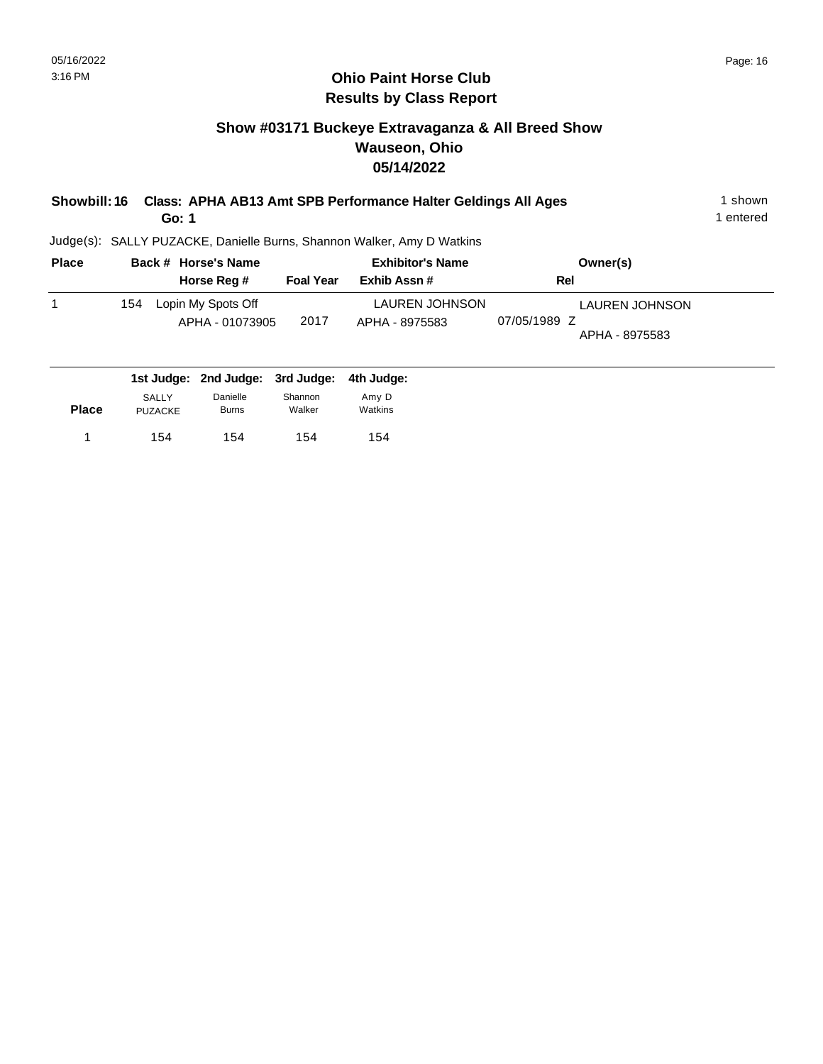# Ohio Paint Horse Club
## Results by Class Report

### Show #03171 Buckeye Extravaganza & All Breed Show
### Wauseon, Ohio
### 05/14/2022

**Showbill: 16 Class: APHA AB13 Amt SPB Performance Halter Geldings All Ages** — 1 shown

**Go: 1** — 1 entered

Judge(s): SALLY PUZACKE, Danielle Burns, Shannon Walker, Amy D Watkins

| Place | Back # | Horse's Name / Horse Reg # | Foal Year | Exhibitor's Name / Exhib Assn # | Rel | Owner(s) |
|---|---|---|---|---|---|---|
| 1 | 154 | Lopin My Spots Off<br>APHA - 01073905 | 2017 | LAUREN JOHNSON<br>APHA - 8975583 | 07/05/1989 Z | LAUREN JOHNSON<br>APHA - 8975583 |

| Place | 1st Judge: SALLY PUZACKE | 2nd Judge: Danielle Burns | 3rd Judge: Shannon Walker | 4th Judge: Amy D Watkins |
|---|---|---|---|---|
| 1 | 154 | 154 | 154 | 154 |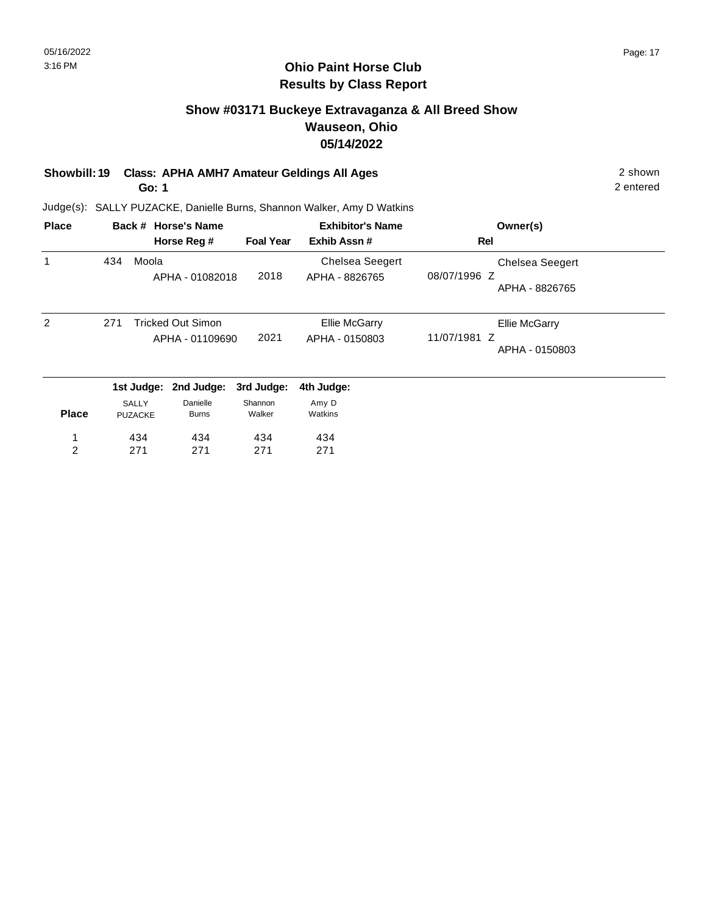## Ohio Paint Horse Club
## Results by Class Report

### Show #03171 Buckeye Extravaganza & All Breed Show
### Wauseon, Ohio
### 05/14/2022

**Showbill: 19 Class: APHA AMH7 Amateur Geldings All Ages** 2 shown

**Go: 1** 2 entered

Judge(s): SALLY PUZACKE, Danielle Burns, Shannon Walker, Amy D Watkins

| Place | Back # | Horse's Name / Horse Reg # | Foal Year | Exhibitor's Name / Exhib Assn # | Rel | Owner(s) |
|---|---|---|---|---|---|---|
| 1 | 434 | Moola<br>APHA - 01082018 | 2018 | Chelsea Seegert<br>APHA - 8826765 | 08/07/1996 Z | Chelsea Seegert<br>APHA - 8826765 |
| 2 | 271 | Tricked Out Simon<br>APHA - 01109690 | 2021 | Ellie McGarry<br>APHA - 0150803 | 11/07/1981 Z | Ellie McGarry<br>APHA - 0150803 |

| Place | 1st Judge: SALLY PUZACKE | 2nd Judge: Danielle Burns | 3rd Judge: Shannon Walker | 4th Judge: Amy D Watkins |
|---|---|---|---|---|
| 1 | 434 | 434 | 434 | 434 |
| 2 | 271 | 271 | 271 | 271 |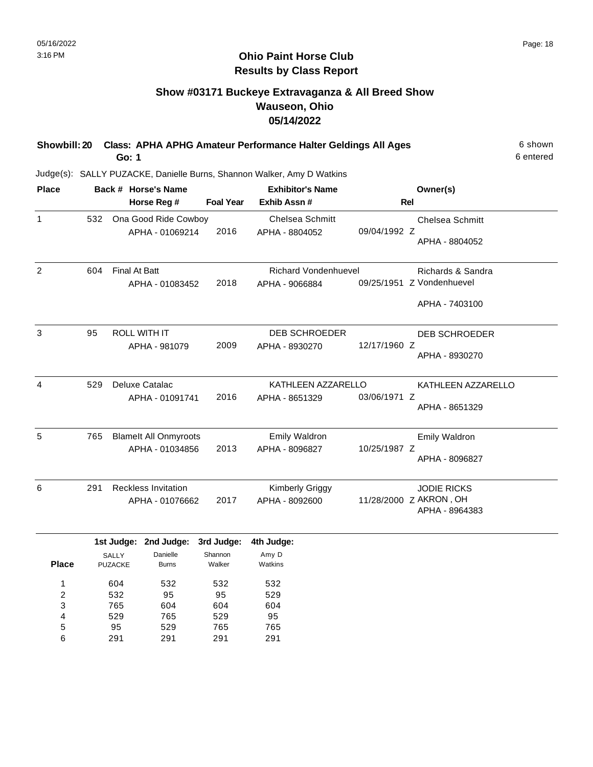# Ohio Paint Horse Club
## Results by Class Report

### Show #03171 Buckeye Extravaganza & All Breed Show
### Wauseon, Ohio
### 05/14/2022

**Showbill: 20 Class: APHA APHG Amateur Performance Halter Geldings All Ages** 6 shown
**Go: 1** 6 entered

Judge(s): SALLY PUZACKE, Danielle Burns, Shannon Walker, Amy D Watkins

| Place | Back # | Horse's Name / Horse Reg # | Foal Year | Exhibitor's Name / Exhib Assn # | Rel | Owner(s) |
|---|---|---|---|---|---|---|
| 1 | 532 | Ona Good Ride Cowboy<br>APHA - 01069214 | 2016 | Chelsea Schmitt<br>APHA - 8804052 | 09/04/1992 Z | Chelsea Schmitt<br>APHA - 8804052 |
| 2 | 604 | Final At Batt<br>APHA - 01083452 | 2018 | Richard Vondenhuevel<br>APHA - 9066884 | 09/25/1951 Z | Richards & Sandra Vondenhuevel<br>APHA - 7403100 |
| 3 | 95 | ROLL WITH IT<br>APHA - 981079 | 2009 | DEB SCHROEDER<br>APHA - 8930270 | 12/17/1960 Z | DEB SCHROEDER<br>APHA - 8930270 |
| 4 | 529 | Deluxe Catalac<br>APHA - 01091741 | 2016 | KATHLEEN AZZARELLO<br>APHA - 8651329 | 03/06/1971 Z | KATHLEEN AZZARELLO<br>APHA - 8651329 |
| 5 | 765 | BlameIt All Onmyroots<br>APHA - 01034856 | 2013 | Emily Waldron<br>APHA - 8096827 | 10/25/1987 Z | Emily Waldron<br>APHA - 8096827 |
| 6 | 291 | Reckless Invitation<br>APHA - 01076662 | 2017 | Kimberly Griggy<br>APHA - 8092600 | 11/28/2000 Z | JODIE RICKS<br>AKRON , OH<br>APHA - 8964383 |

| Place | 1st Judge: SALLY PUZACKE | 2nd Judge: Danielle Burns | 3rd Judge: Shannon Walker | 4th Judge: Amy D Watkins |
|---|---|---|---|---|
| 1 | 604 | 532 | 532 | 532 |
| 2 | 532 | 95 | 95 | 529 |
| 3 | 765 | 604 | 604 | 604 |
| 4 | 529 | 765 | 529 | 95 |
| 5 | 95 | 529 | 765 | 765 |
| 6 | 291 | 291 | 291 | 291 |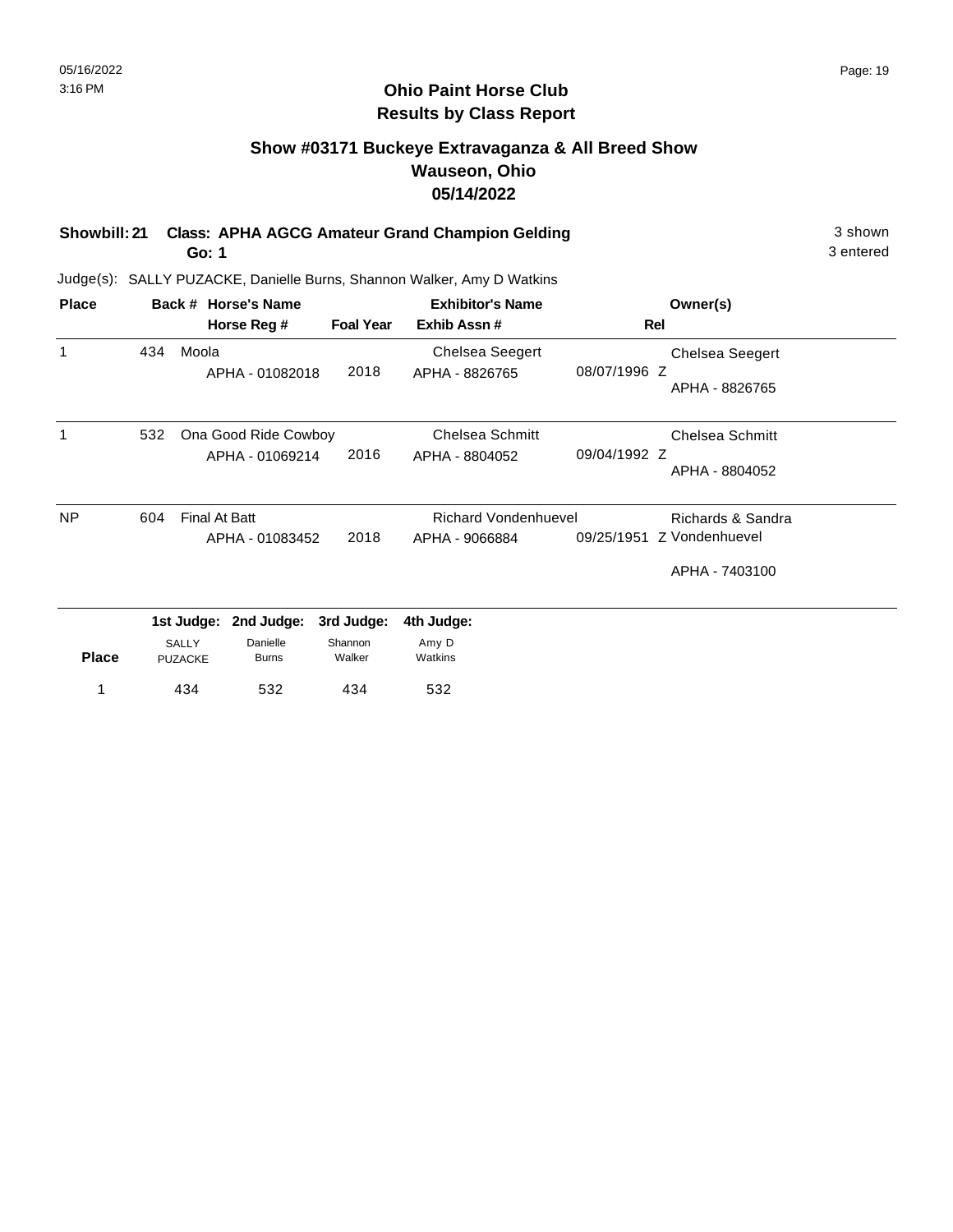# Ohio Paint Horse Club
## Results by Class Report

### Show #03171 Buckeye Extravaganza & All Breed Show
### Wauseon, Ohio
### 05/14/2022

**Showbill: 21 Class: APHA AGCG Amateur Grand Champion Gelding** 3 shown
**Go: 1** 3 entered

Judge(s): SALLY PUZACKE, Danielle Burns, Shannon Walker, Amy D Watkins

| Place | Back # | Horse's Name / Horse Reg # | Foal Year | Exhibitor's Name / Exhib Assn # | Rel | Owner(s) |
|---|---|---|---|---|---|---|
| 1 | 434 | Moola<br>APHA - 01082018 | 2018 | Chelsea Seegert<br>APHA - 8826765 | 08/07/1996 Z | Chelsea Seegert<br>APHA - 8826765 |
| 1 | 532 | Ona Good Ride Cowboy<br>APHA - 01069214 | 2016 | Chelsea Schmitt<br>APHA - 8804052 | 09/04/1992 Z | Chelsea Schmitt<br>APHA - 8804052 |
| NP | 604 | Final At Batt<br>APHA - 01083452 | 2018 | Richard Vondenhuevel<br>APHA - 9066884 | 09/25/1951 Z | Richards & Sandra Vondenhuevel<br>APHA - 7403100 |

| Place | 1st Judge: SALLY PUZACKE | 2nd Judge: Danielle Burns | 3rd Judge: Shannon Walker | 4th Judge: Amy D Watkins |
|---|---|---|---|---|
| 1 | 434 | 532 | 434 | 532 |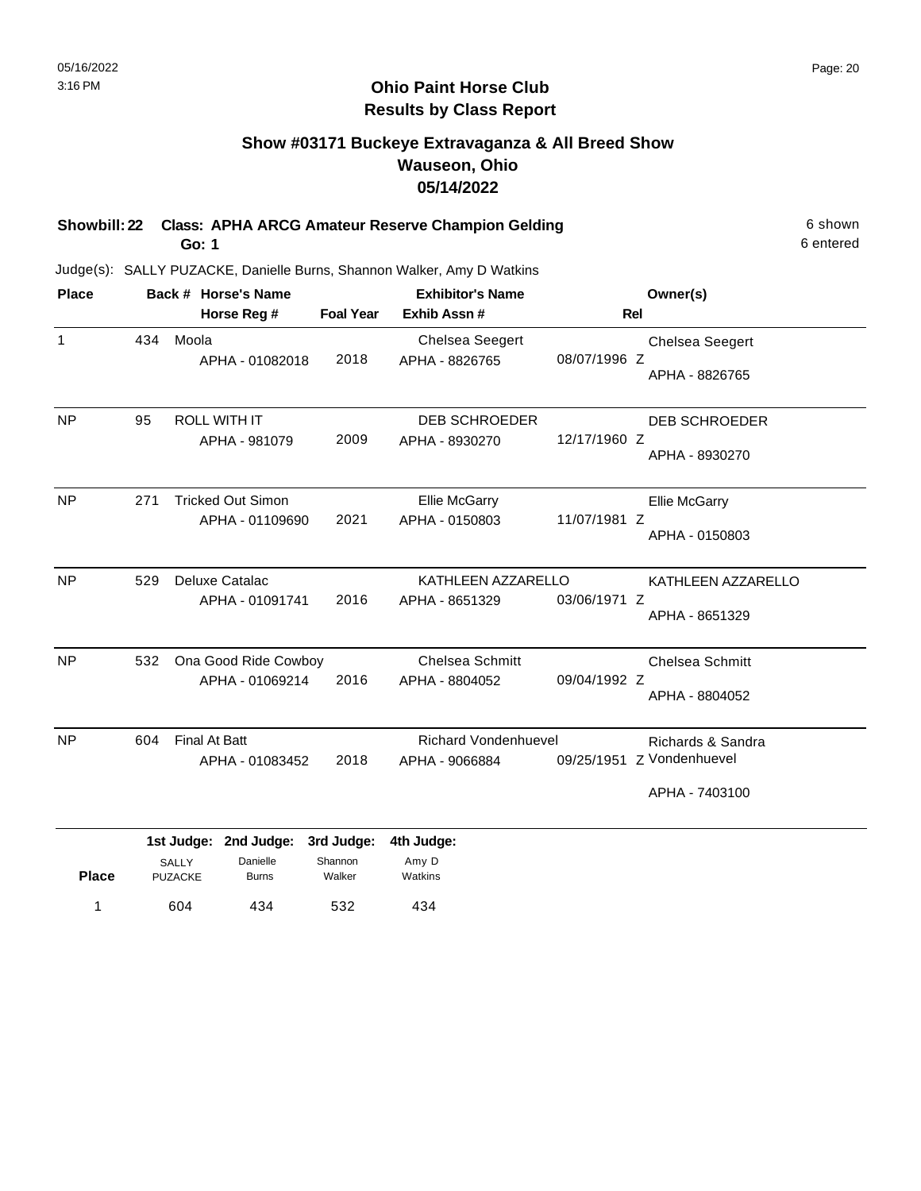# Ohio Paint Horse Club
## Results by Class Report

### Show #03171 Buckeye Extravaganza & All Breed Show
### Wauseon, Ohio
### 05/14/2022

**Showbill: 22 Class: APHA ARCG Amateur Reserve Champion Gelding** 6 shown
**Go: 1** 6 entered

Judge(s): SALLY PUZACKE, Danielle Burns, Shannon Walker, Amy D Watkins

| Place | Back # | Horse's Name / Horse Reg # | Foal Year | Exhibitor's Name / Exhib Assn # | Rel | Owner(s) |
|---|---|---|---|---|---|---|
| 1 | 434 | Moola<br>APHA - 01082018 | 2018 | Chelsea Seegert<br>APHA - 8826765 | 08/07/1996 Z | Chelsea Seegert<br>APHA - 8826765 |
| NP | 95 | ROLL WITH IT<br>APHA - 981079 | 2009 | DEB SCHROEDER<br>APHA - 8930270 | 12/17/1960 Z | DEB SCHROEDER<br>APHA - 8930270 |
| NP | 271 | Tricked Out Simon<br>APHA - 01109690 | 2021 | Ellie McGarry<br>APHA - 0150803 | 11/07/1981 Z | Ellie McGarry<br>APHA - 0150803 |
| NP | 529 | Deluxe Catalac<br>APHA - 01091741 | 2016 | KATHLEEN AZZARELLO<br>APHA - 8651329 | 03/06/1971 Z | KATHLEEN AZZARELLO<br>APHA - 8651329 |
| NP | 532 | Ona Good Ride Cowboy<br>APHA - 01069214 | 2016 | Chelsea Schmitt<br>APHA - 8804052 | 09/04/1992 Z | Chelsea Schmitt<br>APHA - 8804052 |
| NP | 604 | Final At Batt<br>APHA - 01083452 | 2018 | Richard Vondenhuevel<br>APHA - 9066884 | 09/25/1951 Z | Richards & Sandra Vondenhuevel<br>APHA - 7403100 |

| Place | 1st Judge: SALLY PUZACKE | 2nd Judge: Danielle Burns | 3rd Judge: Shannon Walker | 4th Judge: Amy D Watkins |
|---|---|---|---|---|
| 1 | 604 | 434 | 532 | 434 |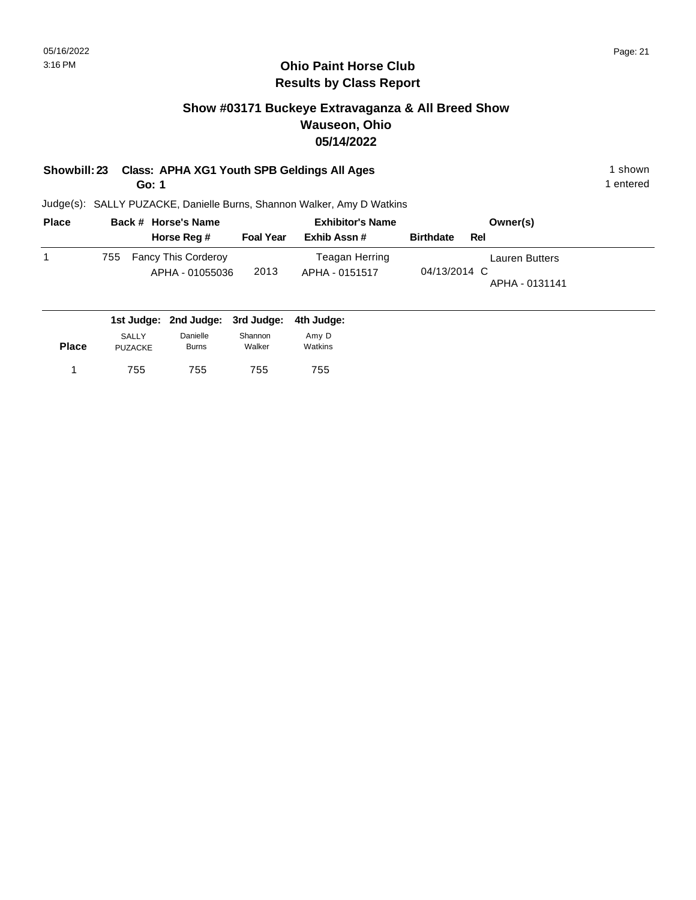# Ohio Paint Horse Club
## Results by Class Report

### Show #03171 Buckeye Extravaganza & All Breed Show
### Wauseon, Ohio
### 05/14/2022

**Showbill: 23 Class: APHA XG1 Youth SPB Geldings All Ages** 1 shown
**Go: 1** 1 entered

Judge(s): SALLY PUZACKE, Danielle Burns, Shannon Walker, Amy D Watkins

| Place | Back # | Horse's Name / Horse Reg # | Foal Year | Exhibitor's Name / Exhib Assn # | Birthdate | Rel | Owner(s) |
|---|---|---|---|---|---|---|---|
| 1 | 755 | Fancy This Corderoy<br>APHA - 01055036 | 2013 | Teagan Herring<br>APHA - 0151517 | 04/13/2014 | C | Lauren Butters<br>APHA - 0131141 |

| Place | 1st Judge: SALLY PUZACKE | 2nd Judge: Danielle Burns | 3rd Judge: Shannon Walker | 4th Judge: Amy D Watkins |
|---|---|---|---|---|
| 1 | 755 | 755 | 755 | 755 |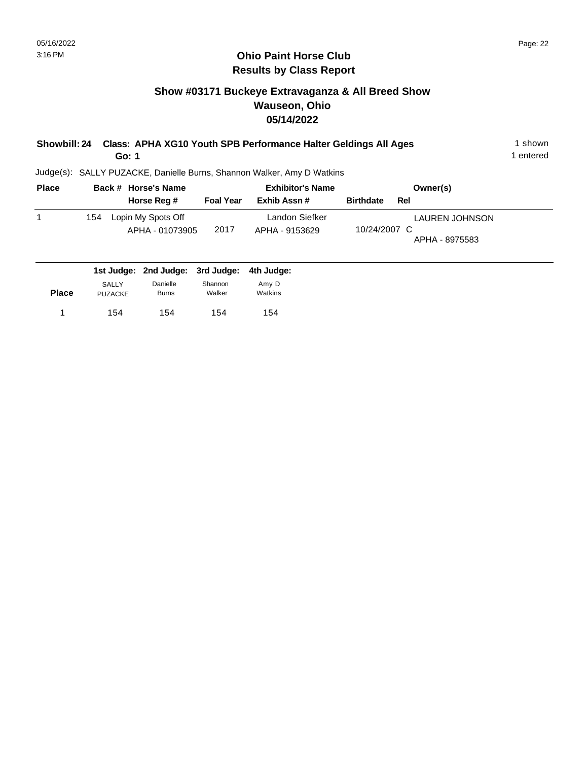# Ohio Paint Horse Club
## Results by Class Report

### Show #03171 Buckeye Extravaganza & All Breed Show
### Wauseon, Ohio
### 05/14/2022

**Showbill: 24 Class: APHA XG10 Youth SPB Performance Halter Geldings All Ages** — 1 shown
**Go: 1** — 1 entered

Judge(s): SALLY PUZACKE, Danielle Burns, Shannon Walker, Amy D Watkins

| Place | Back # | Horse's Name / Horse Reg # | Foal Year | Exhibitor's Name / Exhib Assn # | Birthdate | Rel | Owner(s) |
|---|---|---|---|---|---|---|---|
| 1 | 154 | Lopin My Spots Off<br>APHA - 01073905 | 2017 | Landon Siefker<br>APHA - 9153629 | 10/24/2007 | C | LAUREN JOHNSON<br>APHA - 8975583 |

| Place | 1st Judge: SALLY PUZACKE | 2nd Judge: Danielle Burns | 3rd Judge: Shannon Walker | 4th Judge: Amy D Watkins |
|---|---|---|---|---|
| 1 | 154 | 154 | 154 | 154 |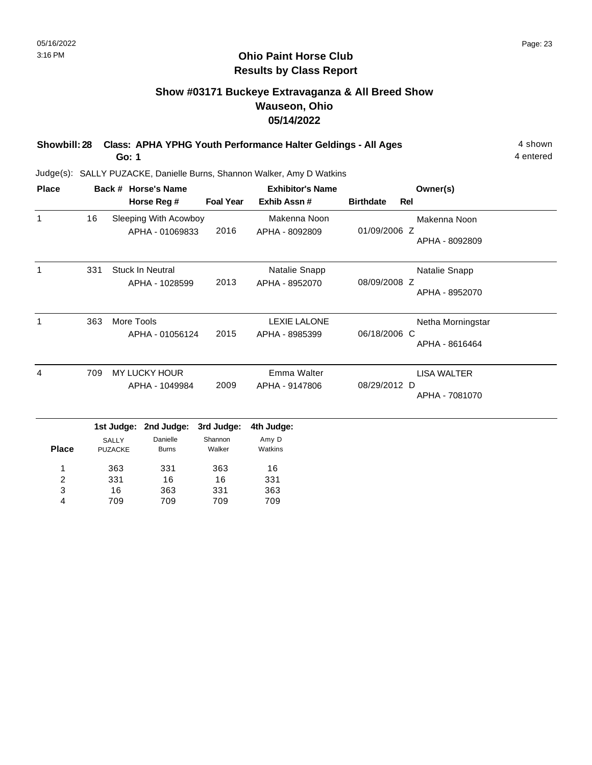# Ohio Paint Horse Club
## Results by Class Report

### Show #03171 Buckeye Extravaganza & All Breed Show
### Wauseon, Ohio
### 05/14/2022

**Showbill: 28 Class: APHA YPHG Youth Performance Halter Geldings - All Ages** — 4 shown, 4 entered

**Go: 1**

Judge(s): SALLY PUZACKE, Danielle Burns, Shannon Walker, Amy D Watkins

| Place | Back # | Horse's Name / Horse Reg # | Foal Year | Exhibitor's Name / Exhib Assn # | Birthdate | Rel | Owner(s) |
|---|---|---|---|---|---|---|---|
| 1 | 16 | Sleeping With Acowboy<br>APHA - 01069833 | 2016 | Makenna Noon<br>APHA - 8092809 | 01/09/2006 | Z | Makenna Noon<br>APHA - 8092809 |
| 1 | 331 | Stuck In Neutral<br>APHA - 1028599 | 2013 | Natalie Snapp<br>APHA - 8952070 | 08/09/2008 | Z | Natalie Snapp<br>APHA - 8952070 |
| 1 | 363 | More Tools<br>APHA - 01056124 | 2015 | LEXIE LALONE<br>APHA - 8985399 | 06/18/2006 | C | Netha Morningstar<br>APHA - 8616464 |
| 4 | 709 | MY LUCKY HOUR<br>APHA - 1049984 | 2009 | Emma Walter<br>APHA - 9147806 | 08/29/2012 | D | LISA WALTER<br>APHA - 7081070 |

| Place | 1st Judge: SALLY PUZACKE | 2nd Judge: Danielle Burns | 3rd Judge: Shannon Walker | 4th Judge: Amy D Watkins |
|---|---|---|---|---|
| 1 | 363 | 331 | 363 | 16 |
| 2 | 331 | 16 | 16 | 331 |
| 3 | 16 | 363 | 331 | 363 |
| 4 | 709 | 709 | 709 | 709 |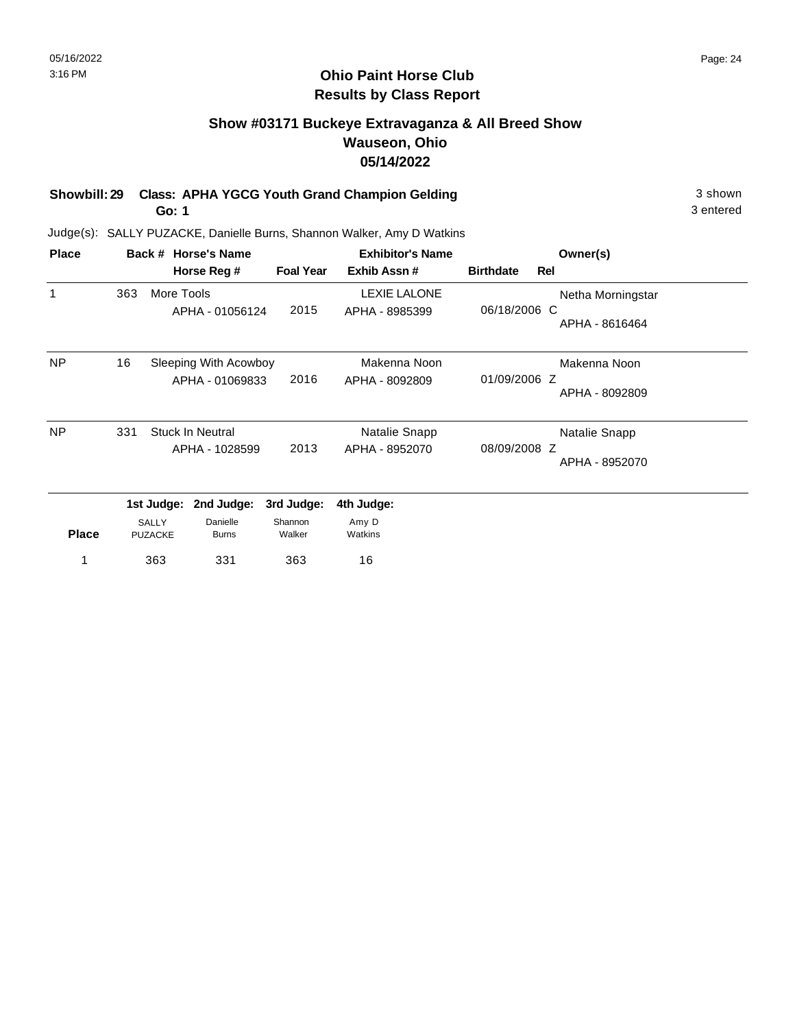# Ohio Paint Horse Club
## Results by Class Report

### Show #03171 Buckeye Extravaganza & All Breed Show
### Wauseon, Ohio
### 05/14/2022

**Showbill: 29 Class: APHA YGCG Youth Grand Champion Gelding** 3 shown
**Go: 1** 3 entered

Judge(s): SALLY PUZACKE, Danielle Burns, Shannon Walker, Amy D Watkins

| Place | Back # | Horse's Name / Horse Reg # | Foal Year | Exhibitor's Name / Exhib Assn # | Birthdate | Rel | Owner(s) |
|---|---|---|---|---|---|---|---|
| 1 | 363 | More Tools<br>APHA - 01056124 | 2015 | LEXIE LALONE<br>APHA - 8985399 | 06/18/2006 | C | Netha Morningstar<br>APHA - 8616464 |
| NP | 16 | Sleeping With Acowboy<br>APHA - 01069833 | 2016 | Makenna Noon<br>APHA - 8092809 | 01/09/2006 | Z | Makenna Noon<br>APHA - 8092809 |
| NP | 331 | Stuck In Neutral<br>APHA - 1028599 | 2013 | Natalie Snapp<br>APHA - 8952070 | 08/09/2008 | Z | Natalie Snapp<br>APHA - 8952070 |

| Place | 1st Judge: SALLY PUZACKE | 2nd Judge: Danielle Burns | 3rd Judge: Shannon Walker | 4th Judge: Amy D Watkins |
|---|---|---|---|---|
| 1 | 363 | 331 | 363 | 16 |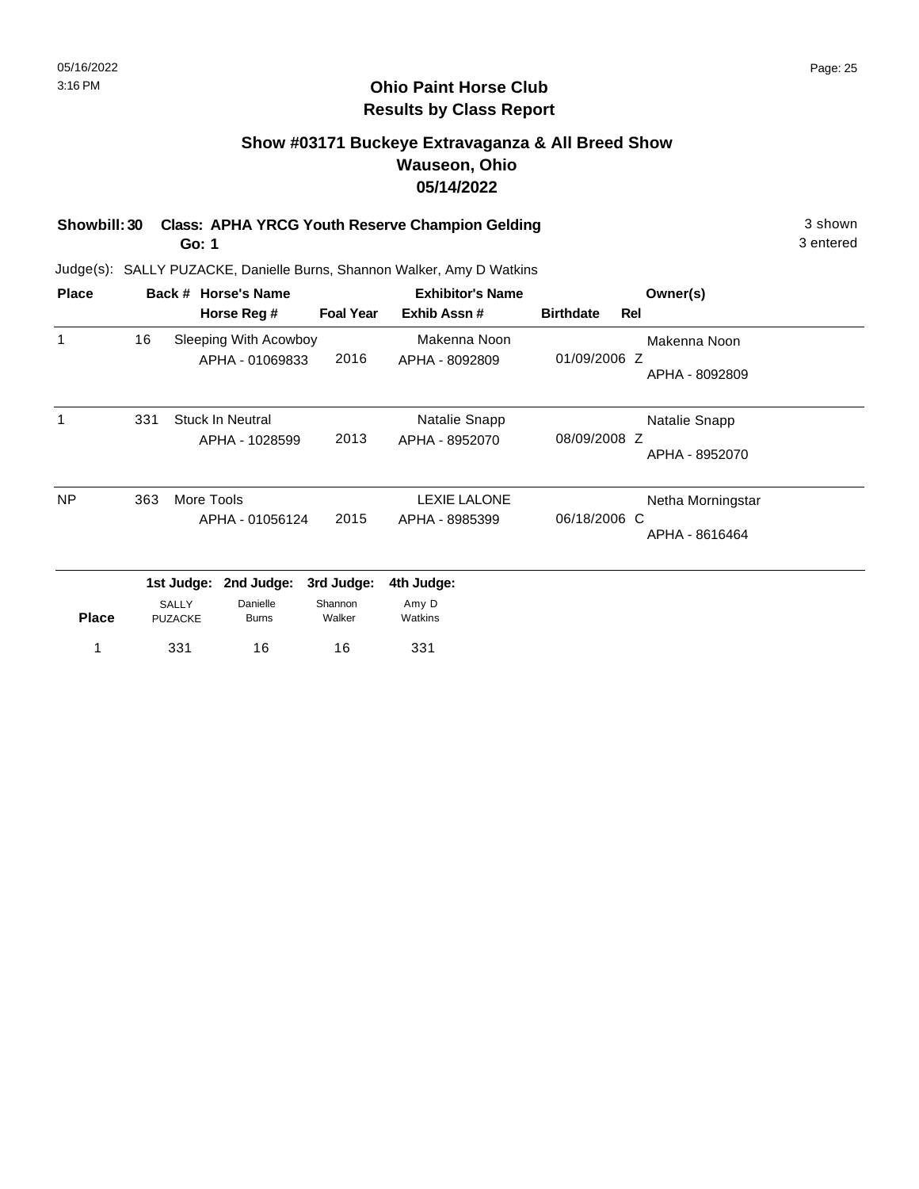# Ohio Paint Horse Club
## Results by Class Report

### Show #03171 Buckeye Extravaganza & All Breed Show
### Wauseon, Ohio
### 05/14/2022

**Showbill: 30 Class: APHA YRCG Youth Reserve Champion Gelding** 3 shown
**Go: 1** 3 entered

Judge(s): SALLY PUZACKE, Danielle Burns, Shannon Walker, Amy D Watkins

| Place | Back # | Horse's Name / Horse Reg # | Foal Year | Exhibitor's Name / Exhib Assn # | Birthdate | Rel | Owner(s) |
|---|---|---|---|---|---|---|---|
| 1 | 16 | Sleeping With Acowboy<br>APHA - 01069833 | 2016 | Makenna Noon<br>APHA - 8092809 | 01/09/2006 | Z | Makenna Noon<br>APHA - 8092809 |
| 1 | 331 | Stuck In Neutral<br>APHA - 1028599 | 2013 | Natalie Snapp<br>APHA - 8952070 | 08/09/2008 | Z | Natalie Snapp<br>APHA - 8952070 |
| NP | 363 | More Tools<br>APHA - 01056124 | 2015 | LEXIE LALONE<br>APHA - 8985399 | 06/18/2006 | C | Netha Morningstar<br>APHA - 8616464 |

| Place | 1st Judge: SALLY PUZACKE | 2nd Judge: Danielle Burns | 3rd Judge: Shannon Walker | 4th Judge: Amy D Watkins |
|---|---|---|---|---|
| 1 | 331 | 16 | 16 | 331 |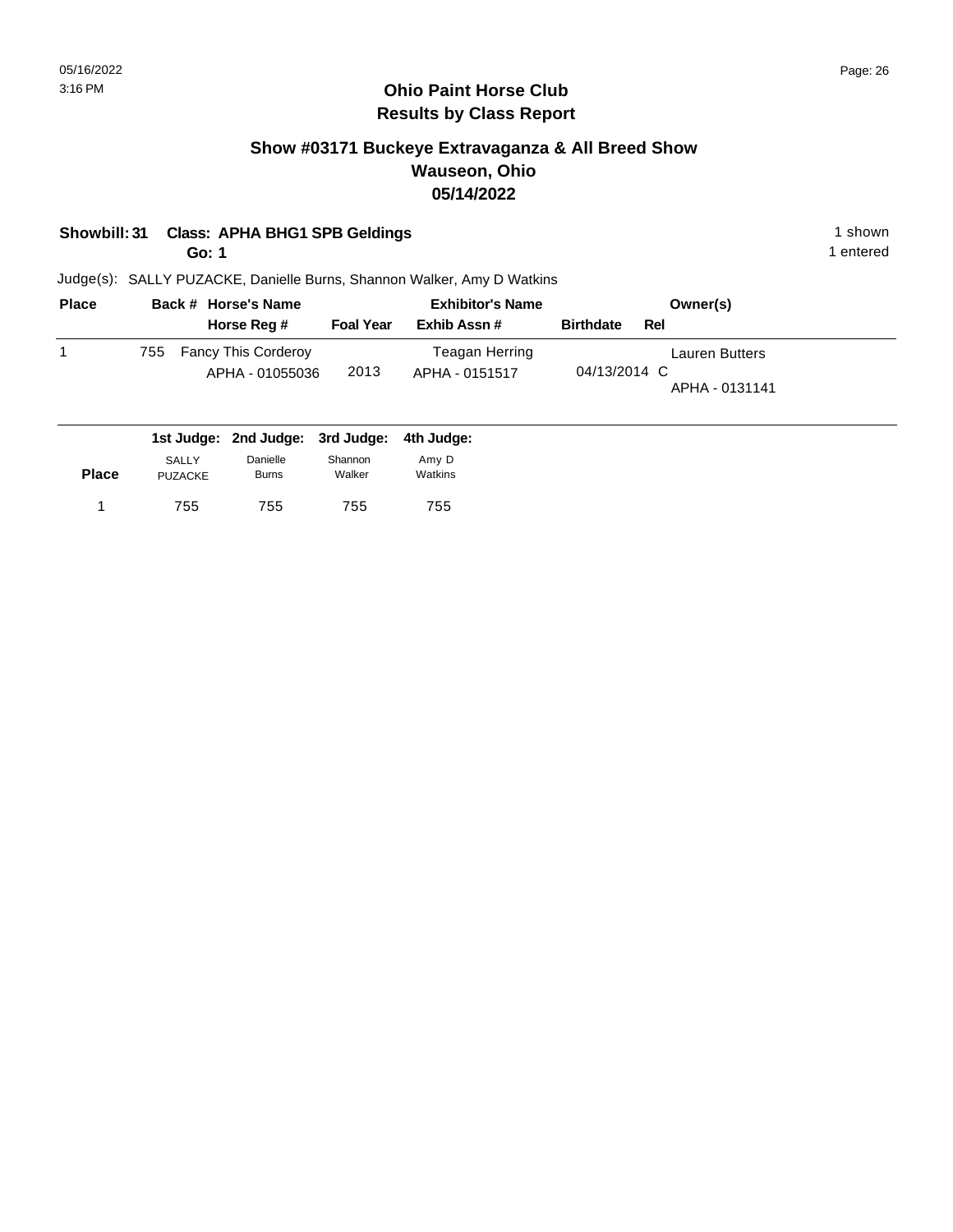## Ohio Paint Horse Club
## Results by Class Report

### Show #03171 Buckeye Extravaganza & All Breed Show
### Wauseon, Ohio
### 05/14/2022

**Showbill: 31 Class: APHA BHG1 SPB Geldings** 1 shown

**Go: 1** 1 entered

Judge(s): SALLY PUZACKE, Danielle Burns, Shannon Walker, Amy D Watkins

| Place | Back # | Horse's Name / Horse Reg # | Foal Year | Exhibitor's Name / Exhib Assn # | Birthdate | Rel | Owner(s) |
|---|---|---|---|---|---|---|---|
| 1 | 755 | Fancy This Corderoy<br>APHA - 01055036 | 2013 | Teagan Herring<br>APHA - 0151517 | 04/13/2014 | C | Lauren Butters<br>APHA - 0131141 |

| Place | 1st Judge: SALLY PUZACKE | 2nd Judge: Danielle Burns | 3rd Judge: Shannon Walker | 4th Judge: Amy D Watkins |
|---|---|---|---|---|
| 1 | 755 | 755 | 755 | 755 |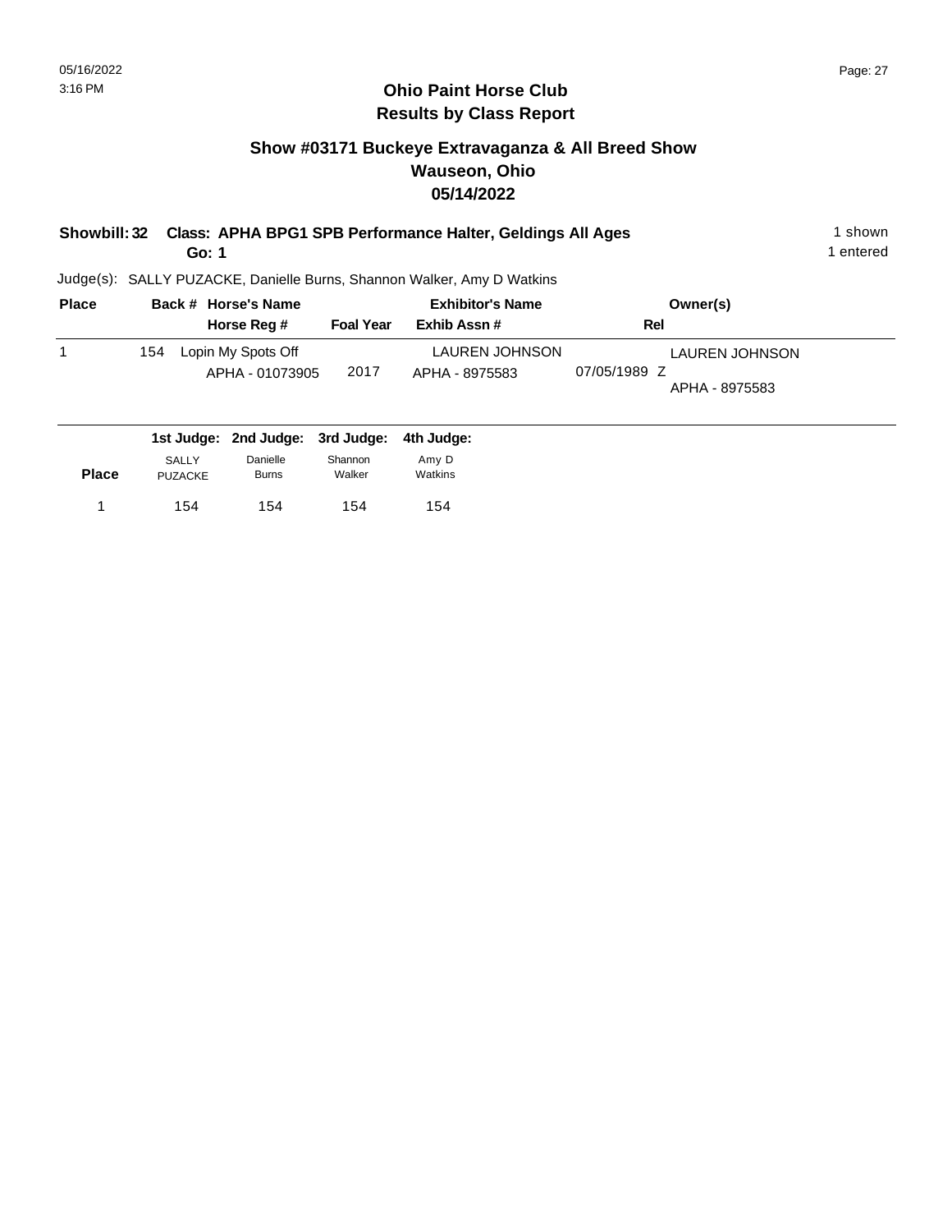# Ohio Paint Horse Club
## Results by Class Report

### Show #03171 Buckeye Extravaganza & All Breed Show
### Wauseon, Ohio
### 05/14/2022

**Showbill: 32 Class: APHA BPG1 SPB Performance Halter, Geldings All Ages** — 1 shown
**Go: 1** — 1 entered

Judge(s): SALLY PUZACKE, Danielle Burns, Shannon Walker, Amy D Watkins

| Place | Back # | Horse's Name / Horse Reg # | Foal Year | Exhibitor's Name / Exhib Assn # | Rel | Owner(s) |
|---|---|---|---|---|---|---|
| 1 | 154 | Lopin My Spots Off<br>APHA - 01073905 | 2017 | LAUREN JOHNSON<br>APHA - 8975583 | 07/05/1989 Z | LAUREN JOHNSON<br>APHA - 8975583 |

| Place | 1st Judge: SALLY PUZACKE | 2nd Judge: Danielle Burns | 3rd Judge: Shannon Walker | 4th Judge: Amy D Watkins |
|---|---|---|---|---|
| 1 | 154 | 154 | 154 | 154 |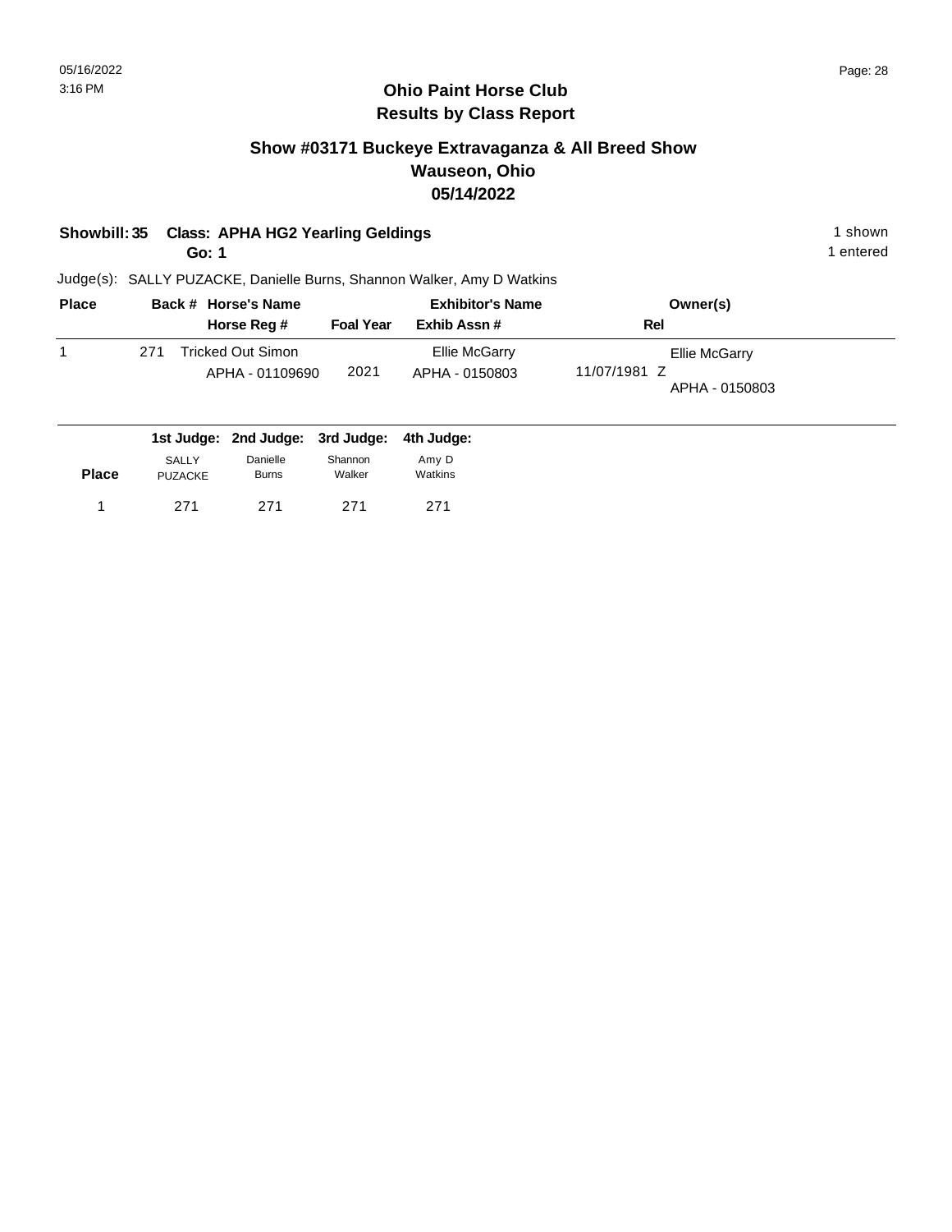# Ohio Paint Horse Club
## Results by Class Report

### Show #03171 Buckeye Extravaganza & All Breed Show
### Wauseon, Ohio
### 05/14/2022

**Showbill: 35 Class: APHA HG2 Yearling Geldings** — 1 shown

**Go: 1** — 1 entered

Judge(s): SALLY PUZACKE, Danielle Burns, Shannon Walker, Amy D Watkins

| Place | Back # | Horse's Name / Horse Reg # | Foal Year | Exhibitor's Name / Exhib Assn # | Rel | Owner(s) |
|---|---|---|---|---|---|---|
| 1 | 271 | Tricked Out Simon<br>APHA - 01109690 | 2021 | Ellie McGarry<br>APHA - 0150803 | 11/07/1981 Z | Ellie McGarry<br>APHA - 0150803 |

| Place | 1st Judge: SALLY PUZACKE | 2nd Judge: Danielle Burns | 3rd Judge: Shannon Walker | 4th Judge: Amy D Watkins |
|---|---|---|---|---|
| 1 | 271 | 271 | 271 | 271 |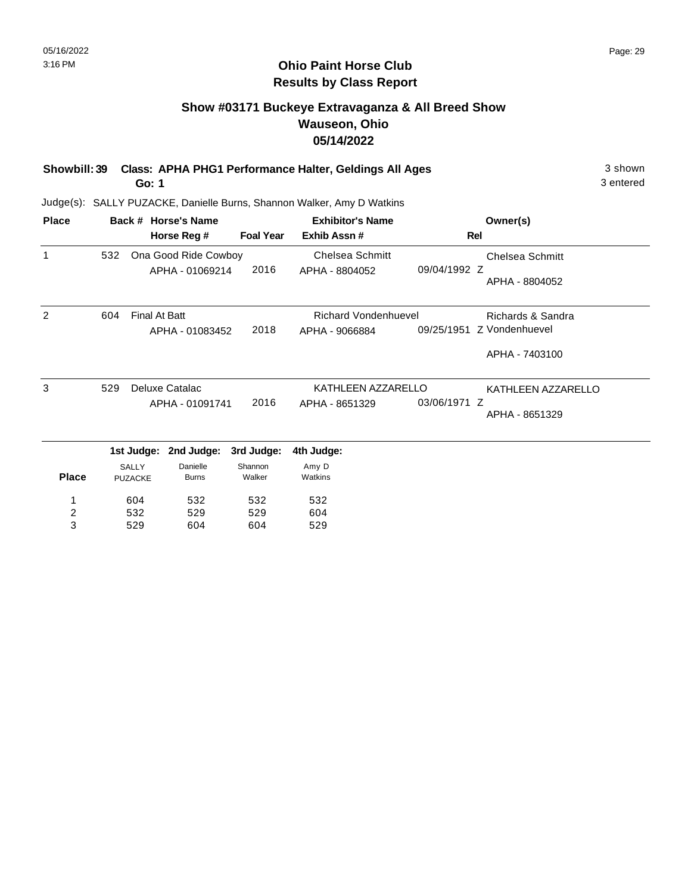**Ohio Paint Horse Club**
**Results by Class Report**

## Show #03171 Buckeye Extravaganza & All Breed Show
## Wauseon, Ohio
## 05/14/2022

**Showbill: 39 Class: APHA PHG1 Performance Halter, Geldings All Ages** — 3 shown

**Go: 1** — 3 entered

Judge(s): SALLY PUZACKE, Danielle Burns, Shannon Walker, Amy D Watkins

| Place | Back # | Horse's Name / Horse Reg # | Foal Year | Exhibitor's Name / Exhib Assn # | Rel | Owner(s) |
|---|---|---|---|---|---|---|
| 1 | 532 | Ona Good Ride Cowboy<br>APHA - 01069214 | 2016 | Chelsea Schmitt<br>APHA - 8804052 | 09/04/1992 Z | Chelsea Schmitt<br>APHA - 8804052 |
| 2 | 604 | Final At Batt<br>APHA - 01083452 | 2018 | Richard Vondenhuevel<br>APHA - 9066884 | 09/25/1951 Z | Richards & Sandra Vondenhuevel<br>APHA - 7403100 |
| 3 | 529 | Deluxe Catalac<br>APHA - 01091741 | 2016 | KATHLEEN AZZARELLO<br>APHA - 8651329 | 03/06/1971 Z | KATHLEEN AZZARELLO<br>APHA - 8651329 |

| Place | 1st Judge: SALLY PUZACKE | 2nd Judge: Danielle Burns | 3rd Judge: Shannon Walker | 4th Judge: Amy D Watkins |
|---|---|---|---|---|
| 1 | 604 | 532 | 532 | 532 |
| 2 | 532 | 529 | 529 | 604 |
| 3 | 529 | 604 | 604 | 529 |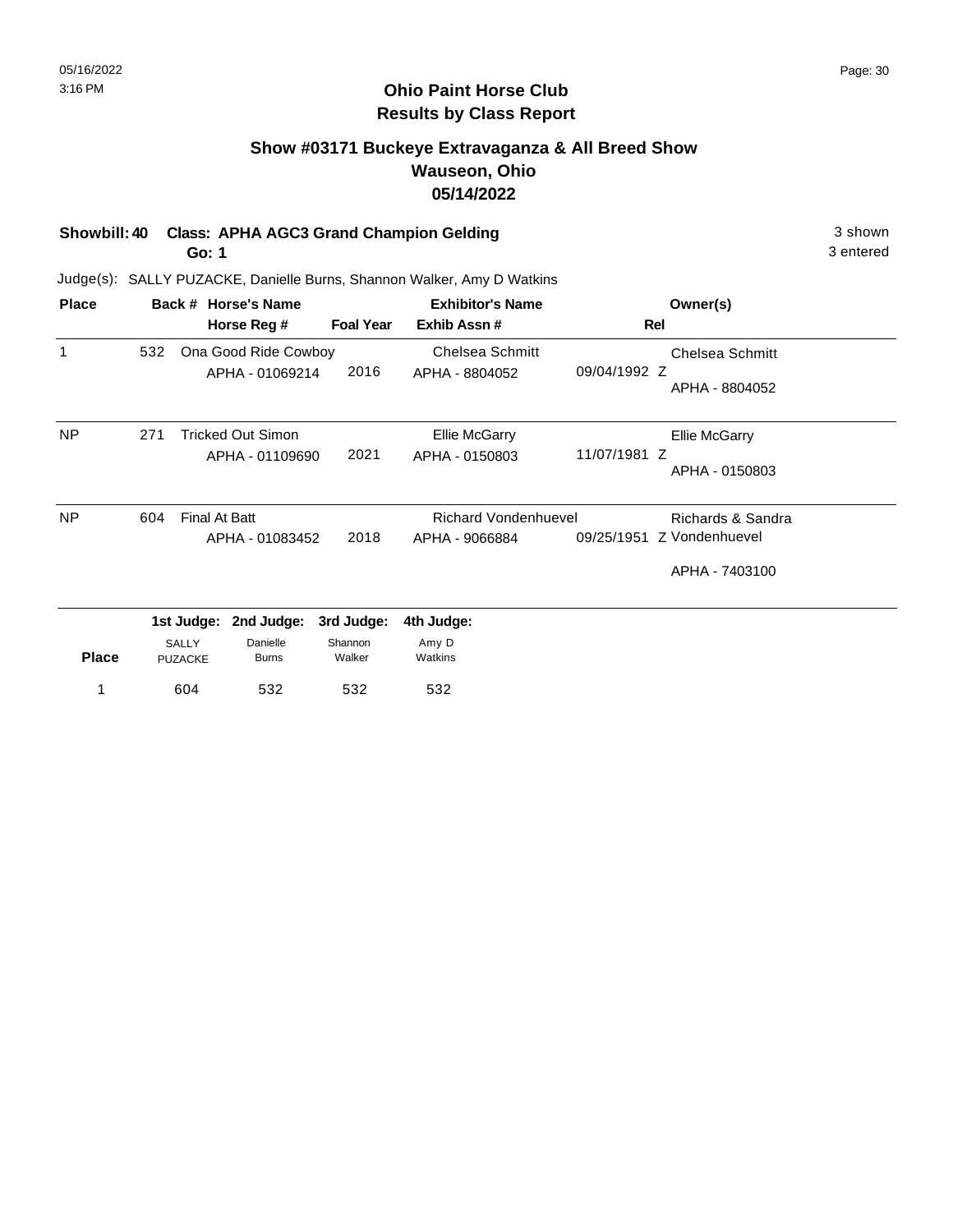# Ohio Paint Horse Club
## Results by Class Report

### Show #03171 Buckeye Extravaganza & All Breed Show
### Wauseon, Ohio
### 05/14/2022

**Showbill: 40 Class: APHA AGC3 Grand Champion Gelding** — 3 shown, 3 entered

**Go: 1**

Judge(s): SALLY PUZACKE, Danielle Burns, Shannon Walker, Amy D Watkins

| Place | Back # | Horse's Name / Horse Reg # | Foal Year | Exhibitor's Name / Exhib Assn # | Rel | Owner(s) |
|---|---|---|---|---|---|---|
| 1 | 532 | Ona Good Ride Cowboy<br>APHA - 01069214 | 2016 | Chelsea Schmitt<br>APHA - 8804052 | 09/04/1992 Z | Chelsea Schmitt<br>APHA - 8804052 |
| NP | 271 | Tricked Out Simon<br>APHA - 01109690 | 2021 | Ellie McGarry<br>APHA - 0150803 | 11/07/1981 Z | Ellie McGarry<br>APHA - 0150803 |
| NP | 604 | Final At Batt<br>APHA - 01083452 | 2018 | Richard Vondenhuevel<br>APHA - 9066884 | 09/25/1951 Z | Richards & Sandra Vondenhuevel<br>APHA - 7403100 |

| Place | 1st Judge: SALLY PUZACKE | 2nd Judge: Danielle Burns | 3rd Judge: Shannon Walker | 4th Judge: Amy D Watkins |
|---|---|---|---|---|
| 1 | 604 | 532 | 532 | 532 |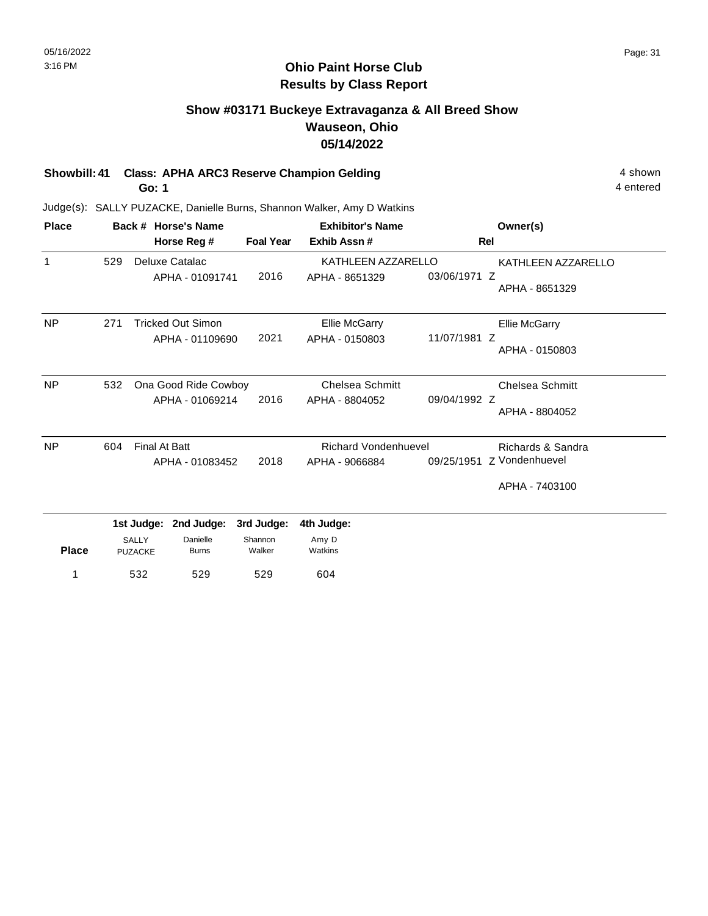# Ohio Paint Horse Club
## Results by Class Report

### Show #03171 Buckeye Extravaganza & All Breed Show
### Wauseon, Ohio
### 05/14/2022

**Showbill: 41 Class: APHA ARC3 Reserve Champion Gelding** — 4 shown, 4 entered

**Go: 1**

Judge(s): SALLY PUZACKE, Danielle Burns, Shannon Walker, Amy D Watkins

| Place | Back # | Horse's Name / Horse Reg # | Foal Year | Exhibitor's Name / Exhib Assn # | Rel | Owner(s) |
|---|---|---|---|---|---|---|
| 1 | 529 | Deluxe Catalac<br>APHA - 01091741 | 2016 | KATHLEEN AZZARELLO<br>APHA - 8651329 | 03/06/1971 Z | KATHLEEN AZZARELLO<br>APHA - 8651329 |
| NP | 271 | Tricked Out Simon<br>APHA - 01109690 | 2021 | Ellie McGarry<br>APHA - 0150803 | 11/07/1981 Z | Ellie McGarry<br>APHA - 0150803 |
| NP | 532 | Ona Good Ride Cowboy<br>APHA - 01069214 | 2016 | Chelsea Schmitt<br>APHA - 8804052 | 09/04/1992 Z | Chelsea Schmitt<br>APHA - 8804052 |
| NP | 604 | Final At Batt<br>APHA - 01083452 | 2018 | Richard Vondenhuevel<br>APHA - 9066884 | 09/25/1951 Z | Richards & Sandra Vondenhuevel<br>APHA - 7403100 |

| Place | 1st Judge: SALLY PUZACKE | 2nd Judge: Danielle Burns | 3rd Judge: Shannon Walker | 4th Judge: Amy D Watkins |
|---|---|---|---|---|
| 1 | 532 | 529 | 529 | 604 |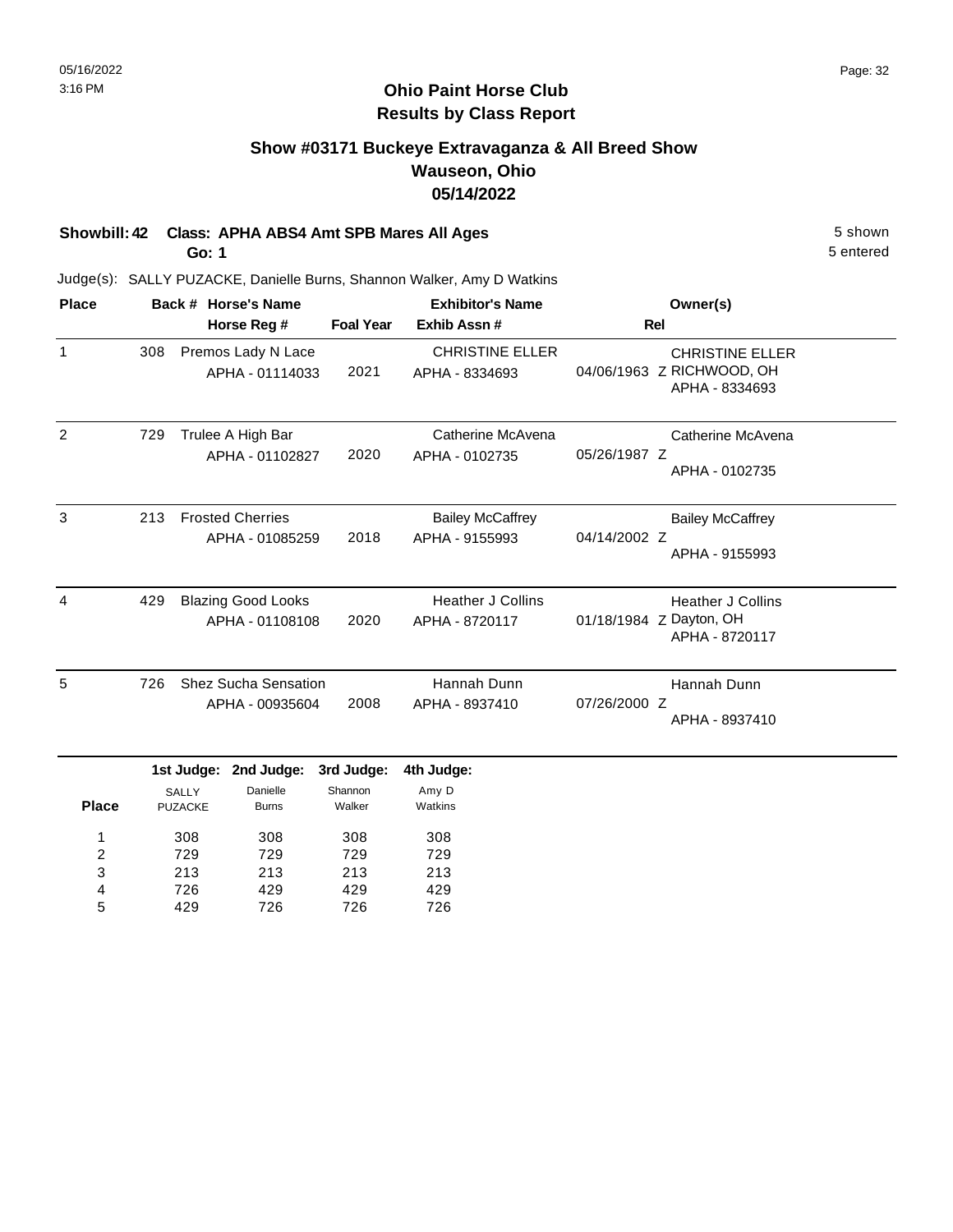# Ohio Paint Horse Club
## Results by Class Report

### Show #03171 Buckeye Extravaganza & All Breed Show
### Wauseon, Ohio
### 05/14/2022

**Showbill: 42 Class: APHA ABS4 Amt SPB Mares All Ages** — 5 shown

**Go: 1** — 5 entered

Judge(s): SALLY PUZACKE, Danielle Burns, Shannon Walker, Amy D Watkins

| Place | Back # | Horse's Name / Horse Reg # | Foal Year | Exhibitor's Name / Exhib Assn # | Rel | Owner(s) |
|---|---|---|---|---|---|---|
| 1 | 308 | Premos Lady N Lace<br>APHA - 01114033 | 2021 | CHRISTINE ELLER<br>APHA - 8334693 | 04/06/1963 Z | CHRISTINE ELLER<br>RICHWOOD, OH<br>APHA - 8334693 |
| 2 | 729 | Trulee A High Bar<br>APHA - 01102827 | 2020 | Catherine McAvena<br>APHA - 0102735 | 05/26/1987 Z | Catherine McAvena<br>APHA - 0102735 |
| 3 | 213 | Frosted Cherries<br>APHA - 01085259 | 2018 | Bailey McCaffrey<br>APHA - 9155993 | 04/14/2002 Z | Bailey McCaffrey<br>APHA - 9155993 |
| 4 | 429 | Blazing Good Looks<br>APHA - 01108108 | 2020 | Heather J Collins<br>APHA - 8720117 | 01/18/1984 Z | Heather J Collins<br>Dayton, OH<br>APHA - 8720117 |
| 5 | 726 | Shez Sucha Sensation<br>APHA - 00935604 | 2008 | Hannah Dunn<br>APHA - 8937410 | 07/26/2000 Z | Hannah Dunn<br>APHA - 8937410 |

| Place | 1st Judge: SALLY PUZACKE | 2nd Judge: Danielle Burns | 3rd Judge: Shannon Walker | 4th Judge: Amy D Watkins |
|---|---|---|---|---|
| 1 | 308 | 308 | 308 | 308 |
| 2 | 729 | 729 | 729 | 729 |
| 3 | 213 | 213 | 213 | 213 |
| 4 | 726 | 429 | 429 | 429 |
| 5 | 429 | 726 | 726 | 726 |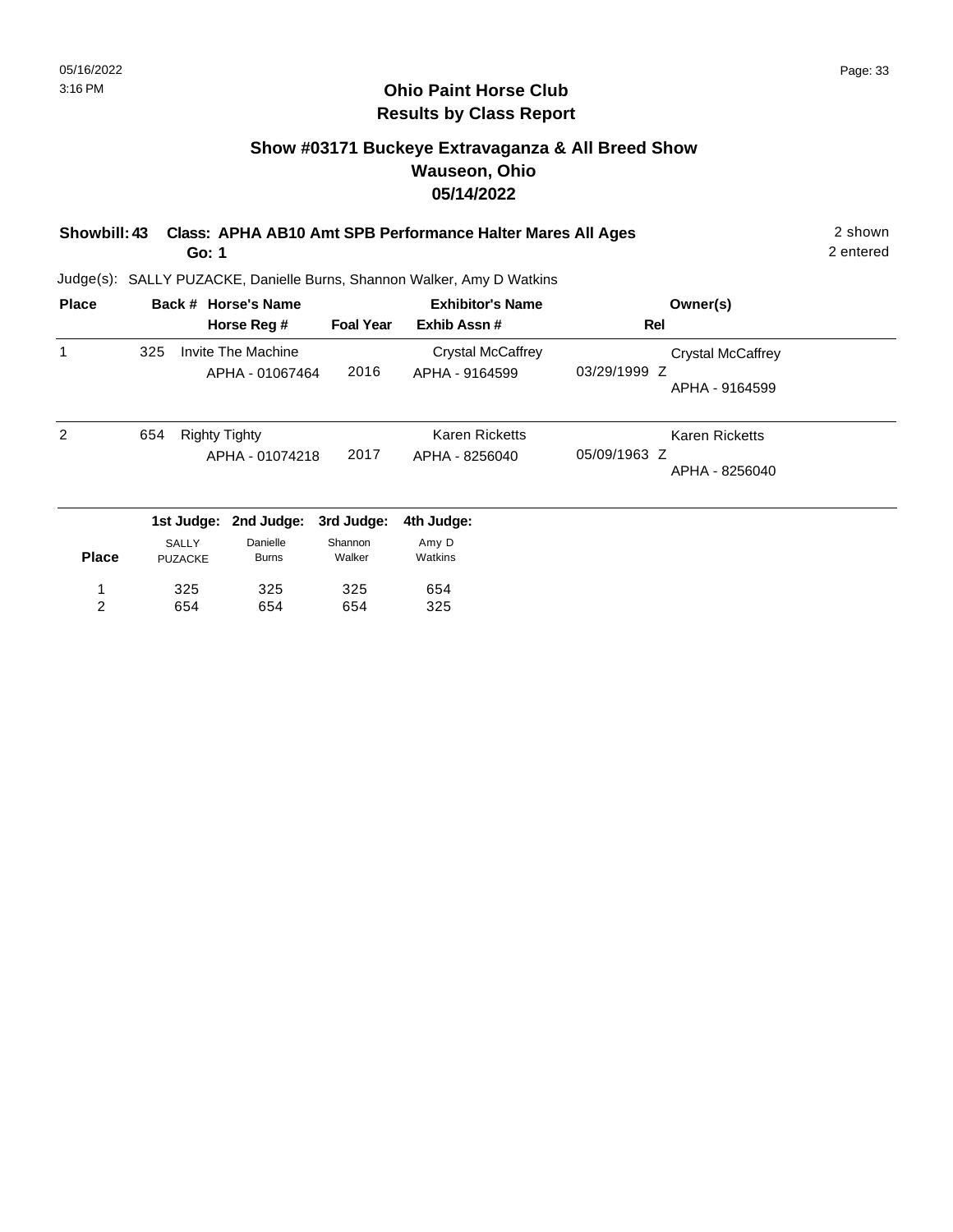## Ohio Paint Horse Club
## Results by Class Report

### Show #03171 Buckeye Extravaganza & All Breed Show
### Wauseon, Ohio
### 05/14/2022

**Showbill: 43 Class: APHA AB10 Amt SPB Performance Halter Mares All Ages** 2 shown
**Go: 1** 2 entered

Judge(s): SALLY PUZACKE, Danielle Burns, Shannon Walker, Amy D Watkins

| Place | Back # | Horse's Name / Horse Reg # | Foal Year | Exhibitor's Name / Exhib Assn # | Rel | Owner(s) |
|---|---|---|---|---|---|---|
| 1 | 325 | Invite The Machine<br>APHA - 01067464 | 2016 | Crystal McCaffrey<br>APHA - 9164599 | 03/29/1999 Z | Crystal McCaffrey<br>APHA - 9164599 |
| 2 | 654 | Righty Tighty<br>APHA - 01074218 | 2017 | Karen Ricketts<br>APHA - 8256040 | 05/09/1963 Z | Karen Ricketts<br>APHA - 8256040 |

| Place | 1st Judge: SALLY PUZACKE | 2nd Judge: Danielle Burns | 3rd Judge: Shannon Walker | 4th Judge: Amy D Watkins |
|---|---|---|---|---|
| 1 | 325 | 325 | 325 | 654 |
| 2 | 654 | 654 | 654 | 325 |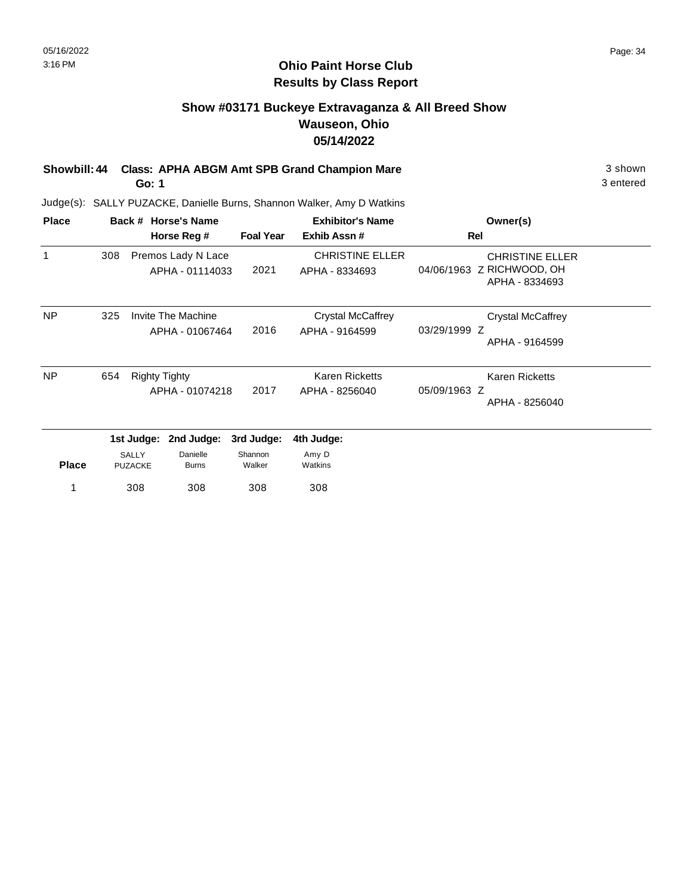## Ohio Paint Horse Club
## Results by Class Report

### Show #03171 Buckeye Extravaganza & All Breed Show
### Wauseon, Ohio
### 05/14/2022

**Showbill: 44 Class: APHA ABGM Amt SPB Grand Champion Mare** — 3 shown

**Go: 1** — 3 entered

Judge(s): SALLY PUZACKE, Danielle Burns, Shannon Walker, Amy D Watkins

| Place | Back # | Horse's Name / Horse Reg # | Foal Year | Exhibitor's Name / Exhib Assn # | Rel | Owner(s) |
|---|---|---|---|---|---|---|
| 1 | 308 | Premos Lady N Lace<br>APHA - 01114033 | 2021 | CHRISTINE ELLER<br>APHA - 8334693 | 04/06/1963 Z | CHRISTINE ELLER<br>RICHWOOD, OH<br>APHA - 8334693 |
| NP | 325 | Invite The Machine<br>APHA - 01067464 | 2016 | Crystal McCaffrey<br>APHA - 9164599 | 03/29/1999 Z | Crystal McCaffrey<br>APHA - 9164599 |
| NP | 654 | Righty Tighty<br>APHA - 01074218 | 2017 | Karen Ricketts<br>APHA - 8256040 | 05/09/1963 Z | Karen Ricketts<br>APHA - 8256040 |

| Place | 1st Judge: SALLY PUZACKE | 2nd Judge: Danielle Burns | 3rd Judge: Shannon Walker | 4th Judge: Amy D Watkins |
|---|---|---|---|---|
| 1 | 308 | 308 | 308 | 308 |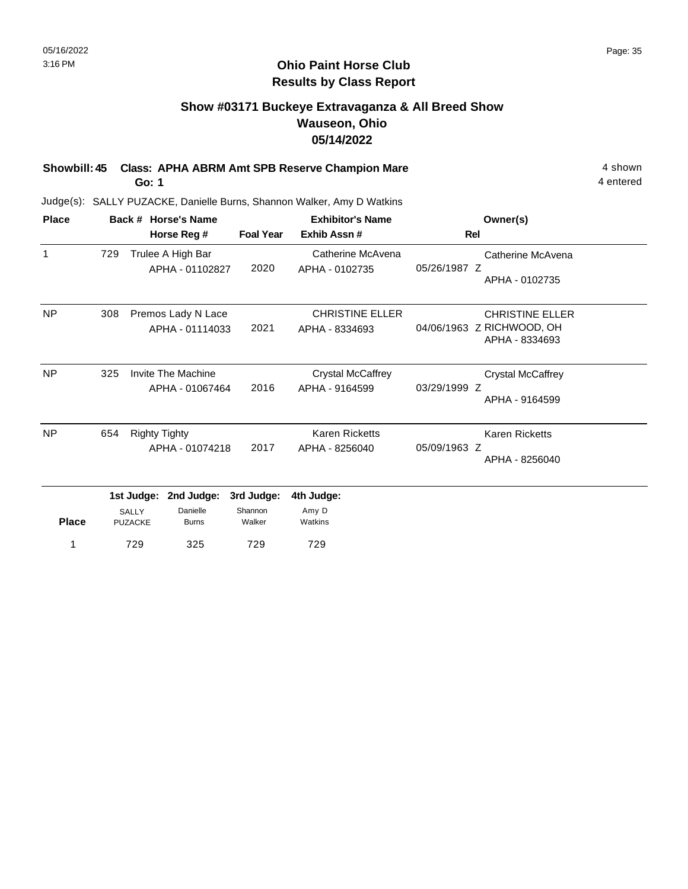## Ohio Paint Horse Club
## Results by Class Report

### Show #03171 Buckeye Extravaganza & All Breed Show
### Wauseon, Ohio
### 05/14/2022

**Showbill: 45 Class: APHA ABRM Amt SPB Reserve Champion Mare** — 4 shown, 4 entered

**Go: 1**

Judge(s): SALLY PUZACKE, Danielle Burns, Shannon Walker, Amy D Watkins

| Place | Back # | Horse's Name / Horse Reg # | Foal Year | Exhibitor's Name / Exhib Assn # | Rel | Owner(s) |
|---|---|---|---|---|---|---|
| 1 | 729 | Trulee A High Bar<br>APHA - 01102827 | 2020 | Catherine McAvena<br>APHA - 0102735 | 05/26/1987 Z | Catherine McAvena<br>APHA - 0102735 |
| NP | 308 | Premos Lady N Lace<br>APHA - 01114033 | 2021 | CHRISTINE ELLER<br>APHA - 8334693 | 04/06/1963 Z | CHRISTINE ELLER<br>RICHWOOD, OH<br>APHA - 8334693 |
| NP | 325 | Invite The Machine<br>APHA - 01067464 | 2016 | Crystal McCaffrey<br>APHA - 9164599 | 03/29/1999 Z | Crystal McCaffrey<br>APHA - 9164599 |
| NP | 654 | Righty Tighty<br>APHA - 01074218 | 2017 | Karen Ricketts<br>APHA - 8256040 | 05/09/1963 Z | Karen Ricketts<br>APHA - 8256040 |

| Place | 1st Judge: SALLY PUZACKE | 2nd Judge: Danielle Burns | 3rd Judge: Shannon Walker | 4th Judge: Amy D Watkins |
|---|---|---|---|---|
| 1 | 729 | 325 | 729 | 729 |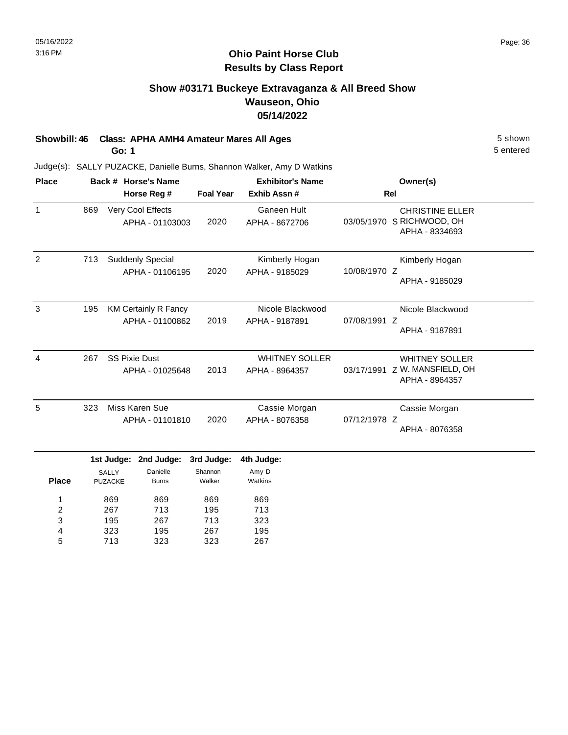# Ohio Paint Horse Club
## Results by Class Report

### Show #03171 Buckeye Extravaganza & All Breed Show
### Wauseon, Ohio
### 05/14/2022

**Showbill: 46 Class: APHA AMH4 Amateur Mares All Ages** 5 shown

**Go: 1** 5 entered

Judge(s): SALLY PUZACKE, Danielle Burns, Shannon Walker, Amy D Watkins

| Place | Back # | Horse's Name / Horse Reg # | Foal Year | Exhibitor's Name / Exhib Assn # | Rel | Owner(s) |
|---|---|---|---|---|---|---|
| 1 | 869 | Very Cool Effects<br>APHA - 01103003 | 2020 | Ganeen Hult<br>APHA - 8672706 | 03/05/1970 S | CHRISTINE ELLER<br>RICHWOOD, OH<br>APHA - 8334693 |
| 2 | 713 | Suddenly Special<br>APHA - 01106195 | 2020 | Kimberly Hogan<br>APHA - 9185029 | 10/08/1970 Z | Kimberly Hogan<br>APHA - 9185029 |
| 3 | 195 | KM Certainly R Fancy<br>APHA - 01100862 | 2019 | Nicole Blackwood<br>APHA - 9187891 | 07/08/1991 Z | Nicole Blackwood<br>APHA - 9187891 |
| 4 | 267 | SS Pixie Dust<br>APHA - 01025648 | 2013 | WHITNEY SOLLER<br>APHA - 8964357 | 03/17/1991 Z | WHITNEY SOLLER<br>W. MANSFIELD, OH<br>APHA - 8964357 |
| 5 | 323 | Miss Karen Sue<br>APHA - 01101810 | 2020 | Cassie Morgan<br>APHA - 8076358 | 07/12/1978 Z | Cassie Morgan<br>APHA - 8076358 |

| Place | 1st Judge: SALLY PUZACKE | 2nd Judge: Danielle Burns | 3rd Judge: Shannon Walker | 4th Judge: Amy D Watkins |
|---|---|---|---|---|
| 1 | 869 | 869 | 869 | 869 |
| 2 | 267 | 713 | 195 | 713 |
| 3 | 195 | 267 | 713 | 323 |
| 4 | 323 | 195 | 267 | 195 |
| 5 | 713 | 323 | 323 | 267 |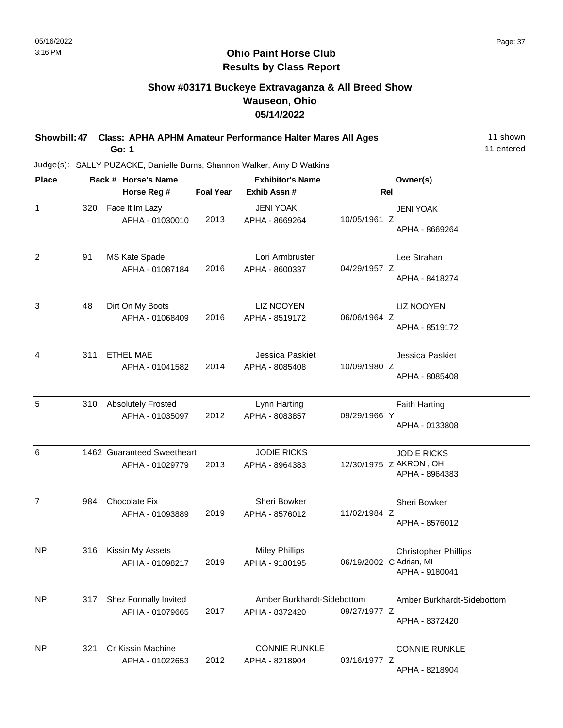# Ohio Paint Horse Club
## Results by Class Report

### Show #03171 Buckeye Extravaganza & All Breed Show
### Wauseon, Ohio
### 05/14/2022

**Showbill: 47 Class: APHA APHM Amateur Performance Halter Mares All Ages** 11 shown
**Go: 1** 11 entered

Judge(s): SALLY PUZACKE, Danielle Burns, Shannon Walker, Amy D Watkins

| Place | Back # | Horse's Name / Horse Reg # | Foal Year | Exhibitor's Name / Exhib Assn # | Rel | Owner(s) |
|---|---|---|---|---|---|---|
| 1 | 320 | Face It Im Lazy<br>APHA - 01030010 | 2013 | JENI YOAK<br>APHA - 8669264 | 10/05/1961 Z | JENI YOAK<br>APHA - 8669264 |
| 2 | 91 | MS Kate Spade<br>APHA - 01087184 | 2016 | Lori Armbruster<br>APHA - 8600337 | 04/29/1957 Z | Lee Strahan<br>APHA - 8418274 |
| 3 | 48 | Dirt On My Boots<br>APHA - 01068409 | 2016 | LIZ NOOYEN<br>APHA - 8519172 | 06/06/1964 Z | LIZ NOOYEN<br>APHA - 8519172 |
| 4 | 311 | ETHEL MAE<br>APHA - 01041582 | 2014 | Jessica Paskiet<br>APHA - 8085408 | 10/09/1980 Z | Jessica Paskiet<br>APHA - 8085408 |
| 5 | 310 | Absolutely Frosted<br>APHA - 01035097 | 2012 | Lynn Harting<br>APHA - 8083857 | 09/29/1966 Y | Faith Harting<br>APHA - 0133808 |
| 6 | 1462 | Guaranteed Sweetheart<br>APHA - 01029779 | 2013 | JODIE RICKS<br>APHA - 8964383 | 12/30/1975 Z | JODIE RICKS<br>AKRON , OH<br>APHA - 8964383 |
| 7 | 984 | Chocolate Fix<br>APHA - 01093889 | 2019 | Sheri Bowker<br>APHA - 8576012 | 11/02/1984 Z | Sheri Bowker<br>APHA - 8576012 |
| NP | 316 | Kissin My Assets<br>APHA - 01098217 | 2019 | Miley Phillips<br>APHA - 9180195 | 06/19/2002 C | Christopher Phillips<br>Adrian, MI<br>APHA - 9180041 |
| NP | 317 | Shez Formally Invited<br>APHA - 01079665 | 2017 | Amber Burkhardt-Sidebottom<br>APHA - 8372420 | 09/27/1977 Z | Amber Burkhardt-Sidebottom<br>APHA - 8372420 |
| NP | 321 | Cr Kissin Machine<br>APHA - 01022653 | 2012 | CONNIE RUNKLE<br>APHA - 8218904 | 03/16/1977 Z | CONNIE RUNKLE<br>APHA - 8218904 |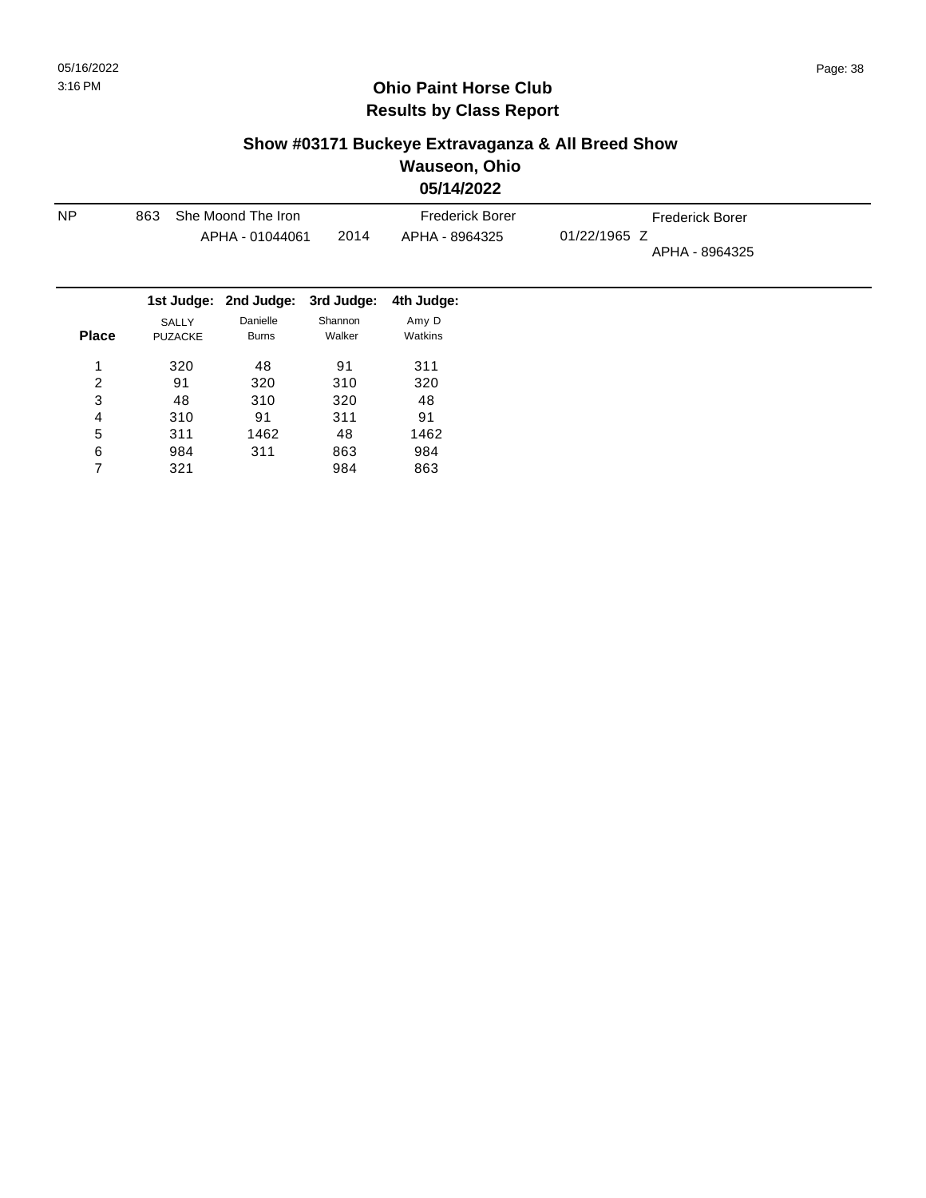05/16/2022
3:16 PM

# Ohio Paint Horse Club
## Results by Class Report

### Show #03171 Buckeye Extravaganza & All Breed Show
### Wauseon, Ohio
### 05/14/2022

| NP | 863 | She Moond The Iron<br>APHA - 01044061 | 2014 | Frederick Borer<br>APHA - 8964325 | 01/22/1965 Z | Frederick Borer<br>APHA - 8964325 |
|---|---|---|---|---|---|---|

| Place | 1st Judge: SALLY PUZACKE | 2nd Judge: Danielle Burns | 3rd Judge: Shannon Walker | 4th Judge: Amy D Watkins |
|---|---|---|---|---|
| 1 | 320 | 48 | 91 | 311 |
| 2 | 91 | 320 | 310 | 320 |
| 3 | 48 | 310 | 320 | 48 |
| 4 | 310 | 91 | 311 | 91 |
| 5 | 311 | 1462 | 48 | 1462 |
| 6 | 984 | 311 | 863 | 984 |
| 7 | 321 | | 984 | 863 |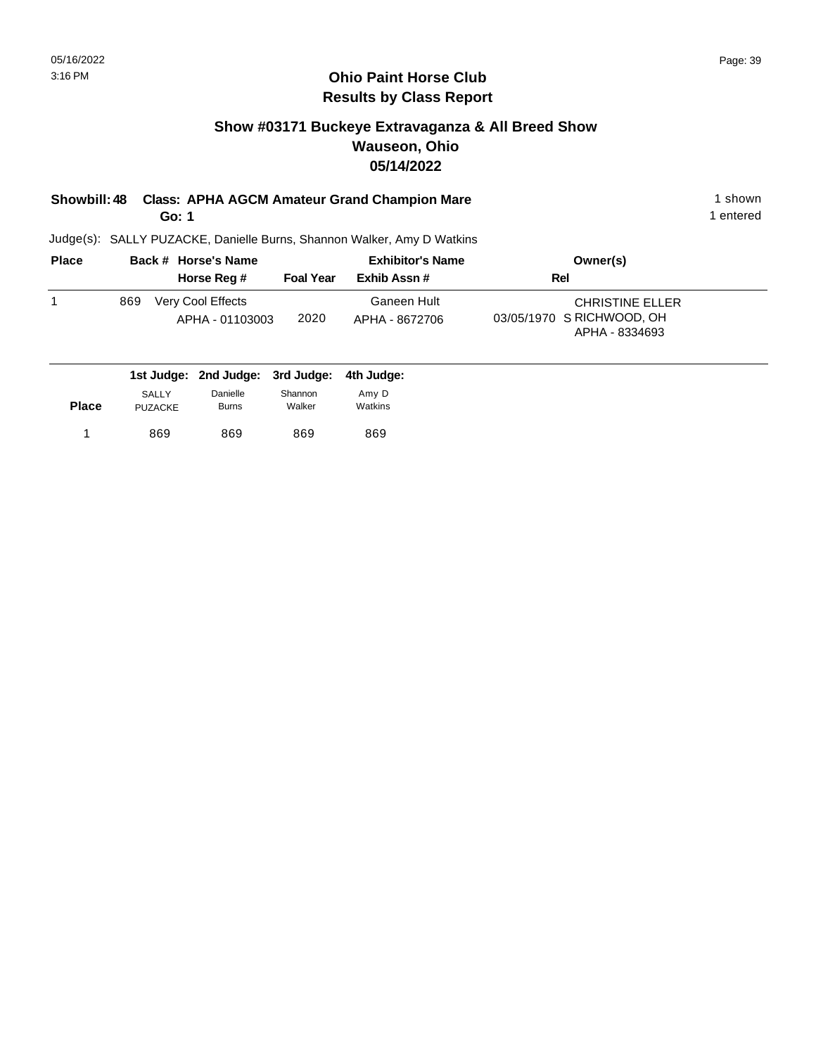# Ohio Paint Horse Club
## Results by Class Report

### Show #03171 Buckeye Extravaganza & All Breed Show
### Wauseon, Ohio
### 05/14/2022

**Showbill: 48 Class: APHA AGCM Amateur Grand Champion Mare** — 1 shown
**Go: 1** — 1 entered

Judge(s): SALLY PUZACKE, Danielle Burns, Shannon Walker, Amy D Watkins

| Place | Back # | Horse's Name / Horse Reg # | Foal Year | Exhibitor's Name / Exhib Assn # | Rel | Owner(s) |
|---|---|---|---|---|---|---|
| 1 | 869 | Very Cool Effects<br>APHA - 01103003 | 2020 | Ganeen Hult<br>APHA - 8672706 | 03/05/1970 | CHRISTINE ELLER<br>S RICHWOOD, OH<br>APHA - 8334693 |

| Place | 1st Judge: SALLY PUZACKE | 2nd Judge: Danielle Burns | 3rd Judge: Shannon Walker | 4th Judge: Amy D Watkins |
|---|---|---|---|---|
| 1 | 869 | 869 | 869 | 869 |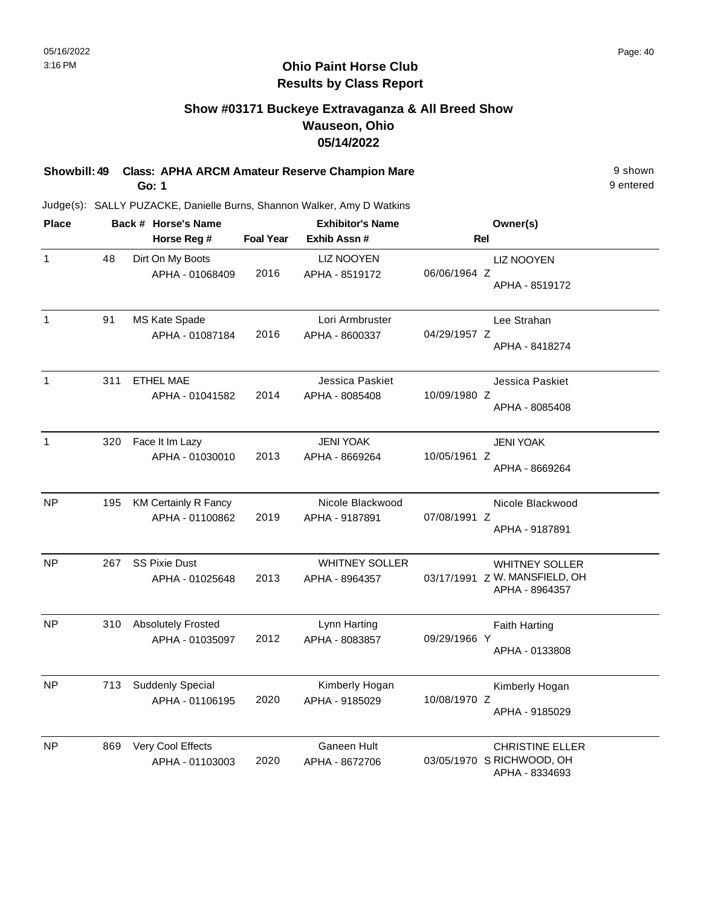# Ohio Paint Horse Club
## Results by Class Report

### Show #03171 Buckeye Extravaganza & All Breed Show
### Wauseon, Ohio
### 05/14/2022

**Showbill: 49 Class: APHA ARCM Amateur Reserve Champion Mare** — 9 shown, 9 entered

**Go: 1**

Judge(s): SALLY PUZACKE, Danielle Burns, Shannon Walker, Amy D Watkins

| Place | Back # | Horse's Name / Horse Reg # | Foal Year | Exhibitor's Name / Exhib Assn # | Rel | Owner(s) |
|---|---|---|---|---|---|---|
| 1 | 48 | Dirt On My Boots<br>APHA - 01068409 | 2016 | LIZ NOOYEN<br>APHA - 8519172 | 06/06/1964 Z | LIZ NOOYEN<br>APHA - 8519172 |
| 1 | 91 | MS Kate Spade<br>APHA - 01087184 | 2016 | Lori Armbruster<br>APHA - 8600337 | 04/29/1957 Z | Lee Strahan<br>APHA - 8418274 |
| 1 | 311 | ETHEL MAE<br>APHA - 01041582 | 2014 | Jessica Paskiet<br>APHA - 8085408 | 10/09/1980 Z | Jessica Paskiet<br>APHA - 8085408 |
| 1 | 320 | Face It Im Lazy<br>APHA - 01030010 | 2013 | JENI YOAK<br>APHA - 8669264 | 10/05/1961 Z | JENI YOAK<br>APHA - 8669264 |
| NP | 195 | KM Certainly R Fancy<br>APHA - 01100862 | 2019 | Nicole Blackwood<br>APHA - 9187891 | 07/08/1991 Z | Nicole Blackwood<br>APHA - 9187891 |
| NP | 267 | SS Pixie Dust<br>APHA - 01025648 | 2013 | WHITNEY SOLLER<br>APHA - 8964357 | 03/17/1991 Z | WHITNEY SOLLER<br>W. MANSFIELD, OH<br>APHA - 8964357 |
| NP | 310 | Absolutely Frosted<br>APHA - 01035097 | 2012 | Lynn Harting<br>APHA - 8083857 | 09/29/1966 Y | Faith Harting<br>APHA - 0133808 |
| NP | 713 | Suddenly Special<br>APHA - 01106195 | 2020 | Kimberly Hogan<br>APHA - 9185029 | 10/08/1970 Z | Kimberly Hogan<br>APHA - 9185029 |
| NP | 869 | Very Cool Effects<br>APHA - 01103003 | 2020 | Ganeen Hult<br>APHA - 8672706 | 03/05/1970 S | CHRISTINE ELLER<br>RICHWOOD, OH<br>APHA - 8334693 |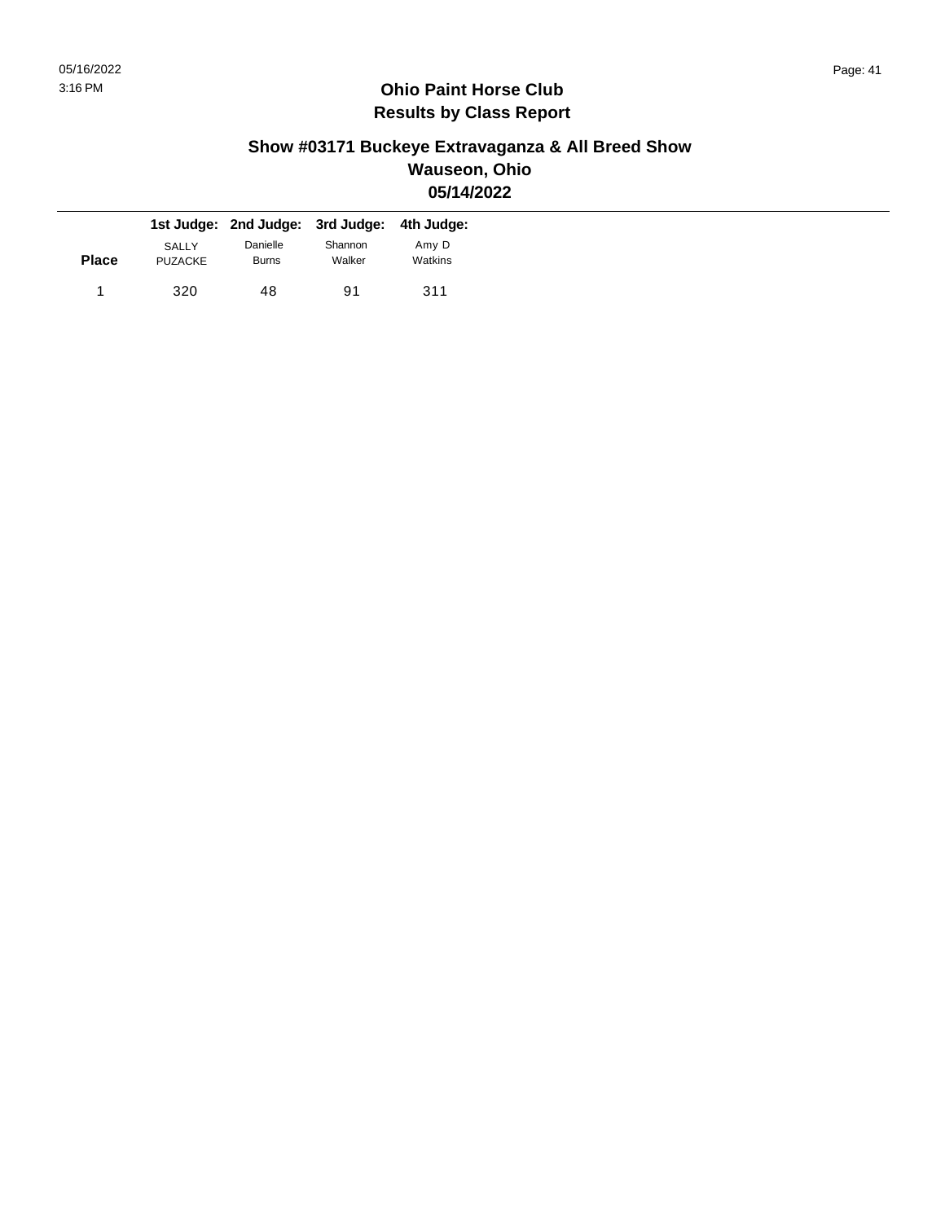## Ohio Paint Horse Club
## Results by Class Report

### Show #03171 Buckeye Extravaganza & All Breed Show
### Wauseon, Ohio
### 05/14/2022

| Place | 1st Judge: SALLY PUZACKE | 2nd Judge: Danielle Burns | 3rd Judge: Shannon Walker | 4th Judge: Amy D Watkins |
|---|---|---|---|---|
| 1 | 320 | 48 | 91 | 311 |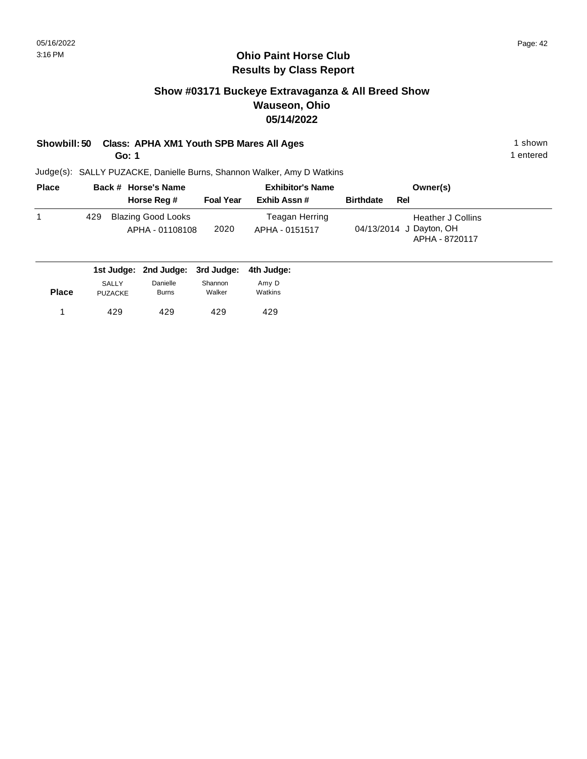## Ohio Paint Horse Club
## Results by Class Report

### Show #03171 Buckeye Extravaganza & All Breed Show
### Wauseon, Ohio
### 05/14/2022

**Showbill: 50 Class: APHA XM1 Youth SPB Mares All Ages** 1 shown

**Go: 1** 1 entered

Judge(s): SALLY PUZACKE, Danielle Burns, Shannon Walker, Amy D Watkins

| Place | Back # | Horse's Name / Horse Reg # | Foal Year | Exhibitor's Name / Exhib Assn # | Birthdate | Rel | Owner(s) |
|---|---|---|---|---|---|---|---|
| 1 | 429 | Blazing Good Looks<br>APHA - 01108108 | 2020 | Teagan Herring<br>APHA - 0151517 | 04/13/2014 | J | Heather J Collins<br>Dayton, OH<br>APHA - 8720117 |

| Place | 1st Judge: SALLY PUZACKE | 2nd Judge: Danielle Burns | 3rd Judge: Shannon Walker | 4th Judge: Amy D Watkins |
|---|---|---|---|---|
| 1 | 429 | 429 | 429 | 429 |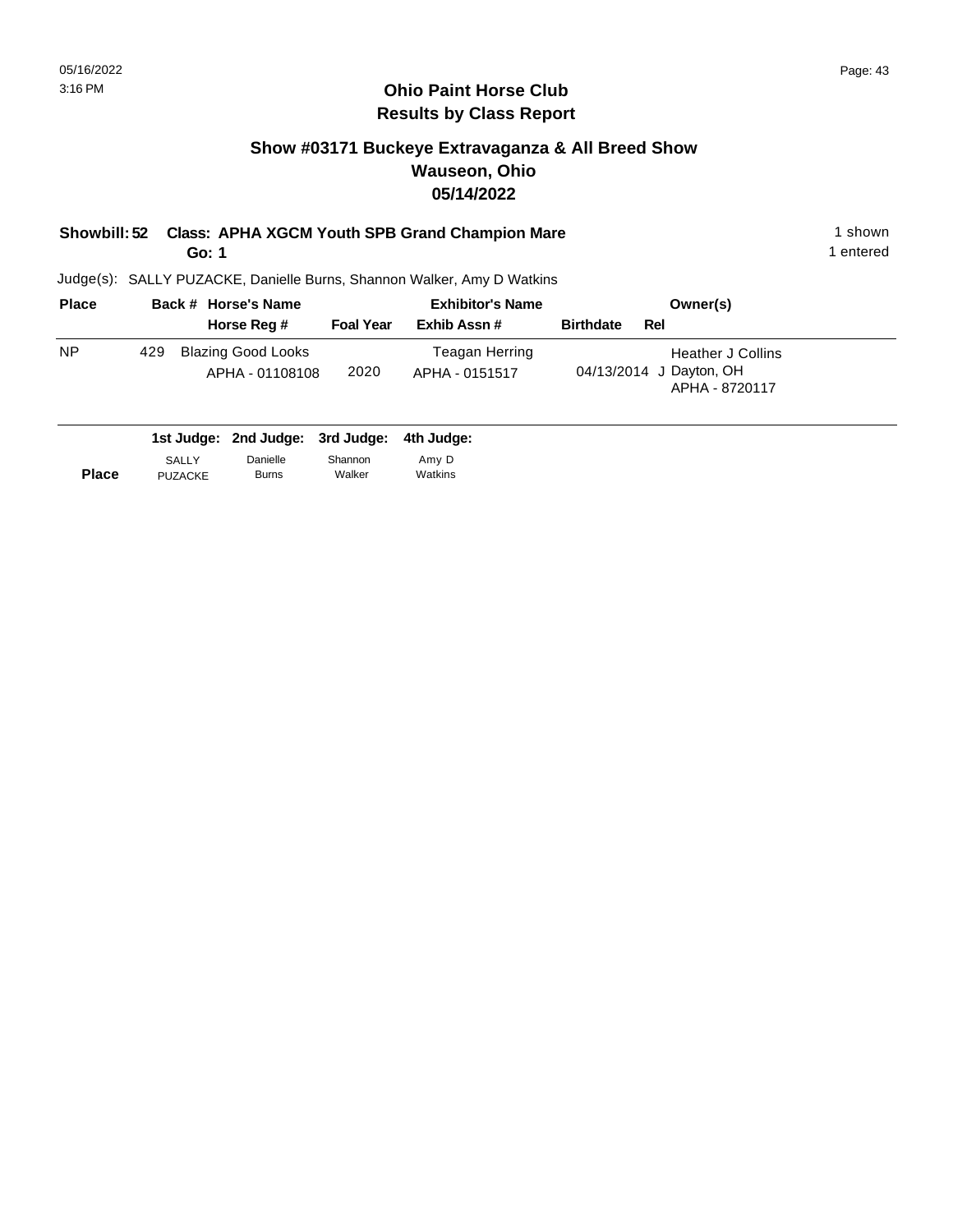# Ohio Paint Horse Club
## Results by Class Report

### Show #03171 Buckeye Extravaganza & All Breed Show
### Wauseon, Ohio
### 05/14/2022

**Showbill: 52 Class: APHA XGCM Youth SPB Grand Champion Mare** — 1 shown

**Go: 1** — 1 entered

Judge(s): SALLY PUZACKE, Danielle Burns, Shannon Walker, Amy D Watkins

| Place | Back # | Horse's Name / Horse Reg # | Foal Year | Exhibitor's Name / Exhib Assn # | Birthdate | Rel | Owner(s) |
|---|---|---|---|---|---|---|---|
| NP | 429 | Blazing Good Looks<br>APHA - 01108108 | 2020 | Teagan Herring<br>APHA - 0151517 | 04/13/2014 | J | Heather J Collins<br>Dayton, OH<br>APHA - 8720117 |

| Place | 1st Judge: SALLY PUZACKE | 2nd Judge: Danielle Burns | 3rd Judge: Shannon Walker | 4th Judge: Amy D Watkins |
|---|---|---|---|---|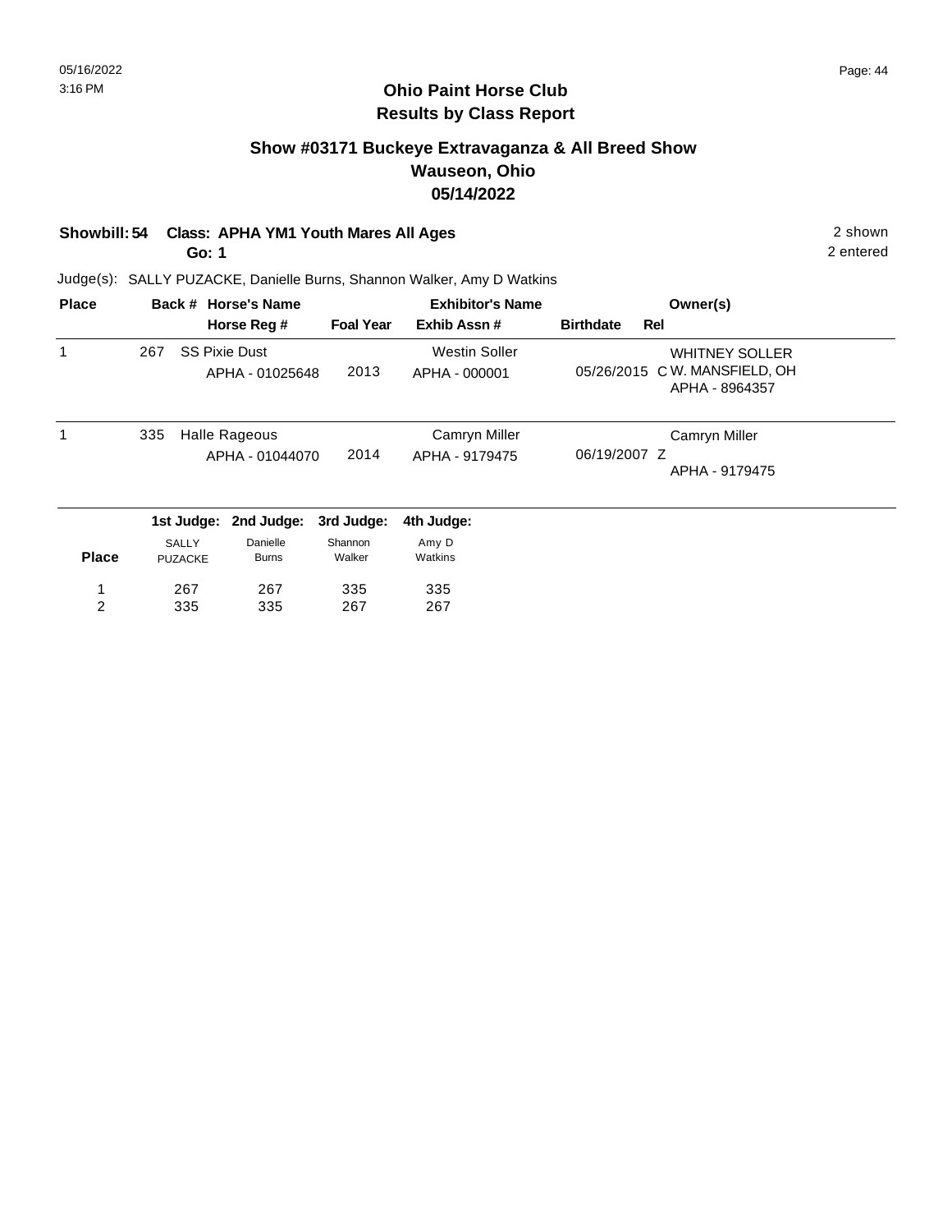# Ohio Paint Horse Club
## Results by Class Report

### Show #03171 Buckeye Extravaganza & All Breed Show
### Wauseon, Ohio
### 05/14/2022

**Showbill: 54 Class: APHA YM1 Youth Mares All Ages** — 2 shown

**Go: 1** — 2 entered

Judge(s): SALLY PUZACKE, Danielle Burns, Shannon Walker, Amy D Watkins

| Place | Back # | Horse's Name / Horse Reg # | Foal Year | Exhibitor's Name / Exhib Assn # | Birthdate | Rel | Owner(s) |
|---|---|---|---|---|---|---|---|
| 1 | 267 | SS Pixie Dust<br>APHA - 01025648 | 2013 | Westin Soller<br>APHA - 000001 | 05/26/2015 | C | WHITNEY SOLLER<br>W. MANSFIELD, OH<br>APHA - 8964357 |
| 1 | 335 | Halle Rageous<br>APHA - 01044070 | 2014 | Camryn Miller<br>APHA - 9179475 | 06/19/2007 | Z | Camryn Miller<br>APHA - 9179475 |

| Place | 1st Judge: SALLY PUZACKE | 2nd Judge: Danielle Burns | 3rd Judge: Shannon Walker | 4th Judge: Amy D Watkins |
|---|---|---|---|---|
| 1 | 267 | 267 | 335 | 335 |
| 2 | 335 | 335 | 267 | 267 |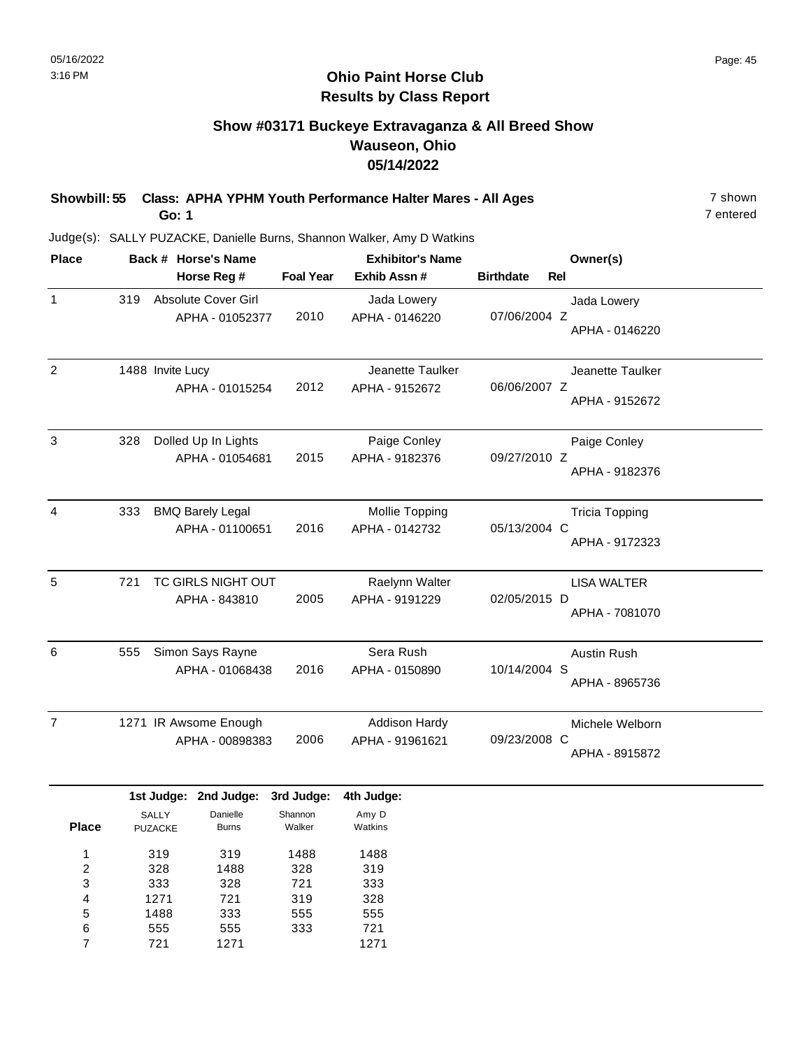# Ohio Paint Horse Club
## Results by Class Report

### Show #03171 Buckeye Extravaganza & All Breed Show
### Wauseon, Ohio
### 05/14/2022

**Showbill: 55 Class: APHA YPHM Youth Performance Halter Mares - All Ages** 7 shown
**Go: 1** 7 entered

Judge(s): SALLY PUZACKE, Danielle Burns, Shannon Walker, Amy D Watkins

| Place | Back # | Horse's Name / Horse Reg # | Foal Year | Exhibitor's Name / Exhib Assn # | Birthdate | Rel | Owner(s) |
|---|---|---|---|---|---|---|---|
| 1 | 319 | Absolute Cover Girl<br>APHA - 01052377 | 2010 | Jada Lowery<br>APHA - 0146220 | 07/06/2004 | Z | Jada Lowery<br>APHA - 0146220 |
| 2 | 1488 | Invite Lucy<br>APHA - 01015254 | 2012 | Jeanette Taulker<br>APHA - 9152672 | 06/06/2007 | Z | Jeanette Taulker<br>APHA - 9152672 |
| 3 | 328 | Dolled Up In Lights<br>APHA - 01054681 | 2015 | Paige Conley<br>APHA - 9182376 | 09/27/2010 | Z | Paige Conley<br>APHA - 9182376 |
| 4 | 333 | BMQ Barely Legal<br>APHA - 01100651 | 2016 | Mollie Topping<br>APHA - 0142732 | 05/13/2004 | C | Tricia Topping<br>APHA - 9172323 |
| 5 | 721 | TC GIRLS NIGHT OUT<br>APHA - 843810 | 2005 | Raelynn Walter<br>APHA - 9191229 | 02/05/2015 | D | LISA WALTER<br>APHA - 7081070 |
| 6 | 555 | Simon Says Rayne<br>APHA - 01068438 | 2016 | Sera Rush<br>APHA - 0150890 | 10/14/2004 | S | Austin Rush<br>APHA - 8965736 |
| 7 | 1271 | IR Awsome Enough<br>APHA - 00898383 | 2006 | Addison Hardy<br>APHA - 91961621 | 09/23/2008 | C | Michele Welborn<br>APHA - 8915872 |

| Place | 1st Judge: SALLY PUZACKE | 2nd Judge: Danielle Burns | 3rd Judge: Shannon Walker | 4th Judge: Amy D Watkins |
|---|---|---|---|---|
| 1 | 319 | 319 | 1488 | 1488 |
| 2 | 328 | 1488 | 328 | 319 |
| 3 | 333 | 328 | 721 | 333 |
| 4 | 1271 | 721 | 319 | 328 |
| 5 | 1488 | 333 | 555 | 555 |
| 6 | 555 | 555 | 333 | 721 |
| 7 | 721 | 1271 | | 1271 |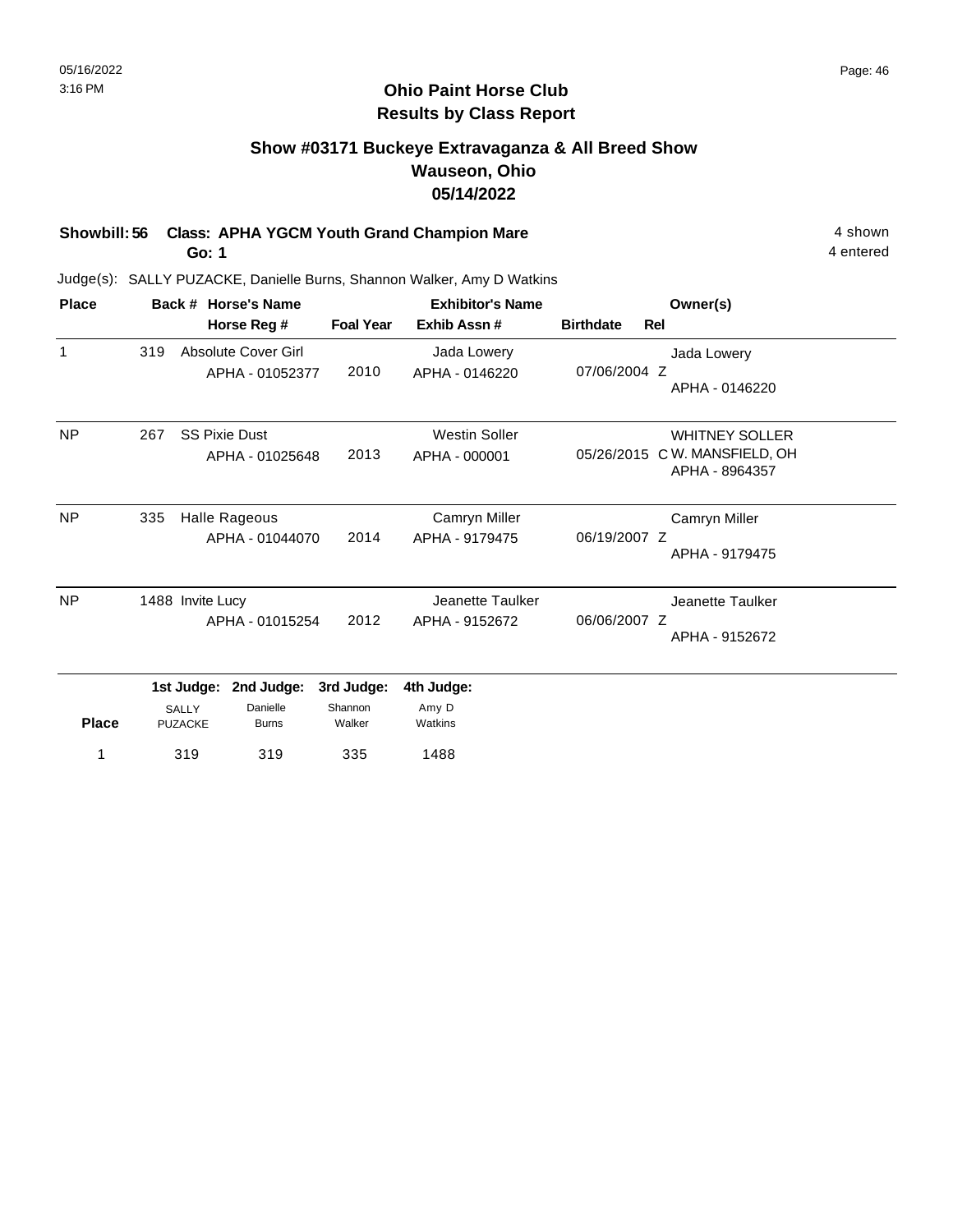# Ohio Paint Horse Club
## Results by Class Report

### Show #03171 Buckeye Extravaganza & All Breed Show
### Wauseon, Ohio
### 05/14/2022

**Showbill: 56 Class: APHA YGCM Youth Grand Champion Mare** — 4 shown, 4 entered

**Go: 1**

Judge(s): SALLY PUZACKE, Danielle Burns, Shannon Walker, Amy D Watkins

| Place | Back # | Horse's Name / Horse Reg # | Foal Year | Exhibitor's Name / Exhib Assn # | Birthdate | Rel | Owner(s) |
|---|---|---|---|---|---|---|---|
| 1 | 319 | Absolute Cover Girl<br>APHA - 01052377 | 2010 | Jada Lowery<br>APHA - 0146220 | 07/06/2004 | Z | Jada Lowery<br>APHA - 0146220 |
| NP | 267 | SS Pixie Dust<br>APHA - 01025648 | 2013 | Westin Soller<br>APHA - 000001 | 05/26/2015 | C | WHITNEY SOLLER<br>W. MANSFIELD, OH<br>APHA - 8964357 |
| NP | 335 | Halle Rageous<br>APHA - 01044070 | 2014 | Camryn Miller<br>APHA - 9179475 | 06/19/2007 | Z | Camryn Miller<br>APHA - 9179475 |
| NP | 1488 | Invite Lucy<br>APHA - 01015254 | 2012 | Jeanette Taulker<br>APHA - 9152672 | 06/06/2007 | Z | Jeanette Taulker<br>APHA - 9152672 |

| Place | 1st Judge: SALLY PUZACKE | 2nd Judge: Danielle Burns | 3rd Judge: Shannon Walker | 4th Judge: Amy D Watkins |
|---|---|---|---|---|
| 1 | 319 | 319 | 335 | 1488 |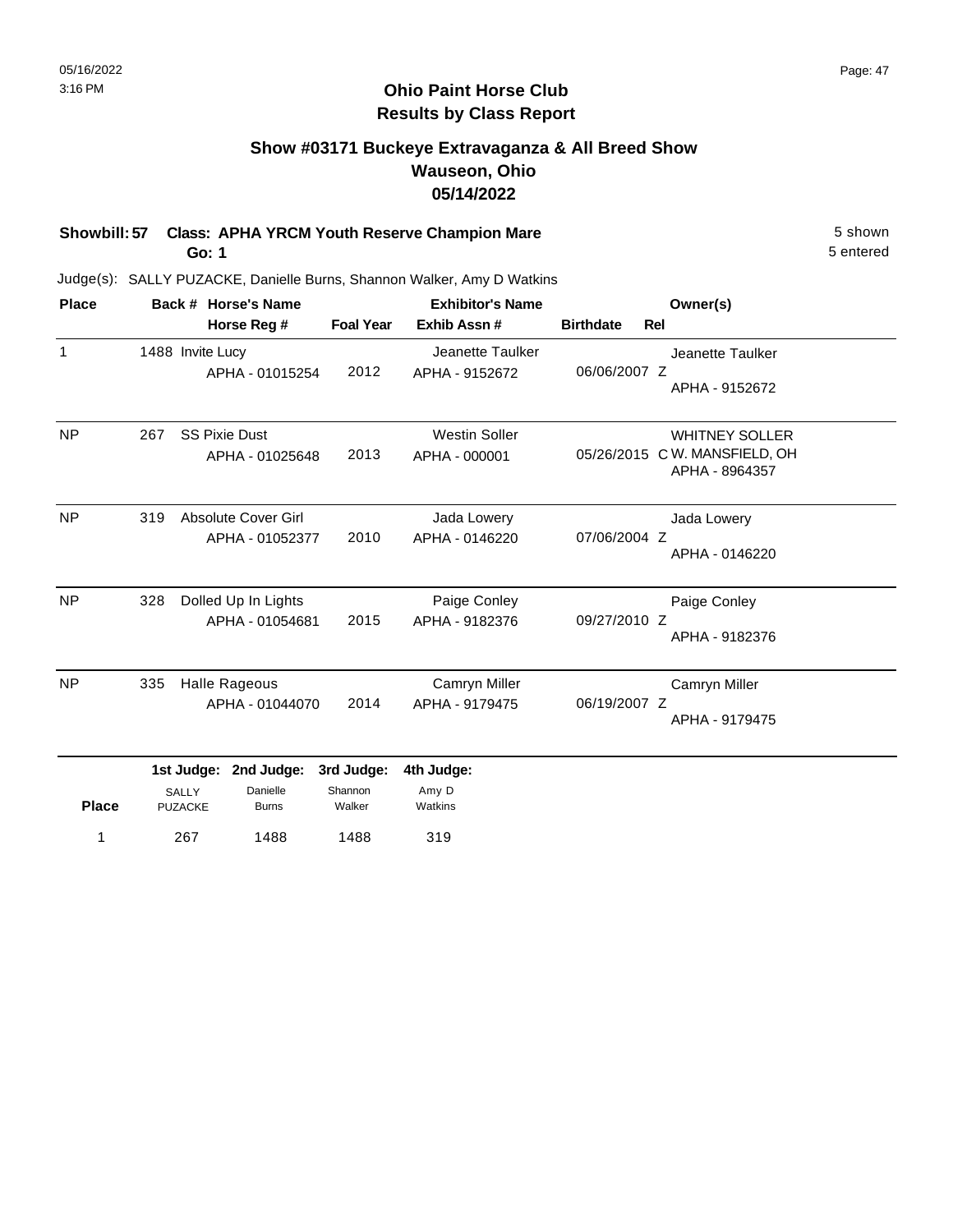# Ohio Paint Horse Club
## Results by Class Report

### Show #03171 Buckeye Extravaganza & All Breed Show
### Wauseon, Ohio
### 05/14/2022

**Showbill: 57 Class: APHA YRCM Youth Reserve Champion Mare** 5 shown
**Go: 1** 5 entered

Judge(s): SALLY PUZACKE, Danielle Burns, Shannon Walker, Amy D Watkins

| Place | Back # | Horse's Name / Horse Reg # | Foal Year | Exhibitor's Name / Exhib Assn # | Birthdate | Rel | Owner(s) |
|---|---|---|---|---|---|---|---|
| 1 | 1488 | Invite Lucy<br>APHA - 01015254 | 2012 | Jeanette Taulker<br>APHA - 9152672 | 06/06/2007 | Z | Jeanette Taulker<br>APHA - 9152672 |
| NP | 267 | SS Pixie Dust<br>APHA - 01025648 | 2013 | Westin Soller<br>APHA - 000001 | 05/26/2015 | C | WHITNEY SOLLER<br>W. MANSFIELD, OH<br>APHA - 8964357 |
| NP | 319 | Absolute Cover Girl<br>APHA - 01052377 | 2010 | Jada Lowery<br>APHA - 0146220 | 07/06/2004 | Z | Jada Lowery<br>APHA - 0146220 |
| NP | 328 | Dolled Up In Lights<br>APHA - 01054681 | 2015 | Paige Conley<br>APHA - 9182376 | 09/27/2010 | Z | Paige Conley<br>APHA - 9182376 |
| NP | 335 | Halle Rageous<br>APHA - 01044070 | 2014 | Camryn Miller<br>APHA - 9179475 | 06/19/2007 | Z | Camryn Miller<br>APHA - 9179475 |

| Place | 1st Judge: SALLY PUZACKE | 2nd Judge: Danielle Burns | 3rd Judge: Shannon Walker | 4th Judge: Amy D Watkins |
|---|---|---|---|---|
| 1 | 267 | 1488 | 1488 | 319 |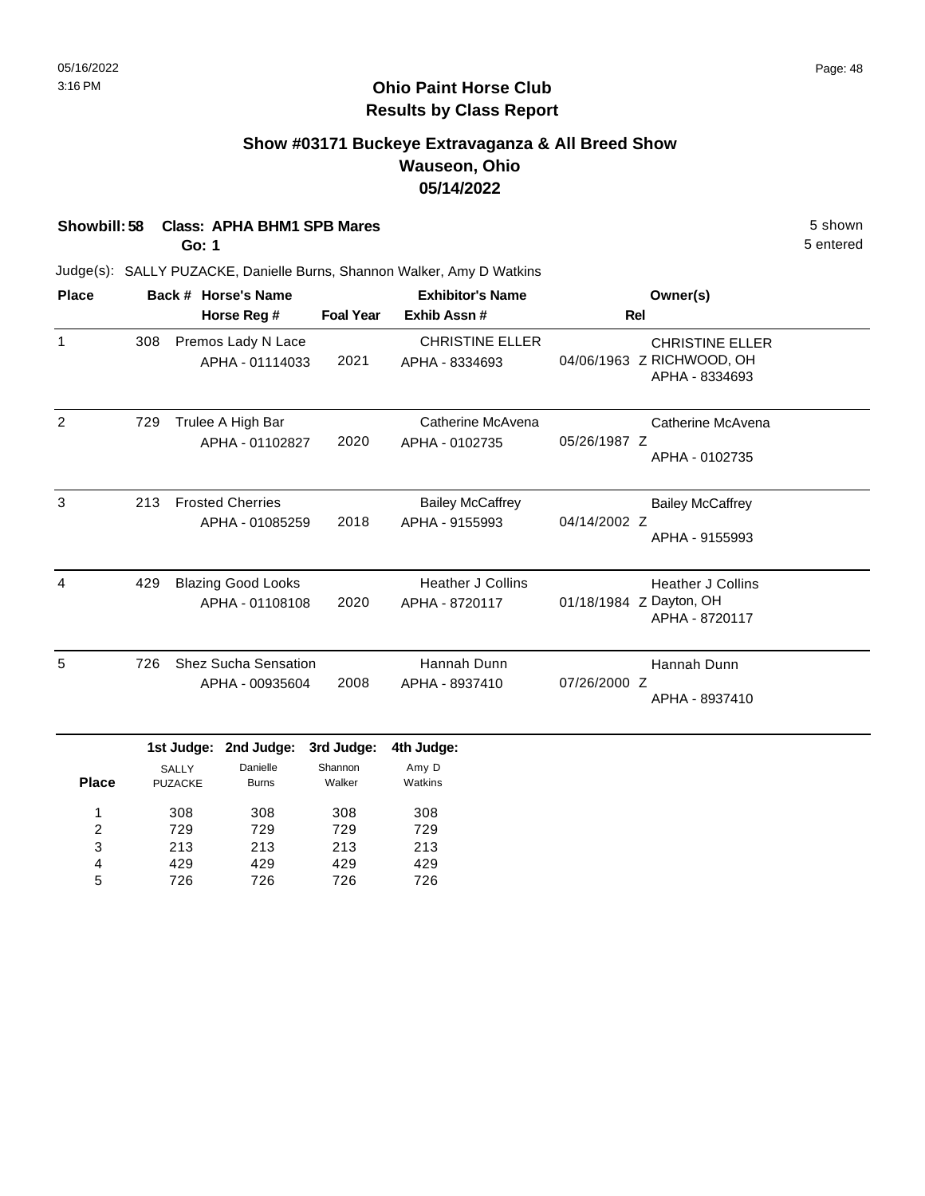# Ohio Paint Horse Club
## Results by Class Report

### Show #03171 Buckeye Extravaganza & All Breed Show
### Wauseon, Ohio
### 05/14/2022

**Showbill: 58 Class: APHA BHM1 SPB Mares** — 5 shown
**Go: 1** — 5 entered

Judge(s): SALLY PUZACKE, Danielle Burns, Shannon Walker, Amy D Watkins

| Place | Back # | Horse's Name / Horse Reg # | Foal Year | Exhibitor's Name / Exhib Assn # | Rel | Owner(s) |
|---|---|---|---|---|---|---|
| 1 | 308 | Premos Lady N Lace<br>APHA - 01114033 | 2021 | CHRISTINE ELLER<br>APHA - 8334693 | 04/06/1963 Z | CHRISTINE ELLER<br>RICHWOOD, OH<br>APHA - 8334693 |
| 2 | 729 | Trulee A High Bar<br>APHA - 01102827 | 2020 | Catherine McAvena<br>APHA - 0102735 | 05/26/1987 Z | Catherine McAvena<br>APHA - 0102735 |
| 3 | 213 | Frosted Cherries<br>APHA - 01085259 | 2018 | Bailey McCaffrey<br>APHA - 9155993 | 04/14/2002 Z | Bailey McCaffrey<br>APHA - 9155993 |
| 4 | 429 | Blazing Good Looks<br>APHA - 01108108 | 2020 | Heather J Collins<br>APHA - 8720117 | 01/18/1984 Z | Heather J Collins<br>Dayton, OH<br>APHA - 8720117 |
| 5 | 726 | Shez Sucha Sensation<br>APHA - 00935604 | 2008 | Hannah Dunn<br>APHA - 8937410 | 07/26/2000 Z | Hannah Dunn<br>APHA - 8937410 |

| Place | 1st Judge: SALLY PUZACKE | 2nd Judge: Danielle Burns | 3rd Judge: Shannon Walker | 4th Judge: Amy D Watkins |
|---|---|---|---|---|
| 1 | 308 | 308 | 308 | 308 |
| 2 | 729 | 729 | 729 | 729 |
| 3 | 213 | 213 | 213 | 213 |
| 4 | 429 | 429 | 429 | 429 |
| 5 | 726 | 726 | 726 | 726 |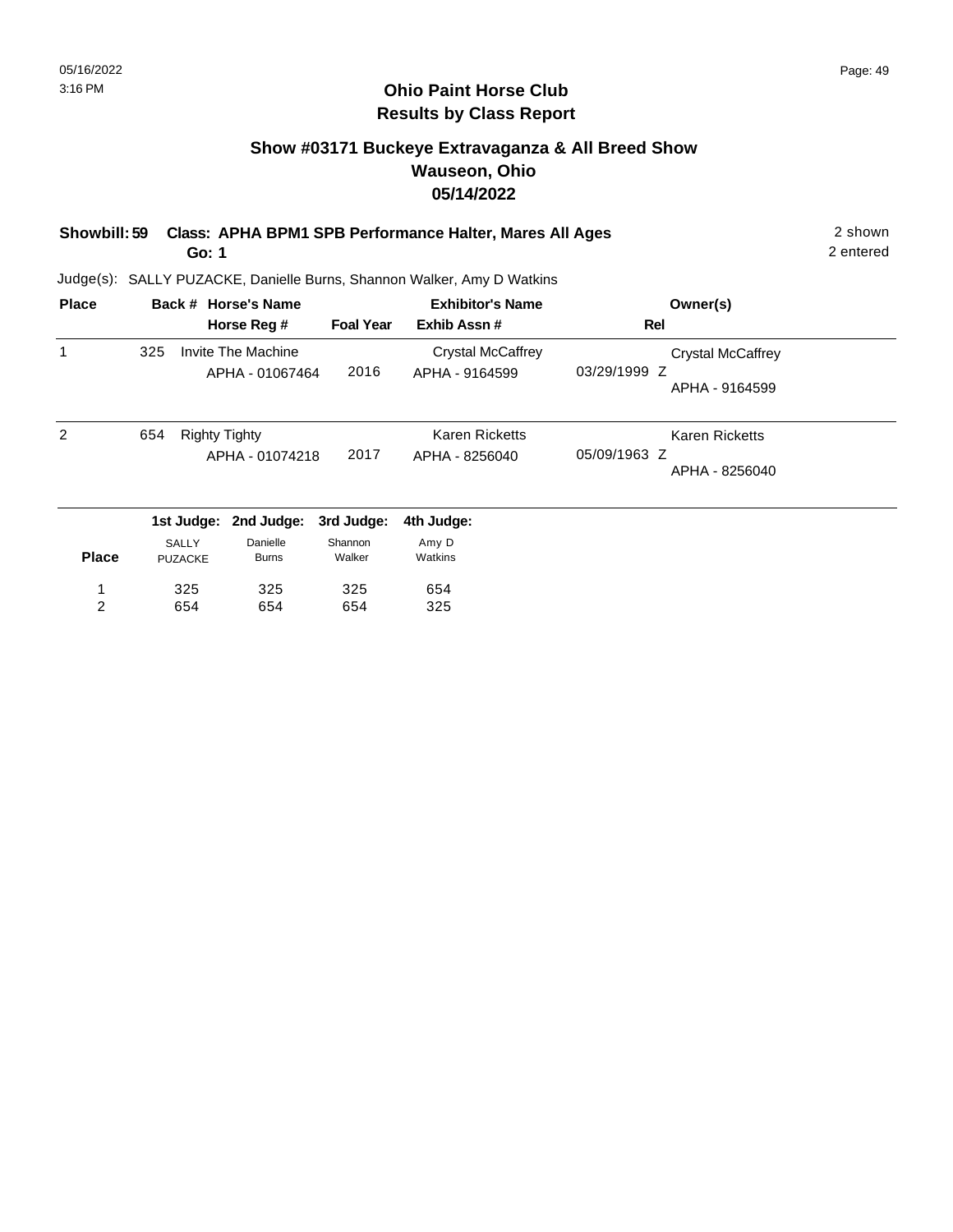## Ohio Paint Horse Club
## Results by Class Report

### Show #03171 Buckeye Extravaganza & All Breed Show
### Wauseon, Ohio
### 05/14/2022

**Showbill: 59 Class: APHA BPM1 SPB Performance Halter, Mares All Ages** 2 shown
**Go: 1** 2 entered

Judge(s): SALLY PUZACKE, Danielle Burns, Shannon Walker, Amy D Watkins

| Place | Back # | Horse's Name / Horse Reg # | Foal Year | Exhibitor's Name / Exhib Assn # | Rel | Owner(s) |
|---|---|---|---|---|---|---|
| 1 | 325 | Invite The Machine<br>APHA - 01067464 | 2016 | Crystal McCaffrey<br>APHA - 9164599 | 03/29/1999 Z | Crystal McCaffrey<br>APHA - 9164599 |
| 2 | 654 | Righty Tighty<br>APHA - 01074218 | 2017 | Karen Ricketts<br>APHA - 8256040 | 05/09/1963 Z | Karen Ricketts<br>APHA - 8256040 |

| Place | 1st Judge: SALLY PUZACKE | 2nd Judge: Danielle Burns | 3rd Judge: Shannon Walker | 4th Judge: Amy D Watkins |
|---|---|---|---|---|
| 1 | 325 | 325 | 325 | 654 |
| 2 | 654 | 654 | 654 | 325 |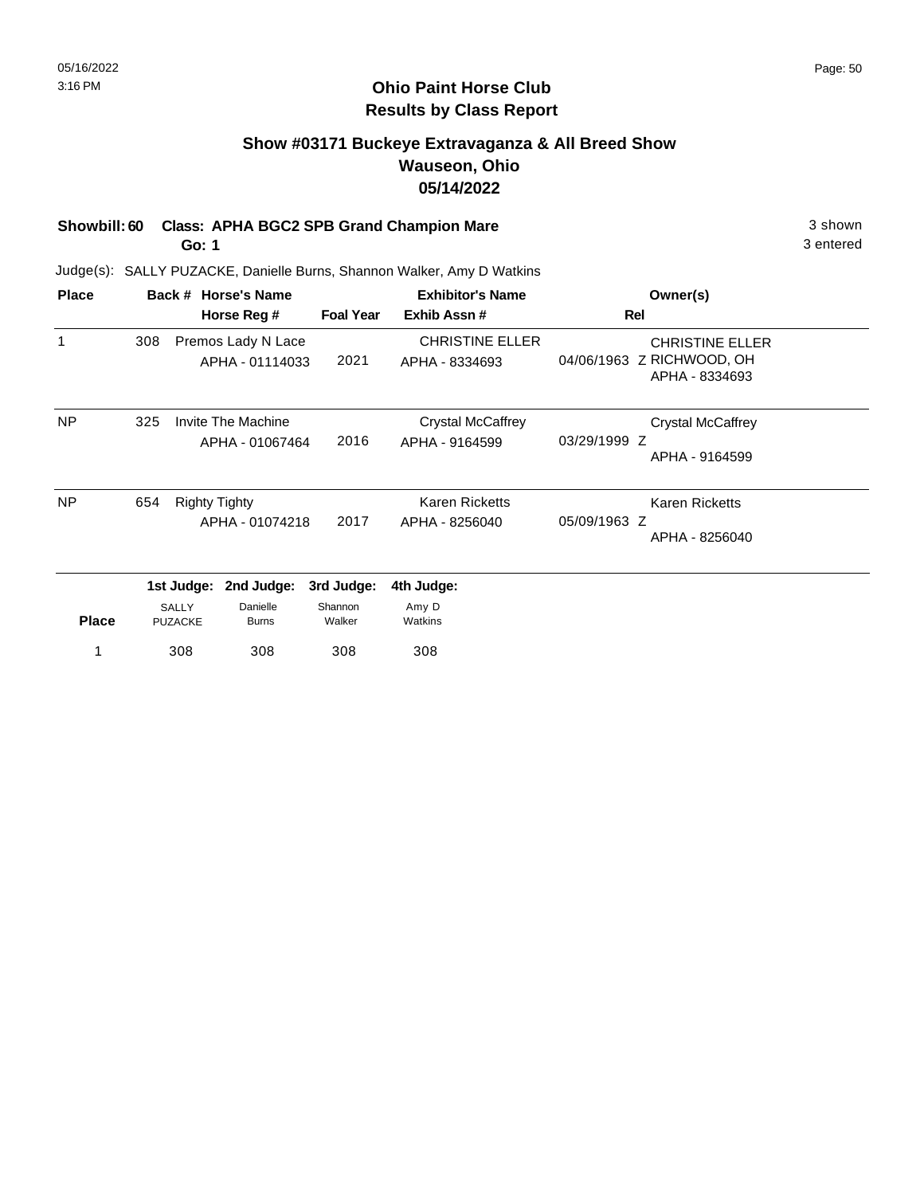## Ohio Paint Horse Club
## Results by Class Report

### Show #03171 Buckeye Extravaganza & All Breed Show
### Wauseon, Ohio
### 05/14/2022

**Showbill: 60 Class: APHA BGC2 SPB Grand Champion Mare** — 3 shown, 3 entered

**Go: 1**

Judge(s): SALLY PUZACKE, Danielle Burns, Shannon Walker, Amy D Watkins

| Place | Back # | Horse's Name / Horse Reg # | Foal Year | Exhibitor's Name / Exhib Assn # | Rel | Owner(s) |
|---|---|---|---|---|---|---|
| 1 | 308 | Premos Lady N Lace<br>APHA - 01114033 | 2021 | CHRISTINE ELLER<br>APHA - 8334693 | 04/06/1963 Z | CHRISTINE ELLER<br>RICHWOOD, OH<br>APHA - 8334693 |
| NP | 325 | Invite The Machine<br>APHA - 01067464 | 2016 | Crystal McCaffrey<br>APHA - 9164599 | 03/29/1999 Z | Crystal McCaffrey<br>APHA - 9164599 |
| NP | 654 | Righty Tighty<br>APHA - 01074218 | 2017 | Karen Ricketts<br>APHA - 8256040 | 05/09/1963 Z | Karen Ricketts<br>APHA - 8256040 |

| Place | 1st Judge: SALLY PUZACKE | 2nd Judge: Danielle Burns | 3rd Judge: Shannon Walker | 4th Judge: Amy D Watkins |
|---|---|---|---|---|
| 1 | 308 | 308 | 308 | 308 |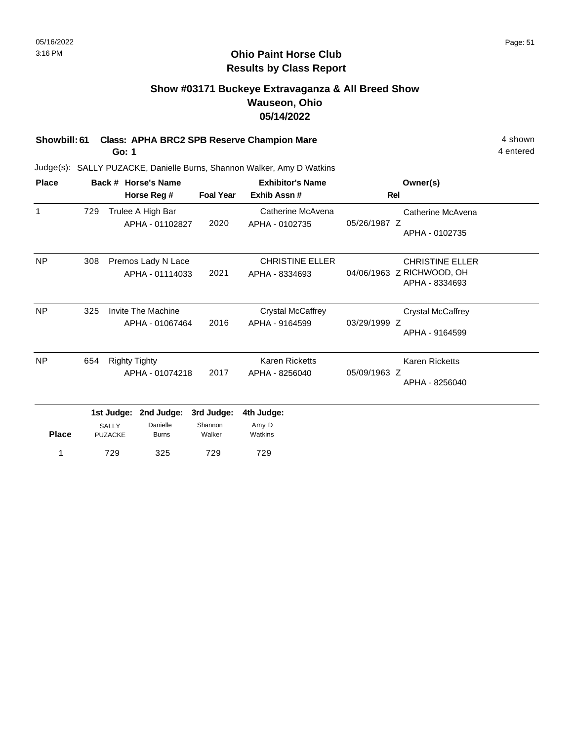## Ohio Paint Horse Club
## Results by Class Report

### Show #03171 Buckeye Extravaganza & All Breed Show
### Wauseon, Ohio
### 05/14/2022

**Showbill: 61 Class: APHA BRC2 SPB Reserve Champion Mare** — 4 shown, 4 entered

**Go: 1**

Judge(s): SALLY PUZACKE, Danielle Burns, Shannon Walker, Amy D Watkins

| Place | Back # | Horse's Name / Horse Reg # | Foal Year | Exhibitor's Name / Exhib Assn # | Rel | Owner(s) |
|---|---|---|---|---|---|---|
| 1 | 729 | Trulee A High Bar<br>APHA - 01102827 | 2020 | Catherine McAvena<br>APHA - 0102735 | 05/26/1987 Z | Catherine McAvena<br>APHA - 0102735 |
| NP | 308 | Premos Lady N Lace<br>APHA - 01114033 | 2021 | CHRISTINE ELLER<br>APHA - 8334693 | 04/06/1963 Z | CHRISTINE ELLER<br>RICHWOOD, OH<br>APHA - 8334693 |
| NP | 325 | Invite The Machine<br>APHA - 01067464 | 2016 | Crystal McCaffrey<br>APHA - 9164599 | 03/29/1999 Z | Crystal McCaffrey<br>APHA - 9164599 |
| NP | 654 | Righty Tighty<br>APHA - 01074218 | 2017 | Karen Ricketts<br>APHA - 8256040 | 05/09/1963 Z | Karen Ricketts<br>APHA - 8256040 |

| Place | 1st Judge: SALLY PUZACKE | 2nd Judge: Danielle Burns | 3rd Judge: Shannon Walker | 4th Judge: Amy D Watkins |
|---|---|---|---|---|
| 1 | 729 | 325 | 729 | 729 |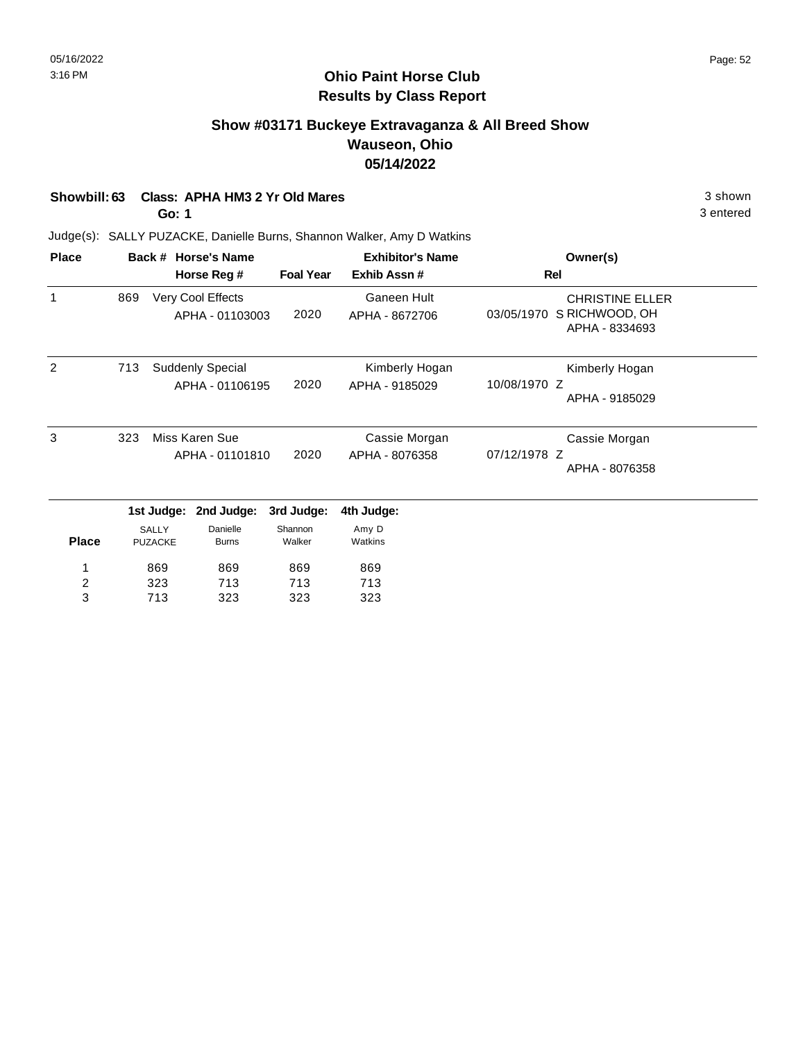# Ohio Paint Horse Club
## Results by Class Report

### Show #03171 Buckeye Extravaganza & All Breed Show
### Wauseon, Ohio
### 05/14/2022

**Showbill: 63 Class: APHA HM3 2 Yr Old Mares** — 3 shown

**Go: 1** — 3 entered

Judge(s): SALLY PUZACKE, Danielle Burns, Shannon Walker, Amy D Watkins

| Place | Back # | Horse's Name / Horse Reg # | Foal Year | Exhibitor's Name / Exhib Assn # | Rel | Owner(s) |
|---|---|---|---|---|---|---|
| 1 | 869 | Very Cool Effects<br>APHA - 01103003 | 2020 | Ganeen Hult<br>APHA - 8672706 | 03/05/1970 S | CHRISTINE ELLER<br>RICHWOOD, OH<br>APHA - 8334693 |
| 2 | 713 | Suddenly Special<br>APHA - 01106195 | 2020 | Kimberly Hogan<br>APHA - 9185029 | 10/08/1970 Z | Kimberly Hogan<br>APHA - 9185029 |
| 3 | 323 | Miss Karen Sue<br>APHA - 01101810 | 2020 | Cassie Morgan<br>APHA - 8076358 | 07/12/1978 Z | Cassie Morgan<br>APHA - 8076358 |

| Place | 1st Judge: SALLY PUZACKE | 2nd Judge: Danielle Burns | 3rd Judge: Shannon Walker | 4th Judge: Amy D Watkins |
|---|---|---|---|---|
| 1 | 869 | 869 | 869 | 869 |
| 2 | 323 | 713 | 713 | 713 |
| 3 | 713 | 323 | 323 | 323 |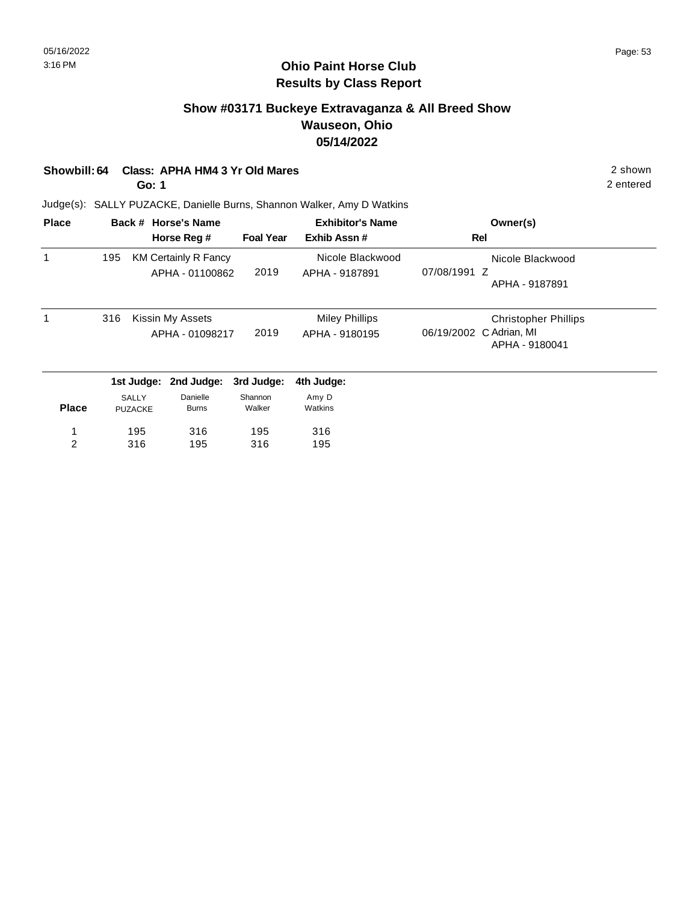**Ohio Paint Horse Club**
**Results by Class Report**

## Show #03171 Buckeye Extravaganza & All Breed Show
## Wauseon, Ohio
## 05/14/2022

**Showbill: 64 Class: APHA HM4 3 Yr Old Mares** 2 shown
**Go: 1** 2 entered

Judge(s): SALLY PUZACKE, Danielle Burns, Shannon Walker, Amy D Watkins

| Place | Back # | Horse's Name / Horse Reg # | Foal Year | Exhibitor's Name / Exhib Assn # | Rel | Owner(s) |
|---|---|---|---|---|---|---|
| 1 | 195 | KM Certainly R Fancy<br>APHA - 01100862 | 2019 | Nicole Blackwood<br>APHA - 9187891 | 07/08/1991 Z | Nicole Blackwood<br>APHA - 9187891 |
| 1 | 316 | Kissin My Assets<br>APHA - 01098217 | 2019 | Miley Phillips<br>APHA - 9180195 | 06/19/2002 C | Christopher Phillips<br>Adrian, MI<br>APHA - 9180041 |

| Place | 1st Judge: SALLY PUZACKE | 2nd Judge: Danielle Burns | 3rd Judge: Shannon Walker | 4th Judge: Amy D Watkins |
|---|---|---|---|---|
| 1 | 195 | 316 | 195 | 316 |
| 2 | 316 | 195 | 316 | 195 |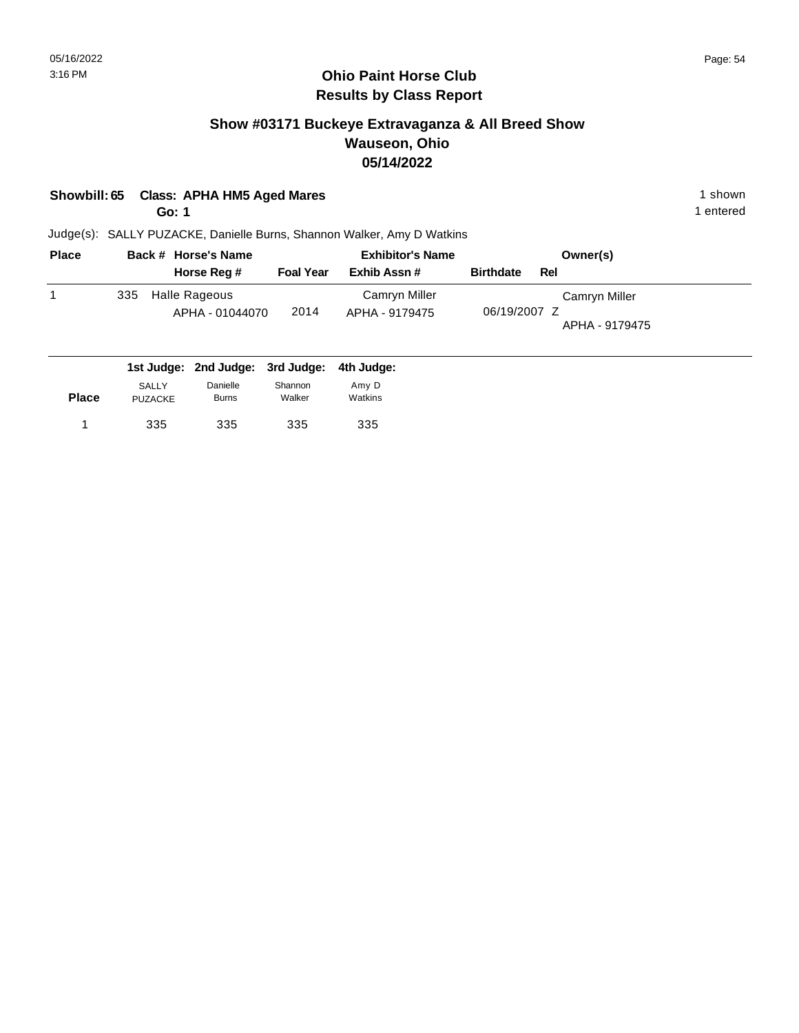# Ohio Paint Horse Club
## Results by Class Report

### Show #03171 Buckeye Extravaganza & All Breed Show
### Wauseon, Ohio
### 05/14/2022

**Showbill: 65 Class: APHA HM5 Aged Mares** — 1 shown

**Go: 1** — 1 entered

Judge(s): SALLY PUZACKE, Danielle Burns, Shannon Walker, Amy D Watkins

| Place | Back # | Horse's Name / Horse Reg # | Foal Year | Exhibitor's Name / Exhib Assn # | Birthdate | Rel | Owner(s) |
|---|---|---|---|---|---|---|---|
| 1 | 335 | Halle Rageous / APHA - 01044070 | 2014 | Camryn Miller / APHA - 9179475 | 06/19/2007 | Z | Camryn Miller / APHA - 9179475 |

| Place | 1st Judge: SALLY PUZACKE | 2nd Judge: Danielle Burns | 3rd Judge: Shannon Walker | 4th Judge: Amy D Watkins |
|---|---|---|---|---|
| 1 | 335 | 335 | 335 | 335 |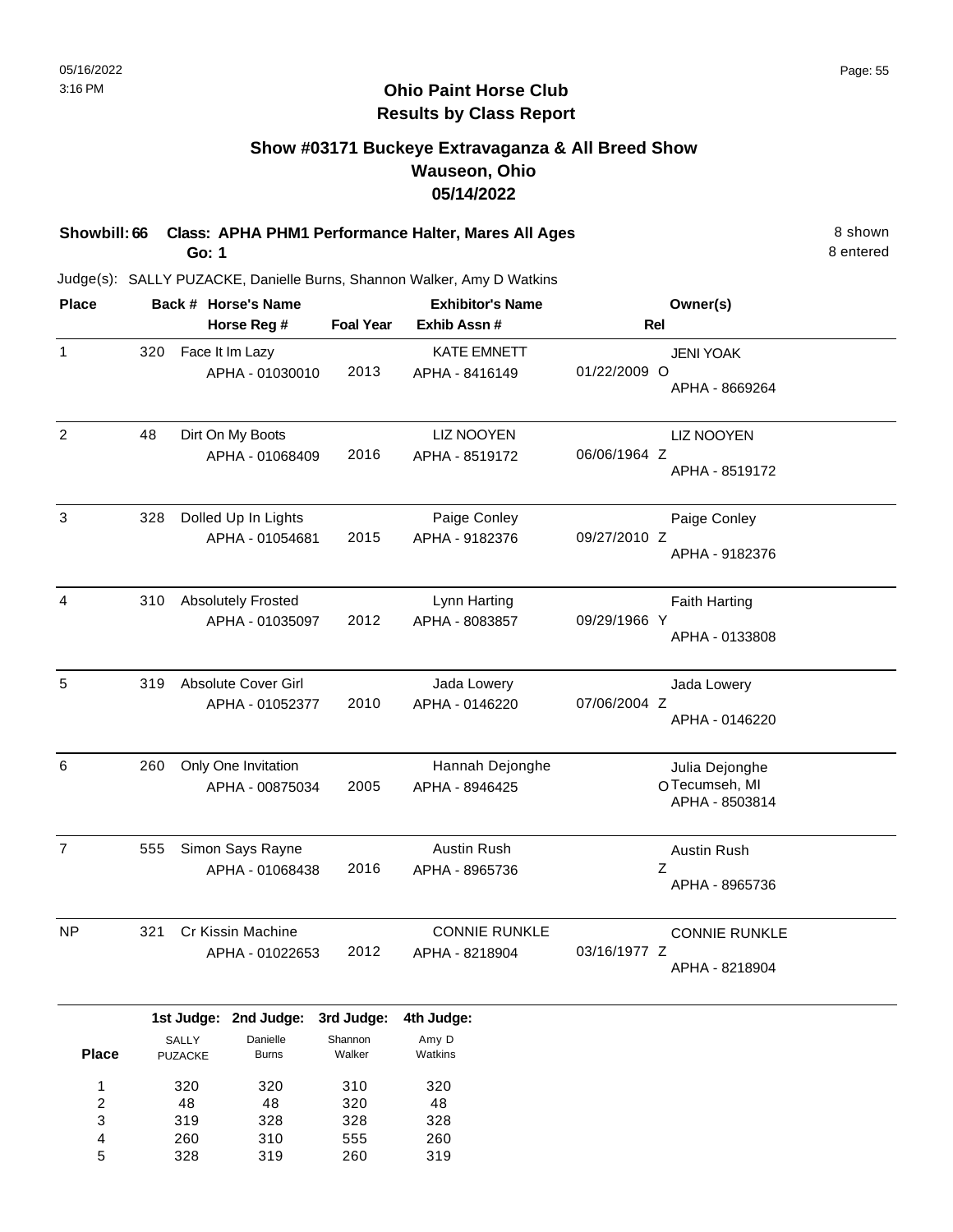# Ohio Paint Horse Club
## Results by Class Report

### Show #03171 Buckeye Extravaganza & All Breed Show
### Wauseon, Ohio
### 05/14/2022

**Showbill: 66 Class: APHA PHM1 Performance Halter, Mares All Ages** 8 shown
**Go: 1** 8 entered

Judge(s): SALLY PUZACKE, Danielle Burns, Shannon Walker, Amy D Watkins

| Place | Back # | Horse's Name / Horse Reg # | Foal Year | Exhibitor's Name / Exhib Assn # | Rel | Owner(s) |
|---|---|---|---|---|---|---|
| 1 | 320 | Face It Im Lazy<br>APHA - 01030010 | 2013 | KATE EMNETT<br>APHA - 8416149 | 01/22/2009 O | JENI YOAK<br>APHA - 8669264 |
| 2 | 48 | Dirt On My Boots<br>APHA - 01068409 | 2016 | LIZ NOOYEN<br>APHA - 8519172 | 06/06/1964 Z | LIZ NOOYEN<br>APHA - 8519172 |
| 3 | 328 | Dolled Up In Lights<br>APHA - 01054681 | 2015 | Paige Conley<br>APHA - 9182376 | 09/27/2010 Z | Paige Conley<br>APHA - 9182376 |
| 4 | 310 | Absolutely Frosted<br>APHA - 01035097 | 2012 | Lynn Harting<br>APHA - 8083857 | 09/29/1966 Y | Faith Harting<br>APHA - 0133808 |
| 5 | 319 | Absolute Cover Girl<br>APHA - 01052377 | 2010 | Jada Lowery<br>APHA - 0146220 | 07/06/2004 Z | Jada Lowery<br>APHA - 0146220 |
| 6 | 260 | Only One Invitation<br>APHA - 00875034 | 2005 | Hannah Dejonghe<br>APHA - 8946425 | O | Julia Dejonghe<br>Tecumseh, MI<br>APHA - 8503814 |
| 7 | 555 | Simon Says Rayne<br>APHA - 01068438 | 2016 | Austin Rush<br>APHA - 8965736 | Z | Austin Rush<br>APHA - 8965736 |
| NP | 321 | Cr Kissin Machine<br>APHA - 01022653 | 2012 | CONNIE RUNKLE<br>APHA - 8218904 | 03/16/1977 Z | CONNIE RUNKLE<br>APHA - 8218904 |

| Place | 1st Judge: SALLY PUZACKE | 2nd Judge: Danielle Burns | 3rd Judge: Shannon Walker | 4th Judge: Amy D Watkins |
|---|---|---|---|---|
| 1 | 320 | 320 | 310 | 320 |
| 2 | 48 | 48 | 320 | 48 |
| 3 | 319 | 328 | 328 | 328 |
| 4 | 260 | 310 | 555 | 260 |
| 5 | 328 | 319 | 260 | 319 |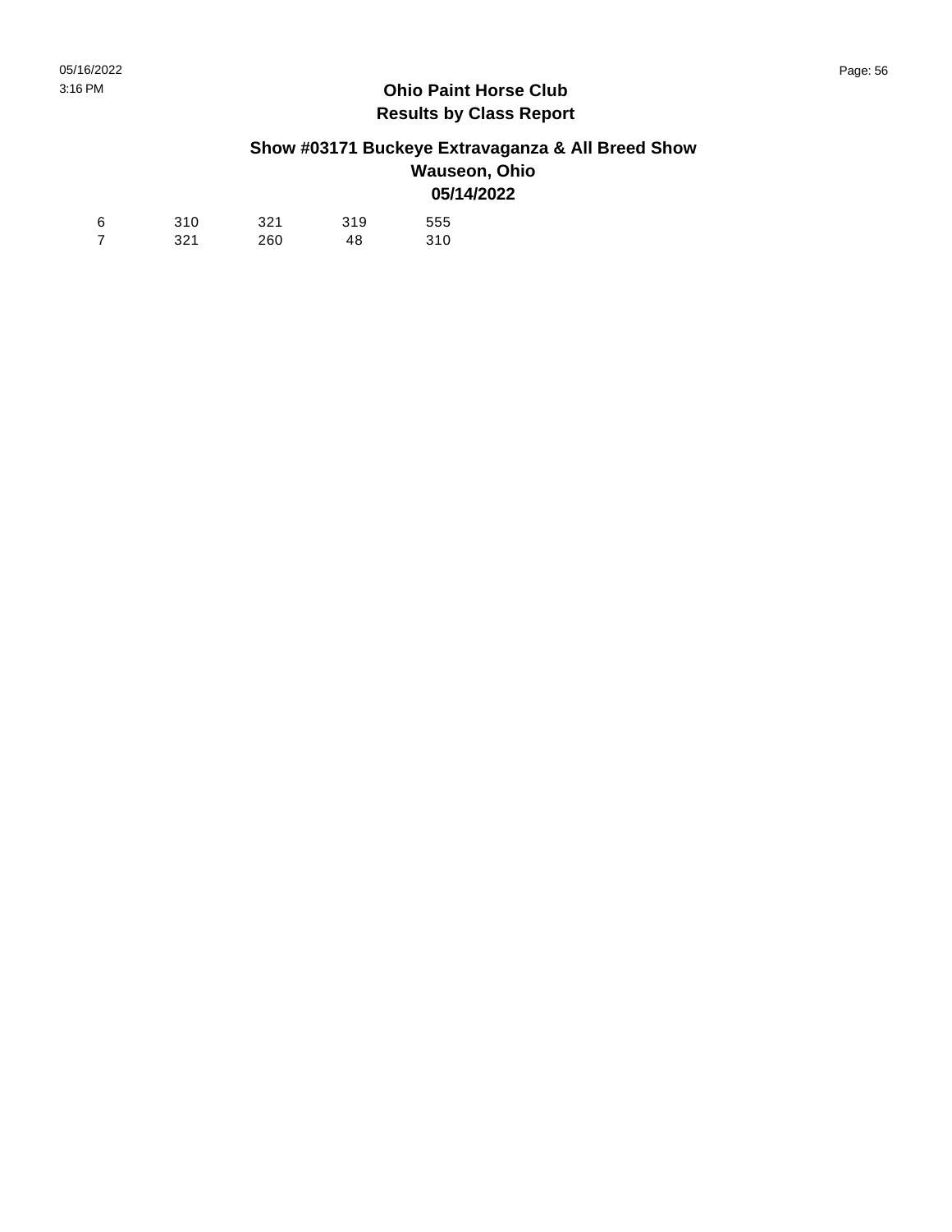# Ohio Paint Horse Club
## Results by Class Report

### Show #03171 Buckeye Extravaganza & All Breed Show
### Wauseon, Ohio
### 05/14/2022

| | | | | |
|---|---|---|---|---|
| 6 | 310 | 321 | 319 | 555 |
| 7 | 321 | 260 | 48 | 310 |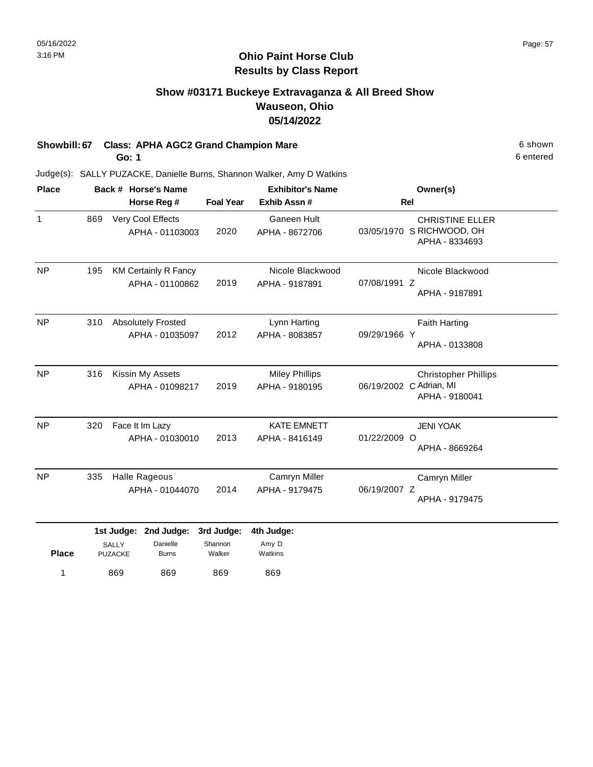# Ohio Paint Horse Club
## Results by Class Report

### Show #03171 Buckeye Extravaganza & All Breed Show
### Wauseon, Ohio
### 05/14/2022

**Showbill: 67 Class: APHA AGC2 Grand Champion Mare** — 6 shown, 6 entered

**Go: 1**

Judge(s): SALLY PUZACKE, Danielle Burns, Shannon Walker, Amy D Watkins

| Place | Back # | Horse's Name / Horse Reg # | Foal Year | Exhibitor's Name / Exhib Assn # | Rel | Owner(s) |
|---|---|---|---|---|---|---|
| 1 | 869 | Very Cool Effects<br>APHA - 01103003 | 2020 | Ganeen Hult<br>APHA - 8672706 | 03/05/1970 S | CHRISTINE ELLER<br>RICHWOOD, OH<br>APHA - 8334693 |
| NP | 195 | KM Certainly R Fancy<br>APHA - 01100862 | 2019 | Nicole Blackwood<br>APHA - 9187891 | 07/08/1991 Z | Nicole Blackwood<br>APHA - 9187891 |
| NP | 310 | Absolutely Frosted<br>APHA - 01035097 | 2012 | Lynn Harting<br>APHA - 8083857 | 09/29/1966 Y | Faith Harting<br>APHA - 0133808 |
| NP | 316 | Kissin My Assets<br>APHA - 01098217 | 2019 | Miley Phillips<br>APHA - 9180195 | 06/19/2002 C | Christopher Phillips<br>Adrian, MI<br>APHA - 9180041 |
| NP | 320 | Face It Im Lazy<br>APHA - 01030010 | 2013 | KATE EMNETT<br>APHA - 8416149 | 01/22/2009 O | JENI YOAK<br>APHA - 8669264 |
| NP | 335 | Halle Rageous<br>APHA - 01044070 | 2014 | Camryn Miller<br>APHA - 9179475 | 06/19/2007 Z | Camryn Miller<br>APHA - 9179475 |

| Place | 1st Judge: SALLY PUZACKE | 2nd Judge: Danielle Burns | 3rd Judge: Shannon Walker | 4th Judge: Amy D Watkins |
|---|---|---|---|---|
| 1 | 869 | 869 | 869 | 869 |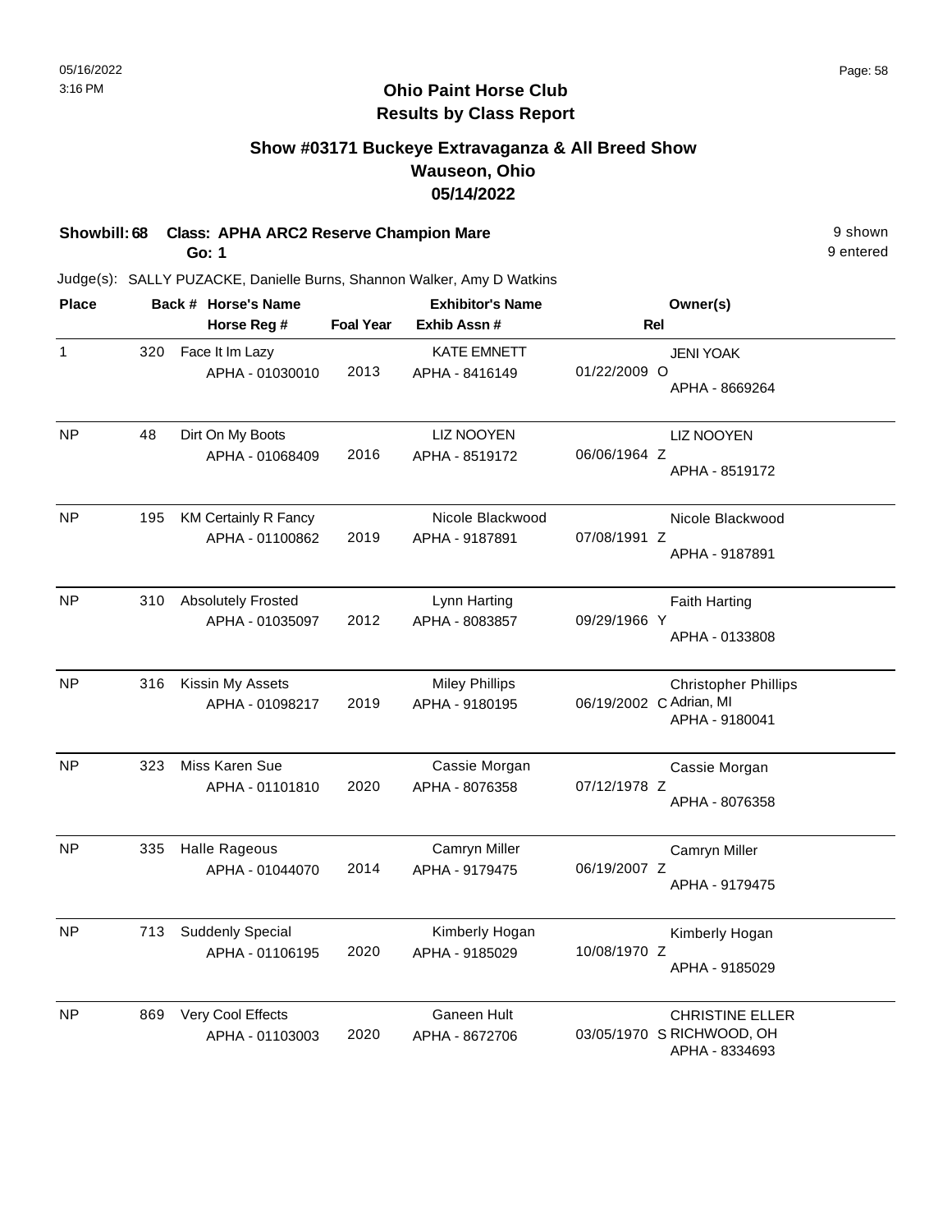05/16/2022
3:16 PM

# Ohio Paint Horse Club
## Results by Class Report

### Show #03171 Buckeye Extravaganza & All Breed Show
### Wauseon, Ohio
### 05/14/2022

**Showbill: 68 Class: APHA ARC2 Reserve Champion Mare** — 9 shown, 9 entered
**Go: 1**

Judge(s): SALLY PUZACKE, Danielle Burns, Shannon Walker, Amy D Watkins

| Place | Back # | Horse's Name / Horse Reg # | Foal Year | Exhibitor's Name / Exhib Assn # | Rel | Owner(s) |
|---|---|---|---|---|---|---|
| 1 | 320 | Face It Im Lazy<br>APHA - 01030010 | 2013 | KATE EMNETT<br>APHA - 8416149 | 01/22/2009 O | JENI YOAK<br>APHA - 8669264 |
| NP | 48 | Dirt On My Boots<br>APHA - 01068409 | 2016 | LIZ NOOYEN<br>APHA - 8519172 | 06/06/1964 Z | LIZ NOOYEN<br>APHA - 8519172 |
| NP | 195 | KM Certainly R Fancy<br>APHA - 01100862 | 2019 | Nicole Blackwood<br>APHA - 9187891 | 07/08/1991 Z | Nicole Blackwood<br>APHA - 9187891 |
| NP | 310 | Absolutely Frosted<br>APHA - 01035097 | 2012 | Lynn Harting<br>APHA - 8083857 | 09/29/1966 Y | Faith Harting<br>APHA - 0133808 |
| NP | 316 | Kissin My Assets<br>APHA - 01098217 | 2019 | Miley Phillips<br>APHA - 9180195 | 06/19/2002 C | Christopher Phillips<br>Adrian, MI<br>APHA - 9180041 |
| NP | 323 | Miss Karen Sue<br>APHA - 01101810 | 2020 | Cassie Morgan<br>APHA - 8076358 | 07/12/1978 Z | Cassie Morgan<br>APHA - 8076358 |
| NP | 335 | Halle Rageous<br>APHA - 01044070 | 2014 | Camryn Miller<br>APHA - 9179475 | 06/19/2007 Z | Camryn Miller<br>APHA - 9179475 |
| NP | 713 | Suddenly Special<br>APHA - 01106195 | 2020 | Kimberly Hogan<br>APHA - 9185029 | 10/08/1970 Z | Kimberly Hogan<br>APHA - 9185029 |
| NP | 869 | Very Cool Effects<br>APHA - 01103003 | 2020 | Ganeen Hult<br>APHA - 8672706 | 03/05/1970 S | CHRISTINE ELLER<br>RICHWOOD, OH<br>APHA - 8334693 |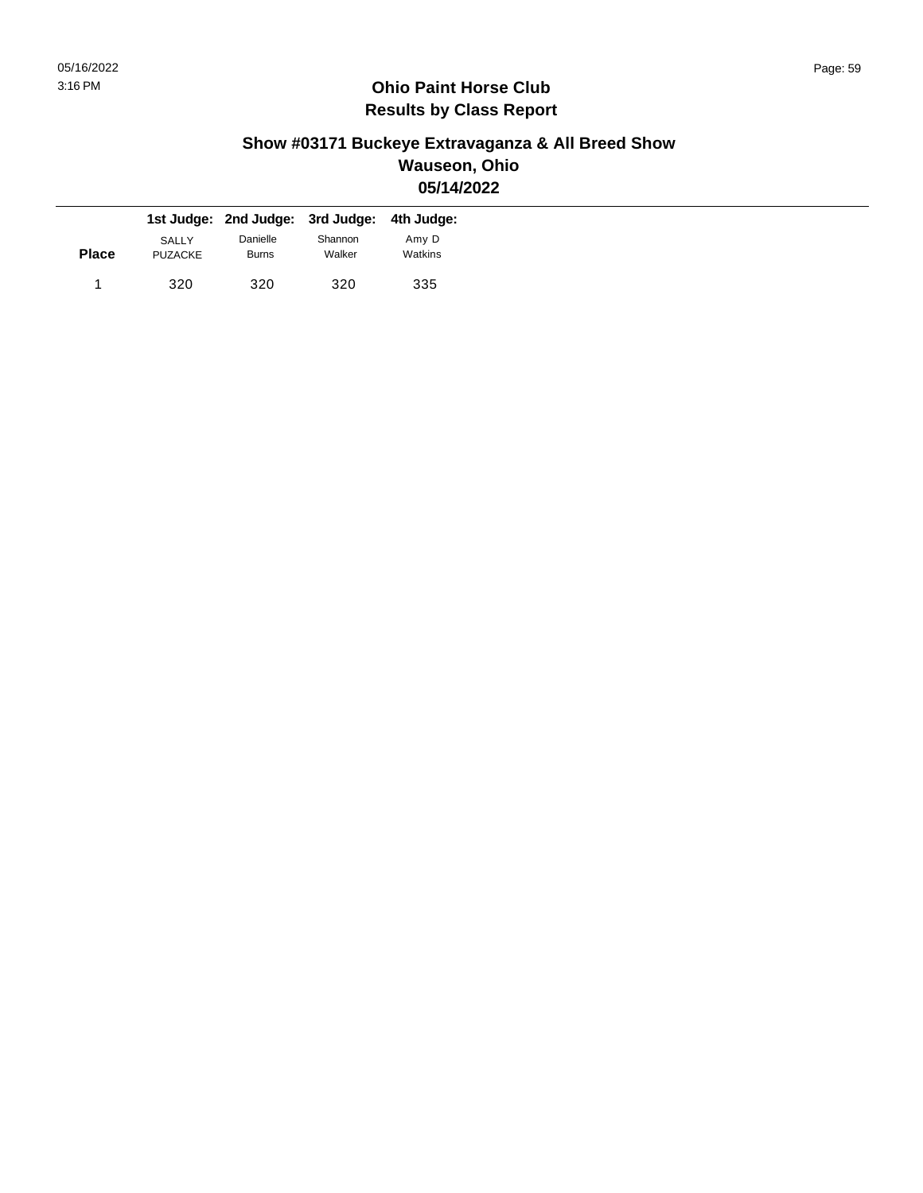# Ohio Paint Horse Club
## Results by Class Report

### Show #03171 Buckeye Extravaganza & All Breed Show
### Wauseon, Ohio
### 05/14/2022

| Place | 1st Judge: SALLY PUZACKE | 2nd Judge: Danielle Burns | 3rd Judge: Shannon Walker | 4th Judge: Amy D Watkins |
|---|---|---|---|---|
| 1 | 320 | 320 | 320 | 335 |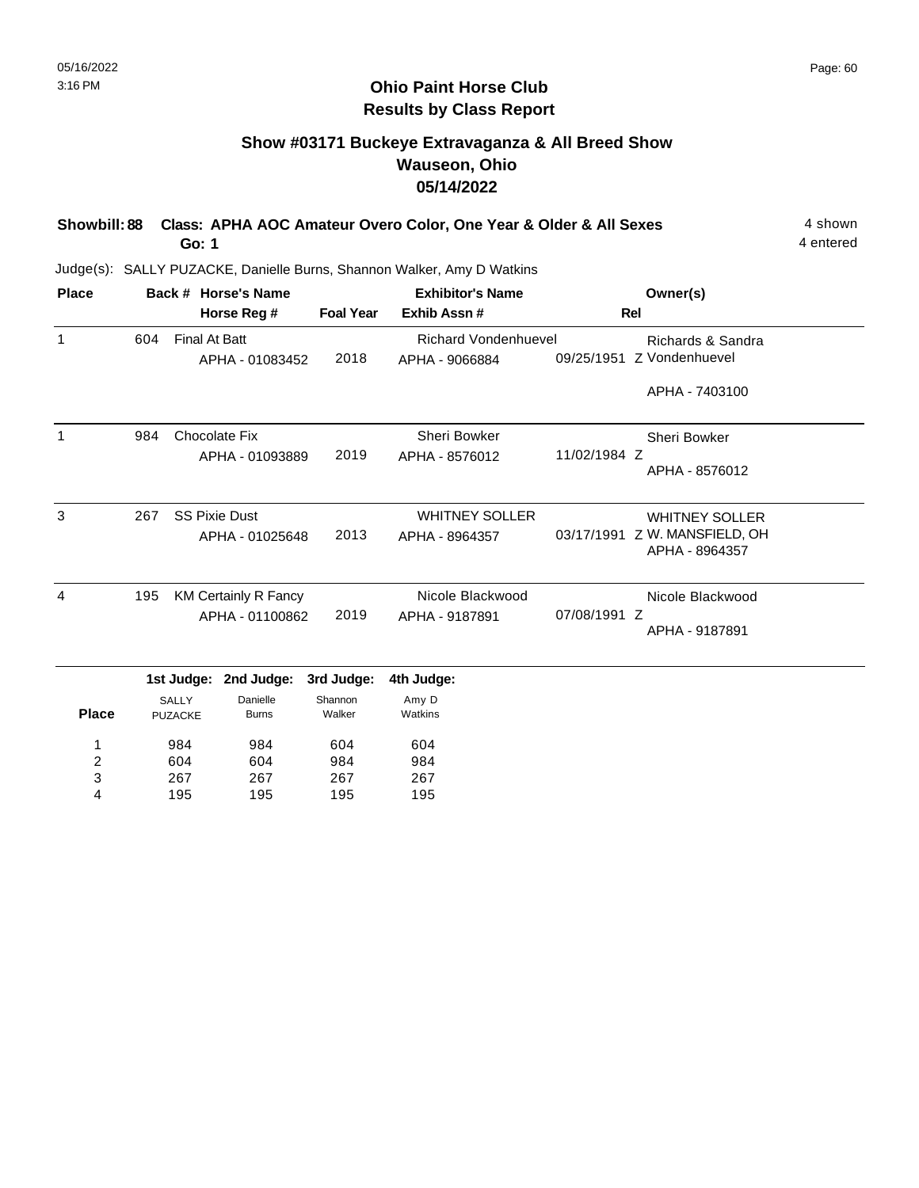# Ohio Paint Horse Club

## Results by Class Report

### Show #03171 Buckeye Extravaganza & All Breed Show
### Wauseon, Ohio
### 05/14/2022

**Showbill: 88 Class: APHA AOC Amateur Overo Color, One Year & Older & All Sexes** 4 shown

**Go: 1** 4 entered

Judge(s): SALLY PUZACKE, Danielle Burns, Shannon Walker, Amy D Watkins

| Place | Back # | Horse's Name / Horse Reg # | Foal Year | Exhibitor's Name / Exhib Assn # | Rel | Owner(s) |
|---|---|---|---|---|---|---|
| 1 | 604 | Final At Batt<br>APHA - 01083452 | 2018 | Richard Vondenhuevel<br>APHA - 9066884 | 09/25/1951 Z | Richards & Sandra Vondenhuevel<br>APHA - 7403100 |
| 1 | 984 | Chocolate Fix<br>APHA - 01093889 | 2019 | Sheri Bowker<br>APHA - 8576012 | 11/02/1984 Z | Sheri Bowker<br>APHA - 8576012 |
| 3 | 267 | SS Pixie Dust<br>APHA - 01025648 | 2013 | WHITNEY SOLLER<br>APHA - 8964357 | 03/17/1991 Z | WHITNEY SOLLER<br>W. MANSFIELD, OH<br>APHA - 8964357 |
| 4 | 195 | KM Certainly R Fancy<br>APHA - 01100862 | 2019 | Nicole Blackwood<br>APHA - 9187891 | 07/08/1991 Z | Nicole Blackwood<br>APHA - 9187891 |

| Place | 1st Judge: SALLY PUZACKE | 2nd Judge: Danielle Burns | 3rd Judge: Shannon Walker | 4th Judge: Amy D Watkins |
|---|---|---|---|---|
| 1 | 984 | 984 | 604 | 604 |
| 2 | 604 | 604 | 984 | 984 |
| 3 | 267 | 267 | 267 | 267 |
| 4 | 195 | 195 | 195 | 195 |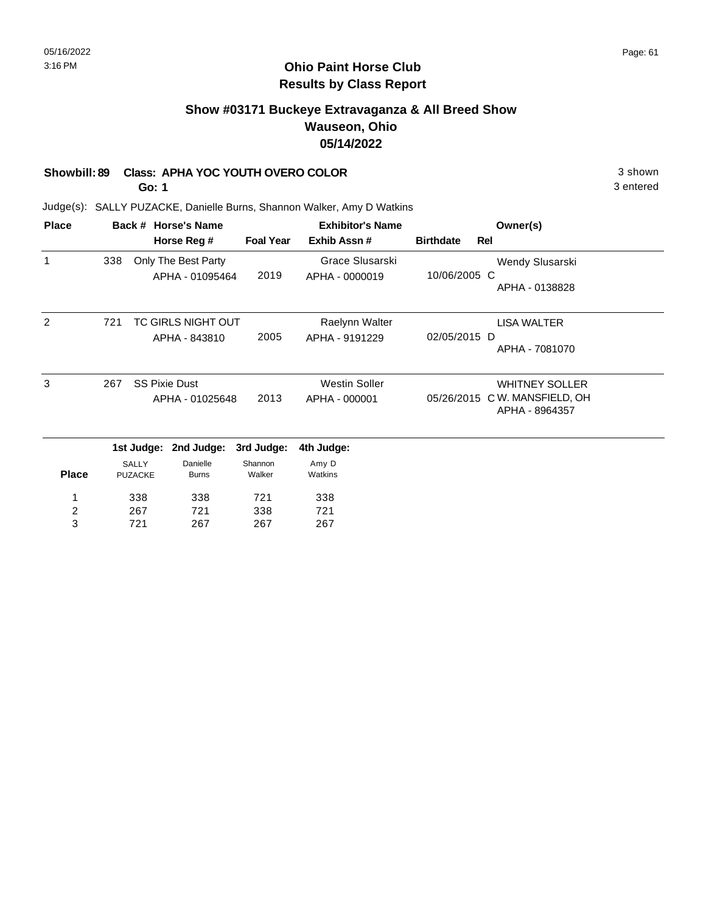# Ohio Paint Horse Club
## Results by Class Report

### Show #03171 Buckeye Extravaganza & All Breed Show
### Wauseon, Ohio
### 05/14/2022

**Showbill: 89 Class: APHA YOC YOUTH OVERO COLOR** 3 shown

**Go: 1** 3 entered

Judge(s): SALLY PUZACKE, Danielle Burns, Shannon Walker, Amy D Watkins

| Place | Back # | Horse's Name / Horse Reg # | Foal Year | Exhibitor's Name / Exhib Assn # | Birthdate | Rel | Owner(s) |
|---|---|---|---|---|---|---|---|
| 1 | 338 | Only The Best Party<br>APHA - 01095464 | 2019 | Grace Slusarski<br>APHA - 0000019 | 10/06/2005 | C | Wendy Slusarski<br>APHA - 0138828 |
| 2 | 721 | TC GIRLS NIGHT OUT<br>APHA - 843810 | 2005 | Raelynn Walter<br>APHA - 9191229 | 02/05/2015 | D | LISA WALTER<br>APHA - 7081070 |
| 3 | 267 | SS Pixie Dust<br>APHA - 01025648 | 2013 | Westin Soller<br>APHA - 000001 | 05/26/2015 | C | WHITNEY SOLLER<br>W. MANSFIELD, OH<br>APHA - 8964357 |

| Place | 1st Judge: SALLY PUZACKE | 2nd Judge: Danielle Burns | 3rd Judge: Shannon Walker | 4th Judge: Amy D Watkins |
|---|---|---|---|---|
| 1 | 338 | 338 | 721 | 338 |
| 2 | 267 | 721 | 338 | 721 |
| 3 | 721 | 267 | 267 | 267 |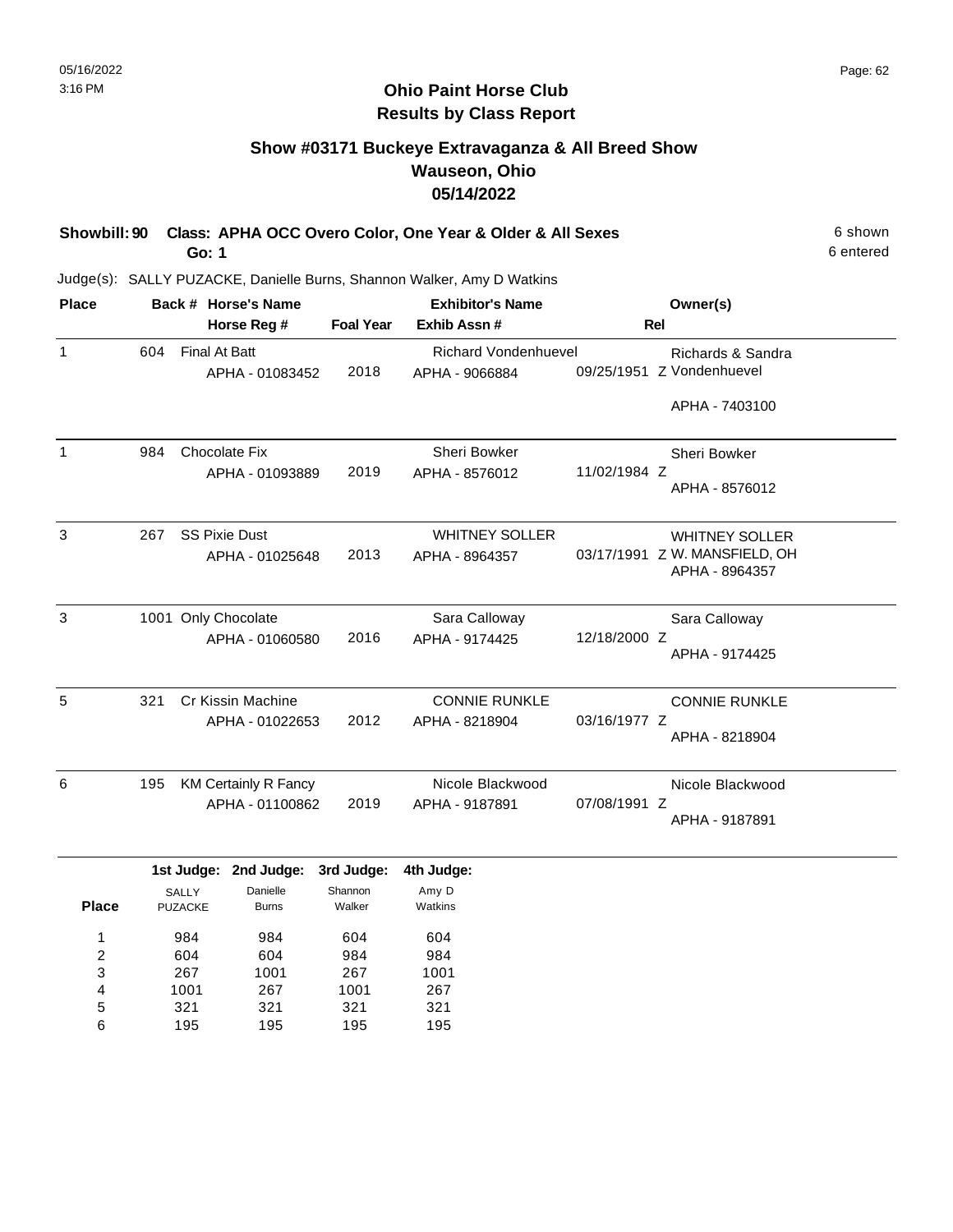# Ohio Paint Horse Club
## Results by Class Report

### Show #03171 Buckeye Extravaganza & All Breed Show
### Wauseon, Ohio
### 05/14/2022

**Showbill: 90 Class: APHA OCC Overo Color, One Year & Older & All Sexes** — 6 shown, 6 entered

**Go: 1**

Judge(s): SALLY PUZACKE, Danielle Burns, Shannon Walker, Amy D Watkins

| Place | Back # | Horse's Name / Horse Reg # | Foal Year | Exhibitor's Name / Exhib Assn # | Rel | Owner(s) |
|---|---|---|---|---|---|---|
| 1 | 604 | Final At Batt<br>APHA - 01083452 | 2018 | Richard Vondenhuevel<br>APHA - 9066884 | 09/25/1951 Z | Richards & Sandra Vondenhuevel<br>APHA - 7403100 |
| 1 | 984 | Chocolate Fix<br>APHA - 01093889 | 2019 | Sheri Bowker<br>APHA - 8576012 | 11/02/1984 Z | Sheri Bowker<br>APHA - 8576012 |
| 3 | 267 | SS Pixie Dust<br>APHA - 01025648 | 2013 | WHITNEY SOLLER<br>APHA - 8964357 | 03/17/1991 Z | WHITNEY SOLLER<br>W. MANSFIELD, OH<br>APHA - 8964357 |
| 3 | 1001 | Only Chocolate<br>APHA - 01060580 | 2016 | Sara Calloway<br>APHA - 9174425 | 12/18/2000 Z | Sara Calloway<br>APHA - 9174425 |
| 5 | 321 | Cr Kissin Machine<br>APHA - 01022653 | 2012 | CONNIE RUNKLE<br>APHA - 8218904 | 03/16/1977 Z | CONNIE RUNKLE<br>APHA - 8218904 |
| 6 | 195 | KM Certainly R Fancy<br>APHA - 01100862 | 2019 | Nicole Blackwood<br>APHA - 9187891 | 07/08/1991 Z | Nicole Blackwood<br>APHA - 9187891 |

| Place | 1st Judge: SALLY PUZACKE | 2nd Judge: Danielle Burns | 3rd Judge: Shannon Walker | 4th Judge: Amy D Watkins |
|---|---|---|---|---|
| 1 | 984 | 984 | 604 | 604 |
| 2 | 604 | 604 | 984 | 984 |
| 3 | 267 | 1001 | 267 | 1001 |
| 4 | 1001 | 267 | 1001 | 267 |
| 5 | 321 | 321 | 321 | 321 |
| 6 | 195 | 195 | 195 | 195 |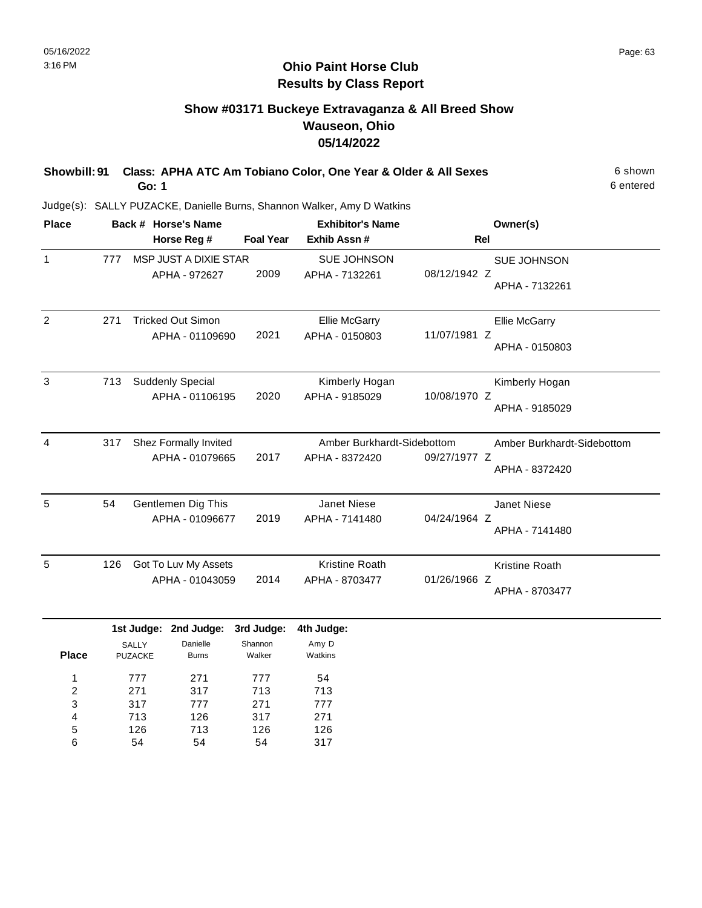# Ohio Paint Horse Club
## Results by Class Report

### Show #03171 Buckeye Extravaganza & All Breed Show
### Wauseon, Ohio
### 05/14/2022

**Showbill: 91 Class: APHA ATC Am Tobiano Color, One Year & Older & All Sexes** — 6 shown

**Go: 1** — 6 entered

Judge(s): SALLY PUZACKE, Danielle Burns, Shannon Walker, Amy D Watkins

| Place | Back # | Horse's Name / Horse Reg # | Foal Year | Exhibitor's Name / Exhib Assn # | Rel | Owner(s) |
|---|---|---|---|---|---|---|
| 1 | 777 | MSP JUST A DIXIE STAR / APHA - 972627 | 2009 | SUE JOHNSON / APHA - 7132261 | 08/12/1942 Z | SUE JOHNSON / APHA - 7132261 |
| 2 | 271 | Tricked Out Simon / APHA - 01109690 | 2021 | Ellie McGarry / APHA - 0150803 | 11/07/1981 Z | Ellie McGarry / APHA - 0150803 |
| 3 | 713 | Suddenly Special / APHA - 01106195 | 2020 | Kimberly Hogan / APHA - 9185029 | 10/08/1970 Z | Kimberly Hogan / APHA - 9185029 |
| 4 | 317 | Shez Formally Invited / APHA - 01079665 | 2017 | Amber Burkhardt-Sidebottom / APHA - 8372420 | 09/27/1977 Z | Amber Burkhardt-Sidebottom / APHA - 8372420 |
| 5 | 54 | Gentlemen Dig This / APHA - 01096677 | 2019 | Janet Niese / APHA - 7141480 | 04/24/1964 Z | Janet Niese / APHA - 7141480 |
| 5 | 126 | Got To Luv My Assets / APHA - 01043059 | 2014 | Kristine Roath / APHA - 8703477 | 01/26/1966 Z | Kristine Roath / APHA - 8703477 |

| Place | 1st Judge: SALLY PUZACKE | 2nd Judge: Danielle Burns | 3rd Judge: Shannon Walker | 4th Judge: Amy D Watkins |
|---|---|---|---|---|
| 1 | 777 | 271 | 777 | 54 |
| 2 | 271 | 317 | 713 | 713 |
| 3 | 317 | 777 | 271 | 777 |
| 4 | 713 | 126 | 317 | 271 |
| 5 | 126 | 713 | 126 | 126 |
| 6 | 54 | 54 | 54 | 317 |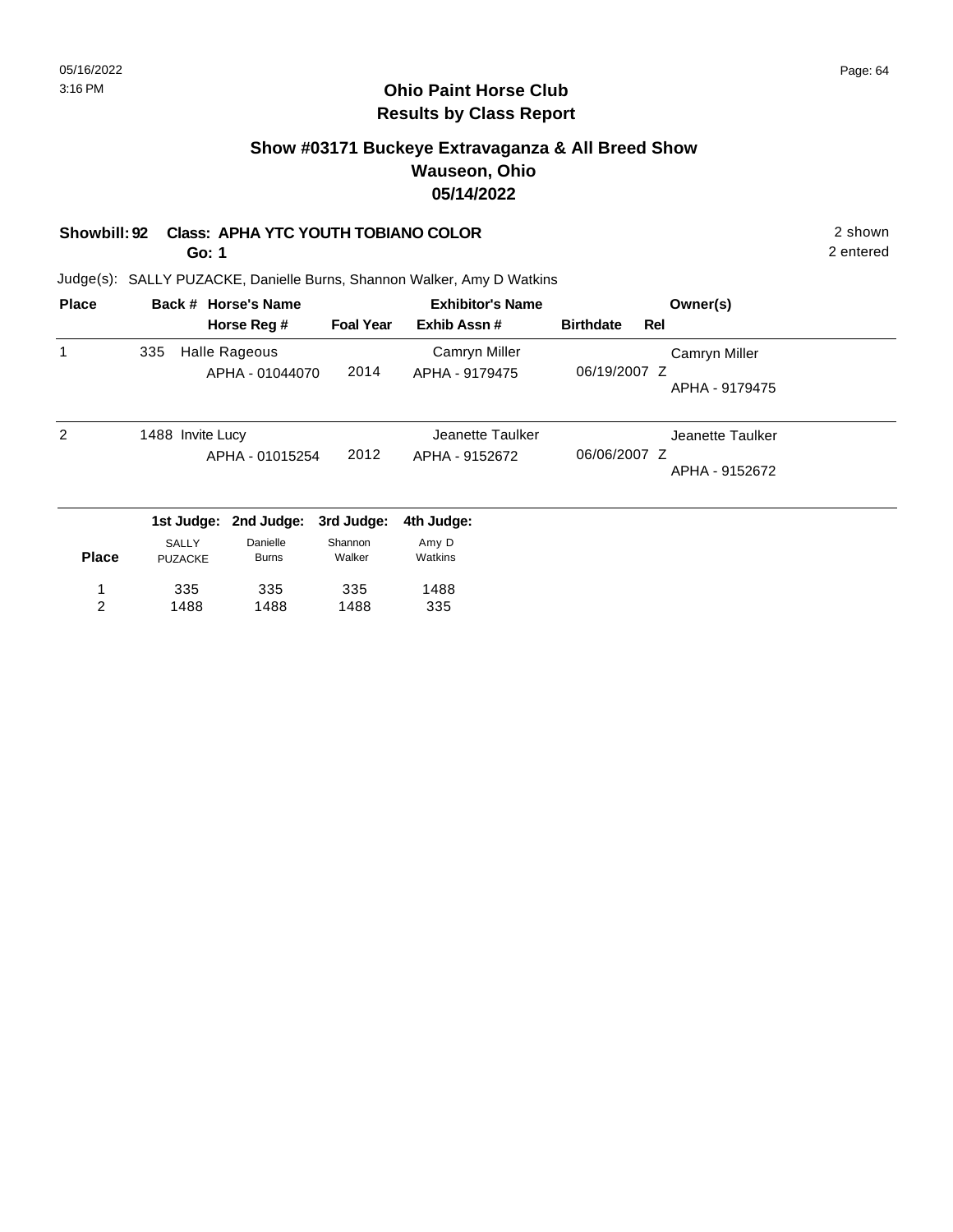# Ohio Paint Horse Club
## Results by Class Report

### Show #03171 Buckeye Extravaganza & All Breed Show
### Wauseon, Ohio
### 05/14/2022

**Showbill: 92 Class: APHA YTC YOUTH TOBIANO COLOR** — 2 shown

**Go: 1** — 2 entered

Judge(s): SALLY PUZACKE, Danielle Burns, Shannon Walker, Amy D Watkins

| Place | Back # | Horse's Name / Horse Reg # | Foal Year | Exhibitor's Name / Exhib Assn # | Birthdate | Rel | Owner(s) |
|---|---|---|---|---|---|---|---|
| 1 | 335 | Halle Rageous<br>APHA - 01044070 | 2014 | Camryn Miller<br>APHA - 9179475 | 06/19/2007 | Z | Camryn Miller<br>APHA - 9179475 |
| 2 | 1488 | Invite Lucy<br>APHA - 01015254 | 2012 | Jeanette Taulker<br>APHA - 9152672 | 06/06/2007 | Z | Jeanette Taulker<br>APHA - 9152672 |

| Place | 1st Judge: SALLY PUZACKE | 2nd Judge: Danielle Burns | 3rd Judge: Shannon Walker | 4th Judge: Amy D Watkins |
|---|---|---|---|---|
| 1 | 335 | 335 | 335 | 1488 |
| 2 | 1488 | 1488 | 1488 | 335 |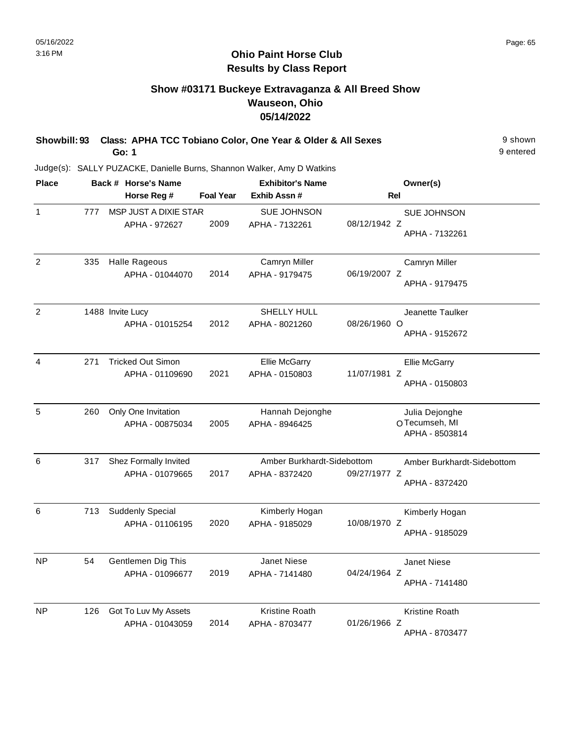# Ohio Paint Horse Club
## Results by Class Report

### Show #03171 Buckeye Extravaganza & All Breed Show
### Wauseon, Ohio
### 05/14/2022

**Showbill: 93 Class: APHA TCC Tobiano Color, One Year & Older & All Sexes** — 9 shown
**Go: 1** — 9 entered

Judge(s): SALLY PUZACKE, Danielle Burns, Shannon Walker, Amy D Watkins

| Place | Back # | Horse's Name / Horse Reg # | Foal Year | Exhibitor's Name / Exhib Assn # | Rel | Owner(s) |
|---|---|---|---|---|---|---|
| 1 | 777 | MSP JUST A DIXIE STAR<br>APHA - 972627 | 2009 | SUE JOHNSON<br>APHA - 7132261 | 08/12/1942 Z | SUE JOHNSON<br>APHA - 7132261 |
| 2 | 335 | Halle Rageous<br>APHA - 01044070 | 2014 | Camryn Miller<br>APHA - 9179475 | 06/19/2007 Z | Camryn Miller<br>APHA - 9179475 |
| 2 | 1488 | Invite Lucy<br>APHA - 01015254 | 2012 | SHELLY HULL<br>APHA - 8021260 | 08/26/1960 O | Jeanette Taulker<br>APHA - 9152672 |
| 4 | 271 | Tricked Out Simon<br>APHA - 01109690 | 2021 | Ellie McGarry<br>APHA - 0150803 | 11/07/1981 Z | Ellie McGarry<br>APHA - 0150803 |
| 5 | 260 | Only One Invitation<br>APHA - 00875034 | 2005 | Hannah Dejonghe<br>APHA - 8946425 | O | Julia Dejonghe<br>Tecumseh, MI<br>APHA - 8503814 |
| 6 | 317 | Shez Formally Invited<br>APHA - 01079665 | 2017 | Amber Burkhardt-Sidebottom<br>APHA - 8372420 | 09/27/1977 Z | Amber Burkhardt-Sidebottom<br>APHA - 8372420 |
| 6 | 713 | Suddenly Special<br>APHA - 01106195 | 2020 | Kimberly Hogan<br>APHA - 9185029 | 10/08/1970 Z | Kimberly Hogan<br>APHA - 9185029 |
| NP | 54 | Gentlemen Dig This<br>APHA - 01096677 | 2019 | Janet Niese<br>APHA - 7141480 | 04/24/1964 Z | Janet Niese<br>APHA - 7141480 |
| NP | 126 | Got To Luv My Assets<br>APHA - 01043059 | 2014 | Kristine Roath<br>APHA - 8703477 | 01/26/1966 Z | Kristine Roath<br>APHA - 8703477 |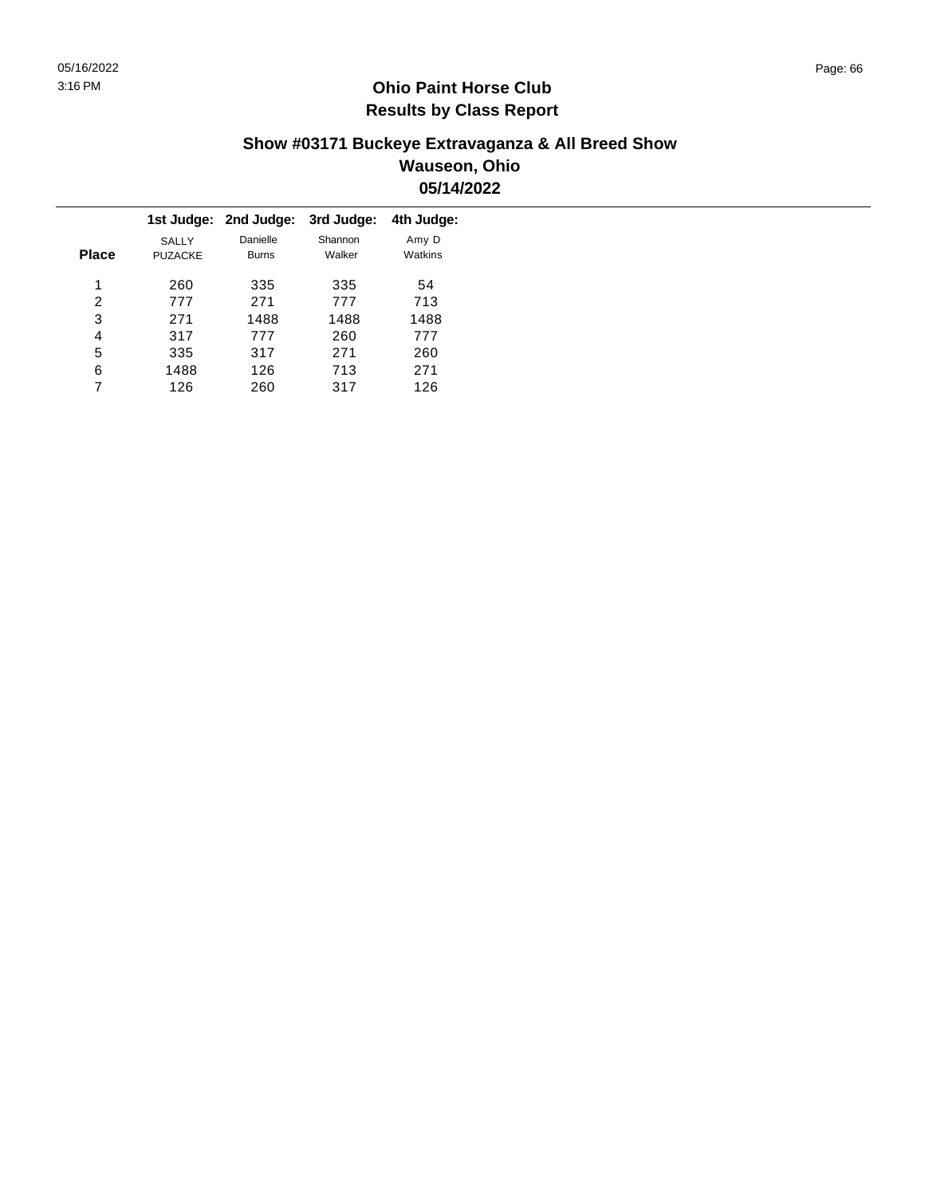# Ohio Paint Horse Club
## Results by Class Report

### Show #03171 Buckeye Extravaganza & All Breed Show
### Wauseon, Ohio
### 05/14/2022

| Place | 1st Judge: SALLY PUZACKE | 2nd Judge: Danielle Burns | 3rd Judge: Shannon Walker | 4th Judge: Amy D Watkins |
|---|---|---|---|---|
| 1 | 260 | 335 | 335 | 54 |
| 2 | 777 | 271 | 777 | 713 |
| 3 | 271 | 1488 | 1488 | 1488 |
| 4 | 317 | 777 | 260 | 777 |
| 5 | 335 | 317 | 271 | 260 |
| 6 | 1488 | 126 | 713 | 271 |
| 7 | 126 | 260 | 317 | 126 |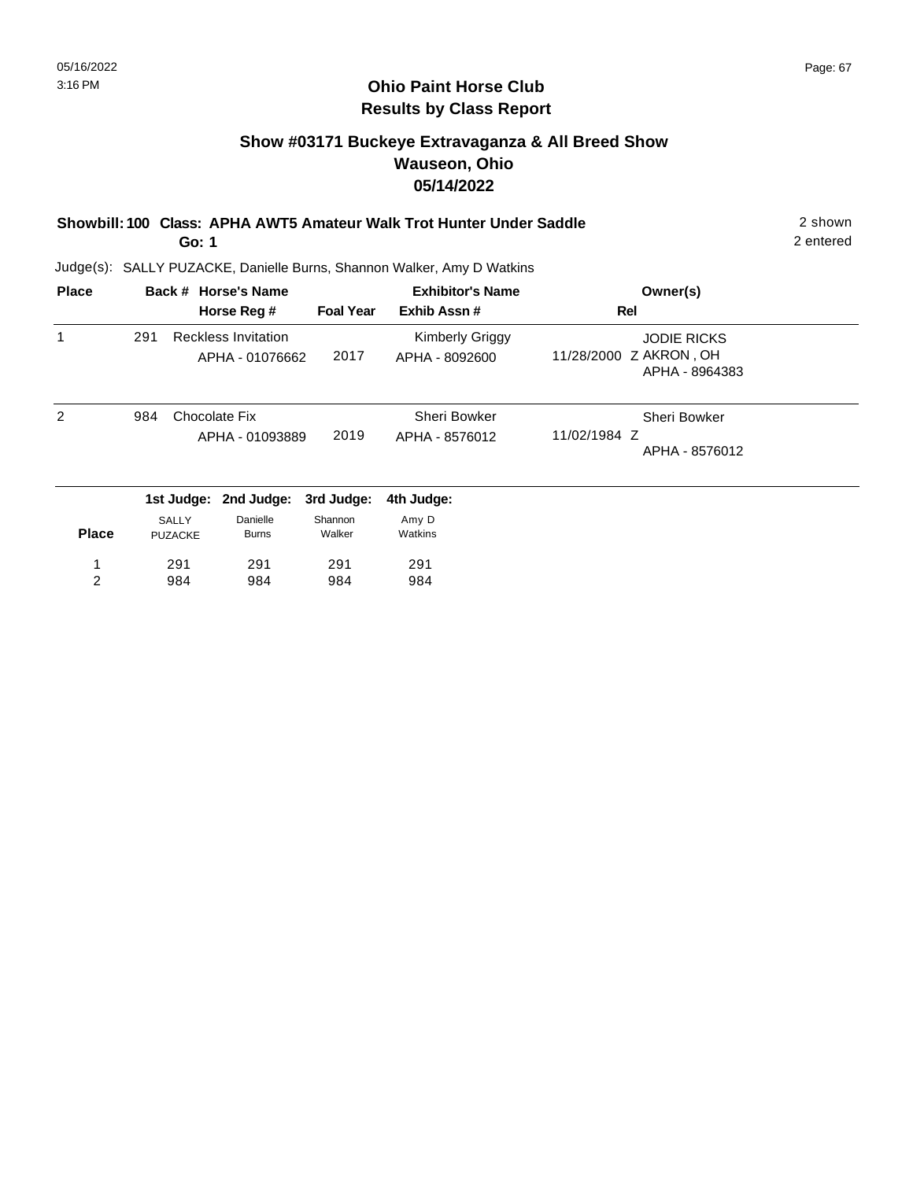05/16/2022
3:16 PM

## Ohio Paint Horse Club
## Results by Class Report

### Show #03171 Buckeye Extravaganza & All Breed Show
### Wauseon, Ohio
### 05/14/2022

**Showbill: 100 Class: APHA AWT5 Amateur Walk Trot Hunter Under Saddle** — 2 shown, 2 entered

**Go: 1**

Judge(s): SALLY PUZACKE, Danielle Burns, Shannon Walker, Amy D Watkins

| Place | Back # | Horse's Name / Horse Reg # | Foal Year | Exhibitor's Name / Exhib Assn # | Rel | Owner(s) |
|---|---|---|---|---|---|---|
| 1 | 291 | Reckless Invitation<br>APHA - 01076662 | 2017 | Kimberly Griggy<br>APHA - 8092600 | 11/28/2000 Z | JODIE RICKS<br>AKRON , OH<br>APHA - 8964383 |
| 2 | 984 | Chocolate Fix<br>APHA - 01093889 | 2019 | Sheri Bowker<br>APHA - 8576012 | 11/02/1984 Z | Sheri Bowker<br>APHA - 8576012 |

| Place | 1st Judge: SALLY PUZACKE | 2nd Judge: Danielle Burns | 3rd Judge: Shannon Walker | 4th Judge: Amy D Watkins |
|---|---|---|---|---|
| 1 | 291 | 291 | 291 | 291 |
| 2 | 984 | 984 | 984 | 984 |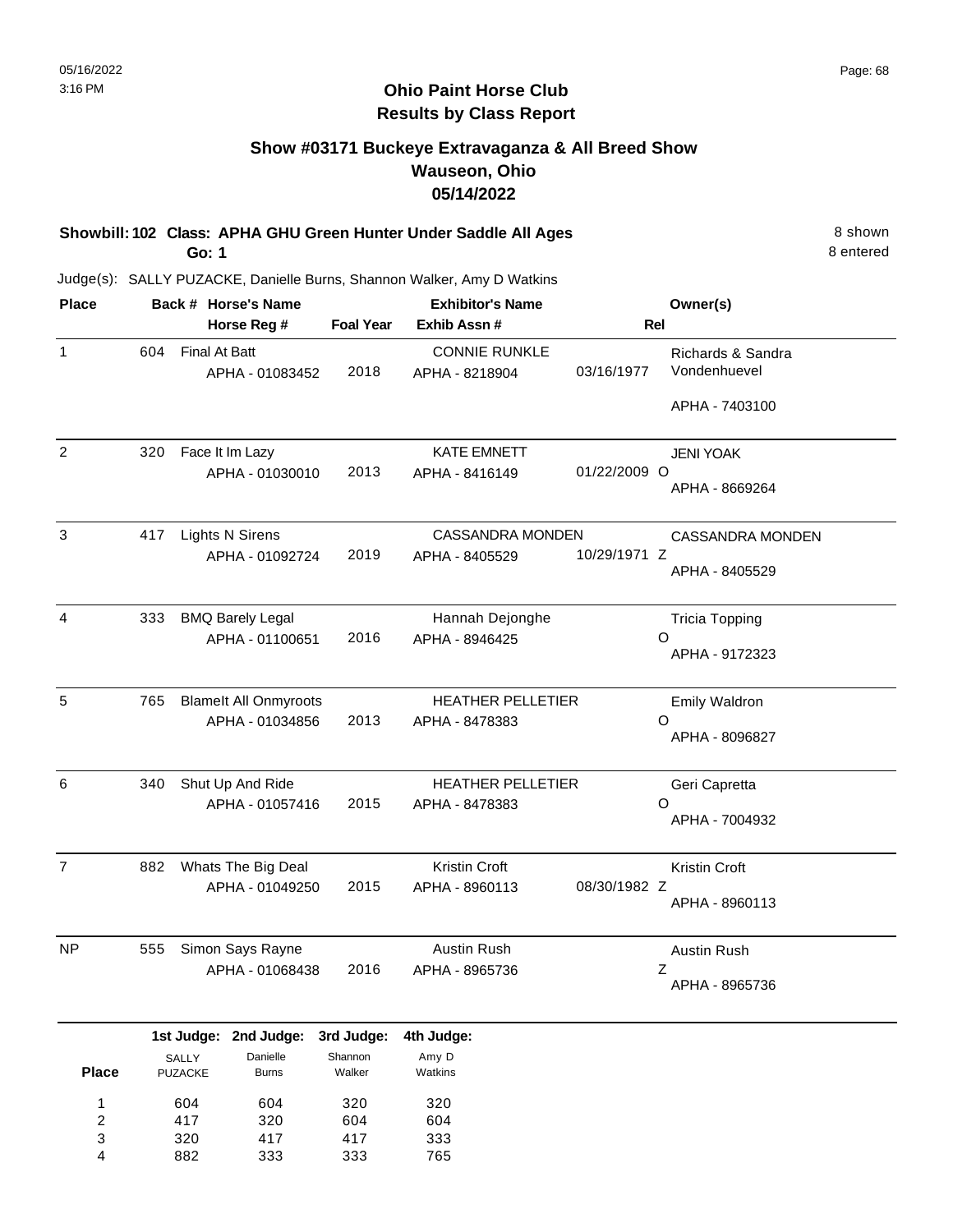# Ohio Paint Horse Club
## Results by Class Report

### Show #03171 Buckeye Extravaganza & All Breed Show
### Wauseon, Ohio
### 05/14/2022

**Showbill: 102 Class: APHA GHU Green Hunter Under Saddle All Ages** — 8 shown

**Go: 1** — 8 entered

Judge(s): SALLY PUZACKE, Danielle Burns, Shannon Walker, Amy D Watkins

| Place | Back # | Horse's Name / Horse Reg # | Foal Year | Exhibitor's Name / Exhib Assn # | Rel | Owner(s) |
|---|---|---|---|---|---|---|
| 1 | 604 | Final At Batt / APHA - 01083452 | 2018 | CONNIE RUNKLE / APHA - 8218904 | 03/16/1977 | Richards & Sandra Vondenhuevel / APHA - 7403100 |
| 2 | 320 | Face It Im Lazy / APHA - 01030010 | 2013 | KATE EMNETT / APHA - 8416149 | 01/22/2009 O | JENI YOAK / APHA - 8669264 |
| 3 | 417 | Lights N Sirens / APHA - 01092724 | 2019 | CASSANDRA MONDEN / APHA - 8405529 | 10/29/1971 Z | CASSANDRA MONDEN / APHA - 8405529 |
| 4 | 333 | BMQ Barely Legal / APHA - 01100651 | 2016 | Hannah Dejonghe / APHA - 8946425 | O | Tricia Topping / APHA - 9172323 |
| 5 | 765 | BlameIt All Onmyroots / APHA - 01034856 | 2013 | HEATHER PELLETIER / APHA - 8478383 | O | Emily Waldron / APHA - 8096827 |
| 6 | 340 | Shut Up And Ride / APHA - 01057416 | 2015 | HEATHER PELLETIER / APHA - 8478383 | O | Geri Capretta / APHA - 7004932 |
| 7 | 882 | Whats The Big Deal / APHA - 01049250 | 2015 | Kristin Croft / APHA - 8960113 | 08/30/1982 Z | Kristin Croft / APHA - 8960113 |
| NP | 555 | Simon Says Rayne / APHA - 01068438 | 2016 | Austin Rush / APHA - 8965736 | Z | Austin Rush / APHA - 8965736 |

| Place | 1st Judge: SALLY PUZACKE | 2nd Judge: Danielle Burns | 3rd Judge: Shannon Walker | 4th Judge: Amy D Watkins |
|---|---|---|---|---|
| 1 | 604 | 604 | 320 | 320 |
| 2 | 417 | 320 | 604 | 604 |
| 3 | 320 | 417 | 417 | 333 |
| 4 | 882 | 333 | 333 | 765 |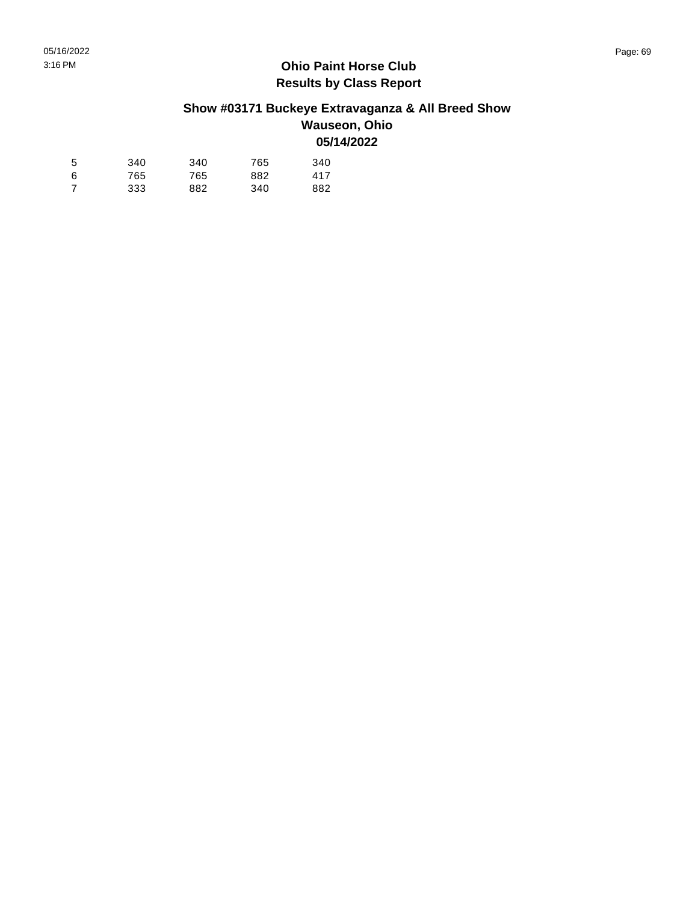**Ohio Paint Horse Club**
**Results by Class Report**

**Show #03171 Buckeye Extravaganza & All Breed Show**
**Wauseon, Ohio**
**05/14/2022**

| | | | | |
|---|---|---|---|---|
| 5 | 340 | 340 | 765 | 340 |
| 6 | 765 | 765 | 882 | 417 |
| 7 | 333 | 882 | 340 | 882 |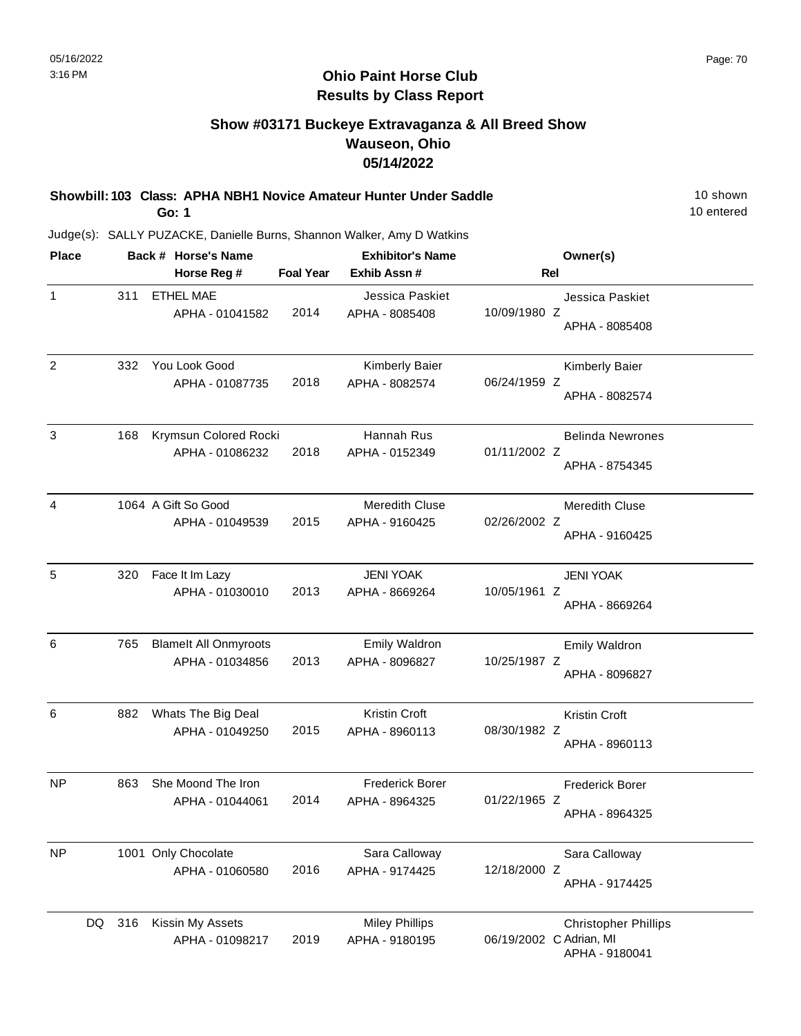05/16/2022
3:16 PM

# Ohio Paint Horse Club
## Results by Class Report

### Show #03171 Buckeye Extravaganza & All Breed Show
### Wauseon, Ohio
### 05/14/2022

**Showbill: 103 Class: APHA NBH1 Novice Amateur Hunter Under Saddle** 10 shown
**Go: 1** 10 entered

Judge(s): SALLY PUZACKE, Danielle Burns, Shannon Walker, Amy D Watkins

| Place | Back # | Horse's Name / Horse Reg # | Foal Year | Exhibitor's Name / Exhib Assn # | Rel | Owner(s) |
|---|---|---|---|---|---|---|
| 1 | 311 | ETHEL MAE<br>APHA - 01041582 | 2014 | Jessica Paskiet<br>APHA - 8085408 | 10/09/1980 Z | Jessica Paskiet<br>APHA - 8085408 |
| 2 | 332 | You Look Good<br>APHA - 01087735 | 2018 | Kimberly Baier<br>APHA - 8082574 | 06/24/1959 Z | Kimberly Baier<br>APHA - 8082574 |
| 3 | 168 | Krymsun Colored Rocki<br>APHA - 01086232 | 2018 | Hannah Rus<br>APHA - 0152349 | 01/11/2002 Z | Belinda Newrones<br>APHA - 8754345 |
| 4 | 1064 | A Gift So Good<br>APHA - 01049539 | 2015 | Meredith Cluse<br>APHA - 9160425 | 02/26/2002 Z | Meredith Cluse<br>APHA - 9160425 |
| 5 | 320 | Face It Im Lazy<br>APHA - 01030010 | 2013 | JENI YOAK<br>APHA - 8669264 | 10/05/1961 Z | JENI YOAK<br>APHA - 8669264 |
| 6 | 765 | BlameIt All Onmyroots<br>APHA - 01034856 | 2013 | Emily Waldron<br>APHA - 8096827 | 10/25/1987 Z | Emily Waldron<br>APHA - 8096827 |
| 6 | 882 | Whats The Big Deal<br>APHA - 01049250 | 2015 | Kristin Croft<br>APHA - 8960113 | 08/30/1982 Z | Kristin Croft<br>APHA - 8960113 |
| NP | 863 | She Moond The Iron<br>APHA - 01044061 | 2014 | Frederick Borer<br>APHA - 8964325 | 01/22/1965 Z | Frederick Borer<br>APHA - 8964325 |
| NP | 1001 | Only Chocolate<br>APHA - 01060580 | 2016 | Sara Calloway<br>APHA - 9174425 | 12/18/2000 Z | Sara Calloway<br>APHA - 9174425 |
| DQ | 316 | Kissin My Assets<br>APHA - 01098217 | 2019 | Miley Phillips<br>APHA - 9180195 | 06/19/2002 C | Christopher Phillips<br>Adrian, MI<br>APHA - 9180041 |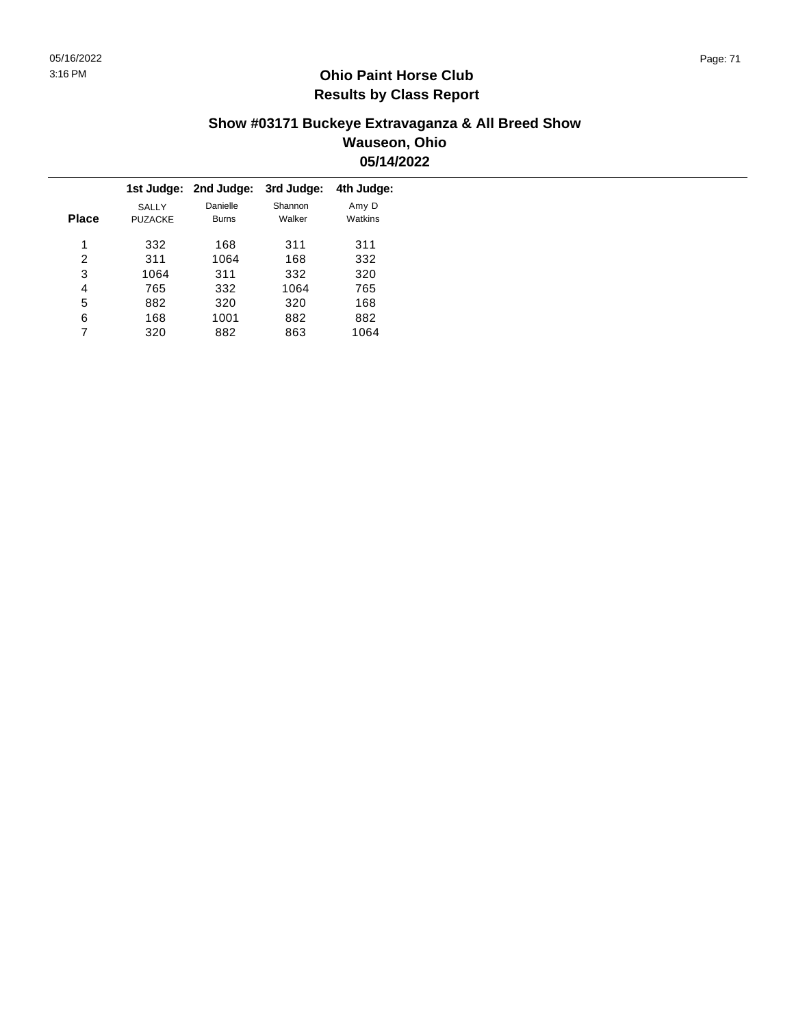# Ohio Paint Horse Club
## Results by Class Report

### Show #03171 Buckeye Extravaganza & All Breed Show
### Wauseon, Ohio
### 05/14/2022

| Place | 1st Judge: SALLY PUZACKE | 2nd Judge: Danielle Burns | 3rd Judge: Shannon Walker | 4th Judge: Amy D Watkins |
|---|---|---|---|---|
| 1 | 332 | 168 | 311 | 311 |
| 2 | 311 | 1064 | 168 | 332 |
| 3 | 1064 | 311 | 332 | 320 |
| 4 | 765 | 332 | 1064 | 765 |
| 5 | 882 | 320 | 320 | 168 |
| 6 | 168 | 1001 | 882 | 882 |
| 7 | 320 | 882 | 863 | 1064 |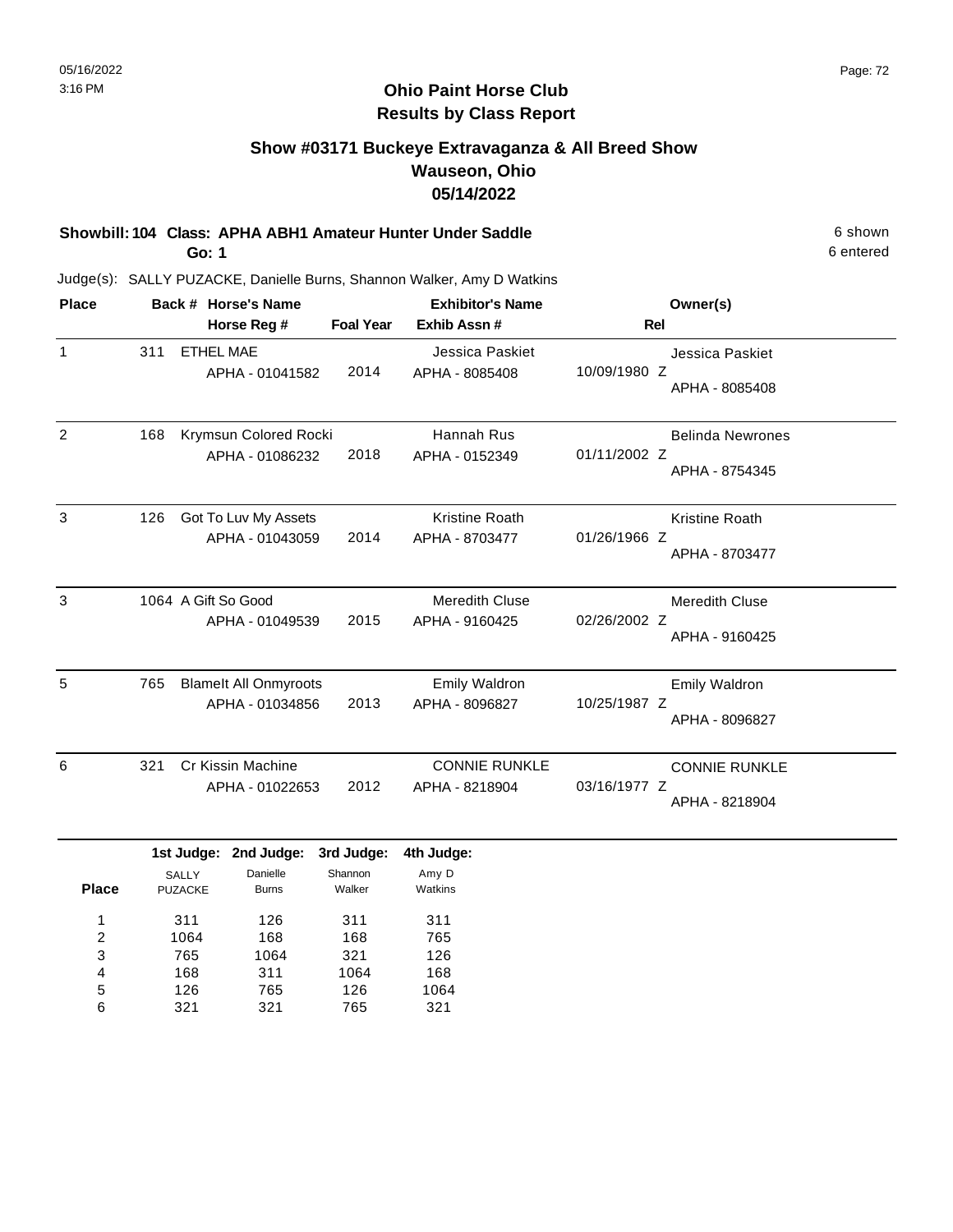# Ohio Paint Horse Club
## Results by Class Report

### Show #03171 Buckeye Extravaganza & All Breed Show
### Wauseon, Ohio
### 05/14/2022

**Showbill: 104 Class: APHA ABH1 Amateur Hunter Under Saddle** — 6 shown, 6 entered

**Go: 1**

Judge(s): SALLY PUZACKE, Danielle Burns, Shannon Walker, Amy D Watkins

| Place | Back # | Horse's Name / Horse Reg # | Foal Year | Exhibitor's Name / Exhib Assn # | Rel | Owner(s) |
|---|---|---|---|---|---|---|
| 1 | 311 | ETHEL MAE<br>APHA - 01041582 | 2014 | Jessica Paskiet<br>APHA - 8085408 | 10/09/1980 Z | Jessica Paskiet<br>APHA - 8085408 |
| 2 | 168 | Krymsun Colored Rocki<br>APHA - 01086232 | 2018 | Hannah Rus<br>APHA - 0152349 | 01/11/2002 Z | Belinda Newrones<br>APHA - 8754345 |
| 3 | 126 | Got To Luv My Assets<br>APHA - 01043059 | 2014 | Kristine Roath<br>APHA - 8703477 | 01/26/1966 Z | Kristine Roath<br>APHA - 8703477 |
| 3 | 1064 | A Gift So Good<br>APHA - 01049539 | 2015 | Meredith Cluse<br>APHA - 9160425 | 02/26/2002 Z | Meredith Cluse<br>APHA - 9160425 |
| 5 | 765 | BlameIt All Onmyroots<br>APHA - 01034856 | 2013 | Emily Waldron<br>APHA - 8096827 | 10/25/1987 Z | Emily Waldron<br>APHA - 8096827 |
| 6 | 321 | Cr Kissin Machine<br>APHA - 01022653 | 2012 | CONNIE RUNKLE<br>APHA - 8218904 | 03/16/1977 Z | CONNIE RUNKLE<br>APHA - 8218904 |

| Place | 1st Judge: SALLY PUZACKE | 2nd Judge: Danielle Burns | 3rd Judge: Shannon Walker | 4th Judge: Amy D Watkins |
|---|---|---|---|---|
| 1 | 311 | 126 | 311 | 311 |
| 2 | 1064 | 168 | 168 | 765 |
| 3 | 765 | 1064 | 321 | 126 |
| 4 | 168 | 311 | 1064 | 168 |
| 5 | 126 | 765 | 126 | 1064 |
| 6 | 321 | 321 | 765 | 321 |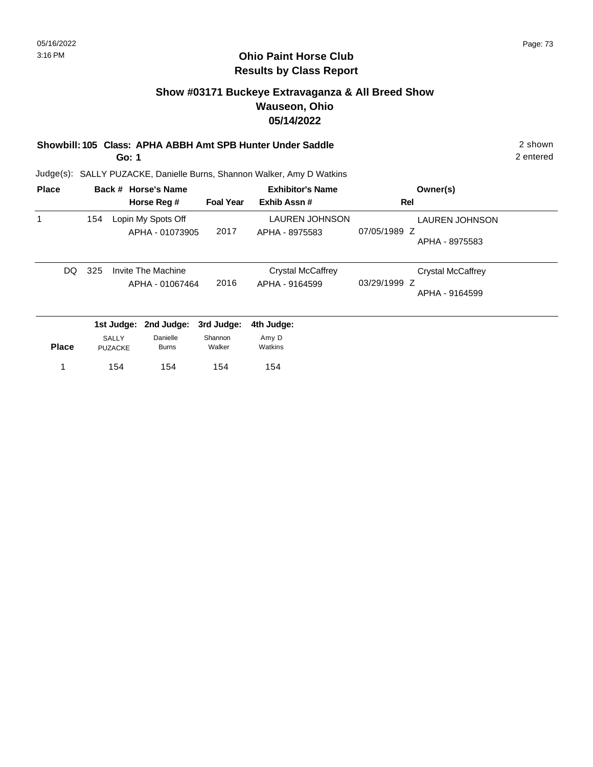# Ohio Paint Horse Club
## Results by Class Report

### Show #03171 Buckeye Extravaganza & All Breed Show
### Wauseon, Ohio
### 05/14/2022

**Showbill: 105 Class: APHA ABBH Amt SPB Hunter Under Saddle** 2 shown
**Go: 1** 2 entered

Judge(s): SALLY PUZACKE, Danielle Burns, Shannon Walker, Amy D Watkins

| Place | Back # | Horse's Name / Horse Reg # | Foal Year | Exhibitor's Name / Exhib Assn # | Rel | Owner(s) |
|---|---|---|---|---|---|---|
| 1 | 154 | Lopin My Spots Off<br>APHA - 01073905 | 2017 | LAUREN JOHNSON<br>APHA - 8975583 | 07/05/1989 Z | LAUREN JOHNSON<br>APHA - 8975583 |
| DQ | 325 | Invite The Machine<br>APHA - 01067464 | 2016 | Crystal McCaffrey<br>APHA - 9164599 | 03/29/1999 Z | Crystal McCaffrey<br>APHA - 9164599 |

| Place | 1st Judge: SALLY PUZACKE | 2nd Judge: Danielle Burns | 3rd Judge: Shannon Walker | 4th Judge: Amy D Watkins |
|---|---|---|---|---|
| 1 | 154 | 154 | 154 | 154 |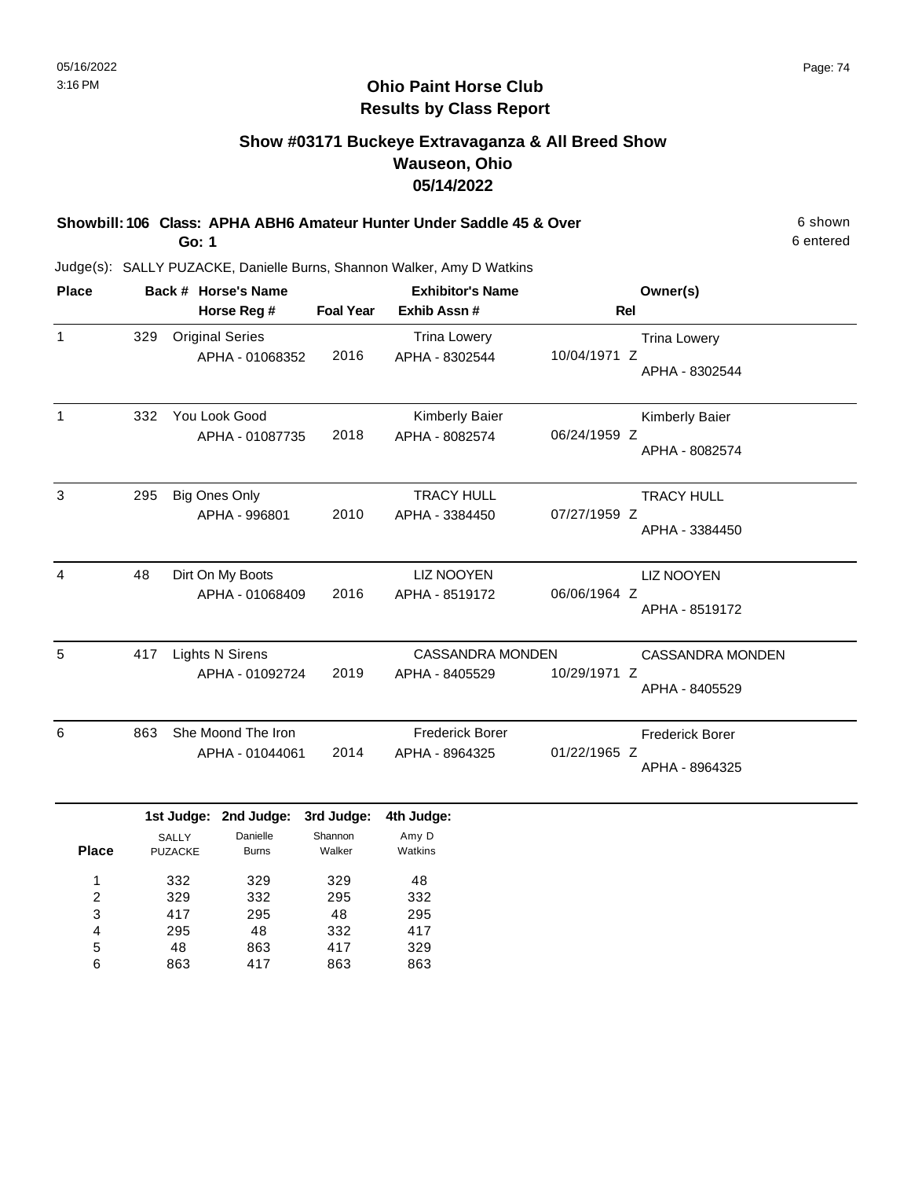# Ohio Paint Horse Club
## Results by Class Report

### Show #03171 Buckeye Extravaganza & All Breed Show
### Wauseon, Ohio
### 05/14/2022

**Showbill: 106 Class: APHA ABH6 Amateur Hunter Under Saddle 45 & Over** — 6 shown, 6 entered

**Go: 1**

Judge(s): SALLY PUZACKE, Danielle Burns, Shannon Walker, Amy D Watkins

| Place | Back # | Horse's Name / Horse Reg # | Foal Year | Exhibitor's Name / Exhib Assn # | Rel | Owner(s) |
|---|---|---|---|---|---|---|
| 1 | 329 | Original Series / APHA - 01068352 | 2016 | Trina Lowery / APHA - 8302544 | 10/04/1971 Z | Trina Lowery / APHA - 8302544 |
| 1 | 332 | You Look Good / APHA - 01087735 | 2018 | Kimberly Baier / APHA - 8082574 | 06/24/1959 Z | Kimberly Baier / APHA - 8082574 |
| 3 | 295 | Big Ones Only / APHA - 996801 | 2010 | TRACY HULL / APHA - 3384450 | 07/27/1959 Z | TRACY HULL / APHA - 3384450 |
| 4 | 48 | Dirt On My Boots / APHA - 01068409 | 2016 | LIZ NOOYEN / APHA - 8519172 | 06/06/1964 Z | LIZ NOOYEN / APHA - 8519172 |
| 5 | 417 | Lights N Sirens / APHA - 01092724 | 2019 | CASSANDRA MONDEN / APHA - 8405529 | 10/29/1971 Z | CASSANDRA MONDEN / APHA - 8405529 |
| 6 | 863 | She Moond The Iron / APHA - 01044061 | 2014 | Frederick Borer / APHA - 8964325 | 01/22/1965 Z | Frederick Borer / APHA - 8964325 |

| Place | 1st Judge: SALLY PUZACKE | 2nd Judge: Danielle Burns | 3rd Judge: Shannon Walker | 4th Judge: Amy D Watkins |
|---|---|---|---|---|
| 1 | 332 | 329 | 329 | 48 |
| 2 | 329 | 332 | 295 | 332 |
| 3 | 417 | 295 | 48 | 295 |
| 4 | 295 | 48 | 332 | 417 |
| 5 | 48 | 863 | 417 | 329 |
| 6 | 863 | 417 | 863 | 863 |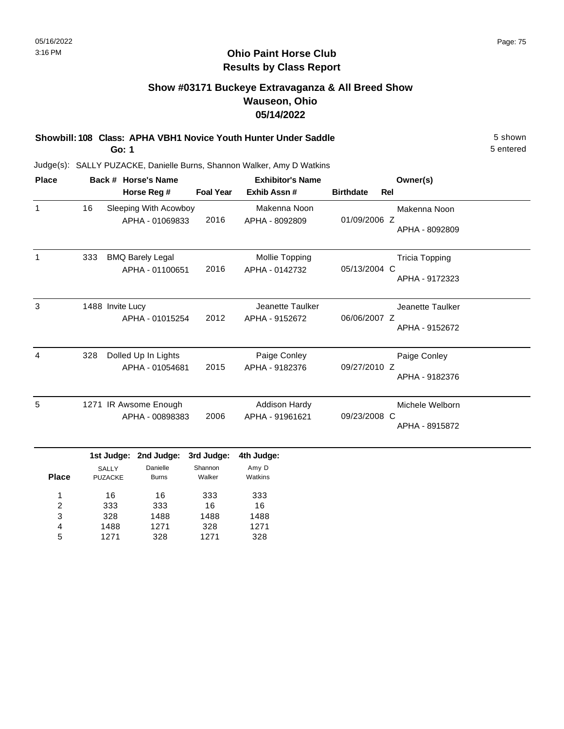# Ohio Paint Horse Club
## Results by Class Report

### Show #03171 Buckeye Extravaganza & All Breed Show
### Wauseon, Ohio
### 05/14/2022

**Showbill: 108 Class: APHA VBH1 Novice Youth Hunter Under Saddle** 5 shown
**Go: 1** 5 entered

Judge(s): SALLY PUZACKE, Danielle Burns, Shannon Walker, Amy D Watkins

| Place | Back # | Horse's Name / Horse Reg # | Foal Year | Exhibitor's Name / Exhib Assn # | Birthdate | Rel | Owner(s) |
|---|---|---|---|---|---|---|---|
| 1 | 16 | Sleeping With Acowboy<br>APHA - 01069833 | 2016 | Makenna Noon<br>APHA - 8092809 | 01/09/2006 | Z | Makenna Noon<br>APHA - 8092809 |
| 1 | 333 | BMQ Barely Legal<br>APHA - 01100651 | 2016 | Mollie Topping<br>APHA - 0142732 | 05/13/2004 | C | Tricia Topping<br>APHA - 9172323 |
| 3 | 1488 | Invite Lucy<br>APHA - 01015254 | 2012 | Jeanette Taulker<br>APHA - 9152672 | 06/06/2007 | Z | Jeanette Taulker<br>APHA - 9152672 |
| 4 | 328 | Dolled Up In Lights<br>APHA - 01054681 | 2015 | Paige Conley<br>APHA - 9182376 | 09/27/2010 | Z | Paige Conley<br>APHA - 9182376 |
| 5 | 1271 | IR Awsome Enough<br>APHA - 00898383 | 2006 | Addison Hardy<br>APHA - 91961621 | 09/23/2008 | C | Michele Welborn<br>APHA - 8915872 |

| Place | 1st Judge: SALLY PUZACKE | 2nd Judge: Danielle Burns | 3rd Judge: Shannon Walker | 4th Judge: Amy D Watkins |
|---|---|---|---|---|
| 1 | 16 | 16 | 333 | 333 |
| 2 | 333 | 333 | 16 | 16 |
| 3 | 328 | 1488 | 1488 | 1488 |
| 4 | 1488 | 1271 | 328 | 1271 |
| 5 | 1271 | 328 | 1271 | 328 |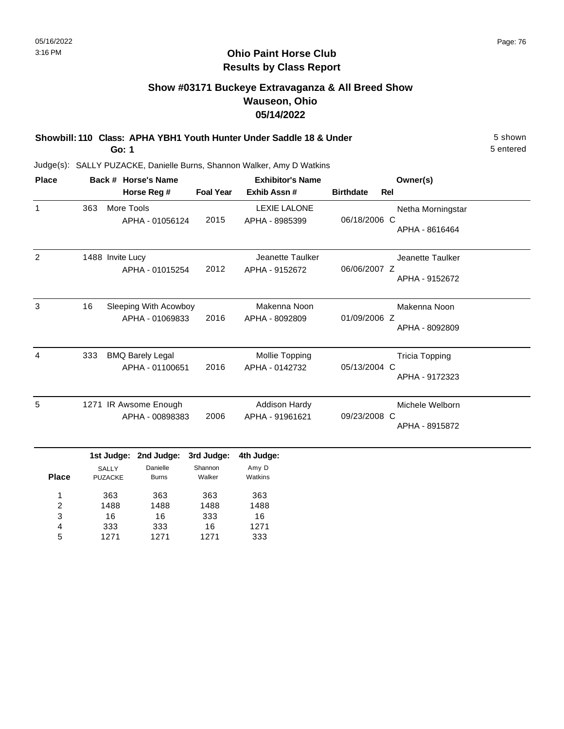# Ohio Paint Horse Club
## Results by Class Report

### Show #03171 Buckeye Extravaganza & All Breed Show
### Wauseon, Ohio
### 05/14/2022

**Showbill: 110 Class: APHA YBH1 Youth Hunter Under Saddle 18 & Under** 5 shown
**Go: 1** 5 entered

Judge(s): SALLY PUZACKE, Danielle Burns, Shannon Walker, Amy D Watkins

| Place | Back # | Horse's Name / Horse Reg # | Foal Year | Exhibitor's Name / Exhib Assn # | Birthdate | Rel | Owner(s) |
|---|---|---|---|---|---|---|---|
| 1 | 363 | More Tools<br>APHA - 01056124 | 2015 | LEXIE LALONE<br>APHA - 8985399 | 06/18/2006 | C | Netha Morningstar<br>APHA - 8616464 |
| 2 | 1488 | Invite Lucy<br>APHA - 01015254 | 2012 | Jeanette Taulker<br>APHA - 9152672 | 06/06/2007 | Z | Jeanette Taulker<br>APHA - 9152672 |
| 3 | 16 | Sleeping With Acowboy<br>APHA - 01069833 | 2016 | Makenna Noon<br>APHA - 8092809 | 01/09/2006 | Z | Makenna Noon<br>APHA - 8092809 |
| 4 | 333 | BMQ Barely Legal<br>APHA - 01100651 | 2016 | Mollie Topping<br>APHA - 0142732 | 05/13/2004 | C | Tricia Topping<br>APHA - 9172323 |
| 5 | 1271 | IR Awsome Enough<br>APHA - 00898383 | 2006 | Addison Hardy<br>APHA - 91961621 | 09/23/2008 | C | Michele Welborn<br>APHA - 8915872 |

| Place | 1st Judge: SALLY PUZACKE | 2nd Judge: Danielle Burns | 3rd Judge: Shannon Walker | 4th Judge: Amy D Watkins |
|---|---|---|---|---|
| 1 | 363 | 363 | 363 | 363 |
| 2 | 1488 | 1488 | 1488 | 1488 |
| 3 | 16 | 16 | 333 | 16 |
| 4 | 333 | 333 | 16 | 1271 |
| 5 | 1271 | 1271 | 1271 | 333 |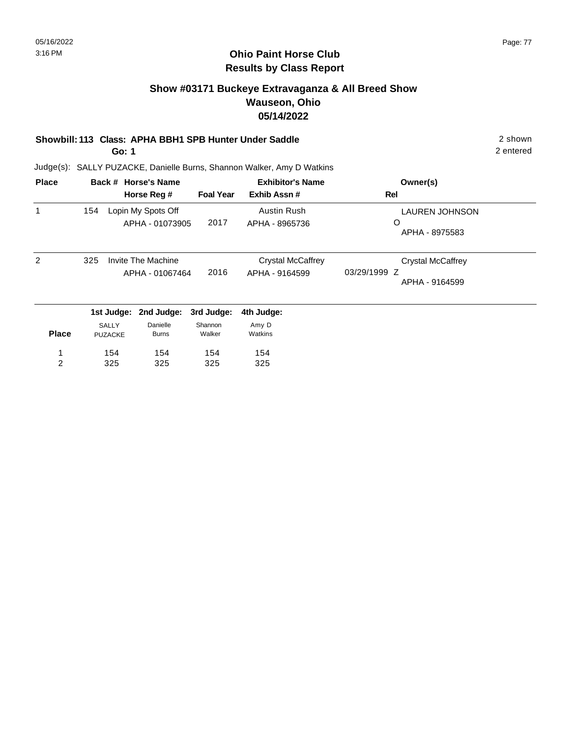# Ohio Paint Horse Club
## Results by Class Report

### Show #03171 Buckeye Extravaganza & All Breed Show
### Wauseon, Ohio
### 05/14/2022

**Showbill: 113 Class: APHA BBH1 SPB Hunter Under Saddle** — 2 shown

**Go: 1** — 2 entered

Judge(s): SALLY PUZACKE, Danielle Burns, Shannon Walker, Amy D Watkins

| Place | Back # | Horse's Name / Horse Reg # | Foal Year | Exhibitor's Name / Exhib Assn # | Rel | Owner(s) |
|---|---|---|---|---|---|---|
| 1 | 154 | Lopin My Spots Off<br>APHA - 01073905 | 2017 | Austin Rush<br>APHA - 8965736 | O | LAUREN JOHNSON<br>APHA - 8975583 |
| 2 | 325 | Invite The Machine<br>APHA - 01067464 | 2016 | Crystal McCaffrey<br>APHA - 9164599 | 03/29/1999 Z | Crystal McCaffrey<br>APHA - 9164599 |

| Place | 1st Judge: SALLY PUZACKE | 2nd Judge: Danielle Burns | 3rd Judge: Shannon Walker | 4th Judge: Amy D Watkins |
|---|---|---|---|---|
| 1 | 154 | 154 | 154 | 154 |
| 2 | 325 | 325 | 325 | 325 |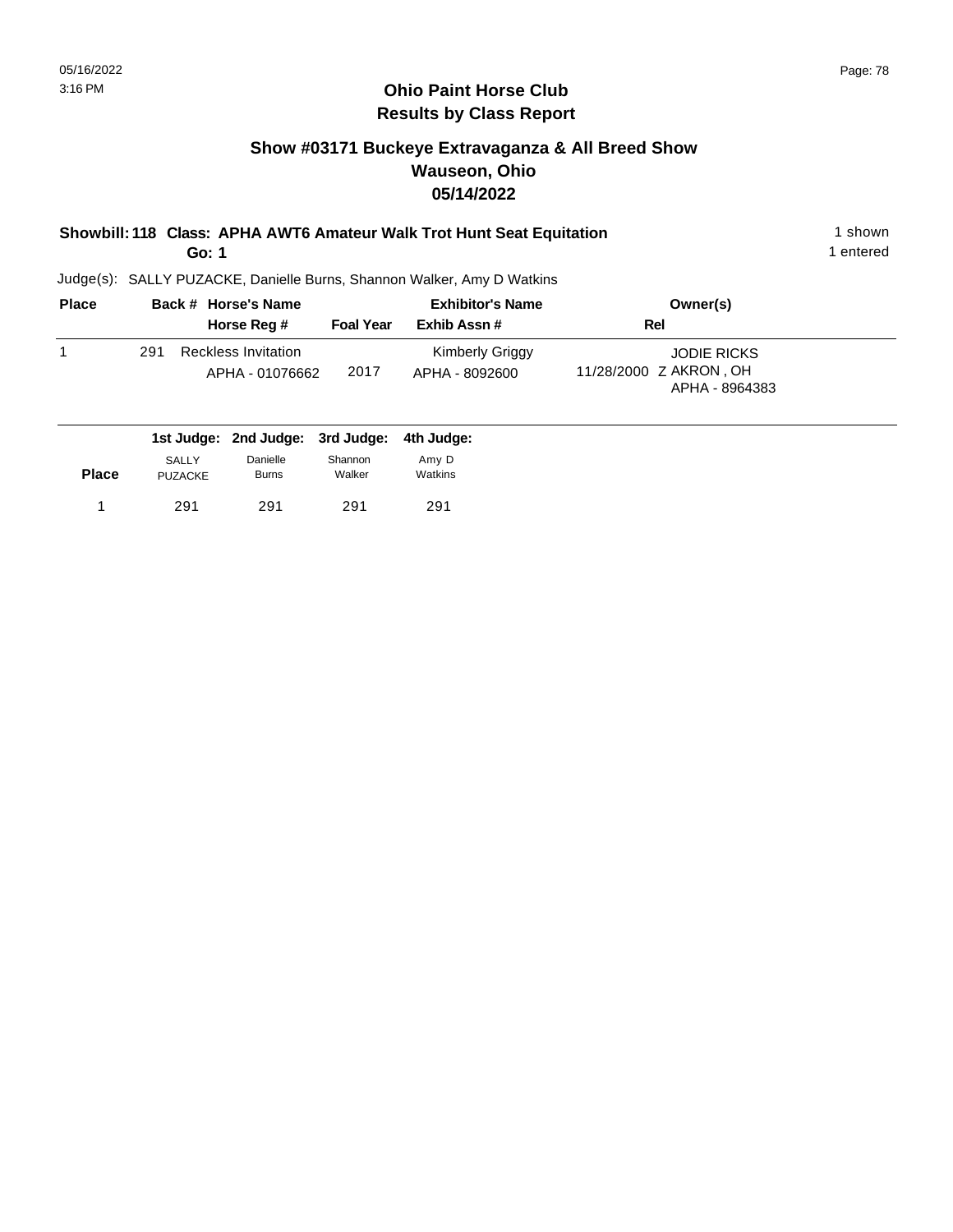## Ohio Paint Horse Club
## Results by Class Report

### Show #03171 Buckeye Extravaganza & All Breed Show
### Wauseon, Ohio
### 05/14/2022

**Showbill: 118 Class: APHA AWT6 Amateur Walk Trot Hunt Seat Equitation** 1 shown
**Go: 1** 1 entered

Judge(s): SALLY PUZACKE, Danielle Burns, Shannon Walker, Amy D Watkins

| Place | Back # | Horse's Name / Horse Reg # | Foal Year | Exhibitor's Name / Exhib Assn # | Rel | Owner(s) |
|---|---|---|---|---|---|---|
| 1 | 291 | Reckless Invitation<br>APHA - 01076662 | 2017 | Kimberly Griggy<br>APHA - 8092600 | 11/28/2000 Z | JODIE RICKS<br>AKRON , OH<br>APHA - 8964383 |

| Place | 1st Judge: SALLY PUZACKE | 2nd Judge: Danielle Burns | 3rd Judge: Shannon Walker | 4th Judge: Amy D Watkins |
|---|---|---|---|---|
| 1 | 291 | 291 | 291 | 291 |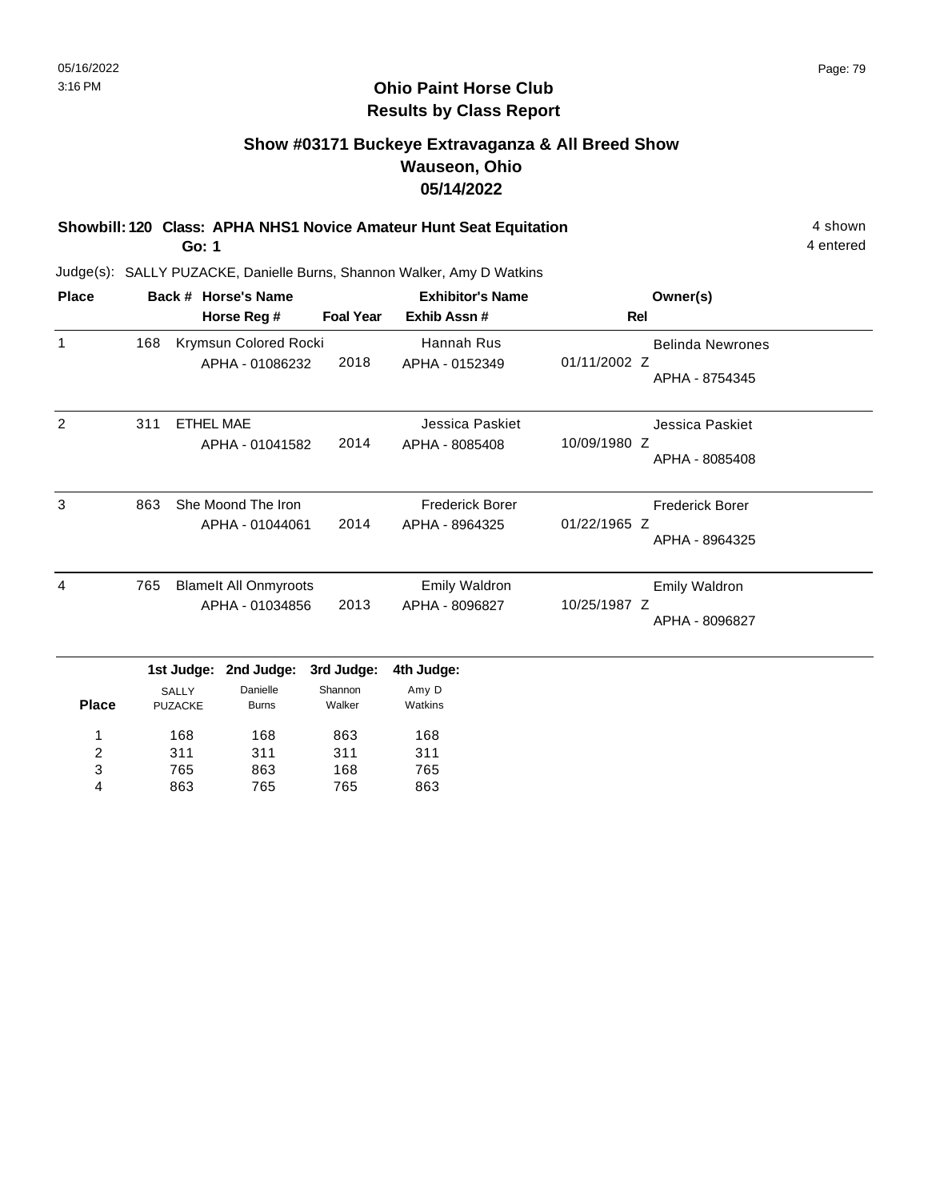# Ohio Paint Horse Club
## Results by Class Report

### Show #03171 Buckeye Extravaganza & All Breed Show
### Wauseon, Ohio
### 05/14/2022

**Showbill: 120 Class: APHA NHS1 Novice Amateur Hunt Seat Equitation** — 4 shown, 4 entered

**Go: 1**

Judge(s): SALLY PUZACKE, Danielle Burns, Shannon Walker, Amy D Watkins

| Place | Back # | Horse's Name / Horse Reg # | Foal Year | Exhibitor's Name / Exhib Assn # | Rel | Owner(s) |
|---|---|---|---|---|---|---|
| 1 | 168 | Krymsun Colored Rocki<br>APHA - 01086232 | 2018 | Hannah Rus<br>APHA - 0152349 | 01/11/2002 Z | Belinda Newrones<br>APHA - 8754345 |
| 2 | 311 | ETHEL MAE<br>APHA - 01041582 | 2014 | Jessica Paskiet<br>APHA - 8085408 | 10/09/1980 Z | Jessica Paskiet<br>APHA - 8085408 |
| 3 | 863 | She Moond The Iron<br>APHA - 01044061 | 2014 | Frederick Borer<br>APHA - 8964325 | 01/22/1965 Z | Frederick Borer<br>APHA - 8964325 |
| 4 | 765 | BlameIt All Onmyroots<br>APHA - 01034856 | 2013 | Emily Waldron<br>APHA - 8096827 | 10/25/1987 Z | Emily Waldron<br>APHA - 8096827 |

| Place | 1st Judge: SALLY PUZACKE | 2nd Judge: Danielle Burns | 3rd Judge: Shannon Walker | 4th Judge: Amy D Watkins |
|---|---|---|---|---|
| 1 | 168 | 168 | 863 | 168 |
| 2 | 311 | 311 | 311 | 311 |
| 3 | 765 | 863 | 168 | 765 |
| 4 | 863 | 765 | 765 | 863 |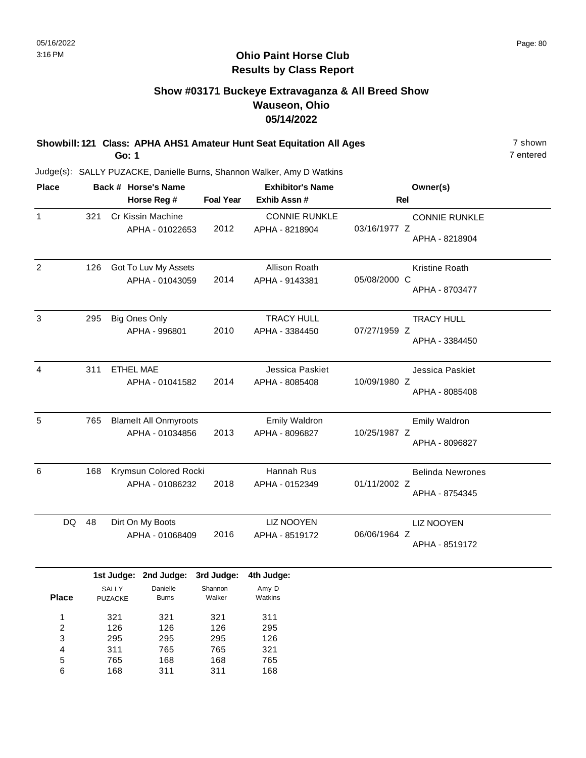# Ohio Paint Horse Club
## Results by Class Report

### Show #03171 Buckeye Extravaganza & All Breed Show
### Wauseon, Ohio
### 05/14/2022

**Showbill: 121 Class: APHA AHS1 Amateur Hunt Seat Equitation All Ages** 7 shown

**Go: 1** 7 entered

Judge(s): SALLY PUZACKE, Danielle Burns, Shannon Walker, Amy D Watkins

| Place | Back # | Horse's Name / Horse Reg # | Foal Year | Exhibitor's Name / Exhib Assn # | Rel | Owner(s) |
|---|---|---|---|---|---|---|
| 1 | 321 | Cr Kissin Machine<br>APHA - 01022653 | 2012 | CONNIE RUNKLE<br>APHA - 8218904 | 03/16/1977 Z | CONNIE RUNKLE<br>APHA - 8218904 |
| 2 | 126 | Got To Luv My Assets<br>APHA - 01043059 | 2014 | Allison Roath<br>APHA - 9143381 | 05/08/2000 C | Kristine Roath<br>APHA - 8703477 |
| 3 | 295 | Big Ones Only<br>APHA - 996801 | 2010 | TRACY HULL<br>APHA - 3384450 | 07/27/1959 Z | TRACY HULL<br>APHA - 3384450 |
| 4 | 311 | ETHEL MAE<br>APHA - 01041582 | 2014 | Jessica Paskiet<br>APHA - 8085408 | 10/09/1980 Z | Jessica Paskiet<br>APHA - 8085408 |
| 5 | 765 | BlameIt All Onmyroots<br>APHA - 01034856 | 2013 | Emily Waldron<br>APHA - 8096827 | 10/25/1987 Z | Emily Waldron<br>APHA - 8096827 |
| 6 | 168 | Krymsun Colored Rocki<br>APHA - 01086232 | 2018 | Hannah Rus<br>APHA - 0152349 | 01/11/2002 Z | Belinda Newrones<br>APHA - 8754345 |
| DQ | 48 | Dirt On My Boots<br>APHA - 01068409 | 2016 | LIZ NOOYEN<br>APHA - 8519172 | 06/06/1964 Z | LIZ NOOYEN<br>APHA - 8519172 |

| Place | 1st Judge: SALLY PUZACKE | 2nd Judge: Danielle Burns | 3rd Judge: Shannon Walker | 4th Judge: Amy D Watkins |
|---|---|---|---|---|
| 1 | 321 | 321 | 321 | 311 |
| 2 | 126 | 126 | 126 | 295 |
| 3 | 295 | 295 | 295 | 126 |
| 4 | 311 | 765 | 765 | 321 |
| 5 | 765 | 168 | 168 | 765 |
| 6 | 168 | 311 | 311 | 168 |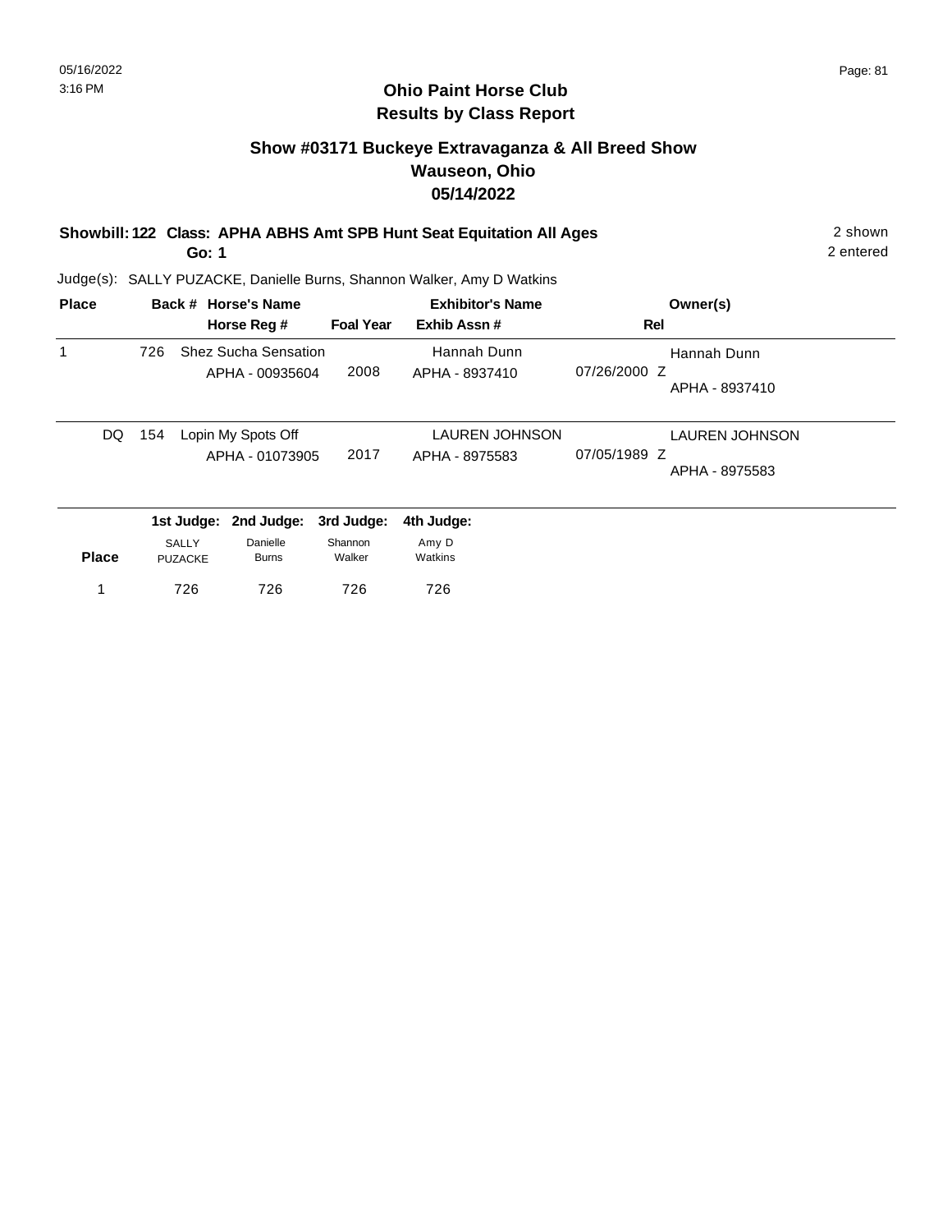# Ohio Paint Horse Club
## Results by Class Report

### Show #03171 Buckeye Extravaganza & All Breed Show
### Wauseon, Ohio
### 05/14/2022

**Showbill: 122 Class: APHA ABHS Amt SPB Hunt Seat Equitation All Ages** 2 shown
**Go: 1** 2 entered

Judge(s): SALLY PUZACKE, Danielle Burns, Shannon Walker, Amy D Watkins

| Place | Back # | Horse's Name / Horse Reg # | Foal Year | Exhibitor's Name / Exhib Assn # | Rel | Owner(s) |
|---|---|---|---|---|---|---|
| 1 | 726 | Shez Sucha Sensation<br>APHA - 00935604 | 2008 | Hannah Dunn<br>APHA - 8937410 | 07/26/2000 Z | Hannah Dunn<br>APHA - 8937410 |
| DQ | 154 | Lopin My Spots Off<br>APHA - 01073905 | 2017 | LAUREN JOHNSON<br>APHA - 8975583 | 07/05/1989 Z | LAUREN JOHNSON<br>APHA - 8975583 |

| Place | 1st Judge: SALLY PUZACKE | 2nd Judge: Danielle Burns | 3rd Judge: Shannon Walker | 4th Judge: Amy D Watkins |
|---|---|---|---|---|
| 1 | 726 | 726 | 726 | 726 |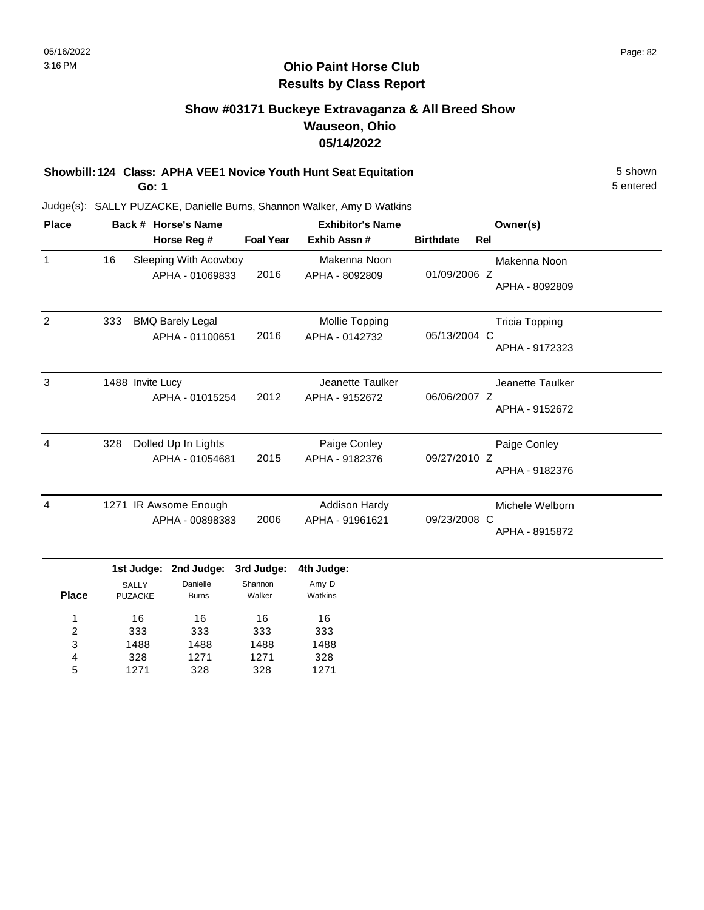# Ohio Paint Horse Club
## Results by Class Report

### Show #03171 Buckeye Extravaganza & All Breed Show
### Wauseon, Ohio
### 05/14/2022

**Showbill: 124 Class: APHA VEE1 Novice Youth Hunt Seat Equitation** — 5 shown, 5 entered

**Go: 1**

Judge(s): SALLY PUZACKE, Danielle Burns, Shannon Walker, Amy D Watkins

| Place | Back # | Horse's Name / Horse Reg # | Foal Year | Exhibitor's Name / Exhib Assn # | Birthdate | Rel | Owner(s) |
|---|---|---|---|---|---|---|---|
| 1 | 16 | Sleeping With Acowboy<br>APHA - 01069833 | 2016 | Makenna Noon<br>APHA - 8092809 | 01/09/2006 | Z | Makenna Noon<br>APHA - 8092809 |
| 2 | 333 | BMQ Barely Legal<br>APHA - 01100651 | 2016 | Mollie Topping<br>APHA - 0142732 | 05/13/2004 | C | Tricia Topping<br>APHA - 9172323 |
| 3 | 1488 | Invite Lucy<br>APHA - 01015254 | 2012 | Jeanette Taulker<br>APHA - 9152672 | 06/06/2007 | Z | Jeanette Taulker<br>APHA - 9152672 |
| 4 | 328 | Dolled Up In Lights<br>APHA - 01054681 | 2015 | Paige Conley<br>APHA - 9182376 | 09/27/2010 | Z | Paige Conley<br>APHA - 9182376 |
| 4 | 1271 | IR Awsome Enough<br>APHA - 00898383 | 2006 | Addison Hardy<br>APHA - 91961621 | 09/23/2008 | C | Michele Welborn<br>APHA - 8915872 |

| Place | 1st Judge: SALLY PUZACKE | 2nd Judge: Danielle Burns | 3rd Judge: Shannon Walker | 4th Judge: Amy D Watkins |
|---|---|---|---|---|
| 1 | 16 | 16 | 16 | 16 |
| 2 | 333 | 333 | 333 | 333 |
| 3 | 1488 | 1488 | 1488 | 1488 |
| 4 | 328 | 1271 | 1271 | 328 |
| 5 | 1271 | 328 | 328 | 1271 |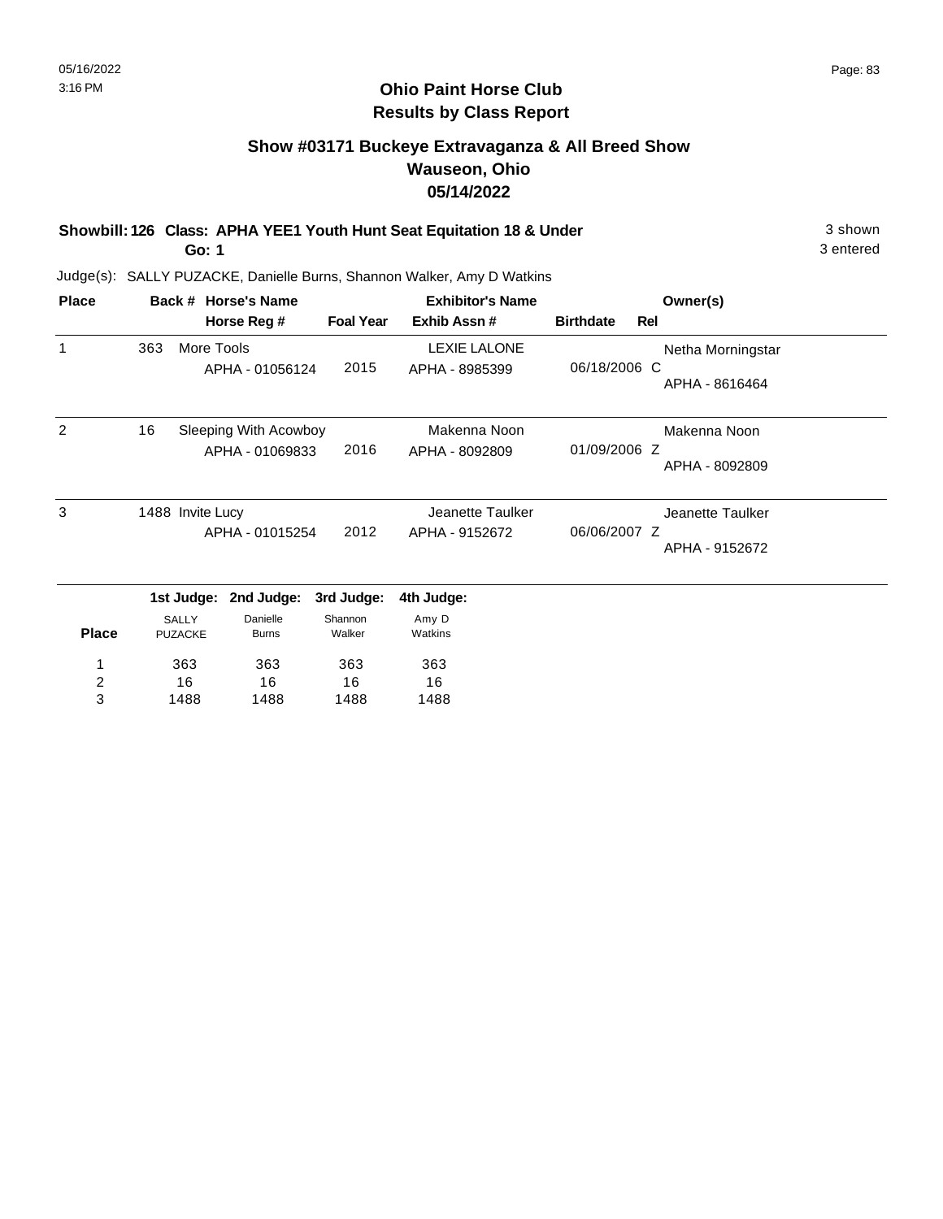# Ohio Paint Horse Club
## Results by Class Report

### Show #03171 Buckeye Extravaganza & All Breed Show
### Wauseon, Ohio
### 05/14/2022

**Showbill: 126 Class: APHA YEE1 Youth Hunt Seat Equitation 18 & Under** — 3 shown

**Go: 1** — 3 entered

Judge(s): SALLY PUZACKE, Danielle Burns, Shannon Walker, Amy D Watkins

| Place | Back # | Horse's Name / Horse Reg # | Foal Year | Exhibitor's Name / Exhib Assn # | Birthdate | Rel | Owner(s) |
|---|---|---|---|---|---|---|---|
| 1 | 363 | More Tools<br>APHA - 01056124 | 2015 | LEXIE LALONE<br>APHA - 8985399 | 06/18/2006 | C | Netha Morningstar<br>APHA - 8616464 |
| 2 | 16 | Sleeping With Acowboy<br>APHA - 01069833 | 2016 | Makenna Noon<br>APHA - 8092809 | 01/09/2006 | Z | Makenna Noon<br>APHA - 8092809 |
| 3 | 1488 | Invite Lucy<br>APHA - 01015254 | 2012 | Jeanette Taulker<br>APHA - 9152672 | 06/06/2007 | Z | Jeanette Taulker<br>APHA - 9152672 |

| Place | 1st Judge: SALLY PUZACKE | 2nd Judge: Danielle Burns | 3rd Judge: Shannon Walker | 4th Judge: Amy D Watkins |
|---|---|---|---|---|
| 1 | 363 | 363 | 363 | 363 |
| 2 | 16 | 16 | 16 | 16 |
| 3 | 1488 | 1488 | 1488 | 1488 |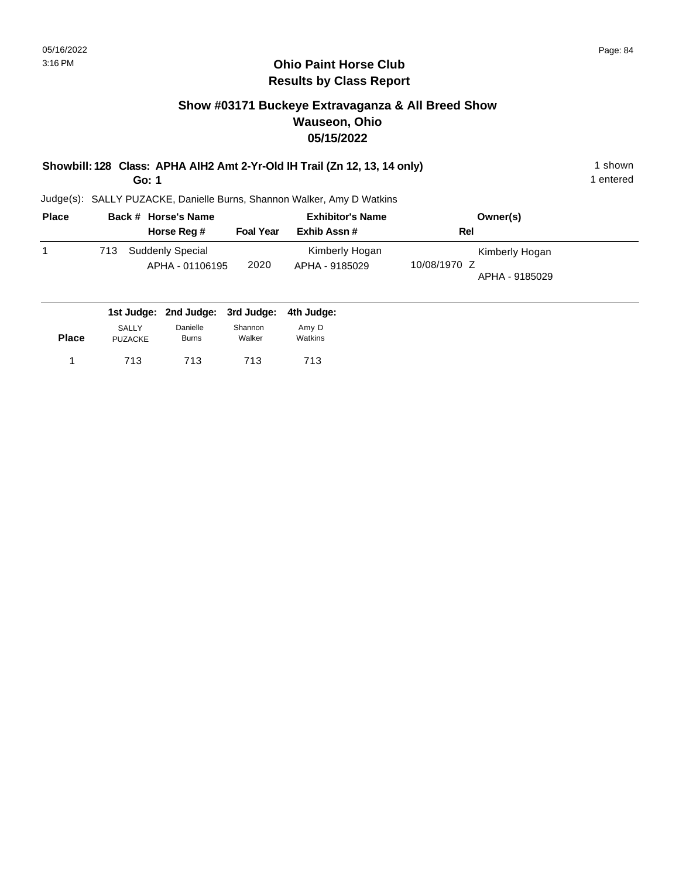# Ohio Paint Horse Club
## Results by Class Report

### Show #03171 Buckeye Extravaganza & All Breed Show
### Wauseon, Ohio
### 05/15/2022

**Showbill: 128 Class: APHA AIH2 Amt 2-Yr-Old IH Trail (Zn 12, 13, 14 only)** 1 shown
**Go: 1** 1 entered

Judge(s): SALLY PUZACKE, Danielle Burns, Shannon Walker, Amy D Watkins

| Place | Back # | Horse's Name / Horse Reg # | Foal Year | Exhibitor's Name / Exhib Assn # | Rel | Owner(s) |
|---|---|---|---|---|---|---|
| 1 | 713 | Suddenly Special<br>APHA - 01106195 | 2020 | Kimberly Hogan<br>APHA - 9185029 | 10/08/1970 Z | Kimberly Hogan<br>APHA - 9185029 |

| Place | 1st Judge: SALLY PUZACKE | 2nd Judge: Danielle Burns | 3rd Judge: Shannon Walker | 4th Judge: Amy D Watkins |
|---|---|---|---|---|
| 1 | 713 | 713 | 713 | 713 |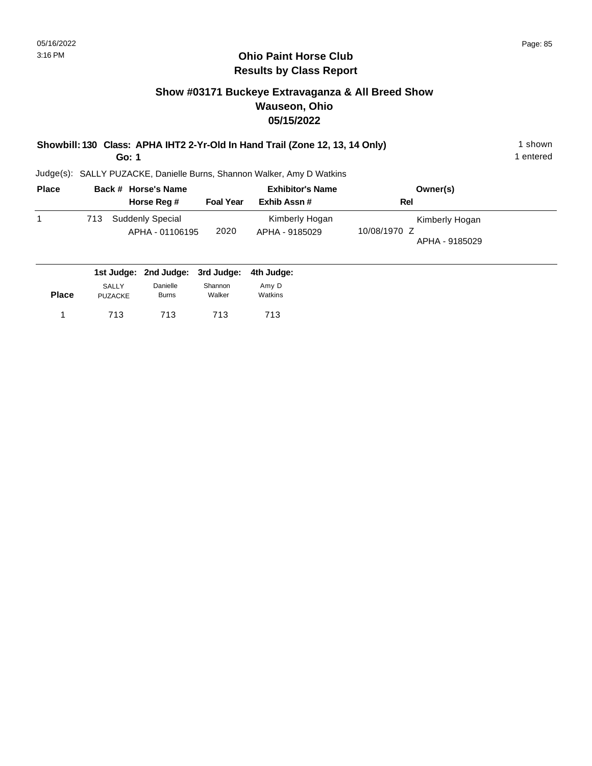# Ohio Paint Horse Club
## Results by Class Report

### Show #03171 Buckeye Extravaganza & All Breed Show
### Wauseon, Ohio
### 05/15/2022

**Showbill: 130 Class: APHA IHT2 2-Yr-Old In Hand Trail (Zone 12, 13, 14 Only)** 1 shown
**Go: 1** 1 entered

Judge(s): SALLY PUZACKE, Danielle Burns, Shannon Walker, Amy D Watkins

| Place | Back # | Horse's Name / Horse Reg # | Foal Year | Exhibitor's Name / Exhib Assn # | Rel | Owner(s) |
|---|---|---|---|---|---|---|
| 1 | 713 | Suddenly Special<br>APHA - 01106195 | 2020 | Kimberly Hogan<br>APHA - 9185029 | 10/08/1970 Z | Kimberly Hogan<br>APHA - 9185029 |

| Place | 1st Judge: SALLY PUZACKE | 2nd Judge: Danielle Burns | 3rd Judge: Shannon Walker | 4th Judge: Amy D Watkins |
|---|---|---|---|---|
| 1 | 713 | 713 | 713 | 713 |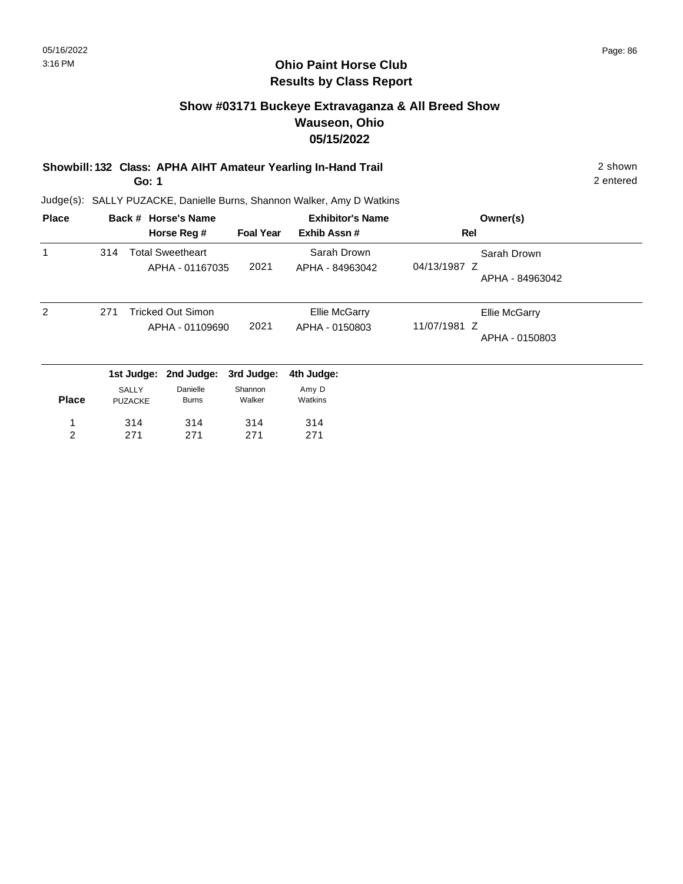# Ohio Paint Horse Club
## Results by Class Report

### Show #03171 Buckeye Extravaganza & All Breed Show
### Wauseon, Ohio
### 05/15/2022

**Showbill: 132 Class: APHA AIHT Amateur Yearling In-Hand Trail** — 2 shown, 2 entered

**Go: 1**

Judge(s): SALLY PUZACKE, Danielle Burns, Shannon Walker, Amy D Watkins

| Place | Back # | Horse's Name / Horse Reg # | Foal Year | Exhibitor's Name / Exhib Assn # | Rel | Owner(s) |
|---|---|---|---|---|---|---|
| 1 | 314 | Total Sweetheart<br>APHA - 01167035 | 2021 | Sarah Drown<br>APHA - 84963042 | 04/13/1987 Z | Sarah Drown<br>APHA - 84963042 |
| 2 | 271 | Tricked Out Simon<br>APHA - 01109690 | 2021 | Ellie McGarry<br>APHA - 0150803 | 11/07/1981 Z | Ellie McGarry<br>APHA - 0150803 |

| Place | 1st Judge: SALLY PUZACKE | 2nd Judge: Danielle Burns | 3rd Judge: Shannon Walker | 4th Judge: Amy D Watkins |
|---|---|---|---|---|
| 1 | 314 | 314 | 314 | 314 |
| 2 | 271 | 271 | 271 | 271 |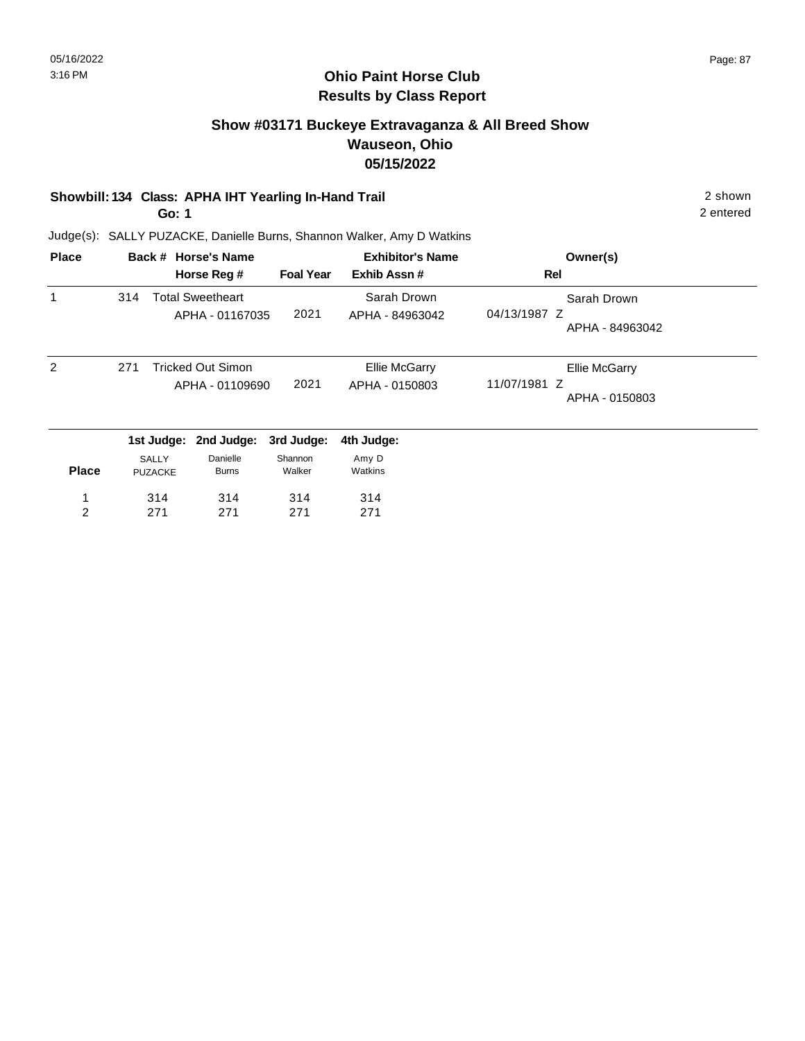## Ohio Paint Horse Club
## Results by Class Report

### Show #03171 Buckeye Extravaganza & All Breed Show
### Wauseon, Ohio
### 05/15/2022

**Showbill: 134 Class: APHA IHT Yearling In-Hand Trail** — 2 shown

**Go: 1** — 2 entered

Judge(s): SALLY PUZACKE, Danielle Burns, Shannon Walker, Amy D Watkins

| Place | Back # | Horse's Name / Horse Reg # | Foal Year | Exhibitor's Name / Exhib Assn # | Rel | Owner(s) |
|---|---|---|---|---|---|---|
| 1 | 314 | Total Sweetheart<br>APHA - 01167035 | 2021 | Sarah Drown<br>APHA - 84963042 | 04/13/1987 Z | Sarah Drown<br>APHA - 84963042 |
| 2 | 271 | Tricked Out Simon<br>APHA - 01109690 | 2021 | Ellie McGarry<br>APHA - 0150803 | 11/07/1981 Z | Ellie McGarry<br>APHA - 0150803 |

| Place | 1st Judge: SALLY PUZACKE | 2nd Judge: Danielle Burns | 3rd Judge: Shannon Walker | 4th Judge: Amy D Watkins |
|---|---|---|---|---|
| 1 | 314 | 314 | 314 | 314 |
| 2 | 271 | 271 | 271 | 271 |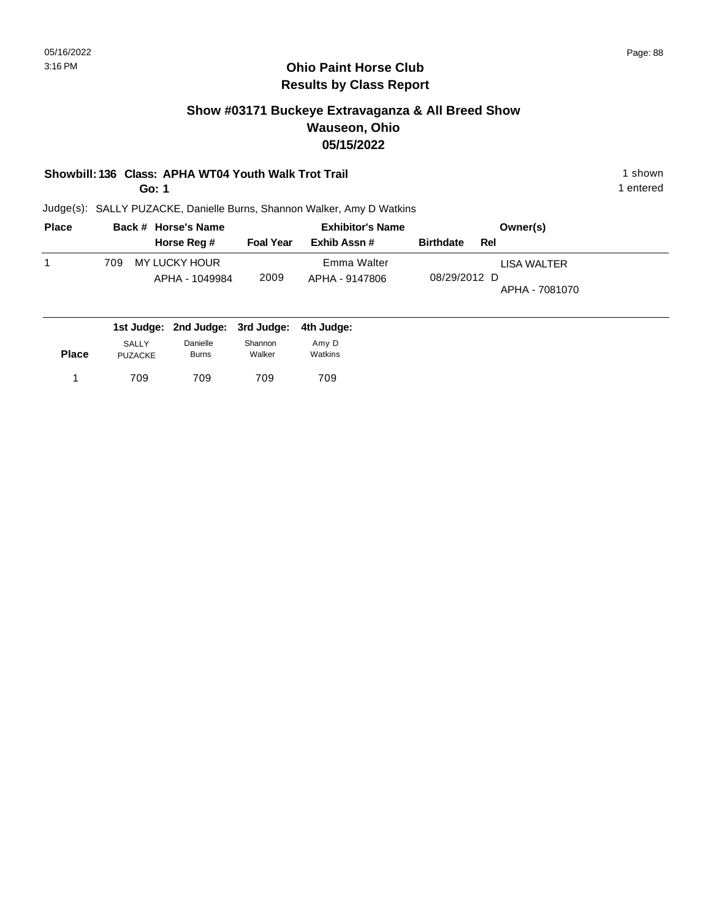# Ohio Paint Horse Club
## Results by Class Report

### Show #03171 Buckeye Extravaganza & All Breed Show
### Wauseon, Ohio
### 05/15/2022

**Showbill: 136 Class: APHA WT04 Youth Walk Trot Trail** — 1 shown

**Go: 1** — 1 entered

Judge(s): SALLY PUZACKE, Danielle Burns, Shannon Walker, Amy D Watkins

| Place | Back # | Horse's Name / Horse Reg # | Foal Year | Exhibitor's Name / Exhib Assn # | Birthdate | Rel | Owner(s) |
|---|---|---|---|---|---|---|---|
| 1 | 709 | MY LUCKY HOUR<br>APHA - 1049984 | 2009 | Emma Walter<br>APHA - 9147806 | 08/29/2012 | D | LISA WALTER<br>APHA - 7081070 |

| Place | 1st Judge: SALLY PUZACKE | 2nd Judge: Danielle Burns | 3rd Judge: Shannon Walker | 4th Judge: Amy D Watkins |
|---|---|---|---|---|
| 1 | 709 | 709 | 709 | 709 |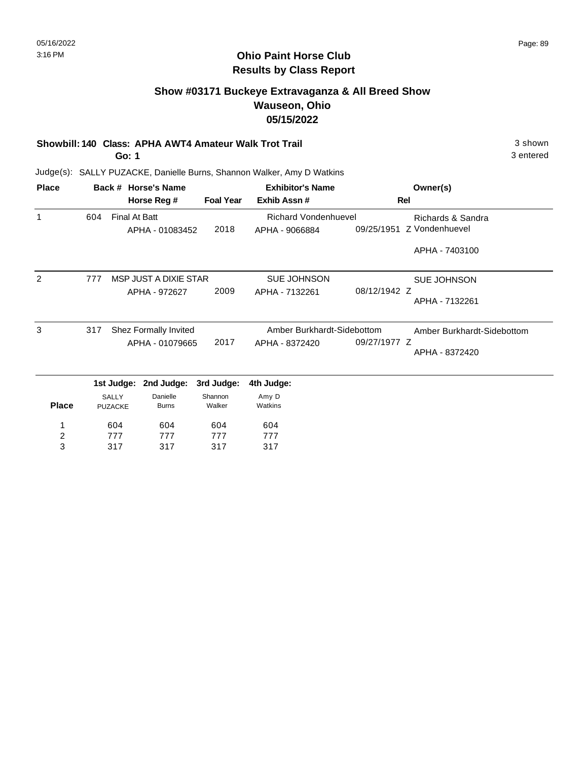# Ohio Paint Horse Club
## Results by Class Report

### Show #03171 Buckeye Extravaganza & All Breed Show
### Wauseon, Ohio
### 05/15/2022

**Showbill: 140 Class: APHA AWT4 Amateur Walk Trot Trail** — 3 shown

**Go: 1** — 3 entered

Judge(s): SALLY PUZACKE, Danielle Burns, Shannon Walker, Amy D Watkins

| Place | Back # | Horse's Name / Horse Reg # | Foal Year | Exhibitor's Name / Exhib Assn # | Rel | Owner(s) |
|---|---|---|---|---|---|---|
| 1 | 604 | Final At Batt<br>APHA - 01083452 | 2018 | Richard Vondenhuevel<br>APHA - 9066884 | 09/25/1951 Z | Richards & Sandra Vondenhuevel<br>APHA - 7403100 |
| 2 | 777 | MSP JUST A DIXIE STAR<br>APHA - 972627 | 2009 | SUE JOHNSON<br>APHA - 7132261 | 08/12/1942 Z | SUE JOHNSON<br>APHA - 7132261 |
| 3 | 317 | Shez Formally Invited<br>APHA - 01079665 | 2017 | Amber Burkhardt-Sidebottom<br>APHA - 8372420 | 09/27/1977 Z | Amber Burkhardt-Sidebottom<br>APHA - 8372420 |

| Place | 1st Judge: SALLY PUZACKE | 2nd Judge: Danielle Burns | 3rd Judge: Shannon Walker | 4th Judge: Amy D Watkins |
|---|---|---|---|---|
| 1 | 604 | 604 | 604 | 604 |
| 2 | 777 | 777 | 777 | 777 |
| 3 | 317 | 317 | 317 | 317 |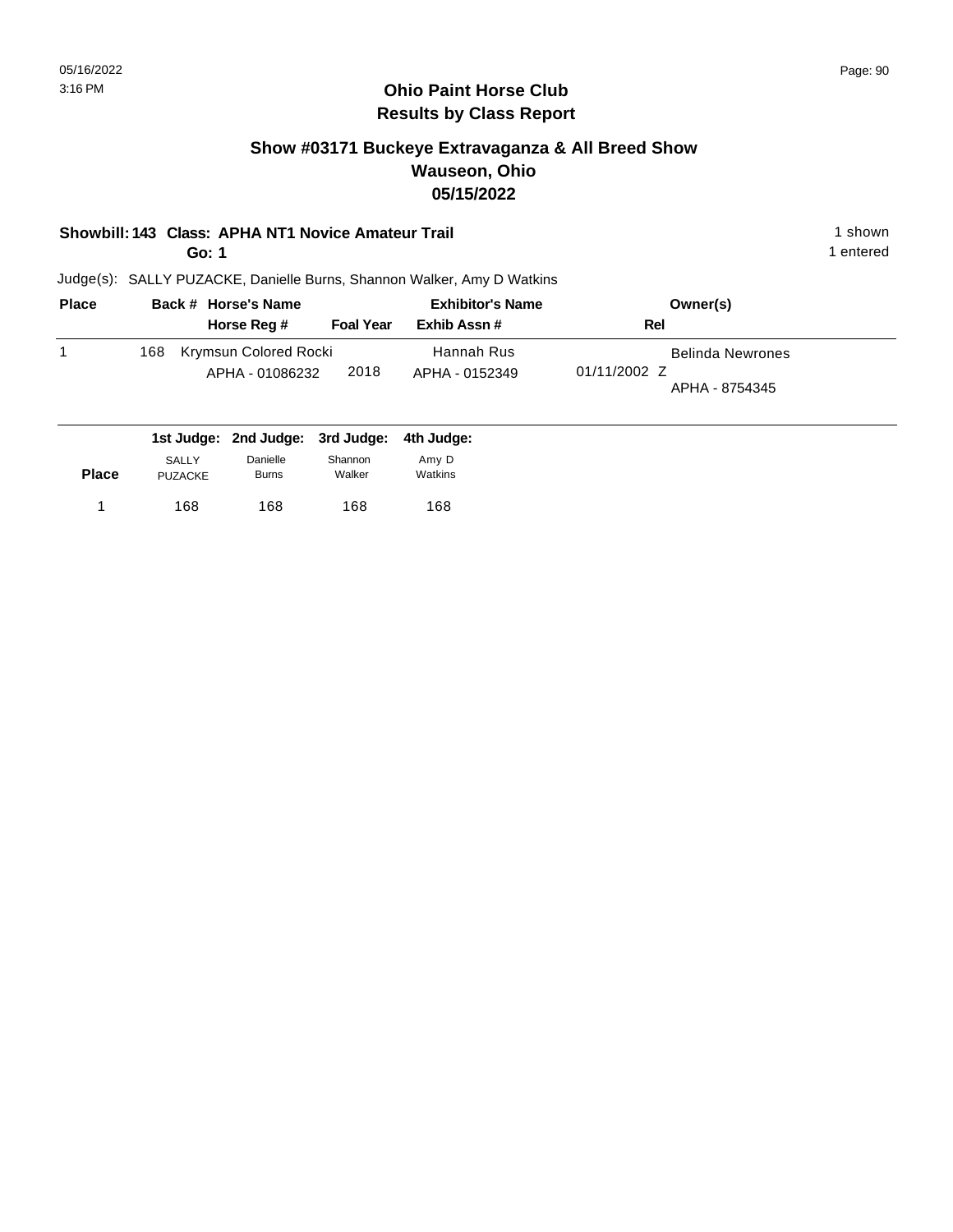## Ohio Paint Horse Club
## Results by Class Report

### Show #03171 Buckeye Extravaganza & All Breed Show
### Wauseon, Ohio
### 05/15/2022

**Showbill: 143 Class: APHA NT1 Novice Amateur Trail** — 1 shown

**Go: 1** — 1 entered

Judge(s): SALLY PUZACKE, Danielle Burns, Shannon Walker, Amy D Watkins

| Place | Back # | Horse's Name / Horse Reg # | Foal Year | Exhibitor's Name / Exhib Assn # | Rel | Owner(s) |
|---|---|---|---|---|---|---|
| 1 | 168 | Krymsun Colored Rocki / APHA - 01086232 | 2018 | Hannah Rus / APHA - 0152349 | 01/11/2002 Z | Belinda Newrones / APHA - 8754345 |

| Place | 1st Judge: SALLY PUZACKE | 2nd Judge: Danielle Burns | 3rd Judge: Shannon Walker | 4th Judge: Amy D Watkins |
|---|---|---|---|---|
| 1 | 168 | 168 | 168 | 168 |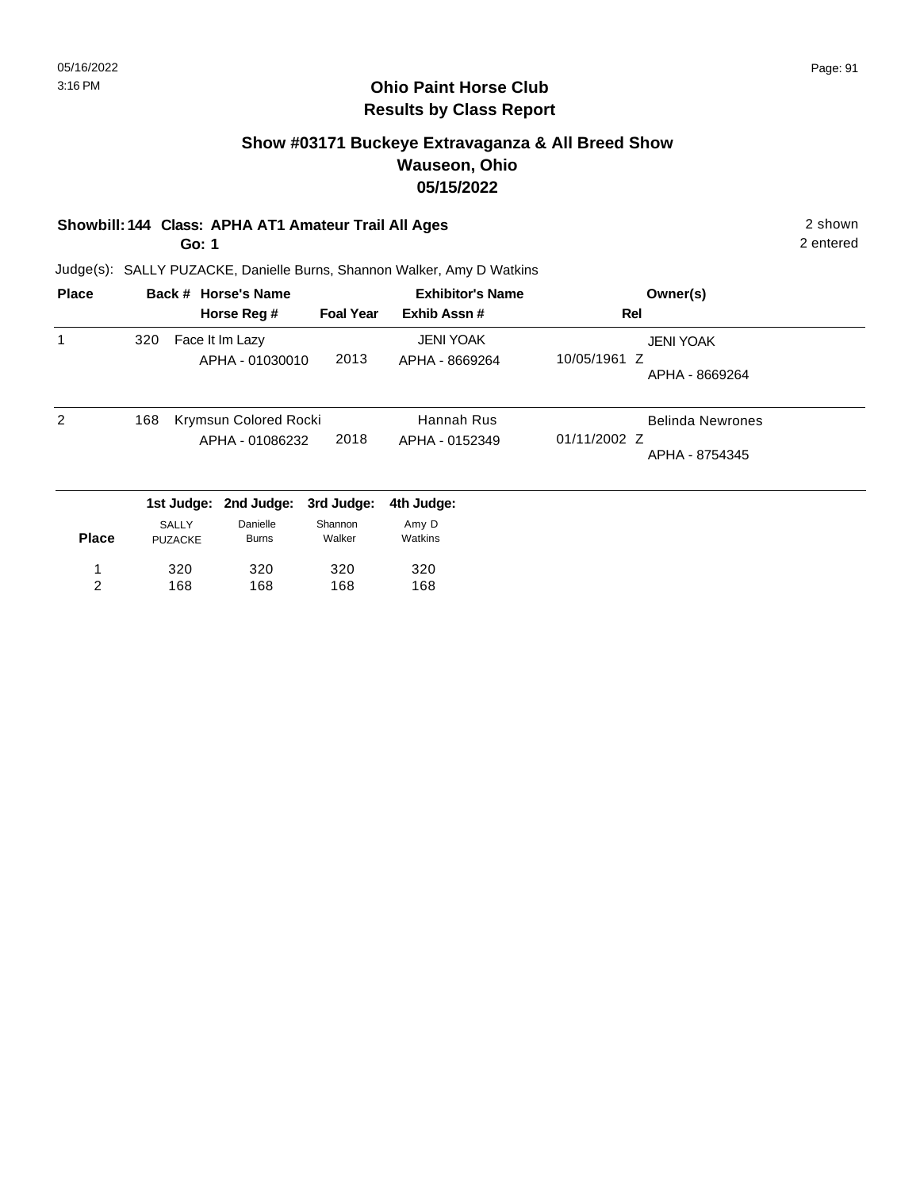# Ohio Paint Horse Club
## Results by Class Report

### Show #03171 Buckeye Extravaganza & All Breed Show
### Wauseon, Ohio
### 05/15/2022

**Showbill: 144 Class: APHA AT1 Amateur Trail All Ages** 2 shown

**Go: 1** 2 entered

Judge(s): SALLY PUZACKE, Danielle Burns, Shannon Walker, Amy D Watkins

| Place | Back # | Horse's Name / Horse Reg # | Foal Year | Exhibitor's Name / Exhib Assn # | Rel | Owner(s) |
|---|---|---|---|---|---|---|
| 1 | 320 | Face It Im Lazy / APHA - 01030010 | 2013 | JENI YOAK / APHA - 8669264 | 10/05/1961 Z | JENI YOAK / APHA - 8669264 |
| 2 | 168 | Krymsun Colored Rocki / APHA - 01086232 | 2018 | Hannah Rus / APHA - 0152349 | 01/11/2002 Z | Belinda Newrones / APHA - 8754345 |

| Place | 1st Judge: SALLY PUZACKE | 2nd Judge: Danielle Burns | 3rd Judge: Shannon Walker | 4th Judge: Amy D Watkins |
|---|---|---|---|---|
| 1 | 320 | 320 | 320 | 320 |
| 2 | 168 | 168 | 168 | 168 |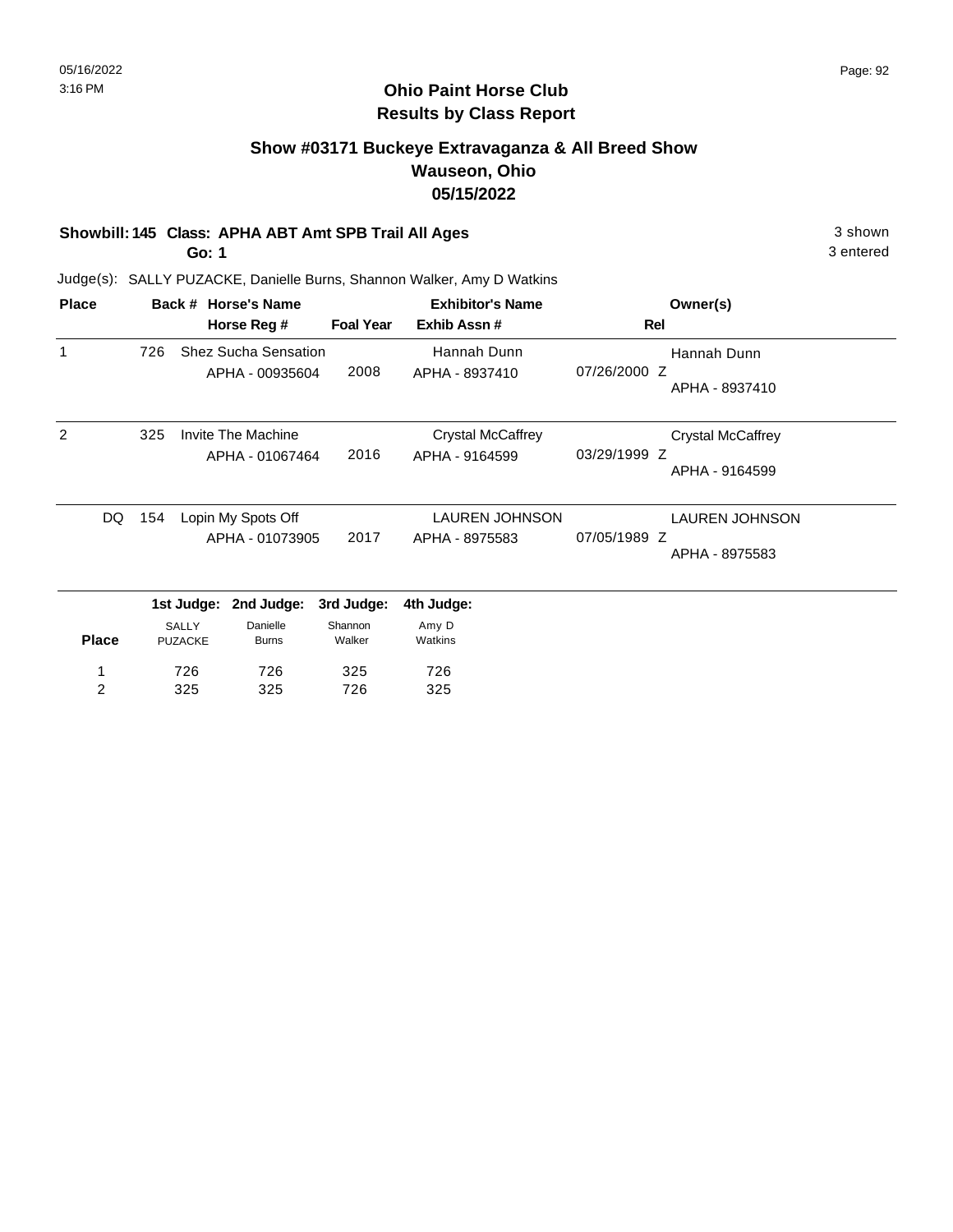## Ohio Paint Horse Club
## Results by Class Report

### Show #03171 Buckeye Extravaganza & All Breed Show
### Wauseon, Ohio
### 05/15/2022

**Showbill: 145 Class: APHA ABT Amt SPB Trail All Ages** — 3 shown

**Go: 1** — 3 entered

Judge(s): SALLY PUZACKE, Danielle Burns, Shannon Walker, Amy D Watkins

| Place | Back # | Horse's Name / Horse Reg # | Foal Year | Exhibitor's Name / Exhib Assn # | Rel | Owner(s) |
|---|---|---|---|---|---|---|
| 1 | 726 | Shez Sucha Sensation<br>APHA - 00935604 | 2008 | Hannah Dunn<br>APHA - 8937410 | 07/26/2000 Z | Hannah Dunn<br>APHA - 8937410 |
| 2 | 325 | Invite The Machine<br>APHA - 01067464 | 2016 | Crystal McCaffrey<br>APHA - 9164599 | 03/29/1999 Z | Crystal McCaffrey<br>APHA - 9164599 |
| DQ | 154 | Lopin My Spots Off<br>APHA - 01073905 | 2017 | LAUREN JOHNSON<br>APHA - 8975583 | 07/05/1989 Z | LAUREN JOHNSON<br>APHA - 8975583 |

| Place | 1st Judge: SALLY PUZACKE | 2nd Judge: Danielle Burns | 3rd Judge: Shannon Walker | 4th Judge: Amy D Watkins |
|---|---|---|---|---|
| 1 | 726 | 726 | 325 | 726 |
| 2 | 325 | 325 | 726 | 325 |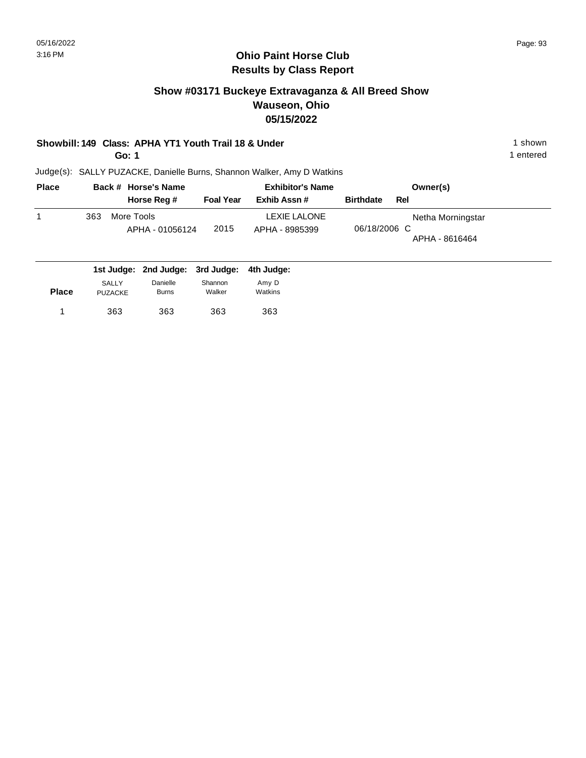## Ohio Paint Horse Club
## Results by Class Report

### Show #03171 Buckeye Extravaganza & All Breed Show
### Wauseon, Ohio
### 05/15/2022

**Showbill: 149 Class: APHA YT1 Youth Trail 18 & Under** — 1 shown

**Go: 1** — 1 entered

Judge(s): SALLY PUZACKE, Danielle Burns, Shannon Walker, Amy D Watkins

| Place | Back # | Horse's Name / Horse Reg # | Foal Year | Exhibitor's Name / Exhib Assn # | Birthdate | Rel | Owner(s) |
|---|---|---|---|---|---|---|---|
| 1 | 363 | More Tools<br>APHA - 01056124 | 2015 | LEXIE LALONE<br>APHA - 8985399 | 06/18/2006 | C | Netha Morningstar<br>APHA - 8616464 |

| Place | 1st Judge: SALLY PUZACKE | 2nd Judge: Danielle Burns | 3rd Judge: Shannon Walker | 4th Judge: Amy D Watkins |
|---|---|---|---|---|
| 1 | 363 | 363 | 363 | 363 |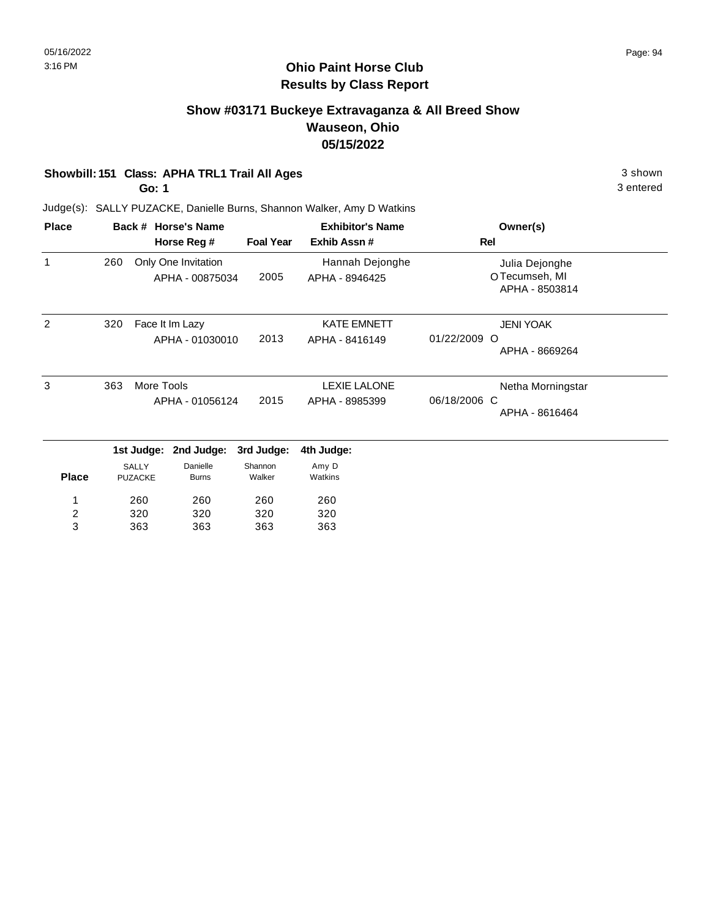# Ohio Paint Horse Club
## Results by Class Report

### Show #03171 Buckeye Extravaganza & All Breed Show
### Wauseon, Ohio
### 05/15/2022

**Showbill: 151 Class: APHA TRL1 Trail All Ages** 3 shown

**Go: 1** 3 entered

Judge(s): SALLY PUZACKE, Danielle Burns, Shannon Walker, Amy D Watkins

| Place | Back # | Horse's Name / Horse Reg # | Foal Year | Exhibitor's Name / Exhib Assn # | Rel | Owner(s) |
|---|---|---|---|---|---|---|
| 1 | 260 | Only One Invitation<br>APHA - 00875034 | 2005 | Hannah Dejonghe<br>APHA - 8946425 | O | Julia Dejonghe<br>Tecumseh, MI<br>APHA - 8503814 |
| 2 | 320 | Face It Im Lazy<br>APHA - 01030010 | 2013 | KATE EMNETT<br>APHA - 8416149 | 01/22/2009 O | JENI YOAK<br>APHA - 8669264 |
| 3 | 363 | More Tools<br>APHA - 01056124 | 2015 | LEXIE LALONE<br>APHA - 8985399 | 06/18/2006 C | Netha Morningstar<br>APHA - 8616464 |

| Place | 1st Judge: SALLY PUZACKE | 2nd Judge: Danielle Burns | 3rd Judge: Shannon Walker | 4th Judge: Amy D Watkins |
|---|---|---|---|---|
| 1 | 260 | 260 | 260 | 260 |
| 2 | 320 | 320 | 320 | 320 |
| 3 | 363 | 363 | 363 | 363 |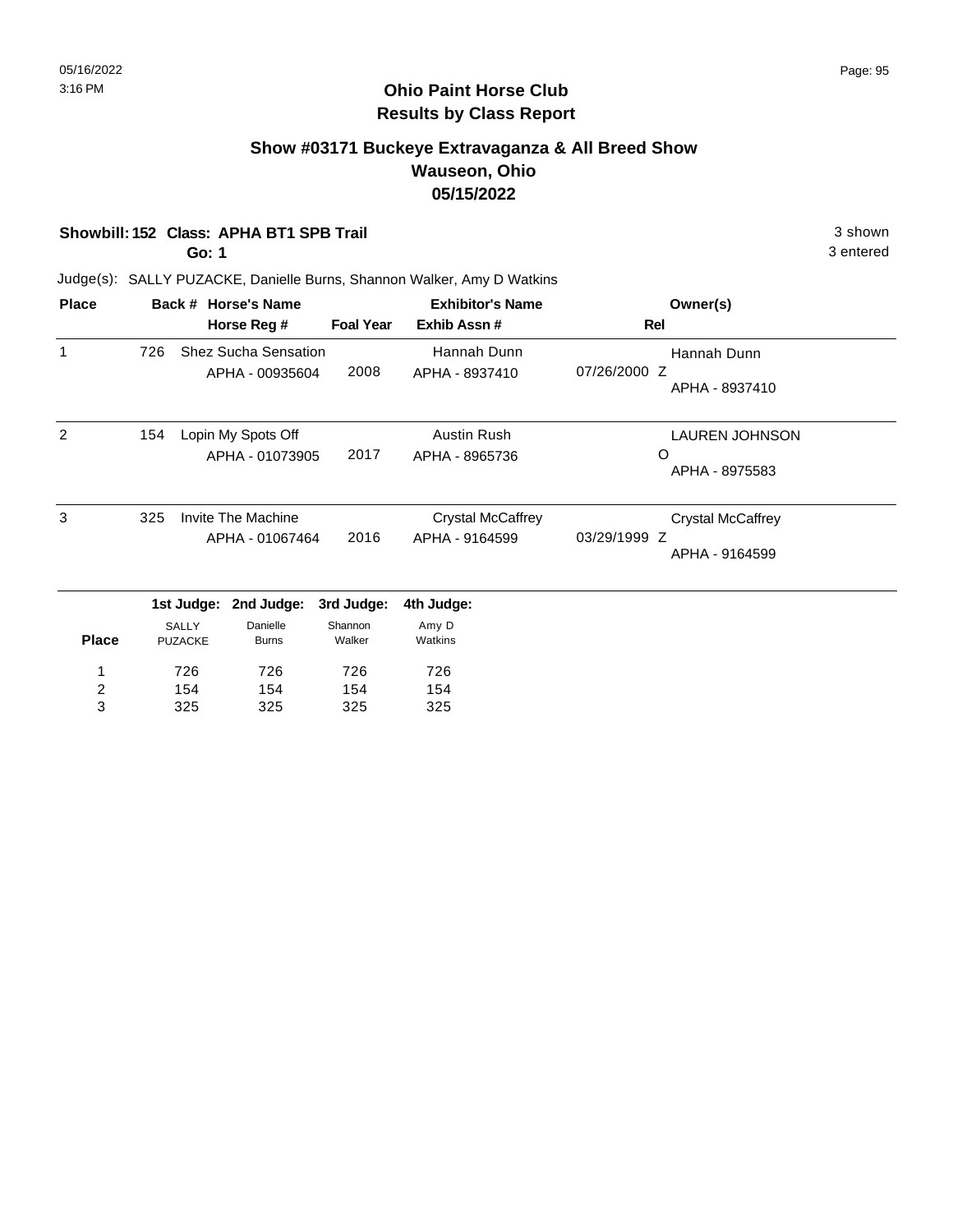# Ohio Paint Horse Club
## Results by Class Report

### Show #03171 Buckeye Extravaganza & All Breed Show
### Wauseon, Ohio
### 05/15/2022

**Showbill: 152 Class: APHA BT1 SPB Trail** — 3 shown

**Go: 1** — 3 entered

Judge(s): SALLY PUZACKE, Danielle Burns, Shannon Walker, Amy D Watkins

| Place | Back # | Horse's Name / Horse Reg # | Foal Year | Exhibitor's Name / Exhib Assn # | Rel | Owner(s) |
|---|---|---|---|---|---|---|
| 1 | 726 | Shez Sucha Sensation<br>APHA - 00935604 | 2008 | Hannah Dunn<br>APHA - 8937410 | 07/26/2000 Z | Hannah Dunn<br>APHA - 8937410 |
| 2 | 154 | Lopin My Spots Off<br>APHA - 01073905 | 2017 | Austin Rush<br>APHA - 8965736 | O | LAUREN JOHNSON<br>APHA - 8975583 |
| 3 | 325 | Invite The Machine<br>APHA - 01067464 | 2016 | Crystal McCaffrey<br>APHA - 9164599 | 03/29/1999 Z | Crystal McCaffrey<br>APHA - 9164599 |

| Place | 1st Judge: SALLY PUZACKE | 2nd Judge: Danielle Burns | 3rd Judge: Shannon Walker | 4th Judge: Amy D Watkins |
|---|---|---|---|---|
| 1 | 726 | 726 | 726 | 726 |
| 2 | 154 | 154 | 154 | 154 |
| 3 | 325 | 325 | 325 | 325 |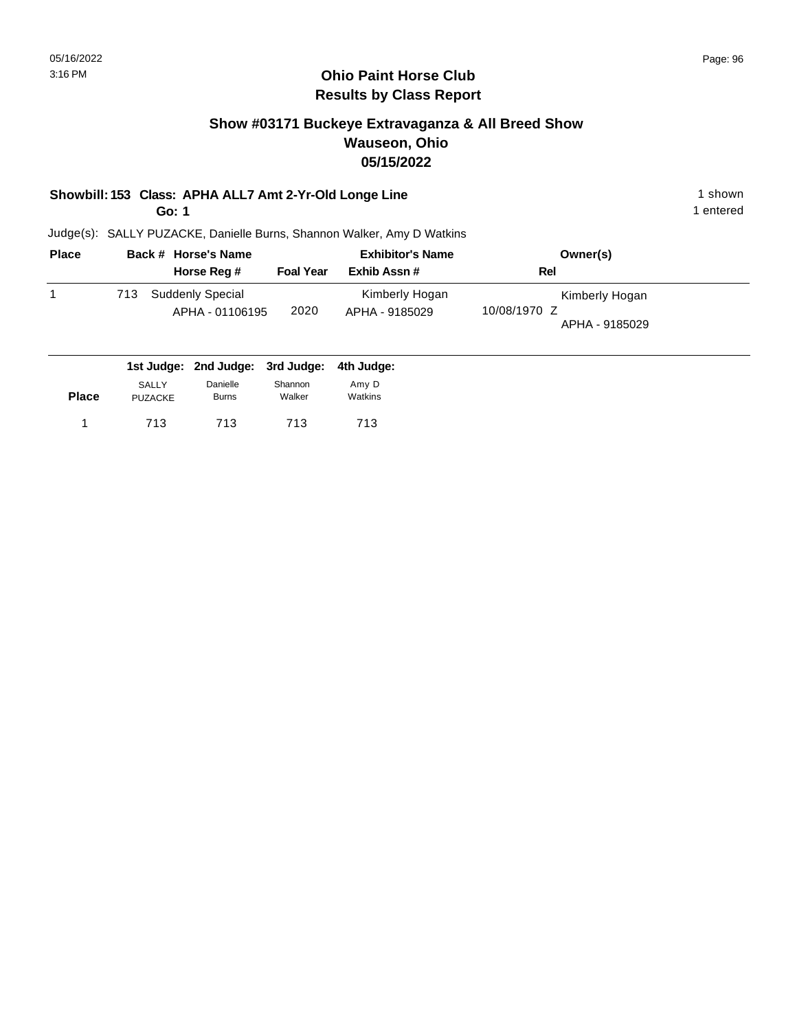# Ohio Paint Horse Club
## Results by Class Report

### Show #03171 Buckeye Extravaganza & All Breed Show
### Wauseon, Ohio
### 05/15/2022

**Showbill: 153 Class: APHA ALL7 Amt 2-Yr-Old Longe Line** — 1 shown, 1 entered

**Go: 1**

Judge(s): SALLY PUZACKE, Danielle Burns, Shannon Walker, Amy D Watkins

| Place | Back # | Horse's Name / Horse Reg # | Foal Year | Exhibitor's Name / Exhib Assn # | Rel | Owner(s) |
|---|---|---|---|---|---|---|
| 1 | 713 | Suddenly Special / APHA - 01106195 | 2020 | Kimberly Hogan / APHA - 9185029 | 10/08/1970 Z | Kimberly Hogan / APHA - 9185029 |

| Place | 1st Judge: SALLY PUZACKE | 2nd Judge: Danielle Burns | 3rd Judge: Shannon Walker | 4th Judge: Amy D Watkins |
|---|---|---|---|---|
| 1 | 713 | 713 | 713 | 713 |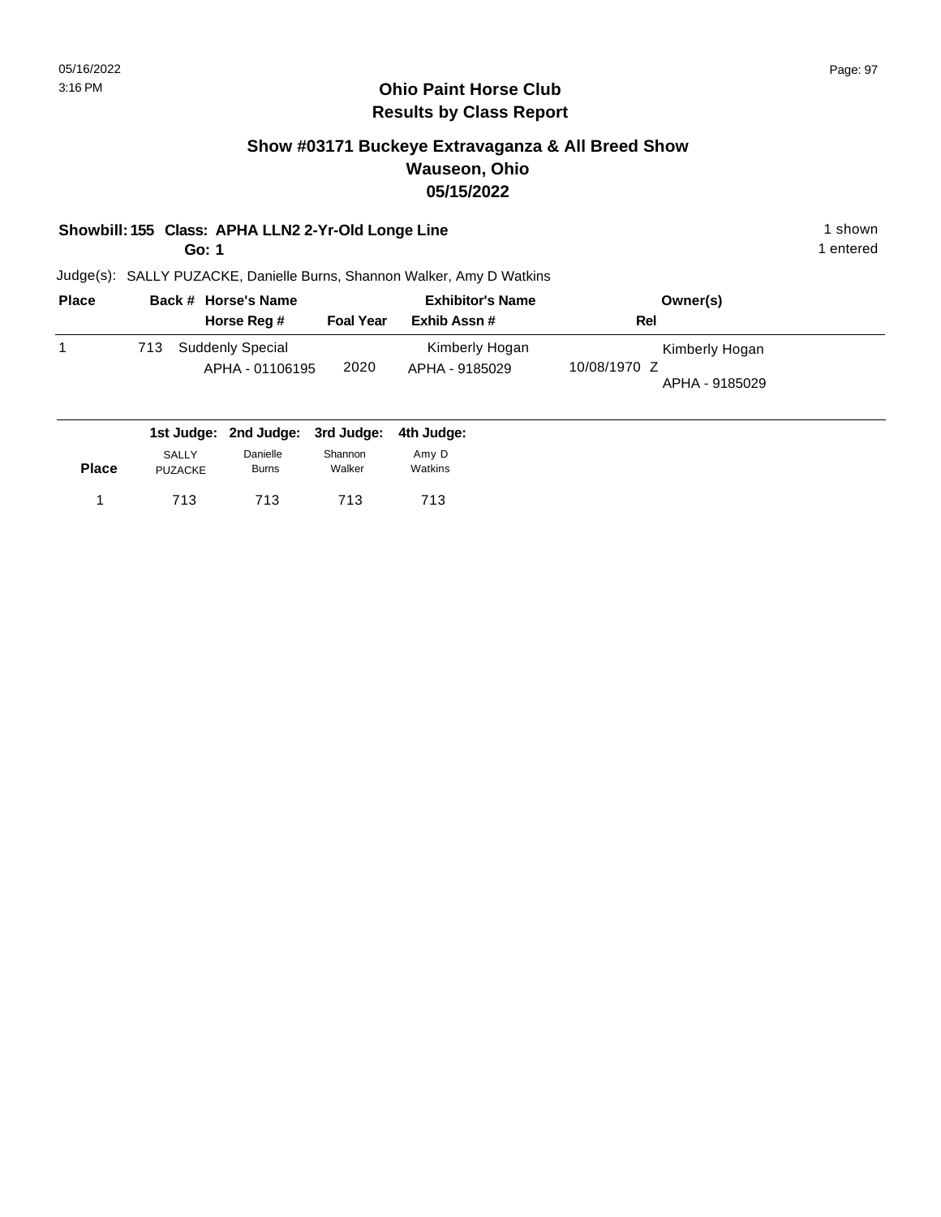# Ohio Paint Horse Club
## Results by Class Report

### Show #03171 Buckeye Extravaganza & All Breed Show
### Wauseon, Ohio
### 05/15/2022

**Showbill: 155 Class: APHA LLN2 2-Yr-Old Longe Line** — 1 shown

**Go: 1** — 1 entered

Judge(s): SALLY PUZACKE, Danielle Burns, Shannon Walker, Amy D Watkins

| Place | Back # | Horse's Name / Horse Reg # | Foal Year | Exhibitor's Name / Exhib Assn # | Rel | Owner(s) |
|---|---|---|---|---|---|---|
| 1 | 713 | Suddenly Special<br>APHA - 01106195 | 2020 | Kimberly Hogan<br>APHA - 9185029 | 10/08/1970 Z | Kimberly Hogan<br>APHA - 9185029 |

| Place | 1st Judge: SALLY PUZACKE | 2nd Judge: Danielle Burns | 3rd Judge: Shannon Walker | 4th Judge: Amy D Watkins |
|---|---|---|---|---|
| 1 | 713 | 713 | 713 | 713 |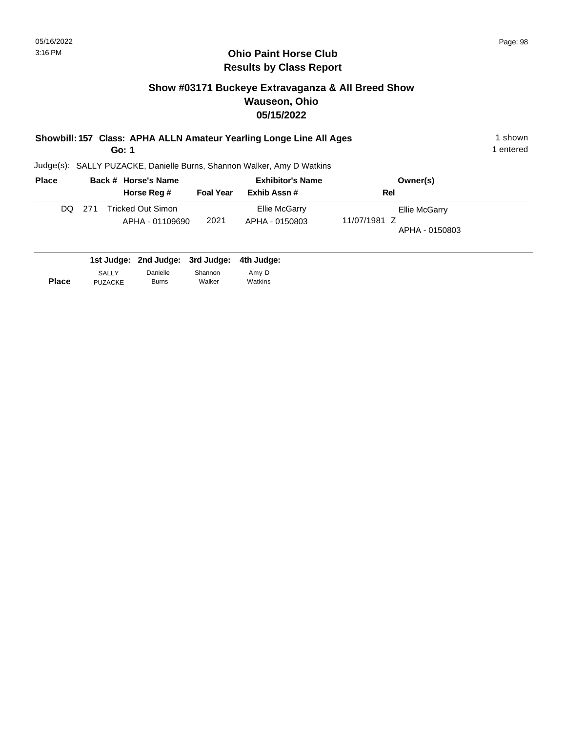# Ohio Paint Horse Club
## Results by Class Report

### Show #03171 Buckeye Extravaganza & All Breed Show
### Wauseon, Ohio
### 05/15/2022

**Showbill: 157 Class: APHA ALLN Amateur Yearling Longe Line All Ages** — 1 shown

**Go: 1** — 1 entered

Judge(s): SALLY PUZACKE, Danielle Burns, Shannon Walker, Amy D Watkins

| Place | Back # | Horse's Name / Horse Reg # | Foal Year | Exhibitor's Name / Exhib Assn # | Rel | Owner(s) |
|---|---|---|---|---|---|---|
| DQ | 271 | Tricked Out Simon<br>APHA - 01109690 | 2021 | Ellie McGarry<br>APHA - 0150803 | 11/07/1981 Z | Ellie McGarry<br>APHA - 0150803 |

| Place | 1st Judge: SALLY PUZACKE | 2nd Judge: Danielle Burns | 3rd Judge: Shannon Walker | 4th Judge: Amy D Watkins |
|---|---|---|---|---|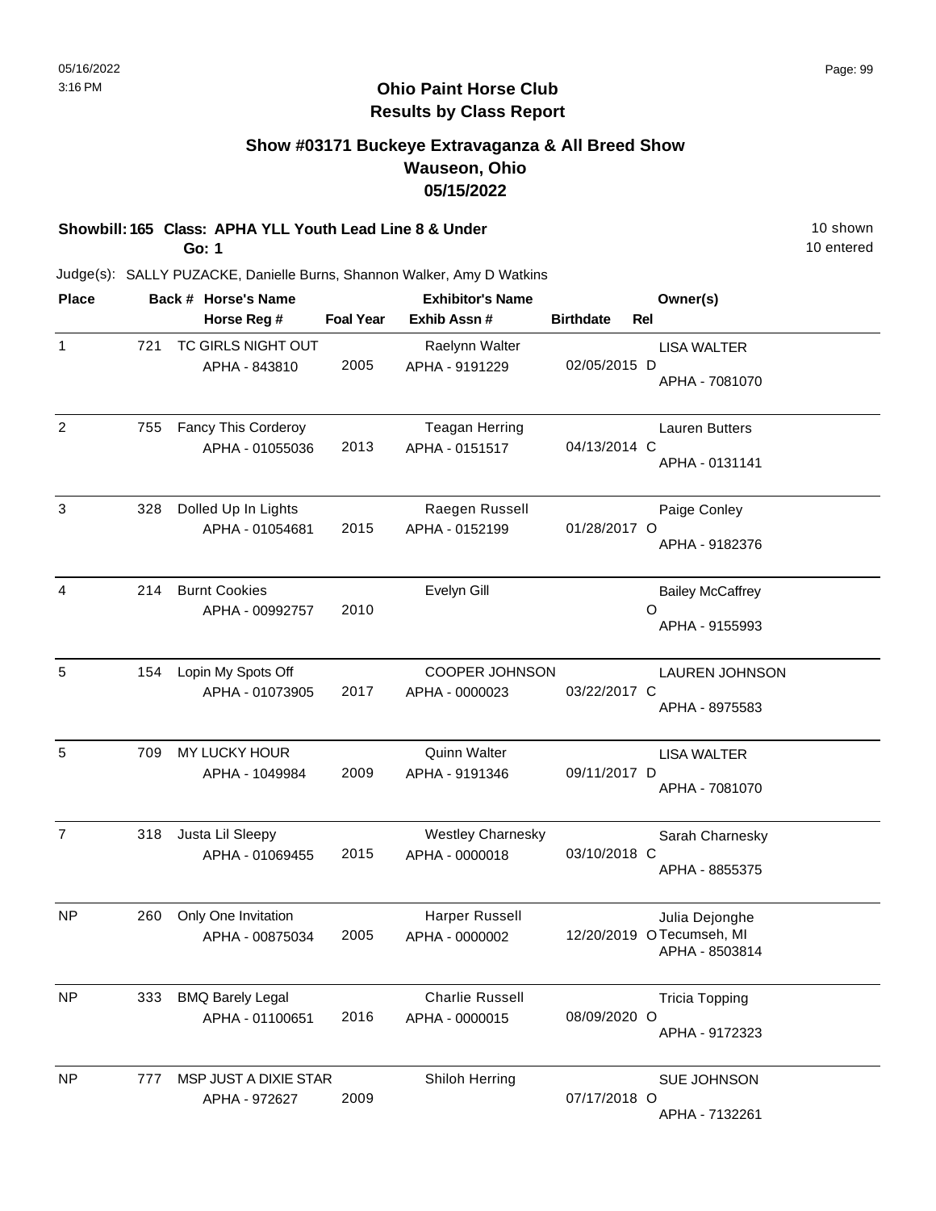# Ohio Paint Horse Club
## Results by Class Report

### Show #03171 Buckeye Extravaganza & All Breed Show
### Wauseon, Ohio
### 05/15/2022

**Showbill: 165 Class: APHA YLL Youth Lead Line 8 & Under** — 10 shown, 10 entered

**Go: 1**

Judge(s): SALLY PUZACKE, Danielle Burns, Shannon Walker, Amy D Watkins

| Place | Back # | Horse's Name / Horse Reg # | Foal Year | Exhibitor's Name / Exhib Assn # | Birthdate | Rel | Owner(s) |
|---|---|---|---|---|---|---|---|
| 1 | 721 | TC GIRLS NIGHT OUT<br>APHA - 843810 | 2005 | Raelynn Walter<br>APHA - 9191229 | 02/05/2015 | D | LISA WALTER<br>APHA - 7081070 |
| 2 | 755 | Fancy This Corderoy<br>APHA - 01055036 | 2013 | Teagan Herring<br>APHA - 0151517 | 04/13/2014 | C | Lauren Butters<br>APHA - 0131141 |
| 3 | 328 | Dolled Up In Lights<br>APHA - 01054681 | 2015 | Raegen Russell<br>APHA - 0152199 | 01/28/2017 | O | Paige Conley<br>APHA - 9182376 |
| 4 | 214 | Burnt Cookies<br>APHA - 00992757 | 2010 | Evelyn Gill | | O | Bailey McCaffrey<br>APHA - 9155993 |
| 5 | 154 | Lopin My Spots Off<br>APHA - 01073905 | 2017 | COOPER JOHNSON<br>APHA - 0000023 | 03/22/2017 | C | LAUREN JOHNSON<br>APHA - 8975583 |
| 5 | 709 | MY LUCKY HOUR<br>APHA - 1049984 | 2009 | Quinn Walter<br>APHA - 9191346 | 09/11/2017 | D | LISA WALTER<br>APHA - 7081070 |
| 7 | 318 | Justa Lil Sleepy<br>APHA - 01069455 | 2015 | Westley Charnesky<br>APHA - 0000018 | 03/10/2018 | C | Sarah Charnesky<br>APHA - 8855375 |
| NP | 260 | Only One Invitation<br>APHA - 00875034 | 2005 | Harper Russell<br>APHA - 0000002 | 12/20/2019 | O | Julia Dejonghe<br>Tecumseh, MI<br>APHA - 8503814 |
| NP | 333 | BMQ Barely Legal<br>APHA - 01100651 | 2016 | Charlie Russell<br>APHA - 0000015 | 08/09/2020 | O | Tricia Topping<br>APHA - 9172323 |
| NP | 777 | MSP JUST A DIXIE STAR<br>APHA - 972627 | 2009 | Shiloh Herring | 07/17/2018 | O | SUE JOHNSON<br>APHA - 7132261 |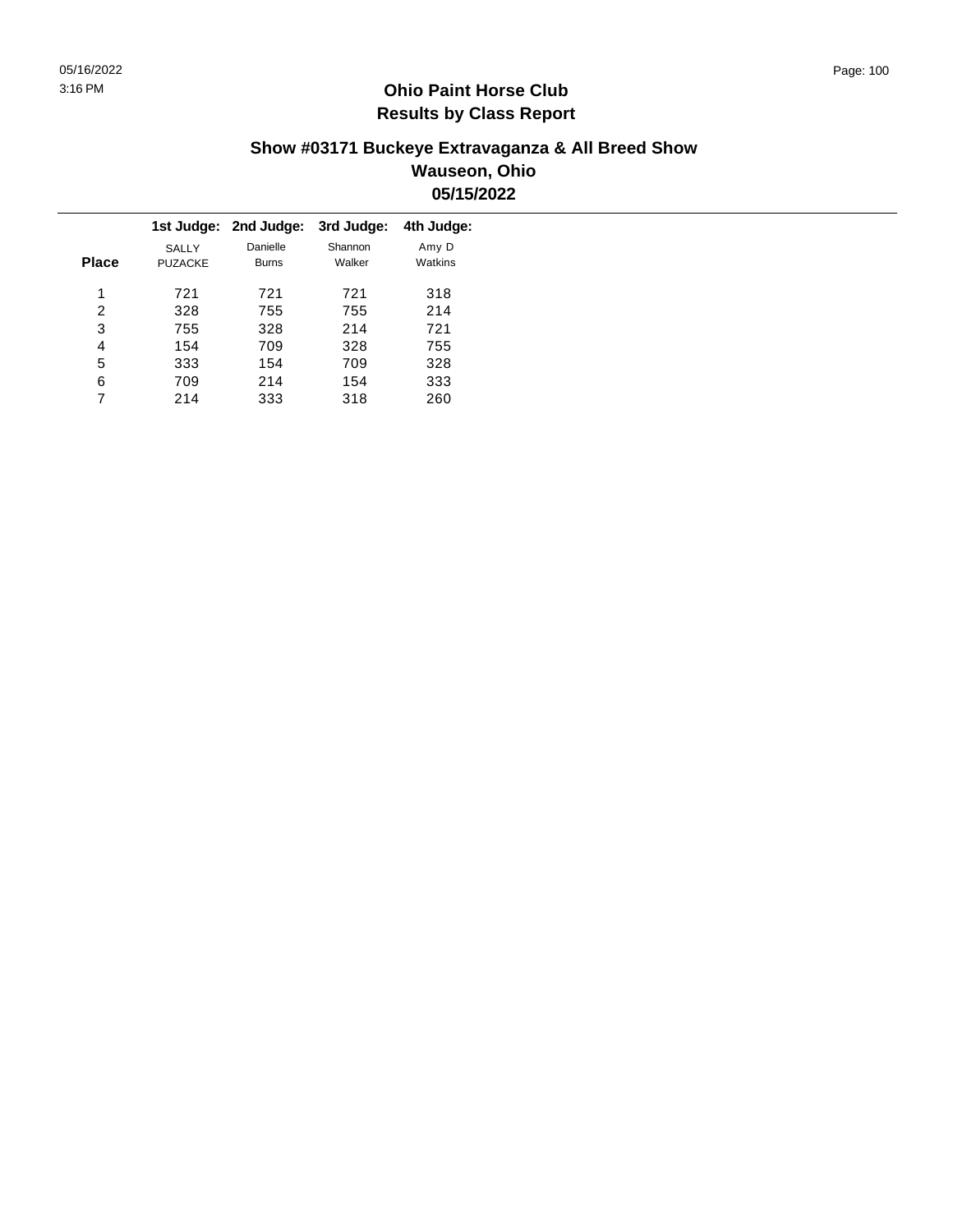# Ohio Paint Horse Club
## Results by Class Report

### Show #03171 Buckeye Extravaganza & All Breed Show
### Wauseon, Ohio
### 05/15/2022

| Place | 1st Judge: SALLY PUZACKE | 2nd Judge: Danielle Burns | 3rd Judge: Shannon Walker | 4th Judge: Amy D Watkins |
|---|---|---|---|---|
| 1 | 721 | 721 | 721 | 318 |
| 2 | 328 | 755 | 755 | 214 |
| 3 | 755 | 328 | 214 | 721 |
| 4 | 154 | 709 | 328 | 755 |
| 5 | 333 | 154 | 709 | 328 |
| 6 | 709 | 214 | 154 | 333 |
| 7 | 214 | 333 | 318 | 260 |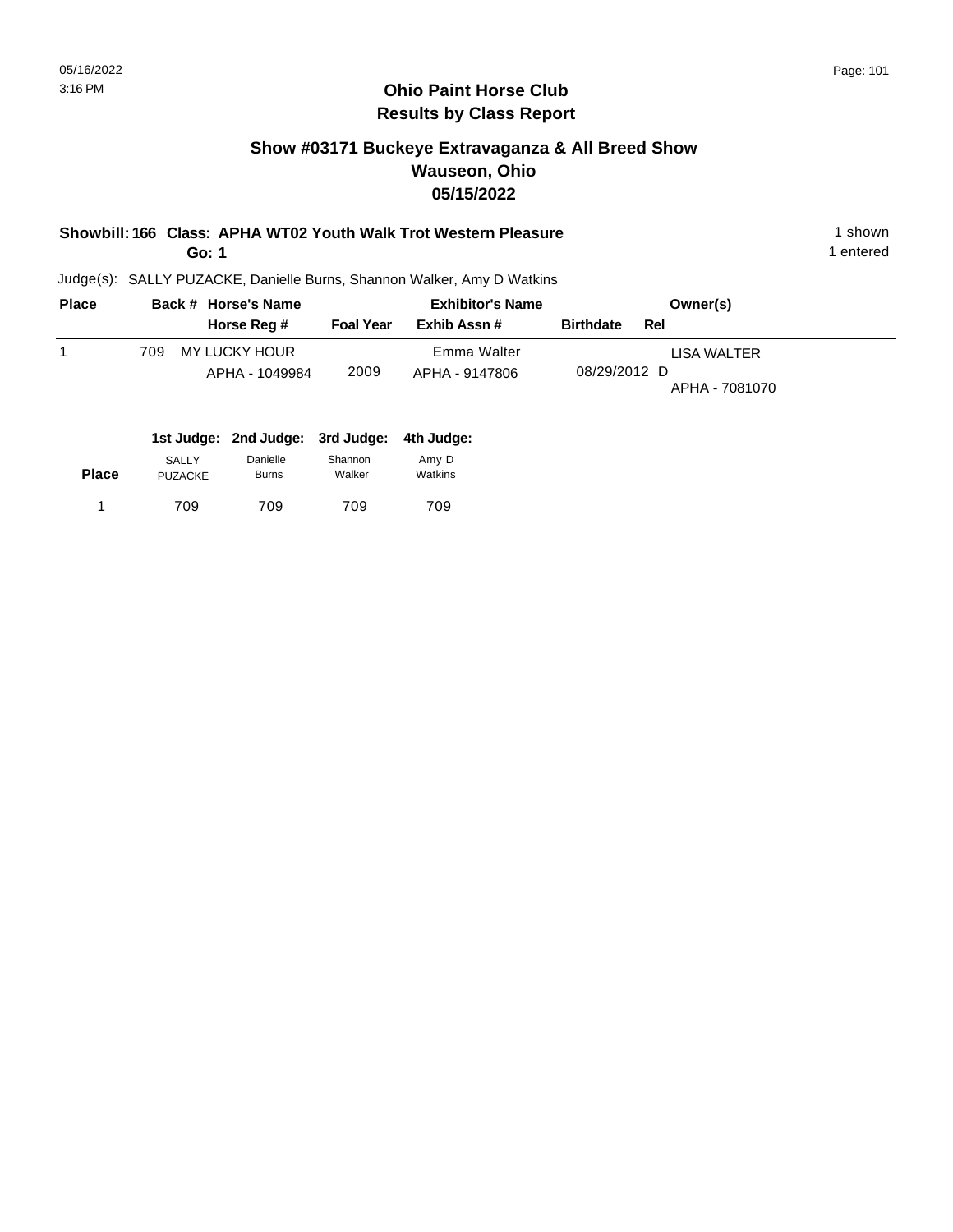# Ohio Paint Horse Club
## Results by Class Report

### Show #03171 Buckeye Extravaganza & All Breed Show
### Wauseon, Ohio
### 05/15/2022

**Showbill: 166 Class: APHA WT02 Youth Walk Trot Western Pleasure** — 1 shown

**Go: 1** — 1 entered

Judge(s): SALLY PUZACKE, Danielle Burns, Shannon Walker, Amy D Watkins

| Place | Back # | Horse's Name / Horse Reg # | Foal Year | Exhibitor's Name / Exhib Assn # | Birthdate | Rel | Owner(s) |
|---|---|---|---|---|---|---|---|
| 1 | 709 | MY LUCKY HOUR<br>APHA - 1049984 | 2009 | Emma Walter<br>APHA - 9147806 | 08/29/2012 | D | LISA WALTER<br>APHA - 7081070 |

| Place | 1st Judge: SALLY PUZACKE | 2nd Judge: Danielle Burns | 3rd Judge: Shannon Walker | 4th Judge: Amy D Watkins |
|---|---|---|---|---|
| 1 | 709 | 709 | 709 | 709 |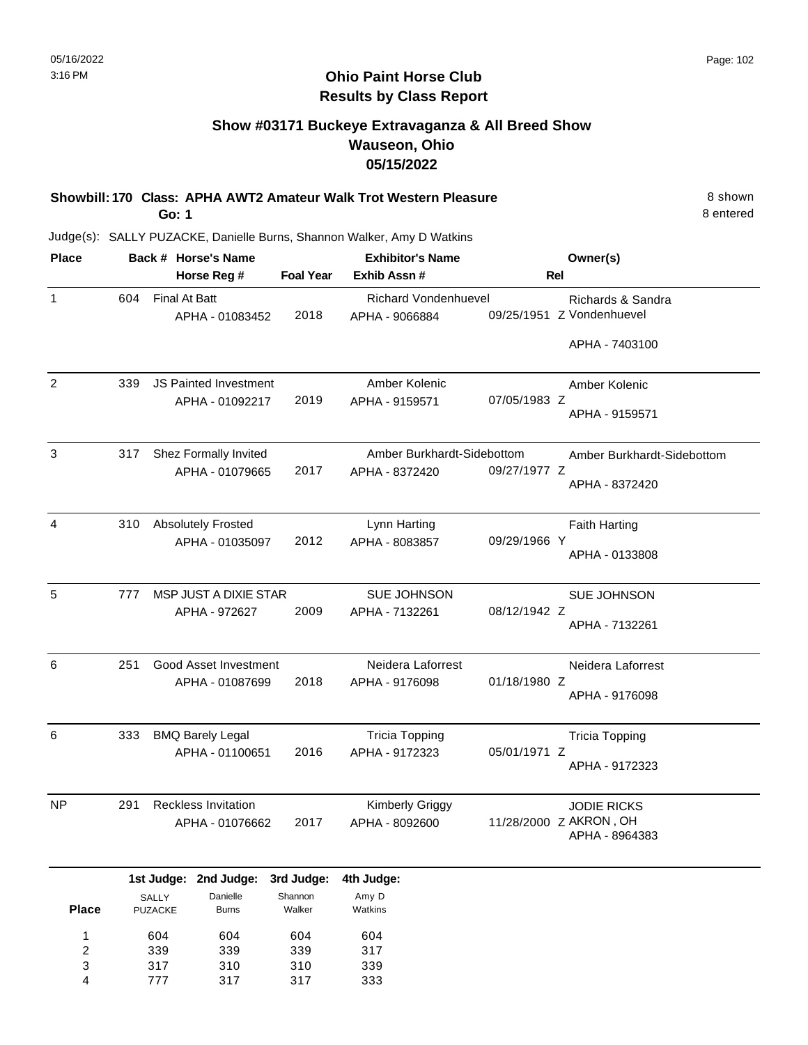# Ohio Paint Horse Club
## Results by Class Report

### Show #03171 Buckeye Extravaganza & All Breed Show
### Wauseon, Ohio
### 05/15/2022

**Showbill: 170 Class: APHA AWT2 Amateur Walk Trot Western Pleasure** 8 shown

**Go: 1** 8 entered

Judge(s): SALLY PUZACKE, Danielle Burns, Shannon Walker, Amy D Watkins

| Place | Back # | Horse's Name / Horse Reg # | Foal Year | Exhibitor's Name / Exhib Assn # | Rel | Owner(s) |
|---|---|---|---|---|---|---|
| 1 | 604 | Final At Batt<br>APHA - 01083452 | 2018 | Richard Vondenhuevel<br>APHA - 9066884 | 09/25/1951 Z | Richards & Sandra Vondenhuevel<br>APHA - 7403100 |
| 2 | 339 | JS Painted Investment<br>APHA - 01092217 | 2019 | Amber Kolenic<br>APHA - 9159571 | 07/05/1983 Z | Amber Kolenic<br>APHA - 9159571 |
| 3 | 317 | Shez Formally Invited<br>APHA - 01079665 | 2017 | Amber Burkhardt-Sidebottom<br>APHA - 8372420 | 09/27/1977 Z | Amber Burkhardt-Sidebottom<br>APHA - 8372420 |
| 4 | 310 | Absolutely Frosted<br>APHA - 01035097 | 2012 | Lynn Harting<br>APHA - 8083857 | 09/29/1966 Y | Faith Harting<br>APHA - 0133808 |
| 5 | 777 | MSP JUST A DIXIE STAR<br>APHA - 972627 | 2009 | SUE JOHNSON<br>APHA - 7132261 | 08/12/1942 Z | SUE JOHNSON<br>APHA - 7132261 |
| 6 | 251 | Good Asset Investment<br>APHA - 01087699 | 2018 | Neidera Laforrest<br>APHA - 9176098 | 01/18/1980 Z | Neidera Laforrest<br>APHA - 9176098 |
| 6 | 333 | BMQ Barely Legal<br>APHA - 01100651 | 2016 | Tricia Topping<br>APHA - 9172323 | 05/01/1971 Z | Tricia Topping<br>APHA - 9172323 |
| NP | 291 | Reckless Invitation<br>APHA - 01076662 | 2017 | Kimberly Griggy<br>APHA - 8092600 | 11/28/2000 Z | JODIE RICKS<br>AKRON , OH<br>APHA - 8964383 |

| Place | 1st Judge: SALLY PUZACKE | 2nd Judge: Danielle Burns | 3rd Judge: Shannon Walker | 4th Judge: Amy D Watkins |
|---|---|---|---|---|
| 1 | 604 | 604 | 604 | 604 |
| 2 | 339 | 339 | 339 | 317 |
| 3 | 317 | 310 | 310 | 339 |
| 4 | 777 | 317 | 317 | 333 |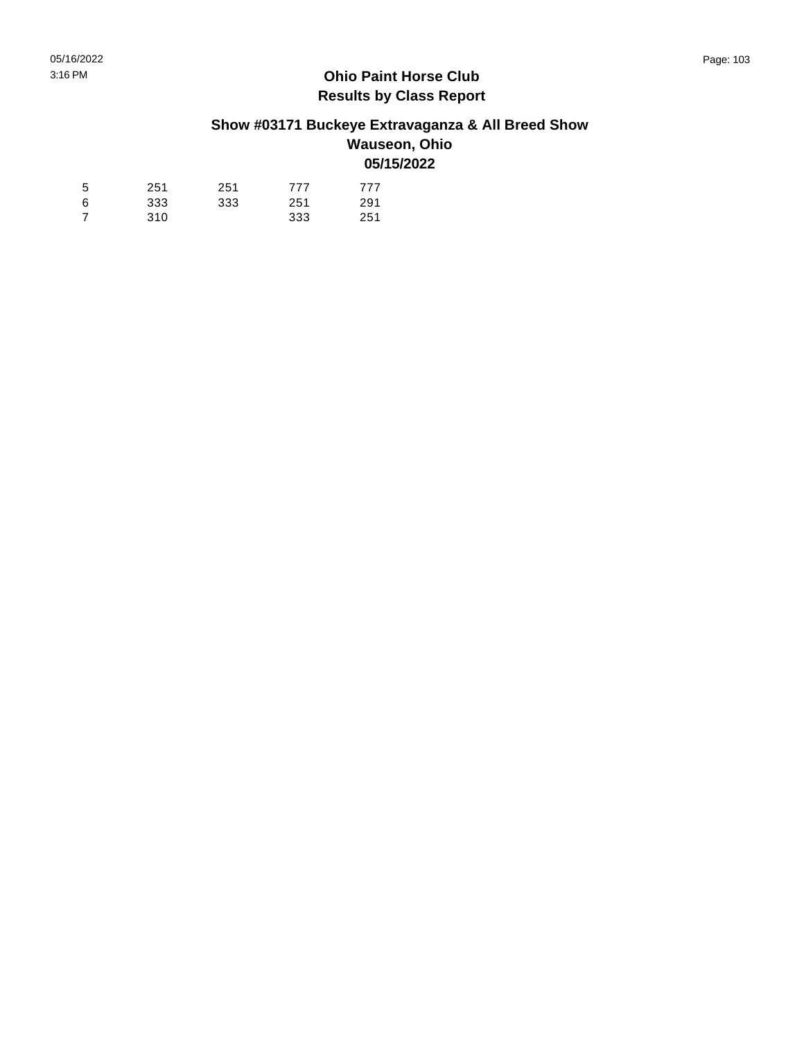**Ohio Paint Horse Club**
**Results by Class Report**

**Show #03171 Buckeye Extravaganza & All Breed Show**
**Wauseon, Ohio**
**05/15/2022**

| | | | | |
|---|---|---|---|---|
| 5 | 251 | 251 | 777 | 777 |
| 6 | 333 | 333 | 251 | 291 |
| 7 | 310 | | 333 | 251 |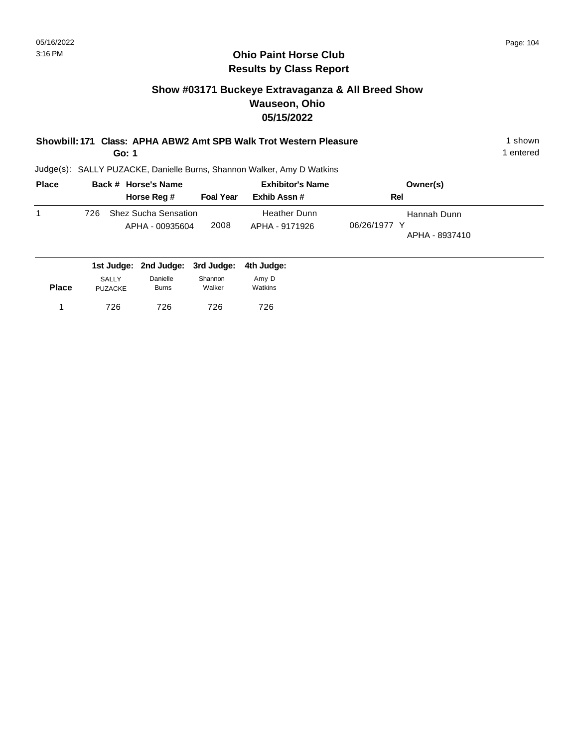# Ohio Paint Horse Club
## Results by Class Report

### Show #03171 Buckeye Extravaganza & All Breed Show
### Wauseon, Ohio
### 05/15/2022

**Showbill: 171 Class: APHA ABW2 Amt SPB Walk Trot Western Pleasure** — 1 shown

**Go: 1** — 1 entered

Judge(s): SALLY PUZACKE, Danielle Burns, Shannon Walker, Amy D Watkins

| Place | Back # | Horse's Name / Horse Reg # | Foal Year | Exhibitor's Name / Exhib Assn # | Rel | Owner(s) |
|---|---|---|---|---|---|---|
| 1 | 726 | Shez Sucha Sensation / APHA - 00935604 | 2008 | Heather Dunn / APHA - 9171926 | 06/26/1977 Y | Hannah Dunn / APHA - 8937410 |

| Place | 1st Judge: SALLY PUZACKE | 2nd Judge: Danielle Burns | 3rd Judge: Shannon Walker | 4th Judge: Amy D Watkins |
|---|---|---|---|---|
| 1 | 726 | 726 | 726 | 726 |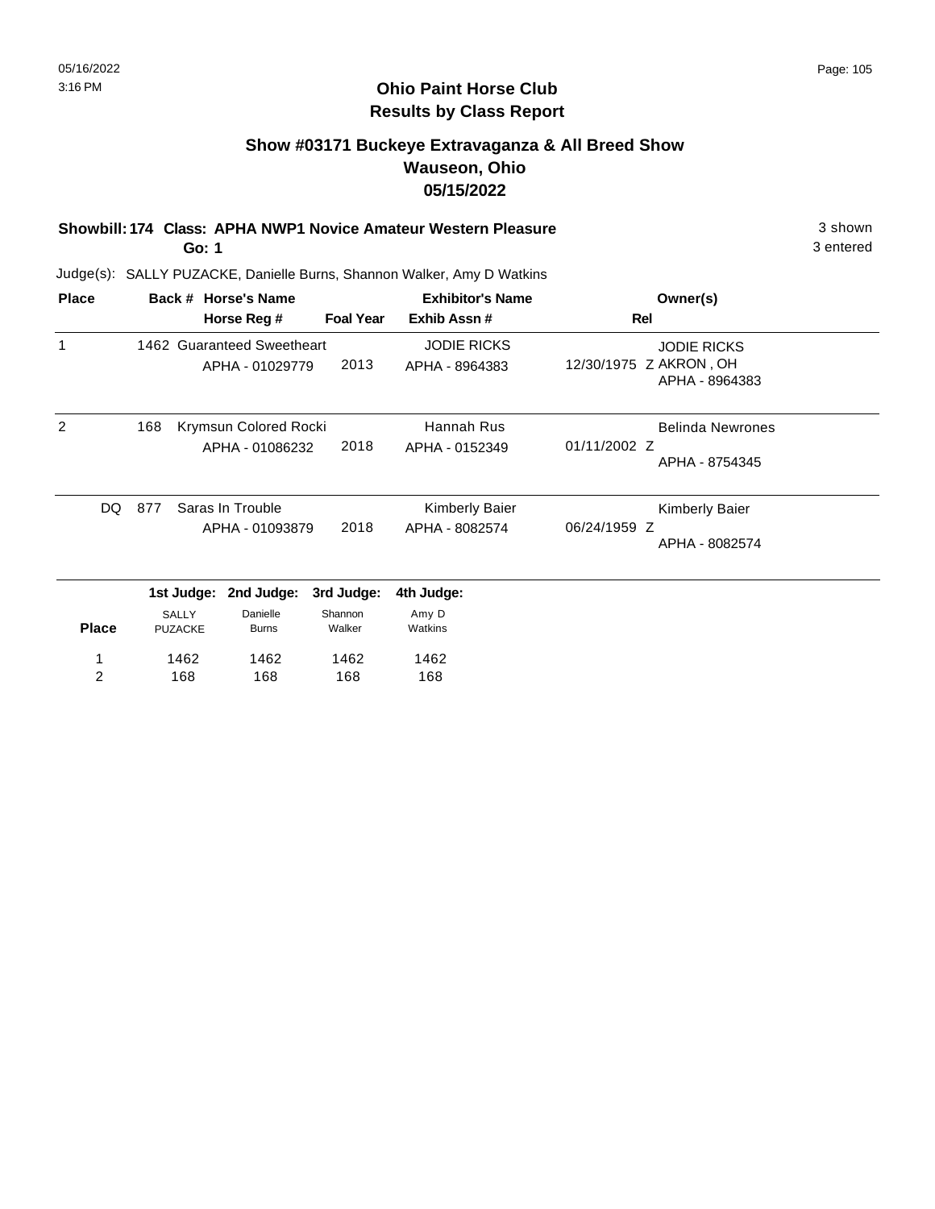# Ohio Paint Horse Club
## Results by Class Report

### Show #03171 Buckeye Extravaganza & All Breed Show
### Wauseon, Ohio
### 05/15/2022

**Showbill: 174 Class: APHA NWP1 Novice Amateur Western Pleasure** — 3 shown

**Go: 1** — 3 entered

Judge(s): SALLY PUZACKE, Danielle Burns, Shannon Walker, Amy D Watkins

| Place | Back # | Horse's Name / Horse Reg # | Foal Year | Exhibitor's Name / Exhib Assn # | Rel | Owner(s) |
|---|---|---|---|---|---|---|
| 1 | 1462 | Guaranteed Sweetheart<br>APHA - 01029779 | 2013 | JODIE RICKS<br>APHA - 8964383 | 12/30/1975 Z | JODIE RICKS<br>AKRON , OH<br>APHA - 8964383 |
| 2 | 168 | Krymsun Colored Rocki<br>APHA - 01086232 | 2018 | Hannah Rus<br>APHA - 0152349 | 01/11/2002 Z | Belinda Newrones<br>APHA - 8754345 |
| DQ | 877 | Saras In Trouble<br>APHA - 01093879 | 2018 | Kimberly Baier<br>APHA - 8082574 | 06/24/1959 Z | Kimberly Baier<br>APHA - 8082574 |

| Place | 1st Judge: SALLY PUZACKE | 2nd Judge: Danielle Burns | 3rd Judge: Shannon Walker | 4th Judge: Amy D Watkins |
|---|---|---|---|---|
| 1 | 1462 | 1462 | 1462 | 1462 |
| 2 | 168 | 168 | 168 | 168 |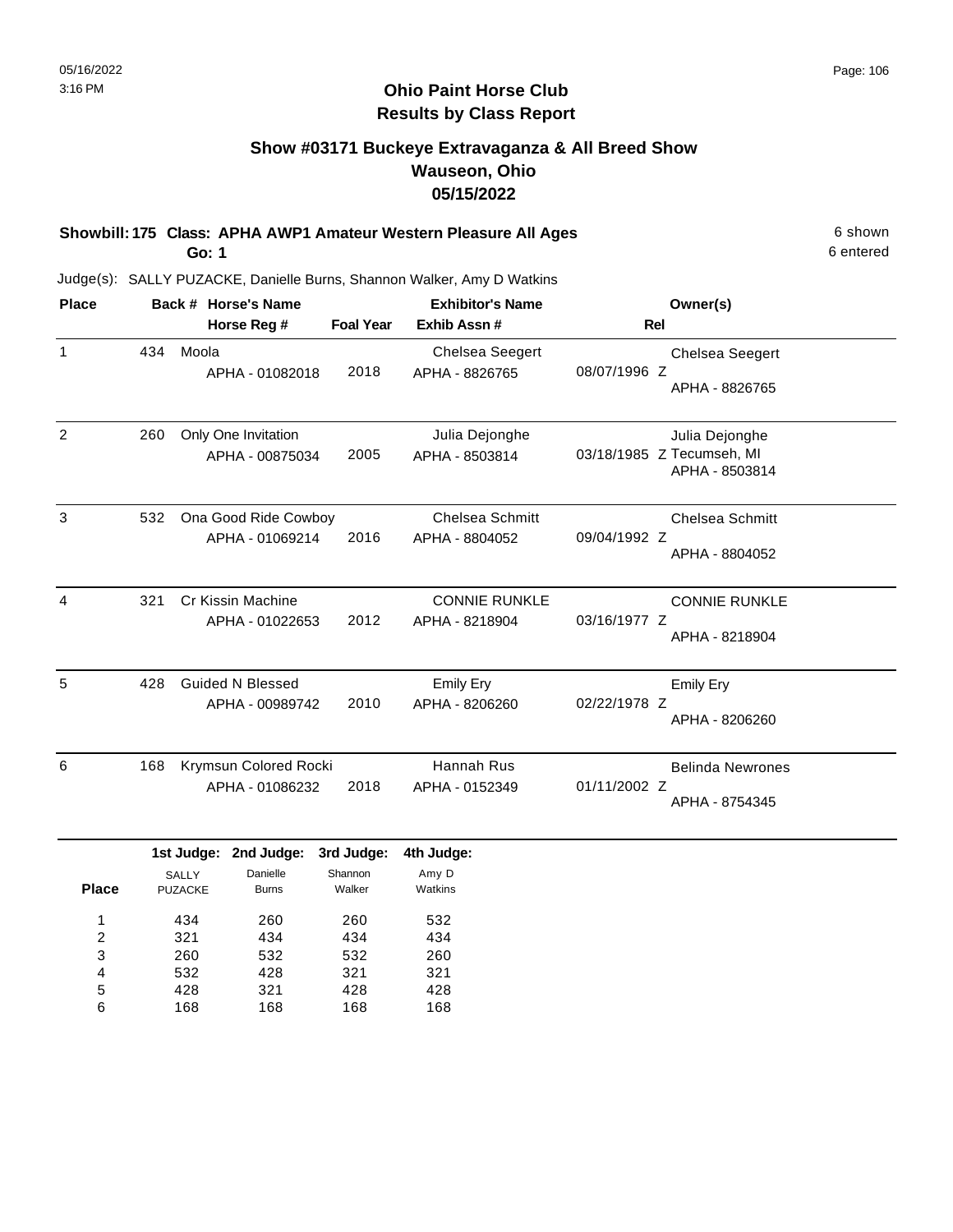05/16/2022
3:16 PM

# Ohio Paint Horse Club
## Results by Class Report

### Show #03171 Buckeye Extravaganza & All Breed Show
### Wauseon, Ohio
### 05/15/2022

**Showbill: 175 Class: APHA AWP1 Amateur Western Pleasure All Ages** — 6 shown, 6 entered

**Go: 1**

Judge(s): SALLY PUZACKE, Danielle Burns, Shannon Walker, Amy D Watkins

| Place | Back # | Horse's Name / Horse Reg # | Foal Year | Exhibitor's Name / Exhib Assn # | Rel | Owner(s) |
|---|---|---|---|---|---|---|
| 1 | 434 | Moola<br>APHA - 01082018 | 2018 | Chelsea Seegert<br>APHA - 8826765 | 08/07/1996 Z | Chelsea Seegert<br>APHA - 8826765 |
| 2 | 260 | Only One Invitation<br>APHA - 00875034 | 2005 | Julia Dejonghe<br>APHA - 8503814 | 03/18/1985 Z | Julia Dejonghe<br>Tecumseh, MI<br>APHA - 8503814 |
| 3 | 532 | Ona Good Ride Cowboy<br>APHA - 01069214 | 2016 | Chelsea Schmitt<br>APHA - 8804052 | 09/04/1992 Z | Chelsea Schmitt<br>APHA - 8804052 |
| 4 | 321 | Cr Kissin Machine<br>APHA - 01022653 | 2012 | CONNIE RUNKLE<br>APHA - 8218904 | 03/16/1977 Z | CONNIE RUNKLE<br>APHA - 8218904 |
| 5 | 428 | Guided N Blessed<br>APHA - 00989742 | 2010 | Emily Ery<br>APHA - 8206260 | 02/22/1978 Z | Emily Ery<br>APHA - 8206260 |
| 6 | 168 | Krymsun Colored Rocki<br>APHA - 01086232 | 2018 | Hannah Rus<br>APHA - 0152349 | 01/11/2002 Z | Belinda Newrones<br>APHA - 8754345 |

| Place | 1st Judge: SALLY PUZACKE | 2nd Judge: Danielle Burns | 3rd Judge: Shannon Walker | 4th Judge: Amy D Watkins |
|---|---|---|---|---|
| 1 | 434 | 260 | 260 | 532 |
| 2 | 321 | 434 | 434 | 434 |
| 3 | 260 | 532 | 532 | 260 |
| 4 | 532 | 428 | 321 | 321 |
| 5 | 428 | 321 | 428 | 428 |
| 6 | 168 | 168 | 168 | 168 |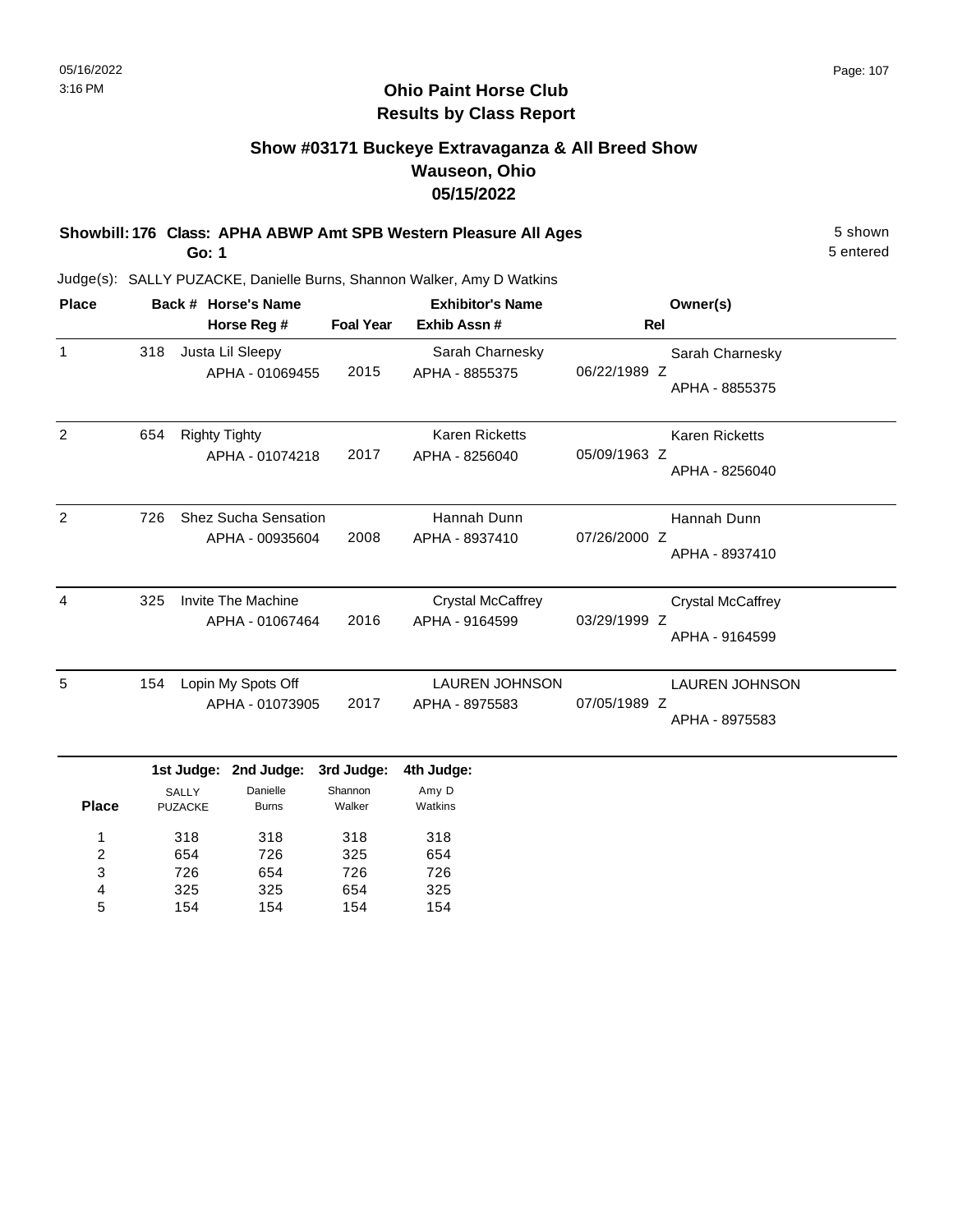# Ohio Paint Horse Club
## Results by Class Report

### Show #03171 Buckeye Extravaganza & All Breed Show
### Wauseon, Ohio
### 05/15/2022

**Showbill: 176 Class: APHA ABWP Amt SPB Western Pleasure All Ages** — 5 shown, 5 entered

**Go: 1**

Judge(s): SALLY PUZACKE, Danielle Burns, Shannon Walker, Amy D Watkins

| Place | Back # | Horse's Name / Horse Reg # | Foal Year | Exhibitor's Name / Exhib Assn # | Rel | Owner(s) |
|---|---|---|---|---|---|---|
| 1 | 318 | Justa Lil Sleepy<br>APHA - 01069455 | 2015 | Sarah Charnesky<br>APHA - 8855375 | 06/22/1989 Z | Sarah Charnesky<br>APHA - 8855375 |
| 2 | 654 | Righty Tighty<br>APHA - 01074218 | 2017 | Karen Ricketts<br>APHA - 8256040 | 05/09/1963 Z | Karen Ricketts<br>APHA - 8256040 |
| 2 | 726 | Shez Sucha Sensation<br>APHA - 00935604 | 2008 | Hannah Dunn<br>APHA - 8937410 | 07/26/2000 Z | Hannah Dunn<br>APHA - 8937410 |
| 4 | 325 | Invite The Machine<br>APHA - 01067464 | 2016 | Crystal McCaffrey<br>APHA - 9164599 | 03/29/1999 Z | Crystal McCaffrey<br>APHA - 9164599 |
| 5 | 154 | Lopin My Spots Off<br>APHA - 01073905 | 2017 | LAUREN JOHNSON<br>APHA - 8975583 | 07/05/1989 Z | LAUREN JOHNSON<br>APHA - 8975583 |

| Place | 1st Judge: SALLY PUZACKE | 2nd Judge: Danielle Burns | 3rd Judge: Shannon Walker | 4th Judge: Amy D Watkins |
|---|---|---|---|---|
| 1 | 318 | 318 | 318 | 318 |
| 2 | 654 | 726 | 325 | 654 |
| 3 | 726 | 654 | 726 | 726 |
| 4 | 325 | 325 | 654 | 325 |
| 5 | 154 | 154 | 154 | 154 |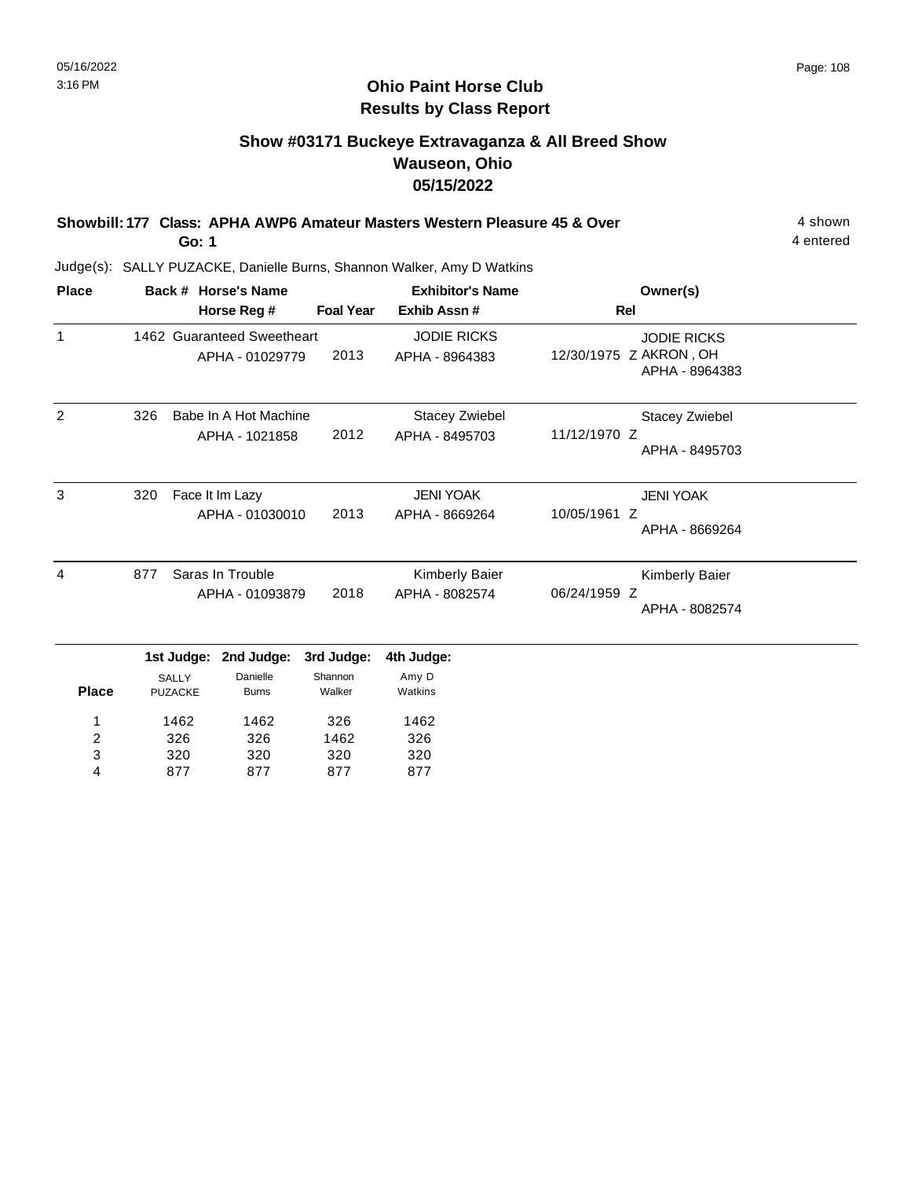# Ohio Paint Horse Club
## Results by Class Report

### Show #03171 Buckeye Extravaganza & All Breed Show
### Wauseon, Ohio
### 05/15/2022

**Showbill: 177 Class: APHA AWP6 Amateur Masters Western Pleasure 45 & Over** — 4 shown

**Go: 1** — 4 entered

Judge(s): SALLY PUZACKE, Danielle Burns, Shannon Walker, Amy D Watkins

| Place | Back # | Horse's Name / Horse Reg # | Foal Year | Exhibitor's Name / Exhib Assn # | Rel | Owner(s) |
|---|---|---|---|---|---|---|
| 1 | 1462 | Guaranteed Sweetheart<br>APHA - 01029779 | 2013 | JODIE RICKS<br>APHA - 8964383 | 12/30/1975 Z | JODIE RICKS<br>AKRON , OH<br>APHA - 8964383 |
| 2 | 326 | Babe In A Hot Machine<br>APHA - 1021858 | 2012 | Stacey Zwiebel<br>APHA - 8495703 | 11/12/1970 Z | Stacey Zwiebel<br>APHA - 8495703 |
| 3 | 320 | Face It Im Lazy<br>APHA - 01030010 | 2013 | JENI YOAK<br>APHA - 8669264 | 10/05/1961 Z | JENI YOAK<br>APHA - 8669264 |
| 4 | 877 | Saras In Trouble<br>APHA - 01093879 | 2018 | Kimberly Baier<br>APHA - 8082574 | 06/24/1959 Z | Kimberly Baier<br>APHA - 8082574 |

| Place | 1st Judge: SALLY PUZACKE | 2nd Judge: Danielle Burns | 3rd Judge: Shannon Walker | 4th Judge: Amy D Watkins |
|---|---|---|---|---|
| 1 | 1462 | 1462 | 326 | 1462 |
| 2 | 326 | 326 | 1462 | 326 |
| 3 | 320 | 320 | 320 | 320 |
| 4 | 877 | 877 | 877 | 877 |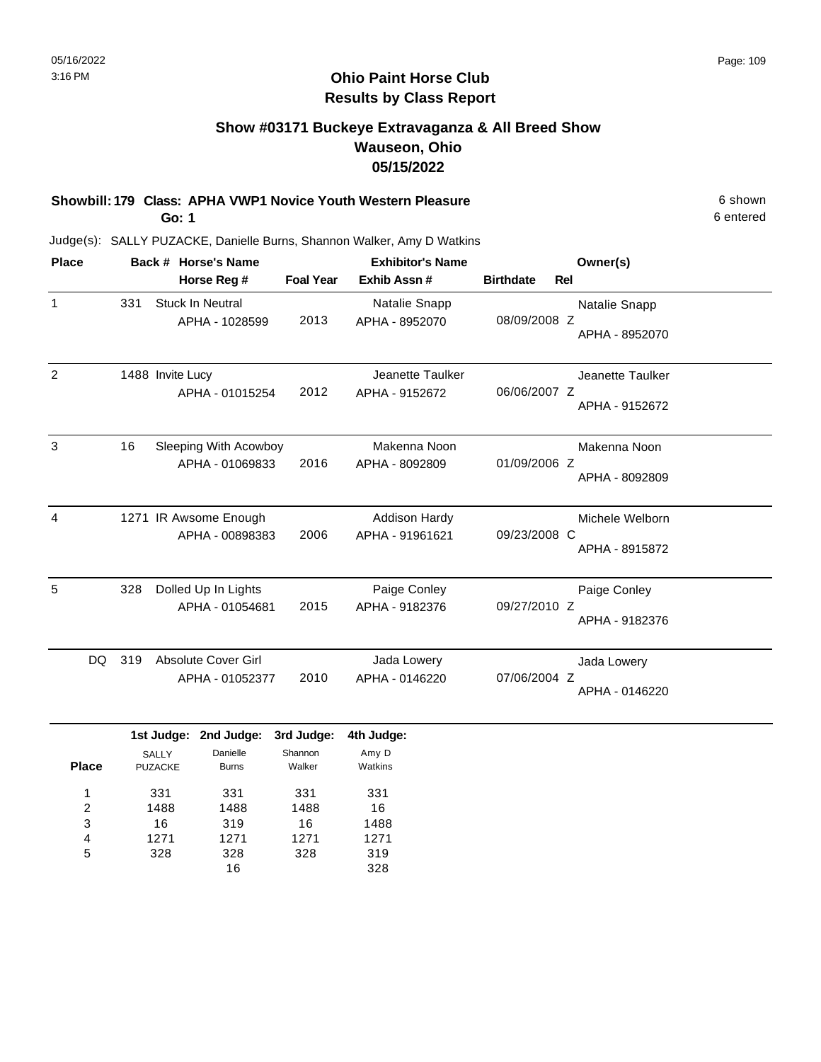# Ohio Paint Horse Club
## Results by Class Report

### Show #03171 Buckeye Extravaganza & All Breed Show
### Wauseon, Ohio
### 05/15/2022

**Showbill: 179 Class: APHA VWP1 Novice Youth Western Pleasure** — 6 shown, 6 entered

**Go: 1**

Judge(s): SALLY PUZACKE, Danielle Burns, Shannon Walker, Amy D Watkins

| Place | Back # | Horse's Name / Horse Reg # | Foal Year | Exhibitor's Name / Exhib Assn # | Birthdate | Rel | Owner(s) |
|---|---|---|---|---|---|---|---|
| 1 | 331 | Stuck In Neutral<br>APHA - 1028599 | 2013 | Natalie Snapp<br>APHA - 8952070 | 08/09/2008 | Z | Natalie Snapp<br>APHA - 8952070 |
| 2 | 1488 | Invite Lucy<br>APHA - 01015254 | 2012 | Jeanette Taulker<br>APHA - 9152672 | 06/06/2007 | Z | Jeanette Taulker<br>APHA - 9152672 |
| 3 | 16 | Sleeping With Acowboy<br>APHA - 01069833 | 2016 | Makenna Noon<br>APHA - 8092809 | 01/09/2006 | Z | Makenna Noon<br>APHA - 8092809 |
| 4 | 1271 | IR Awsome Enough<br>APHA - 00898383 | 2006 | Addison Hardy<br>APHA - 91961621 | 09/23/2008 | C | Michele Welborn<br>APHA - 8915872 |
| 5 | 328 | Dolled Up In Lights<br>APHA - 01054681 | 2015 | Paige Conley<br>APHA - 9182376 | 09/27/2010 | Z | Paige Conley<br>APHA - 9182376 |
| DQ | 319 | Absolute Cover Girl<br>APHA - 01052377 | 2010 | Jada Lowery<br>APHA - 0146220 | 07/06/2004 | Z | Jada Lowery<br>APHA - 0146220 |

| Place | 1st Judge: SALLY PUZACKE | 2nd Judge: Danielle Burns | 3rd Judge: Shannon Walker | 4th Judge: Amy D Watkins |
|---|---|---|---|---|
| 1 | 331 | 331 | 331 | 331 |
| 2 | 1488 | 1488 | 1488 | 16 |
| 3 | 16 | 319 | 16 | 1488 |
| 4 | 1271 | 1271 | 1271 | 1271 |
| 5 | 328 | 328 | 328 | 319 |
| | | 16 | | 328 |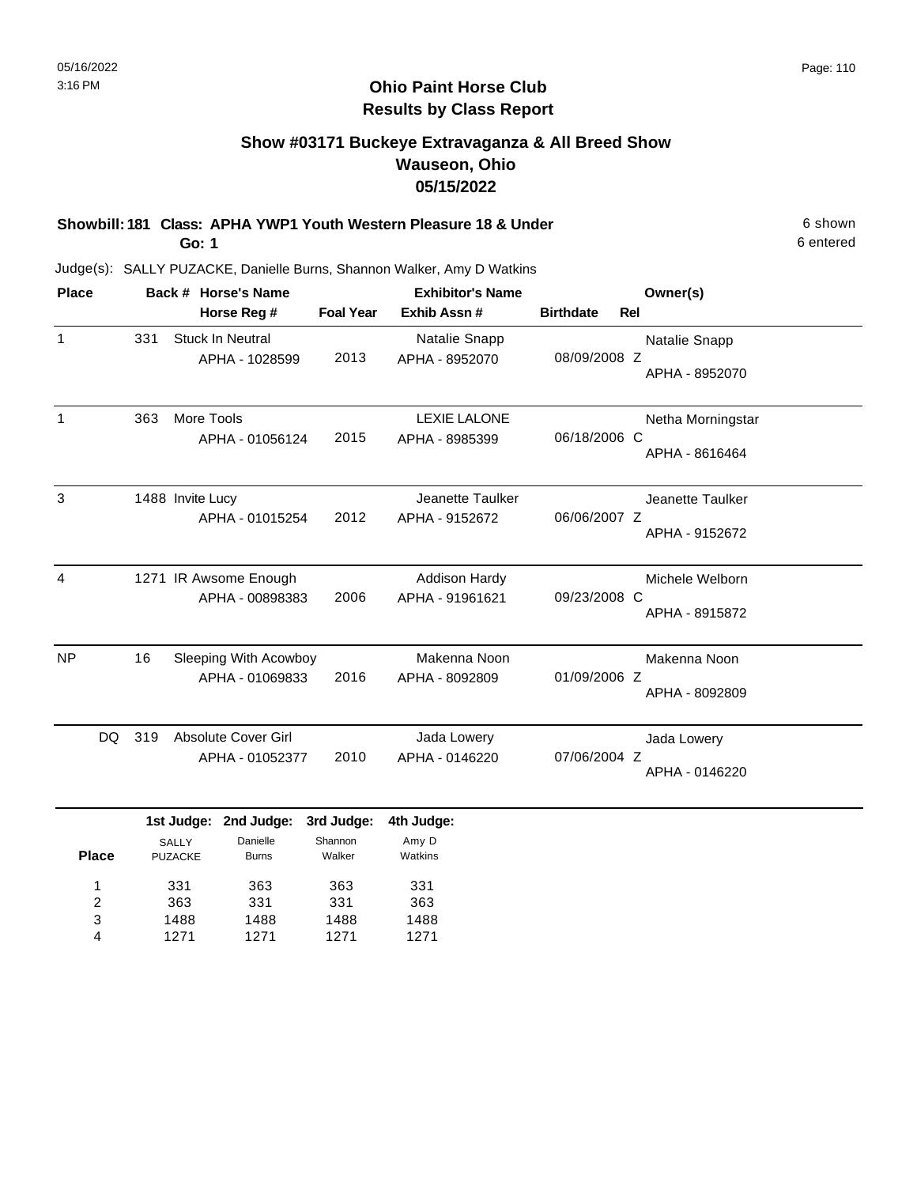# Ohio Paint Horse Club
## Results by Class Report

### Show #03171 Buckeye Extravaganza & All Breed Show
### Wauseon, Ohio
### 05/15/2022

**Showbill: 181 Class: APHA YWP1 Youth Western Pleasure 18 & Under** — 6 shown, 6 entered

**Go: 1**

Judge(s): SALLY PUZACKE, Danielle Burns, Shannon Walker, Amy D Watkins

| Place | Back # | Horse's Name / Horse Reg # | Foal Year | Exhibitor's Name / Exhib Assn # | Birthdate | Rel | Owner(s) |
|---|---|---|---|---|---|---|---|
| 1 | 331 | Stuck In Neutral<br>APHA - 1028599 | 2013 | Natalie Snapp<br>APHA - 8952070 | 08/09/2008 | Z | Natalie Snapp<br>APHA - 8952070 |
| 1 | 363 | More Tools<br>APHA - 01056124 | 2015 | LEXIE LALONE<br>APHA - 8985399 | 06/18/2006 | C | Netha Morningstar<br>APHA - 8616464 |
| 3 | 1488 | Invite Lucy<br>APHA - 01015254 | 2012 | Jeanette Taulker<br>APHA - 9152672 | 06/06/2007 | Z | Jeanette Taulker<br>APHA - 9152672 |
| 4 | 1271 | IR Awsome Enough<br>APHA - 00898383 | 2006 | Addison Hardy<br>APHA - 91961621 | 09/23/2008 | C | Michele Welborn<br>APHA - 8915872 |
| NP | 16 | Sleeping With Acowboy<br>APHA - 01069833 | 2016 | Makenna Noon<br>APHA - 8092809 | 01/09/2006 | Z | Makenna Noon<br>APHA - 8092809 |
| DQ | 319 | Absolute Cover Girl<br>APHA - 01052377 | 2010 | Jada Lowery<br>APHA - 0146220 | 07/06/2004 | Z | Jada Lowery<br>APHA - 0146220 |

| Place | 1st Judge: SALLY PUZACKE | 2nd Judge: Danielle Burns | 3rd Judge: Shannon Walker | 4th Judge: Amy D Watkins |
|---|---|---|---|---|
| 1 | 331 | 363 | 363 | 331 |
| 2 | 363 | 331 | 331 | 363 |
| 3 | 1488 | 1488 | 1488 | 1488 |
| 4 | 1271 | 1271 | 1271 | 1271 |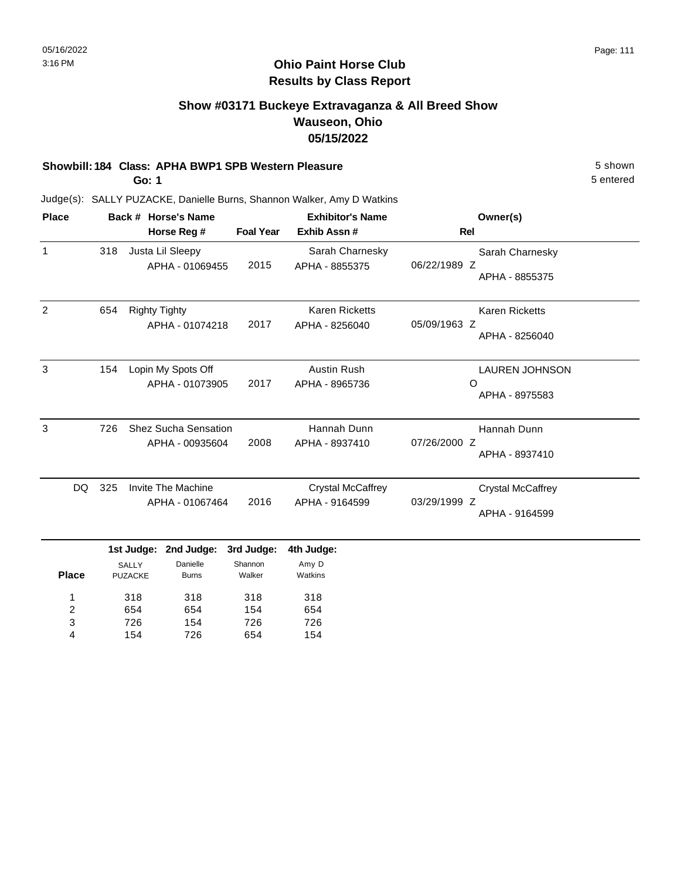# Ohio Paint Horse Club
## Results by Class Report

### Show #03171 Buckeye Extravaganza & All Breed Show
### Wauseon, Ohio
### 05/15/2022

**Showbill: 184 Class: APHA BWP1 SPB Western Pleasure** 5 shown

**Go: 1** 5 entered

Judge(s): SALLY PUZACKE, Danielle Burns, Shannon Walker, Amy D Watkins

| Place | Back # | Horse's Name / Horse Reg # | Foal Year | Exhibitor's Name / Exhib Assn # | Rel | Owner(s) |
|---|---|---|---|---|---|---|
| 1 | 318 | Justa Lil Sleepy<br>APHA - 01069455 | 2015 | Sarah Charnesky<br>APHA - 8855375 | 06/22/1989 Z | Sarah Charnesky<br>APHA - 8855375 |
| 2 | 654 | Righty Tighty<br>APHA - 01074218 | 2017 | Karen Ricketts<br>APHA - 8256040 | 05/09/1963 Z | Karen Ricketts<br>APHA - 8256040 |
| 3 | 154 | Lopin My Spots Off<br>APHA - 01073905 | 2017 | Austin Rush<br>APHA - 8965736 | O | LAUREN JOHNSON<br>APHA - 8975583 |
| 3 | 726 | Shez Sucha Sensation<br>APHA - 00935604 | 2008 | Hannah Dunn<br>APHA - 8937410 | 07/26/2000 Z | Hannah Dunn<br>APHA - 8937410 |
| DQ | 325 | Invite The Machine<br>APHA - 01067464 | 2016 | Crystal McCaffrey<br>APHA - 9164599 | 03/29/1999 Z | Crystal McCaffrey<br>APHA - 9164599 |

| Place | 1st Judge: SALLY PUZACKE | 2nd Judge: Danielle Burns | 3rd Judge: Shannon Walker | 4th Judge: Amy D Watkins |
|---|---|---|---|---|
| 1 | 318 | 318 | 318 | 318 |
| 2 | 654 | 654 | 154 | 654 |
| 3 | 726 | 154 | 726 | 726 |
| 4 | 154 | 726 | 654 | 154 |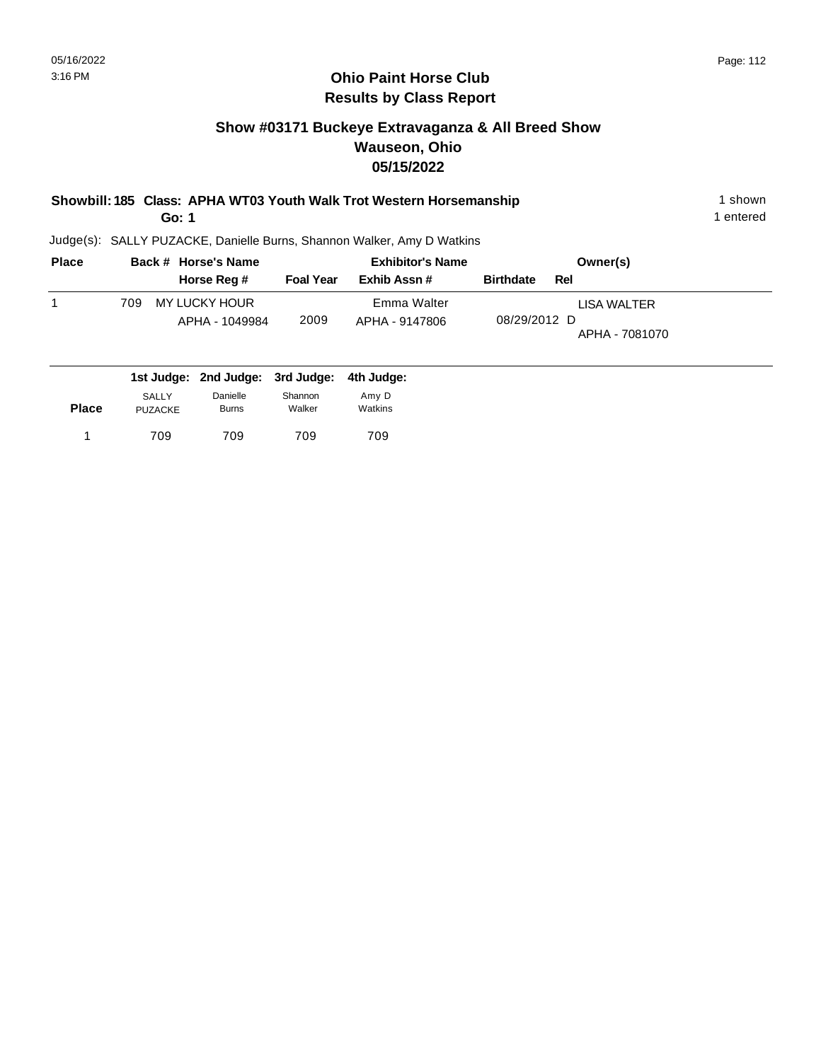# Ohio Paint Horse Club
## Results by Class Report

### Show #03171 Buckeye Extravaganza & All Breed Show
### Wauseon, Ohio
### 05/15/2022

**Showbill: 185 Class: APHA WT03 Youth Walk Trot Western Horsemanship** — 1 shown
**Go: 1** — 1 entered

Judge(s): SALLY PUZACKE, Danielle Burns, Shannon Walker, Amy D Watkins

| Place | Back # | Horse's Name / Horse Reg # | Foal Year | Exhibitor's Name / Exhib Assn # | Birthdate | Rel | Owner(s) |
|---|---|---|---|---|---|---|---|
| 1 | 709 | MY LUCKY HOUR<br>APHA - 1049984 | 2009 | Emma Walter<br>APHA - 9147806 | 08/29/2012 | D | LISA WALTER<br>APHA - 7081070 |

| Place | 1st Judge: SALLY PUZACKE | 2nd Judge: Danielle Burns | 3rd Judge: Shannon Walker | 4th Judge: Amy D Watkins |
|---|---|---|---|---|
| 1 | 709 | 709 | 709 | 709 |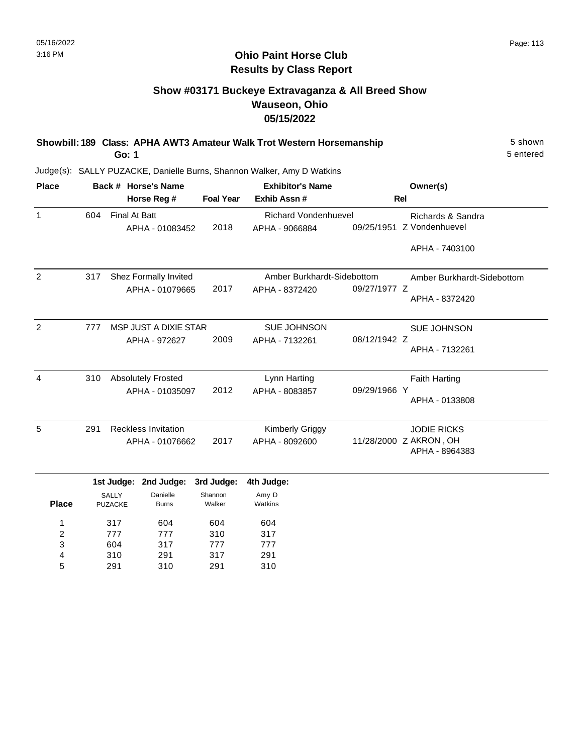# Ohio Paint Horse Club
## Results by Class Report

### Show #03171 Buckeye Extravaganza & All Breed Show
### Wauseon, Ohio
### 05/15/2022

**Showbill: 189 Class: APHA AWT3 Amateur Walk Trot Western Horsemanship** 5 shown
**Go: 1** 5 entered

Judge(s): SALLY PUZACKE, Danielle Burns, Shannon Walker, Amy D Watkins

| Place | Back # | Horse's Name / Horse Reg # | Foal Year | Exhibitor's Name / Exhib Assn # | Rel | Owner(s) |
|---|---|---|---|---|---|---|
| 1 | 604 | Final At Batt<br>APHA - 01083452 | 2018 | Richard Vondenhuevel<br>APHA - 9066884 | 09/25/1951 Z | Richards & Sandra Vondenhuevel<br>APHA - 7403100 |
| 2 | 317 | Shez Formally Invited<br>APHA - 01079665 | 2017 | Amber Burkhardt-Sidebottom<br>APHA - 8372420 | 09/27/1977 Z | Amber Burkhardt-Sidebottom<br>APHA - 8372420 |
| 2 | 777 | MSP JUST A DIXIE STAR<br>APHA - 972627 | 2009 | SUE JOHNSON<br>APHA - 7132261 | 08/12/1942 Z | SUE JOHNSON<br>APHA - 7132261 |
| 4 | 310 | Absolutely Frosted<br>APHA - 01035097 | 2012 | Lynn Harting<br>APHA - 8083857 | 09/29/1966 Y | Faith Harting<br>APHA - 0133808 |
| 5 | 291 | Reckless Invitation<br>APHA - 01076662 | 2017 | Kimberly Griggy<br>APHA - 8092600 | 11/28/2000 Z | JODIE RICKS<br>AKRON , OH<br>APHA - 8964383 |

| Place | 1st Judge: SALLY PUZACKE | 2nd Judge: Danielle Burns | 3rd Judge: Shannon Walker | 4th Judge: Amy D Watkins |
|---|---|---|---|---|
| 1 | 317 | 604 | 604 | 604 |
| 2 | 777 | 777 | 310 | 317 |
| 3 | 604 | 317 | 777 | 777 |
| 4 | 310 | 291 | 317 | 291 |
| 5 | 291 | 310 | 291 | 310 |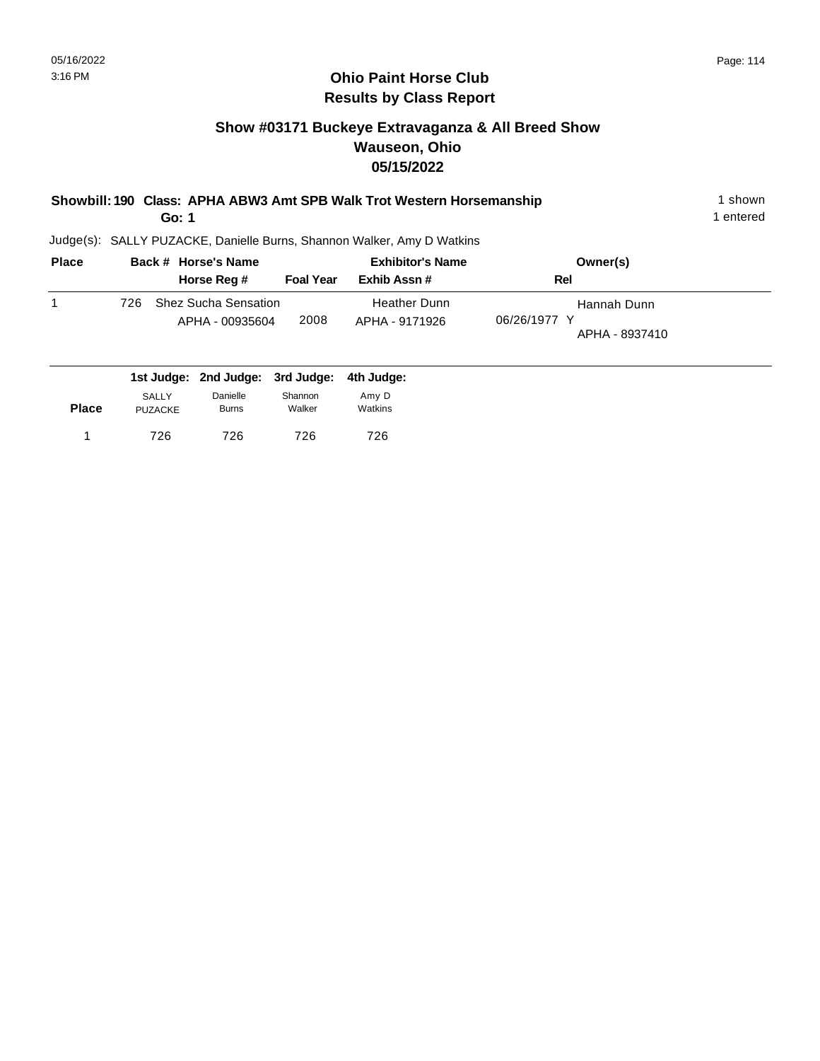# Ohio Paint Horse Club
## Results by Class Report

### Show #03171 Buckeye Extravaganza & All Breed Show
### Wauseon, Ohio
### 05/15/2022

**Showbill: 190 Class: APHA ABW3 Amt SPB Walk Trot Western Horsemanship** — 1 shown

**Go: 1** — 1 entered

Judge(s): SALLY PUZACKE, Danielle Burns, Shannon Walker, Amy D Watkins

| Place | Back # | Horse's Name / Horse Reg # | Foal Year | Exhibitor's Name / Exhib Assn # | Rel | Owner(s) |
|---|---|---|---|---|---|---|
| 1 | 726 | Shez Sucha Sensation<br>APHA - 00935604 | 2008 | Heather Dunn<br>APHA - 9171926 | 06/26/1977 Y | Hannah Dunn<br>APHA - 8937410 |

| Place | 1st Judge: SALLY PUZACKE | 2nd Judge: Danielle Burns | 3rd Judge: Shannon Walker | 4th Judge: Amy D Watkins |
|---|---|---|---|---|
| 1 | 726 | 726 | 726 | 726 |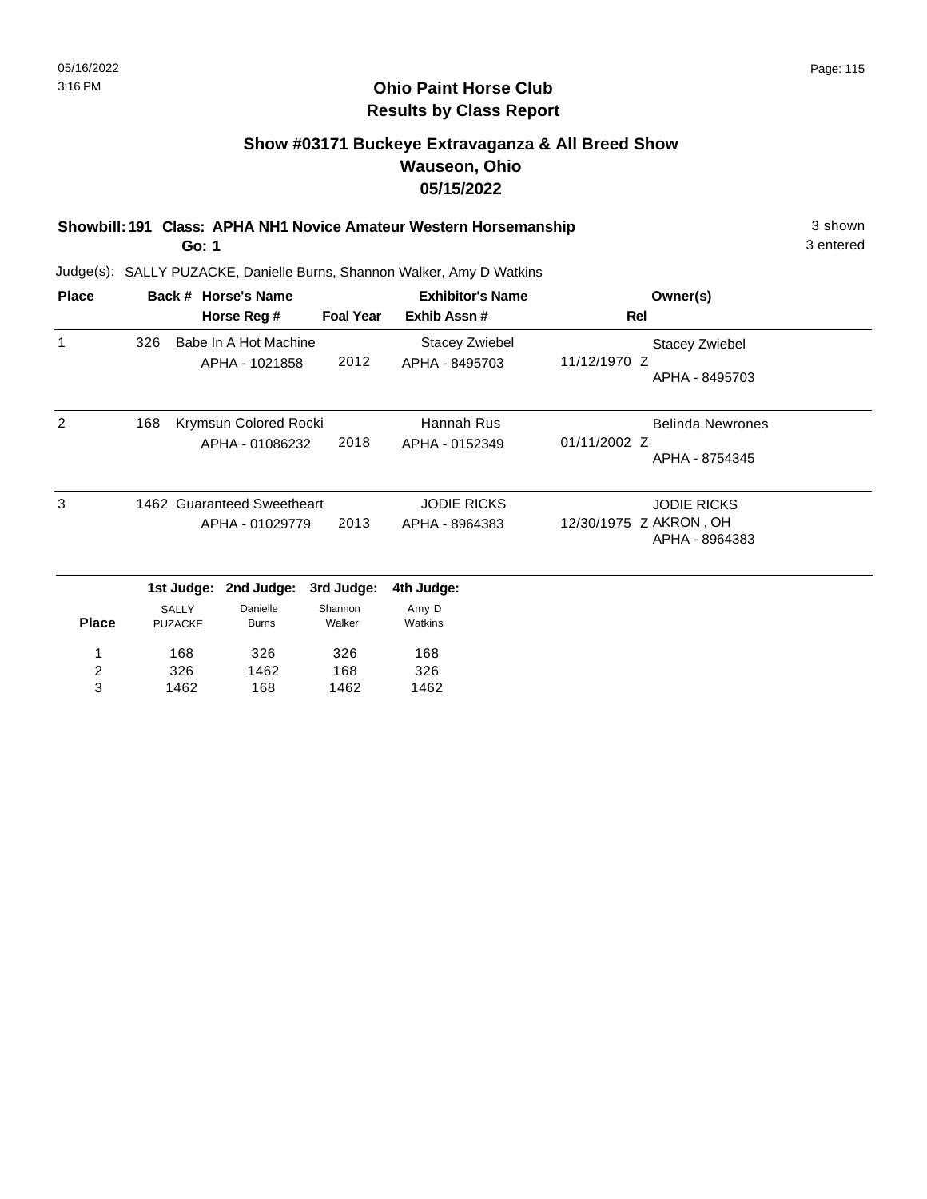# Ohio Paint Horse Club
## Results by Class Report

### Show #03171 Buckeye Extravaganza & All Breed Show
### Wauseon, Ohio
### 05/15/2022

**Showbill: 191 Class: APHA NH1 Novice Amateur Western Horsemanship** — 3 shown, 3 entered

**Go: 1**

Judge(s): SALLY PUZACKE, Danielle Burns, Shannon Walker, Amy D Watkins

| Place | Back # | Horse's Name / Horse Reg # | Foal Year | Exhibitor's Name / Exhib Assn # | Rel | Owner(s) |
|---|---|---|---|---|---|---|
| 1 | 326 | Babe In A Hot Machine<br>APHA - 1021858 | 2012 | Stacey Zwiebel<br>APHA - 8495703 | 11/12/1970 Z | Stacey Zwiebel<br>APHA - 8495703 |
| 2 | 168 | Krymsun Colored Rocki<br>APHA - 01086232 | 2018 | Hannah Rus<br>APHA - 0152349 | 01/11/2002 Z | Belinda Newrones<br>APHA - 8754345 |
| 3 | 1462 | Guaranteed Sweetheart<br>APHA - 01029779 | 2013 | JODIE RICKS<br>APHA - 8964383 | 12/30/1975 Z | JODIE RICKS<br>AKRON , OH<br>APHA - 8964383 |

| Place | 1st Judge: SALLY PUZACKE | 2nd Judge: Danielle Burns | 3rd Judge: Shannon Walker | 4th Judge: Amy D Watkins |
|---|---|---|---|---|
| 1 | 168 | 326 | 326 | 168 |
| 2 | 326 | 1462 | 168 | 326 |
| 3 | 1462 | 168 | 1462 | 1462 |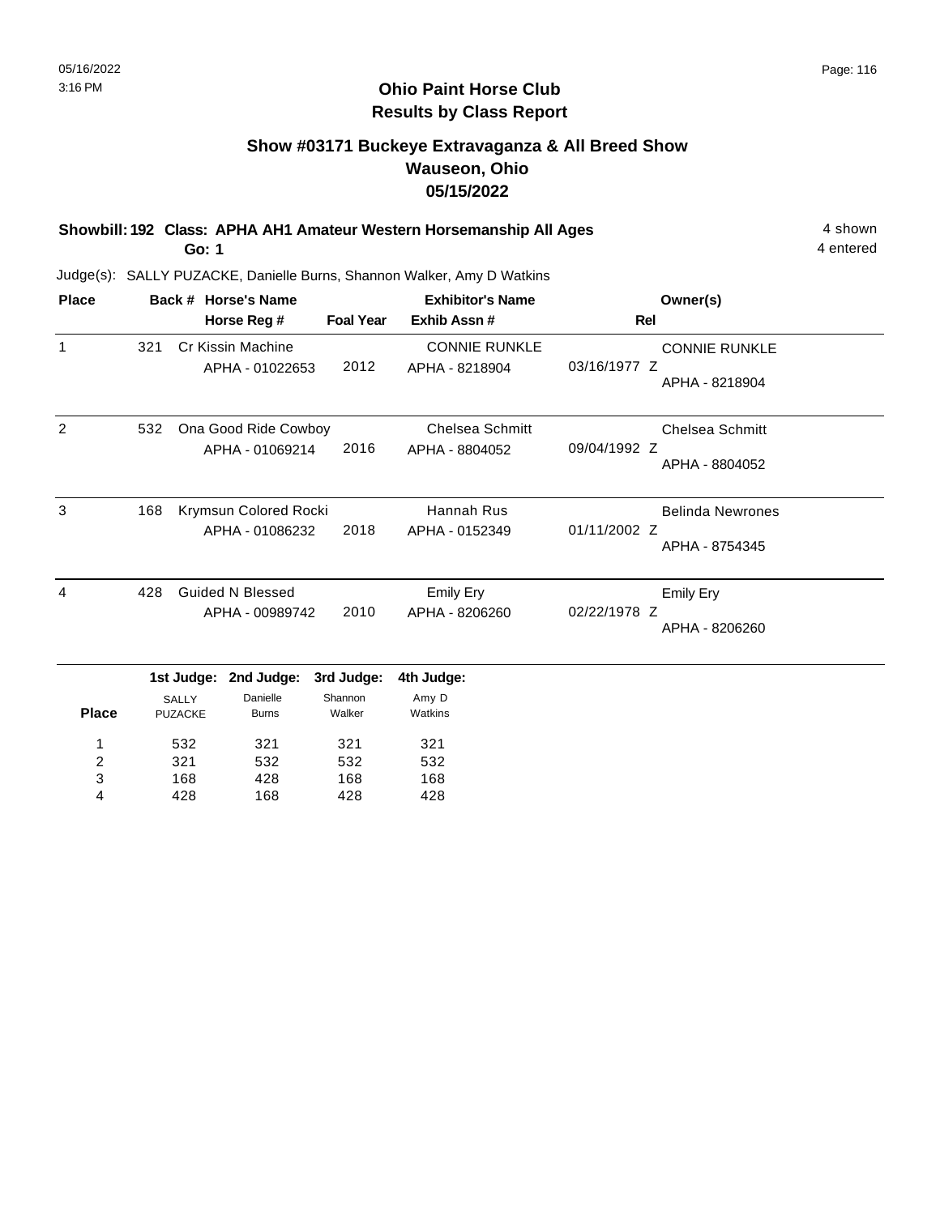# Ohio Paint Horse Club
## Results by Class Report

### Show #03171 Buckeye Extravaganza & All Breed Show
### Wauseon, Ohio
### 05/15/2022

**Showbill: 192 Class: APHA AH1 Amateur Western Horsemanship All Ages** — 4 shown, 4 entered

**Go: 1**

Judge(s): SALLY PUZACKE, Danielle Burns, Shannon Walker, Amy D Watkins

| Place | Back # | Horse's Name / Horse Reg # | Foal Year | Exhibitor's Name / Exhib Assn # | Rel | Owner(s) |
|---|---|---|---|---|---|---|
| 1 | 321 | Cr Kissin Machine<br>APHA - 01022653 | 2012 | CONNIE RUNKLE<br>APHA - 8218904 | 03/16/1977 Z | CONNIE RUNKLE<br>APHA - 8218904 |
| 2 | 532 | Ona Good Ride Cowboy<br>APHA - 01069214 | 2016 | Chelsea Schmitt<br>APHA - 8804052 | 09/04/1992 Z | Chelsea Schmitt<br>APHA - 8804052 |
| 3 | 168 | Krymsun Colored Rocki<br>APHA - 01086232 | 2018 | Hannah Rus<br>APHA - 0152349 | 01/11/2002 Z | Belinda Newrones<br>APHA - 8754345 |
| 4 | 428 | Guided N Blessed<br>APHA - 00989742 | 2010 | Emily Ery<br>APHA - 8206260 | 02/22/1978 Z | Emily Ery<br>APHA - 8206260 |

| Place | 1st Judge: SALLY PUZACKE | 2nd Judge: Danielle Burns | 3rd Judge: Shannon Walker | 4th Judge: Amy D Watkins |
|---|---|---|---|---|
| 1 | 532 | 321 | 321 | 321 |
| 2 | 321 | 532 | 532 | 532 |
| 3 | 168 | 428 | 168 | 168 |
| 4 | 428 | 168 | 428 | 428 |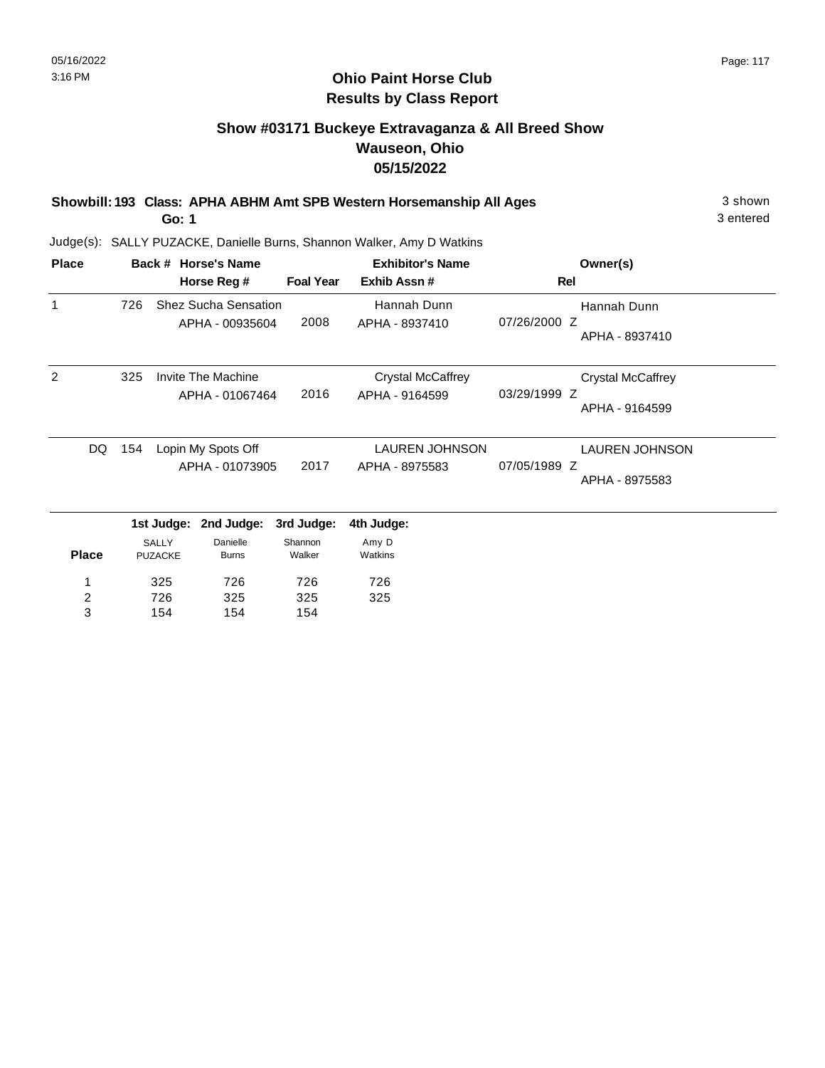# Ohio Paint Horse Club
## Results by Class Report

### Show #03171 Buckeye Extravaganza & All Breed Show
### Wauseon, Ohio
### 05/15/2022

**Showbill: 193 Class: APHA ABHM Amt SPB Western Horsemanship All Ages** — 3 shown

**Go: 1** — 3 entered

Judge(s): SALLY PUZACKE, Danielle Burns, Shannon Walker, Amy D Watkins

| Place | Back # | Horse's Name / Horse Reg # | Foal Year | Exhibitor's Name / Exhib Assn # | Rel | Owner(s) |
|---|---|---|---|---|---|---|
| 1 | 726 | Shez Sucha Sensation<br>APHA - 00935604 | 2008 | Hannah Dunn<br>APHA - 8937410 | 07/26/2000 Z | Hannah Dunn<br>APHA - 8937410 |
| 2 | 325 | Invite The Machine<br>APHA - 01067464 | 2016 | Crystal McCaffrey<br>APHA - 9164599 | 03/29/1999 Z | Crystal McCaffrey<br>APHA - 9164599 |
| DQ | 154 | Lopin My Spots Off<br>APHA - 01073905 | 2017 | LAUREN JOHNSON<br>APHA - 8975583 | 07/05/1989 Z | LAUREN JOHNSON<br>APHA - 8975583 |

| Place | 1st Judge: SALLY PUZACKE | 2nd Judge: Danielle Burns | 3rd Judge: Shannon Walker | 4th Judge: Amy D Watkins |
|---|---|---|---|---|
| 1 | 325 | 726 | 726 | 726 |
| 2 | 726 | 325 | 325 | 325 |
| 3 | 154 | 154 | 154 | |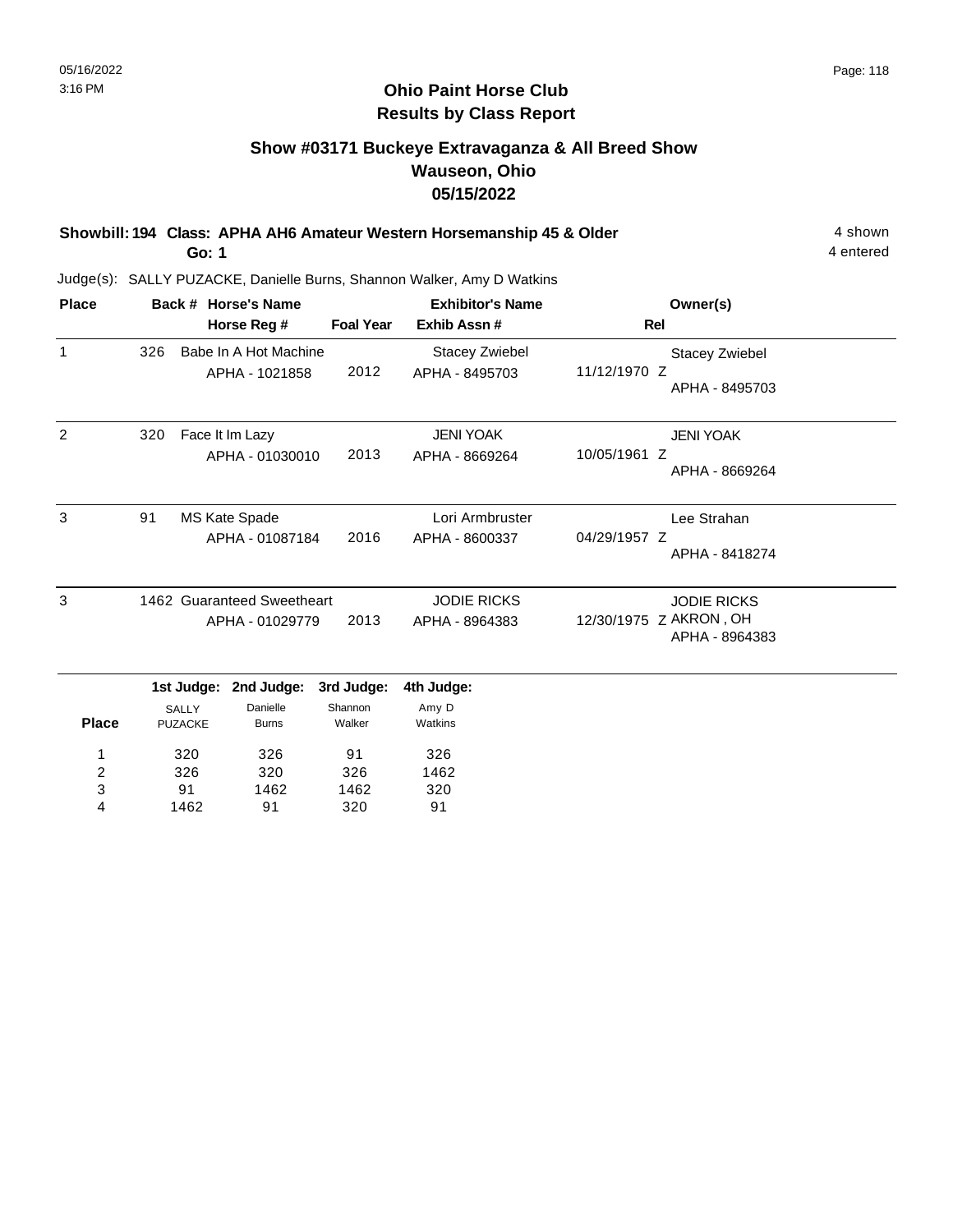# Ohio Paint Horse Club
## Results by Class Report

### Show #03171 Buckeye Extravaganza & All Breed Show
### Wauseon, Ohio
### 05/15/2022

**Showbill: 194 Class: APHA AH6 Amateur Western Horsemanship 45 & Older** — 4 shown
**Go: 1** — 4 entered

Judge(s): SALLY PUZACKE, Danielle Burns, Shannon Walker, Amy D Watkins

| Place | Back # | Horse's Name / Horse Reg # | Foal Year | Exhibitor's Name / Exhib Assn # | Rel | Owner(s) |
|---|---|---|---|---|---|---|
| 1 | 326 | Babe In A Hot Machine<br>APHA - 1021858 | 2012 | Stacey Zwiebel<br>APHA - 8495703 | 11/12/1970 Z | Stacey Zwiebel<br>APHA - 8495703 |
| 2 | 320 | Face It Im Lazy<br>APHA - 01030010 | 2013 | JENI YOAK<br>APHA - 8669264 | 10/05/1961 Z | JENI YOAK<br>APHA - 8669264 |
| 3 | 91 | MS Kate Spade<br>APHA - 01087184 | 2016 | Lori Armbruster<br>APHA - 8600337 | 04/29/1957 Z | Lee Strahan<br>APHA - 8418274 |
| 3 | 1462 | Guaranteed Sweetheart<br>APHA - 01029779 | 2013 | JODIE RICKS<br>APHA - 8964383 | 12/30/1975 Z | JODIE RICKS<br>AKRON , OH<br>APHA - 8964383 |

| Place | 1st Judge: SALLY PUZACKE | 2nd Judge: Danielle Burns | 3rd Judge: Shannon Walker | 4th Judge: Amy D Watkins |
|---|---|---|---|---|
| 1 | 320 | 326 | 91 | 326 |
| 2 | 326 | 320 | 326 | 1462 |
| 3 | 91 | 1462 | 1462 | 320 |
| 4 | 1462 | 91 | 320 | 91 |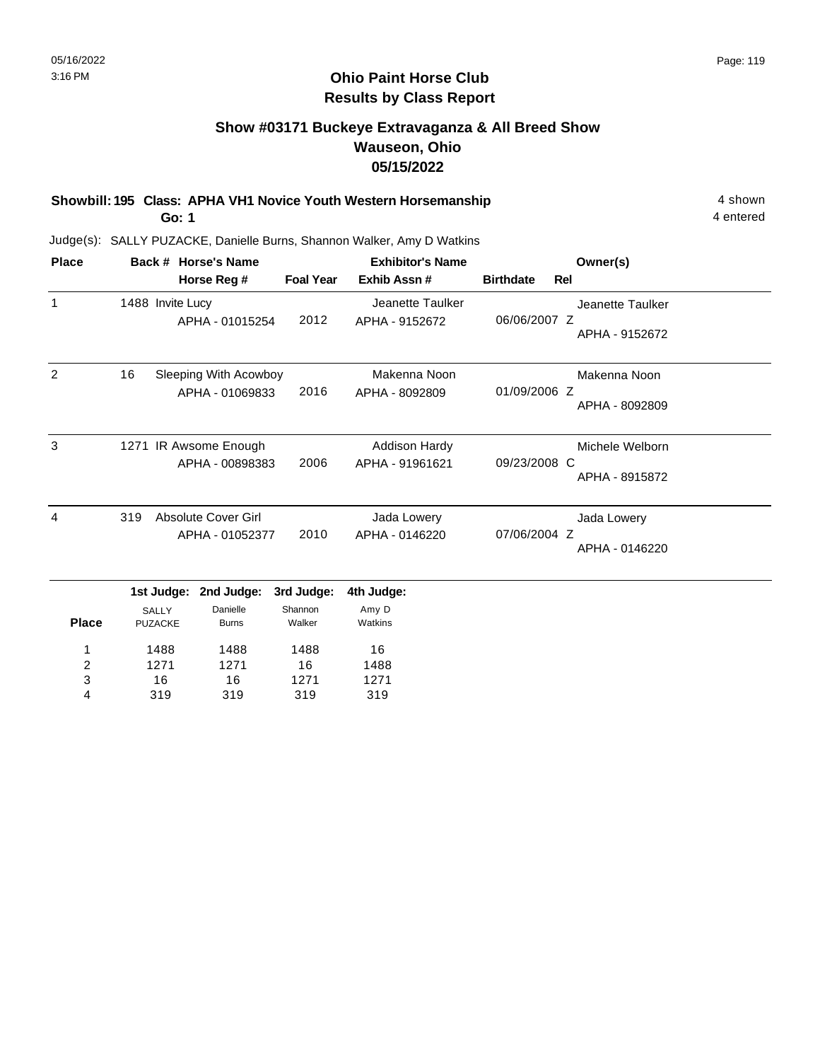# Ohio Paint Horse Club
## Results by Class Report

### Show #03171 Buckeye Extravaganza & All Breed Show
### Wauseon, Ohio
### 05/15/2022

**Showbill: 195 Class: APHA VH1 Novice Youth Western Horsemanship** — 4 shown, 4 entered

**Go: 1**

Judge(s): SALLY PUZACKE, Danielle Burns, Shannon Walker, Amy D Watkins

| Place | Back # | Horse's Name / Horse Reg # | Foal Year | Exhibitor's Name / Exhib Assn # | Birthdate | Rel | Owner(s) |
|---|---|---|---|---|---|---|---|
| 1 | 1488 | Invite Lucy<br>APHA - 01015254 | 2012 | Jeanette Taulker<br>APHA - 9152672 | 06/06/2007 | Z | Jeanette Taulker<br>APHA - 9152672 |
| 2 | 16 | Sleeping With Acowboy<br>APHA - 01069833 | 2016 | Makenna Noon<br>APHA - 8092809 | 01/09/2006 | Z | Makenna Noon<br>APHA - 8092809 |
| 3 | 1271 | IR Awsome Enough<br>APHA - 00898383 | 2006 | Addison Hardy<br>APHA - 91961621 | 09/23/2008 | C | Michele Welborn<br>APHA - 8915872 |
| 4 | 319 | Absolute Cover Girl<br>APHA - 01052377 | 2010 | Jada Lowery<br>APHA - 0146220 | 07/06/2004 | Z | Jada Lowery<br>APHA - 0146220 |

| Place | 1st Judge: SALLY PUZACKE | 2nd Judge: Danielle Burns | 3rd Judge: Shannon Walker | 4th Judge: Amy D Watkins |
|---|---|---|---|---|
| 1 | 1488 | 1488 | 1488 | 16 |
| 2 | 1271 | 1271 | 16 | 1488 |
| 3 | 16 | 16 | 1271 | 1271 |
| 4 | 319 | 319 | 319 | 319 |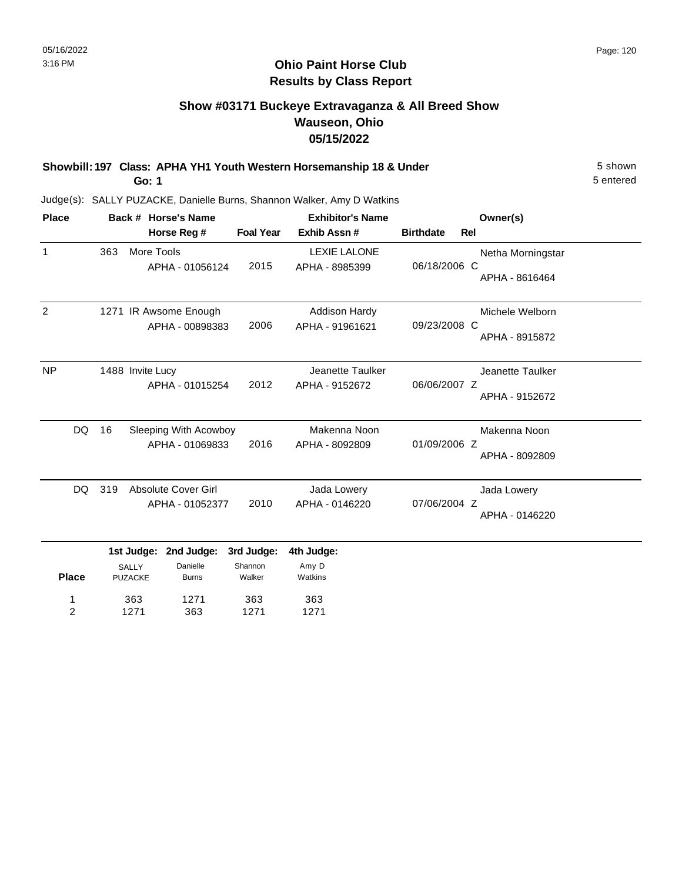# Ohio Paint Horse Club
## Results by Class Report

### Show #03171 Buckeye Extravaganza & All Breed Show
### Wauseon, Ohio
### 05/15/2022

**Showbill: 197 Class: APHA YH1 Youth Western Horsemanship 18 & Under** — 5 shown

**Go: 1** — 5 entered

Judge(s): SALLY PUZACKE, Danielle Burns, Shannon Walker, Amy D Watkins

| Place | Back # | Horse's Name / Horse Reg # | Foal Year | Exhibitor's Name / Exhib Assn # | Birthdate | Rel | Owner(s) |
|---|---|---|---|---|---|---|---|
| 1 | 363 | More Tools<br>APHA - 01056124 | 2015 | LEXIE LALONE<br>APHA - 8985399 | 06/18/2006 | C | Netha Morningstar<br>APHA - 8616464 |
| 2 | 1271 | IR Awsome Enough<br>APHA - 00898383 | 2006 | Addison Hardy<br>APHA - 91961621 | 09/23/2008 | C | Michele Welborn<br>APHA - 8915872 |
| NP | 1488 | Invite Lucy<br>APHA - 01015254 | 2012 | Jeanette Taulker<br>APHA - 9152672 | 06/06/2007 | Z | Jeanette Taulker<br>APHA - 9152672 |
| DQ | 16 | Sleeping With Acowboy<br>APHA - 01069833 | 2016 | Makenna Noon<br>APHA - 8092809 | 01/09/2006 | Z | Makenna Noon<br>APHA - 8092809 |
| DQ | 319 | Absolute Cover Girl<br>APHA - 01052377 | 2010 | Jada Lowery<br>APHA - 0146220 | 07/06/2004 | Z | Jada Lowery<br>APHA - 0146220 |

| Place | 1st Judge: SALLY PUZACKE | 2nd Judge: Danielle Burns | 3rd Judge: Shannon Walker | 4th Judge: Amy D Watkins |
|---|---|---|---|---|
| 1 | 363 | 1271 | 363 | 363 |
| 2 | 1271 | 363 | 1271 | 1271 |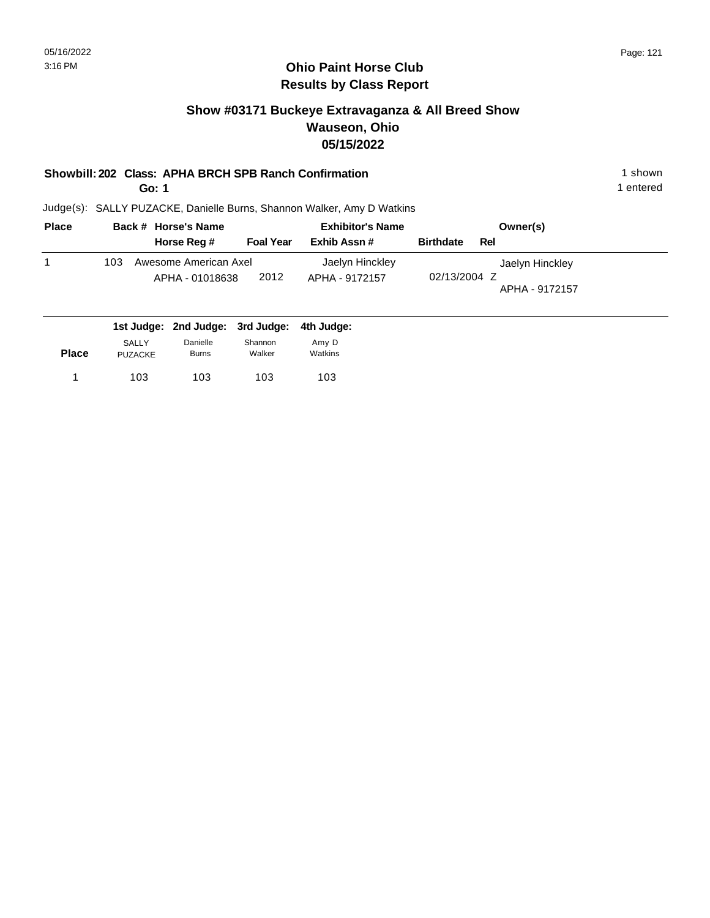# Ohio Paint Horse Club
## Results by Class Report

### Show #03171 Buckeye Extravaganza & All Breed Show
### Wauseon, Ohio
### 05/15/2022

**Showbill: 202 Class: APHA BRCH SPB Ranch Confirmation** 1 shown

**Go: 1** 1 entered

Judge(s): SALLY PUZACKE, Danielle Burns, Shannon Walker, Amy D Watkins

| Place | Back # | Horse's Name / Horse Reg # | Foal Year | Exhibitor's Name / Exhib Assn # | Birthdate | Rel | Owner(s) |
|---|---|---|---|---|---|---|---|
| 1 | 103 | Awesome American Axel<br>APHA - 01018638 | 2012 | Jaelyn Hinckley<br>APHA - 9172157 | 02/13/2004 | Z | Jaelyn Hinckley<br>APHA - 9172157 |

| Place | 1st Judge: SALLY PUZACKE | 2nd Judge: Danielle Burns | 3rd Judge: Shannon Walker | 4th Judge: Amy D Watkins |
|---|---|---|---|---|
| 1 | 103 | 103 | 103 | 103 |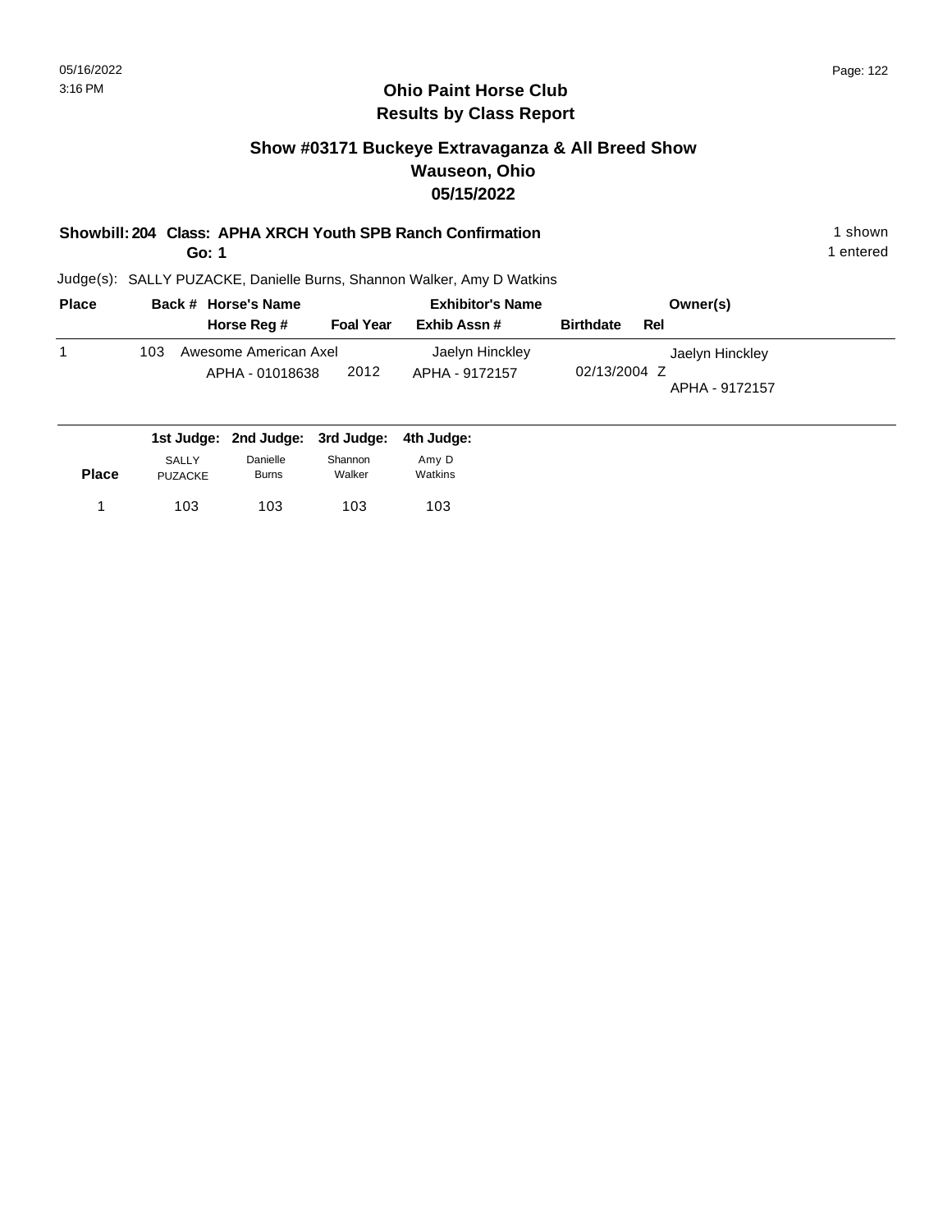# Ohio Paint Horse Club
## Results by Class Report

### Show #03171 Buckeye Extravaganza & All Breed Show
### Wauseon, Ohio
### 05/15/2022

**Showbill: 204 Class: APHA XRCH Youth SPB Ranch Confirmation** — 1 shown, 1 entered

**Go: 1**

Judge(s): SALLY PUZACKE, Danielle Burns, Shannon Walker, Amy D Watkins

| Place | Back # | Horse's Name / Horse Reg # | Foal Year | Exhibitor's Name / Exhib Assn # | Birthdate | Rel | Owner(s) |
|---|---|---|---|---|---|---|---|
| 1 | 103 | Awesome American Axel<br>APHA - 01018638 | 2012 | Jaelyn Hinckley<br>APHA - 9172157 | 02/13/2004 | Z | Jaelyn Hinckley<br>APHA - 9172157 |

| Place | 1st Judge: SALLY PUZACKE | 2nd Judge: Danielle Burns | 3rd Judge: Shannon Walker | 4th Judge: Amy D Watkins |
|---|---|---|---|---|
| 1 | 103 | 103 | 103 | 103 |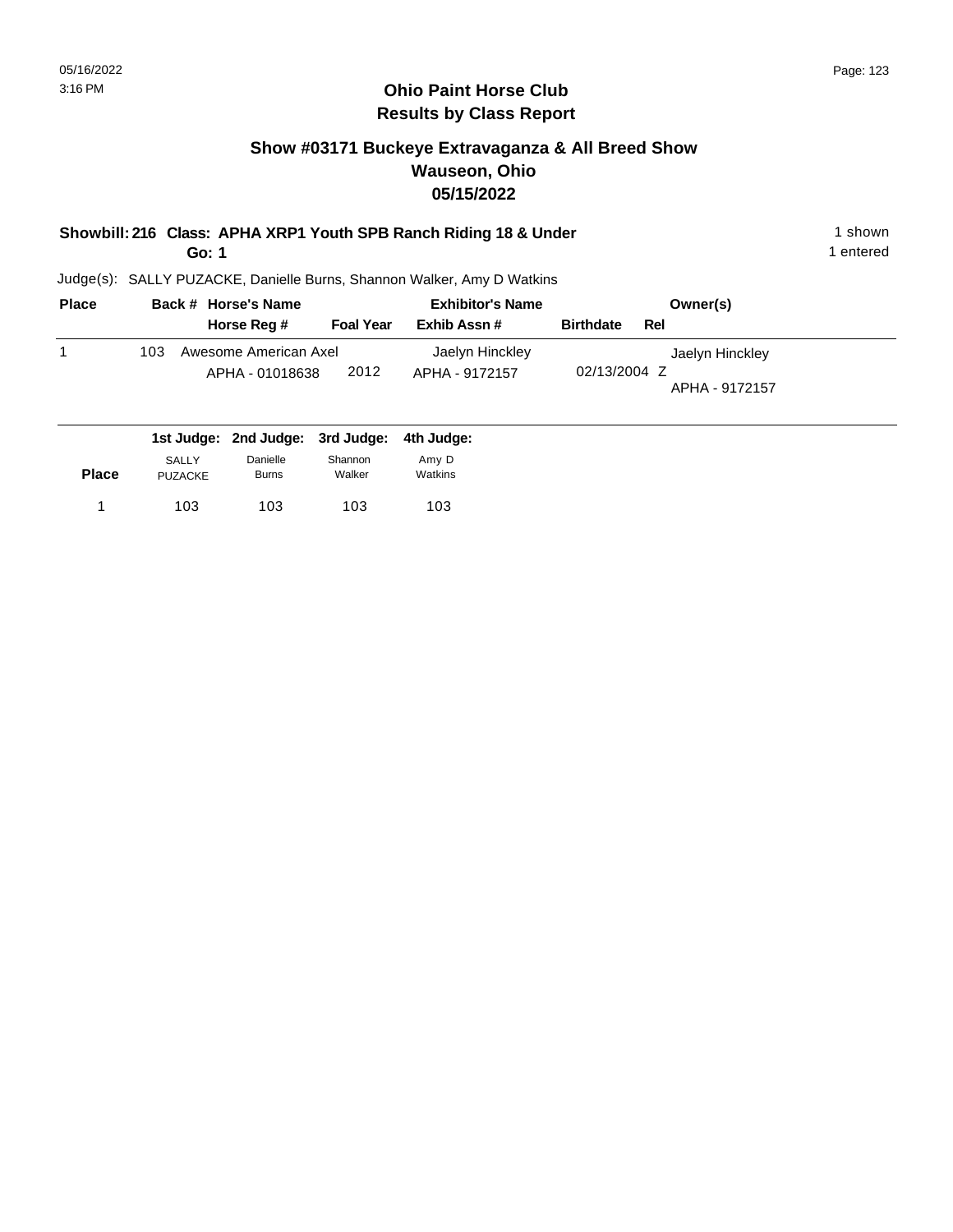05/16/2022
3:16 PM

## Ohio Paint Horse Club
## Results by Class Report

### Show #03171 Buckeye Extravaganza & All Breed Show
### Wauseon, Ohio
### 05/15/2022

**Showbill: 216 Class: APHA XRP1 Youth SPB Ranch Riding 18 & Under** — 1 shown
**Go: 1** — 1 entered

Judge(s): SALLY PUZACKE, Danielle Burns, Shannon Walker, Amy D Watkins

| Place | Back # | Horse's Name / Horse Reg # | Foal Year | Exhibitor's Name / Exhib Assn # | Birthdate | Rel | Owner(s) |
|---|---|---|---|---|---|---|---|
| 1 | 103 | Awesome American Axel<br>APHA - 01018638 | 2012 | Jaelyn Hinckley<br>APHA - 9172157 | 02/13/2004 | Z | Jaelyn Hinckley<br>APHA - 9172157 |

| Place | 1st Judge: SALLY PUZACKE | 2nd Judge: Danielle Burns | 3rd Judge: Shannon Walker | 4th Judge: Amy D Watkins |
|---|---|---|---|---|
| 1 | 103 | 103 | 103 | 103 |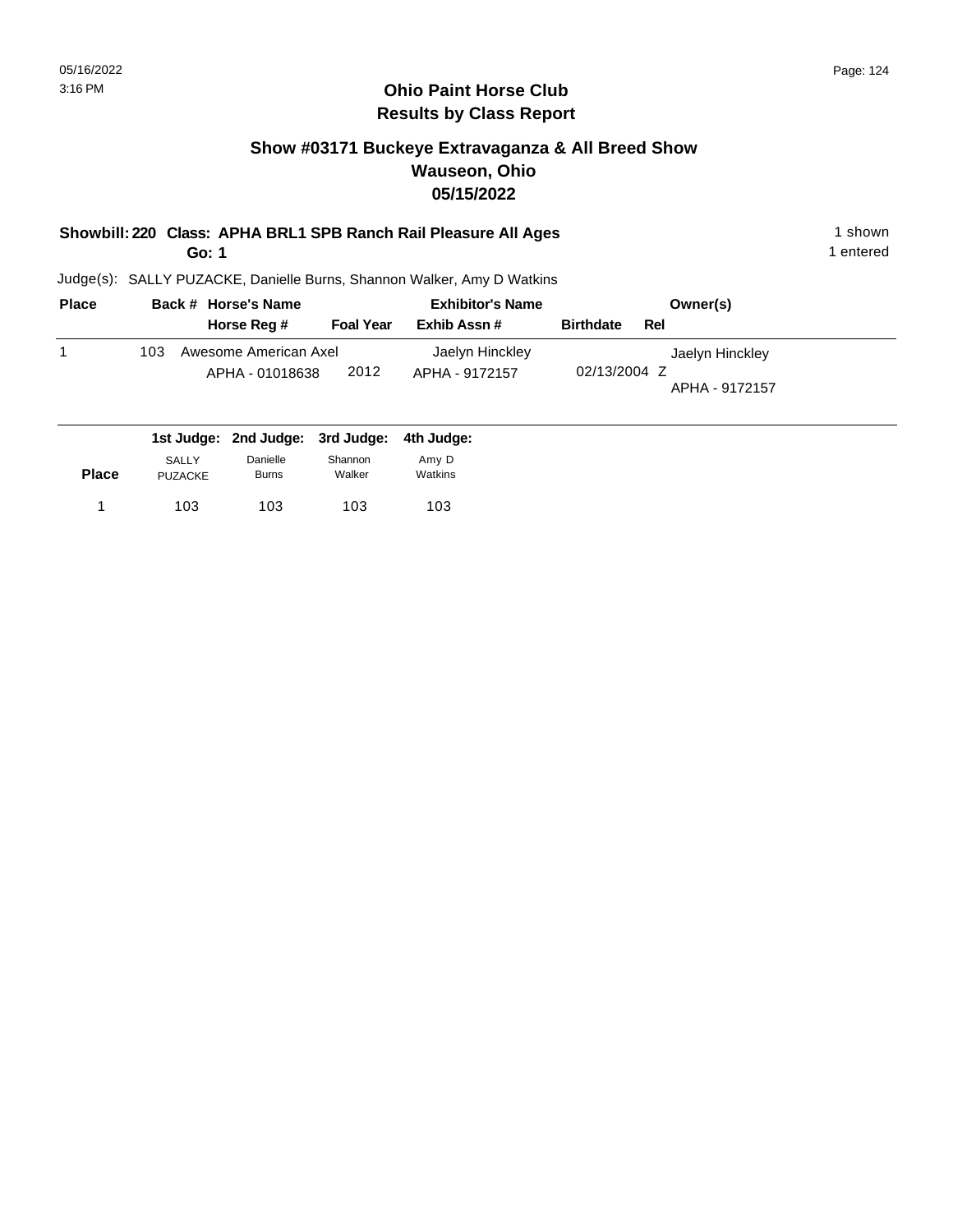# Ohio Paint Horse Club
## Results by Class Report

### Show #03171 Buckeye Extravaganza & All Breed Show
### Wauseon, Ohio
### 05/15/2022

**Showbill: 220 Class: APHA BRL1 SPB Ranch Rail Pleasure All Ages** — 1 shown, 1 entered

**Go: 1**

Judge(s): SALLY PUZACKE, Danielle Burns, Shannon Walker, Amy D Watkins

| Place | Back # | Horse's Name / Horse Reg # | Foal Year | Exhibitor's Name / Exhib Assn # | Birthdate | Rel | Owner(s) |
|---|---|---|---|---|---|---|---|
| 1 | 103 | Awesome American Axel<br>APHA - 01018638 | 2012 | Jaelyn Hinckley<br>APHA - 9172157 | 02/13/2004 | Z | Jaelyn Hinckley<br>APHA - 9172157 |

| Place | 1st Judge: SALLY PUZACKE | 2nd Judge: Danielle Burns | 3rd Judge: Shannon Walker | 4th Judge: Amy D Watkins |
|---|---|---|---|---|
| 1 | 103 | 103 | 103 | 103 |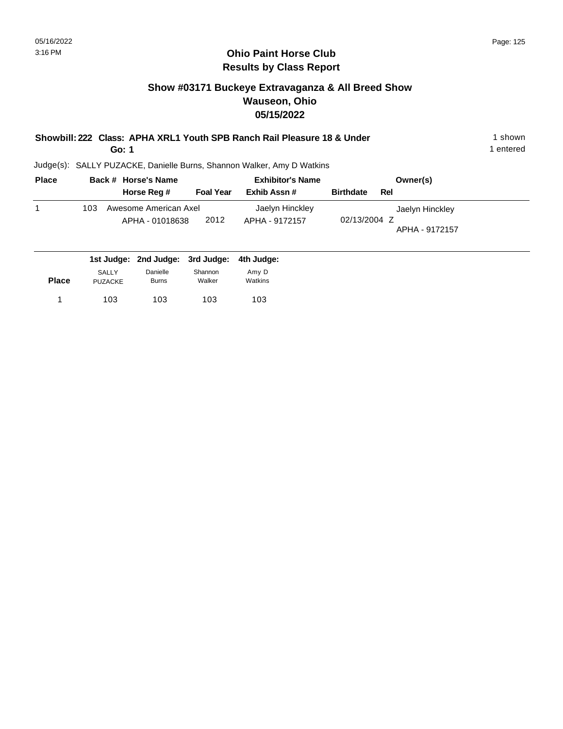# Ohio Paint Horse Club
## Results by Class Report

### Show #03171 Buckeye Extravaganza & All Breed Show
### Wauseon, Ohio
### 05/15/2022

**Showbill: 222 Class: APHA XRL1 Youth SPB Ranch Rail Pleasure 18 & Under** 1 shown
**Go: 1** 1 entered

Judge(s): SALLY PUZACKE, Danielle Burns, Shannon Walker, Amy D Watkins

| Place | Back # | Horse's Name / Horse Reg # | Foal Year | Exhibitor's Name / Exhib Assn # | Birthdate | Rel | Owner(s) |
|---|---|---|---|---|---|---|---|
| 1 | 103 | Awesome American Axel<br>APHA - 01018638 | 2012 | Jaelyn Hinckley<br>APHA - 9172157 | 02/13/2004 | Z | Jaelyn Hinckley<br>APHA - 9172157 |

| Place | 1st Judge: SALLY PUZACKE | 2nd Judge: Danielle Burns | 3rd Judge: Shannon Walker | 4th Judge: Amy D Watkins |
|---|---|---|---|---|
| 1 | 103 | 103 | 103 | 103 |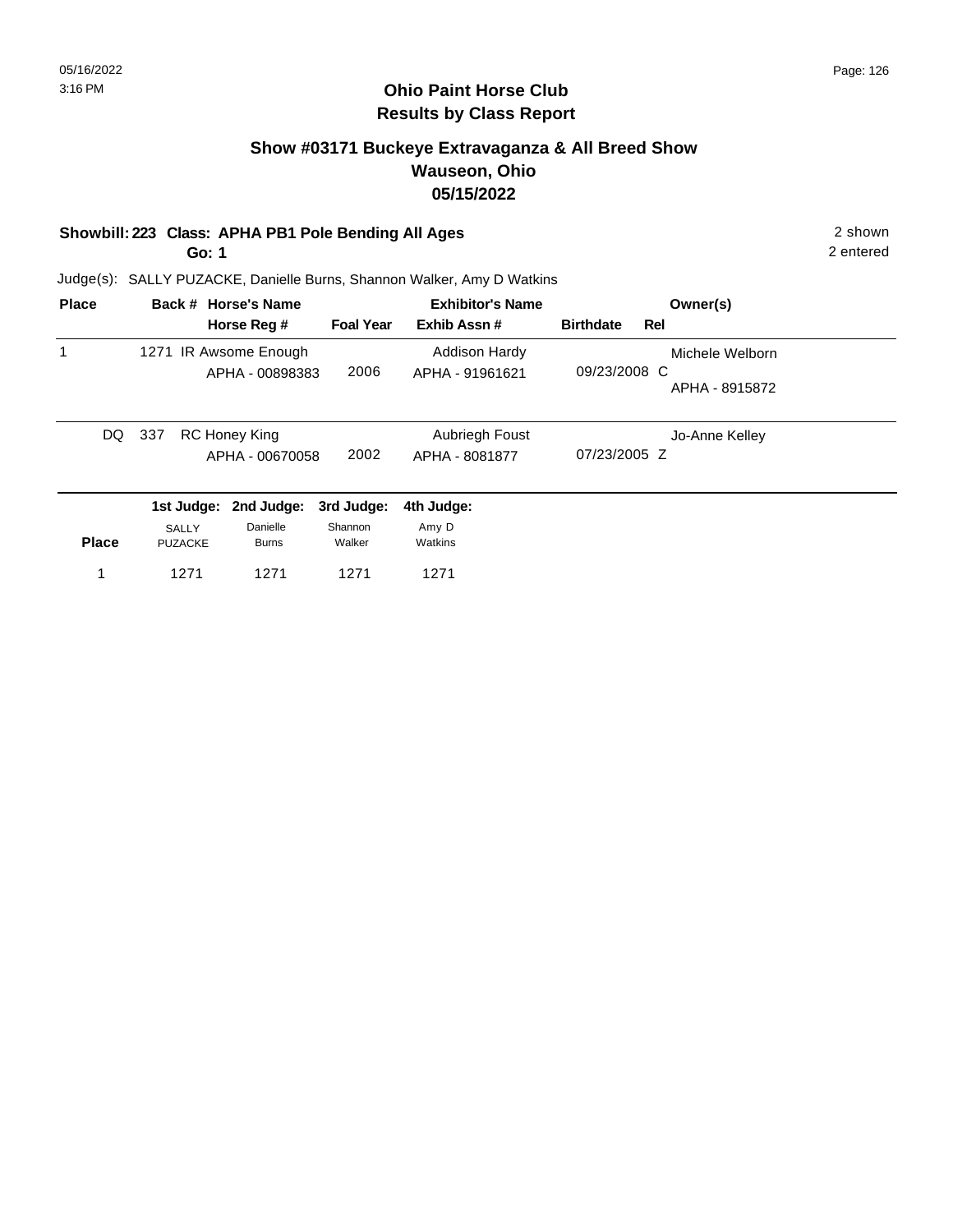# Ohio Paint Horse Club
## Results by Class Report

### Show #03171 Buckeye Extravaganza & All Breed Show
### Wauseon, Ohio
### 05/15/2022

**Showbill: 223 Class: APHA PB1 Pole Bending All Ages** — 2 shown

**Go: 1** — 2 entered

Judge(s): SALLY PUZACKE, Danielle Burns, Shannon Walker, Amy D Watkins

| Place | Back # | Horse's Name / Horse Reg # | Foal Year | Exhibitor's Name / Exhib Assn # | Birthdate | Rel | Owner(s) |
|---|---|---|---|---|---|---|---|
| 1 | 1271 | IR Awsome Enough / APHA - 00898383 | 2006 | Addison Hardy / APHA - 91961621 | 09/23/2008 | C | Michele Welborn / APHA - 8915872 |
| DQ | 337 | RC Honey King / APHA - 00670058 | 2002 | Aubriegh Foust / APHA - 8081877 | 07/23/2005 | Z | Jo-Anne Kelley |

| Place | 1st Judge: SALLY PUZACKE | 2nd Judge: Danielle Burns | 3rd Judge: Shannon Walker | 4th Judge: Amy D Watkins |
|---|---|---|---|---|
| 1 | 1271 | 1271 | 1271 | 1271 |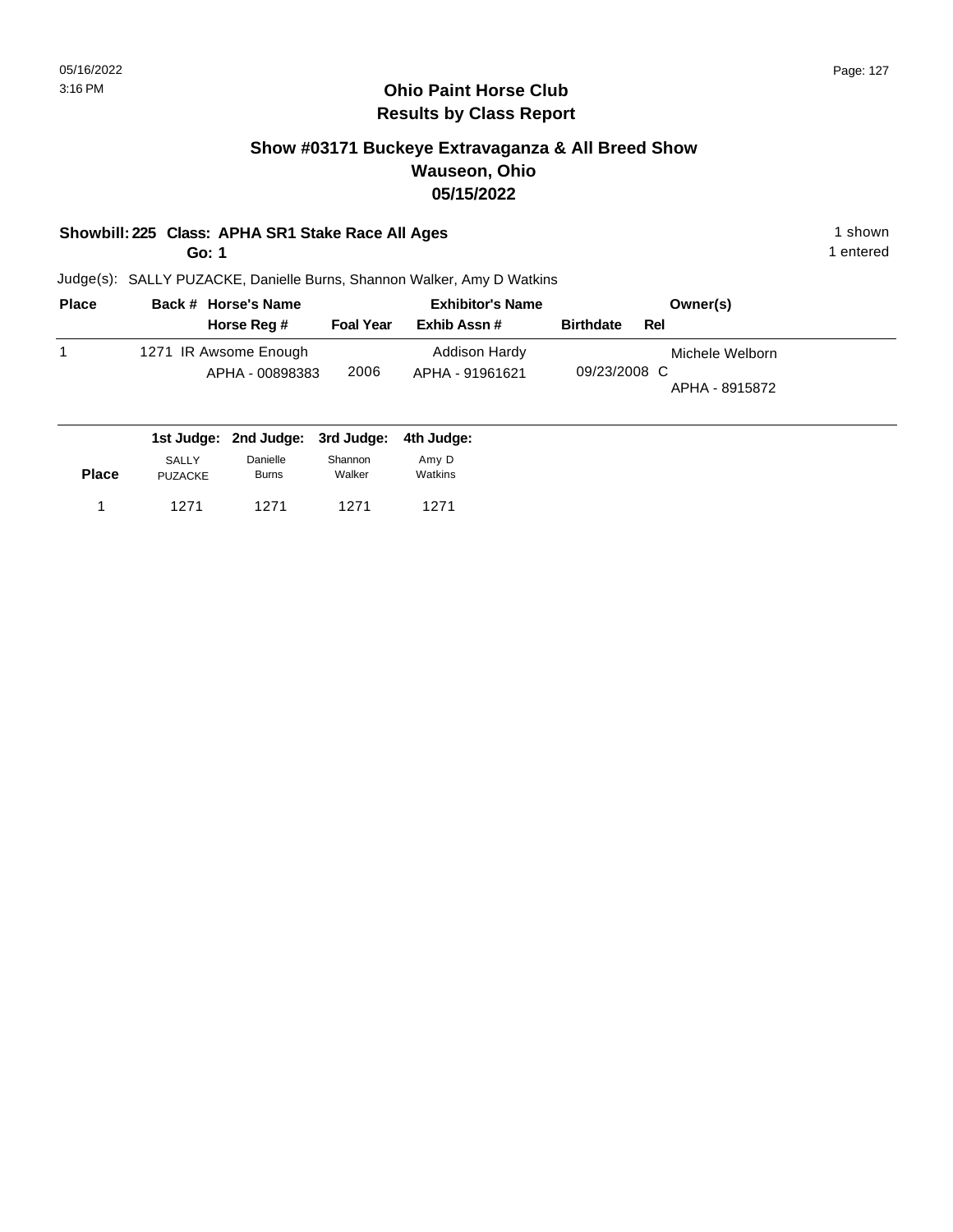# Ohio Paint Horse Club
## Results by Class Report

### Show #03171 Buckeye Extravaganza & All Breed Show
### Wauseon, Ohio
### 05/15/2022

**Showbill: 225 Class: APHA SR1 Stake Race All Ages** — 1 shown

**Go: 1** — 1 entered

Judge(s): SALLY PUZACKE, Danielle Burns, Shannon Walker, Amy D Watkins

| Place | Back # | Horse's Name / Horse Reg # | Foal Year | Exhibitor's Name / Exhib Assn # | Birthdate | Rel | Owner(s) |
|---|---|---|---|---|---|---|---|
| 1 | 1271 | IR Awsome Enough<br>APHA - 00898383 | 2006 | Addison Hardy<br>APHA - 91961621 | 09/23/2008 | C | Michele Welborn<br>APHA - 8915872 |

| Place | 1st Judge: SALLY PUZACKE | 2nd Judge: Danielle Burns | 3rd Judge: Shannon Walker | 4th Judge: Amy D Watkins |
|---|---|---|---|---|
| 1 | 1271 | 1271 | 1271 | 1271 |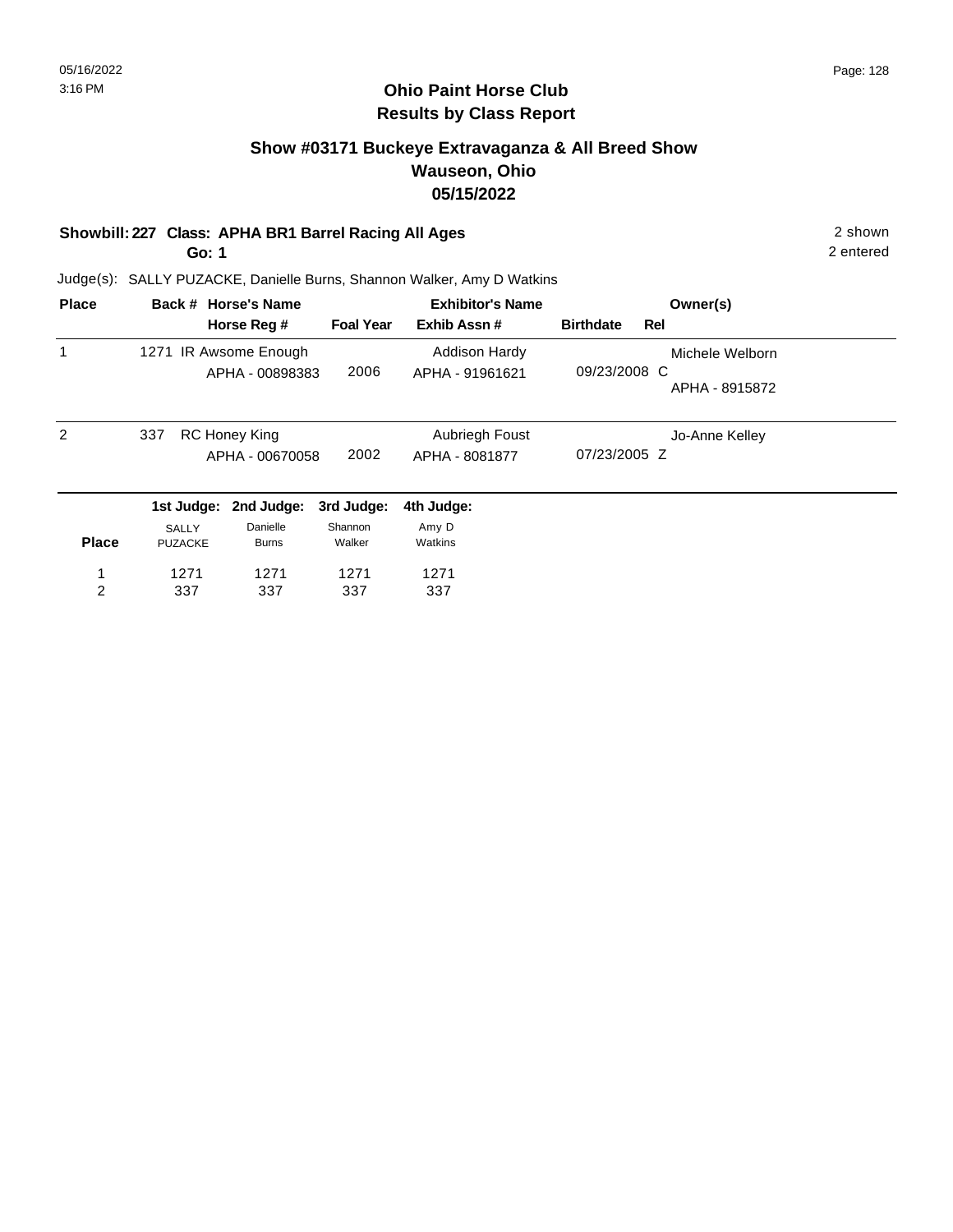## Ohio Paint Horse Club
## Results by Class Report

### Show #03171 Buckeye Extravaganza & All Breed Show
### Wauseon, Ohio
### 05/15/2022

**Showbill: 227 Class: APHA BR1 Barrel Racing All Ages** — 2 shown

**Go: 1** — 2 entered

Judge(s): SALLY PUZACKE, Danielle Burns, Shannon Walker, Amy D Watkins

| Place | Back # | Horse's Name / Horse Reg # | Foal Year | Exhibitor's Name / Exhib Assn # | Birthdate | Rel | Owner(s) |
|---|---|---|---|---|---|---|---|
| 1 | 1271 | IR Awsome Enough / APHA - 00898383 | 2006 | Addison Hardy / APHA - 91961621 | 09/23/2008 | C | Michele Welborn / APHA - 8915872 |
| 2 | 337 | RC Honey King / APHA - 00670058 | 2002 | Aubriegh Foust / APHA - 8081877 | 07/23/2005 | Z | Jo-Anne Kelley |

| Place | 1st Judge: SALLY PUZACKE | 2nd Judge: Danielle Burns | 3rd Judge: Shannon Walker | 4th Judge: Amy D Watkins |
|---|---|---|---|---|
| 1 | 1271 | 1271 | 1271 | 1271 |
| 2 | 337 | 337 | 337 | 337 |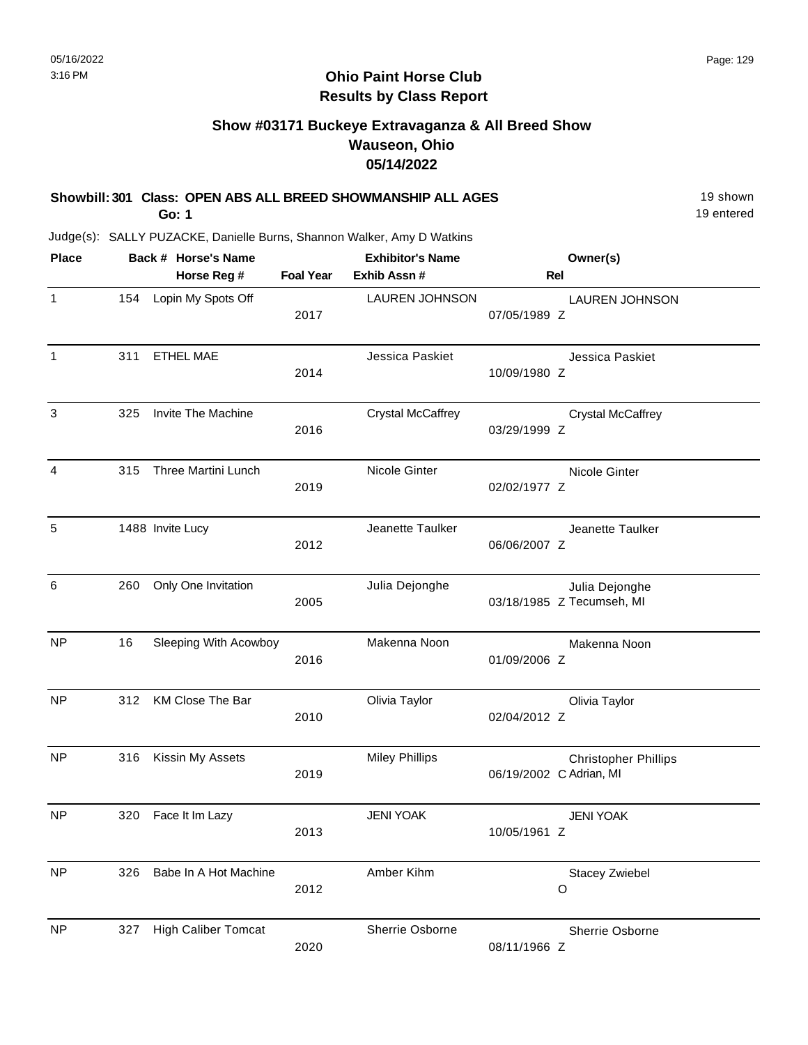# Ohio Paint Horse Club

## Results by Class Report

### Show #03171 Buckeye Extravaganza & All Breed Show
### Wauseon, Ohio
### 05/14/2022

**Showbill: 301 Class: OPEN ABS ALL BREED SHOWMANSHIP ALL AGES** — 19 shown, 19 entered

**Go: 1**

Judge(s): SALLY PUZACKE, Danielle Burns, Shannon Walker, Amy D Watkins

| Place | Back # | Horse's Name / Horse Reg # | Foal Year | Exhibitor's Name / Exhib Assn # | Rel | Owner(s) |
|---|---|---|---|---|---|---|
| 1 | 154 | Lopin My Spots Off | 2017 | LAUREN JOHNSON | 07/05/1989 Z | LAUREN JOHNSON |
| 1 | 311 | ETHEL MAE | 2014 | Jessica Paskiet | 10/09/1980 Z | Jessica Paskiet |
| 3 | 325 | Invite The Machine | 2016 | Crystal McCaffrey | 03/29/1999 Z | Crystal McCaffrey |
| 4 | 315 | Three Martini Lunch | 2019 | Nicole Ginter | 02/02/1977 Z | Nicole Ginter |
| 5 | 1488 | Invite Lucy | 2012 | Jeanette Taulker | 06/06/2007 Z | Jeanette Taulker |
| 6 | 260 | Only One Invitation | 2005 | Julia Dejonghe | 03/18/1985 Z | Julia Dejonghe, Tecumseh, MI |
| NP | 16 | Sleeping With Acowboy | 2016 | Makenna Noon | 01/09/2006 Z | Makenna Noon |
| NP | 312 | KM Close The Bar | 2010 | Olivia Taylor | 02/04/2012 Z | Olivia Taylor |
| NP | 316 | Kissin My Assets | 2019 | Miley Phillips | 06/19/2002 C | Christopher Phillips, Adrian, MI |
| NP | 320 | Face It Im Lazy | 2013 | JENI YOAK | 10/05/1961 Z | JENI YOAK |
| NP | 326 | Babe In A Hot Machine | 2012 | Amber Kihm | O | Stacey Zwiebel |
| NP | 327 | High Caliber Tomcat | 2020 | Sherrie Osborne | 08/11/1966 Z | Sherrie Osborne |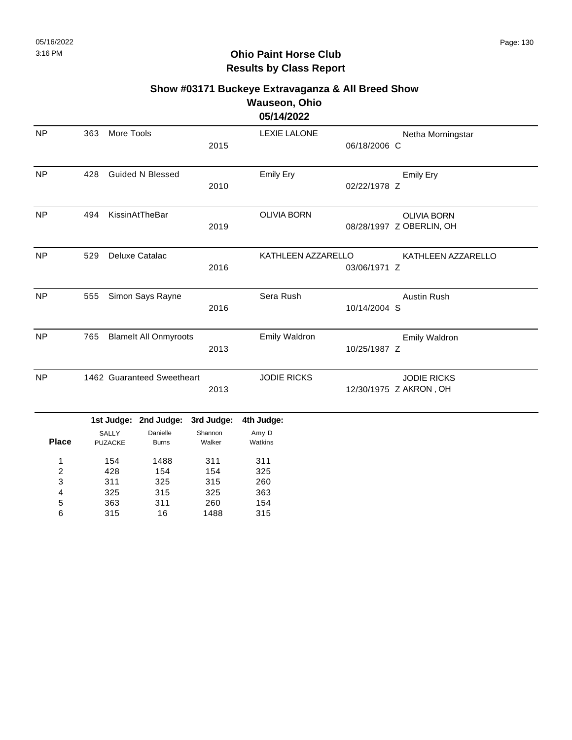**Ohio Paint Horse Club**
**Results by Class Report**

**Show #03171 Buckeye Extravaganza & All Breed Show**
**Wauseon, Ohio**
**05/14/2022**

| Place | Back # | Horse | Year | Exhibitor | DOB | Owner |
|---|---|---|---|---|---|---|
| NP | 363 | More Tools | 2015 | LEXIE LALONE | 06/18/2006 C | Netha Morningstar |
| NP | 428 | Guided N Blessed | 2010 | Emily Ery | 02/22/1978 Z | Emily Ery |
| NP | 494 | KissinAtTheBar | 2019 | OLIVIA BORN | 08/28/1997 Z | OLIVIA BORN OBERLIN, OH |
| NP | 529 | Deluxe Catalac | 2016 | KATHLEEN AZZARELLO | 03/06/1971 Z | KATHLEEN AZZARELLO |
| NP | 555 | Simon Says Rayne | 2016 | Sera Rush | 10/14/2004 S | Austin Rush |
| NP | 765 | BlameIt All Onmyroots | 2013 | Emily Waldron | 10/25/1987 Z | Emily Waldron |
| NP | 1462 | Guaranteed Sweetheart | 2013 | JODIE RICKS | 12/30/1975 Z | JODIE RICKS AKRON , OH |

| Place | 1st Judge: SALLY PUZACKE | 2nd Judge: Danielle Burns | 3rd Judge: Shannon Walker | 4th Judge: Amy D Watkins |
|---|---|---|---|---|
| 1 | 154 | 1488 | 311 | 311 |
| 2 | 428 | 154 | 154 | 325 |
| 3 | 311 | 325 | 315 | 260 |
| 4 | 325 | 315 | 325 | 363 |
| 5 | 363 | 311 | 260 | 154 |
| 6 | 315 | 16 | 1488 | 315 |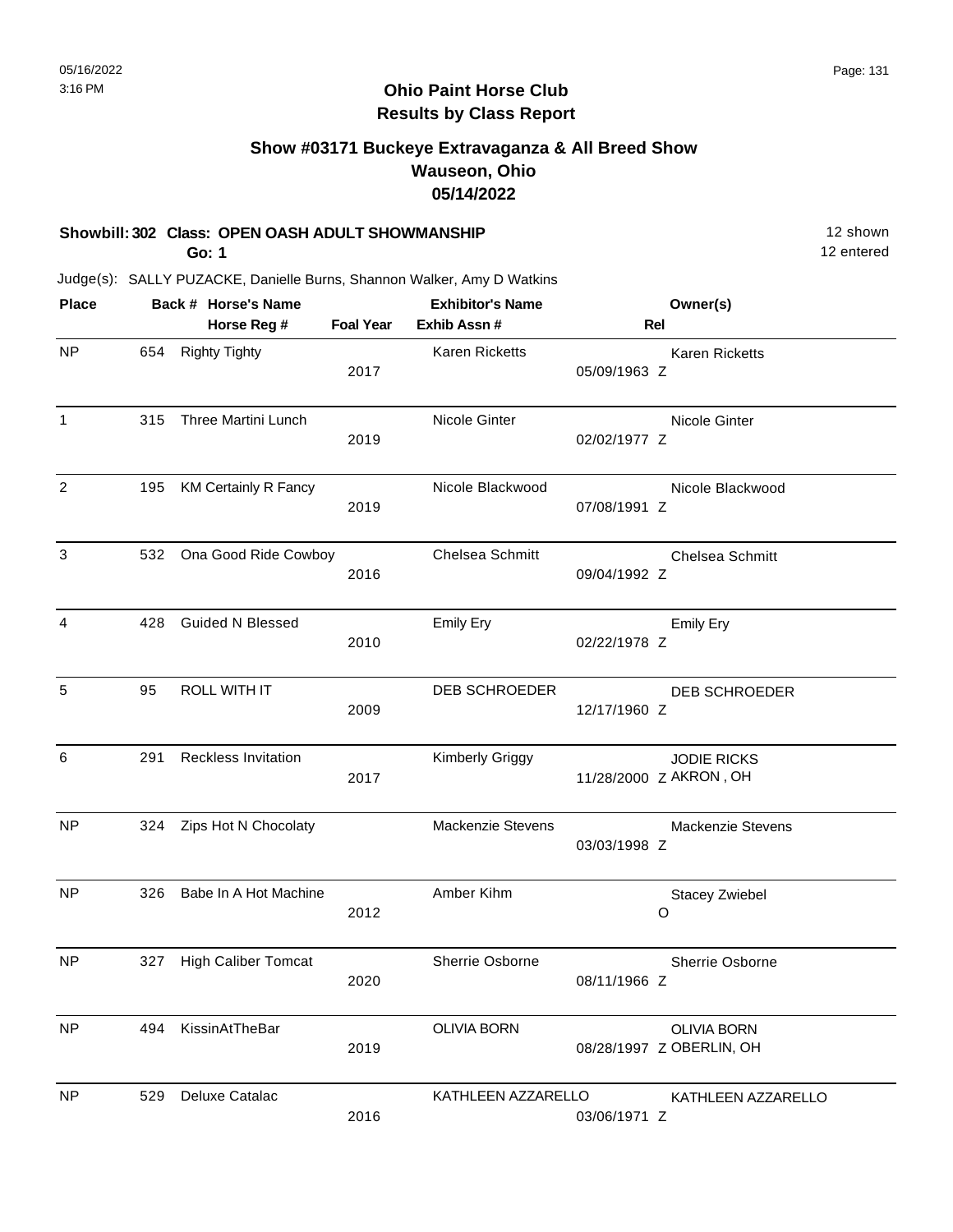# Ohio Paint Horse Club
## Results by Class Report

### Show #03171 Buckeye Extravaganza & All Breed Show
### Wauseon, Ohio
### 05/14/2022

**Showbill: 302 Class: OPEN OASH ADULT SHOWMANSHIP** 12 shown
**Go: 1** 12 entered

Judge(s): SALLY PUZACKE, Danielle Burns, Shannon Walker, Amy D Watkins

| Place | Back # | Horse's Name / Horse Reg # | Foal Year | Exhibitor's Name / Exhib Assn # | Rel | Owner(s) |
|---|---|---|---|---|---|---|
| NP | 654 | Righty Tighty | 2017 | Karen Ricketts | 05/09/1963 Z | Karen Ricketts |
| 1 | 315 | Three Martini Lunch | 2019 | Nicole Ginter | 02/02/1977 Z | Nicole Ginter |
| 2 | 195 | KM Certainly R Fancy | 2019 | Nicole Blackwood | 07/08/1991 Z | Nicole Blackwood |
| 3 | 532 | Ona Good Ride Cowboy | 2016 | Chelsea Schmitt | 09/04/1992 Z | Chelsea Schmitt |
| 4 | 428 | Guided N Blessed | 2010 | Emily Ery | 02/22/1978 Z | Emily Ery |
| 5 | 95 | ROLL WITH IT | 2009 | DEB SCHROEDER | 12/17/1960 Z | DEB SCHROEDER |
| 6 | 291 | Reckless Invitation | 2017 | Kimberly Griggy | 11/28/2000 Z | JODIE RICKS AKRON , OH |
| NP | 324 | Zips Hot N Chocolaty | | Mackenzie Stevens | 03/03/1998 Z | Mackenzie Stevens |
| NP | 326 | Babe In A Hot Machine | 2012 | Amber Kihm | O | Stacey Zwiebel |
| NP | 327 | High Caliber Tomcat | 2020 | Sherrie Osborne | 08/11/1966 Z | Sherrie Osborne |
| NP | 494 | KissinAtTheBar | 2019 | OLIVIA BORN | 08/28/1997 Z | OLIVIA BORN OBERLIN, OH |
| NP | 529 | Deluxe Catalac | 2016 | KATHLEEN AZZARELLO | 03/06/1971 Z | KATHLEEN AZZARELLO |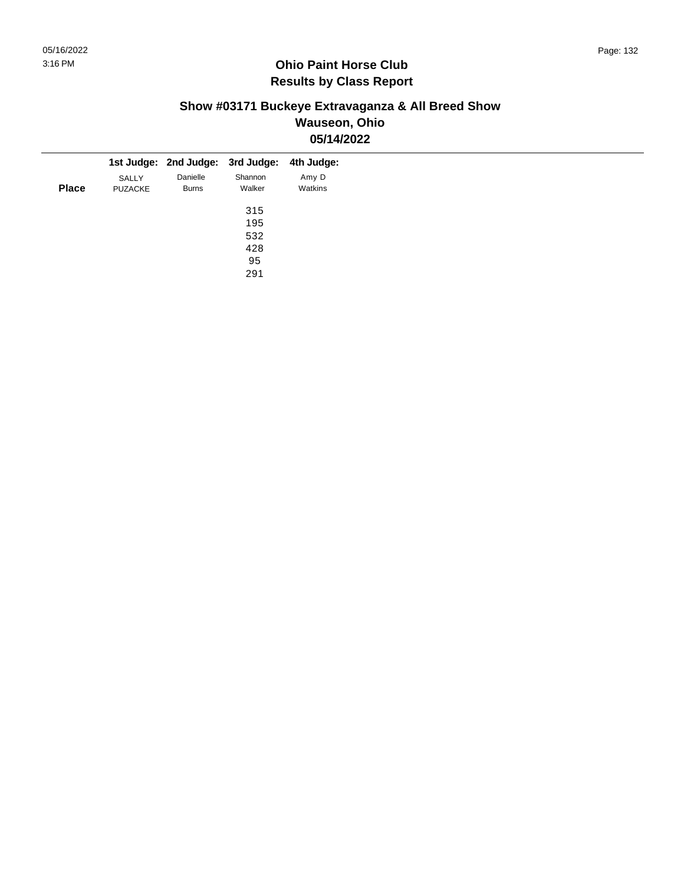# Ohio Paint Horse Club
## Results by Class Report

### Show #03171 Buckeye Extravaganza & All Breed Show
### Wauseon, Ohio
### 05/14/2022

| Place | 1st Judge: SALLY PUZACKE | 2nd Judge: Danielle Burns | 3rd Judge: Shannon Walker | 4th Judge: Amy D Watkins |
|---|---|---|---|---|
| | | | 315 | |
| | | | 195 | |
| | | | 532 | |
| | | | 428 | |
| | | | 95 | |
| | | | 291 | |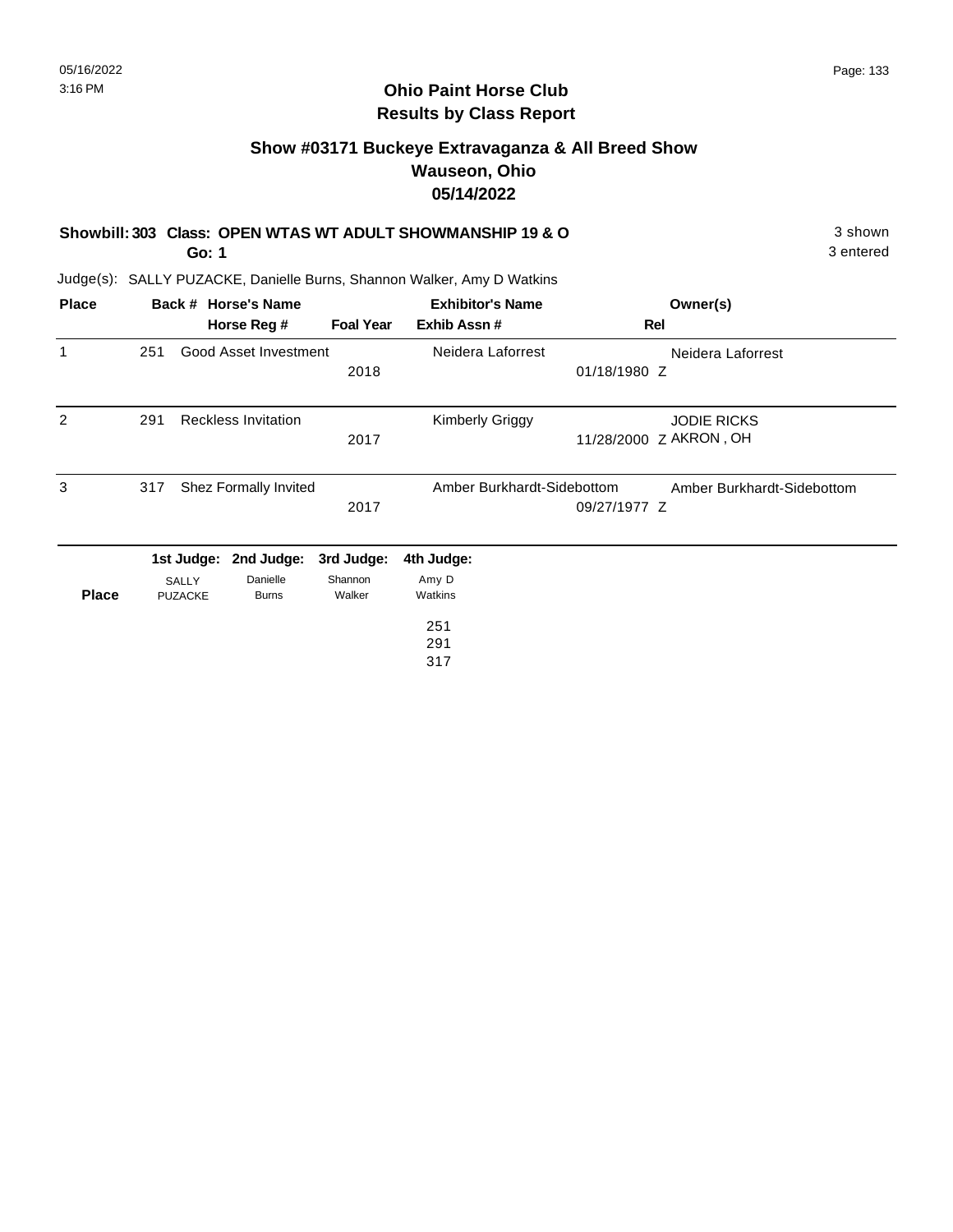# Ohio Paint Horse Club
## Results by Class Report

### Show #03171 Buckeye Extravaganza & All Breed Show
### Wauseon, Ohio
### 05/14/2022

**Showbill: 303 Class: OPEN WTAS WT ADULT SHOWMANSHIP 19 & O** — 3 shown

**Go: 1** — 3 entered

Judge(s): SALLY PUZACKE, Danielle Burns, Shannon Walker, Amy D Watkins

| Place | Back # | Horse's Name / Horse Reg # | Foal Year | Exhibitor's Name / Exhib Assn # | Rel | Owner(s) |
|---|---|---|---|---|---|---|
| 1 | 251 | Good Asset Investment | 2018 | Neidera Laforrest | 01/18/1980 Z | Neidera Laforrest |
| 2 | 291 | Reckless Invitation | 2017 | Kimberly Griggy | 11/28/2000 Z | JODIE RICKS AKRON , OH |
| 3 | 317 | Shez Formally Invited | 2017 | Amber Burkhardt-Sidebottom | 09/27/1977 Z | Amber Burkhardt-Sidebottom |

| Place | 1st Judge: SALLY PUZACKE | 2nd Judge: Danielle Burns | 3rd Judge: Shannon Walker | 4th Judge: Amy D Watkins |
|---|---|---|---|---|
| | | | | 251 |
| | | | | 291 |
| | | | | 317 |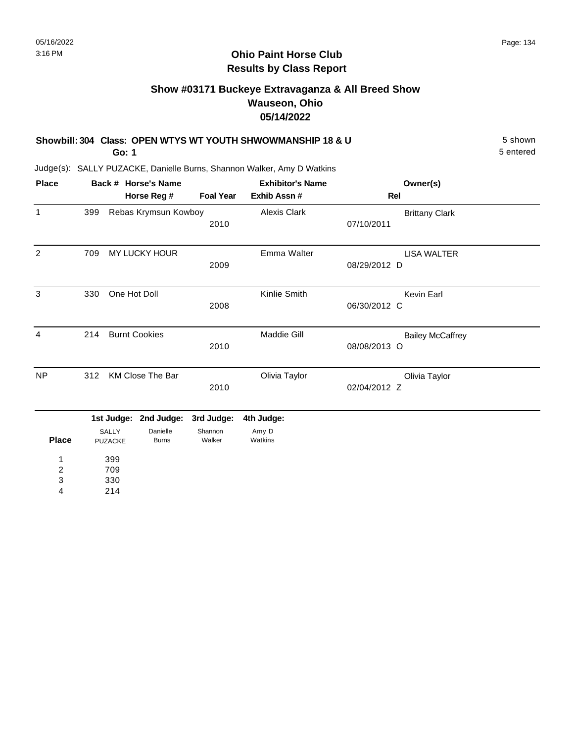# Ohio Paint Horse Club
## Results by Class Report

### Show #03171 Buckeye Extravaganza & All Breed Show
### Wauseon, Ohio
### 05/14/2022

**Showbill: 304 Class: OPEN WTYS WT YOUTH SHWOWMANSHIP 18 & U** 5 shown

**Go: 1** 5 entered

Judge(s): SALLY PUZACKE, Danielle Burns, Shannon Walker, Amy D Watkins

| Place | Back # | Horse's Name / Horse Reg # | Foal Year | Exhibitor's Name / Exhib Assn # | Rel | Owner(s) |
|---|---|---|---|---|---|---|
| 1 | 399 | Rebas Krymsun Kowboy | 2010 | Alexis Clark | 07/10/2011 | Brittany Clark |
| 2 | 709 | MY LUCKY HOUR | 2009 | Emma Walter | 08/29/2012 D | LISA WALTER |
| 3 | 330 | One Hot Doll | 2008 | Kinlie Smith | 06/30/2012 C | Kevin Earl |
| 4 | 214 | Burnt Cookies | 2010 | Maddie Gill | 08/08/2013 O | Bailey McCaffrey |
| NP | 312 | KM Close The Bar | 2010 | Olivia Taylor | 02/04/2012 Z | Olivia Taylor |

| Place | 1st Judge: SALLY PUZACKE | 2nd Judge: Danielle Burns | 3rd Judge: Shannon Walker | 4th Judge: Amy D Watkins |
|---|---|---|---|---|
| 1 | 399 | | | |
| 2 | 709 | | | |
| 3 | 330 | | | |
| 4 | 214 | | | |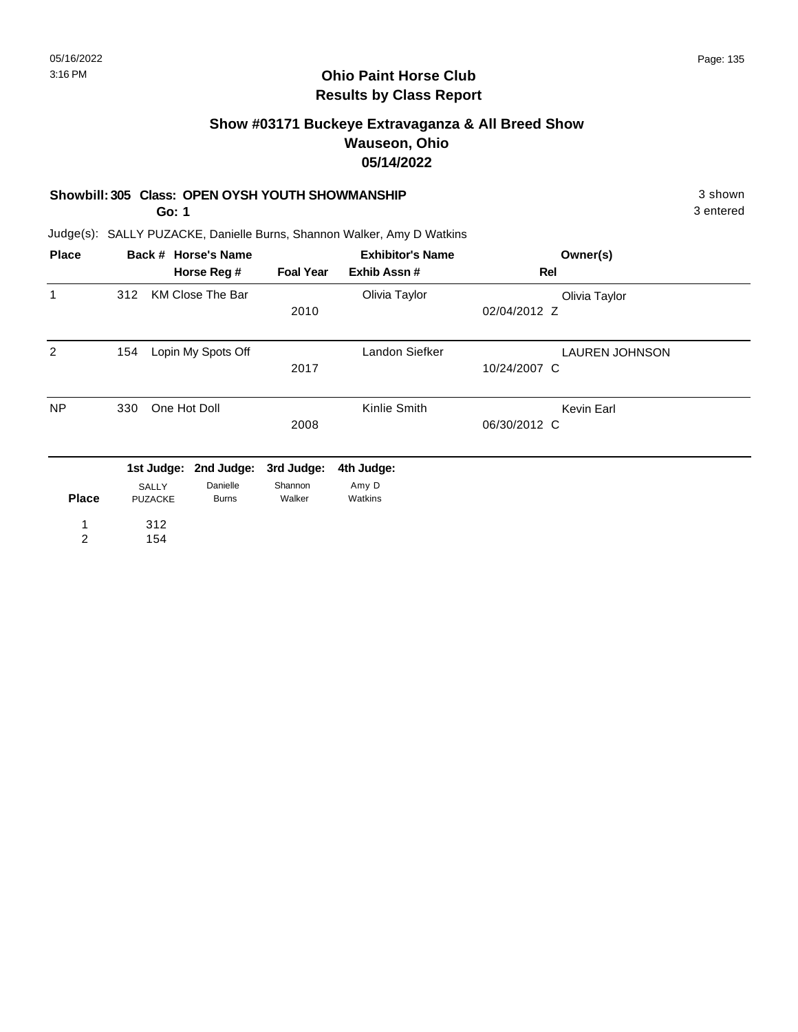## Ohio Paint Horse Club
## Results by Class Report

### Show #03171 Buckeye Extravaganza & All Breed Show
### Wauseon, Ohio
### 05/14/2022

**Showbill: 305 Class: OPEN OYSH YOUTH SHOWMANSHIP** 3 shown

**Go: 1** 3 entered

Judge(s): SALLY PUZACKE, Danielle Burns, Shannon Walker, Amy D Watkins

| Place | Back # | Horse's Name / Horse Reg # | Foal Year | Exhibitor's Name / Exhib Assn # | Rel | Owner(s) |
|---|---|---|---|---|---|---|
| 1 | 312 | KM Close The Bar | 2010 | Olivia Taylor | 02/04/2012 Z | Olivia Taylor |
| 2 | 154 | Lopin My Spots Off | 2017 | Landon Siefker | 10/24/2007 C | LAUREN JOHNSON |
| NP | 330 | One Hot Doll | 2008 | Kinlie Smith | 06/30/2012 C | Kevin Earl |

| Place | 1st Judge: SALLY PUZACKE | 2nd Judge: Danielle Burns | 3rd Judge: Shannon Walker | 4th Judge: Amy D Watkins |
|---|---|---|---|---|
| 1 | 312 | | | |
| 2 | 154 | | | |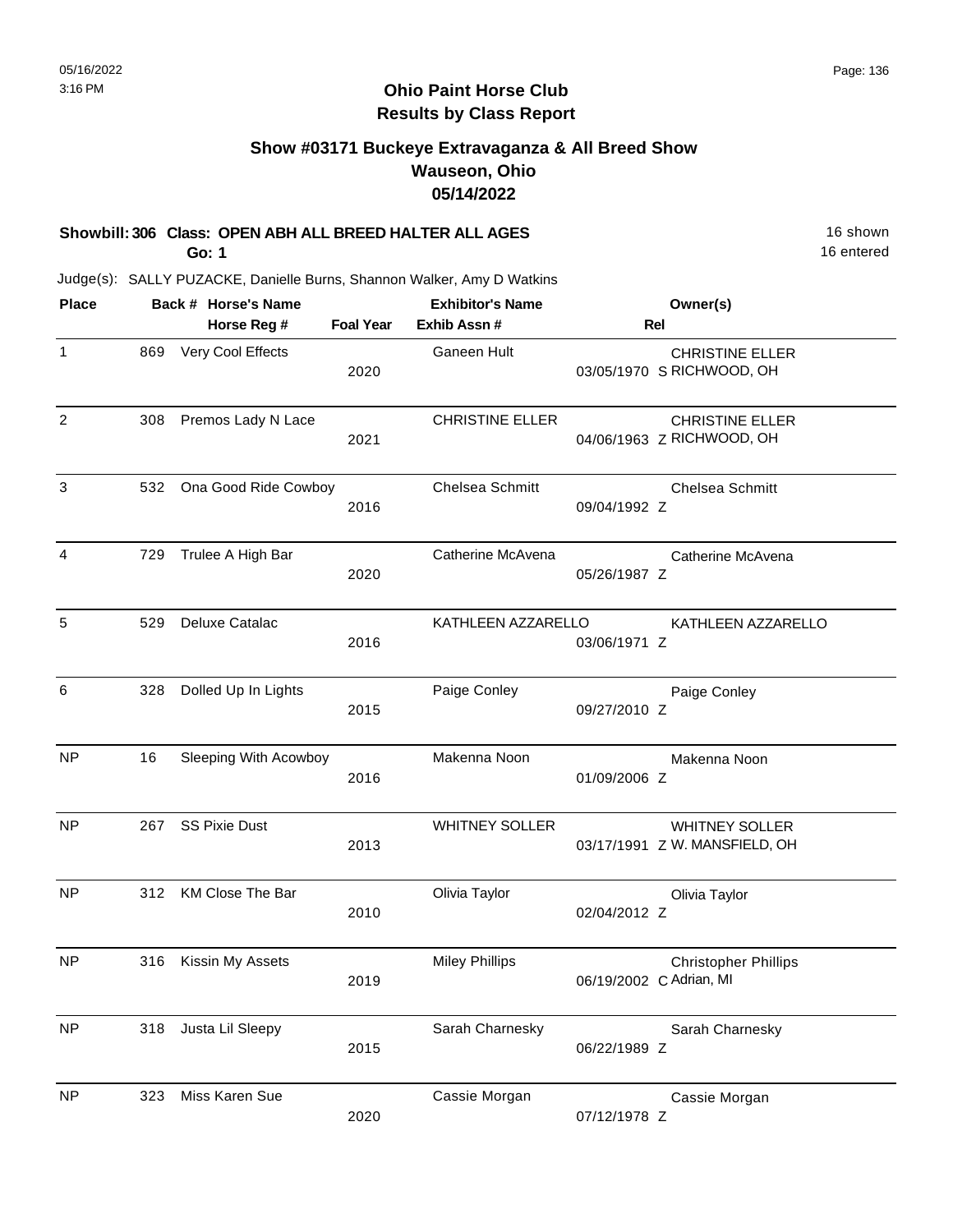05/16/2022
3:16 PM

# Ohio Paint Horse Club
## Results by Class Report

### Show #03171 Buckeye Extravaganza & All Breed Show
### Wauseon, Ohio
### 05/14/2022

**Showbill: 306 Class: OPEN ABH ALL BREED HALTER ALL AGES** — 16 shown, 16 entered

**Go: 1**

Judge(s): SALLY PUZACKE, Danielle Burns, Shannon Walker, Amy D Watkins

| Place | Back # | Horse's Name / Horse Reg # | Foal Year | Exhibitor's Name / Exhib Assn # | Rel | Owner(s) |
|---|---|---|---|---|---|---|
| 1 | 869 | Very Cool Effects | 2020 | Ganeen Hult | 03/05/1970 S | CHRISTINE ELLER RICHWOOD, OH |
| 2 | 308 | Premos Lady N Lace | 2021 | CHRISTINE ELLER | 04/06/1963 Z | CHRISTINE ELLER RICHWOOD, OH |
| 3 | 532 | Ona Good Ride Cowboy | 2016 | Chelsea Schmitt | 09/04/1992 Z | Chelsea Schmitt |
| 4 | 729 | Trulee A High Bar | 2020 | Catherine McAvena | 05/26/1987 Z | Catherine McAvena |
| 5 | 529 | Deluxe Catalac | 2016 | KATHLEEN AZZARELLO | 03/06/1971 Z | KATHLEEN AZZARELLO |
| 6 | 328 | Dolled Up In Lights | 2015 | Paige Conley | 09/27/2010 Z | Paige Conley |
| NP | 16 | Sleeping With Acowboy | 2016 | Makenna Noon | 01/09/2006 Z | Makenna Noon |
| NP | 267 | SS Pixie Dust | 2013 | WHITNEY SOLLER | 03/17/1991 Z | WHITNEY SOLLER W. MANSFIELD, OH |
| NP | 312 | KM Close The Bar | 2010 | Olivia Taylor | 02/04/2012 Z | Olivia Taylor |
| NP | 316 | Kissin My Assets | 2019 | Miley Phillips | 06/19/2002 C | Christopher Phillips Adrian, MI |
| NP | 318 | Justa Lil Sleepy | 2015 | Sarah Charnesky | 06/22/1989 Z | Sarah Charnesky |
| NP | 323 | Miss Karen Sue | 2020 | Cassie Morgan | 07/12/1978 Z | Cassie Morgan |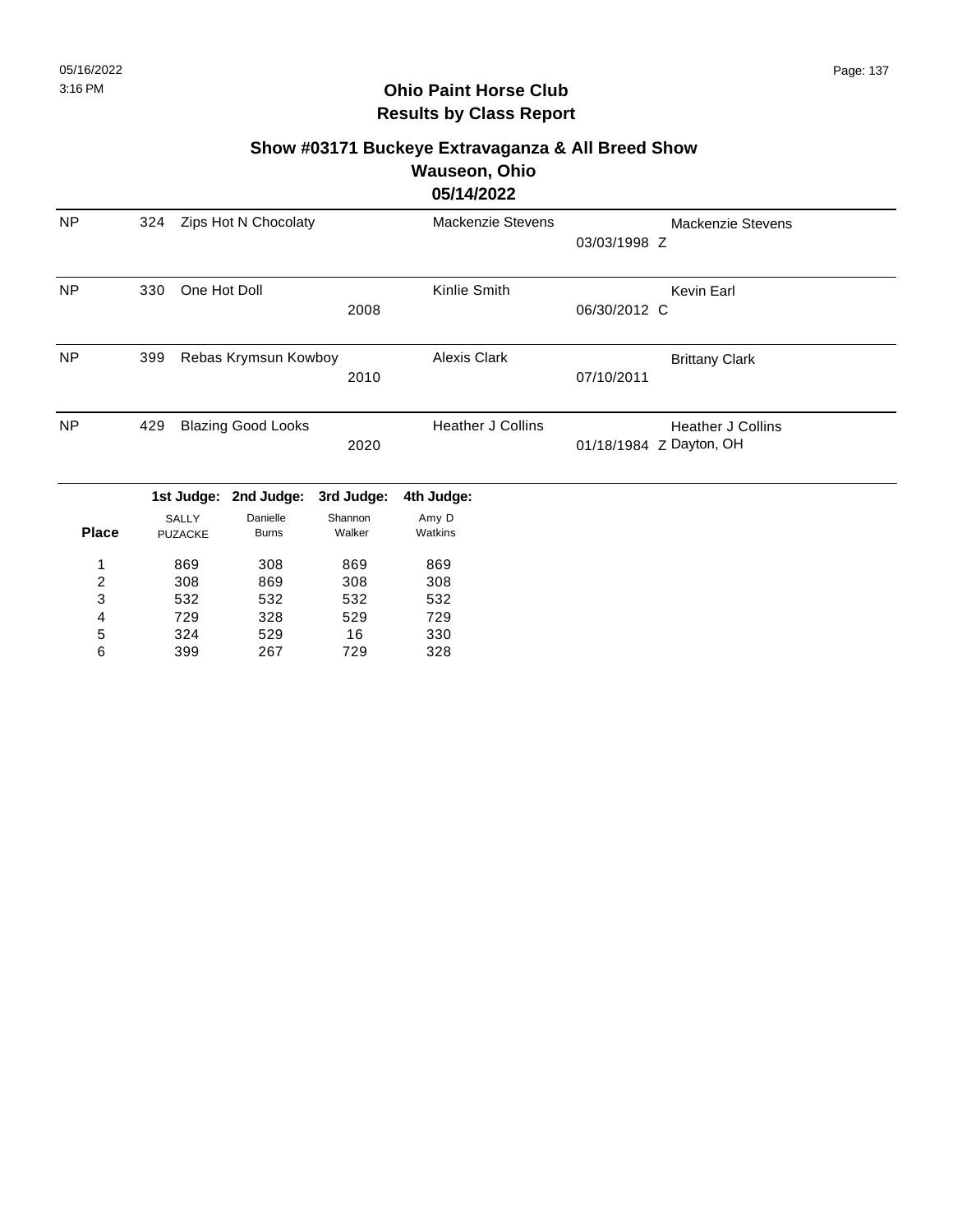# Ohio Paint Horse Club

## Results by Class Report

### Show #03171 Buckeye Extravaganza & All Breed Show

### Wauseon, Ohio

### 05/14/2022

| | | | | | | |
|---|---|---|---|---|---|---|
| NP | 324 | Zips Hot N Chocolaty | | Mackenzie Stevens | 03/03/1998 Z | Mackenzie Stevens |
| NP | 330 | One Hot Doll | 2008 | Kinlie Smith | 06/30/2012 C | Kevin Earl |
| NP | 399 | Rebas Krymsun Kowboy | 2010 | Alexis Clark | 07/10/2011 | Brittany Clark |
| NP | 429 | Blazing Good Looks | 2020 | Heather J Collins | 01/18/1984 Z | Heather J Collins Dayton, OH |

| Place | 1st Judge: SALLY PUZACKE | 2nd Judge: Danielle Burns | 3rd Judge: Shannon Walker | 4th Judge: Amy D Watkins |
|---|---|---|---|---|
| 1 | 869 | 308 | 869 | 869 |
| 2 | 308 | 869 | 308 | 308 |
| 3 | 532 | 532 | 532 | 532 |
| 4 | 729 | 328 | 529 | 729 |
| 5 | 324 | 529 | 16 | 330 |
| 6 | 399 | 267 | 729 | 328 |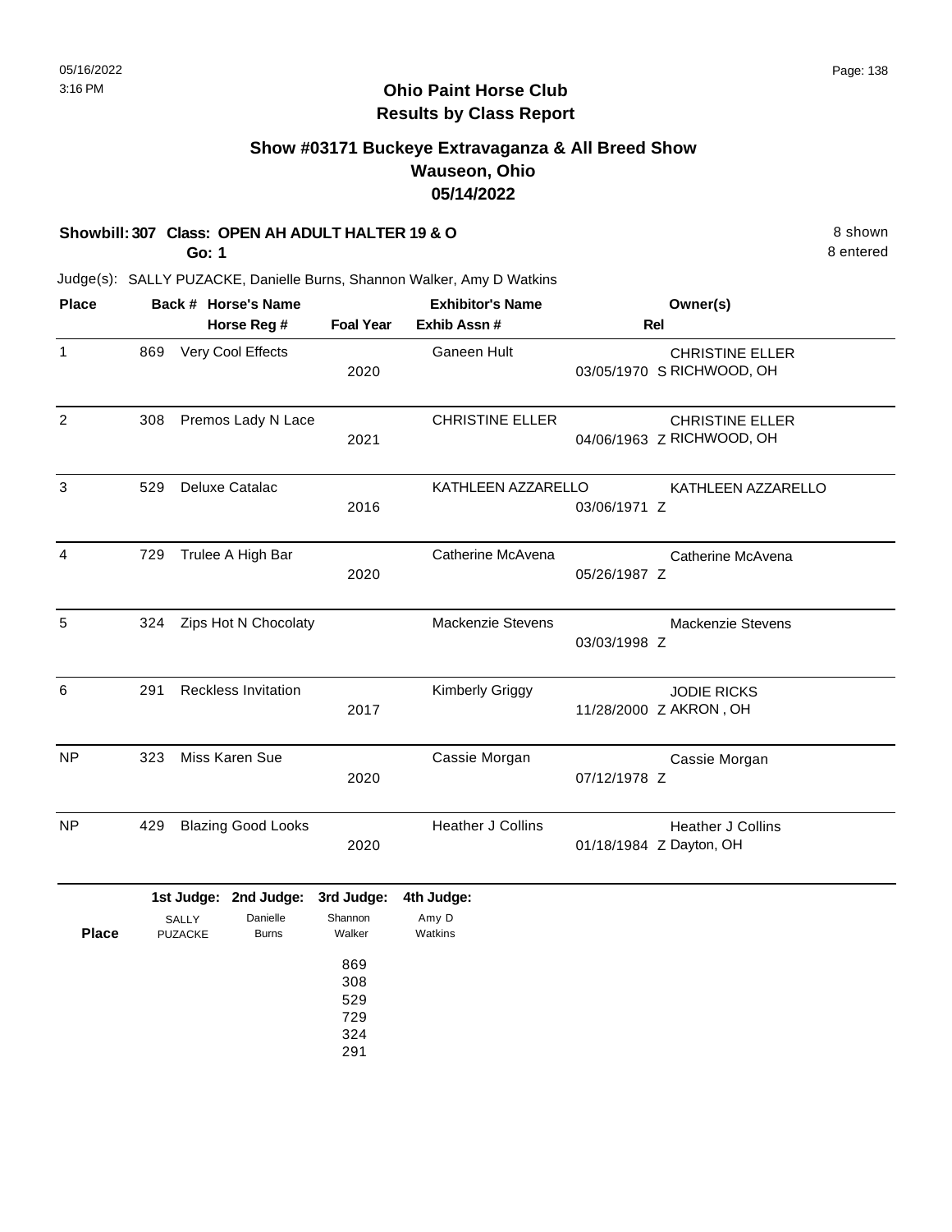## Ohio Paint Horse Club
## Results by Class Report

### Show #03171 Buckeye Extravaganza & All Breed Show
### Wauseon, Ohio
### 05/14/2022

**Showbill: 307 Class: OPEN AH ADULT HALTER 19 & O** — 8 shown

**Go: 1** — 8 entered

Judge(s): SALLY PUZACKE, Danielle Burns, Shannon Walker, Amy D Watkins

| Place | Back # | Horse's Name / Horse Reg # | Foal Year | Exhibitor's Name / Exhib Assn # | Rel | Owner(s) |
|---|---|---|---|---|---|---|
| 1 | 869 | Very Cool Effects | 2020 | Ganeen Hult | 03/05/1970 S | CHRISTINE ELLER, RICHWOOD, OH |
| 2 | 308 | Premos Lady N Lace | 2021 | CHRISTINE ELLER | 04/06/1963 Z | CHRISTINE ELLER, RICHWOOD, OH |
| 3 | 529 | Deluxe Catalac | 2016 | KATHLEEN AZZARELLO | 03/06/1971 Z | KATHLEEN AZZARELLO |
| 4 | 729 | Trulee A High Bar | 2020 | Catherine McAvena | 05/26/1987 Z | Catherine McAvena |
| 5 | 324 | Zips Hot N Chocolaty | | Mackenzie Stevens | 03/03/1998 Z | Mackenzie Stevens |
| 6 | 291 | Reckless Invitation | 2017 | Kimberly Griggy | 11/28/2000 Z | JODIE RICKS, AKRON , OH |
| NP | 323 | Miss Karen Sue | 2020 | Cassie Morgan | 07/12/1978 Z | Cassie Morgan |
| NP | 429 | Blazing Good Looks | 2020 | Heather J Collins | 01/18/1984 Z | Heather J Collins, Dayton, OH |

| Place | 1st Judge: SALLY PUZACKE | 2nd Judge: Danielle Burns | 3rd Judge: Shannon Walker | 4th Judge: Amy D Watkins |
|---|---|---|---|---|
| | | | 869 | |
| | | | 308 | |
| | | | 529 | |
| | | | 729 | |
| | | | 324 | |
| | | | 291 | |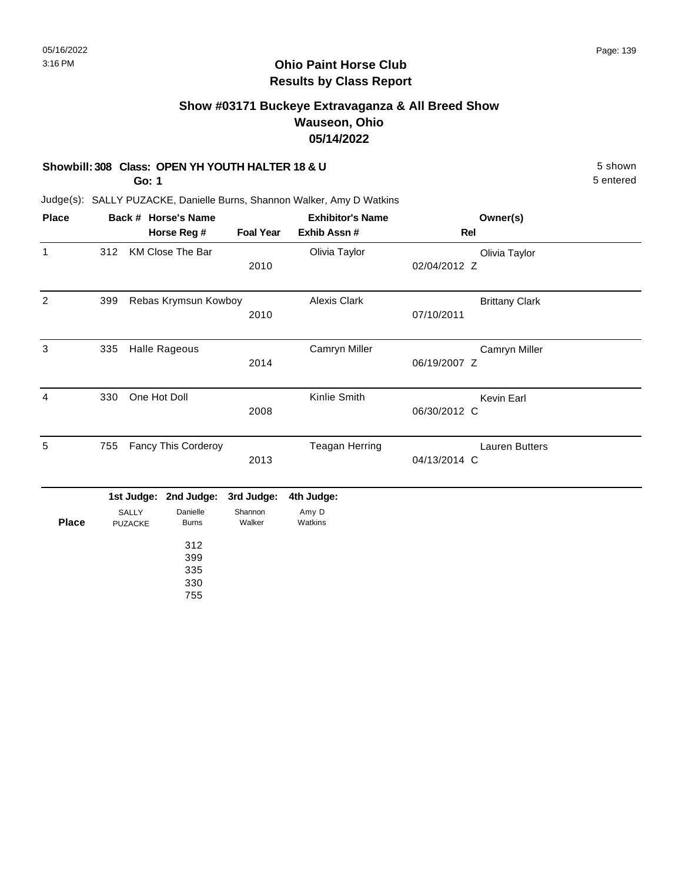## Ohio Paint Horse Club
## Results by Class Report

### Show #03171 Buckeye Extravaganza & All Breed Show
### Wauseon, Ohio
### 05/14/2022

**Showbill: 308 Class: OPEN YH YOUTH HALTER 18 & U** 5 shown

**Go: 1** 5 entered

Judge(s): SALLY PUZACKE, Danielle Burns, Shannon Walker, Amy D Watkins

| Place | Back # | Horse's Name / Horse Reg # | Foal Year | Exhibitor's Name / Exhib Assn # | Rel | Owner(s) |
|---|---|---|---|---|---|---|
| 1 | 312 | KM Close The Bar | 2010 | Olivia Taylor | 02/04/2012 Z | Olivia Taylor |
| 2 | 399 | Rebas Krymsun Kowboy | 2010 | Alexis Clark | 07/10/2011 | Brittany Clark |
| 3 | 335 | Halle Rageous | 2014 | Camryn Miller | 06/19/2007 Z | Camryn Miller |
| 4 | 330 | One Hot Doll | 2008 | Kinlie Smith | 06/30/2012 C | Kevin Earl |
| 5 | 755 | Fancy This Corderoy | 2013 | Teagan Herring | 04/13/2014 C | Lauren Butters |

| Place | 1st Judge: SALLY PUZACKE | 2nd Judge: Danielle Burns | 3rd Judge: Shannon Walker | 4th Judge: Amy D Watkins |
|---|---|---|---|---|
| | | 312 | | |
| | | 399 | | |
| | | 335 | | |
| | | 330 | | |
| | | 755 | | |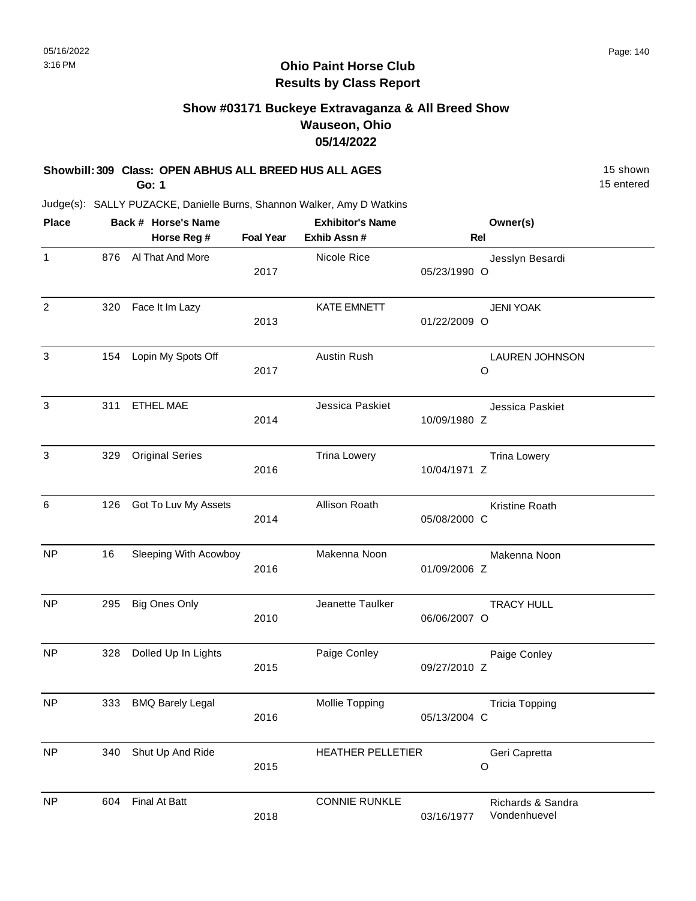# Ohio Paint Horse Club
## Results by Class Report

### Show #03171 Buckeye Extravaganza & All Breed Show
### Wauseon, Ohio
### 05/14/2022

**Showbill: 309 Class: OPEN ABHUS ALL BREED HUS ALL AGES** — 15 shown, 15 entered

**Go: 1**

Judge(s): SALLY PUZACKE, Danielle Burns, Shannon Walker, Amy D Watkins

| Place | Back # | Horse's Name / Horse Reg # | Foal Year | Exhibitor's Name / Exhib Assn # | Rel | Owner(s) |
|---|---|---|---|---|---|---|
| 1 | 876 | Al That And More | 2017 | Nicole Rice | 05/23/1990 O | Jesslyn Besardi |
| 2 | 320 | Face It Im Lazy | 2013 | KATE EMNETT | 01/22/2009 O | JENI YOAK |
| 3 | 154 | Lopin My Spots Off | 2017 | Austin Rush | O | LAUREN JOHNSON |
| 3 | 311 | ETHEL MAE | 2014 | Jessica Paskiet | 10/09/1980 Z | Jessica Paskiet |
| 3 | 329 | Original Series | 2016 | Trina Lowery | 10/04/1971 Z | Trina Lowery |
| 6 | 126 | Got To Luv My Assets | 2014 | Allison Roath | 05/08/2000 C | Kristine Roath |
| NP | 16 | Sleeping With Acowboy | 2016 | Makenna Noon | 01/09/2006 Z | Makenna Noon |
| NP | 295 | Big Ones Only | 2010 | Jeanette Taulker | 06/06/2007 O | TRACY HULL |
| NP | 328 | Dolled Up In Lights | 2015 | Paige Conley | 09/27/2010 Z | Paige Conley |
| NP | 333 | BMQ Barely Legal | 2016 | Mollie Topping | 05/13/2004 C | Tricia Topping |
| NP | 340 | Shut Up And Ride | 2015 | HEATHER PELLETIER | O | Geri Capretta |
| NP | 604 | Final At Batt | 2018 | CONNIE RUNKLE | 03/16/1977 | Richards & Sandra Vondenhuevel |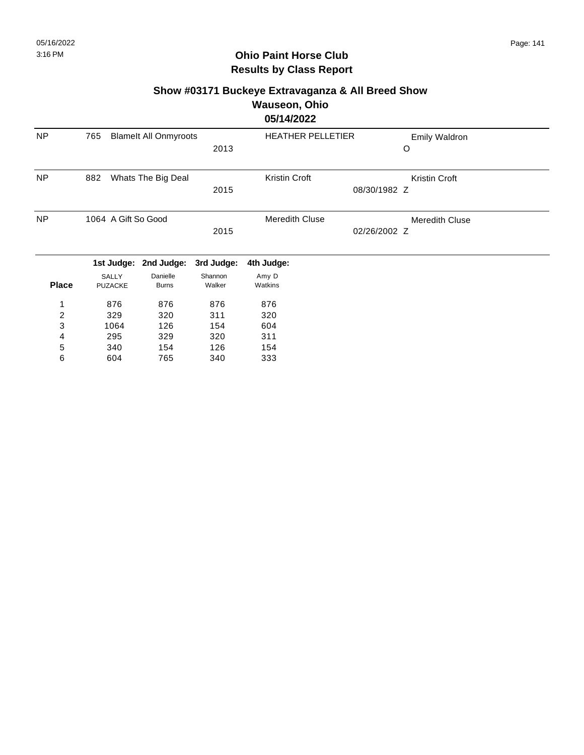**Ohio Paint Horse Club**
**Results by Class Report**

**Show #03171 Buckeye Extravaganza & All Breed Show**
**Wauseon, Ohio**
**05/14/2022**

| | | | | | |
|---|---|---|---|---|---|
| NP | 765 | BlameIt All Onmyroots 2013 | HEATHER PELLETIER | Emily Waldron | O |
| NP | 882 | Whats The Big Deal 2015 | Kristin Croft | Kristin Croft | 08/30/1982 Z |
| NP | 1064 | A Gift So Good 2015 | Meredith Cluse | Meredith Cluse | 02/26/2002 Z |

| Place | 1st Judge: SALLY PUZACKE | 2nd Judge: Danielle Burns | 3rd Judge: Shannon Walker | 4th Judge: Amy D Watkins |
|---|---|---|---|---|
| 1 | 876 | 876 | 876 | 876 |
| 2 | 329 | 320 | 311 | 320 |
| 3 | 1064 | 126 | 154 | 604 |
| 4 | 295 | 329 | 320 | 311 |
| 5 | 340 | 154 | 126 | 154 |
| 6 | 604 | 765 | 340 | 333 |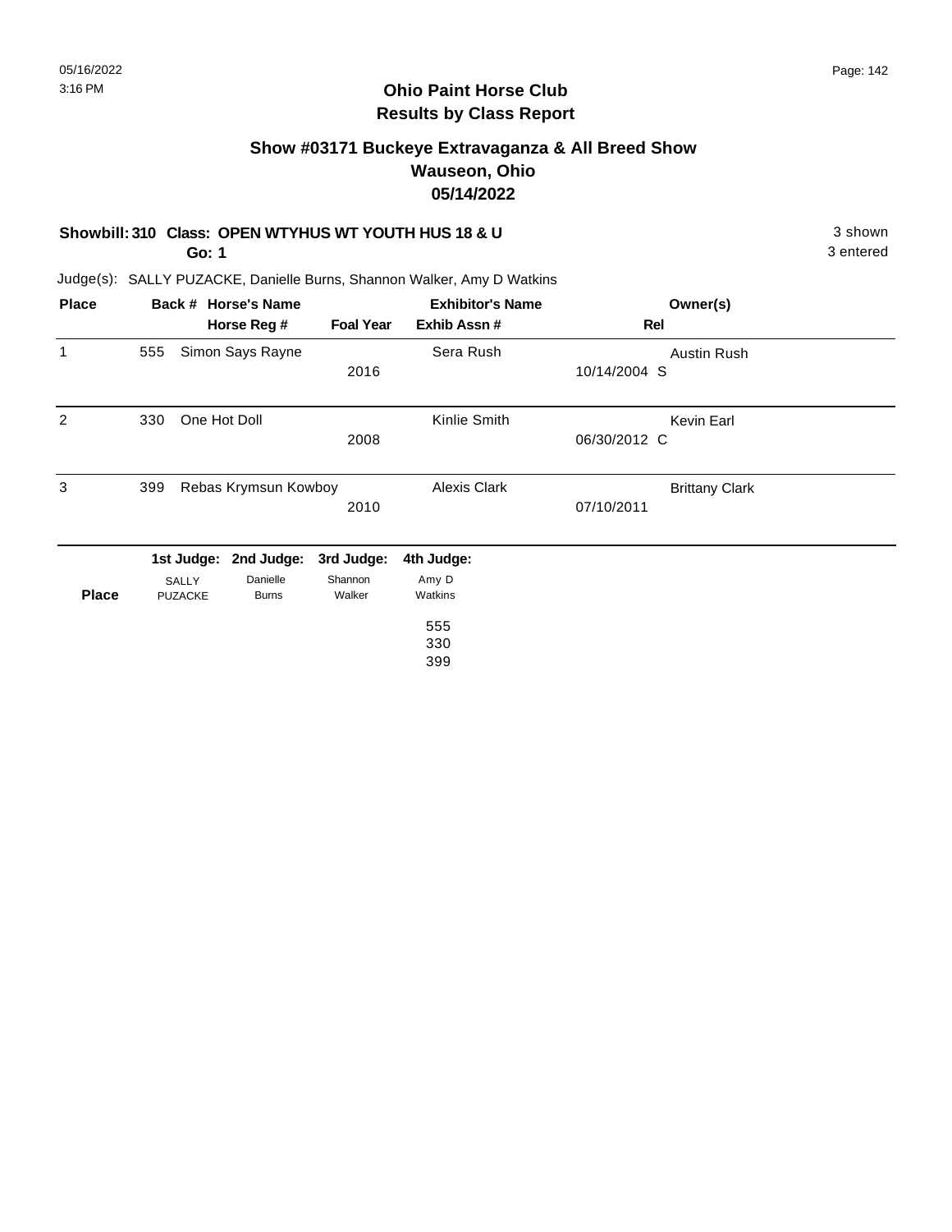# Ohio Paint Horse Club
## Results by Class Report

### Show #03171 Buckeye Extravaganza & All Breed Show
### Wauseon, Ohio
### 05/14/2022

**Showbill: 310 Class: OPEN WTYHUS WT YOUTH HUS 18 & U** — 3 shown
**Go: 1** — 3 entered

Judge(s): SALLY PUZACKE, Danielle Burns, Shannon Walker, Amy D Watkins

| Place | Back # | Horse's Name / Horse Reg # | Foal Year | Exhibitor's Name / Exhib Assn # | Owner(s) / Rel |
|---|---|---|---|---|---|
| 1 | 555 | Simon Says Rayne | 2016 | Sera Rush | Austin Rush<br>10/14/2004 S |
| 2 | 330 | One Hot Doll | 2008 | Kinlie Smith | Kevin Earl<br>06/30/2012 C |
| 3 | 399 | Rebas Krymsun Kowboy | 2010 | Alexis Clark | Brittany Clark<br>07/10/2011 |

| Place | 1st Judge: SALLY PUZACKE | 2nd Judge: Danielle Burns | 3rd Judge: Shannon Walker | 4th Judge: Amy D Watkins |
|---|---|---|---|---|
| | | | | 555 |
| | | | | 330 |
| | | | | 399 |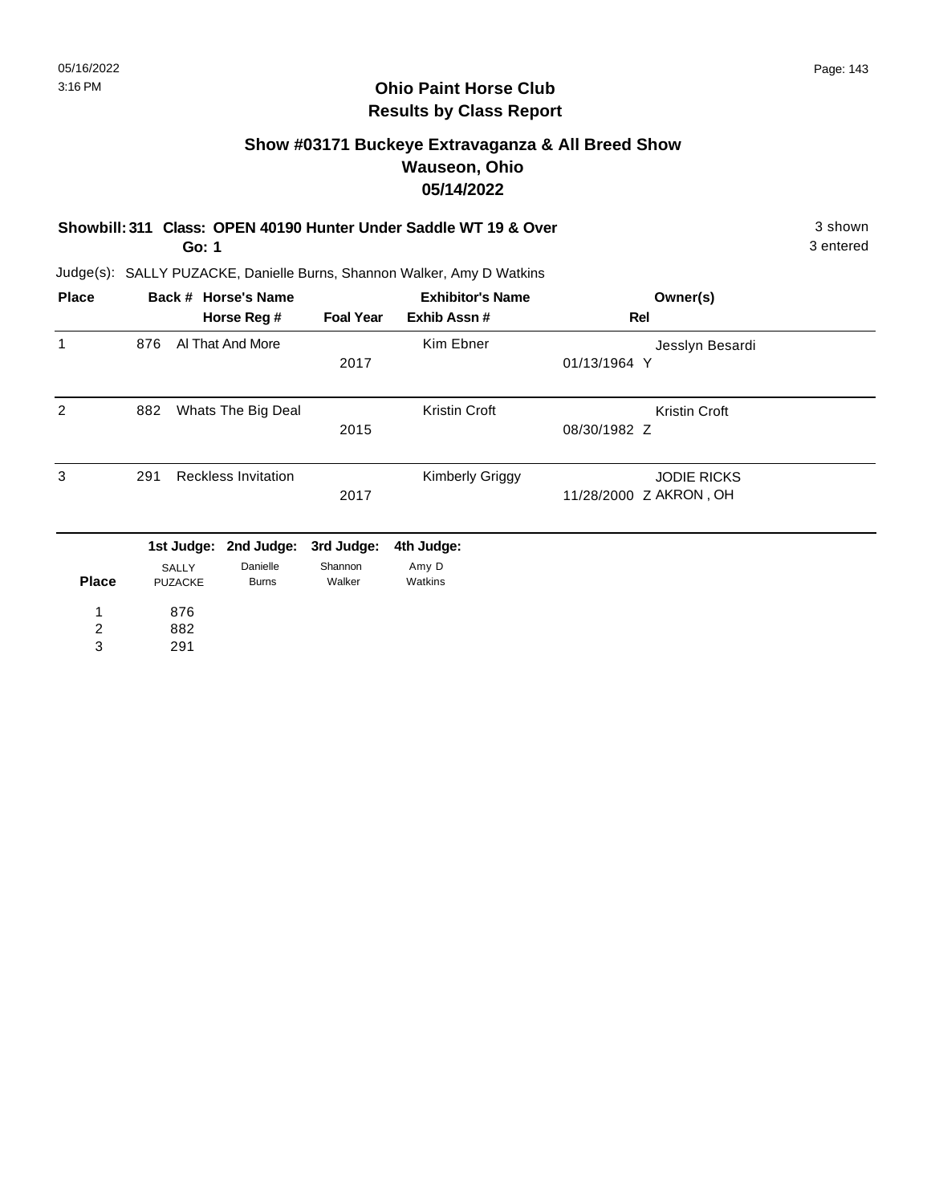# Ohio Paint Horse Club
## Results by Class Report

### Show #03171 Buckeye Extravaganza & All Breed Show
### Wauseon, Ohio
### 05/14/2022

**Showbill: 311 Class: OPEN 40190 Hunter Under Saddle WT 19 & Over** 3 shown
**Go: 1** 3 entered

Judge(s): SALLY PUZACKE, Danielle Burns, Shannon Walker, Amy D Watkins

| Place | Back # | Horse's Name / Horse Reg # | Foal Year | Exhibitor's Name / Exhib Assn # | Owner(s) / Rel |
|---|---|---|---|---|---|
| 1 | 876 | Al That And More | 2017 | Kim Ebner | Jesslyn Besardi<br>01/13/1964 Y |
| 2 | 882 | Whats The Big Deal | 2015 | Kristin Croft | Kristin Croft<br>08/30/1982 Z |
| 3 | 291 | Reckless Invitation | 2017 | Kimberly Griggy | JODIE RICKS<br>11/28/2000 Z AKRON , OH |

| Place | 1st Judge: SALLY PUZACKE | 2nd Judge: Danielle Burns | 3rd Judge: Shannon Walker | 4th Judge: Amy D Watkins |
|---|---|---|---|---|
| 1 | 876 | | | |
| 2 | 882 | | | |
| 3 | 291 | | | |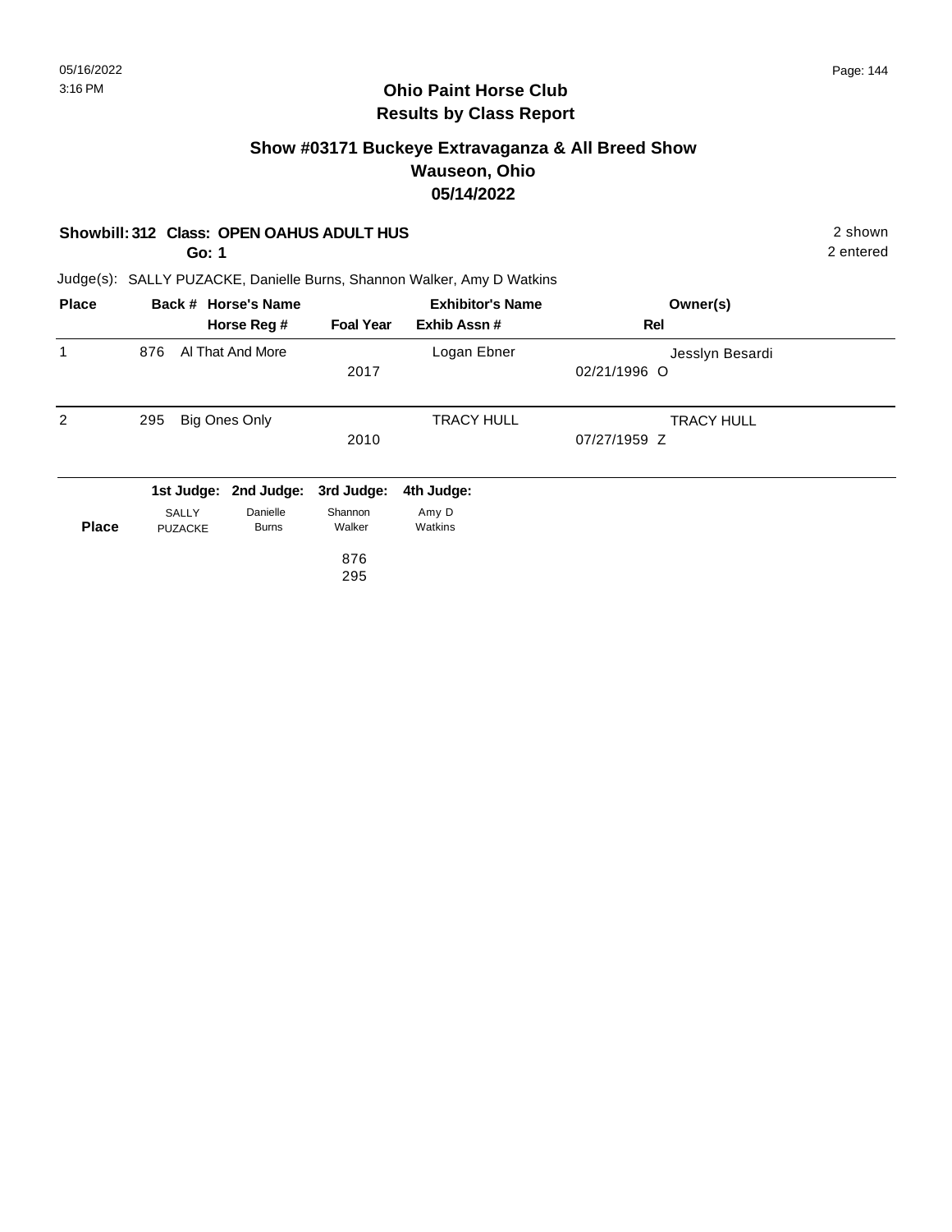# Ohio Paint Horse Club
## Results by Class Report

### Show #03171 Buckeye Extravaganza & All Breed Show
### Wauseon, Ohio
### 05/14/2022

**Showbill: 312 Class: OPEN OAHUS ADULT HUS** — 2 shown

**Go: 1** — 2 entered

Judge(s): SALLY PUZACKE, Danielle Burns, Shannon Walker, Amy D Watkins

| Place | Back # | Horse's Name / Horse Reg # | Foal Year | Exhibitor's Name / Exhib Assn # | Owner(s) / Rel |
|---|---|---|---|---|---|
| 1 | 876 | Al That And More | 2017 | Logan Ebner | Jesslyn Besardi<br>02/21/1996 O |
| 2 | 295 | Big Ones Only | 2010 | TRACY HULL | TRACY HULL<br>07/27/1959 Z |

| Place | 1st Judge: SALLY PUZACKE | 2nd Judge: Danielle Burns | 3rd Judge: Shannon Walker | 4th Judge: Amy D Watkins |
|---|---|---|---|---|
| | | | 876 | |
| | | | 295 | |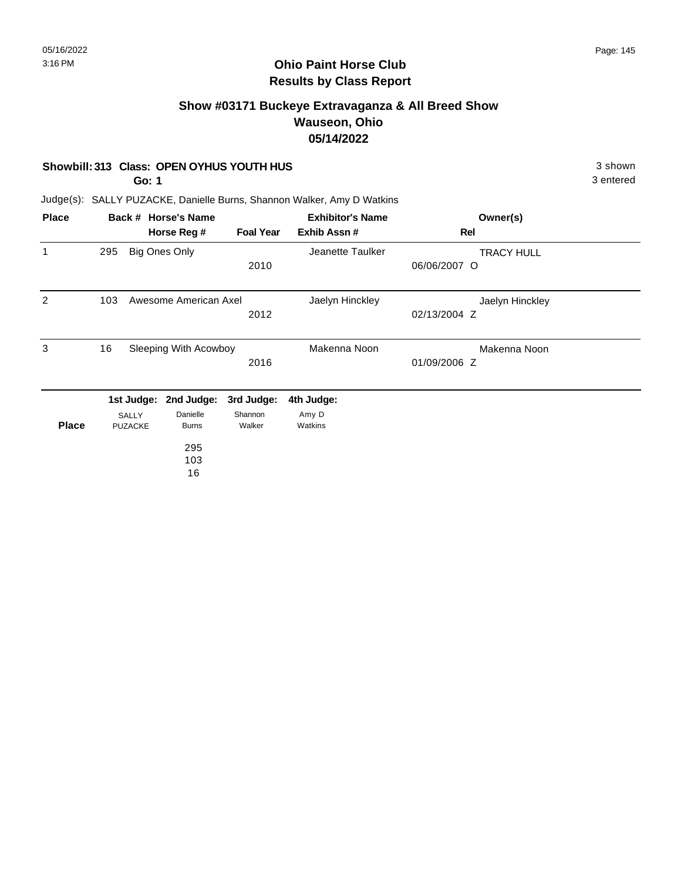## Ohio Paint Horse Club
## Results by Class Report

### Show #03171 Buckeye Extravaganza & All Breed Show
### Wauseon, Ohio
### 05/14/2022

**Showbill: 313 Class: OPEN OYHUS YOUTH HUS** — 3 shown, 3 entered

**Go: 1**

Judge(s): SALLY PUZACKE, Danielle Burns, Shannon Walker, Amy D Watkins

| Place | Back # | Horse's Name / Horse Reg # | Foal Year | Exhibitor's Name / Exhib Assn # | Owner(s) / Rel |
|---|---|---|---|---|---|
| 1 | 295 | Big Ones Only | 2010 | Jeanette Taulker | TRACY HULL<br>06/06/2007 O |
| 2 | 103 | Awesome American Axel | 2012 | Jaelyn Hinckley | Jaelyn Hinckley<br>02/13/2004 Z |
| 3 | 16 | Sleeping With Acowboy | 2016 | Makenna Noon | Makenna Noon<br>01/09/2006 Z |

| Place | 1st Judge: SALLY PUZACKE | 2nd Judge: Danielle Burns | 3rd Judge: Shannon Walker | 4th Judge: Amy D Watkins |
|---|---|---|---|---|
| | | 295 | | |
| | | 103 | | |
| | | 16 | | |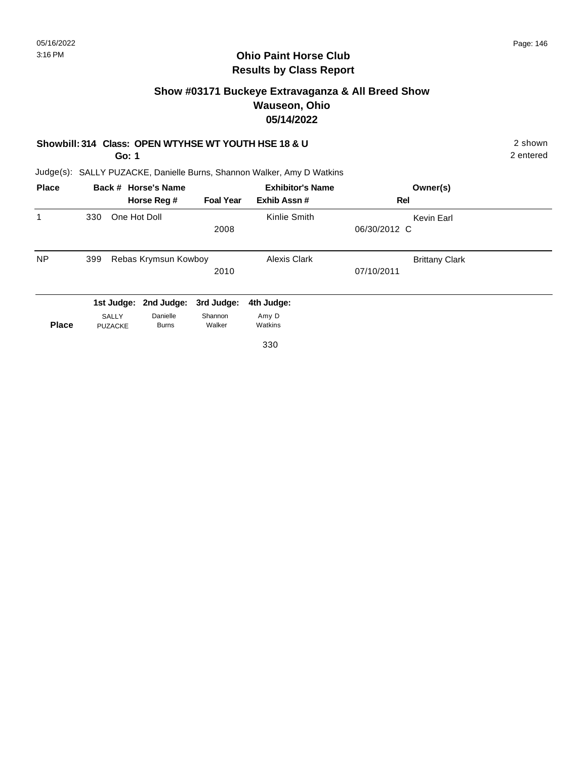## Ohio Paint Horse Club
## Results by Class Report

### Show #03171 Buckeye Extravaganza & All Breed Show
### Wauseon, Ohio
### 05/14/2022

**Showbill: 314 Class: OPEN WTYHSE WT YOUTH HSE 18 & U** — 2 shown

**Go: 1** — 2 entered

Judge(s): SALLY PUZACKE, Danielle Burns, Shannon Walker, Amy D Watkins

| Place | Back # | Horse's Name / Horse Reg # | Foal Year | Exhibitor's Name / Exhib Assn # | Owner(s) / Rel |
|---|---|---|---|---|---|
| 1 | 330 | One Hot Doll | 2008 | Kinlie Smith | Kevin Earl<br>06/30/2012 C |
| NP | 399 | Rebas Krymsun Kowboy | 2010 | Alexis Clark | Brittany Clark<br>07/10/2011 |

| Place | 1st Judge: SALLY PUZACKE | 2nd Judge: Danielle Burns | 3rd Judge: Shannon Walker | 4th Judge: Amy D Watkins |
|---|---|---|---|---|
| | | | | 330 |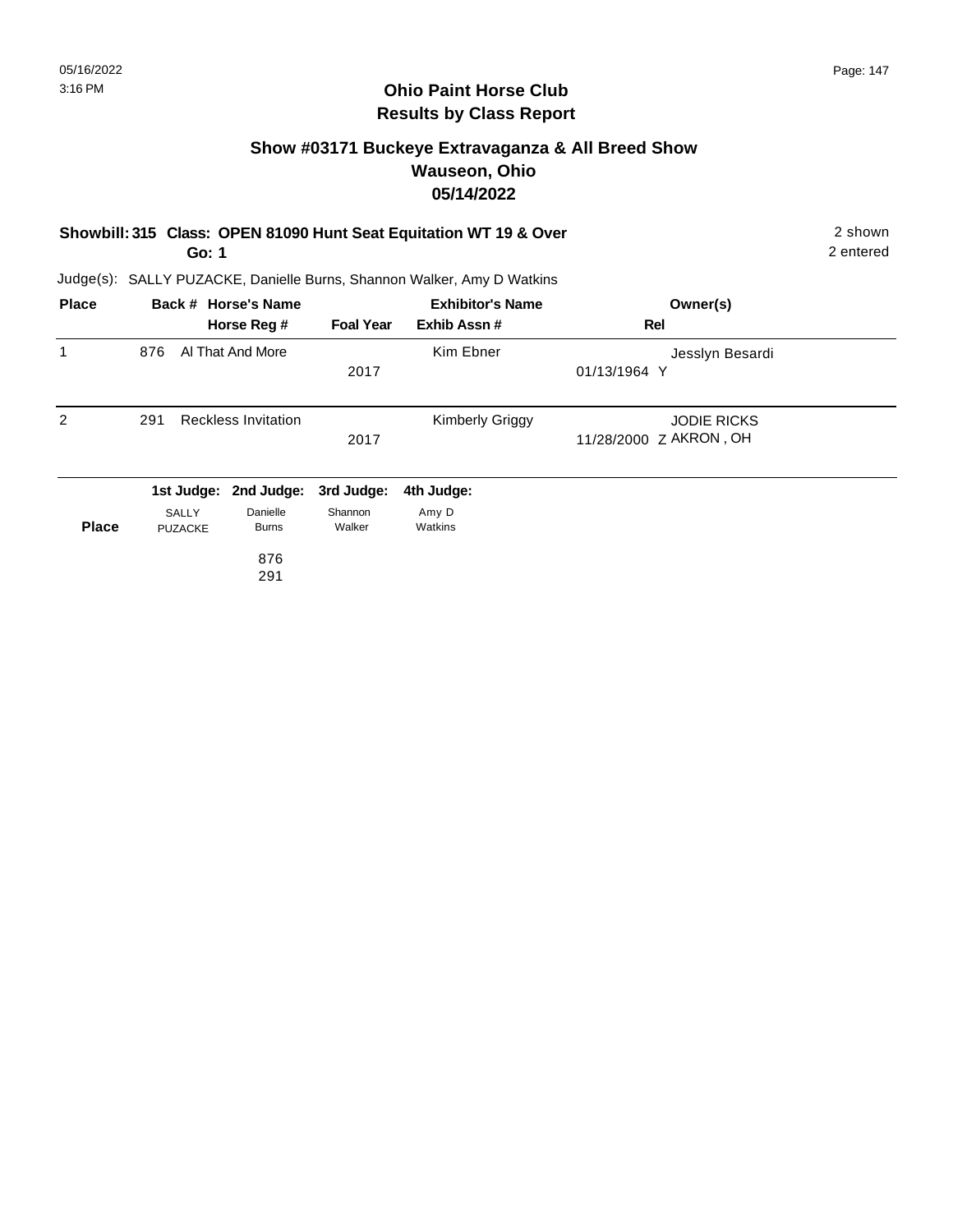# Ohio Paint Horse Club
## Results by Class Report

### Show #03171 Buckeye Extravaganza & All Breed Show
### Wauseon, Ohio
### 05/14/2022

**Showbill: 315 Class: OPEN 81090 Hunt Seat Equitation WT 19 & Over** — 2 shown
**Go: 1** — 2 entered

Judge(s): SALLY PUZACKE, Danielle Burns, Shannon Walker, Amy D Watkins

| Place | Back # | Horse's Name / Horse Reg # | Foal Year | Exhibitor's Name / Exhib Assn # | Owner(s) / Rel |
|---|---|---|---|---|---|
| 1 | 876 | Al That And More | 2017 | Kim Ebner | Jesslyn Besardi<br>01/13/1964 Y |
| 2 | 291 | Reckless Invitation | 2017 | Kimberly Griggy | JODIE RICKS<br>11/28/2000 Z AKRON , OH |

| Place | 1st Judge: SALLY PUZACKE | 2nd Judge: Danielle Burns | 3rd Judge: Shannon Walker | 4th Judge: Amy D Watkins |
|---|---|---|---|---|
| | | 876 | | |
| | | 291 | | |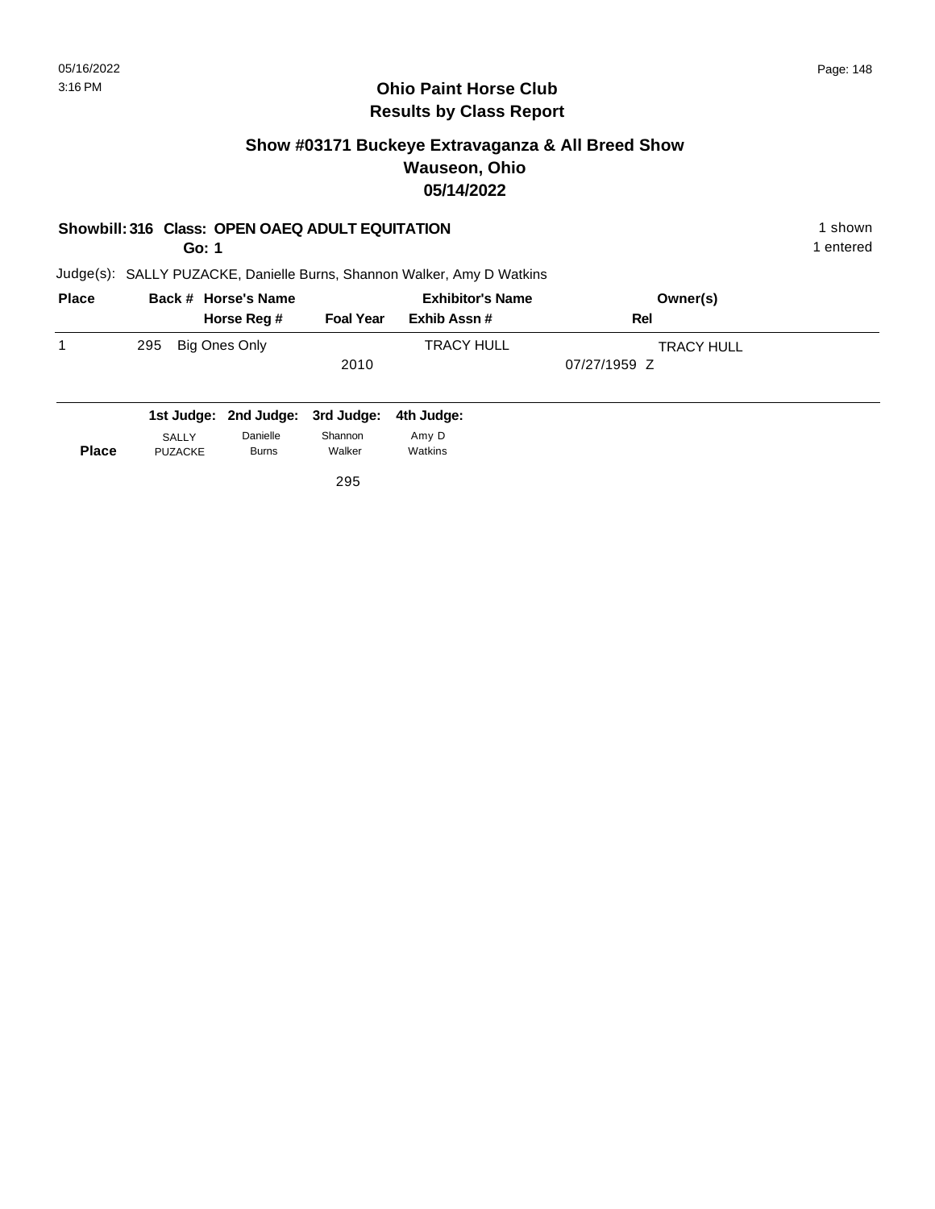# Ohio Paint Horse Club
## Results by Class Report

### Show #03171 Buckeye Extravaganza & All Breed Show
### Wauseon, Ohio
### 05/14/2022

**Showbill: 316 Class: OPEN OAEQ ADULT EQUITATION** 1 shown
**Go: 1** 1 entered

Judge(s): SALLY PUZACKE, Danielle Burns, Shannon Walker, Amy D Watkins

| Place | Back # | Horse's Name / Horse Reg # | Foal Year | Exhibitor's Name / Exhib Assn # | Owner(s) / Rel |
|---|---|---|---|---|---|
| 1 | 295 | Big Ones Only | 2010 | TRACY HULL | TRACY HULL<br>07/27/1959 Z |

| Place | 1st Judge: SALLY PUZACKE | 2nd Judge: Danielle Burns | 3rd Judge: Shannon Walker | 4th Judge: Amy D Watkins |
|---|---|---|---|---|
| | | | 295 | |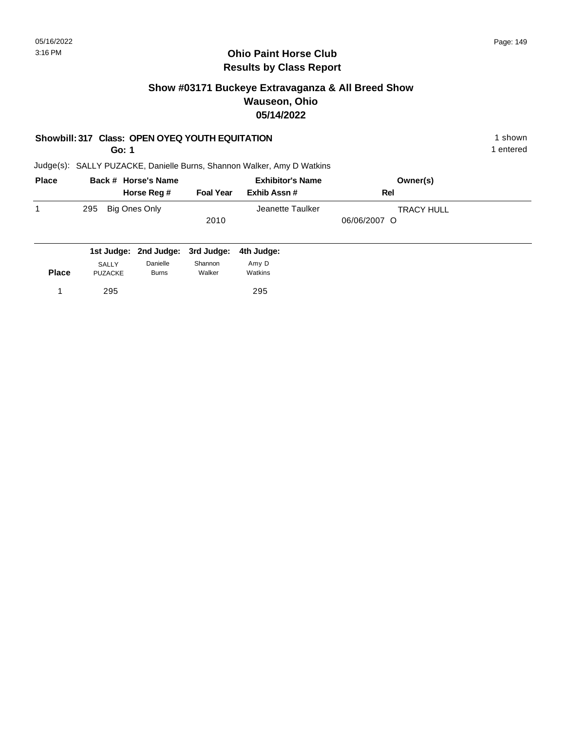# Ohio Paint Horse Club
## Results by Class Report

### Show #03171 Buckeye Extravaganza & All Breed Show
### Wauseon, Ohio
### 05/14/2022

**Showbill: 317 Class: OPEN OYEQ YOUTH EQUITATION** — 1 shown

**Go: 1** — 1 entered

Judge(s): SALLY PUZACKE, Danielle Burns, Shannon Walker, Amy D Watkins

| Place | Back # | Horse's Name / Horse Reg # | Foal Year | Exhibitor's Name / Exhib Assn # | Owner(s) / Rel |
|---|---|---|---|---|---|
| 1 | 295 | Big Ones Only | 2010 | Jeanette Taulker | TRACY HULL<br>06/06/2007 O |

| Place | 1st Judge: SALLY PUZACKE | 2nd Judge: Danielle Burns | 3rd Judge: Shannon Walker | 4th Judge: Amy D Watkins |
|---|---|---|---|---|
| 1 | 295 | | | 295 |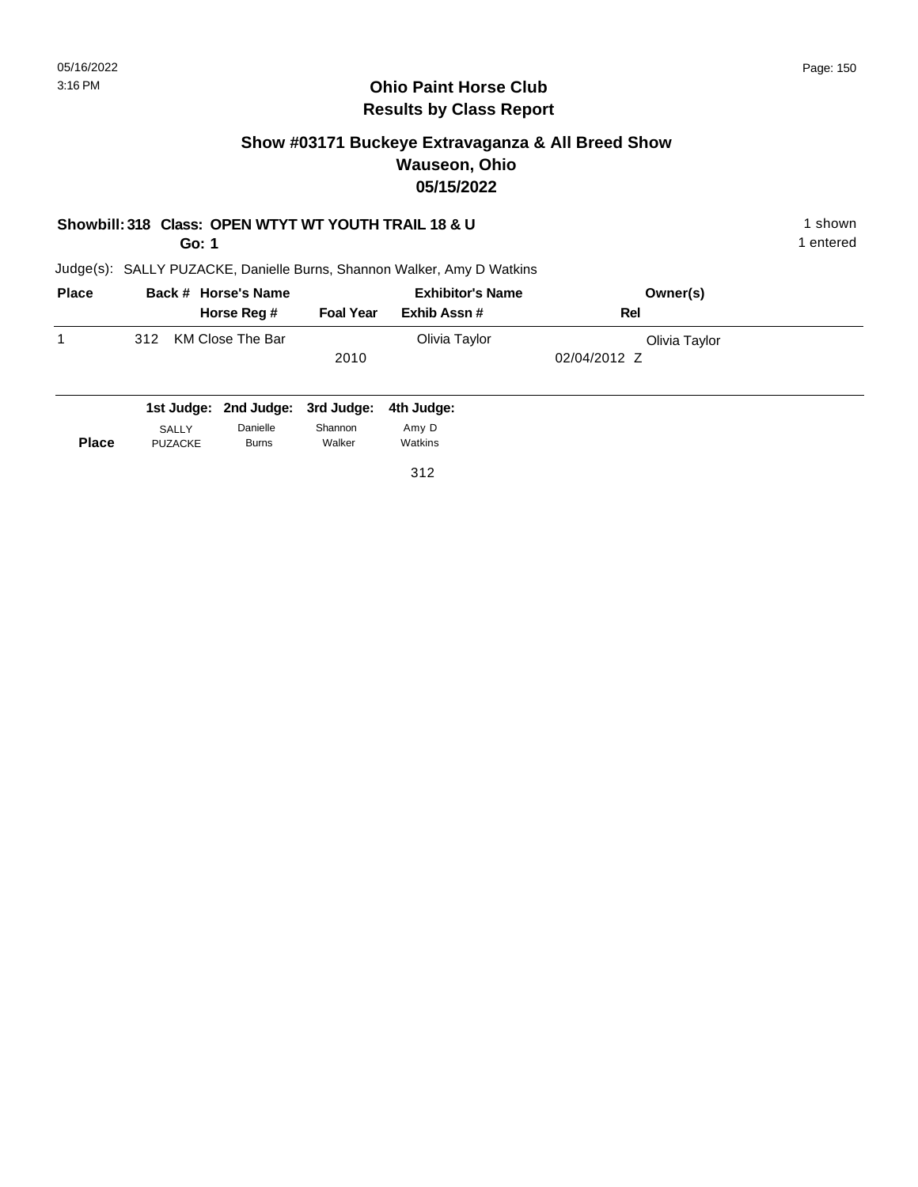## Ohio Paint Horse Club
## Results by Class Report

### Show #03171 Buckeye Extravaganza & All Breed Show
### Wauseon, Ohio
### 05/15/2022

**Showbill: 318 Class: OPEN WTYT WT YOUTH TRAIL 18 & U** — 1 shown

**Go: 1** — 1 entered

Judge(s): SALLY PUZACKE, Danielle Burns, Shannon Walker, Amy D Watkins

| Place | Back # | Horse's Name / Horse Reg # | Foal Year | Exhibitor's Name / Exhib Assn # | Owner(s) / Rel |
|---|---|---|---|---|---|
| 1 | 312 | KM Close The Bar | 2010 | Olivia Taylor | Olivia Taylor<br>02/04/2012 Z |

| Place | 1st Judge: SALLY PUZACKE | 2nd Judge: Danielle Burns | 3rd Judge: Shannon Walker | 4th Judge: Amy D Watkins |
|---|---|---|---|---|
| | | | | 312 |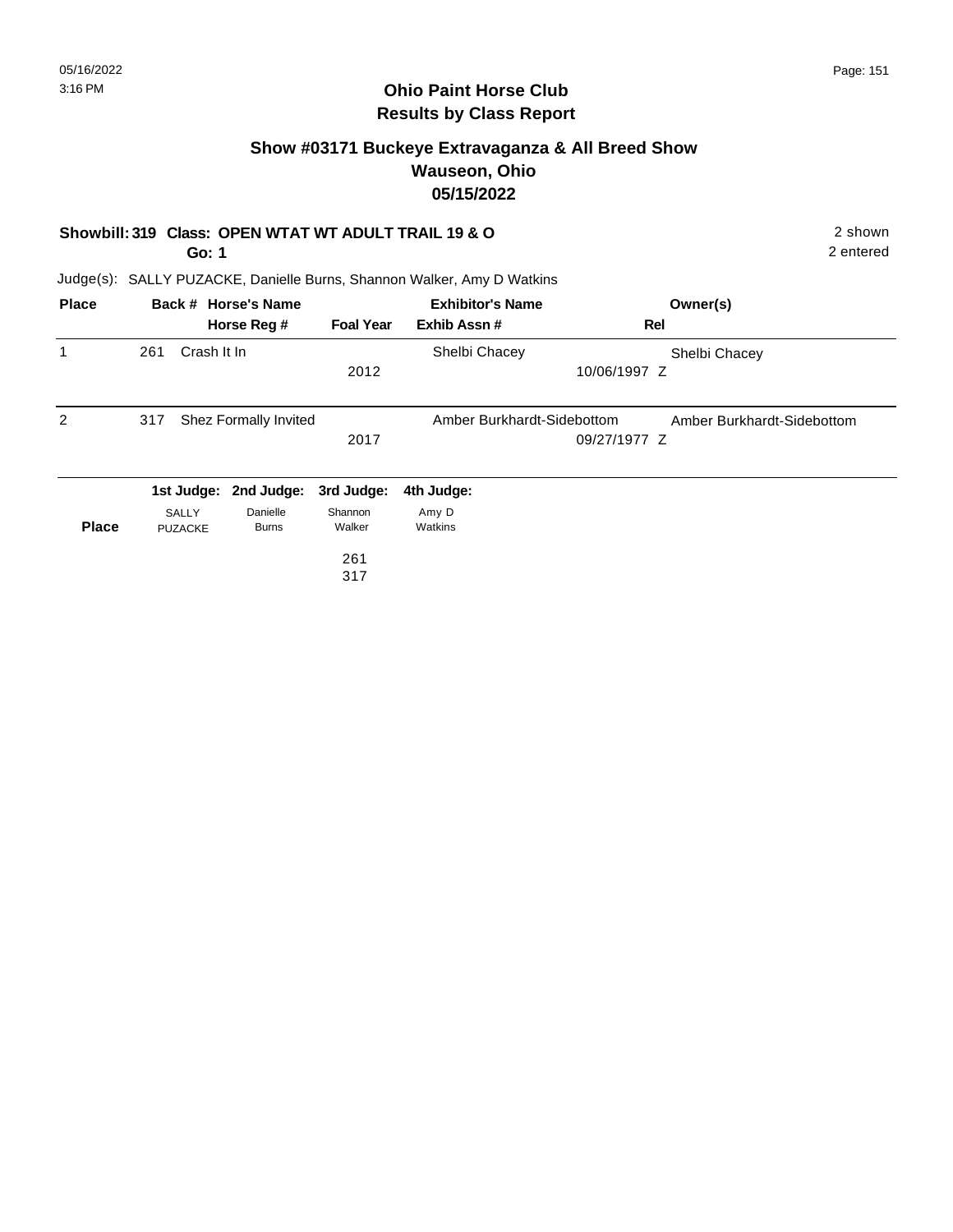# Ohio Paint Horse Club
## Results by Class Report

### Show #03171 Buckeye Extravaganza & All Breed Show
### Wauseon, Ohio
### 05/15/2022

**Showbill: 319 Class: OPEN WTAT WT ADULT TRAIL 19 & O** 2 shown

**Go: 1** 2 entered

Judge(s): SALLY PUZACKE, Danielle Burns, Shannon Walker, Amy D Watkins

| Place | Back # | Horse's Name / Horse Reg # | Foal Year | Exhibitor's Name / Exhib Assn # | Rel | Owner(s) |
|---|---|---|---|---|---|---|
| 1 | 261 | Crash It In | 2012 | Shelbi Chacey | 10/06/1997 Z | Shelbi Chacey |
| 2 | 317 | Shez Formally Invited | 2017 | Amber Burkhardt-Sidebottom | 09/27/1977 Z | Amber Burkhardt-Sidebottom |

| Place | 1st Judge: SALLY PUZACKE | 2nd Judge: Danielle Burns | 3rd Judge: Shannon Walker | 4th Judge: Amy D Watkins |
|---|---|---|---|---|
| | | | 261 | |
| | | | 317 | |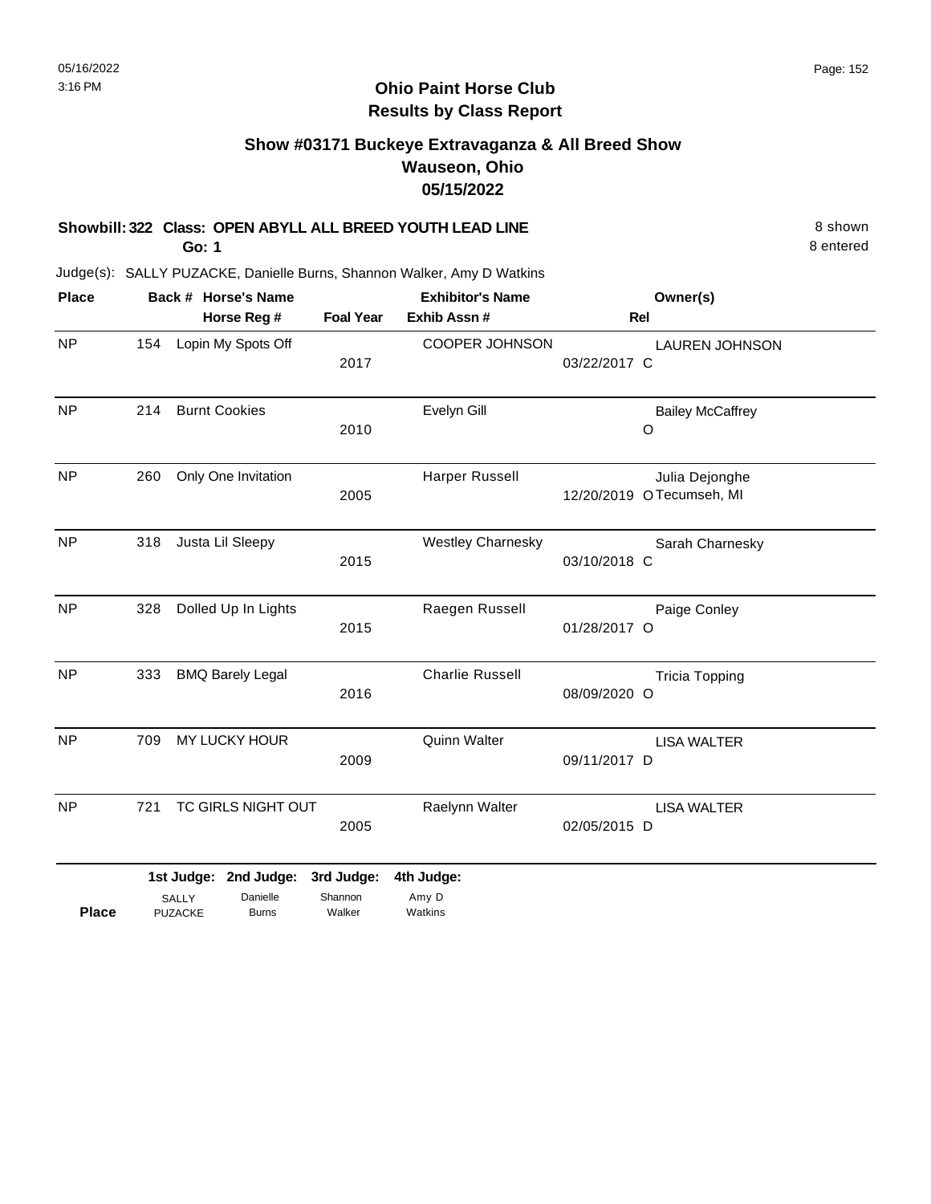05/16/2022
3:16 PM

# Ohio Paint Horse Club
## Results by Class Report

### Show #03171 Buckeye Extravaganza & All Breed Show
### Wauseon, Ohio
### 05/15/2022

**Showbill: 322 Class: OPEN ABYLL ALL BREED YOUTH LEAD LINE** — 8 shown

**Go: 1** — 8 entered

Judge(s): SALLY PUZACKE, Danielle Burns, Shannon Walker, Amy D Watkins

| Place | Back # | Horse's Name / Horse Reg # | Foal Year | Exhibitor's Name / Exhib Assn # | Rel | Owner(s) |
|---|---|---|---|---|---|---|
| NP | 154 | Lopin My Spots Off | 2017 | COOPER JOHNSON | 03/22/2017 C | LAUREN JOHNSON |
| NP | 214 | Burnt Cookies | 2010 | Evelyn Gill | O | Bailey McCaffrey |
| NP | 260 | Only One Invitation | 2005 | Harper Russell | 12/20/2019 O | Julia Dejonghe, Tecumseh, MI |
| NP | 318 | Justa Lil Sleepy | 2015 | Westley Charnesky | 03/10/2018 C | Sarah Charnesky |
| NP | 328 | Dolled Up In Lights | 2015 | Raegen Russell | 01/28/2017 O | Paige Conley |
| NP | 333 | BMQ Barely Legal | 2016 | Charlie Russell | 08/09/2020 O | Tricia Topping |
| NP | 709 | MY LUCKY HOUR | 2009 | Quinn Walter | 09/11/2017 D | LISA WALTER |
| NP | 721 | TC GIRLS NIGHT OUT | 2005 | Raelynn Walter | 02/05/2015 D | LISA WALTER |

| Place | 1st Judge: SALLY PUZACKE | 2nd Judge: Danielle Burns | 3rd Judge: Shannon Walker | 4th Judge: Amy D Watkins |
|---|---|---|---|---|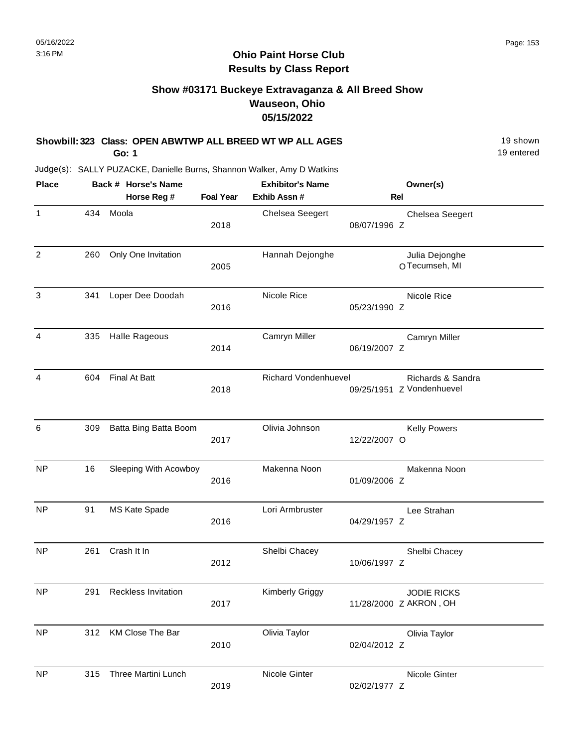# Ohio Paint Horse Club
## Results by Class Report

### Show #03171 Buckeye Extravaganza & All Breed Show
### Wauseon, Ohio
### 05/15/2022

**Showbill: 323 Class: OPEN ABWTWP ALL BREED WT WP ALL AGES** — 19 shown, 19 entered
**Go: 1**

Judge(s): SALLY PUZACKE, Danielle Burns, Shannon Walker, Amy D Watkins

| Place | Back # | Horse's Name / Horse Reg # | Foal Year | Exhibitor's Name / Exhib Assn # | Rel | Owner(s) |
|---|---|---|---|---|---|---|
| 1 | 434 | Moola | 2018 | Chelsea Seegert 08/07/1996 | Z | Chelsea Seegert |
| 2 | 260 | Only One Invitation | 2005 | Hannah Dejonghe | O | Julia Dejonghe Tecumseh, MI |
| 3 | 341 | Loper Dee Doodah | 2016 | Nicole Rice 05/23/1990 | Z | Nicole Rice |
| 4 | 335 | Halle Rageous | 2014 | Camryn Miller 06/19/2007 | Z | Camryn Miller |
| 4 | 604 | Final At Batt | 2018 | Richard Vondenhuevel 09/25/1951 | Z | Richards & Sandra Vondenhuevel |
| 6 | 309 | Batta Bing Batta Boom | 2017 | Olivia Johnson 12/22/2007 | O | Kelly Powers |
| NP | 16 | Sleeping With Acowboy | 2016 | Makenna Noon 01/09/2006 | Z | Makenna Noon |
| NP | 91 | MS Kate Spade | 2016 | Lori Armbruster 04/29/1957 | Z | Lee Strahan |
| NP | 261 | Crash It In | 2012 | Shelbi Chacey 10/06/1997 | Z | Shelbi Chacey |
| NP | 291 | Reckless Invitation | 2017 | Kimberly Griggy 11/28/2000 | Z | JODIE RICKS AKRON , OH |
| NP | 312 | KM Close The Bar | 2010 | Olivia Taylor 02/04/2012 | Z | Olivia Taylor |
| NP | 315 | Three Martini Lunch | 2019 | Nicole Ginter 02/02/1977 | Z | Nicole Ginter |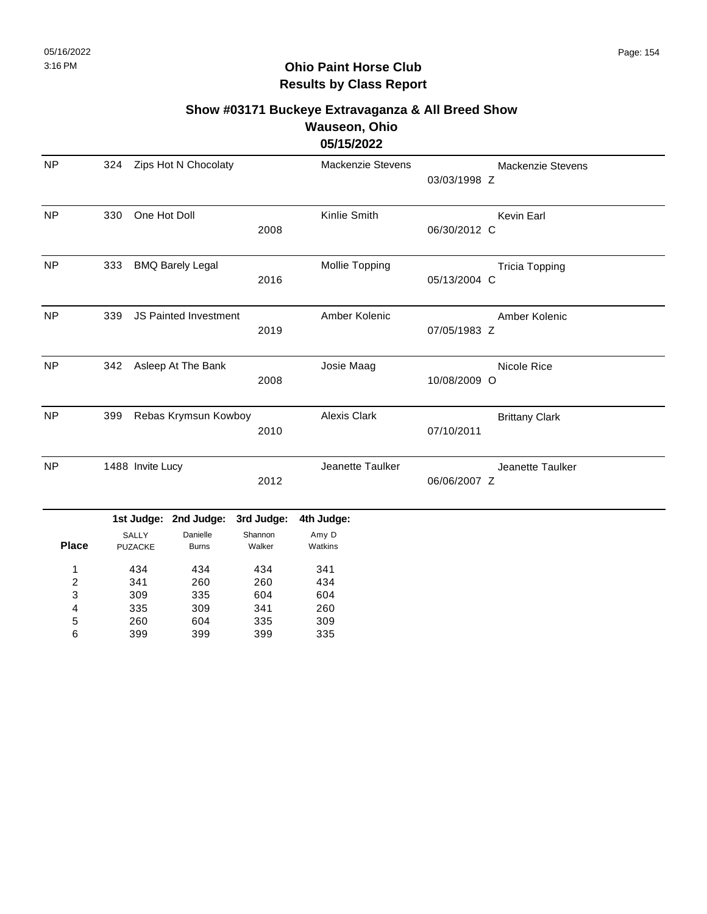**Ohio Paint Horse Club**
**Results by Class Report**

**Show #03171 Buckeye Extravaganza & All Breed Show**
**Wauseon, Ohio**
**05/15/2022**

| | | | | | | |
|---|---|---|---|---|---|---|
| NP | 324 | Zips Hot N Chocolaty | | Mackenzie Stevens | 03/03/1998 Z | Mackenzie Stevens |
| NP | 330 | One Hot Doll | 2008 | Kinlie Smith | 06/30/2012 C | Kevin Earl |
| NP | 333 | BMQ Barely Legal | 2016 | Mollie Topping | 05/13/2004 C | Tricia Topping |
| NP | 339 | JS Painted Investment | 2019 | Amber Kolenic | 07/05/1983 Z | Amber Kolenic |
| NP | 342 | Asleep At The Bank | 2008 | Josie Maag | 10/08/2009 O | Nicole Rice |
| NP | 399 | Rebas Krymsun Kowboy | 2010 | Alexis Clark | 07/10/2011 | Brittany Clark |
| NP | 1488 | Invite Lucy | 2012 | Jeanette Taulker | 06/06/2007 Z | Jeanette Taulker |

| Place | 1st Judge: SALLY PUZACKE | 2nd Judge: Danielle Burns | 3rd Judge: Shannon Walker | 4th Judge: Amy D Watkins |
|---|---|---|---|---|
| 1 | 434 | 434 | 434 | 341 |
| 2 | 341 | 260 | 260 | 434 |
| 3 | 309 | 335 | 604 | 604 |
| 4 | 335 | 309 | 341 | 260 |
| 5 | 260 | 604 | 335 | 309 |
| 6 | 399 | 399 | 399 | 335 |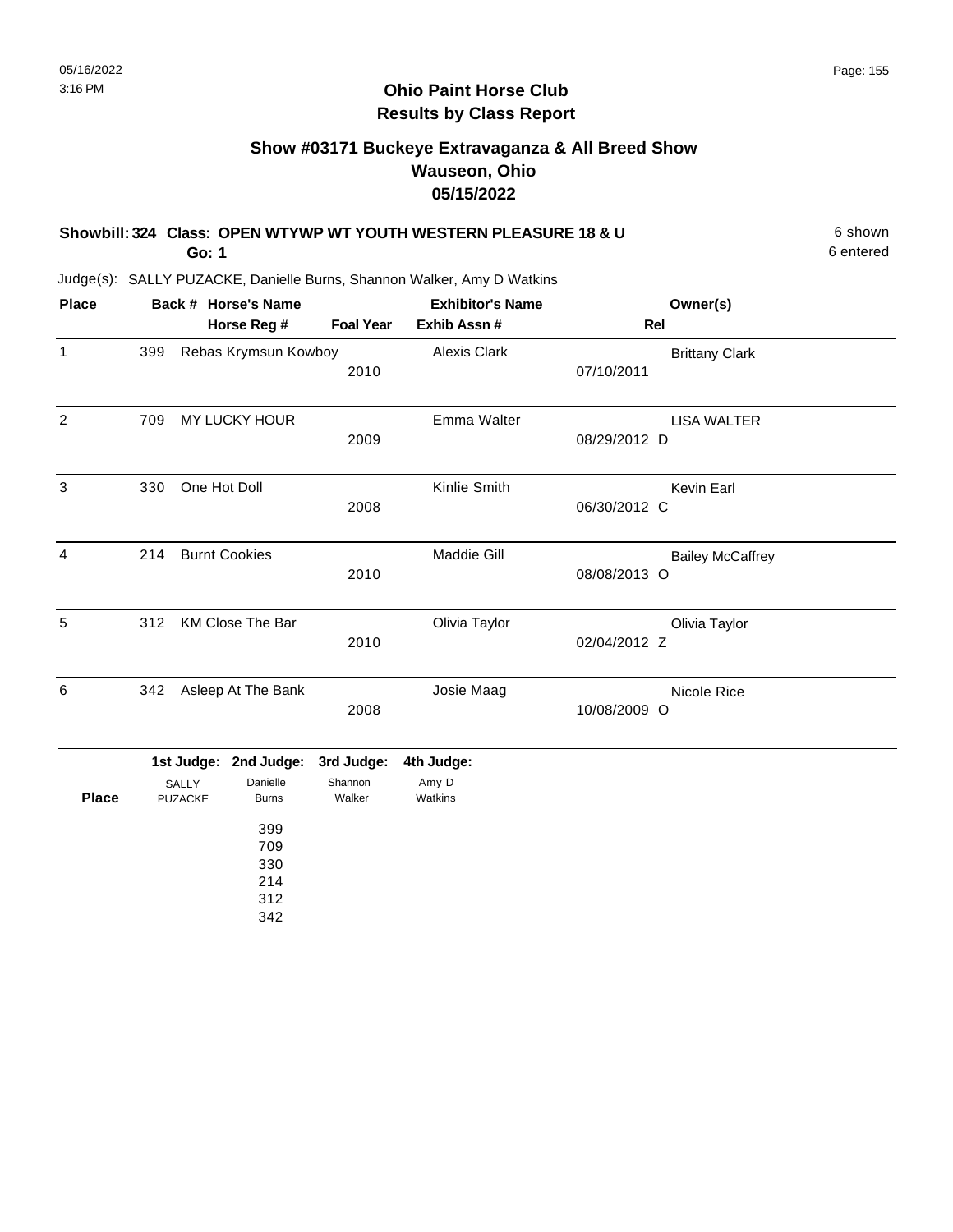## Ohio Paint Horse Club
## Results by Class Report

### Show #03171 Buckeye Extravaganza & All Breed Show
### Wauseon, Ohio
### 05/15/2022

**Showbill: 324 Class: OPEN WTYWP WT YOUTH WESTERN PLEASURE 18 & U** — 6 shown, 6 entered

**Go: 1**

Judge(s): SALLY PUZACKE, Danielle Burns, Shannon Walker, Amy D Watkins

| Place | Back # | Horse's Name / Horse Reg # | Foal Year | Exhibitor's Name / Exhib Assn # | Rel | Owner(s) |
|---|---|---|---|---|---|---|
| 1 | 399 | Rebas Krymsun Kowboy | 2010 | Alexis Clark 07/10/2011 | | Brittany Clark |
| 2 | 709 | MY LUCKY HOUR | 2009 | Emma Walter 08/29/2012 | D | LISA WALTER |
| 3 | 330 | One Hot Doll | 2008 | Kinlie Smith 06/30/2012 | C | Kevin Earl |
| 4 | 214 | Burnt Cookies | 2010 | Maddie Gill 08/08/2013 | O | Bailey McCaffrey |
| 5 | 312 | KM Close The Bar | 2010 | Olivia Taylor 02/04/2012 | Z | Olivia Taylor |
| 6 | 342 | Asleep At The Bank | 2008 | Josie Maag 10/08/2009 | O | Nicole Rice |

| Place | 1st Judge: SALLY PUZACKE | 2nd Judge: Danielle Burns | 3rd Judge: Shannon Walker | 4th Judge: Amy D Watkins |
|---|---|---|---|---|
| | | 399 | | |
| | | 709 | | |
| | | 330 | | |
| | | 214 | | |
| | | 312 | | |
| | | 342 | | |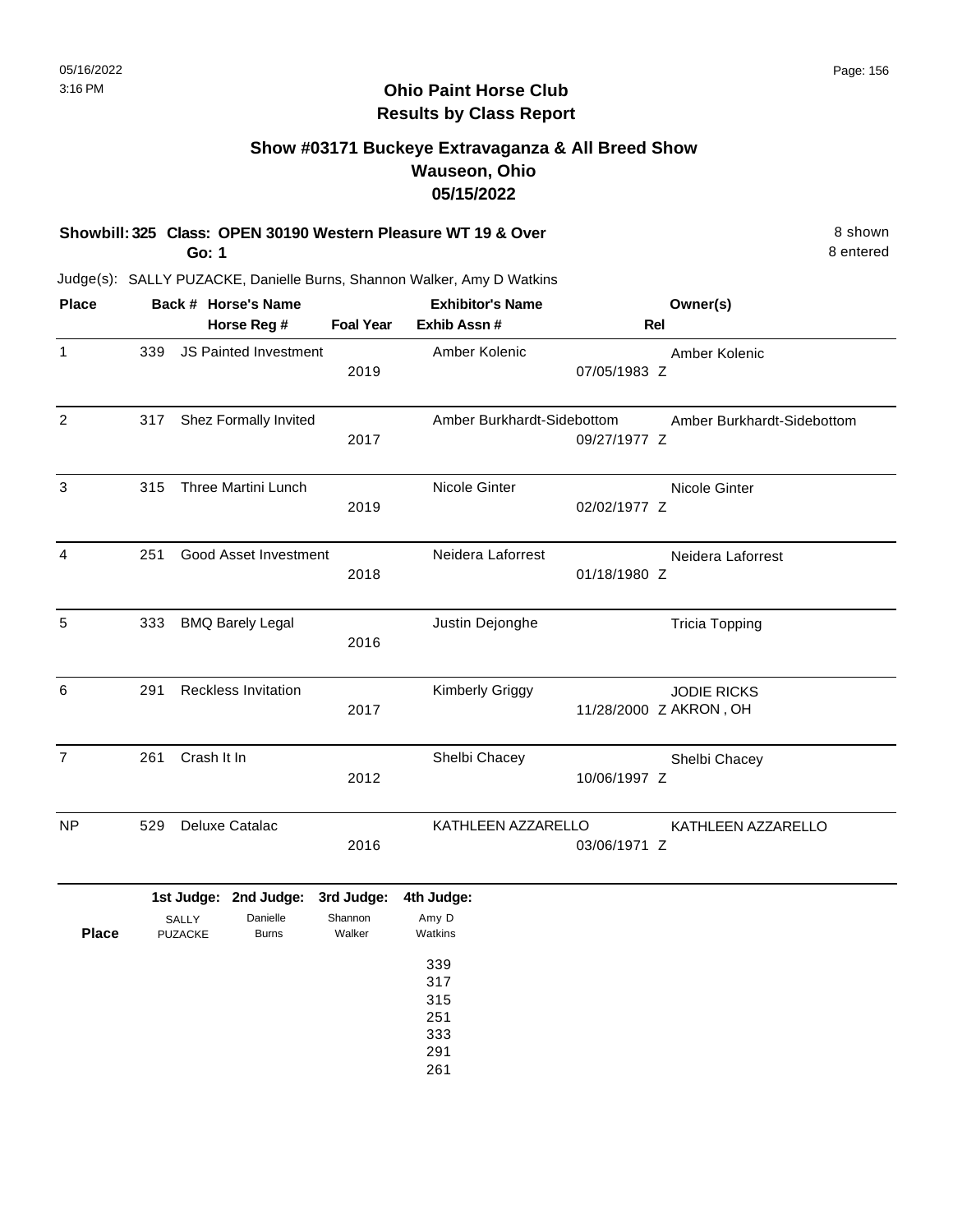# Ohio Paint Horse Club
## Results by Class Report

### Show #03171 Buckeye Extravaganza & All Breed Show
### Wauseon, Ohio
### 05/15/2022

**Showbill: 325 Class: OPEN 30190 Western Pleasure WT 19 & Over** — 8 shown

**Go: 1** — 8 entered

Judge(s): SALLY PUZACKE, Danielle Burns, Shannon Walker, Amy D Watkins

| Place | Back # | Horse's Name / Horse Reg # | Foal Year | Exhibitor's Name / Exhib Assn # | Rel | Owner(s) |
|---|---|---|---|---|---|---|
| 1 | 339 | JS Painted Investment | 2019 | Amber Kolenic | 07/05/1983 Z | Amber Kolenic |
| 2 | 317 | Shez Formally Invited | 2017 | Amber Burkhardt-Sidebottom | 09/27/1977 Z | Amber Burkhardt-Sidebottom |
| 3 | 315 | Three Martini Lunch | 2019 | Nicole Ginter | 02/02/1977 Z | Nicole Ginter |
| 4 | 251 | Good Asset Investment | 2018 | Neidera Laforrest | 01/18/1980 Z | Neidera Laforrest |
| 5 | 333 | BMQ Barely Legal | 2016 | Justin Dejonghe | | Tricia Topping |
| 6 | 291 | Reckless Invitation | 2017 | Kimberly Griggy | 11/28/2000 Z | JODIE RICKS AKRON , OH |
| 7 | 261 | Crash It In | 2012 | Shelbi Chacey | 10/06/1997 Z | Shelbi Chacey |
| NP | 529 | Deluxe Catalac | 2016 | KATHLEEN AZZARELLO | 03/06/1971 Z | KATHLEEN AZZARELLO |

| Place | 1st Judge: SALLY PUZACKE | 2nd Judge: Danielle Burns | 3rd Judge: Shannon Walker | 4th Judge: Amy D Watkins |
|---|---|---|---|---|
| | | | | 339 |
| | | | | 317 |
| | | | | 315 |
| | | | | 251 |
| | | | | 333 |
| | | | | 291 |
| | | | | 261 |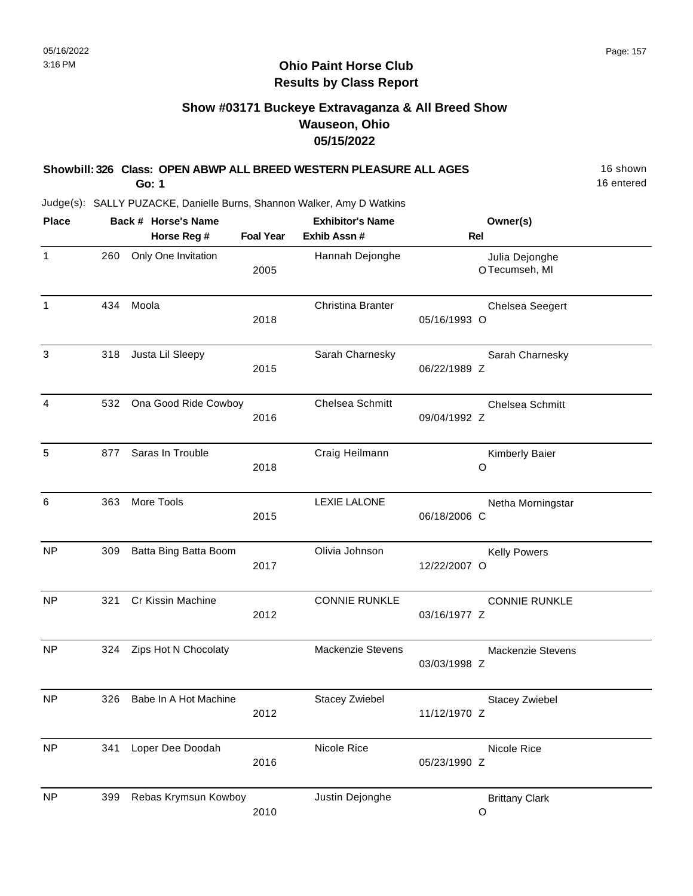# Ohio Paint Horse Club
## Results by Class Report

### Show #03171 Buckeye Extravaganza & All Breed Show
### Wauseon, Ohio
### 05/15/2022

**Showbill: 326 Class: OPEN ABWP ALL BREED WESTERN PLEASURE ALL AGES** 16 shown
**Go: 1** 16 entered

Judge(s): SALLY PUZACKE, Danielle Burns, Shannon Walker, Amy D Watkins

| Place | Back # | Horse's Name / Horse Reg # | Foal Year | Exhibitor's Name / Exhib Assn # | Rel | Owner(s) |
|---|---|---|---|---|---|---|
| 1 | 260 | Only One Invitation | 2005 | Hannah Dejonghe | O | Julia Dejonghe, Tecumseh, MI |
| 1 | 434 | Moola | 2018 | Christina Branter | 05/16/1993 O | Chelsea Seegert |
| 3 | 318 | Justa Lil Sleepy | 2015 | Sarah Charnesky | 06/22/1989 Z | Sarah Charnesky |
| 4 | 532 | Ona Good Ride Cowboy | 2016 | Chelsea Schmitt | 09/04/1992 Z | Chelsea Schmitt |
| 5 | 877 | Saras In Trouble | 2018 | Craig Heilmann | O | Kimberly Baier |
| 6 | 363 | More Tools | 2015 | LEXIE LALONE | 06/18/2006 C | Netha Morningstar |
| NP | 309 | Batta Bing Batta Boom | 2017 | Olivia Johnson | 12/22/2007 O | Kelly Powers |
| NP | 321 | Cr Kissin Machine | 2012 | CONNIE RUNKLE | 03/16/1977 Z | CONNIE RUNKLE |
| NP | 324 | Zips Hot N Chocolaty | | Mackenzie Stevens | 03/03/1998 Z | Mackenzie Stevens |
| NP | 326 | Babe In A Hot Machine | 2012 | Stacey Zwiebel | 11/12/1970 Z | Stacey Zwiebel |
| NP | 341 | Loper Dee Doodah | 2016 | Nicole Rice | 05/23/1990 Z | Nicole Rice |
| NP | 399 | Rebas Krymsun Kowboy | 2010 | Justin Dejonghe | O | Brittany Clark |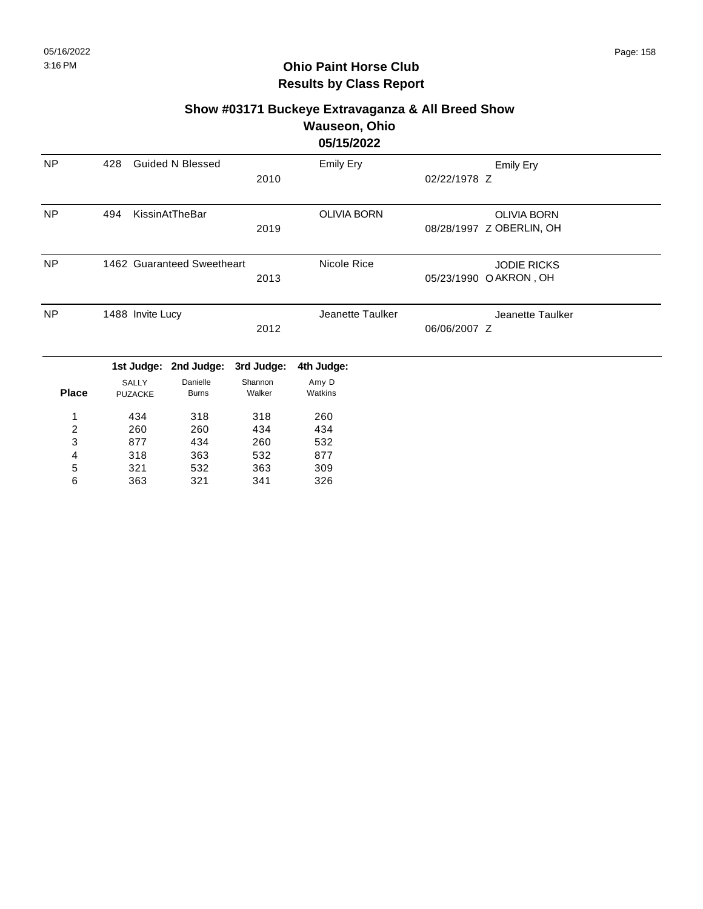## Ohio Paint Horse Club
## Results by Class Report

### Show #03171 Buckeye Extravaganza & All Breed Show
### Wauseon, Ohio
### 05/15/2022

| | | | | | |
|---|---|---|---|---|---|
| NP | 428 Guided N Blessed | 2010 | Emily Ery | 02/22/1978 Z | Emily Ery |
| NP | 494 KissinAtTheBar | 2019 | OLIVIA BORN | 08/28/1997 Z | OLIVIA BORN OBERLIN, OH |
| NP | 1462 Guaranteed Sweetheart | 2013 | Nicole Rice | 05/23/1990 O | JODIE RICKS AKRON , OH |
| NP | 1488 Invite Lucy | 2012 | Jeanette Taulker | 06/06/2007 Z | Jeanette Taulker |

| Place | 1st Judge: SALLY PUZACKE | 2nd Judge: Danielle Burns | 3rd Judge: Shannon Walker | 4th Judge: Amy D Watkins |
|---|---|---|---|---|
| 1 | 434 | 318 | 318 | 260 |
| 2 | 260 | 260 | 434 | 434 |
| 3 | 877 | 434 | 260 | 532 |
| 4 | 318 | 363 | 532 | 877 |
| 5 | 321 | 532 | 363 | 309 |
| 6 | 363 | 321 | 341 | 326 |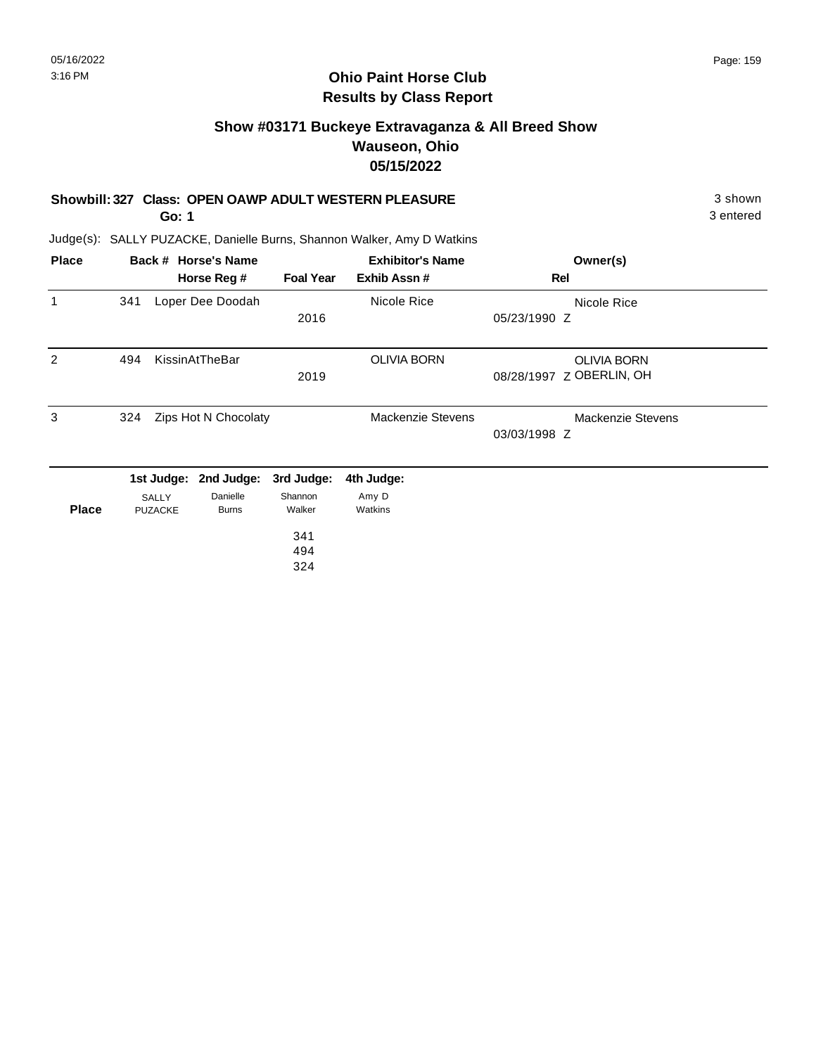# Ohio Paint Horse Club
## Results by Class Report

### Show #03171 Buckeye Extravaganza & All Breed Show
### Wauseon, Ohio
### 05/15/2022

**Showbill: 327 Class: OPEN OAWP ADULT WESTERN PLEASURE** 3 shown
**Go: 1** 3 entered

Judge(s): SALLY PUZACKE, Danielle Burns, Shannon Walker, Amy D Watkins

| Place | Back # | Horse's Name / Horse Reg # | Foal Year | Exhibitor's Name / Exhib Assn # | Rel | Owner(s) |
|---|---|---|---|---|---|---|
| 1 | 341 | Loper Dee Doodah | 2016 | Nicole Rice | 05/23/1990 Z | Nicole Rice |
| 2 | 494 | KissinAtTheBar | 2019 | OLIVIA BORN | 08/28/1997 Z | OLIVIA BORN OBERLIN, OH |
| 3 | 324 | Zips Hot N Chocolaty | | Mackenzie Stevens | 03/03/1998 Z | Mackenzie Stevens |

| Place | 1st Judge: SALLY PUZACKE | 2nd Judge: Danielle Burns | 3rd Judge: Shannon Walker | 4th Judge: Amy D Watkins |
|---|---|---|---|---|
| | | | 341 | |
| | | | 494 | |
| | | | 324 | |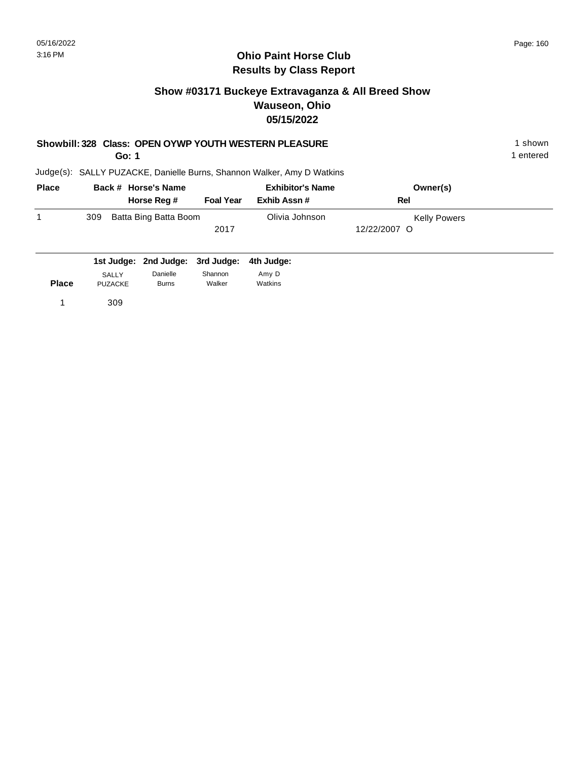# Ohio Paint Horse Club
## Results by Class Report

### Show #03171 Buckeye Extravaganza & All Breed Show
### Wauseon, Ohio
### 05/15/2022

**Showbill: 328 Class: OPEN OYWP YOUTH WESTERN PLEASURE** — 1 shown

**Go: 1** — 1 entered

Judge(s): SALLY PUZACKE, Danielle Burns, Shannon Walker, Amy D Watkins

| Place | Back # | Horse's Name / Horse Reg # | Foal Year | Exhibitor's Name / Exhib Assn # | Owner(s) / Rel |
|---|---|---|---|---|---|
| 1 | 309 | Batta Bing Batta Boom | 2017 | Olivia Johnson | Kelly Powers<br>12/22/2007 O |

| Place | 1st Judge: SALLY PUZACKE | 2nd Judge: Danielle Burns | 3rd Judge: Shannon Walker | 4th Judge: Amy D Watkins |
|---|---|---|---|---|
| 1 | 309 | | | |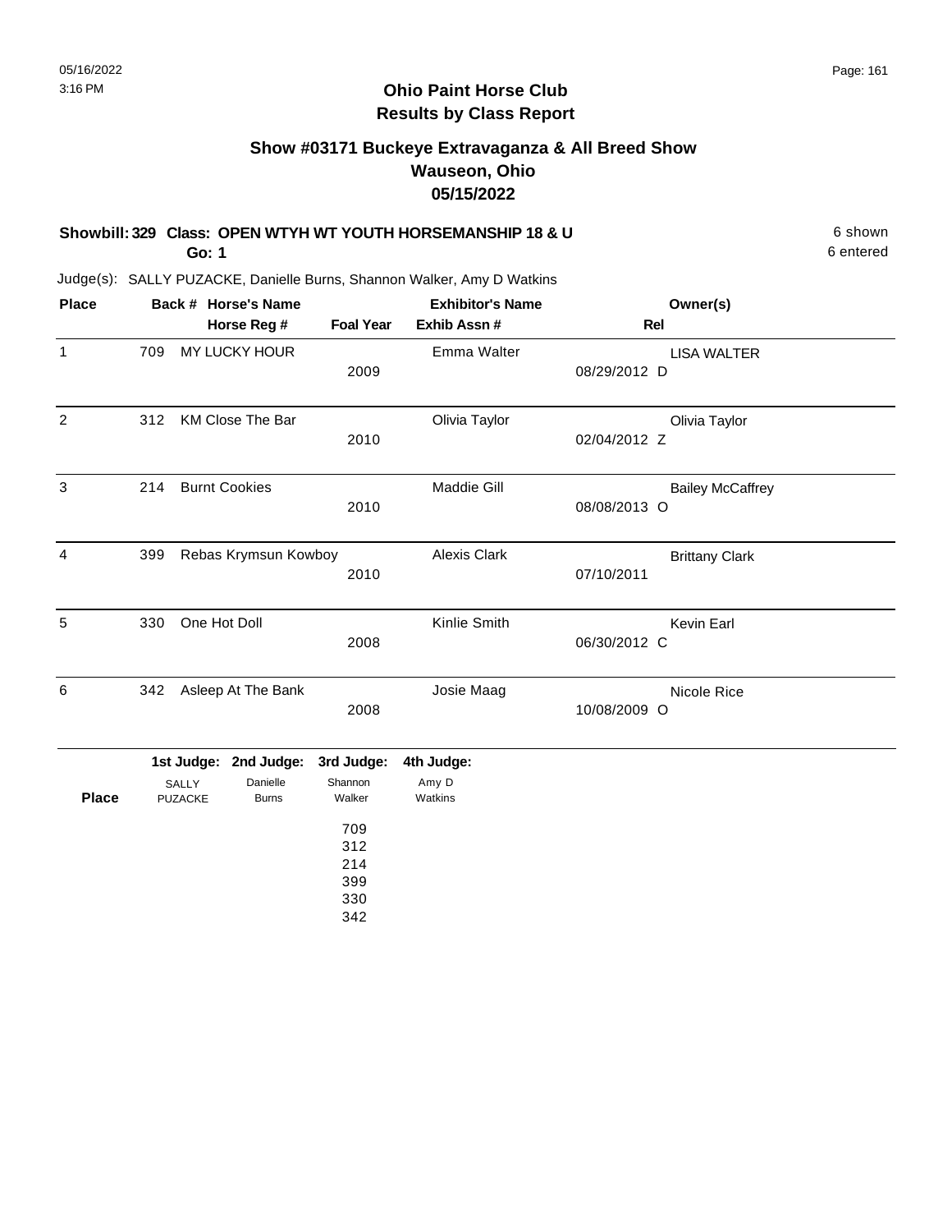## Ohio Paint Horse Club
## Results by Class Report

### Show #03171 Buckeye Extravaganza & All Breed Show
### Wauseon, Ohio
### 05/15/2022

**Showbill: 329 Class: OPEN WTYH WT YOUTH HORSEMANSHIP 18 & U** — 6 shown, 6 entered
**Go: 1**

Judge(s): SALLY PUZACKE, Danielle Burns, Shannon Walker, Amy D Watkins

| Place | Back # | Horse's Name / Horse Reg # | Foal Year | Exhibitor's Name / Exhib Assn # | Rel | Owner(s) |
|---|---|---|---|---|---|---|
| 1 | 709 | MY LUCKY HOUR | 2009 | Emma Walter | 08/29/2012 D | LISA WALTER |
| 2 | 312 | KM Close The Bar | 2010 | Olivia Taylor | 02/04/2012 Z | Olivia Taylor |
| 3 | 214 | Burnt Cookies | 2010 | Maddie Gill | 08/08/2013 O | Bailey McCaffrey |
| 4 | 399 | Rebas Krymsun Kowboy | 2010 | Alexis Clark | 07/10/2011 | Brittany Clark |
| 5 | 330 | One Hot Doll | 2008 | Kinlie Smith | 06/30/2012 C | Kevin Earl |
| 6 | 342 | Asleep At The Bank | 2008 | Josie Maag | 10/08/2009 O | Nicole Rice |

| Place | 1st Judge: SALLY PUZACKE | 2nd Judge: Danielle Burns | 3rd Judge: Shannon Walker | 4th Judge: Amy D Watkins |
|---|---|---|---|---|
| | | | 709 | |
| | | | 312 | |
| | | | 214 | |
| | | | 399 | |
| | | | 330 | |
| | | | 342 | |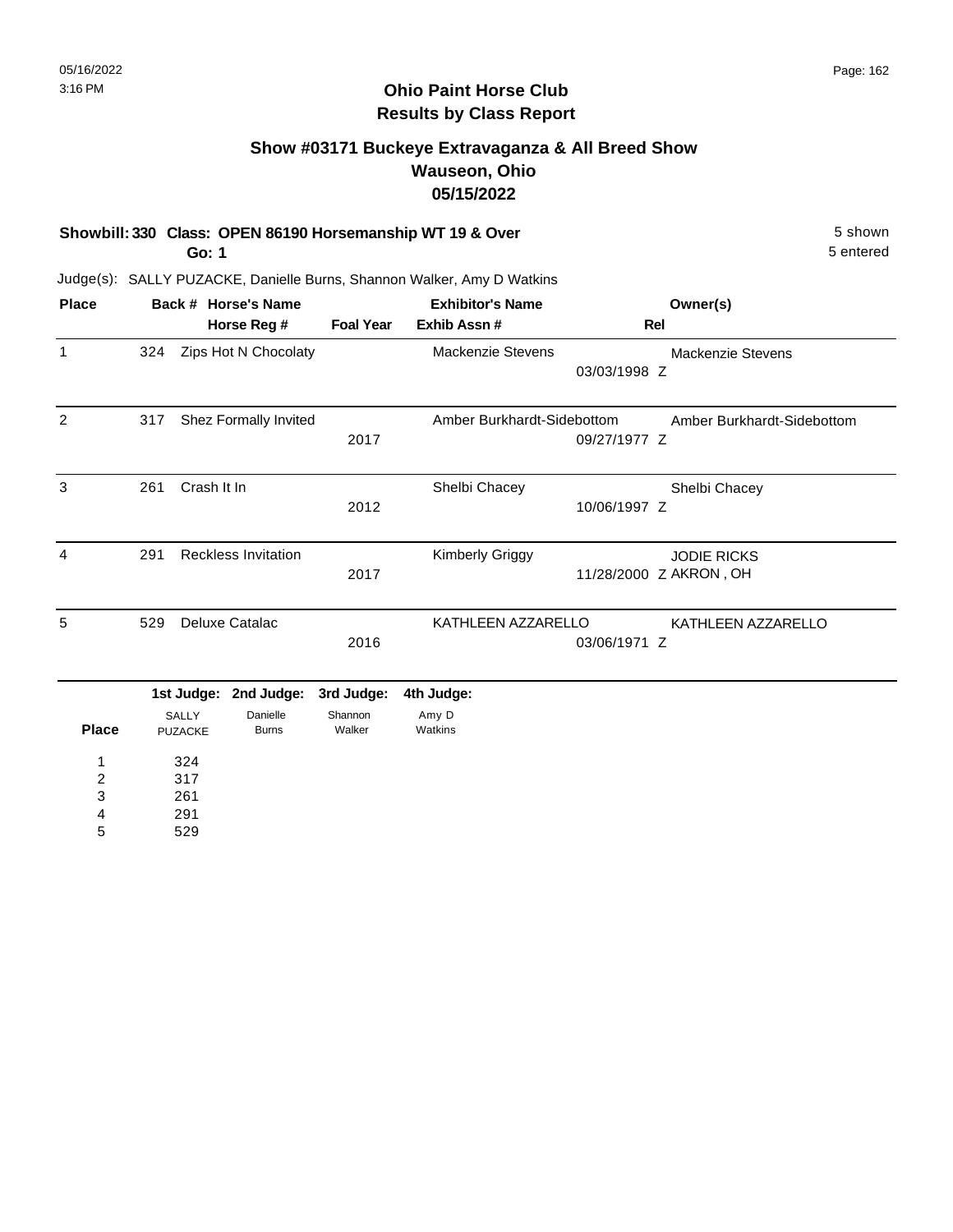## Ohio Paint Horse Club
## Results by Class Report

### Show #03171 Buckeye Extravaganza & All Breed Show
### Wauseon, Ohio
### 05/15/2022

**Showbill: 330 Class: OPEN 86190 Horsemanship WT 19 & Over** — 5 shown
**Go: 1** — 5 entered

Judge(s): SALLY PUZACKE, Danielle Burns, Shannon Walker, Amy D Watkins

| Place | Back # | Horse's Name / Horse Reg # | Foal Year | Exhibitor's Name / Exhib Assn # | Rel | Owner(s) |
|---|---|---|---|---|---|---|
| 1 | 324 | Zips Hot N Chocolaty | | Mackenzie Stevens 03/03/1998 | Z | Mackenzie Stevens |
| 2 | 317 | Shez Formally Invited | 2017 | Amber Burkhardt-Sidebottom 09/27/1977 | Z | Amber Burkhardt-Sidebottom |
| 3 | 261 | Crash It In | 2012 | Shelbi Chacey 10/06/1997 | Z | Shelbi Chacey |
| 4 | 291 | Reckless Invitation | 2017 | Kimberly Griggy 11/28/2000 | Z | JODIE RICKS AKRON , OH |
| 5 | 529 | Deluxe Catalac | 2016 | KATHLEEN AZZARELLO 03/06/1971 | Z | KATHLEEN AZZARELLO |

| Place | 1st Judge: SALLY PUZACKE | 2nd Judge: Danielle Burns | 3rd Judge: Shannon Walker | 4th Judge: Amy D Watkins |
|---|---|---|---|---|
| 1 | 324 | | | |
| 2 | 317 | | | |
| 3 | 261 | | | |
| 4 | 291 | | | |
| 5 | 529 | | | |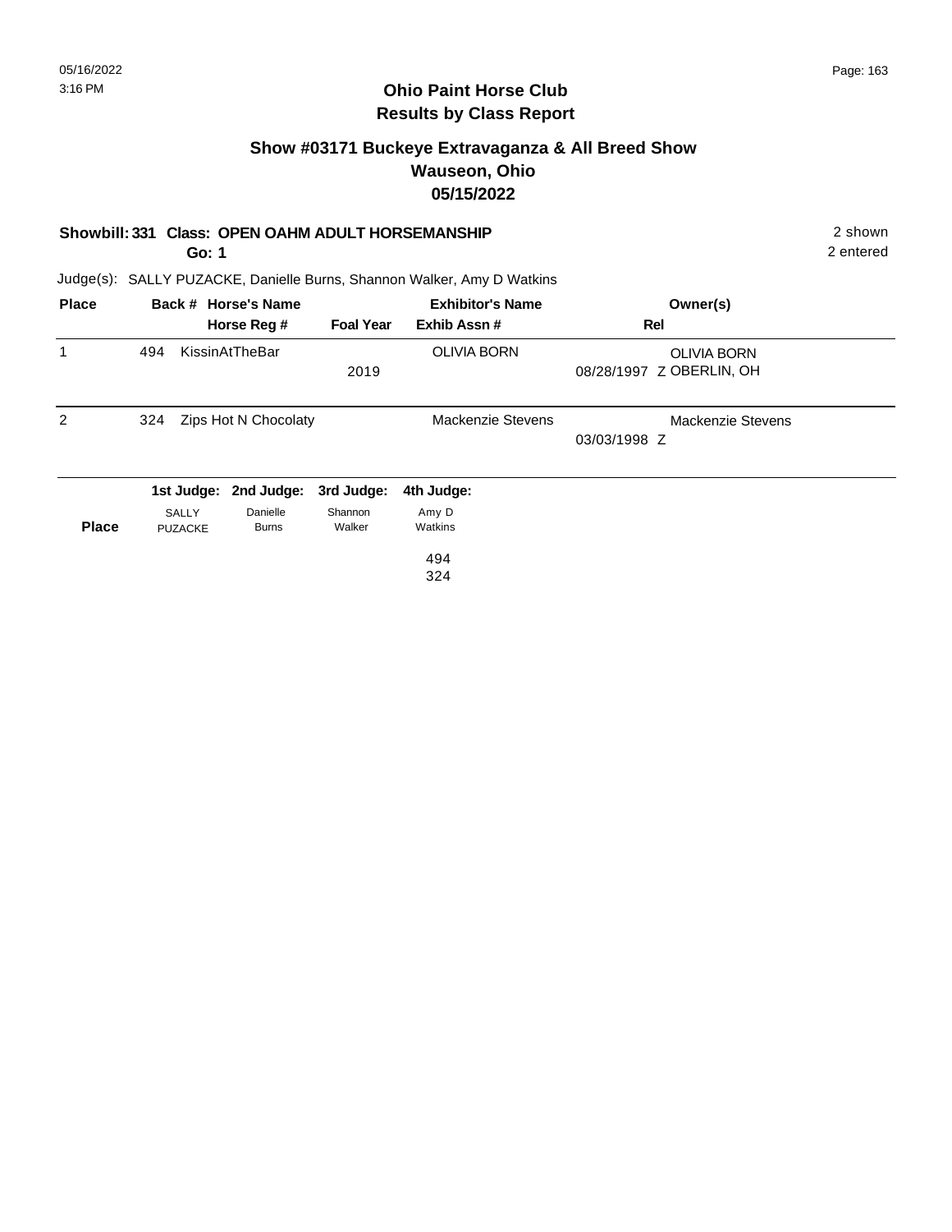# Ohio Paint Horse Club
## Results by Class Report

### Show #03171 Buckeye Extravaganza & All Breed Show
### Wauseon, Ohio
### 05/15/2022

**Showbill: 331 Class: OPEN OAHM ADULT HORSEMANSHIP** 2 shown
**Go: 1** 2 entered

Judge(s): SALLY PUZACKE, Danielle Burns, Shannon Walker, Amy D Watkins

| Place | Back # | Horse's Name / Horse Reg # | Foal Year | Exhibitor's Name / Exhib Assn # | Rel | Owner(s) |
|---|---|---|---|---|---|---|
| 1 | 494 | KissinAtTheBar | 2019 | OLIVIA BORN | 08/28/1997 Z | OLIVIA BORN, OBERLIN, OH |
| 2 | 324 | Zips Hot N Chocolaty | | Mackenzie Stevens | 03/03/1998 Z | Mackenzie Stevens |

| Place | 1st Judge: SALLY PUZACKE | 2nd Judge: Danielle Burns | 3rd Judge: Shannon Walker | 4th Judge: Amy D Watkins |
|---|---|---|---|---|
| | | | | 494 |
| | | | | 324 |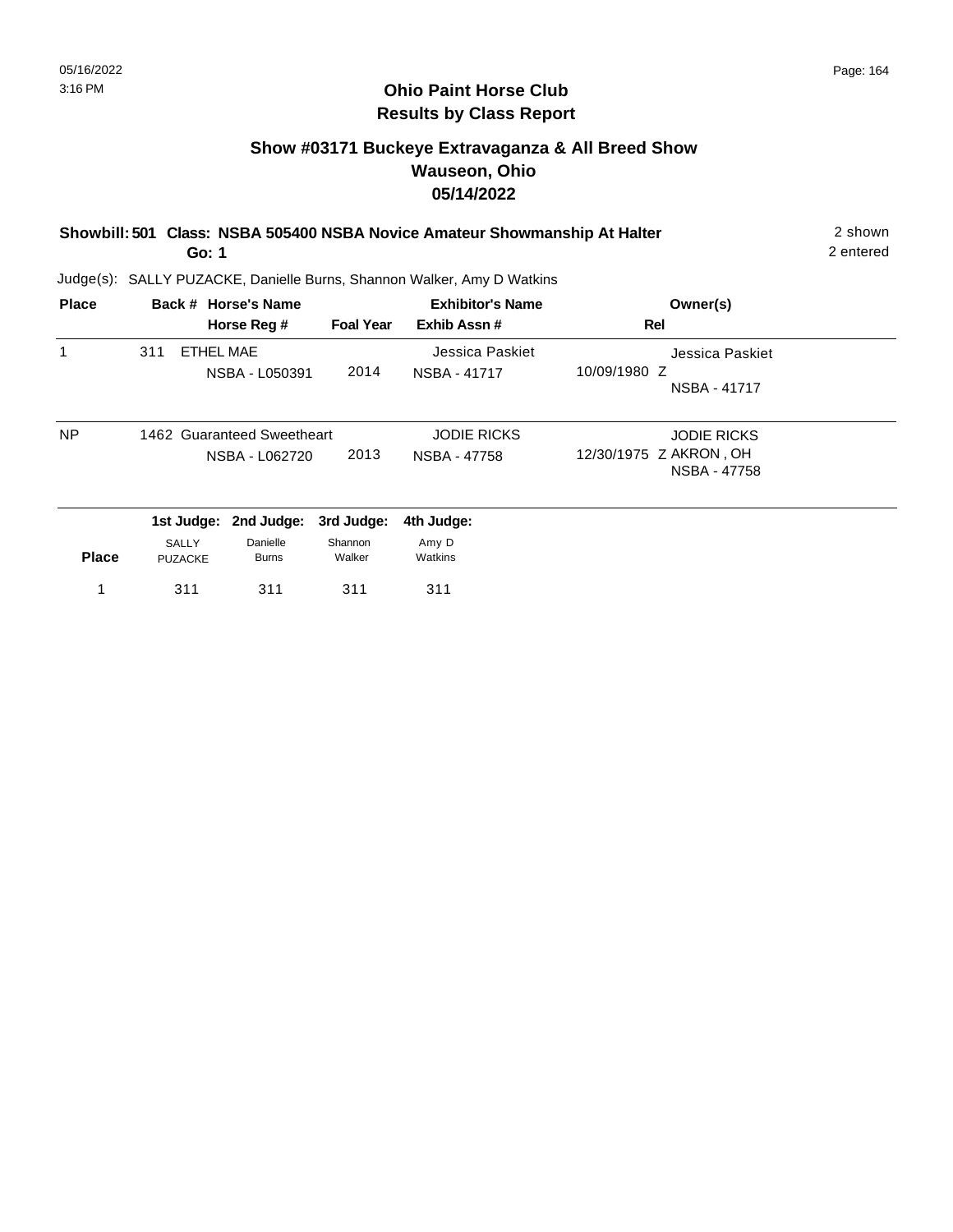# Ohio Paint Horse Club
## Results by Class Report

### Show #03171 Buckeye Extravaganza & All Breed Show
### Wauseon, Ohio
### 05/14/2022

**Showbill: 501 Class: NSBA 505400 NSBA Novice Amateur Showmanship At Halter** — 2 shown

**Go: 1** — 2 entered

Judge(s): SALLY PUZACKE, Danielle Burns, Shannon Walker, Amy D Watkins

| Place | Back # | Horse's Name / Horse Reg # | Foal Year | Exhibitor's Name / Exhib Assn # | Rel | Owner(s) |
|---|---|---|---|---|---|---|
| 1 | 311 | ETHEL MAE / NSBA - L050391 | 2014 | Jessica Paskiet / NSBA - 41717 | 10/09/1980 Z | Jessica Paskiet / NSBA - 41717 |
| NP | 1462 | Guaranteed Sweetheart / NSBA - L062720 | 2013 | JODIE RICKS / NSBA - 47758 | 12/30/1975 Z | JODIE RICKS / AKRON , OH / NSBA - 47758 |

| Place | 1st Judge: SALLY PUZACKE | 2nd Judge: Danielle Burns | 3rd Judge: Shannon Walker | 4th Judge: Amy D Watkins |
|---|---|---|---|---|
| 1 | 311 | 311 | 311 | 311 |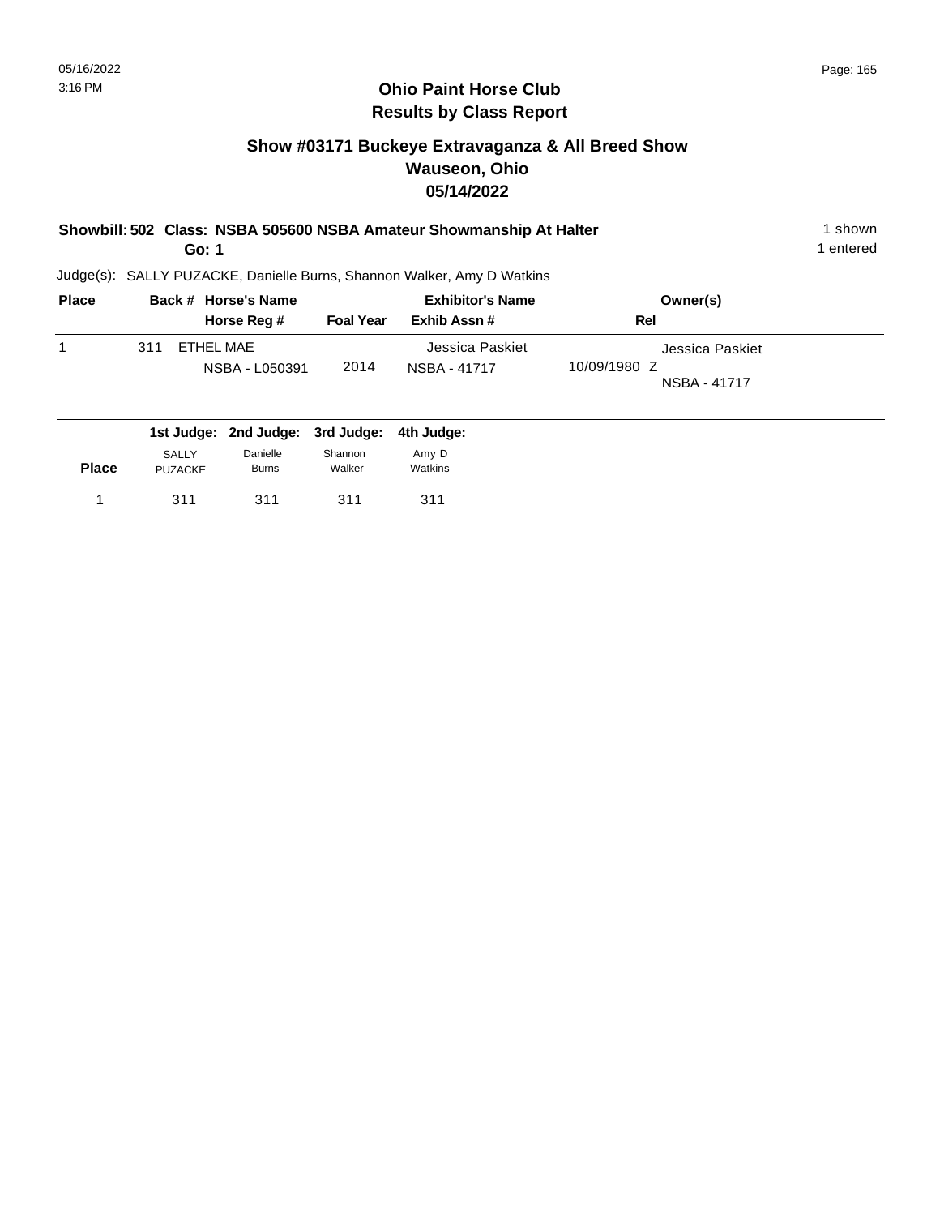## Ohio Paint Horse Club
## Results by Class Report

### Show #03171 Buckeye Extravaganza & All Breed Show
### Wauseon, Ohio
### 05/14/2022

**Showbill: 502 Class: NSBA 505600 NSBA Amateur Showmanship At Halter** — 1 shown

**Go: 1** — 1 entered

Judge(s): SALLY PUZACKE, Danielle Burns, Shannon Walker, Amy D Watkins

| Place | Back # | Horse's Name / Horse Reg # | Foal Year | Exhibitor's Name / Exhib Assn # | Rel | Owner(s) |
|---|---|---|---|---|---|---|
| 1 | 311 | ETHEL MAE<br>NSBA - L050391 | 2014 | Jessica Paskiet<br>NSBA - 41717 | 10/09/1980 Z | Jessica Paskiet<br>NSBA - 41717 |

| Place | 1st Judge: SALLY PUZACKE | 2nd Judge: Danielle Burns | 3rd Judge: Shannon Walker | 4th Judge: Amy D Watkins |
|---|---|---|---|---|
| 1 | 311 | 311 | 311 | 311 |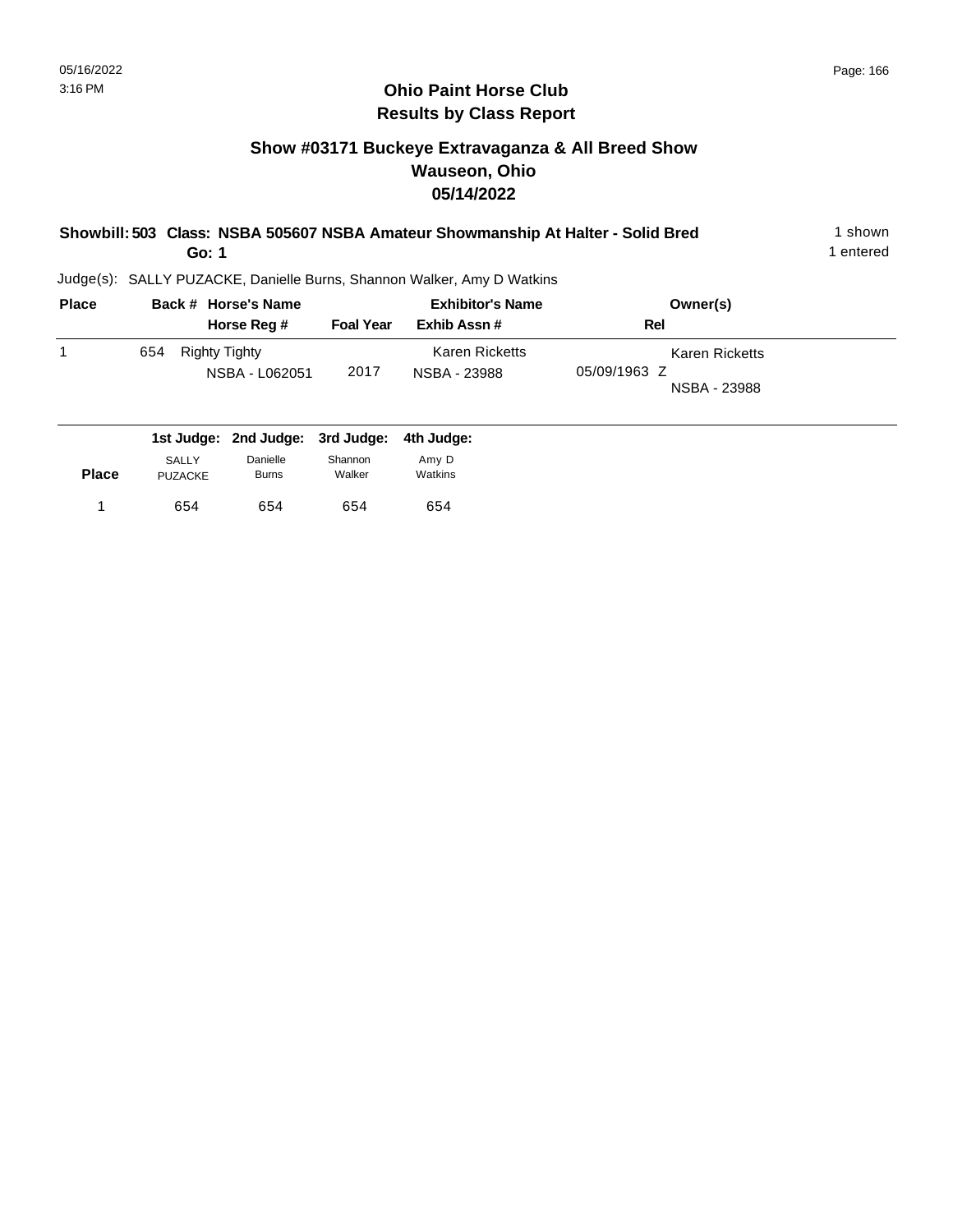# Ohio Paint Horse Club
## Results by Class Report

### Show #03171 Buckeye Extravaganza & All Breed Show
### Wauseon, Ohio
### 05/14/2022

**Showbill: 503 Class: NSBA 505607 NSBA Amateur Showmanship At Halter - Solid Bred** — 1 shown
**Go: 1** — 1 entered

Judge(s): SALLY PUZACKE, Danielle Burns, Shannon Walker, Amy D Watkins

| Place | Back # | Horse's Name / Horse Reg # | Foal Year | Exhibitor's Name / Exhib Assn # | Rel | Owner(s) |
|---|---|---|---|---|---|---|
| 1 | 654 | Righty Tighty / NSBA - L062051 | 2017 | Karen Ricketts / NSBA - 23988 | 05/09/1963 Z | Karen Ricketts / NSBA - 23988 |

| Place | 1st Judge: SALLY PUZACKE | 2nd Judge: Danielle Burns | 3rd Judge: Shannon Walker | 4th Judge: Amy D Watkins |
|---|---|---|---|---|
| 1 | 654 | 654 | 654 | 654 |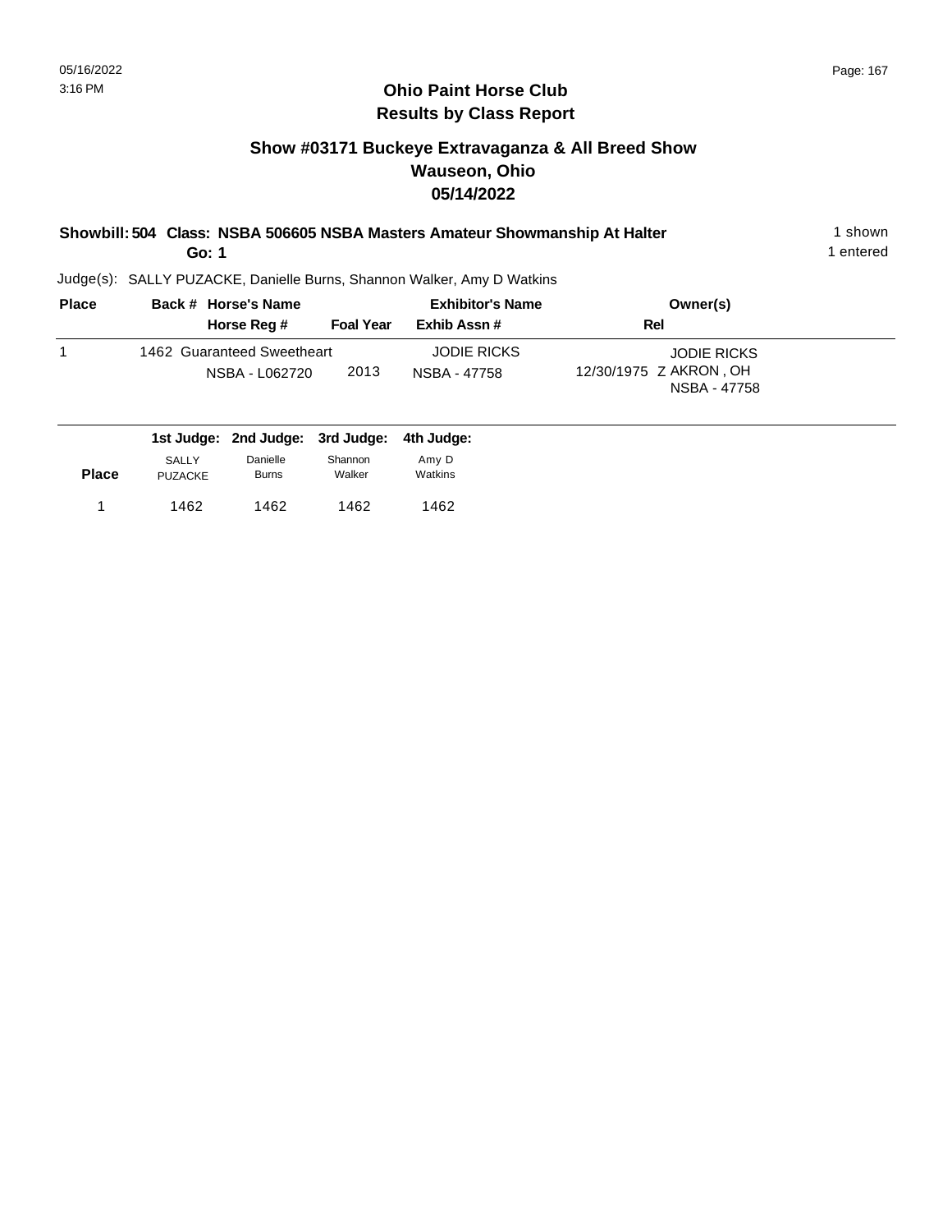## Ohio Paint Horse Club
## Results by Class Report

### Show #03171 Buckeye Extravaganza & All Breed Show
### Wauseon, Ohio
### 05/14/2022

**Showbill: 504 Class: NSBA 506605 NSBA Masters Amateur Showmanship At Halter** — 1 shown

**Go: 1** — 1 entered

Judge(s): SALLY PUZACKE, Danielle Burns, Shannon Walker, Amy D Watkins

| Place | Back # | Horse's Name / Horse Reg # | Foal Year | Exhibitor's Name / Exhib Assn # | Rel | Owner(s) |
|---|---|---|---|---|---|---|
| 1 | 1462 | Guaranteed Sweetheart<br>NSBA - L062720 | 2013 | JODIE RICKS<br>NSBA - 47758 | 12/30/1975 Z | JODIE RICKS<br>AKRON , OH<br>NSBA - 47758 |

| Place | 1st Judge: SALLY PUZACKE | 2nd Judge: Danielle Burns | 3rd Judge: Shannon Walker | 4th Judge: Amy D Watkins |
|---|---|---|---|---|
| 1 | 1462 | 1462 | 1462 | 1462 |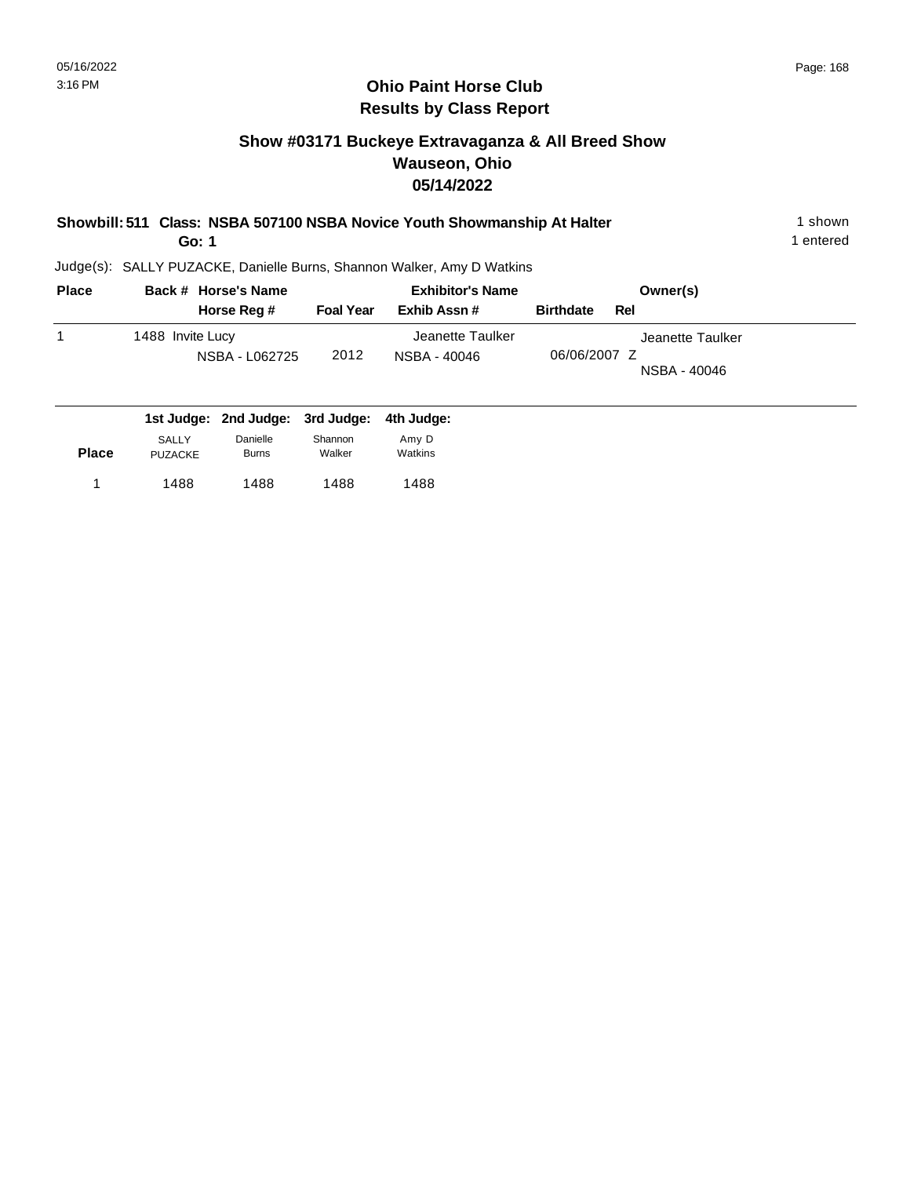# Ohio Paint Horse Club
## Results by Class Report

### Show #03171 Buckeye Extravaganza & All Breed Show
### Wauseon, Ohio
### 05/14/2022

**Showbill: 511 Class: NSBA 507100 NSBA Novice Youth Showmanship At Halter** — 1 shown

**Go: 1** — 1 entered

Judge(s): SALLY PUZACKE, Danielle Burns, Shannon Walker, Amy D Watkins

| Place | Back # | Horse's Name / Horse Reg # | Foal Year | Exhibitor's Name / Exhib Assn # | Birthdate | Rel | Owner(s) |
|---|---|---|---|---|---|---|---|
| 1 | 1488 | Invite Lucy / NSBA - L062725 | 2012 | Jeanette Taulker / NSBA - 40046 | 06/06/2007 | Z | Jeanette Taulker / NSBA - 40046 |

| Place | 1st Judge: SALLY PUZACKE | 2nd Judge: Danielle Burns | 3rd Judge: Shannon Walker | 4th Judge: Amy D Watkins |
|---|---|---|---|---|
| 1 | 1488 | 1488 | 1488 | 1488 |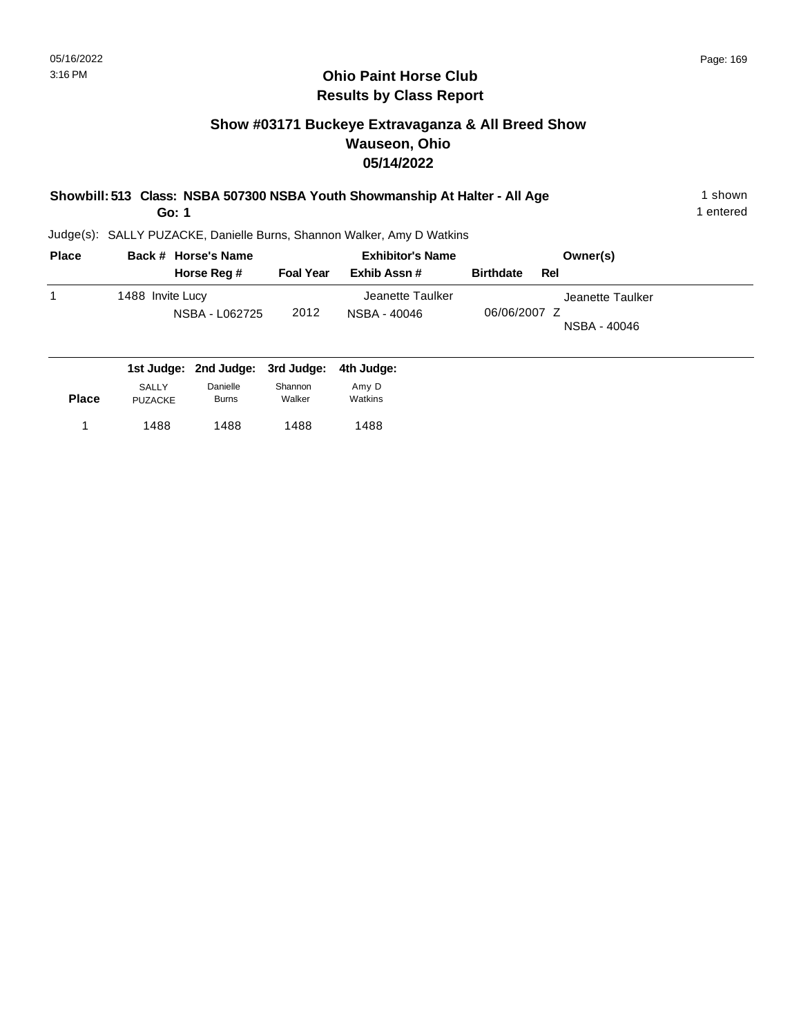# Ohio Paint Horse Club

## Results by Class Report

### Show #03171 Buckeye Extravaganza & All Breed Show
### Wauseon, Ohio
### 05/14/2022

**Showbill: 513 Class: NSBA 507300 NSBA Youth Showmanship At Halter - All Age** 1 shown

**Go: 1** 1 entered

Judge(s): SALLY PUZACKE, Danielle Burns, Shannon Walker, Amy D Watkins

| Place | Back # | Horse's Name / Horse Reg # | Foal Year | Exhibitor's Name / Exhib Assn # | Birthdate | Rel | Owner(s) |
|---|---|---|---|---|---|---|---|
| 1 | 1488 | Invite Lucy / NSBA - L062725 | 2012 | Jeanette Taulker / NSBA - 40046 | 06/06/2007 | Z | Jeanette Taulker / NSBA - 40046 |

| Place | 1st Judge: SALLY PUZACKE | 2nd Judge: Danielle Burns | 3rd Judge: Shannon Walker | 4th Judge: Amy D Watkins |
|---|---|---|---|---|
| 1 | 1488 | 1488 | 1488 | 1488 |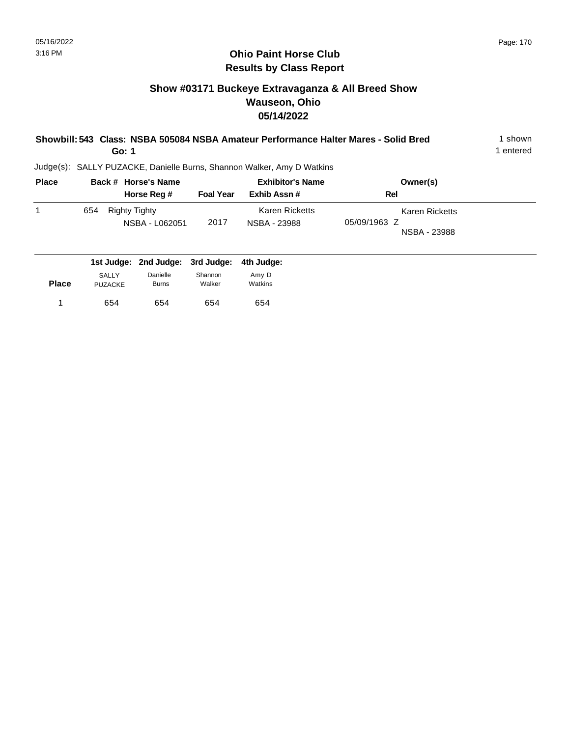# Ohio Paint Horse Club
## Results by Class Report

### Show #03171 Buckeye Extravaganza & All Breed Show
### Wauseon, Ohio
### 05/14/2022

**Showbill: 543 Class: NSBA 505084 NSBA Amateur Performance Halter Mares - Solid Bred** — 1 shown

**Go: 1** — 1 entered

Judge(s): SALLY PUZACKE, Danielle Burns, Shannon Walker, Amy D Watkins

| Place | Back # | Horse's Name / Horse Reg # | Foal Year | Exhibitor's Name / Exhib Assn # | Rel | Owner(s) |
|---|---|---|---|---|---|---|
| 1 | 654 | Righty Tighty<br>NSBA - L062051 | 2017 | Karen Ricketts<br>NSBA - 23988 | 05/09/1963 Z | Karen Ricketts<br>NSBA - 23988 |

| Place | 1st Judge: SALLY PUZACKE | 2nd Judge: Danielle Burns | 3rd Judge: Shannon Walker | 4th Judge: Amy D Watkins |
|---|---|---|---|---|
| 1 | 654 | 654 | 654 | 654 |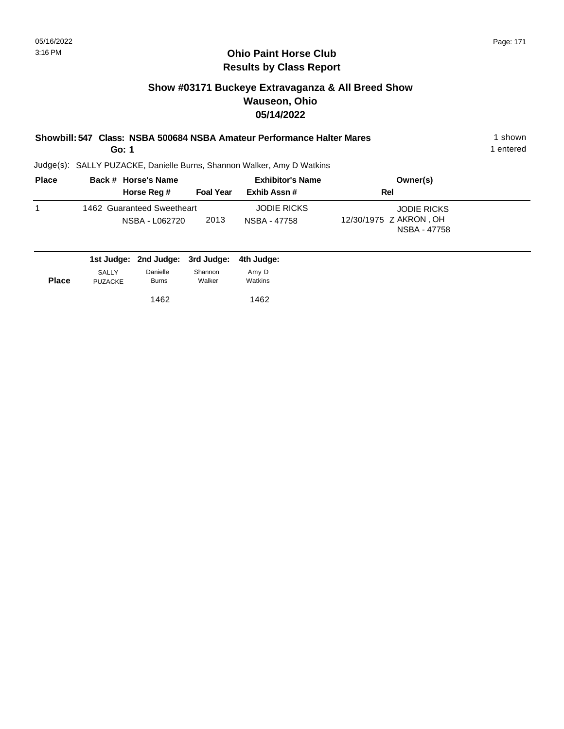## Ohio Paint Horse Club
## Results by Class Report

### Show #03171 Buckeye Extravaganza & All Breed Show
### Wauseon, Ohio
### 05/14/2022

**Showbill: 547 Class: NSBA 500684 NSBA Amateur Performance Halter Mares** 1 shown
**Go: 1** 1 entered

Judge(s): SALLY PUZACKE, Danielle Burns, Shannon Walker, Amy D Watkins

| Place | Back # | Horse's Name / Horse Reg # | Foal Year | Exhibitor's Name / Exhib Assn # | Owner(s) / Rel |
|---|---|---|---|---|---|
| 1 | 1462 | Guaranteed Sweetheart<br>NSBA - L062720 | 2013 | JODIE RICKS<br>NSBA - 47758 | JODIE RICKS<br>12/30/1975 Z AKRON , OH<br>NSBA - 47758 |

| Place | 1st Judge: SALLY PUZACKE | 2nd Judge: Danielle Burns | 3rd Judge: Shannon Walker | 4th Judge: Amy D Watkins |
|---|---|---|---|---|
| | | 1462 | | 1462 |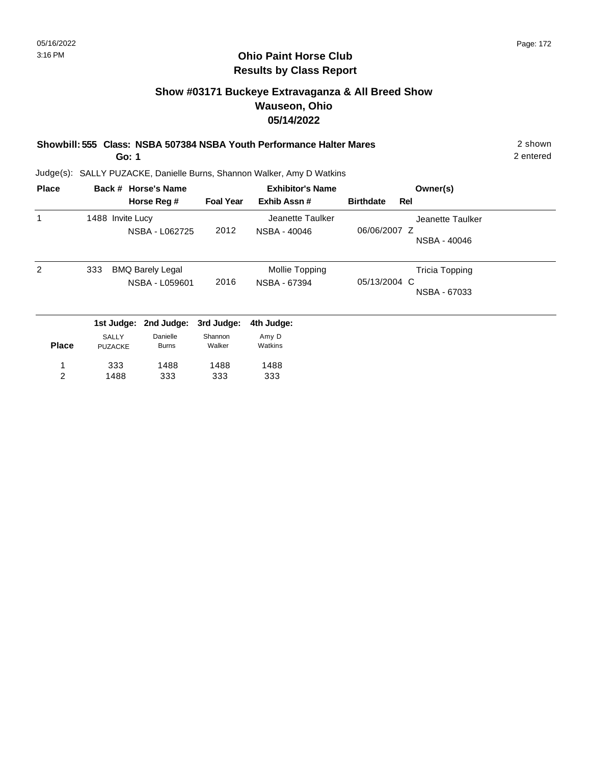## Ohio Paint Horse Club
## Results by Class Report

### Show #03171 Buckeye Extravaganza & All Breed Show
### Wauseon, Ohio
### 05/14/2022

**Showbill: 555 Class: NSBA 507384 NSBA Youth Performance Halter Mares** — 2 shown, 2 entered

**Go: 1**

Judge(s): SALLY PUZACKE, Danielle Burns, Shannon Walker, Amy D Watkins

| Place | Back # | Horse's Name / Horse Reg # | Foal Year | Exhibitor's Name / Exhib Assn # | Birthdate | Rel | Owner(s) |
|---|---|---|---|---|---|---|---|
| 1 | 1488 | Invite Lucy / NSBA - L062725 | 2012 | Jeanette Taulker / NSBA - 40046 | 06/06/2007 | Z | Jeanette Taulker / NSBA - 40046 |
| 2 | 333 | BMQ Barely Legal / NSBA - L059601 | 2016 | Mollie Topping / NSBA - 67394 | 05/13/2004 | C | Tricia Topping / NSBA - 67033 |

| Place | 1st Judge: SALLY PUZACKE | 2nd Judge: Danielle Burns | 3rd Judge: Shannon Walker | 4th Judge: Amy D Watkins |
|---|---|---|---|---|
| 1 | 333 | 1488 | 1488 | 1488 |
| 2 | 1488 | 333 | 333 | 333 |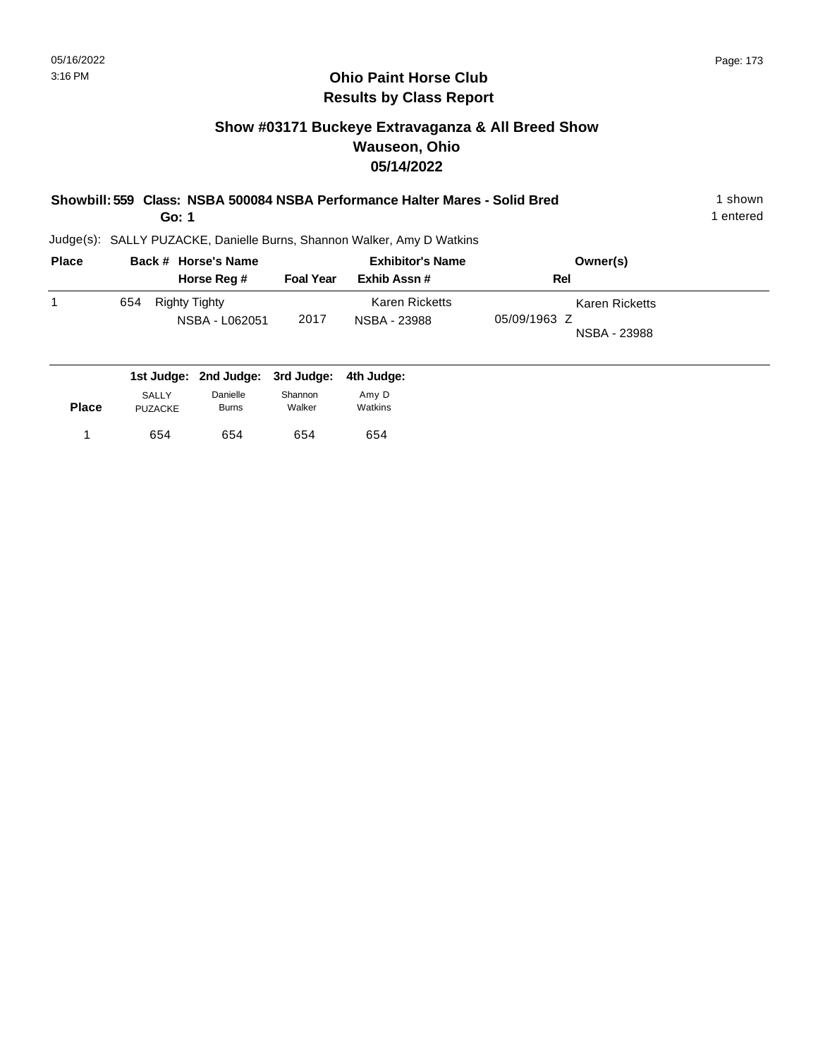# Ohio Paint Horse Club
## Results by Class Report

### Show #03171 Buckeye Extravaganza & All Breed Show
### Wauseon, Ohio
### 05/14/2022

**Showbill: 559 Class: NSBA 500084 NSBA Performance Halter Mares - Solid Bred** 1 shown
**Go: 1** 1 entered

Judge(s): SALLY PUZACKE, Danielle Burns, Shannon Walker, Amy D Watkins

| Place | Back # | Horse's Name / Horse Reg # | Foal Year | Exhibitor's Name / Exhib Assn # | Rel | Owner(s) |
|---|---|---|---|---|---|---|
| 1 | 654 | Righty Tighty<br>NSBA - L062051 | 2017 | Karen Ricketts<br>NSBA - 23988 | 05/09/1963 Z | Karen Ricketts<br>NSBA - 23988 |

| Place | 1st Judge: SALLY PUZACKE | 2nd Judge: Danielle Burns | 3rd Judge: Shannon Walker | 4th Judge: Amy D Watkins |
|---|---|---|---|---|
| 1 | 654 | 654 | 654 | 654 |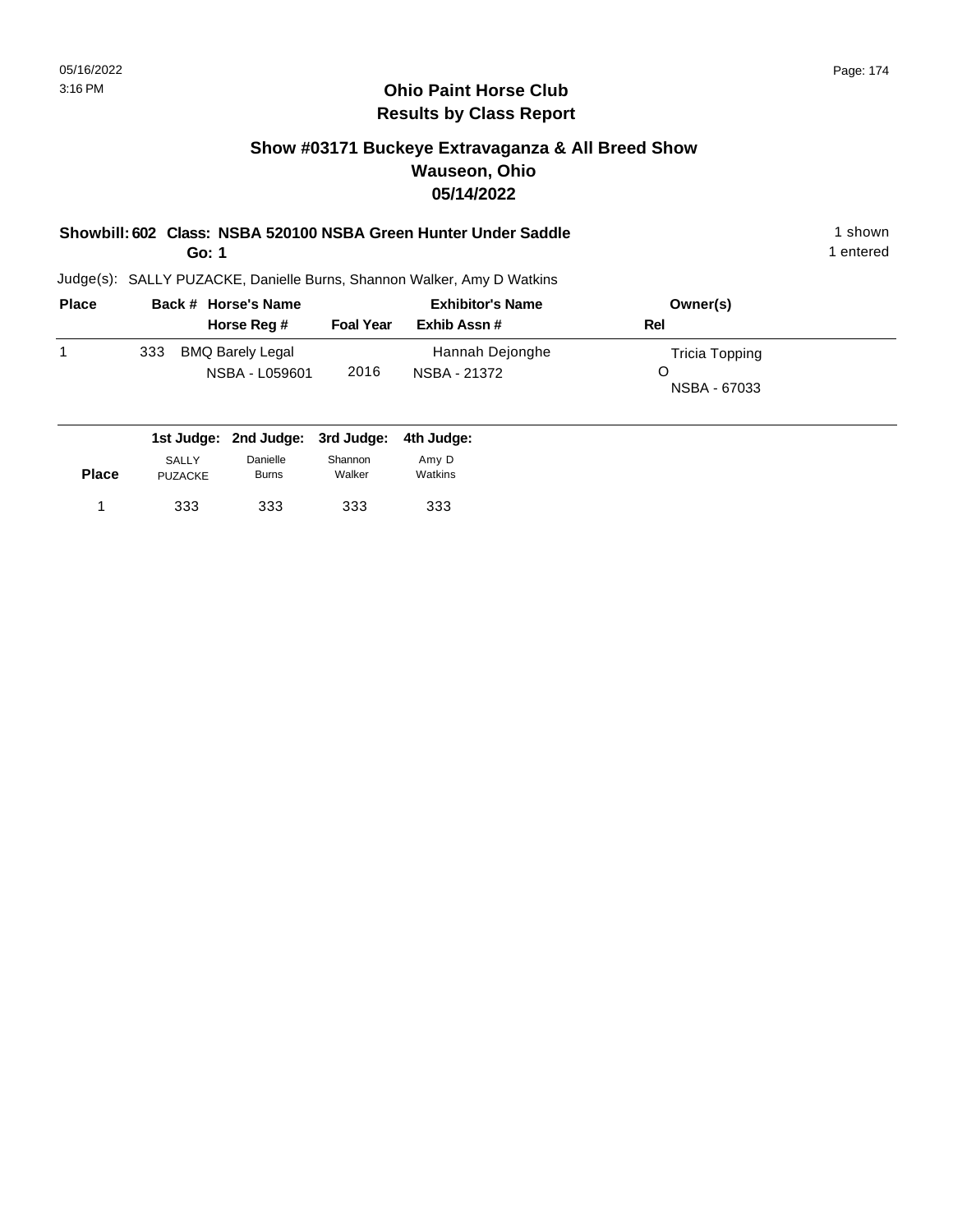# Ohio Paint Horse Club
## Results by Class Report

### Show #03171 Buckeye Extravaganza & All Breed Show
### Wauseon, Ohio
### 05/14/2022

**Showbill: 602 Class: NSBA 520100 NSBA Green Hunter Under Saddle** — 1 shown

**Go: 1** — 1 entered

Judge(s): SALLY PUZACKE, Danielle Burns, Shannon Walker, Amy D Watkins

| Place | Back # | Horse's Name / Horse Reg # | Foal Year | Exhibitor's Name / Exhib Assn # | Owner(s) / Rel |
|---|---|---|---|---|---|
| 1 | 333 | BMQ Barely Legal<br>NSBA - L059601 | 2016 | Hannah Dejonghe<br>NSBA - 21372 | Tricia Topping<br>O<br>NSBA - 67033 |

| Place | 1st Judge: SALLY PUZACKE | 2nd Judge: Danielle Burns | 3rd Judge: Shannon Walker | 4th Judge: Amy D Watkins |
|---|---|---|---|---|
| 1 | 333 | 333 | 333 | 333 |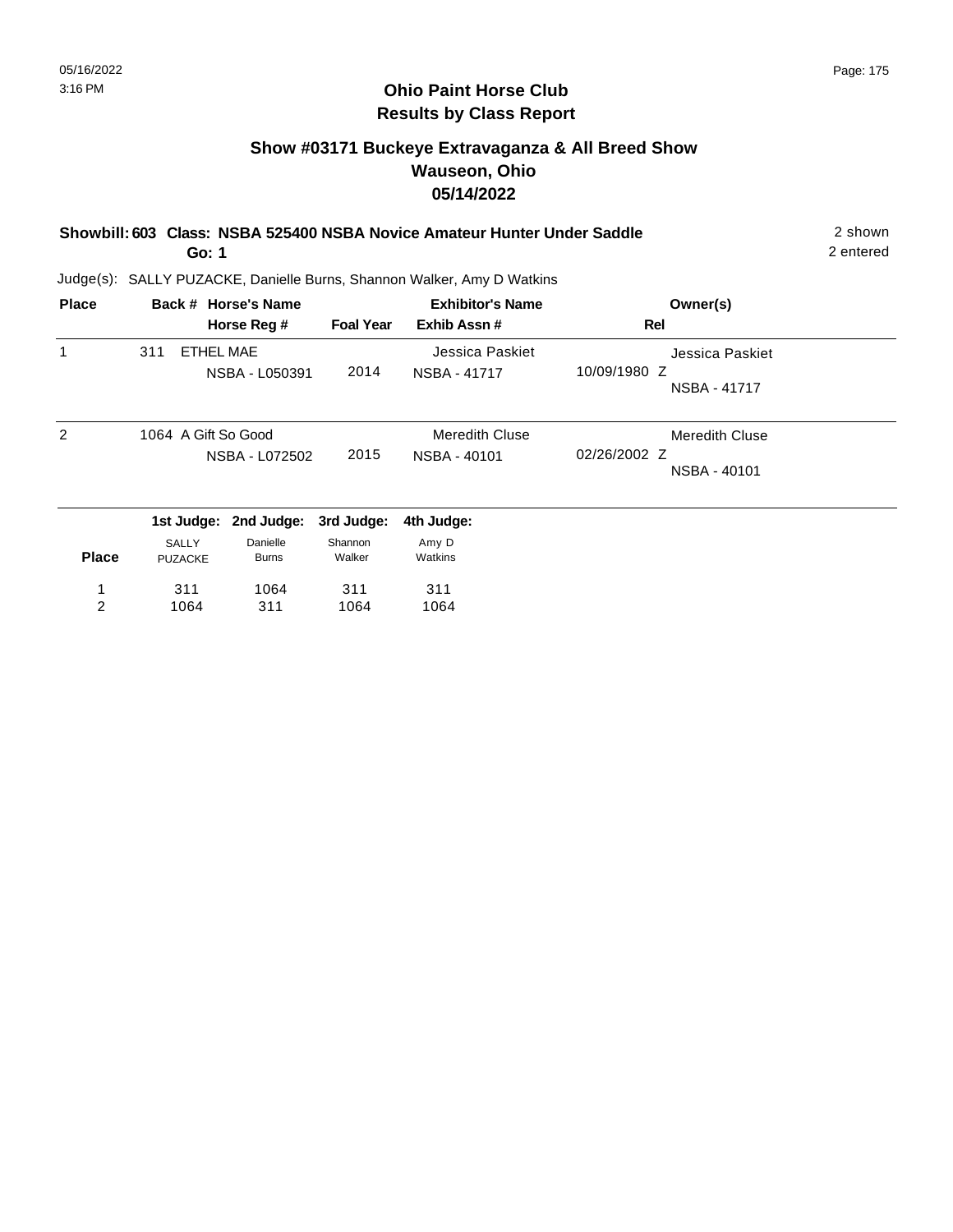# Ohio Paint Horse Club
## Results by Class Report

### Show #03171 Buckeye Extravaganza & All Breed Show
### Wauseon, Ohio
### 05/14/2022

**Showbill: 603 Class: NSBA 525400 NSBA Novice Amateur Hunter Under Saddle** 2 shown
**Go: 1** 2 entered

Judge(s): SALLY PUZACKE, Danielle Burns, Shannon Walker, Amy D Watkins

| Place | Back # | Horse's Name / Horse Reg # | Foal Year | Exhibitor's Name / Exhib Assn # | Rel | Owner(s) |
|---|---|---|---|---|---|---|
| 1 | 311 | ETHEL MAE<br>NSBA - L050391 | 2014 | Jessica Paskiet<br>NSBA - 41717 | 10/09/1980 Z | Jessica Paskiet<br>NSBA - 41717 |
| 2 | 1064 | A Gift So Good<br>NSBA - L072502 | 2015 | Meredith Cluse<br>NSBA - 40101 | 02/26/2002 Z | Meredith Cluse<br>NSBA - 40101 |

| Place | 1st Judge: SALLY PUZACKE | 2nd Judge: Danielle Burns | 3rd Judge: Shannon Walker | 4th Judge: Amy D Watkins |
|---|---|---|---|---|
| 1 | 311 | 1064 | 311 | 311 |
| 2 | 1064 | 311 | 1064 | 1064 |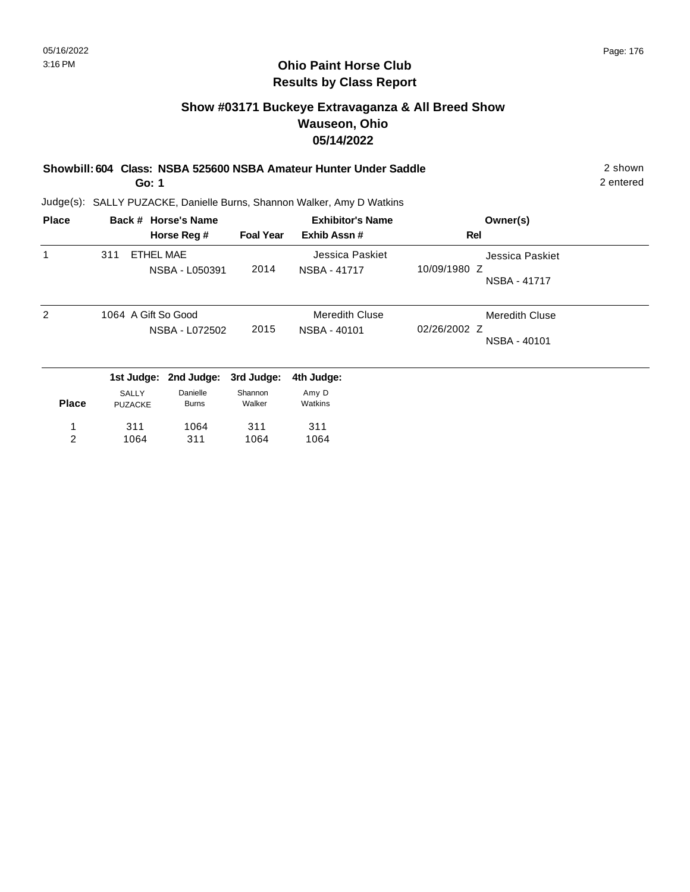# Ohio Paint Horse Club
## Results by Class Report

### Show #03171 Buckeye Extravaganza & All Breed Show
### Wauseon, Ohio
### 05/14/2022

**Showbill: 604 Class: NSBA 525600 NSBA Amateur Hunter Under Saddle** — 2 shown

**Go: 1** — 2 entered

Judge(s): SALLY PUZACKE, Danielle Burns, Shannon Walker, Amy D Watkins

| Place | Back # | Horse's Name / Horse Reg # | Foal Year | Exhibitor's Name / Exhib Assn # | Rel | Owner(s) |
|---|---|---|---|---|---|---|
| 1 | 311 | ETHEL MAE<br>NSBA - L050391 | 2014 | Jessica Paskiet<br>NSBA - 41717 | 10/09/1980 Z | Jessica Paskiet<br>NSBA - 41717 |
| 2 | 1064 | A Gift So Good<br>NSBA - L072502 | 2015 | Meredith Cluse<br>NSBA - 40101 | 02/26/2002 Z | Meredith Cluse<br>NSBA - 40101 |

| Place | 1st Judge: SALLY PUZACKE | 2nd Judge: Danielle Burns | 3rd Judge: Shannon Walker | 4th Judge: Amy D Watkins |
|---|---|---|---|---|
| 1 | 311 | 1064 | 311 | 311 |
| 2 | 1064 | 311 | 1064 | 1064 |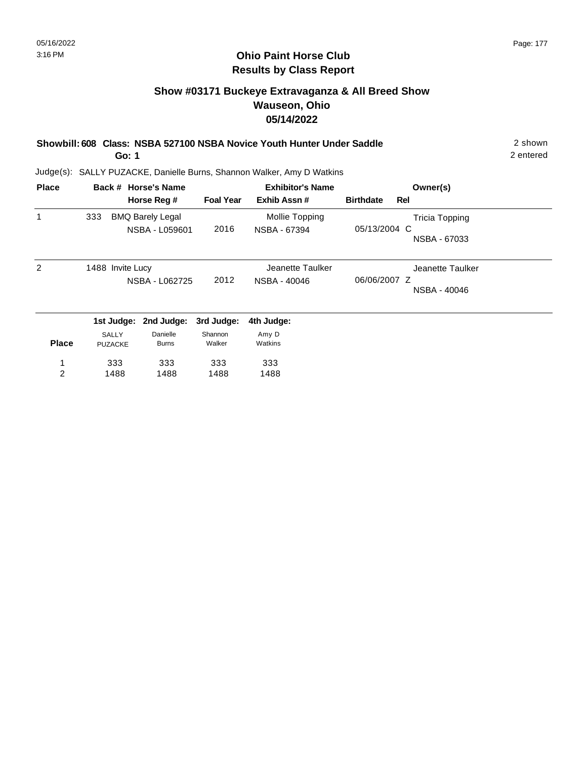# Ohio Paint Horse Club
## Results by Class Report

### Show #03171 Buckeye Extravaganza & All Breed Show
### Wauseon, Ohio
### 05/14/2022

**Showbill: 608 Class: NSBA 527100 NSBA Novice Youth Hunter Under Saddle** — 2 shown

**Go: 1** — 2 entered

Judge(s): SALLY PUZACKE, Danielle Burns, Shannon Walker, Amy D Watkins

| Place | Back # | Horse's Name / Horse Reg # | Foal Year | Exhibitor's Name / Exhib Assn # | Birthdate | Rel | Owner(s) |
|---|---|---|---|---|---|---|---|
| 1 | 333 | BMQ Barely Legal<br>NSBA - L059601 | 2016 | Mollie Topping<br>NSBA - 67394 | 05/13/2004 | C | Tricia Topping<br>NSBA - 67033 |
| 2 | 1488 | Invite Lucy<br>NSBA - L062725 | 2012 | Jeanette Taulker<br>NSBA - 40046 | 06/06/2007 | Z | Jeanette Taulker<br>NSBA - 40046 |

| Place | 1st Judge: SALLY PUZACKE | 2nd Judge: Danielle Burns | 3rd Judge: Shannon Walker | 4th Judge: Amy D Watkins |
|---|---|---|---|---|
| 1 | 333 | 333 | 333 | 333 |
| 2 | 1488 | 1488 | 1488 | 1488 |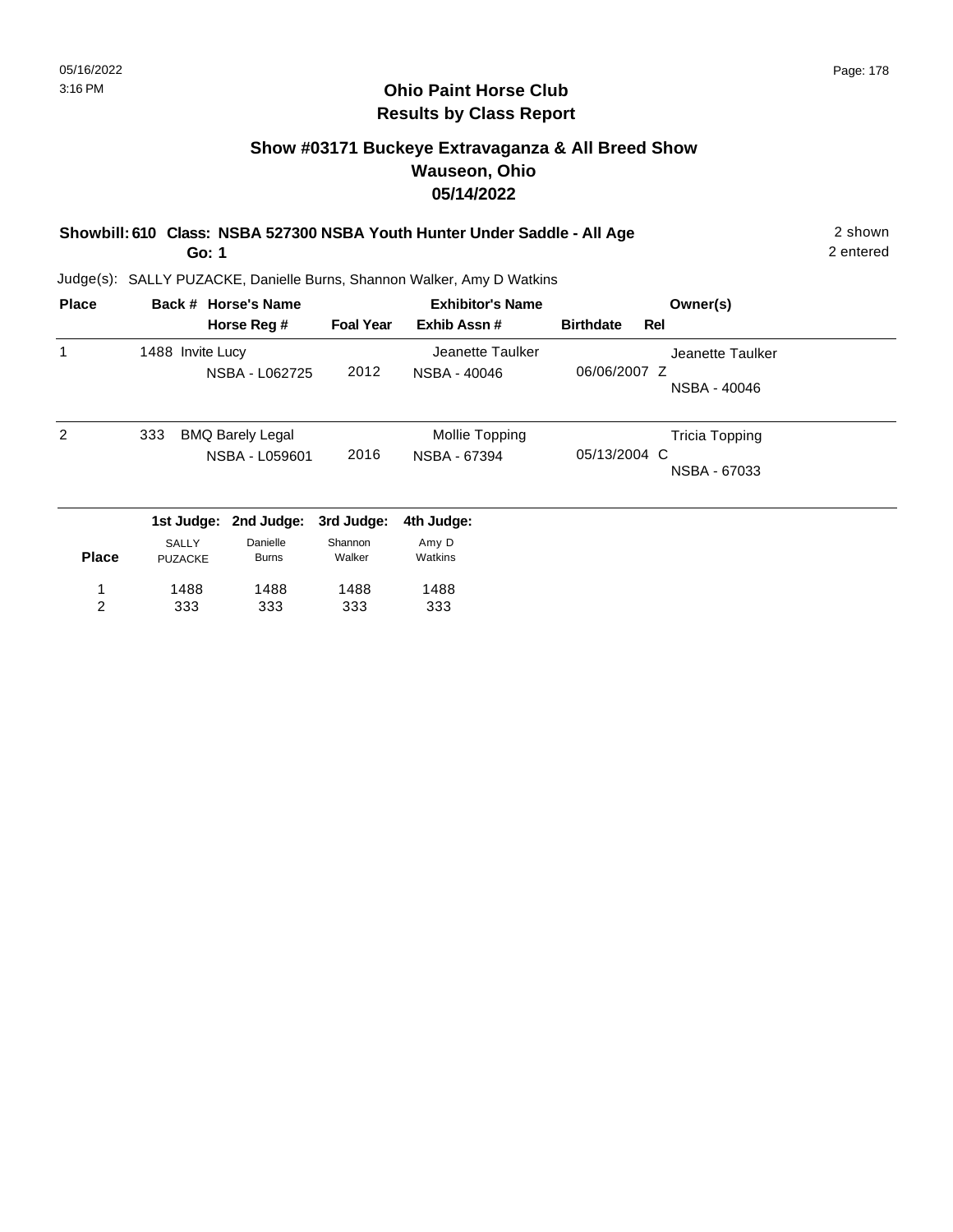## Ohio Paint Horse Club
## Results by Class Report

### Show #03171 Buckeye Extravaganza & All Breed Show
### Wauseon, Ohio
### 05/14/2022

**Showbill: 610 Class: NSBA 527300 NSBA Youth Hunter Under Saddle - All Age** — 2 shown, 2 entered

**Go: 1**

Judge(s): SALLY PUZACKE, Danielle Burns, Shannon Walker, Amy D Watkins

| Place | Back # | Horse's Name / Horse Reg # | Foal Year | Exhibitor's Name / Exhib Assn # | Birthdate | Rel | Owner(s) |
|---|---|---|---|---|---|---|---|
| 1 | 1488 | Invite Lucy<br>NSBA - L062725 | 2012 | Jeanette Taulker<br>NSBA - 40046 | 06/06/2007 | Z | Jeanette Taulker<br>NSBA - 40046 |
| 2 | 333 | BMQ Barely Legal<br>NSBA - L059601 | 2016 | Mollie Topping<br>NSBA - 67394 | 05/13/2004 | C | Tricia Topping<br>NSBA - 67033 |

| Place | 1st Judge: SALLY PUZACKE | 2nd Judge: Danielle Burns | 3rd Judge: Shannon Walker | 4th Judge: Amy D Watkins |
|---|---|---|---|---|
| 1 | 1488 | 1488 | 1488 | 1488 |
| 2 | 333 | 333 | 333 | 333 |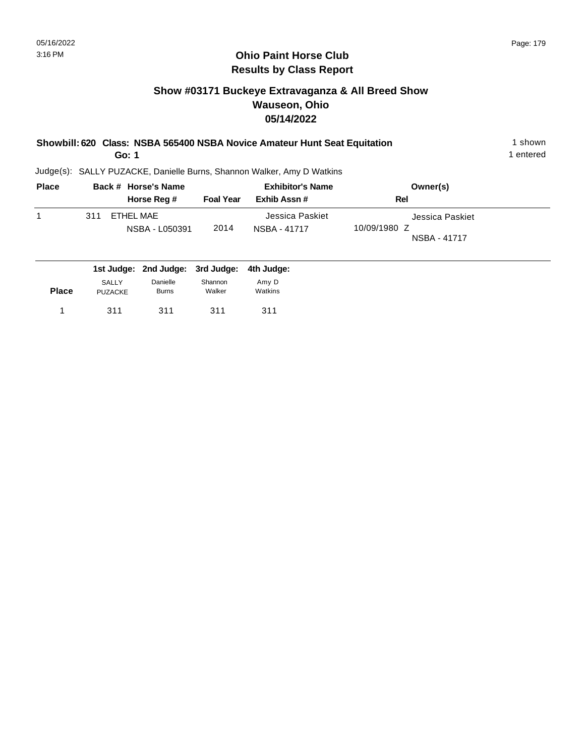# Ohio Paint Horse Club
## Results by Class Report

### Show #03171 Buckeye Extravaganza & All Breed Show
### Wauseon, Ohio
### 05/14/2022

**Showbill: 620 Class: NSBA 565400 NSBA Novice Amateur Hunt Seat Equitation** 1 shown
**Go: 1** 1 entered

Judge(s): SALLY PUZACKE, Danielle Burns, Shannon Walker, Amy D Watkins

| Place | Back # | Horse's Name / Horse Reg # | Foal Year | Exhibitor's Name / Exhib Assn # | Rel | Owner(s) |
|---|---|---|---|---|---|---|
| 1 | 311 | ETHEL MAE / NSBA - L050391 | 2014 | Jessica Paskiet / NSBA - 41717 | 10/09/1980 Z | Jessica Paskiet / NSBA - 41717 |

| Place | 1st Judge: SALLY PUZACKE | 2nd Judge: Danielle Burns | 3rd Judge: Shannon Walker | 4th Judge: Amy D Watkins |
|---|---|---|---|---|
| 1 | 311 | 311 | 311 | 311 |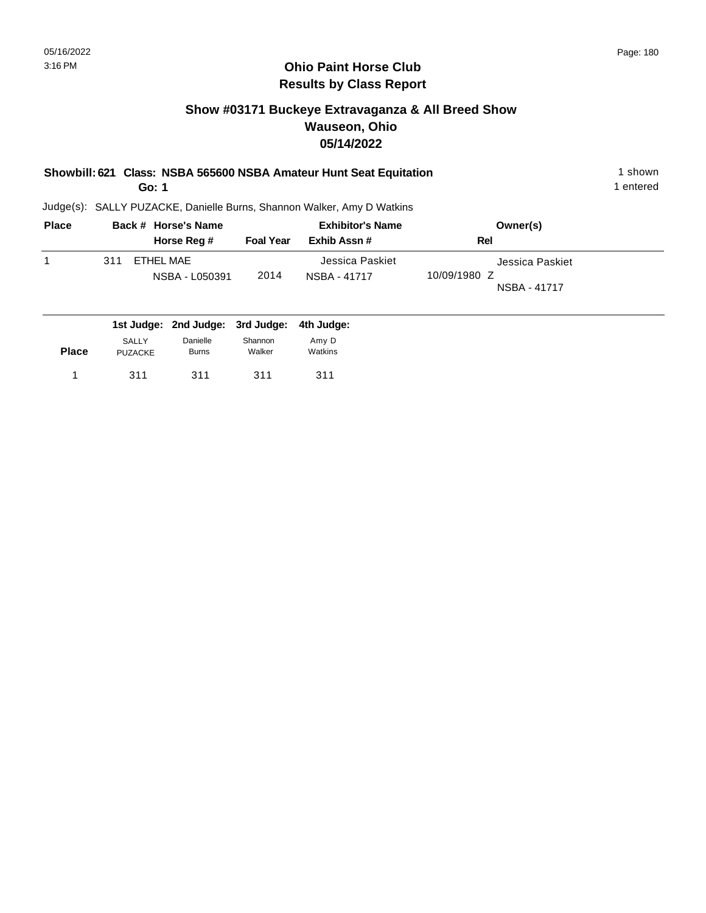# Ohio Paint Horse Club
## Results by Class Report

### Show #03171 Buckeye Extravaganza & All Breed Show
### Wauseon, Ohio
### 05/14/2022

**Showbill: 621 Class: NSBA 565600 NSBA Amateur Hunt Seat Equitation** — 1 shown

**Go: 1** — 1 entered

Judge(s): SALLY PUZACKE, Danielle Burns, Shannon Walker, Amy D Watkins

| Place | Back # | Horse's Name / Horse Reg # | Foal Year | Exhibitor's Name / Exhib Assn # | Rel | Owner(s) |
|---|---|---|---|---|---|---|
| 1 | 311 | ETHEL MAE<br>NSBA - L050391 | 2014 | Jessica Paskiet<br>NSBA - 41717 | 10/09/1980 Z | Jessica Paskiet<br>NSBA - 41717 |

| Place | 1st Judge: SALLY PUZACKE | 2nd Judge: Danielle Burns | 3rd Judge: Shannon Walker | 4th Judge: Amy D Watkins |
|---|---|---|---|---|
| 1 | 311 | 311 | 311 | 311 |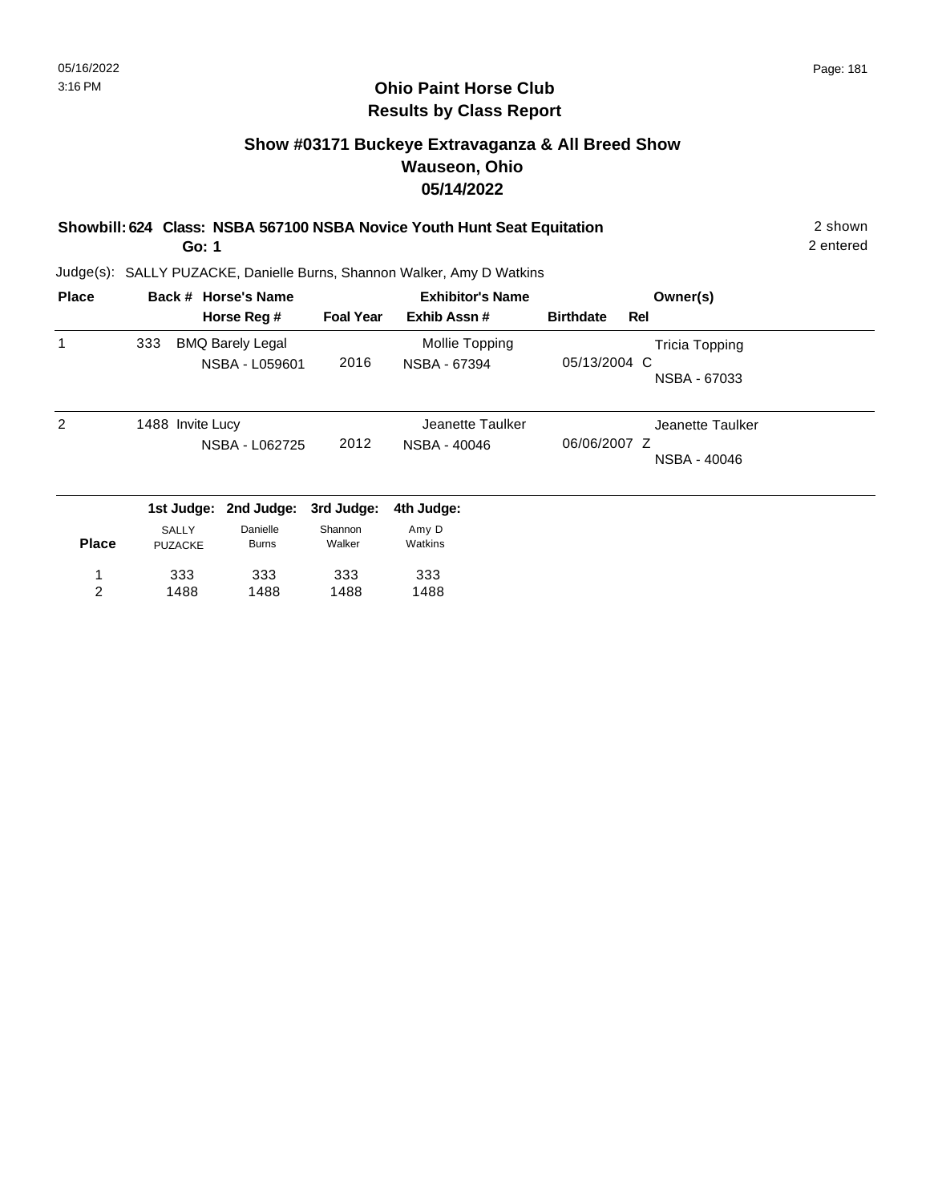## Ohio Paint Horse Club
## Results by Class Report

### Show #03171 Buckeye Extravaganza & All Breed Show
### Wauseon, Ohio
### 05/14/2022

**Showbill: 624 Class: NSBA 567100 NSBA Novice Youth Hunt Seat Equitation** 2 shown
**Go: 1** 2 entered

Judge(s): SALLY PUZACKE, Danielle Burns, Shannon Walker, Amy D Watkins

| Place | Back # | Horse's Name / Horse Reg # | Foal Year | Exhibitor's Name / Exhib Assn # | Birthdate | Rel | Owner(s) |
|---|---|---|---|---|---|---|---|
| 1 | 333 | BMQ Barely Legal<br>NSBA - L059601 | 2016 | Mollie Topping<br>NSBA - 67394 | 05/13/2004 | C | Tricia Topping<br>NSBA - 67033 |
| 2 | 1488 | Invite Lucy<br>NSBA - L062725 | 2012 | Jeanette Taulker<br>NSBA - 40046 | 06/06/2007 | Z | Jeanette Taulker<br>NSBA - 40046 |

| Place | 1st Judge: SALLY PUZACKE | 2nd Judge: Danielle Burns | 3rd Judge: Shannon Walker | 4th Judge: Amy D Watkins |
|---|---|---|---|---|
| 1 | 333 | 333 | 333 | 333 |
| 2 | 1488 | 1488 | 1488 | 1488 |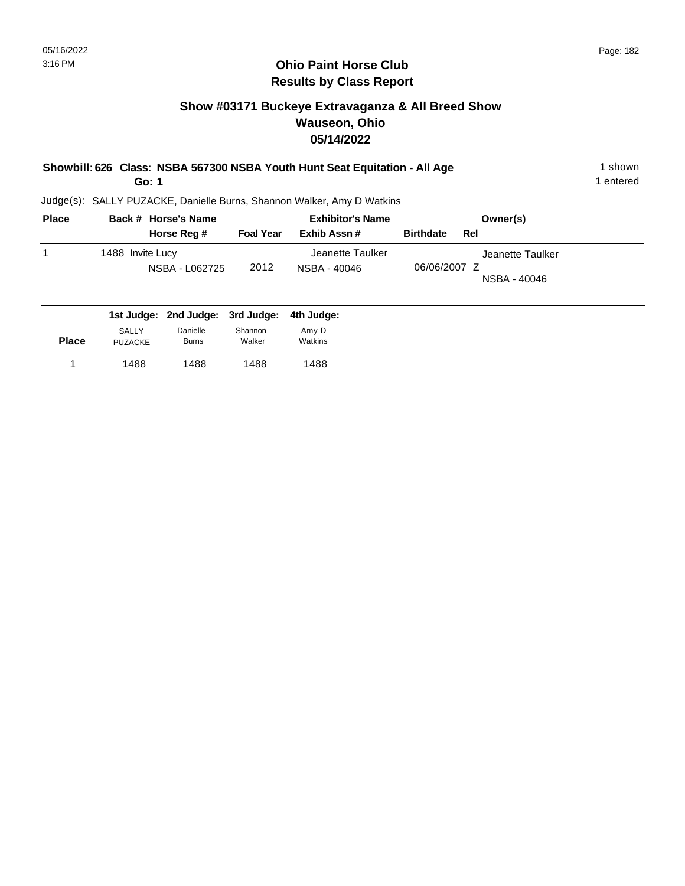## Ohio Paint Horse Club
## Results by Class Report

### Show #03171 Buckeye Extravaganza & All Breed Show
### Wauseon, Ohio
### 05/14/2022

**Showbill: 626 Class: NSBA 567300 NSBA Youth Hunt Seat Equitation - All Age** — 1 shown

**Go: 1** — 1 entered

Judge(s): SALLY PUZACKE, Danielle Burns, Shannon Walker, Amy D Watkins

| Place | Back # | Horse's Name / Horse Reg # | Foal Year | Exhibitor's Name / Exhib Assn # | Birthdate | Rel | Owner(s) |
|---|---|---|---|---|---|---|---|
| 1 | 1488 | Invite Lucy<br>NSBA - L062725 | 2012 | Jeanette Taulker<br>NSBA - 40046 | 06/06/2007 | Z | Jeanette Taulker<br>NSBA - 40046 |

| Place | 1st Judge: SALLY PUZACKE | 2nd Judge: Danielle Burns | 3rd Judge: Shannon Walker | 4th Judge: Amy D Watkins |
|---|---|---|---|---|
| 1 | 1488 | 1488 | 1488 | 1488 |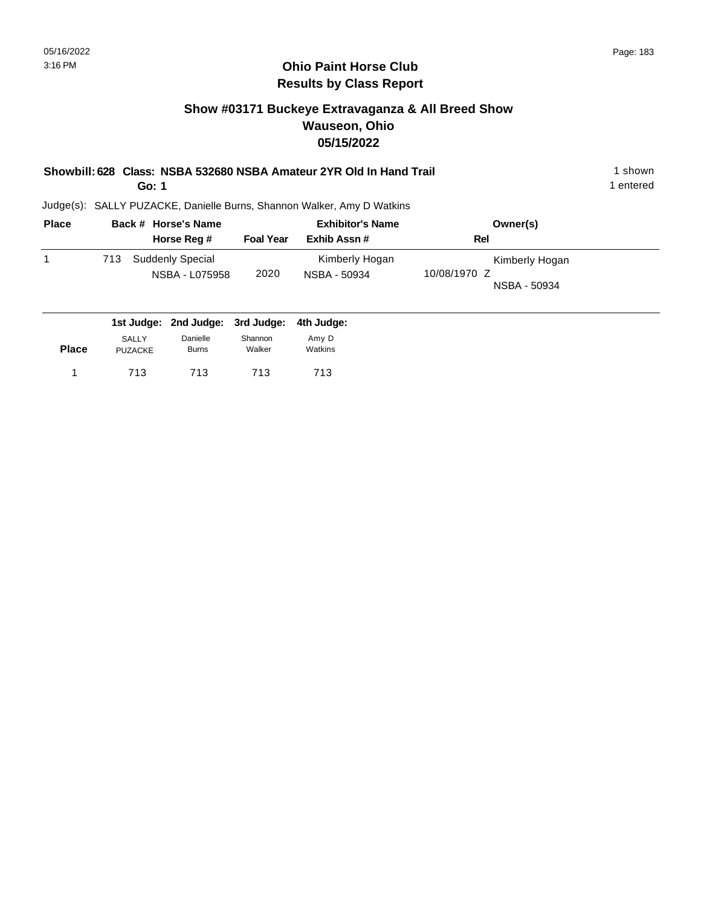# Ohio Paint Horse Club
## Results by Class Report

### Show #03171 Buckeye Extravaganza & All Breed Show
### Wauseon, Ohio
### 05/15/2022

**Showbill: 628 Class: NSBA 532680 NSBA Amateur 2YR Old In Hand Trail** — 1 shown
**Go: 1** — 1 entered

Judge(s): SALLY PUZACKE, Danielle Burns, Shannon Walker, Amy D Watkins

| Place | Back # | Horse's Name / Horse Reg # | Foal Year | Exhibitor's Name / Exhib Assn # | Rel | Owner(s) |
|---|---|---|---|---|---|---|
| 1 | 713 | Suddenly Special<br>NSBA - L075958 | 2020 | Kimberly Hogan<br>NSBA - 50934 | 10/08/1970 Z | Kimberly Hogan<br>NSBA - 50934 |

| Place | 1st Judge: SALLY PUZACKE | 2nd Judge: Danielle Burns | 3rd Judge: Shannon Walker | 4th Judge: Amy D Watkins |
|---|---|---|---|---|
| 1 | 713 | 713 | 713 | 713 |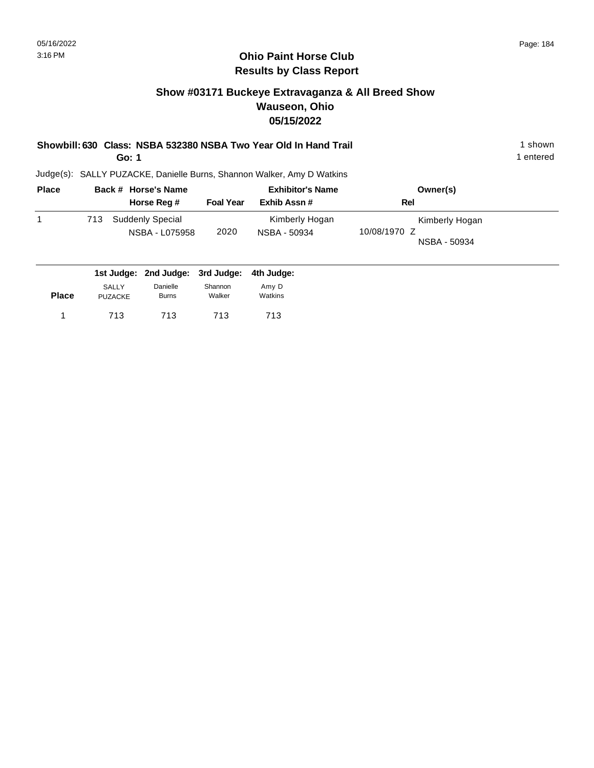## Ohio Paint Horse Club
## Results by Class Report

### Show #03171 Buckeye Extravaganza & All Breed Show
### Wauseon, Ohio
### 05/15/2022

**Showbill: 630 Class: NSBA 532380 NSBA Two Year Old In Hand Trail** 1 shown

**Go: 1** 1 entered

Judge(s): SALLY PUZACKE, Danielle Burns, Shannon Walker, Amy D Watkins

| Place | Back # | Horse's Name / Horse Reg # | Foal Year | Exhibitor's Name / Exhib Assn # | Rel | Owner(s) |
|---|---|---|---|---|---|---|
| 1 | 713 | Suddenly Special<br>NSBA - L075958 | 2020 | Kimberly Hogan<br>NSBA - 50934 | 10/08/1970 Z | Kimberly Hogan<br>NSBA - 50934 |

| Place | 1st Judge: SALLY PUZACKE | 2nd Judge: Danielle Burns | 3rd Judge: Shannon Walker | 4th Judge: Amy D Watkins |
|---|---|---|---|---|
| 1 | 713 | 713 | 713 | 713 |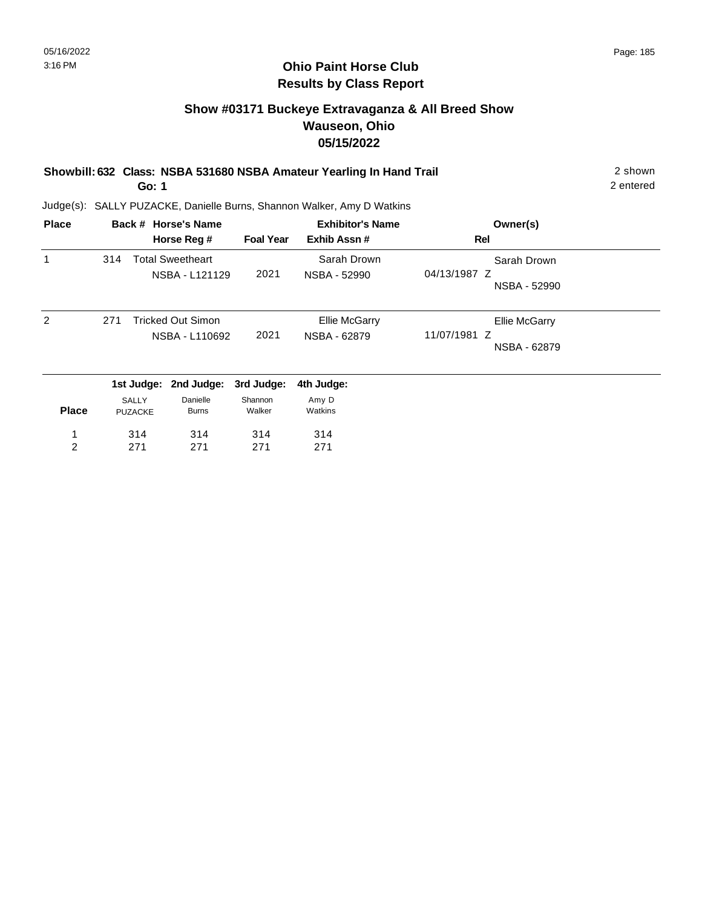# Ohio Paint Horse Club
## Results by Class Report

### Show #03171 Buckeye Extravaganza & All Breed Show
### Wauseon, Ohio
### 05/15/2022

**Showbill: 632 Class: NSBA 531680 NSBA Amateur Yearling In Hand Trail** — 2 shown, 2 entered

**Go: 1**

Judge(s): SALLY PUZACKE, Danielle Burns, Shannon Walker, Amy D Watkins

| Place | Back # | Horse's Name / Horse Reg # | Foal Year | Exhibitor's Name / Exhib Assn # | Rel | Owner(s) |
|---|---|---|---|---|---|---|
| 1 | 314 | Total Sweetheart<br>NSBA - L121129 | 2021 | Sarah Drown<br>NSBA - 52990 | 04/13/1987 Z | Sarah Drown<br>NSBA - 52990 |
| 2 | 271 | Tricked Out Simon<br>NSBA - L110692 | 2021 | Ellie McGarry<br>NSBA - 62879 | 11/07/1981 Z | Ellie McGarry<br>NSBA - 62879 |

| Place | 1st Judge: SALLY PUZACKE | 2nd Judge: Danielle Burns | 3rd Judge: Shannon Walker | 4th Judge: Amy D Watkins |
|---|---|---|---|---|
| 1 | 314 | 314 | 314 | 314 |
| 2 | 271 | 271 | 271 | 271 |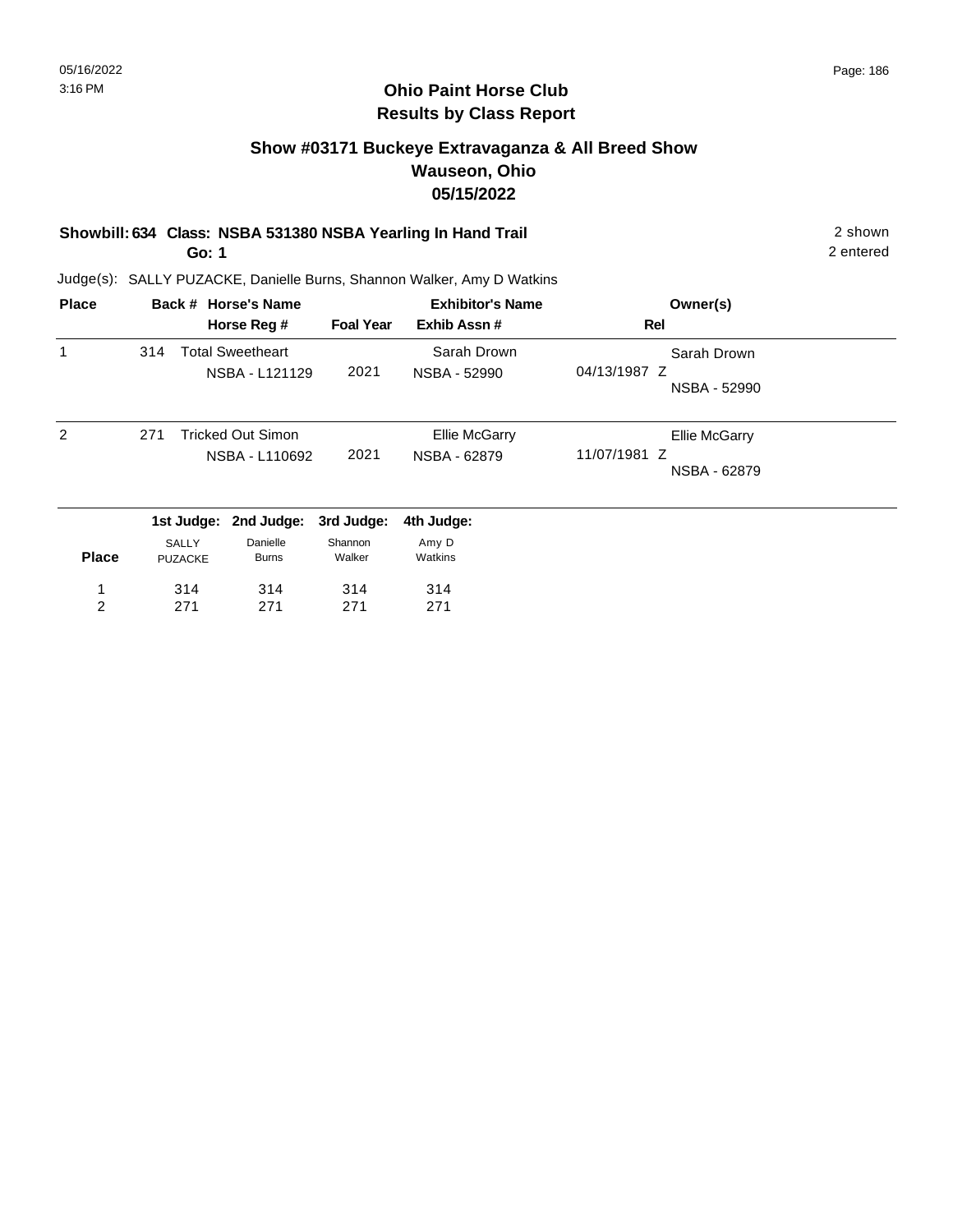# Ohio Paint Horse Club
## Results by Class Report

### Show #03171 Buckeye Extravaganza & All Breed Show
### Wauseon, Ohio
### 05/15/2022

**Showbill: 634 Class: NSBA 531380 NSBA Yearling In Hand Trail** — 2 shown, 2 entered

**Go: 1**

Judge(s): SALLY PUZACKE, Danielle Burns, Shannon Walker, Amy D Watkins

| Place | Back # | Horse's Name / Horse Reg # | Foal Year | Exhibitor's Name / Exhib Assn # | Rel | Owner(s) |
|---|---|---|---|---|---|---|
| 1 | 314 | Total Sweetheart<br>NSBA - L121129 | 2021 | Sarah Drown<br>NSBA - 52990 | 04/13/1987 Z | Sarah Drown<br>NSBA - 52990 |
| 2 | 271 | Tricked Out Simon<br>NSBA - L110692 | 2021 | Ellie McGarry<br>NSBA - 62879 | 11/07/1981 Z | Ellie McGarry<br>NSBA - 62879 |

| Place | 1st Judge: SALLY PUZACKE | 2nd Judge: Danielle Burns | 3rd Judge: Shannon Walker | 4th Judge: Amy D Watkins |
|---|---|---|---|---|
| 1 | 314 | 314 | 314 | 314 |
| 2 | 271 | 271 | 271 | 271 |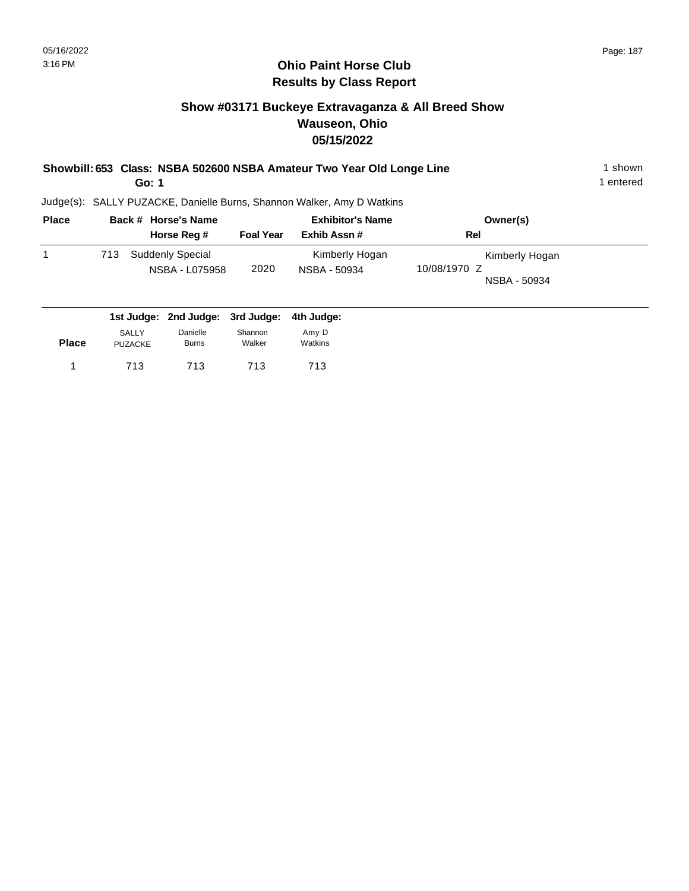# Ohio Paint Horse Club
## Results by Class Report

### Show #03171 Buckeye Extravaganza & All Breed Show
### Wauseon, Ohio
### 05/15/2022

**Showbill: 653 Class: NSBA 502600 NSBA Amateur Two Year Old Longe Line** — 1 shown

**Go: 1** — 1 entered

Judge(s): SALLY PUZACKE, Danielle Burns, Shannon Walker, Amy D Watkins

| Place | Back # | Horse's Name / Horse Reg # | Foal Year | Exhibitor's Name / Exhib Assn # | Rel | Owner(s) |
|---|---|---|---|---|---|---|
| 1 | 713 | Suddenly Special<br>NSBA - L075958 | 2020 | Kimberly Hogan<br>NSBA - 50934 | 10/08/1970 Z | Kimberly Hogan<br>NSBA - 50934 |

| Place | 1st Judge: SALLY PUZACKE | 2nd Judge: Danielle Burns | 3rd Judge: Shannon Walker | 4th Judge: Amy D Watkins |
|---|---|---|---|---|
| 1 | 713 | 713 | 713 | 713 |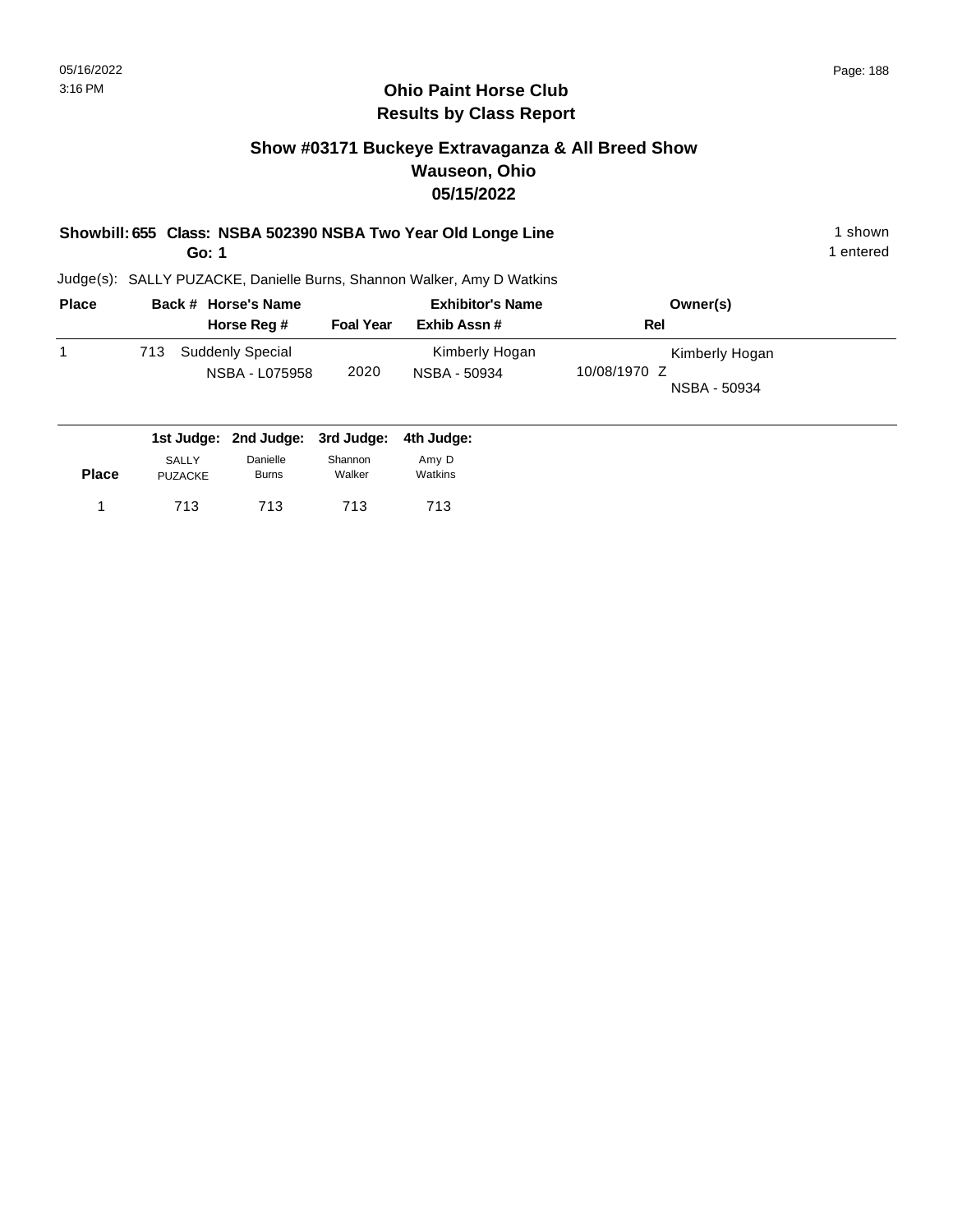# Ohio Paint Horse Club
## Results by Class Report

### Show #03171 Buckeye Extravaganza & All Breed Show
### Wauseon, Ohio
### 05/15/2022

**Showbill: 655 Class: NSBA 502390 NSBA Two Year Old Longe Line** — 1 shown

**Go: 1** — 1 entered

Judge(s): SALLY PUZACKE, Danielle Burns, Shannon Walker, Amy D Watkins

| Place | Back # | Horse's Name / Horse Reg # | Foal Year | Exhibitor's Name / Exhib Assn # | Rel | Owner(s) |
|---|---|---|---|---|---|---|
| 1 | 713 | Suddenly Special / NSBA - L075958 | 2020 | Kimberly Hogan / NSBA - 50934 | 10/08/1970 Z | Kimberly Hogan / NSBA - 50934 |

| Place | 1st Judge: SALLY PUZACKE | 2nd Judge: Danielle Burns | 3rd Judge: Shannon Walker | 4th Judge: Amy D Watkins |
|---|---|---|---|---|
| 1 | 713 | 713 | 713 | 713 |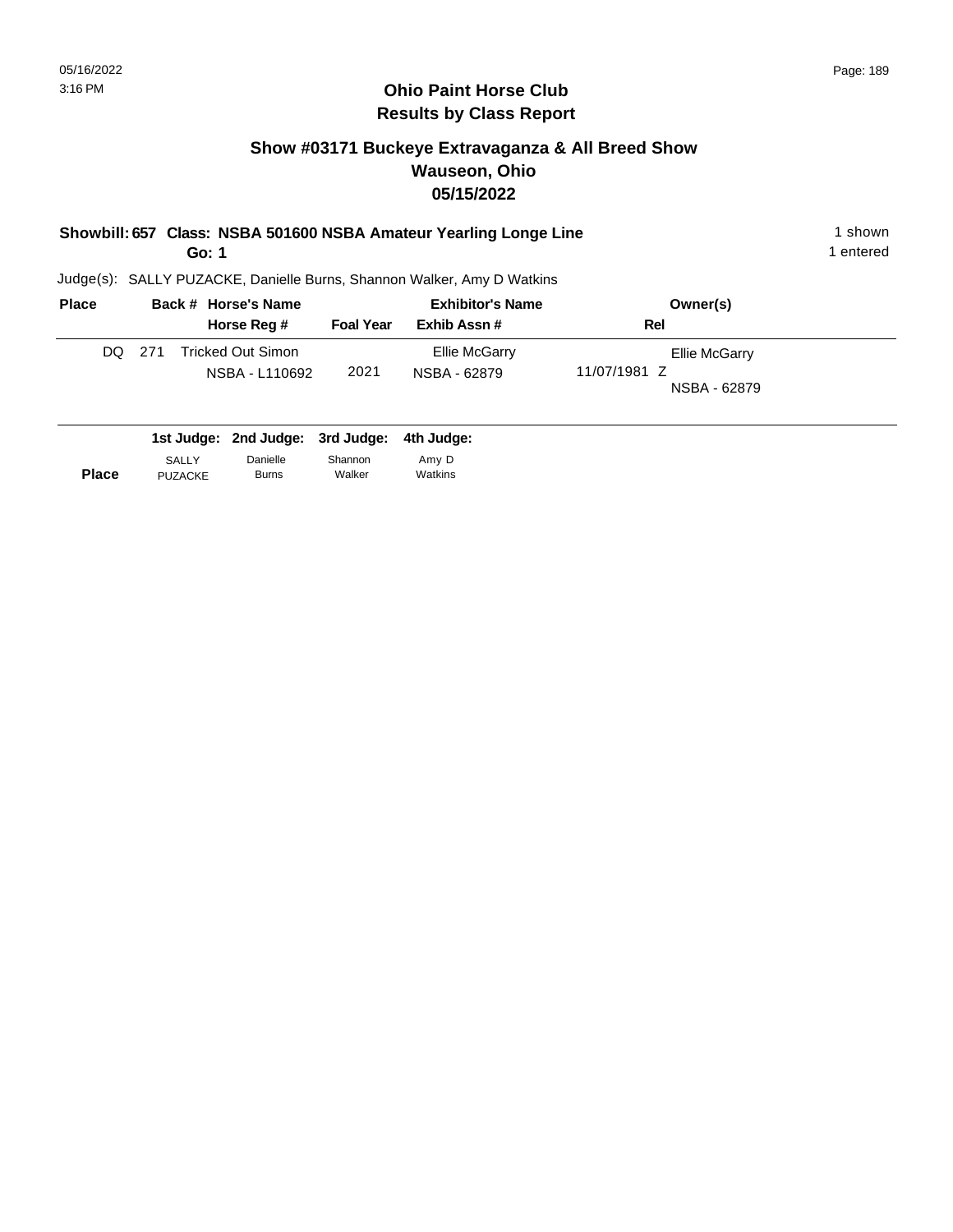# Ohio Paint Horse Club
# Results by Class Report

## Show #03171 Buckeye Extravaganza & All Breed Show
## Wauseon, Ohio
## 05/15/2022

**Showbill: 657 Class: NSBA 501600 NSBA Amateur Yearling Longe Line** — 1 shown

**Go: 1** — 1 entered

Judge(s): SALLY PUZACKE, Danielle Burns, Shannon Walker, Amy D Watkins

| Place | Back # | Horse's Name / Horse Reg # | Foal Year | Exhibitor's Name / Exhib Assn # | Rel | Owner(s) |
|---|---|---|---|---|---|---|
| DQ | 271 | Tricked Out Simon<br>NSBA - L110692 | 2021 | Ellie McGarry<br>NSBA - 62879 | 11/07/1981 Z | Ellie McGarry<br>NSBA - 62879 |

| | 1st Judge: | 2nd Judge: | 3rd Judge: | 4th Judge: |
|---|---|---|---|---|
| **Place** | SALLY PUZACKE | Danielle Burns | Shannon Walker | Amy D Watkins |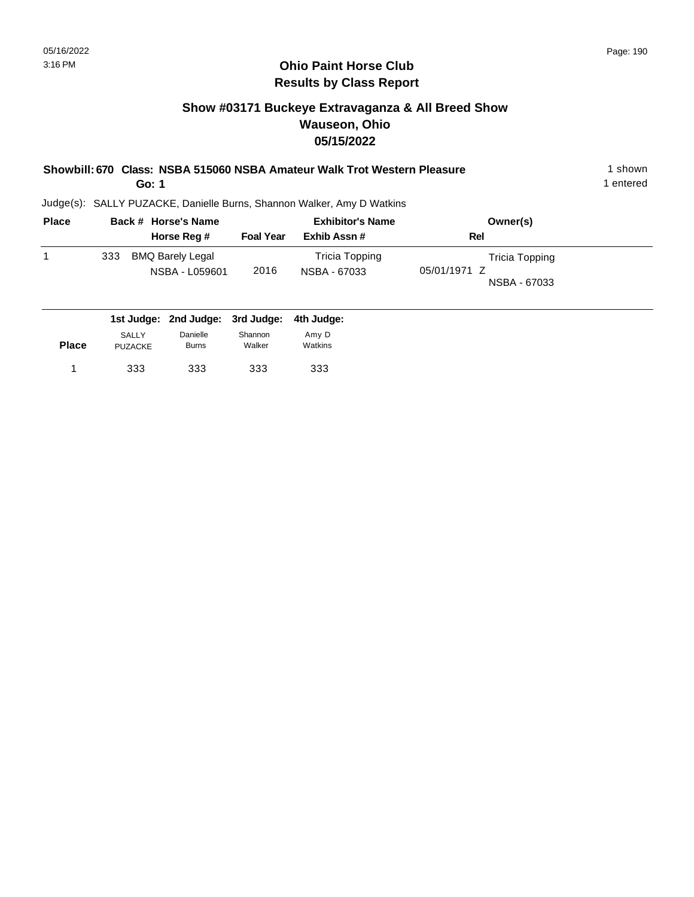# Ohio Paint Horse Club
## Results by Class Report

### Show #03171 Buckeye Extravaganza & All Breed Show
### Wauseon, Ohio
### 05/15/2022

**Showbill: 670 Class: NSBA 515060 NSBA Amateur Walk Trot Western Pleasure** 1 shown
**Go: 1** 1 entered

Judge(s): SALLY PUZACKE, Danielle Burns, Shannon Walker, Amy D Watkins

| Place | Back # | Horse's Name / Horse Reg # | Foal Year | Exhibitor's Name / Exhib Assn # | Rel | Owner(s) |
|---|---|---|---|---|---|---|
| 1 | 333 | BMQ Barely Legal<br>NSBA - L059601 | 2016 | Tricia Topping<br>NSBA - 67033 | 05/01/1971 Z | Tricia Topping<br>NSBA - 67033 |

| Place | 1st Judge: SALLY PUZACKE | 2nd Judge: Danielle Burns | 3rd Judge: Shannon Walker | 4th Judge: Amy D Watkins |
|---|---|---|---|---|
| 1 | 333 | 333 | 333 | 333 |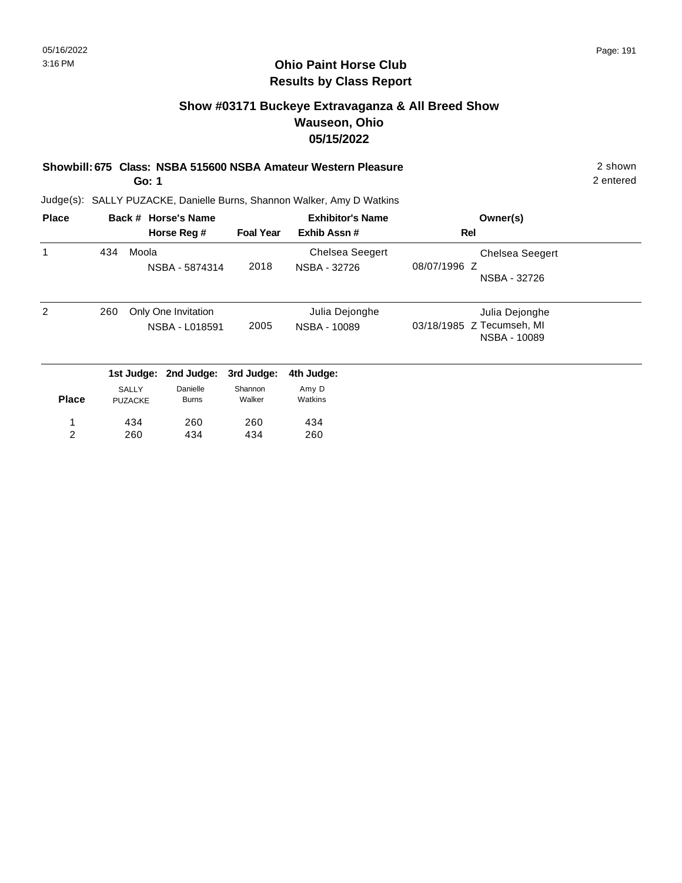# Ohio Paint Horse Club
## Results by Class Report

### Show #03171 Buckeye Extravaganza & All Breed Show
### Wauseon, Ohio
### 05/15/2022

**Showbill: 675 Class: NSBA 515600 NSBA Amateur Western Pleasure** — 2 shown

**Go: 1** — 2 entered

Judge(s): SALLY PUZACKE, Danielle Burns, Shannon Walker, Amy D Watkins

| Place | Back # | Horse's Name / Horse Reg # | Foal Year | Exhibitor's Name / Exhib Assn # | Rel | Owner(s) |
|---|---|---|---|---|---|---|
| 1 | 434 | Moola<br>NSBA - 5874314 | 2018 | Chelsea Seegert<br>NSBA - 32726 | 08/07/1996 Z | Chelsea Seegert<br>NSBA - 32726 |
| 2 | 260 | Only One Invitation<br>NSBA - L018591 | 2005 | Julia Dejonghe<br>NSBA - 10089 | 03/18/1985 Z | Julia Dejonghe<br>Tecumseh, MI<br>NSBA - 10089 |

| Place | 1st Judge: SALLY PUZACKE | 2nd Judge: Danielle Burns | 3rd Judge: Shannon Walker | 4th Judge: Amy D Watkins |
|---|---|---|---|---|
| 1 | 434 | 260 | 260 | 434 |
| 2 | 260 | 434 | 434 | 260 |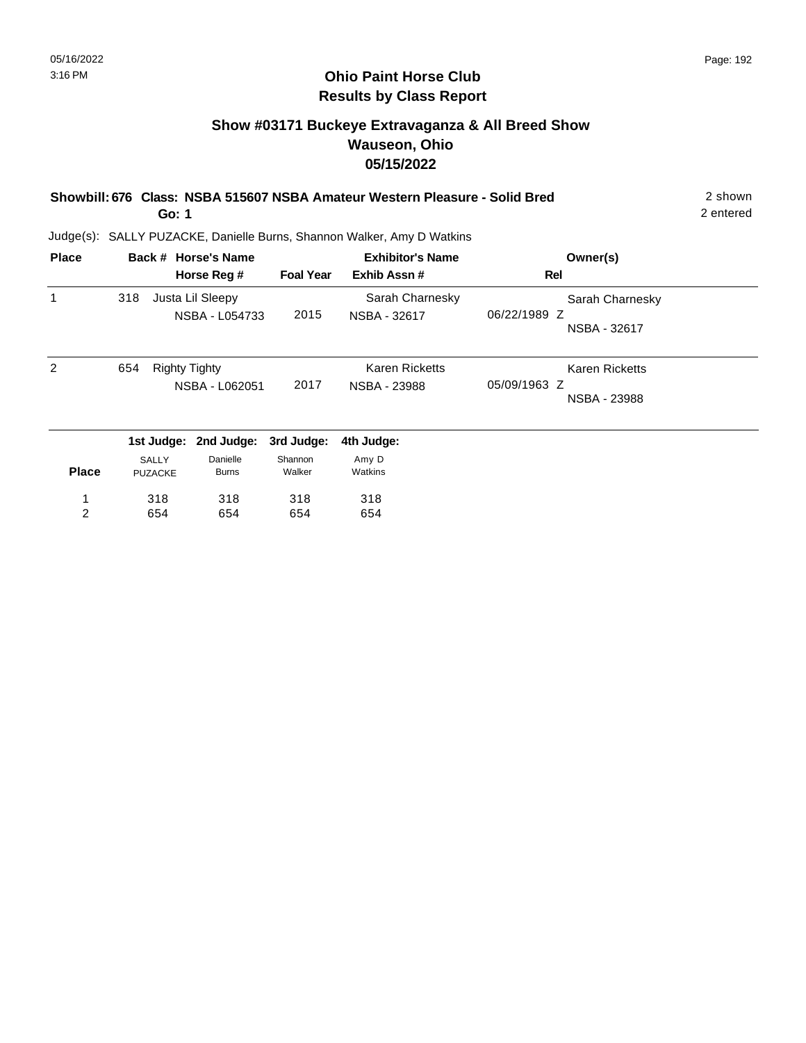# Ohio Paint Horse Club
## Results by Class Report

### Show #03171 Buckeye Extravaganza & All Breed Show
### Wauseon, Ohio
### 05/15/2022

**Showbill: 676 Class: NSBA 515607 NSBA Amateur Western Pleasure - Solid Bred** 2 shown
**Go: 1** 2 entered

Judge(s): SALLY PUZACKE, Danielle Burns, Shannon Walker, Amy D Watkins

| Place | Back # | Horse's Name / Horse Reg # | Foal Year | Exhibitor's Name / Exhib Assn # | Rel | Owner(s) |
|---|---|---|---|---|---|---|
| 1 | 318 | Justa Lil Sleepy<br>NSBA - L054733 | 2015 | Sarah Charnesky<br>NSBA - 32617 | 06/22/1989 Z | Sarah Charnesky<br>NSBA - 32617 |
| 2 | 654 | Righty Tighty<br>NSBA - L062051 | 2017 | Karen Ricketts<br>NSBA - 23988 | 05/09/1963 Z | Karen Ricketts<br>NSBA - 23988 |

| Place | 1st Judge: SALLY PUZACKE | 2nd Judge: Danielle Burns | 3rd Judge: Shannon Walker | 4th Judge: Amy D Watkins |
|---|---|---|---|---|
| 1 | 318 | 318 | 318 | 318 |
| 2 | 654 | 654 | 654 | 654 |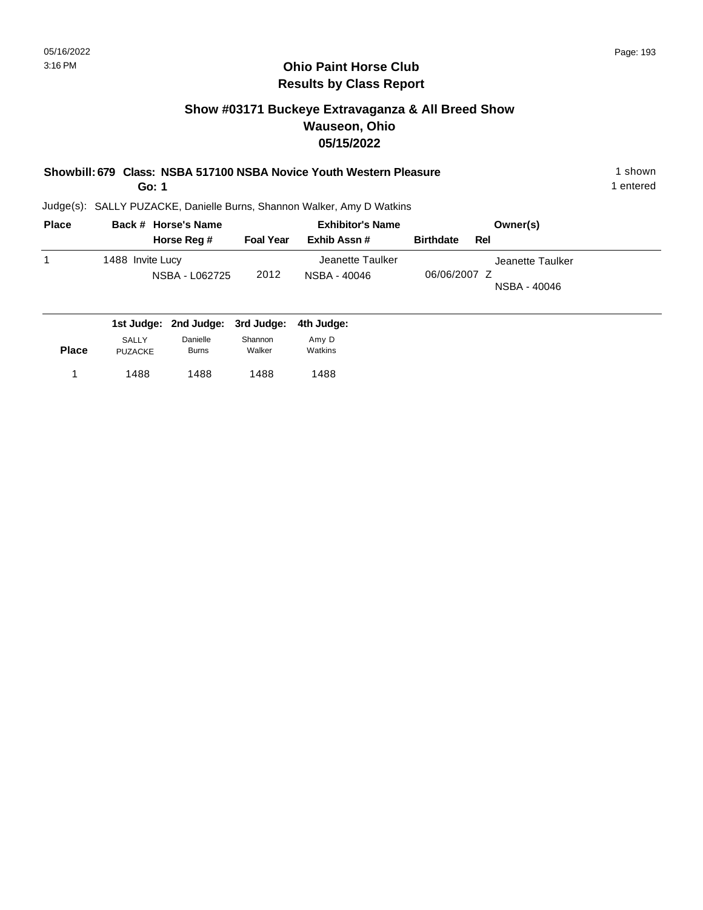05/16/2022
3:16 PM

## Ohio Paint Horse Club
## Results by Class Report

### Show #03171 Buckeye Extravaganza & All Breed Show
### Wauseon, Ohio
### 05/15/2022

**Showbill: 679 Class: NSBA 517100 NSBA Novice Youth Western Pleasure** — 1 shown

**Go: 1** — 1 entered

Judge(s): SALLY PUZACKE, Danielle Burns, Shannon Walker, Amy D Watkins

| Place | Back # | Horse's Name / Horse Reg # | Foal Year | Exhibitor's Name / Exhib Assn # | Birthdate | Rel | Owner(s) |
|---|---|---|---|---|---|---|---|
| 1 | 1488 | Invite Lucy / NSBA - L062725 | 2012 | Jeanette Taulker / NSBA - 40046 | 06/06/2007 | Z | Jeanette Taulker / NSBA - 40046 |

| Place | 1st Judge: SALLY PUZACKE | 2nd Judge: Danielle Burns | 3rd Judge: Shannon Walker | 4th Judge: Amy D Watkins |
|---|---|---|---|---|
| 1 | 1488 | 1488 | 1488 | 1488 |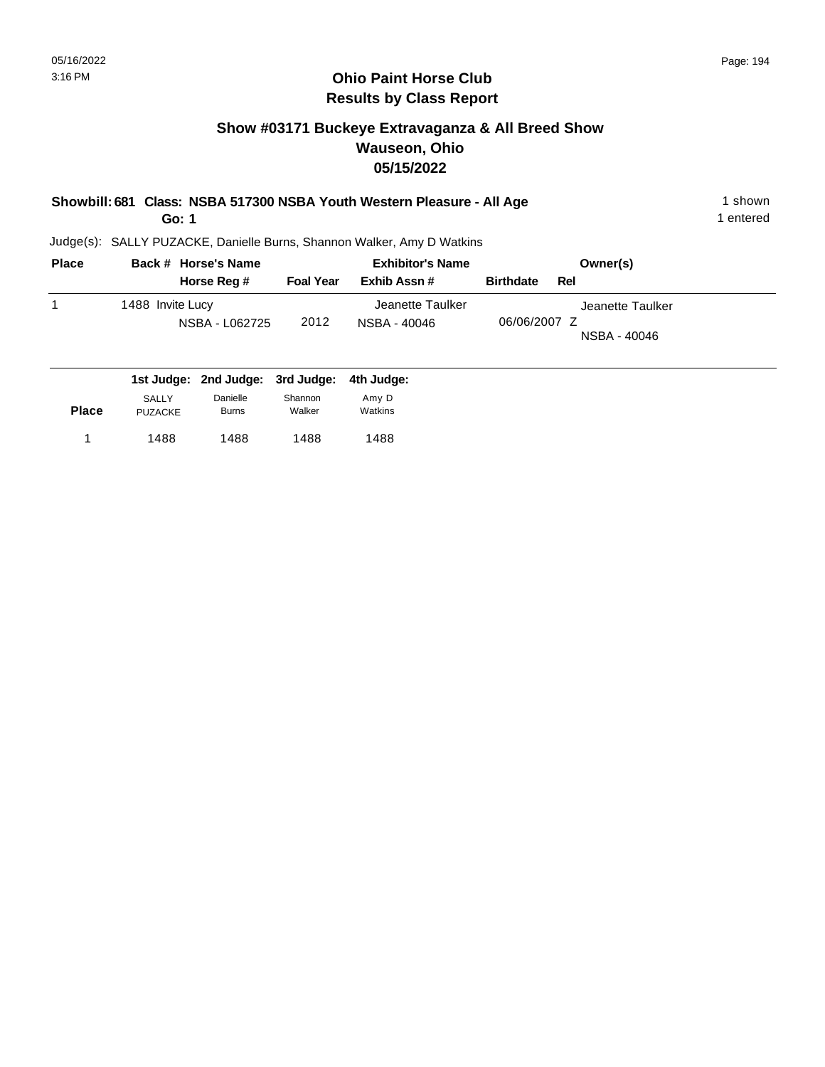# Ohio Paint Horse Club
## Results by Class Report

### Show #03171 Buckeye Extravaganza & All Breed Show
### Wauseon, Ohio
### 05/15/2022

**Showbill: 681 Class: NSBA 517300 NSBA Youth Western Pleasure - All Age** — 1 shown

**Go: 1** — 1 entered

Judge(s): SALLY PUZACKE, Danielle Burns, Shannon Walker, Amy D Watkins

| Place | Back # | Horse's Name / Horse Reg # | Foal Year | Exhibitor's Name / Exhib Assn # | Birthdate | Rel | Owner(s) |
|---|---|---|---|---|---|---|---|
| 1 | 1488 | Invite Lucy / NSBA - L062725 | 2012 | Jeanette Taulker / NSBA - 40046 | 06/06/2007 | Z | Jeanette Taulker / NSBA - 40046 |

| Place | 1st Judge: SALLY PUZACKE | 2nd Judge: Danielle Burns | 3rd Judge: Shannon Walker | 4th Judge: Amy D Watkins |
|---|---|---|---|---|
| 1 | 1488 | 1488 | 1488 | 1488 |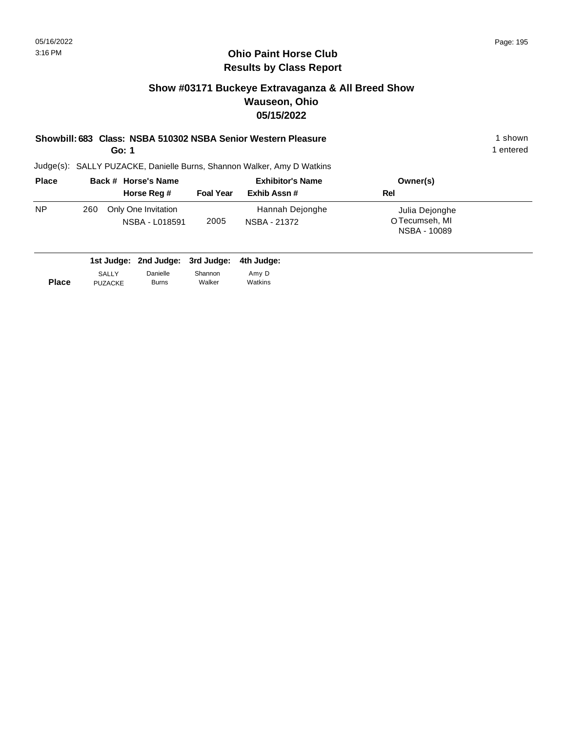# Ohio Paint Horse Club
## Results by Class Report

### Show #03171 Buckeye Extravaganza & All Breed Show
### Wauseon, Ohio
### 05/15/2022

**Showbill: 683 Class: NSBA 510302 NSBA Senior Western Pleasure** — 1 shown

**Go: 1** — 1 entered

Judge(s): SALLY PUZACKE, Danielle Burns, Shannon Walker, Amy D Watkins

| Place | Back # | Horse's Name / Horse Reg # | Foal Year | Exhibitor's Name / Exhib Assn # | Rel | Owner(s) |
|---|---|---|---|---|---|---|
| NP | 260 | Only One Invitation<br>NSBA - L018591 | 2005 | Hannah Dejonghe<br>NSBA - 21372 | O | Julia Dejonghe<br>Tecumseh, MI<br>NSBA - 10089 |

| | 1st Judge: | 2nd Judge: | 3rd Judge: | 4th Judge: |
|---|---|---|---|---|
| **Place** | SALLY PUZACKE | Danielle Burns | Shannon Walker | Amy D Watkins |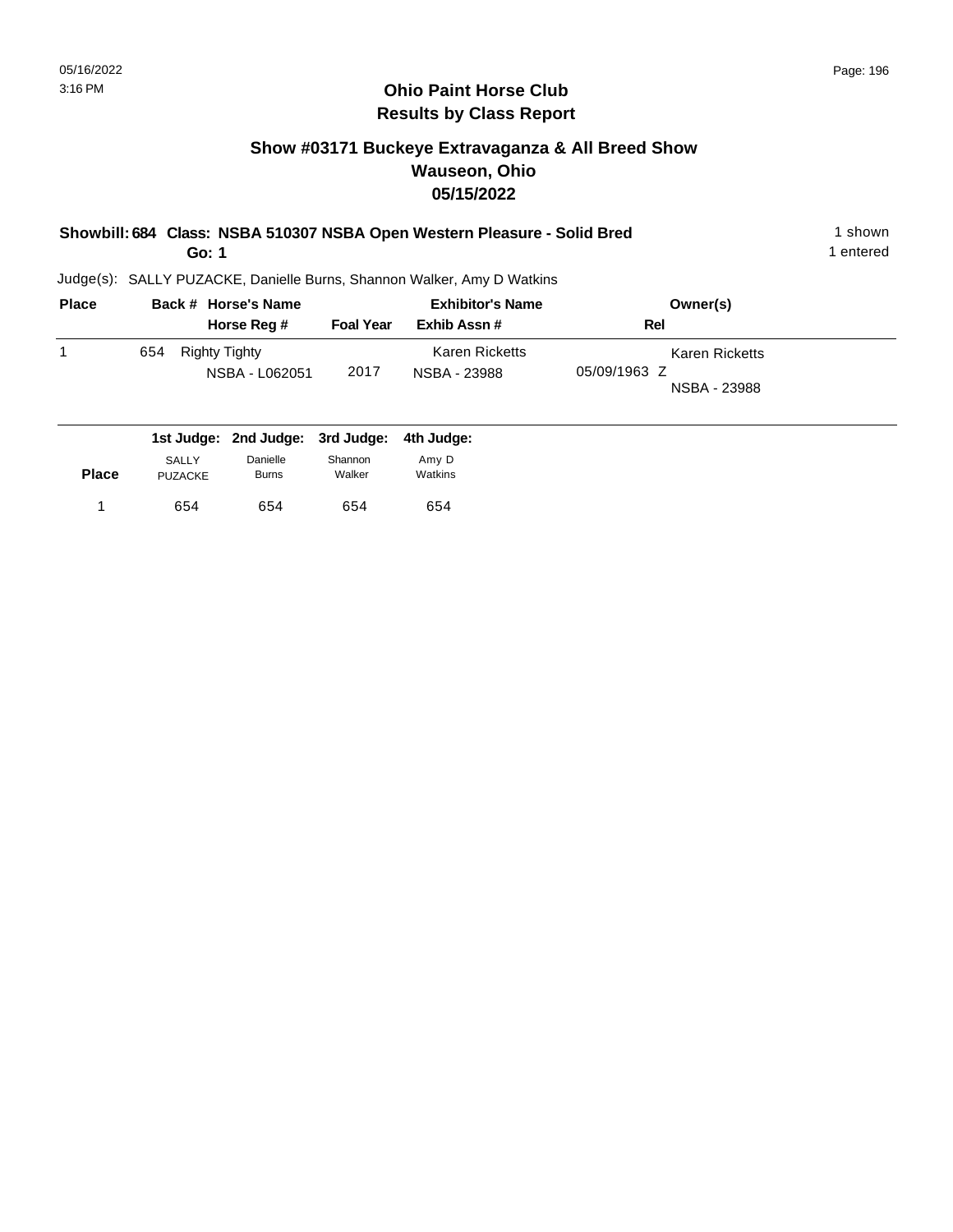# Ohio Paint Horse Club
## Results by Class Report

### Show #03171 Buckeye Extravaganza & All Breed Show
### Wauseon, Ohio
### 05/15/2022

**Showbill: 684 Class: NSBA 510307 NSBA Open Western Pleasure - Solid Bred** 1 shown
**Go: 1** 1 entered

Judge(s): SALLY PUZACKE, Danielle Burns, Shannon Walker, Amy D Watkins

| Place | Back # | Horse's Name / Horse Reg # | Foal Year | Exhibitor's Name / Exhib Assn # | Rel | Owner(s) |
|---|---|---|---|---|---|---|
| 1 | 654 | Righty Tighty<br>NSBA - L062051 | 2017 | Karen Ricketts<br>NSBA - 23988 | 05/09/1963 Z | Karen Ricketts<br>NSBA - 23988 |

| Place | 1st Judge: SALLY PUZACKE | 2nd Judge: Danielle Burns | 3rd Judge: Shannon Walker | 4th Judge: Amy D Watkins |
|---|---|---|---|---|
| 1 | 654 | 654 | 654 | 654 |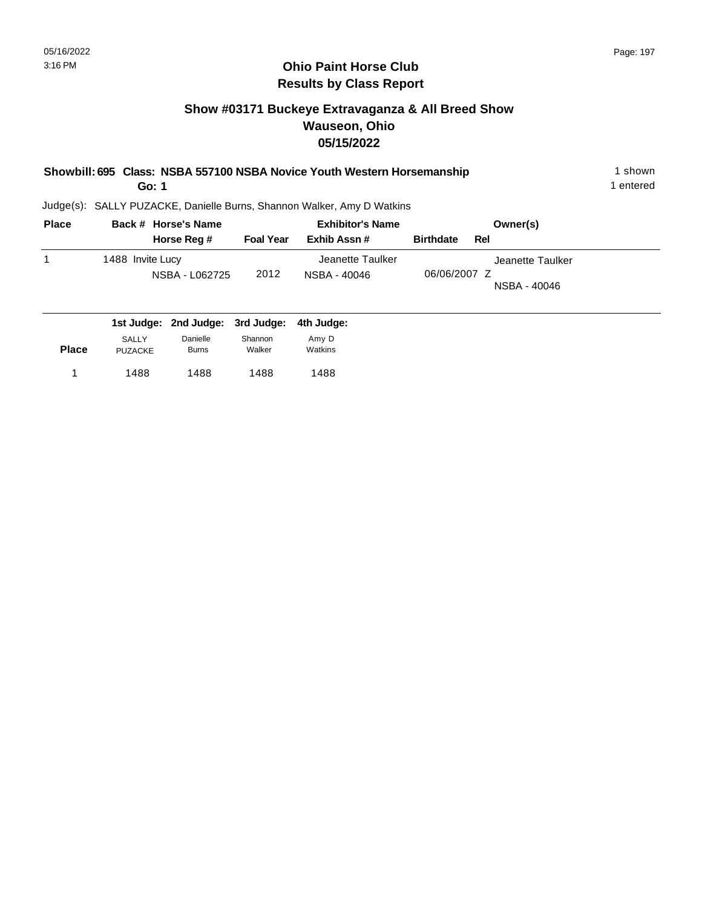## Ohio Paint Horse Club
## Results by Class Report

### Show #03171 Buckeye Extravaganza & All Breed Show
### Wauseon, Ohio
### 05/15/2022

**Showbill: 695 Class: NSBA 557100 NSBA Novice Youth Western Horsemanship** — 1 shown

**Go: 1** — 1 entered

Judge(s): SALLY PUZACKE, Danielle Burns, Shannon Walker, Amy D Watkins

| Place | Back # | Horse's Name / Horse Reg # | Foal Year | Exhibitor's Name / Exhib Assn # | Birthdate | Rel | Owner(s) |
|---|---|---|---|---|---|---|---|
| 1 | 1488 | Invite Lucy / NSBA - L062725 | 2012 | Jeanette Taulker / NSBA - 40046 | 06/06/2007 | Z | Jeanette Taulker / NSBA - 40046 |

| Place | 1st Judge: SALLY PUZACKE | 2nd Judge: Danielle Burns | 3rd Judge: Shannon Walker | 4th Judge: Amy D Watkins |
|---|---|---|---|---|
| 1 | 1488 | 1488 | 1488 | 1488 |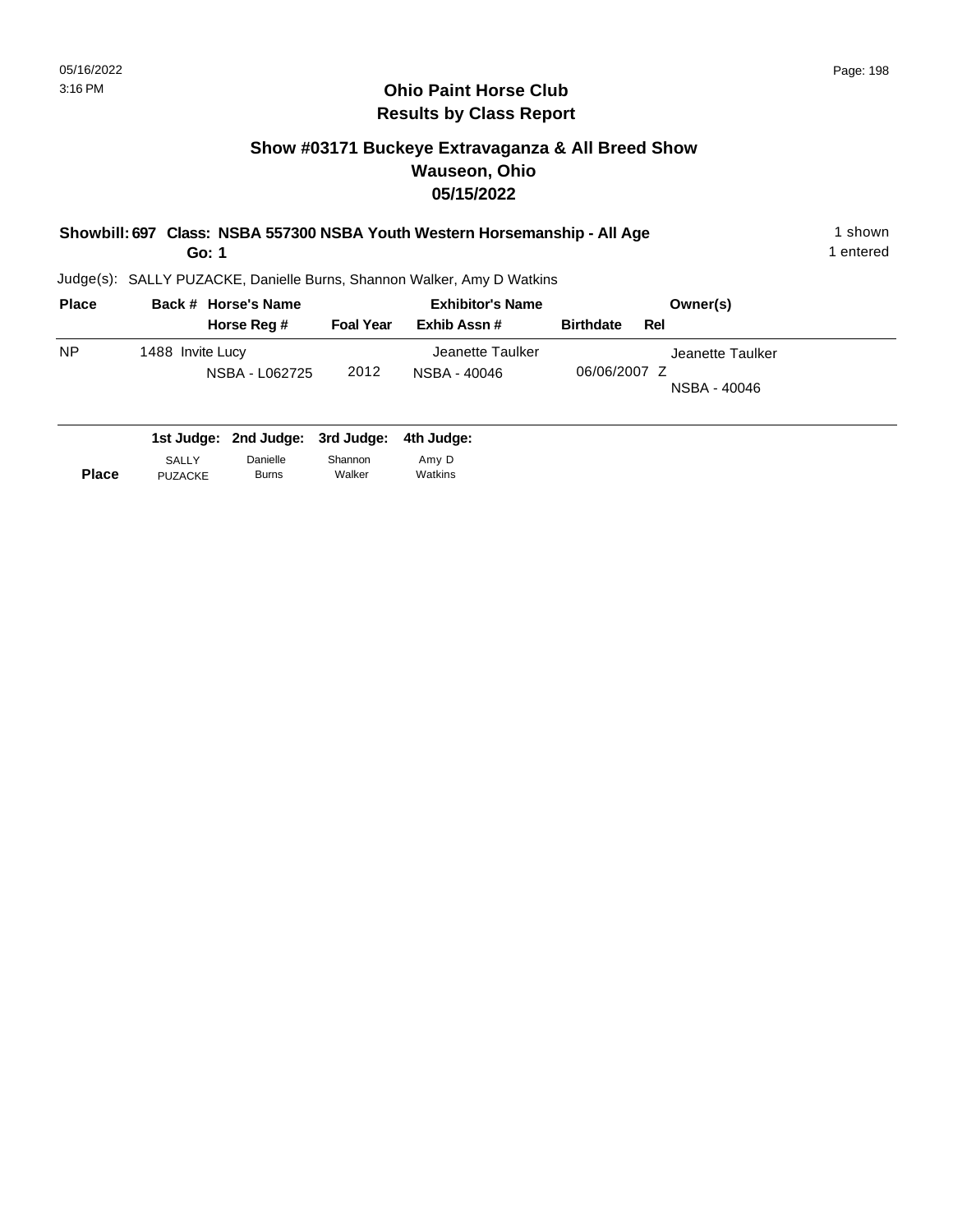# Ohio Paint Horse Club
## Results by Class Report

### Show #03171 Buckeye Extravaganza & All Breed Show
### Wauseon, Ohio
### 05/15/2022

**Showbill: 697 Class: NSBA 557300 NSBA Youth Western Horsemanship - All Age** 1 shown

**Go: 1** 1 entered

Judge(s): SALLY PUZACKE, Danielle Burns, Shannon Walker, Amy D Watkins

| Place | Back # | Horse's Name / Horse Reg # | Foal Year | Exhibitor's Name / Exhib Assn # | Birthdate | Rel | Owner(s) |
|---|---|---|---|---|---|---|---|
| NP | 1488 | Invite Lucy<br>NSBA - L062725 | 2012 | Jeanette Taulker<br>NSBA - 40046 | 06/06/2007 | Z | Jeanette Taulker<br>NSBA - 40046 |

| | 1st Judge: | 2nd Judge: | 3rd Judge: | 4th Judge: |
|---|---|---|---|---|
| **Place** | SALLY PUZACKE | Danielle Burns | Shannon Walker | Amy D Watkins |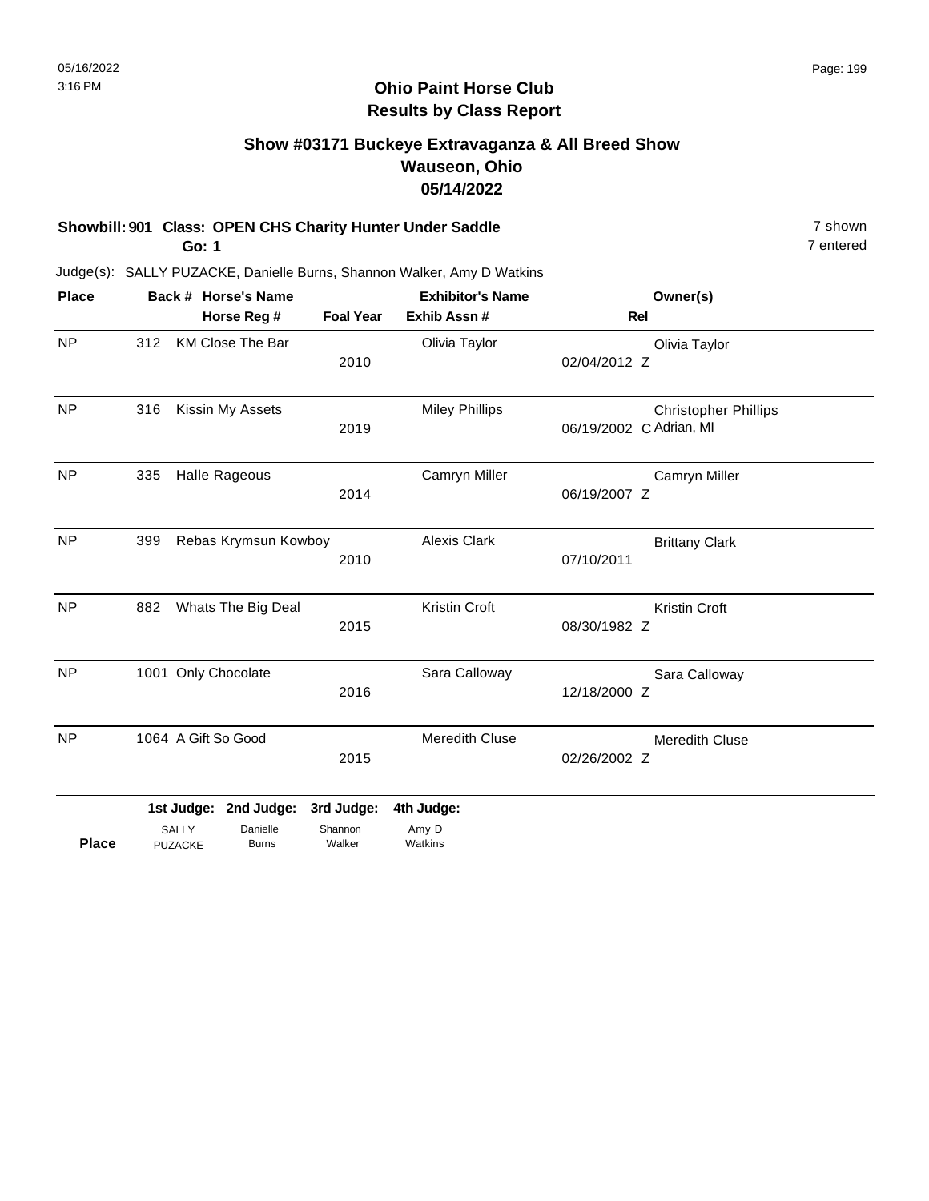# Ohio Paint Horse Club
## Results by Class Report

### Show #03171 Buckeye Extravaganza & All Breed Show
### Wauseon, Ohio
### 05/14/2022

**Showbill: 901 Class: OPEN CHS Charity Hunter Under Saddle** — 7 shown

**Go: 1** — 7 entered

Judge(s): SALLY PUZACKE, Danielle Burns, Shannon Walker, Amy D Watkins

| Place | Back # | Horse's Name / Horse Reg # | Foal Year | Exhibitor's Name / Exhib Assn # | Rel | Owner(s) |
|---|---|---|---|---|---|---|
| NP | 312 | KM Close The Bar | 2010 | Olivia Taylor | 02/04/2012 Z | Olivia Taylor |
| NP | 316 | Kissin My Assets | 2019 | Miley Phillips | 06/19/2002 C | Christopher Phillips, Adrian, MI |
| NP | 335 | Halle Rageous | 2014 | Camryn Miller | 06/19/2007 Z | Camryn Miller |
| NP | 399 | Rebas Krymsun Kowboy | 2010 | Alexis Clark | 07/10/2011 | Brittany Clark |
| NP | 882 | Whats The Big Deal | 2015 | Kristin Croft | 08/30/1982 Z | Kristin Croft |
| NP | 1001 | Only Chocolate | 2016 | Sara Calloway | 12/18/2000 Z | Sara Calloway |
| NP | 1064 | A Gift So Good | 2015 | Meredith Cluse | 02/26/2002 Z | Meredith Cluse |

| Place | 1st Judge: SALLY PUZACKE | 2nd Judge: Danielle Burns | 3rd Judge: Shannon Walker | 4th Judge: Amy D Watkins |
|---|---|---|---|---|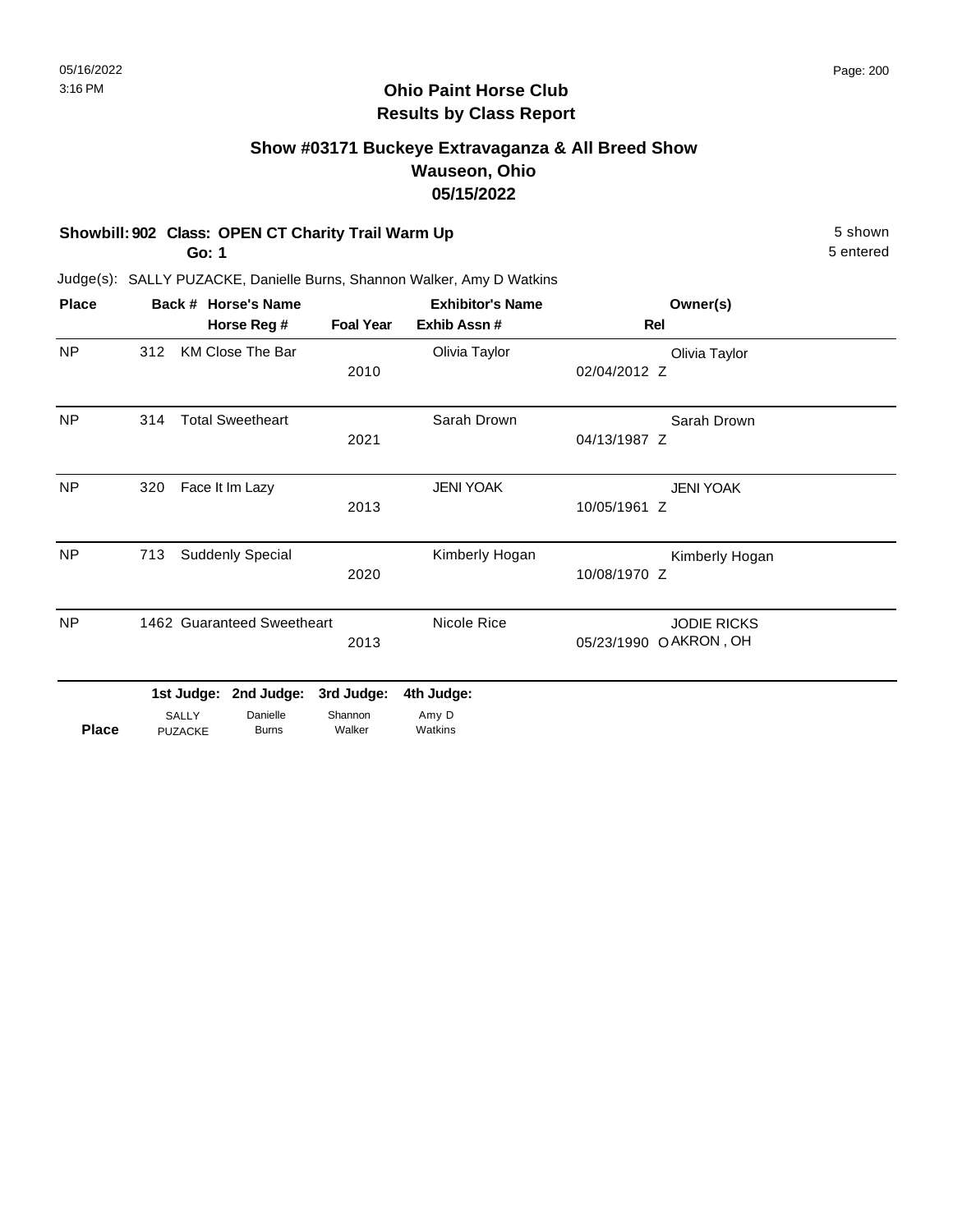## Ohio Paint Horse Club
## Results by Class Report

### Show #03171 Buckeye Extravaganza & All Breed Show
### Wauseon, Ohio
### 05/15/2022

**Showbill: 902 Class: OPEN CT Charity Trail Warm Up** 5 shown

**Go: 1** 5 entered

Judge(s): SALLY PUZACKE, Danielle Burns, Shannon Walker, Amy D Watkins

| Place | Back # | Horse's Name / Horse Reg # | Foal Year | Exhibitor's Name / Exhib Assn # | Rel | Owner(s) |
|---|---|---|---|---|---|---|
| NP | 312 | KM Close The Bar | 2010 | Olivia Taylor | 02/04/2012 Z | Olivia Taylor |
| NP | 314 | Total Sweetheart | 2021 | Sarah Drown | 04/13/1987 Z | Sarah Drown |
| NP | 320 | Face It Im Lazy | 2013 | JENI YOAK | 10/05/1961 Z | JENI YOAK |
| NP | 713 | Suddenly Special | 2020 | Kimberly Hogan | 10/08/1970 Z | Kimberly Hogan |
| NP | 1462 | Guaranteed Sweetheart | 2013 | Nicole Rice | 05/23/1990 O | JODIE RICKS AKRON , OH |

| Place | 1st Judge: SALLY PUZACKE | 2nd Judge: Danielle Burns | 3rd Judge: Shannon Walker | 4th Judge: Amy D Watkins |
|---|---|---|---|---|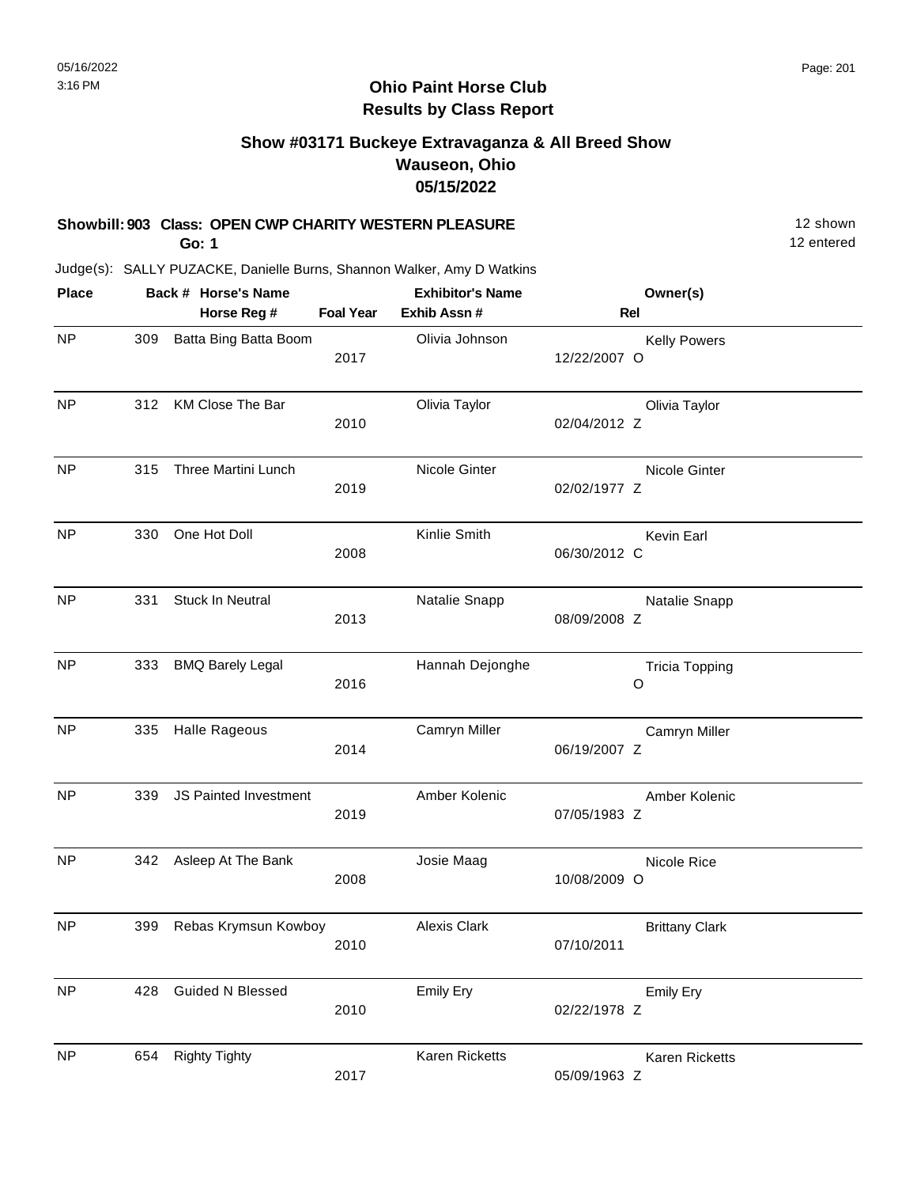# Ohio Paint Horse Club
## Results by Class Report

### Show #03171 Buckeye Extravaganza & All Breed Show
### Wauseon, Ohio
### 05/15/2022

**Showbill: 903 Class: OPEN CWP CHARITY WESTERN PLEASURE** — 12 shown, 12 entered

**Go: 1**

Judge(s): SALLY PUZACKE, Danielle Burns, Shannon Walker, Amy D Watkins

| Place | Back # | Horse's Name / Horse Reg # | Foal Year | Exhibitor's Name / Exhib Assn # | Rel | Owner(s) |
|---|---|---|---|---|---|---|
| NP | 309 | Batta Bing Batta Boom | 2017 | Olivia Johnson | 12/22/2007 O | Kelly Powers |
| NP | 312 | KM Close The Bar | 2010 | Olivia Taylor | 02/04/2012 Z | Olivia Taylor |
| NP | 315 | Three Martini Lunch | 2019 | Nicole Ginter | 02/02/1977 Z | Nicole Ginter |
| NP | 330 | One Hot Doll | 2008 | Kinlie Smith | 06/30/2012 C | Kevin Earl |
| NP | 331 | Stuck In Neutral | 2013 | Natalie Snapp | 08/09/2008 Z | Natalie Snapp |
| NP | 333 | BMQ Barely Legal | 2016 | Hannah Dejonghe | O | Tricia Topping |
| NP | 335 | Halle Rageous | 2014 | Camryn Miller | 06/19/2007 Z | Camryn Miller |
| NP | 339 | JS Painted Investment | 2019 | Amber Kolenic | 07/05/1983 Z | Amber Kolenic |
| NP | 342 | Asleep At The Bank | 2008 | Josie Maag | 10/08/2009 O | Nicole Rice |
| NP | 399 | Rebas Krymsun Kowboy | 2010 | Alexis Clark | 07/10/2011 | Brittany Clark |
| NP | 428 | Guided N Blessed | 2010 | Emily Ery | 02/22/1978 Z | Emily Ery |
| NP | 654 | Righty Tighty | 2017 | Karen Ricketts | 05/09/1963 Z | Karen Ricketts |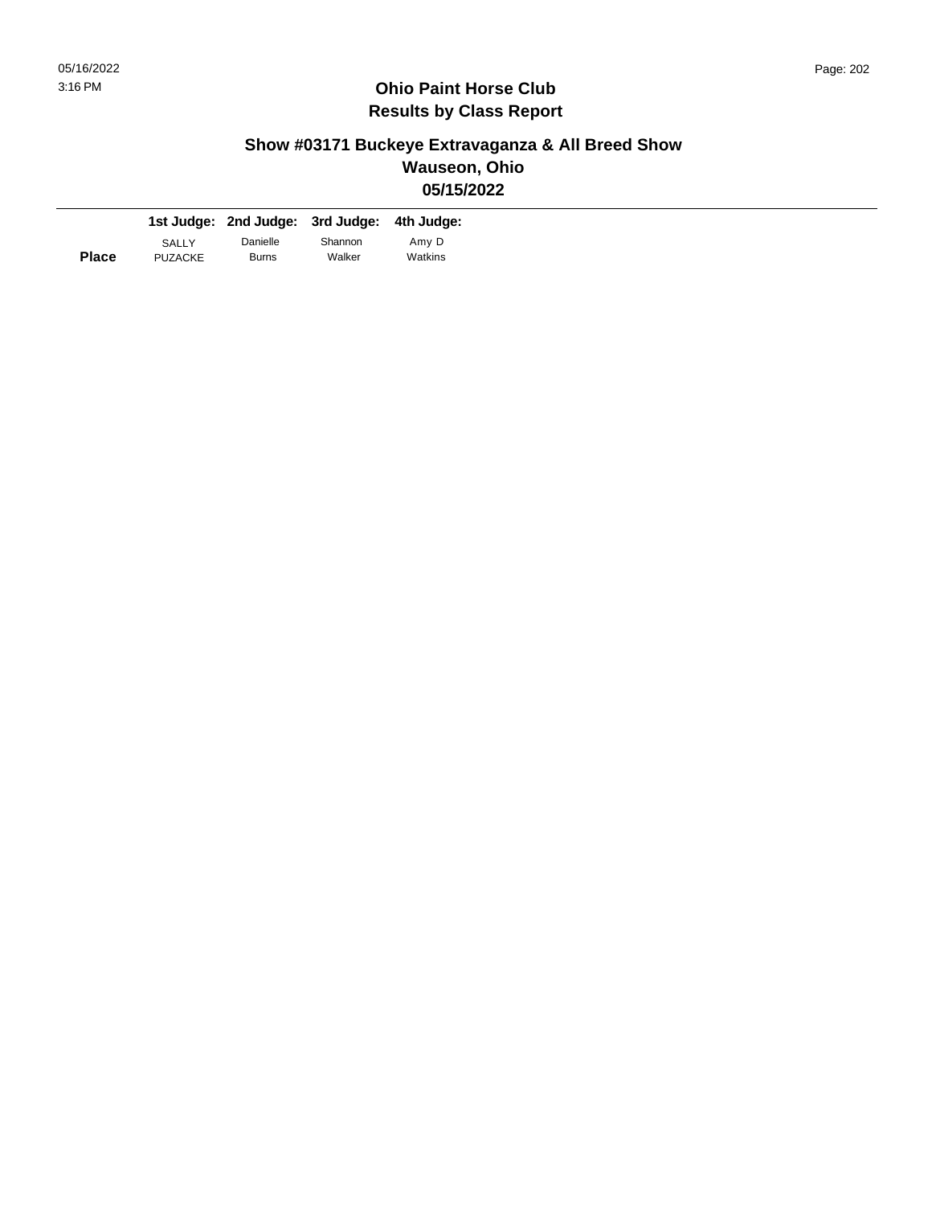# Ohio Paint Horse Club
## Results by Class Report

### Show #03171 Buckeye Extravaganza & All Breed Show
### Wauseon, Ohio
### 05/15/2022

| Place | 1st Judge: SALLY PUZACKE | 2nd Judge: Danielle Burns | 3rd Judge: Shannon Walker | 4th Judge: Amy D Watkins |
|---|---|---|---|---|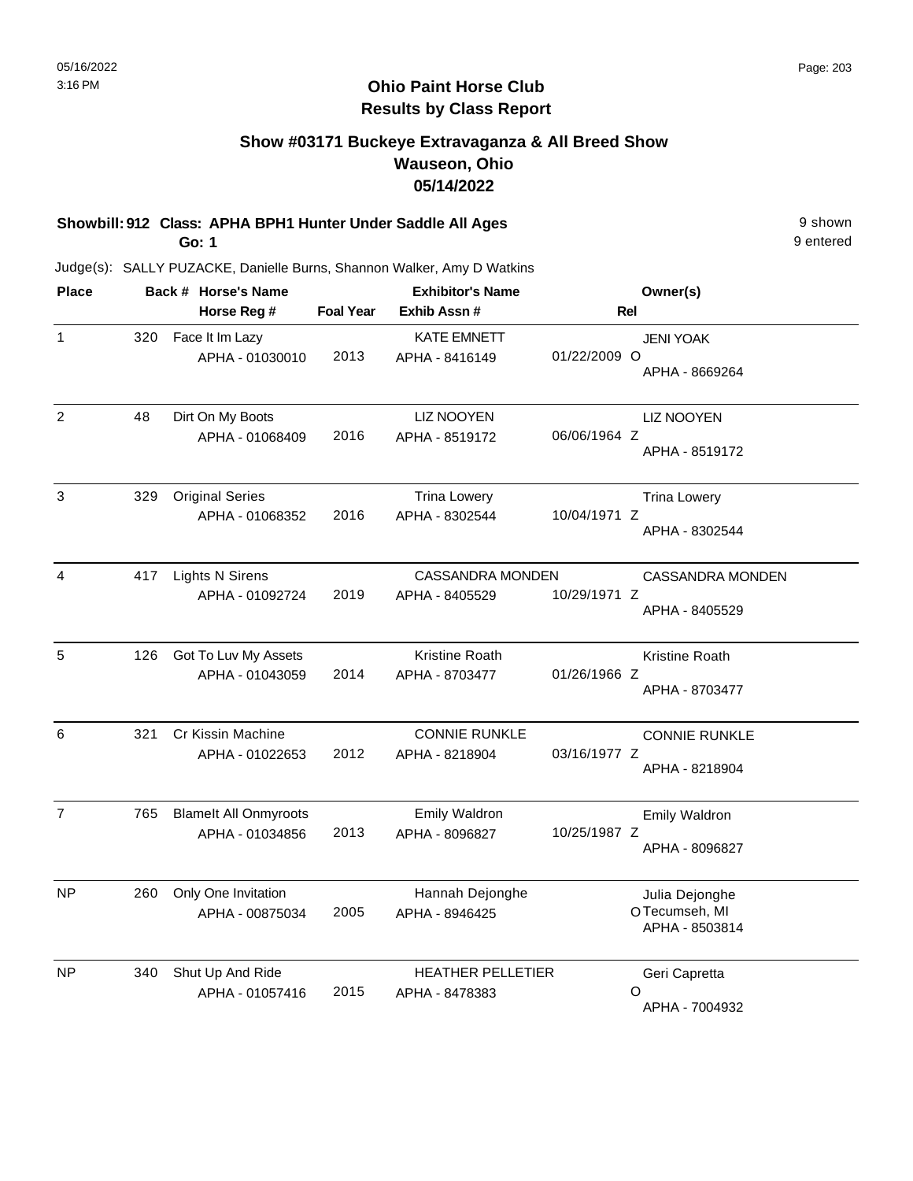# Ohio Paint Horse Club
## Results by Class Report

### Show #03171 Buckeye Extravaganza & All Breed Show
### Wauseon, Ohio
### 05/14/2022

**Showbill: 912 Class: APHA BPH1 Hunter Under Saddle All Ages** — 9 shown
**Go: 1** — 9 entered

Judge(s): SALLY PUZACKE, Danielle Burns, Shannon Walker, Amy D Watkins

| Place | Back # | Horse's Name / Horse Reg # | Foal Year | Exhibitor's Name / Exhib Assn # | Rel | Owner(s) |
|---|---|---|---|---|---|---|
| 1 | 320 | Face It Im Lazy<br>APHA - 01030010 | 2013 | KATE EMNETT<br>APHA - 8416149 | 01/22/2009 O | JENI YOAK<br>APHA - 8669264 |
| 2 | 48 | Dirt On My Boots<br>APHA - 01068409 | 2016 | LIZ NOOYEN<br>APHA - 8519172 | 06/06/1964 Z | LIZ NOOYEN<br>APHA - 8519172 |
| 3 | 329 | Original Series<br>APHA - 01068352 | 2016 | Trina Lowery<br>APHA - 8302544 | 10/04/1971 Z | Trina Lowery<br>APHA - 8302544 |
| 4 | 417 | Lights N Sirens<br>APHA - 01092724 | 2019 | CASSANDRA MONDEN<br>APHA - 8405529 | 10/29/1971 Z | CASSANDRA MONDEN<br>APHA - 8405529 |
| 5 | 126 | Got To Luv My Assets<br>APHA - 01043059 | 2014 | Kristine Roath<br>APHA - 8703477 | 01/26/1966 Z | Kristine Roath<br>APHA - 8703477 |
| 6 | 321 | Cr Kissin Machine<br>APHA - 01022653 | 2012 | CONNIE RUNKLE<br>APHA - 8218904 | 03/16/1977 Z | CONNIE RUNKLE<br>APHA - 8218904 |
| 7 | 765 | BlameIt All Onmyroots<br>APHA - 01034856 | 2013 | Emily Waldron<br>APHA - 8096827 | 10/25/1987 Z | Emily Waldron<br>APHA - 8096827 |
| NP | 260 | Only One Invitation<br>APHA - 00875034 | 2005 | Hannah Dejonghe<br>APHA - 8946425 | O | Julia Dejonghe<br>Tecumseh, MI<br>APHA - 8503814 |
| NP | 340 | Shut Up And Ride<br>APHA - 01057416 | 2015 | HEATHER PELLETIER<br>APHA - 8478383 | O | Geri Capretta<br>APHA - 7004932 |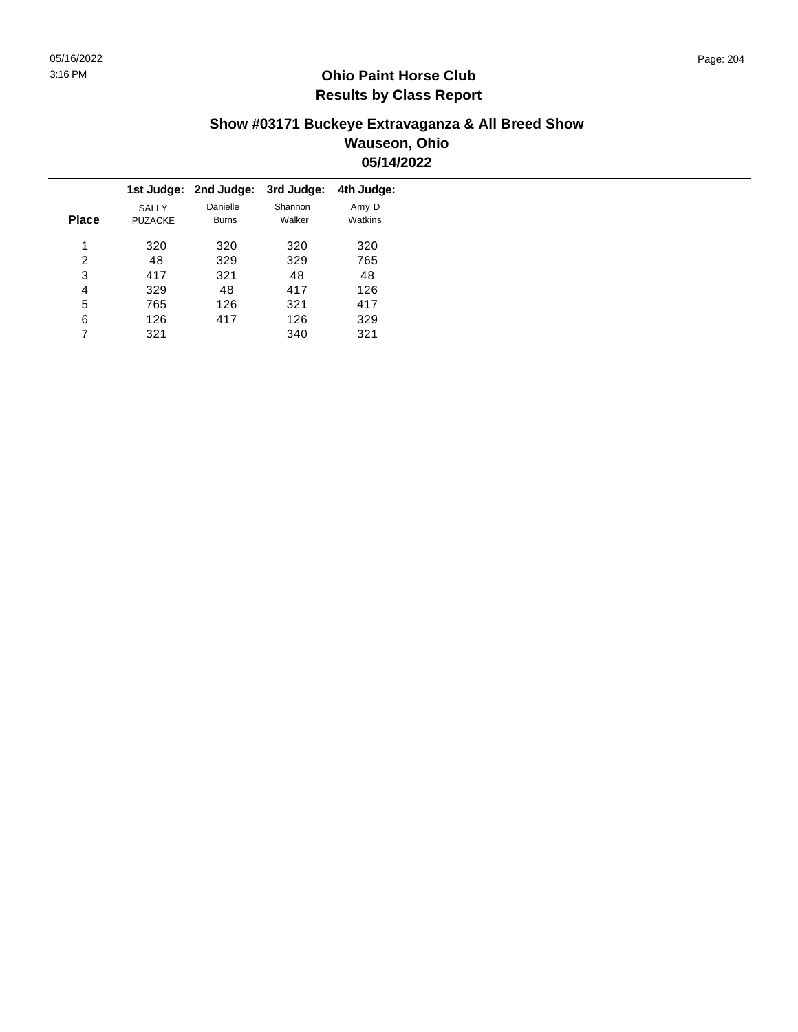# Ohio Paint Horse Club
## Results by Class Report

### Show #03171 Buckeye Extravaganza & All Breed Show
### Wauseon, Ohio
### 05/14/2022

| Place | 1st Judge: SALLY PUZACKE | 2nd Judge: Danielle Burns | 3rd Judge: Shannon Walker | 4th Judge: Amy D Watkins |
|---|---|---|---|---|
| 1 | 320 | 320 | 320 | 320 |
| 2 | 48 | 329 | 329 | 765 |
| 3 | 417 | 321 | 48 | 48 |
| 4 | 329 | 48 | 417 | 126 |
| 5 | 765 | 126 | 321 | 417 |
| 6 | 126 | 417 | 126 | 329 |
| 7 | 321 | | 340 | 321 |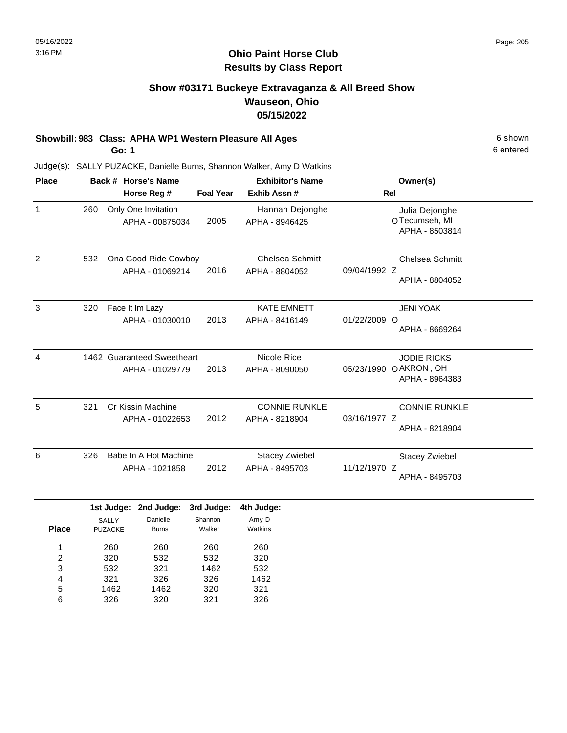# Ohio Paint Horse Club
## Results by Class Report

### Show #03171 Buckeye Extravaganza & All Breed Show
### Wauseon, Ohio
### 05/15/2022

**Showbill: 983 Class: APHA WP1 Western Pleasure All Ages** 6 shown

**Go: 1** 6 entered

Judge(s): SALLY PUZACKE, Danielle Burns, Shannon Walker, Amy D Watkins

| Place | Back # | Horse's Name / Horse Reg # | Foal Year | Exhibitor's Name / Exhib Assn # | Rel | Owner(s) |
|---|---|---|---|---|---|---|
| 1 | 260 | Only One Invitation<br>APHA - 00875034 | 2005 | Hannah Dejonghe<br>APHA - 8946425 | O | Julia Dejonghe<br>Tecumseh, MI<br>APHA - 8503814 |
| 2 | 532 | Ona Good Ride Cowboy<br>APHA - 01069214 | 2016 | Chelsea Schmitt<br>APHA - 8804052 | 09/04/1992 Z | Chelsea Schmitt<br>APHA - 8804052 |
| 3 | 320 | Face It Im Lazy<br>APHA - 01030010 | 2013 | KATE EMNETT<br>APHA - 8416149 | 01/22/2009 O | JENI YOAK<br>APHA - 8669264 |
| 4 | 1462 | Guaranteed Sweetheart<br>APHA - 01029779 | 2013 | Nicole Rice<br>APHA - 8090050 | 05/23/1990 O | JODIE RICKS<br>AKRON , OH<br>APHA - 8964383 |
| 5 | 321 | Cr Kissin Machine<br>APHA - 01022653 | 2012 | CONNIE RUNKLE<br>APHA - 8218904 | 03/16/1977 Z | CONNIE RUNKLE<br>APHA - 8218904 |
| 6 | 326 | Babe In A Hot Machine<br>APHA - 1021858 | 2012 | Stacey Zwiebel<br>APHA - 8495703 | 11/12/1970 Z | Stacey Zwiebel<br>APHA - 8495703 |

| Place | 1st Judge: SALLY PUZACKE | 2nd Judge: Danielle Burns | 3rd Judge: Shannon Walker | 4th Judge: Amy D Watkins |
|---|---|---|---|---|
| 1 | 260 | 260 | 260 | 260 |
| 2 | 320 | 532 | 532 | 320 |
| 3 | 532 | 321 | 1462 | 532 |
| 4 | 321 | 326 | 326 | 1462 |
| 5 | 1462 | 1462 | 320 | 321 |
| 6 | 326 | 320 | 321 | 326 |